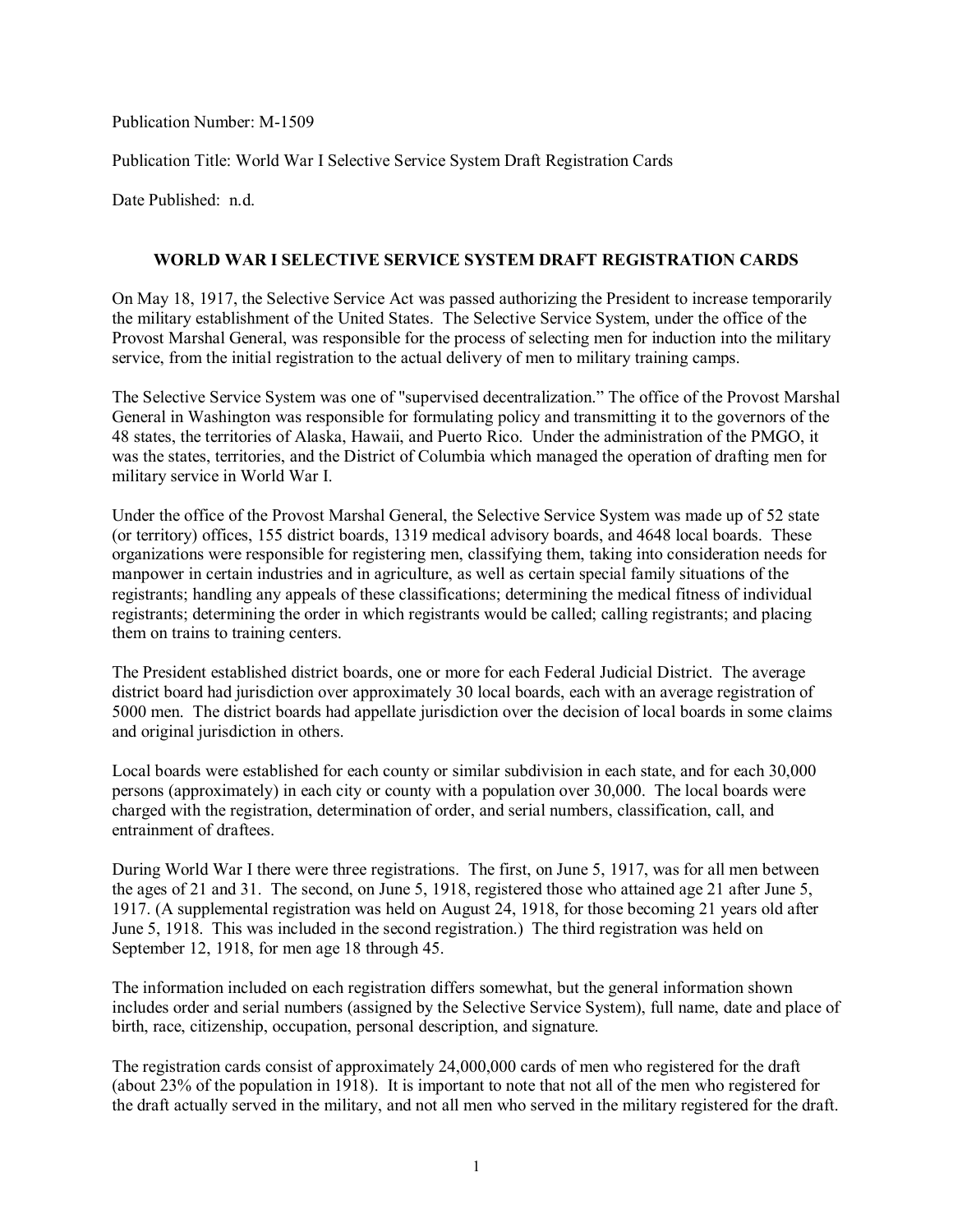Publication Number: M-1509

Publication Title: World War I Selective Service System Draft Registration Cards

Date Published: n.d.

## WORLD WAR I SELECTIVE SERVICE SYSTEM DRAFT REGISTRATION CARDS

On May 18, 1917, the Selective Service Act was passed authorizing the President to increase temporarily the military establishment of the United States. The Selective Service System, under the office of the Provost Marshal General, was responsible for the process of selecting men for induction into the military service, from the initial registration to the actual delivery of men to military training camps.

The Selective Service System was one of "supervised decentralization." The office of the Provost Marshal General in Washington was responsible for formulating policy and transmitting it to the governors of the 48 states, the territories of Alaska, Hawaii, and Puerto Rico. Under the administration of the PMGO, it was the states, territories, and the District of Columbia which managed the operation of drafting men for military service in World War I.

Under the office of the Provost Marshal General, the Selective Service System was made up of 52 state (or territory) offices, 155 district boards, 1319 medical advisory boards, and 4648 local boards. These organizations were responsible for registering men, classifying them, taking into consideration needs for manpower in certain industries and in agriculture, as well as certain special family situations of the registrants; handling any appeals of these classifications; determining the medical fitness of individual registrants; determining the order in which registrants would be called; calling registrants; and placing them on trains to training centers.

The President established district boards, one or more for each Federal Judicial District. The average district board had jurisdiction over approximately 30 local boards, each with an average registration of 5000 men. The district boards had appellate jurisdiction over the decision of local boards in some claims and original jurisdiction in others.

Local boards were established for each county or similar subdivision in each state, and for each 30,000 persons (approximately) in each city or county with a population over 30,000. The local boards were charged with the registration, determination of order, and serial numbers, classification, call, and entrainment of draftees.

During World War I there were three registrations. The first, on June 5, 1917, was for all men between the ages of 21 and 31. The second, on June 5, 1918, registered those who attained age 21 after June 5, 1917. (A supplemental registration was held on August 24, 1918, for those becoming 21 years old after June 5, 1918. This was included in the second registration.) The third registration was held on September 12, 1918, for men age 18 through 45.

The information included on each registration differs somewhat, but the general information shown includes order and serial numbers (assigned by the Selective Service System), full name, date and place of birth, race, citizenship, occupation, personal description, and signature.

The registration cards consist of approximately 24,000,000 cards of men who registered for the draft (about 23% of the population in 1918). It is important to note that not all of the men who registered for the draft actually served in the military, and not all men who served in the military registered for the draft.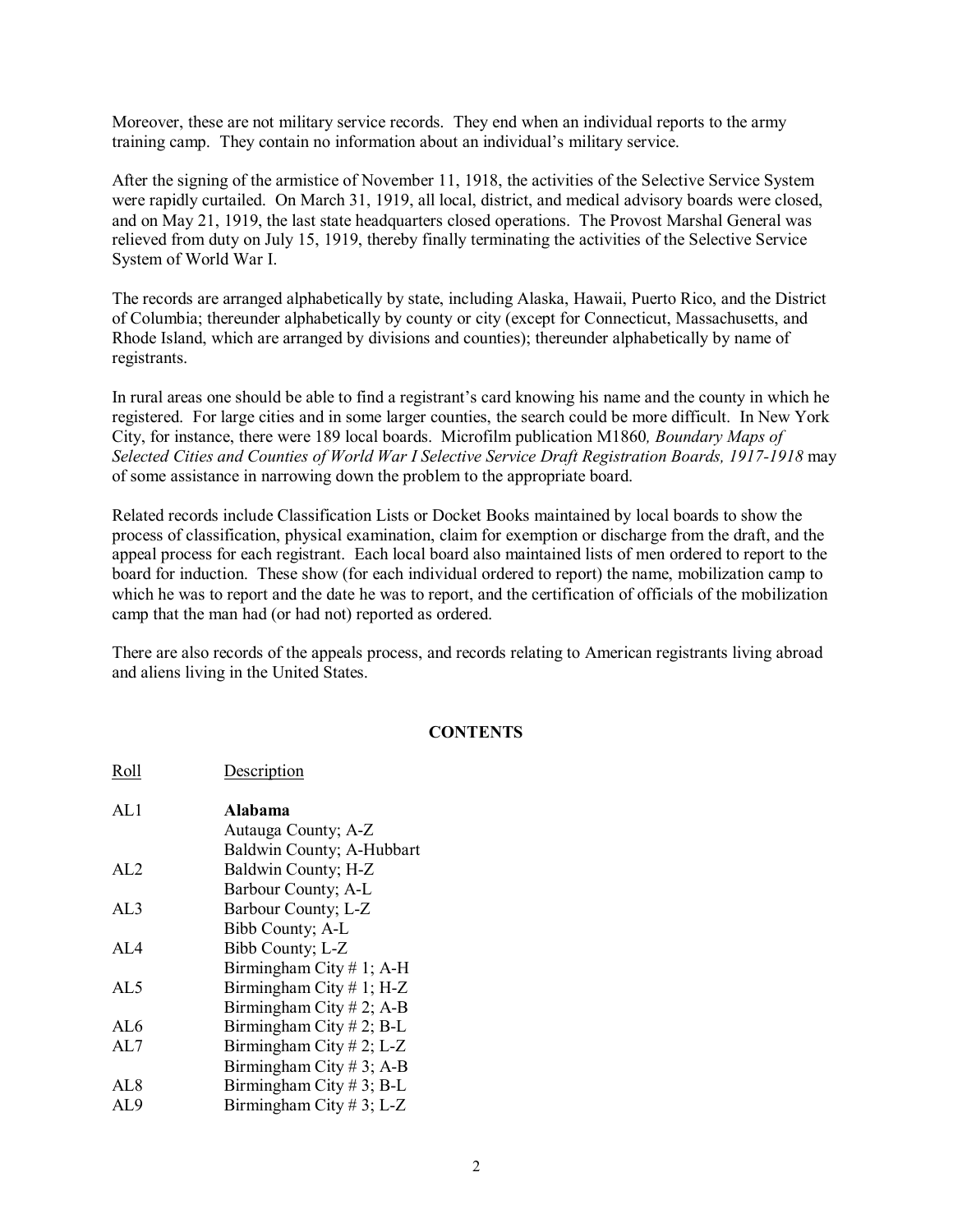Moreover, these are not military service records. They end when an individual reports to the army training camp. They contain no information about an individual's military service.

After the signing of the armistice of November 11, 1918, the activities of the Selective Service System were rapidly curtailed. On March 31, 1919, all local, district, and medical advisory boards were closed, and on May 21, 1919, the last state headquarters closed operations. The Provost Marshal General was relieved from duty on July 15, 1919, thereby finally terminating the activities of the Selective Service System of World War I.

The records are arranged alphabetically by state, including Alaska, Hawaii, Puerto Rico, and the District of Columbia; thereunder alphabetically by county or city (except for Connecticut, Massachusetts, and Rhode Island, which are arranged by divisions and counties); thereunder alphabetically by name of registrants.

In rural areas one should be able to find a registrant's card knowing his name and the county in which he registered. For large cities and in some larger counties, the search could be more difficult. In New York City, for instance, there were 189 local boards. Microfilm publication M1860*, Boundary Maps of Selected Cities and Counties of World War I Selective Service Draft Registration Boards, 1917-1918* may of some assistance in narrowing down the problem to the appropriate board.

Related records include Classification Lists or Docket Books maintained by local boards to show the process of classification, physical examination, claim for exemption or discharge from the draft, and the appeal process for each registrant. Each local board also maintained lists of men ordered to report to the board for induction. These show (for each individual ordered to report) the name, mobilization camp to which he was to report and the date he was to report, and the certification of officials of the mobilization camp that the man had (or had not) reported as ordered.

There are also records of the appeals process, and records relating to American registrants living abroad and aliens living in the United States.

## CONTENTS

| Roll | Description |
|---|---|
| AL1 | **Alabama** |
| | Autauga County; A-Z |
| | Baldwin County; A-Hubbart |
| AL2 | Baldwin County; H-Z |
| | Barbour County; A-L |
| AL3 | Barbour County; L-Z |
| | Bibb County; A-L |
| AL4 | Bibb County; L-Z |
| | Birmingham City # 1; A-H |
| AL5 | Birmingham City # 1; H-Z |
| | Birmingham City # 2; A-B |
| AL6 | Birmingham City # 2; B-L |
| AL7 | Birmingham City # 2; L-Z |
| | Birmingham City # 3; A-B |
| AL8 | Birmingham City # 3; B-L |
| AL9 | Birmingham City # 3; L-Z |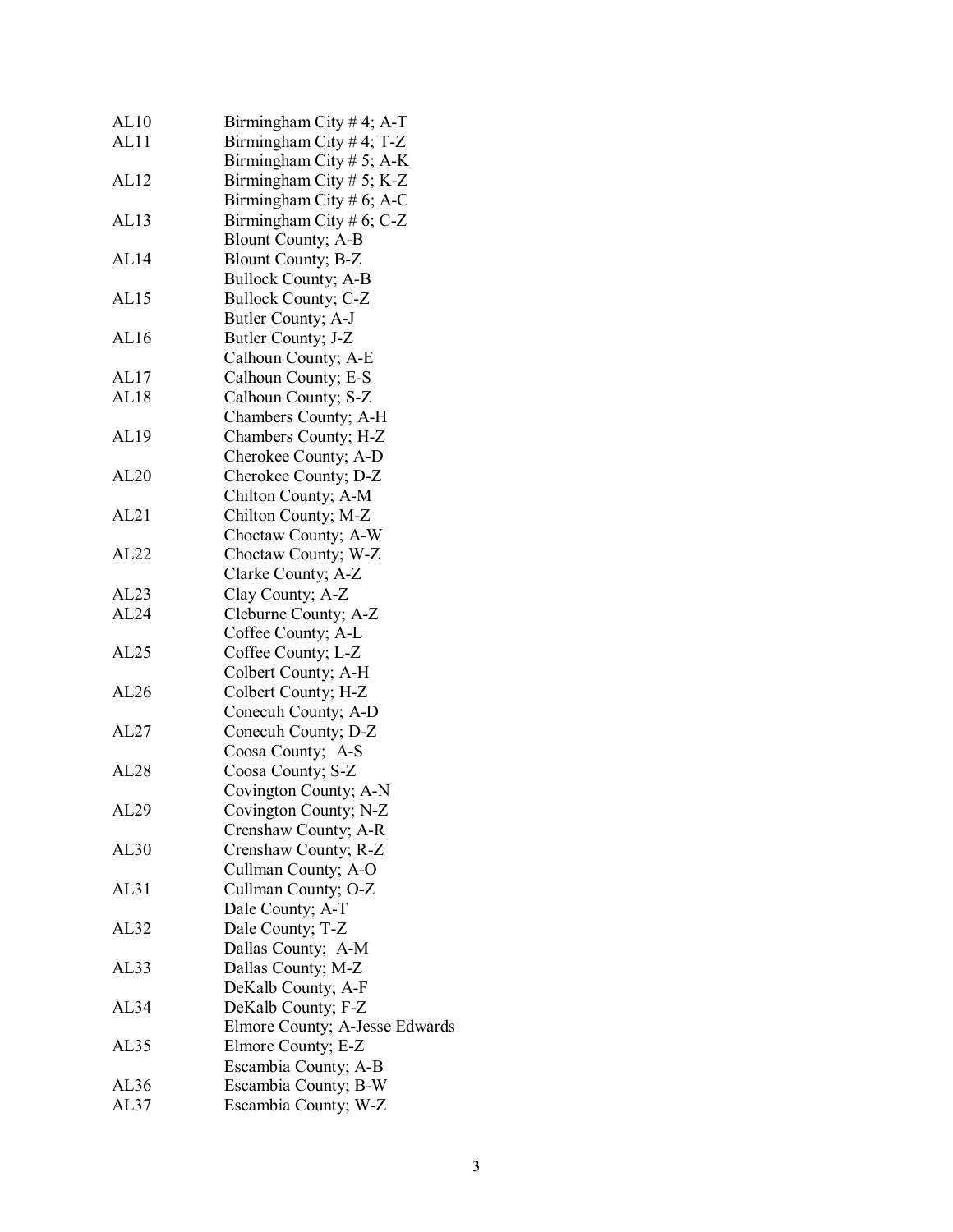| | |
|---|---|
| AL10 | Birmingham City # 4; A-T |
| AL11 | Birmingham City # 4; T-Z |
| | Birmingham City # 5; A-K |
| AL12 | Birmingham City # 5; K-Z |
| | Birmingham City # 6; A-C |
| AL13 | Birmingham City # 6; C-Z |
| | Blount County; A-B |
| AL14 | Blount County; B-Z |
| | Bullock County; A-B |
| AL15 | Bullock County; C-Z |
| | Butler County; A-J |
| AL16 | Butler County; J-Z |
| | Calhoun County; A-E |
| AL17 | Calhoun County; E-S |
| AL18 | Calhoun County; S-Z |
| | Chambers County; A-H |
| AL19 | Chambers County; H-Z |
| | Cherokee County; A-D |
| AL20 | Cherokee County; D-Z |
| | Chilton County; A-M |
| AL21 | Chilton County; M-Z |
| | Choctaw County; A-W |
| AL22 | Choctaw County; W-Z |
| | Clarke County; A-Z |
| AL23 | Clay County; A-Z |
| AL24 | Cleburne County; A-Z |
| | Coffee County; A-L |
| AL25 | Coffee County; L-Z |
| | Colbert County; A-H |
| AL26 | Colbert County; H-Z |
| | Conecuh County; A-D |
| AL27 | Conecuh County; D-Z |
| | Coosa County; A-S |
| AL28 | Coosa County; S-Z |
| | Covington County; A-N |
| AL29 | Covington County; N-Z |
| | Crenshaw County; A-R |
| AL30 | Crenshaw County; R-Z |
| | Cullman County; A-O |
| AL31 | Cullman County; O-Z |
| | Dale County; A-T |
| AL32 | Dale County; T-Z |
| | Dallas County; A-M |
| AL33 | Dallas County; M-Z |
| | DeKalb County; A-F |
| AL34 | DeKalb County; F-Z |
| | Elmore County; A-Jesse Edwards |
| AL35 | Elmore County; E-Z |
| | Escambia County; A-B |
| AL36 | Escambia County; B-W |
| AL37 | Escambia County; W-Z |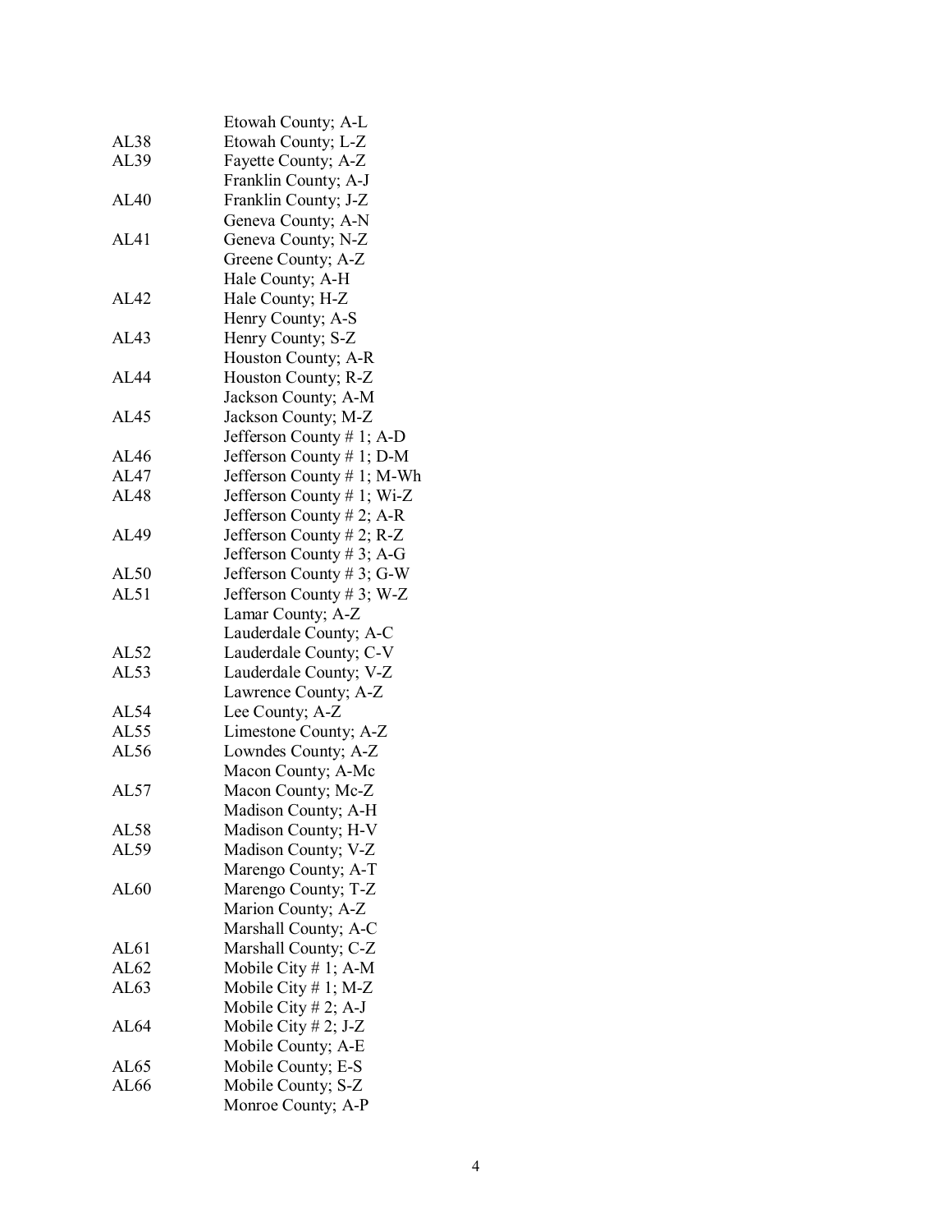| | |
|---|---|
| | Etowah County; A-L |
| AL38 | Etowah County; L-Z |
| AL39 | Fayette County; A-Z |
| | Franklin County; A-J |
| AL40 | Franklin County; J-Z |
| | Geneva County; A-N |
| AL41 | Geneva County; N-Z |
| | Greene County; A-Z |
| | Hale County; A-H |
| AL42 | Hale County; H-Z |
| | Henry County; A-S |
| AL43 | Henry County; S-Z |
| | Houston County; A-R |
| AL44 | Houston County; R-Z |
| | Jackson County; A-M |
| AL45 | Jackson County; M-Z |
| | Jefferson County # 1; A-D |
| AL46 | Jefferson County # 1; D-M |
| AL47 | Jefferson County # 1; M-Wh |
| AL48 | Jefferson County # 1; Wi-Z |
| | Jefferson County # 2; A-R |
| AL49 | Jefferson County # 2; R-Z |
| | Jefferson County # 3; A-G |
| AL50 | Jefferson County # 3; G-W |
| AL51 | Jefferson County # 3; W-Z |
| | Lamar County; A-Z |
| | Lauderdale County; A-C |
| AL52 | Lauderdale County; C-V |
| AL53 | Lauderdale County; V-Z |
| | Lawrence County; A-Z |
| AL54 | Lee County; A-Z |
| AL55 | Limestone County; A-Z |
| AL56 | Lowndes County; A-Z |
| | Macon County; A-Mc |
| AL57 | Macon County; Mc-Z |
| | Madison County; A-H |
| AL58 | Madison County; H-V |
| AL59 | Madison County; V-Z |
| | Marengo County; A-T |
| AL60 | Marengo County; T-Z |
| | Marion County; A-Z |
| | Marshall County; A-C |
| AL61 | Marshall County; C-Z |
| AL62 | Mobile City # 1; A-M |
| AL63 | Mobile City # 1; M-Z |
| | Mobile City # 2; A-J |
| AL64 | Mobile City # 2; J-Z |
| | Mobile County; A-E |
| AL65 | Mobile County; E-S |
| AL66 | Mobile County; S-Z |
| | Monroe County; A-P |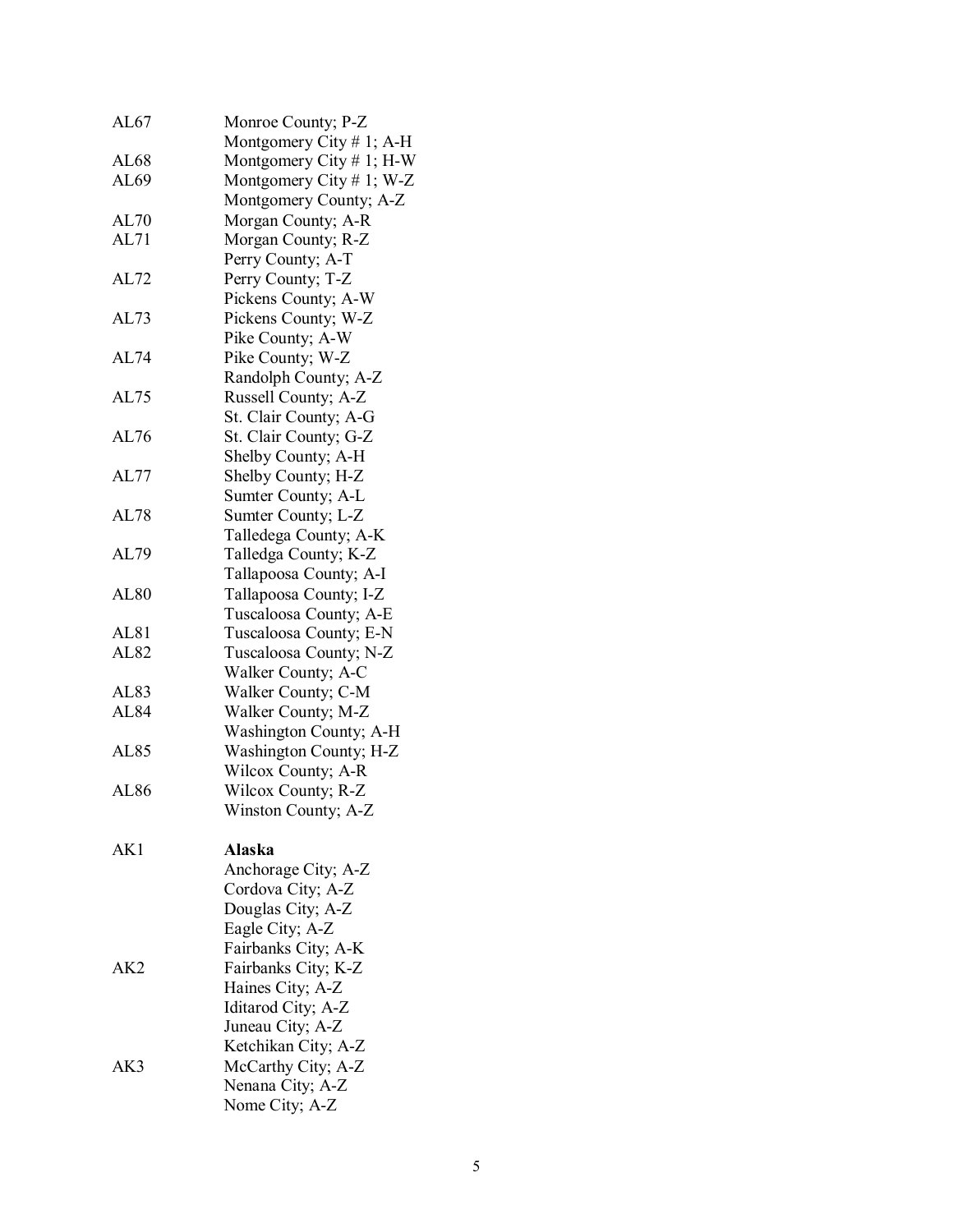| | |
|---|---|
| AL67 | Monroe County; P-Z |
| | Montgomery City # 1; A-H |
| AL68 | Montgomery City # 1; H-W |
| AL69 | Montgomery City # 1; W-Z |
| | Montgomery County; A-Z |
| AL70 | Morgan County; A-R |
| AL71 | Morgan County; R-Z |
| | Perry County; A-T |
| AL72 | Perry County; T-Z |
| | Pickens County; A-W |
| AL73 | Pickens County; W-Z |
| | Pike County; A-W |
| AL74 | Pike County; W-Z |
| | Randolph County; A-Z |
| AL75 | Russell County; A-Z |
| | St. Clair County; A-G |
| AL76 | St. Clair County; G-Z |
| | Shelby County; A-H |
| AL77 | Shelby County; H-Z |
| | Sumter County; A-L |
| AL78 | Sumter County; L-Z |
| | Talledega County; A-K |
| AL79 | Talledga County; K-Z |
| | Tallapoosa County; A-I |
| AL80 | Tallapoosa County; I-Z |
| | Tuscaloosa County; A-E |
| AL81 | Tuscaloosa County; E-N |
| AL82 | Tuscaloosa County; N-Z |
| | Walker County; A-C |
| AL83 | Walker County; C-M |
| AL84 | Walker County; M-Z |
| | Washington County; A-H |
| AL85 | Washington County; H-Z |
| | Wilcox County; A-R |
| AL86 | Wilcox County; R-Z |
| | Winston County; A-Z |
| | |
| AK1 | **Alaska** |
| | Anchorage City; A-Z |
| | Cordova City; A-Z |
| | Douglas City; A-Z |
| | Eagle City; A-Z |
| | Fairbanks City; A-K |
| AK2 | Fairbanks City; K-Z |
| | Haines City; A-Z |
| | Iditarod City; A-Z |
| | Juneau City; A-Z |
| | Ketchikan City; A-Z |
| AK3 | McCarthy City; A-Z |
| | Nenana City; A-Z |
| | Nome City; A-Z |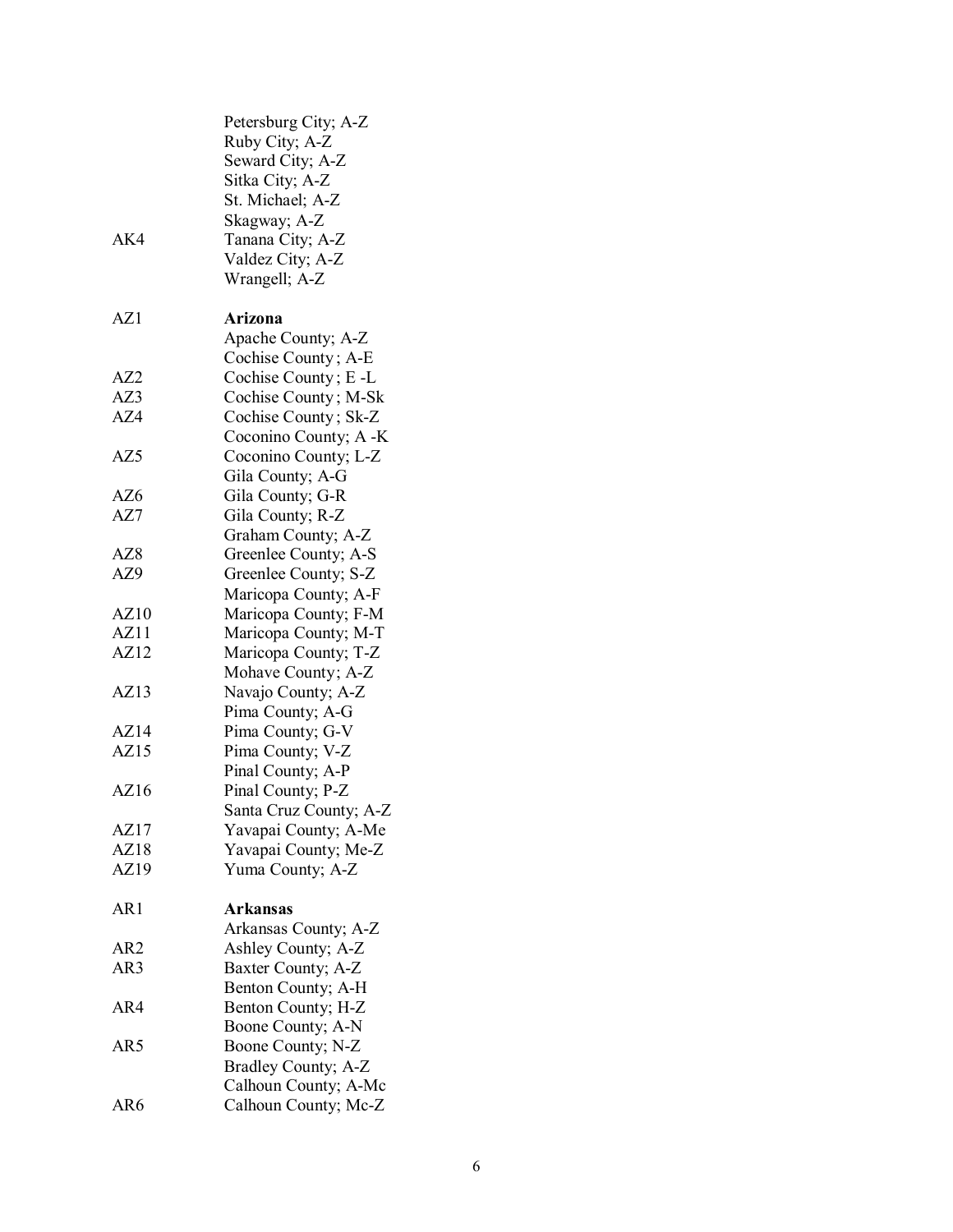| | |
|---|---|
| | Petersburg City; A-Z |
| | Ruby City; A-Z |
| | Seward City; A-Z |
| | Sitka City; A-Z |
| | St. Michael; A-Z |
| | Skagway; A-Z |
| AK4 | Tanana City; A-Z |
| | Valdez City; A-Z |
| | Wrangell; A-Z |
| | |
| AZ1 | **Arizona** |
| | Apache County; A-Z |
| | Cochise County ; A-E |
| AZ2 | Cochise County ; E -L |
| AZ3 | Cochise County ; M-Sk |
| AZ4 | Cochise County ; Sk-Z |
| | Coconino County; A -K |
| AZ5 | Coconino County; L-Z |
| | Gila County; A-G |
| AZ6 | Gila County; G-R |
| AZ7 | Gila County; R-Z |
| | Graham County; A-Z |
| AZ8 | Greenlee County; A-S |
| AZ9 | Greenlee County; S-Z |
| | Maricopa County; A-F |
| AZ10 | Maricopa County; F-M |
| AZ11 | Maricopa County; M-T |
| AZ12 | Maricopa County; T-Z |
| | Mohave County; A-Z |
| AZ13 | Navajo County; A-Z |
| | Pima County; A-G |
| AZ14 | Pima County; G-V |
| AZ15 | Pima County; V-Z |
| | Pinal County; A-P |
| AZ16 | Pinal County; P-Z |
| | Santa Cruz County; A-Z |
| AZ17 | Yavapai County; A-Me |
| AZ18 | Yavapai County; Me-Z |
| AZ19 | Yuma County; A-Z |
| | |
| AR1 | **Arkansas** |
| | Arkansas County; A-Z |
| AR2 | Ashley County; A-Z |
| AR3 | Baxter County; A-Z |
| | Benton County; A-H |
| AR4 | Benton County; H-Z |
| | Boone County; A-N |
| AR5 | Boone County; N-Z |
| | Bradley County; A-Z |
| | Calhoun County; A-Mc |
| AR6 | Calhoun County; Mc-Z |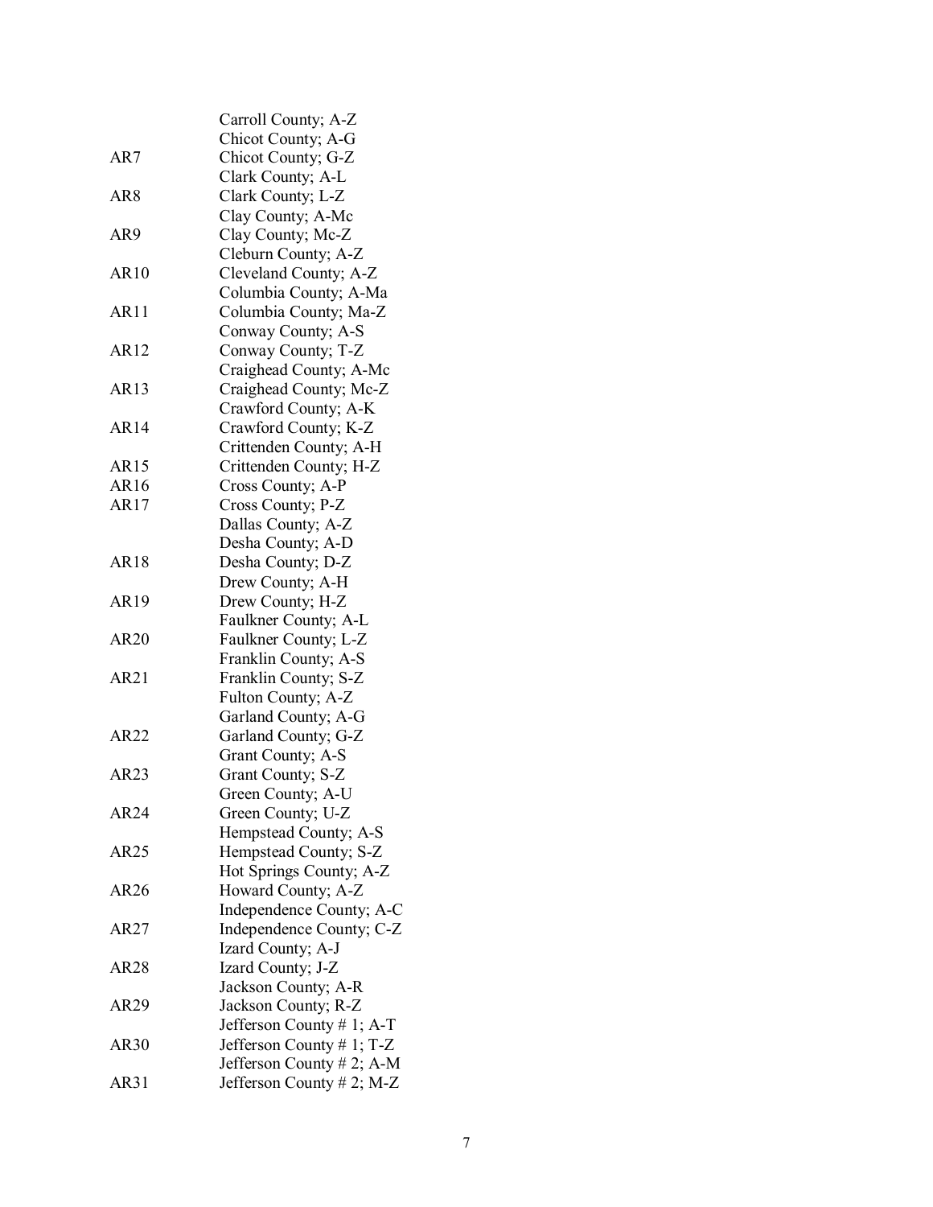| | |
|---|---|
| | Carroll County; A-Z |
| | Chicot County; A-G |
| AR7 | Chicot County; G-Z |
| | Clark County; A-L |
| AR8 | Clark County; L-Z |
| | Clay County; A-Mc |
| AR9 | Clay County; Mc-Z |
| | Cleburn County; A-Z |
| AR10 | Cleveland County; A-Z |
| | Columbia County; A-Ma |
| AR11 | Columbia County; Ma-Z |
| | Conway County; A-S |
| AR12 | Conway County; T-Z |
| | Craighead County; A-Mc |
| AR13 | Craighead County; Mc-Z |
| | Crawford County; A-K |
| AR14 | Crawford County; K-Z |
| | Crittenden County; A-H |
| AR15 | Crittenden County; H-Z |
| AR16 | Cross County; A-P |
| AR17 | Cross County; P-Z |
| | Dallas County; A-Z |
| | Desha County; A-D |
| AR18 | Desha County; D-Z |
| | Drew County; A-H |
| AR19 | Drew County; H-Z |
| | Faulkner County; A-L |
| AR20 | Faulkner County; L-Z |
| | Franklin County; A-S |
| AR21 | Franklin County; S-Z |
| | Fulton County; A-Z |
| | Garland County; A-G |
| AR22 | Garland County; G-Z |
| | Grant County; A-S |
| AR23 | Grant County; S-Z |
| | Green County; A-U |
| AR24 | Green County; U-Z |
| | Hempstead County; A-S |
| AR25 | Hempstead County; S-Z |
| | Hot Springs County; A-Z |
| AR26 | Howard County; A-Z |
| | Independence County; A-C |
| AR27 | Independence County; C-Z |
| | Izard County; A-J |
| AR28 | Izard County; J-Z |
| | Jackson County; A-R |
| AR29 | Jackson County; R-Z |
| | Jefferson County # 1; A-T |
| AR30 | Jefferson County # 1; T-Z |
| | Jefferson County # 2; A-M |
| AR31 | Jefferson County # 2; M-Z |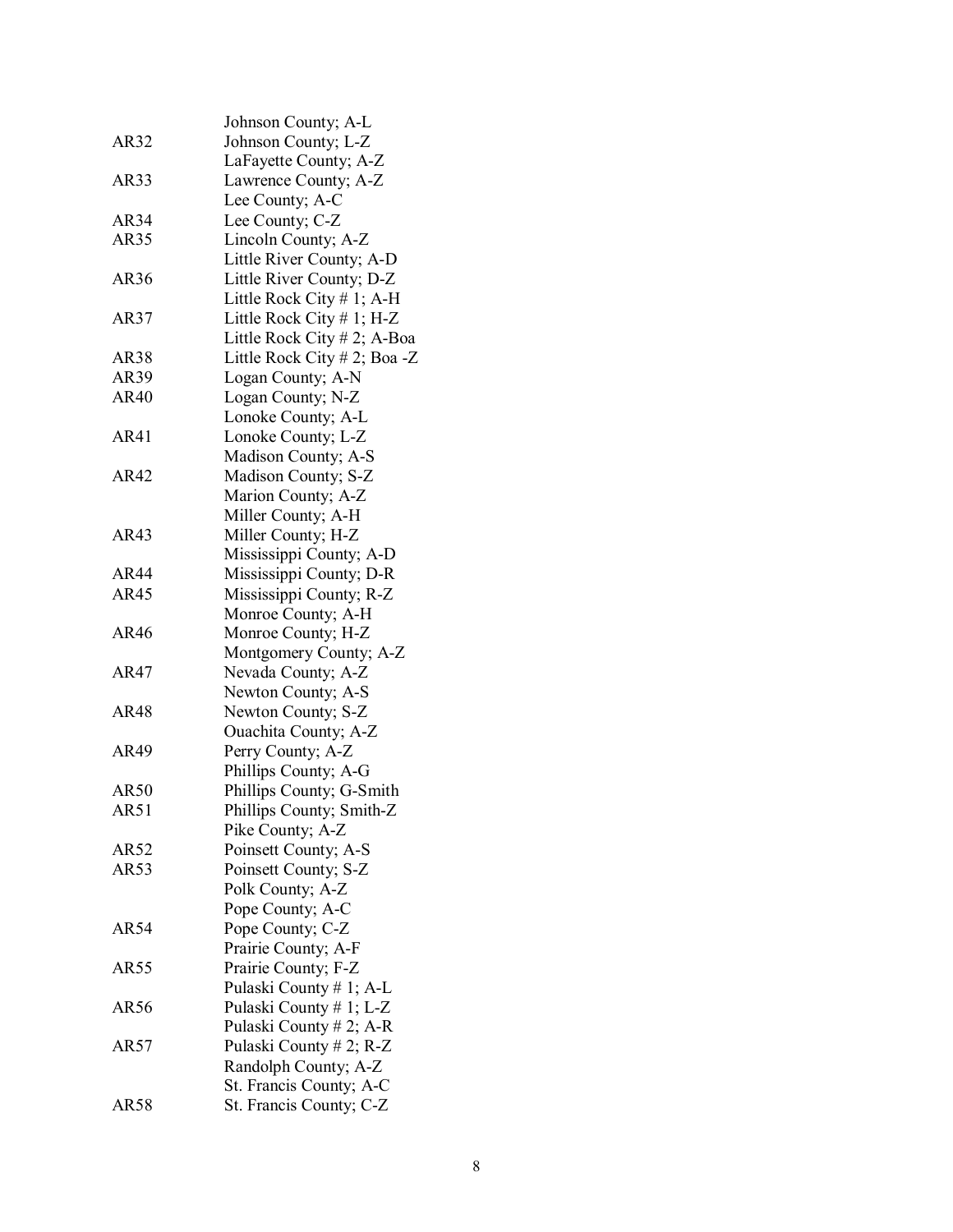| | |
|---|---|
| | Johnson County; A-L |
| AR32 | Johnson County; L-Z |
| | LaFayette County; A-Z |
| AR33 | Lawrence County; A-Z |
| | Lee County; A-C |
| AR34 | Lee County; C-Z |
| AR35 | Lincoln County; A-Z |
| | Little River County; A-D |
| AR36 | Little River County; D-Z |
| | Little Rock City # 1; A-H |
| AR37 | Little Rock City # 1; H-Z |
| | Little Rock City # 2; A-Boa |
| AR38 | Little Rock City # 2; Boa -Z |
| AR39 | Logan County; A-N |
| AR40 | Logan County; N-Z |
| | Lonoke County; A-L |
| AR41 | Lonoke County; L-Z |
| | Madison County; A-S |
| AR42 | Madison County; S-Z |
| | Marion County; A-Z |
| | Miller County; A-H |
| AR43 | Miller County; H-Z |
| | Mississippi County; A-D |
| AR44 | Mississippi County; D-R |
| AR45 | Mississippi County; R-Z |
| | Monroe County; A-H |
| AR46 | Monroe County; H-Z |
| | Montgomery County; A-Z |
| AR47 | Nevada County; A-Z |
| | Newton County; A-S |
| AR48 | Newton County; S-Z |
| | Ouachita County; A-Z |
| AR49 | Perry County; A-Z |
| | Phillips County; A-G |
| AR50 | Phillips County; G-Smith |
| AR51 | Phillips County; Smith-Z |
| | Pike County; A-Z |
| AR52 | Poinsett County; A-S |
| AR53 | Poinsett County; S-Z |
| | Polk County; A-Z |
| | Pope County; A-C |
| AR54 | Pope County; C-Z |
| | Prairie County; A-F |
| AR55 | Prairie County; F-Z |
| | Pulaski County # 1; A-L |
| AR56 | Pulaski County # 1; L-Z |
| | Pulaski County # 2; A-R |
| AR57 | Pulaski County # 2; R-Z |
| | Randolph County; A-Z |
| | St. Francis County; A-C |
| AR58 | St. Francis County; C-Z |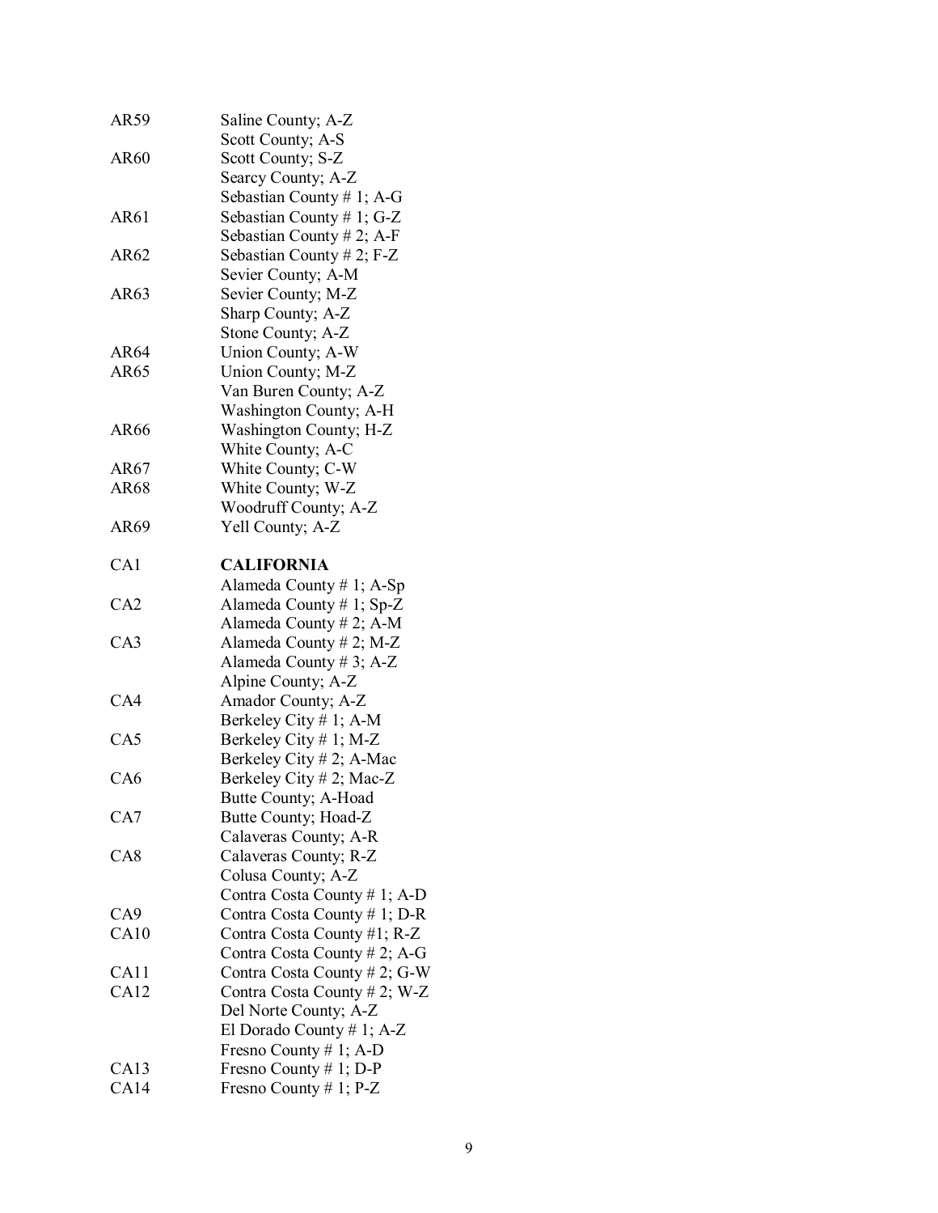| | |
|---|---|
| AR59 | Saline County; A-Z |
| | Scott County; A-S |
| AR60 | Scott County; S-Z |
| | Searcy County; A-Z |
| | Sebastian County # 1; A-G |
| AR61 | Sebastian County # 1; G-Z |
| | Sebastian County # 2; A-F |
| AR62 | Sebastian County # 2; F-Z |
| | Sevier County; A-M |
| AR63 | Sevier County; M-Z |
| | Sharp County; A-Z |
| | Stone County; A-Z |
| AR64 | Union County; A-W |
| AR65 | Union County; M-Z |
| | Van Buren County; A-Z |
| | Washington County; A-H |
| AR66 | Washington County; H-Z |
| | White County; A-C |
| AR67 | White County; C-W |
| AR68 | White County; W-Z |
| | Woodruff County; A-Z |
| AR69 | Yell County; A-Z |
| | |
| CA1 | **CALIFORNIA** |
| | Alameda County # 1; A-Sp |
| CA2 | Alameda County # 1; Sp-Z |
| | Alameda County # 2; A-M |
| CA3 | Alameda County # 2; M-Z |
| | Alameda County # 3; A-Z |
| | Alpine County; A-Z |
| CA4 | Amador County; A-Z |
| | Berkeley City # 1; A-M |
| CA5 | Berkeley City # 1; M-Z |
| | Berkeley City # 2; A-Mac |
| CA6 | Berkeley City # 2; Mac-Z |
| | Butte County; A-Hoad |
| CA7 | Butte County; Hoad-Z |
| | Calaveras County; A-R |
| CA8 | Calaveras County; R-Z |
| | Colusa County; A-Z |
| | Contra Costa County # 1; A-D |
| CA9 | Contra Costa County # 1; D-R |
| CA10 | Contra Costa County #1; R-Z |
| | Contra Costa County # 2; A-G |
| CA11 | Contra Costa County # 2; G-W |
| CA12 | Contra Costa County # 2; W-Z |
| | Del Norte County; A-Z |
| | El Dorado County # 1; A-Z |
| | Fresno County # 1; A-D |
| CA13 | Fresno County # 1; D-P |
| CA14 | Fresno County # 1; P-Z |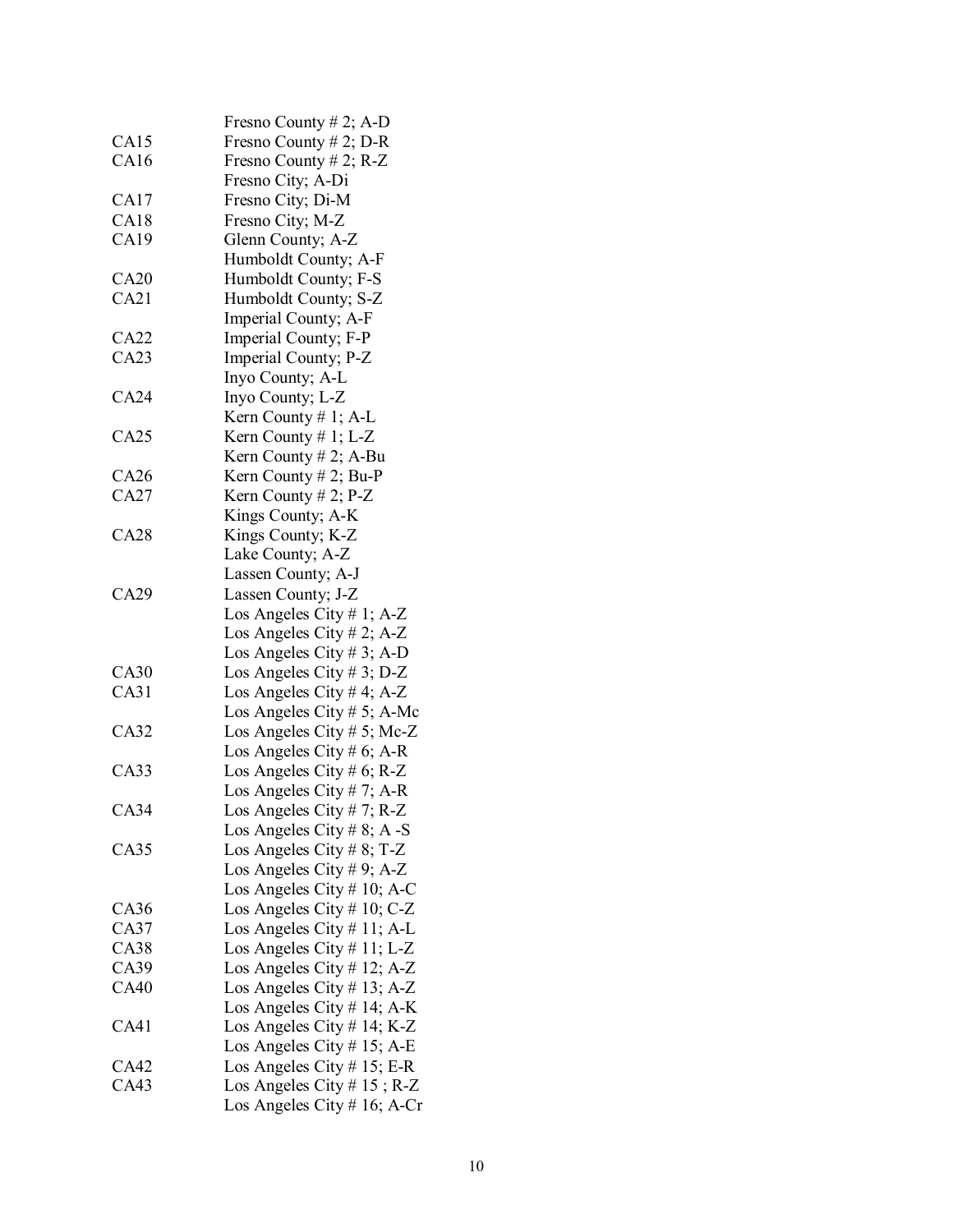| | |
|---|---|
| | Fresno County # 2; A-D |
| CA15 | Fresno County # 2; D-R |
| CA16 | Fresno County # 2; R-Z |
| | Fresno City; A-Di |
| CA17 | Fresno City; Di-M |
| CA18 | Fresno City; M-Z |
| CA19 | Glenn County; A-Z |
| | Humboldt County; A-F |
| CA20 | Humboldt County; F-S |
| CA21 | Humboldt County; S-Z |
| | Imperial County; A-F |
| CA22 | Imperial County; F-P |
| CA23 | Imperial County; P-Z |
| | Inyo County; A-L |
| CA24 | Inyo County; L-Z |
| | Kern County # 1; A-L |
| CA25 | Kern County # 1; L-Z |
| | Kern County # 2; A-Bu |
| CA26 | Kern County # 2; Bu-P |
| CA27 | Kern County # 2; P-Z |
| | Kings County; A-K |
| CA28 | Kings County; K-Z |
| | Lake County; A-Z |
| | Lassen County; A-J |
| CA29 | Lassen County; J-Z |
| | Los Angeles City # 1; A-Z |
| | Los Angeles City # 2; A-Z |
| | Los Angeles City # 3; A-D |
| CA30 | Los Angeles City # 3; D-Z |
| CA31 | Los Angeles City # 4; A-Z |
| | Los Angeles City # 5; A-Mc |
| CA32 | Los Angeles City # 5; Mc-Z |
| | Los Angeles City # 6; A-R |
| CA33 | Los Angeles City # 6; R-Z |
| | Los Angeles City # 7; A-R |
| CA34 | Los Angeles City # 7; R-Z |
| | Los Angeles City # 8; A -S |
| CA35 | Los Angeles City # 8; T-Z |
| | Los Angeles City # 9; A-Z |
| | Los Angeles City # 10; A-C |
| CA36 | Los Angeles City # 10; C-Z |
| CA37 | Los Angeles City # 11; A-L |
| CA38 | Los Angeles City # 11; L-Z |
| CA39 | Los Angeles City # 12; A-Z |
| CA40 | Los Angeles City # 13; A-Z |
| | Los Angeles City # 14; A-K |
| CA41 | Los Angeles City # 14; K-Z |
| | Los Angeles City # 15; A-E |
| CA42 | Los Angeles City # 15; E-R |
| CA43 | Los Angeles City # 15 ; R-Z |
| | Los Angeles City # 16; A-Cr |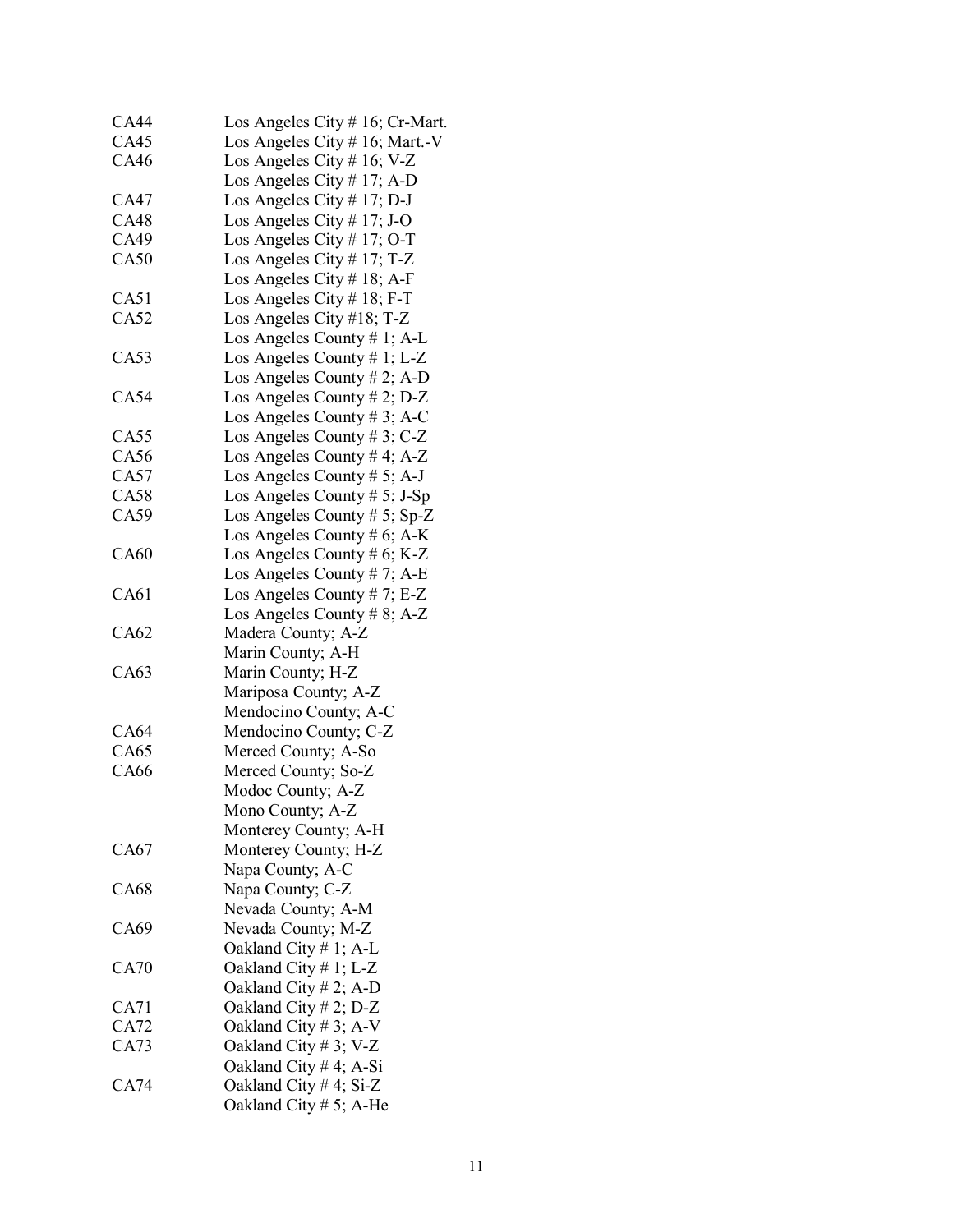| | |
|---|---|
| CA44 | Los Angeles City # 16; Cr-Mart. |
| CA45 | Los Angeles City # 16; Mart.-V |
| CA46 | Los Angeles City # 16; V-Z |
| | Los Angeles City # 17; A-D |
| CA47 | Los Angeles City # 17; D-J |
| CA48 | Los Angeles City # 17; J-O |
| CA49 | Los Angeles City # 17; O-T |
| CA50 | Los Angeles City # 17; T-Z |
| | Los Angeles City # 18; A-F |
| CA51 | Los Angeles City # 18; F-T |
| CA52 | Los Angeles City #18; T-Z |
| | Los Angeles County # 1; A-L |
| CA53 | Los Angeles County # 1; L-Z |
| | Los Angeles County # 2; A-D |
| CA54 | Los Angeles County # 2; D-Z |
| | Los Angeles County # 3; A-C |
| CA55 | Los Angeles County # 3; C-Z |
| CA56 | Los Angeles County # 4; A-Z |
| CA57 | Los Angeles County # 5; A-J |
| CA58 | Los Angeles County # 5; J-Sp |
| CA59 | Los Angeles County # 5; Sp-Z |
| | Los Angeles County # 6; A-K |
| CA60 | Los Angeles County # 6; K-Z |
| | Los Angeles County # 7; A-E |
| CA61 | Los Angeles County # 7; E-Z |
| | Los Angeles County # 8; A-Z |
| CA62 | Madera County; A-Z |
| | Marin County; A-H |
| CA63 | Marin County; H-Z |
| | Mariposa County; A-Z |
| | Mendocino County; A-C |
| CA64 | Mendocino County; C-Z |
| CA65 | Merced County; A-So |
| CA66 | Merced County; So-Z |
| | Modoc County; A-Z |
| | Mono County; A-Z |
| | Monterey County; A-H |
| CA67 | Monterey County; H-Z |
| | Napa County; A-C |
| CA68 | Napa County; C-Z |
| | Nevada County; A-M |
| CA69 | Nevada County; M-Z |
| | Oakland City # 1; A-L |
| CA70 | Oakland City # 1; L-Z |
| | Oakland City # 2; A-D |
| CA71 | Oakland City # 2; D-Z |
| CA72 | Oakland City # 3; A-V |
| CA73 | Oakland City # 3; V-Z |
| | Oakland City # 4; A-Si |
| CA74 | Oakland City # 4; Si-Z |
| | Oakland City # 5; A-He |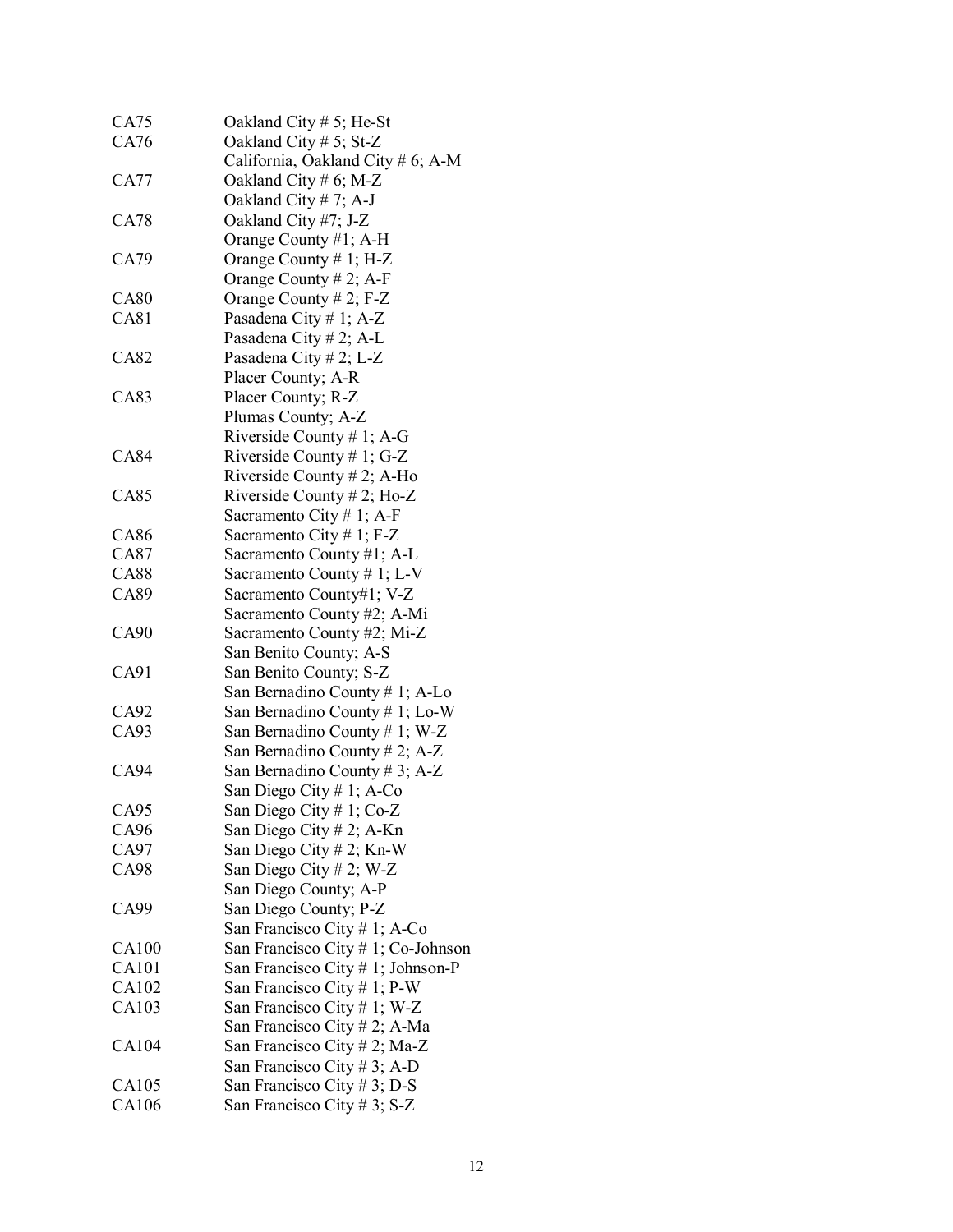| | |
|---|---|
| CA75 | Oakland City # 5; He-St |
| CA76 | Oakland City # 5; St-Z |
| | California, Oakland City # 6; A-M |
| CA77 | Oakland City # 6; M-Z |
| | Oakland City # 7; A-J |
| CA78 | Oakland City #7; J-Z |
| | Orange County #1; A-H |
| CA79 | Orange County # 1; H-Z |
| | Orange County # 2; A-F |
| CA80 | Orange County # 2; F-Z |
| CA81 | Pasadena City # 1; A-Z |
| | Pasadena City # 2; A-L |
| CA82 | Pasadena City # 2; L-Z |
| | Placer County; A-R |
| CA83 | Placer County; R-Z |
| | Plumas County; A-Z |
| | Riverside County # 1; A-G |
| CA84 | Riverside County # 1; G-Z |
| | Riverside County # 2; A-Ho |
| CA85 | Riverside County # 2; Ho-Z |
| | Sacramento City # 1; A-F |
| CA86 | Sacramento City # 1; F-Z |
| CA87 | Sacramento County #1; A-L |
| CA88 | Sacramento County # 1; L-V |
| CA89 | Sacramento County#1; V-Z |
| | Sacramento County #2; A-Mi |
| CA90 | Sacramento County #2; Mi-Z |
| | San Benito County; A-S |
| CA91 | San Benito County; S-Z |
| | San Bernadino County # 1; A-Lo |
| CA92 | San Bernadino County # 1; Lo-W |
| CA93 | San Bernadino County # 1; W-Z |
| | San Bernadino County # 2; A-Z |
| CA94 | San Bernadino County # 3; A-Z |
| | San Diego City # 1; A-Co |
| CA95 | San Diego City # 1; Co-Z |
| CA96 | San Diego City # 2; A-Kn |
| CA97 | San Diego City # 2; Kn-W |
| CA98 | San Diego City # 2; W-Z |
| | San Diego County; A-P |
| CA99 | San Diego County; P-Z |
| | San Francisco City # 1; A-Co |
| CA100 | San Francisco City # 1; Co-Johnson |
| CA101 | San Francisco City # 1; Johnson-P |
| CA102 | San Francisco City # 1; P-W |
| CA103 | San Francisco City # 1; W-Z |
| | San Francisco City # 2; A-Ma |
| CA104 | San Francisco City # 2; Ma-Z |
| | San Francisco City # 3; A-D |
| CA105 | San Francisco City # 3; D-S |
| CA106 | San Francisco City # 3; S-Z |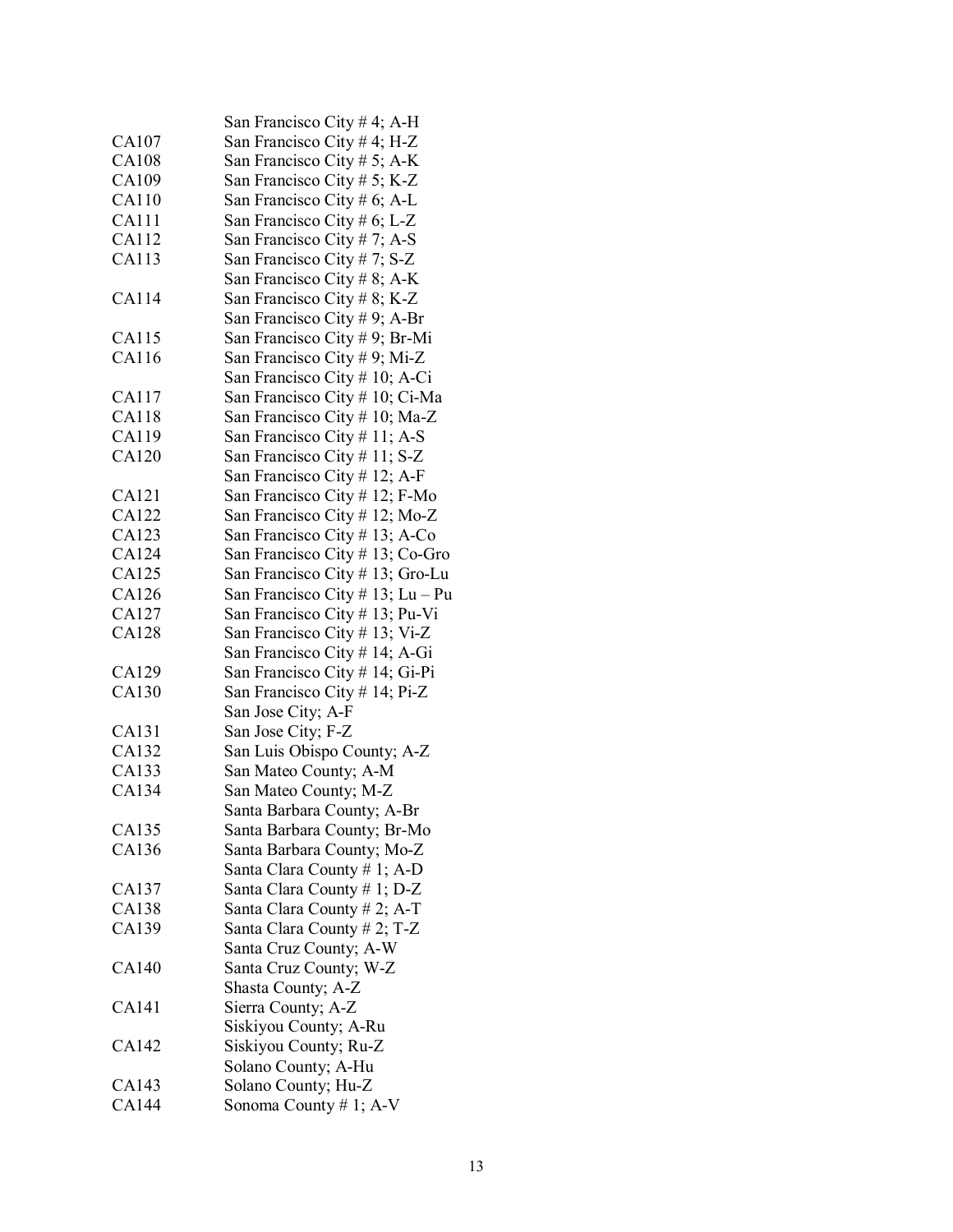| | |
|---|---|
| | San Francisco City # 4; A-H |
| CA107 | San Francisco City # 4; H-Z |
| CA108 | San Francisco City # 5; A-K |
| CA109 | San Francisco City # 5; K-Z |
| CA110 | San Francisco City # 6; A-L |
| CA111 | San Francisco City # 6; L-Z |
| CA112 | San Francisco City # 7; A-S |
| CA113 | San Francisco City # 7; S-Z |
| | San Francisco City # 8; A-K |
| CA114 | San Francisco City # 8; K-Z |
| | San Francisco City # 9; A-Br |
| CA115 | San Francisco City # 9; Br-Mi |
| CA116 | San Francisco City # 9; Mi-Z |
| | San Francisco City # 10; A-Ci |
| CA117 | San Francisco City # 10; Ci-Ma |
| CA118 | San Francisco City # 10; Ma-Z |
| CA119 | San Francisco City # 11; A-S |
| CA120 | San Francisco City # 11; S-Z |
| | San Francisco City # 12; A-F |
| CA121 | San Francisco City # 12; F-Mo |
| CA122 | San Francisco City # 12; Mo-Z |
| CA123 | San Francisco City # 13; A-Co |
| CA124 | San Francisco City # 13; Co-Gro |
| CA125 | San Francisco City # 13; Gro-Lu |
| CA126 | San Francisco City # 13; Lu – Pu |
| CA127 | San Francisco City # 13; Pu-Vi |
| CA128 | San Francisco City # 13; Vi-Z |
| | San Francisco City # 14; A-Gi |
| CA129 | San Francisco City # 14; Gi-Pi |
| CA130 | San Francisco City # 14; Pi-Z |
| | San Jose City; A-F |
| CA131 | San Jose City; F-Z |
| CA132 | San Luis Obispo County; A-Z |
| CA133 | San Mateo County; A-M |
| CA134 | San Mateo County; M-Z |
| | Santa Barbara County; A-Br |
| CA135 | Santa Barbara County; Br-Mo |
| CA136 | Santa Barbara County; Mo-Z |
| | Santa Clara County # 1; A-D |
| CA137 | Santa Clara County # 1; D-Z |
| CA138 | Santa Clara County # 2; A-T |
| CA139 | Santa Clara County # 2; T-Z |
| | Santa Cruz County; A-W |
| CA140 | Santa Cruz County; W-Z |
| | Shasta County; A-Z |
| CA141 | Sierra County; A-Z |
| | Siskiyou County; A-Ru |
| CA142 | Siskiyou County; Ru-Z |
| | Solano County; A-Hu |
| CA143 | Solano County; Hu-Z |
| CA144 | Sonoma County # 1; A-V |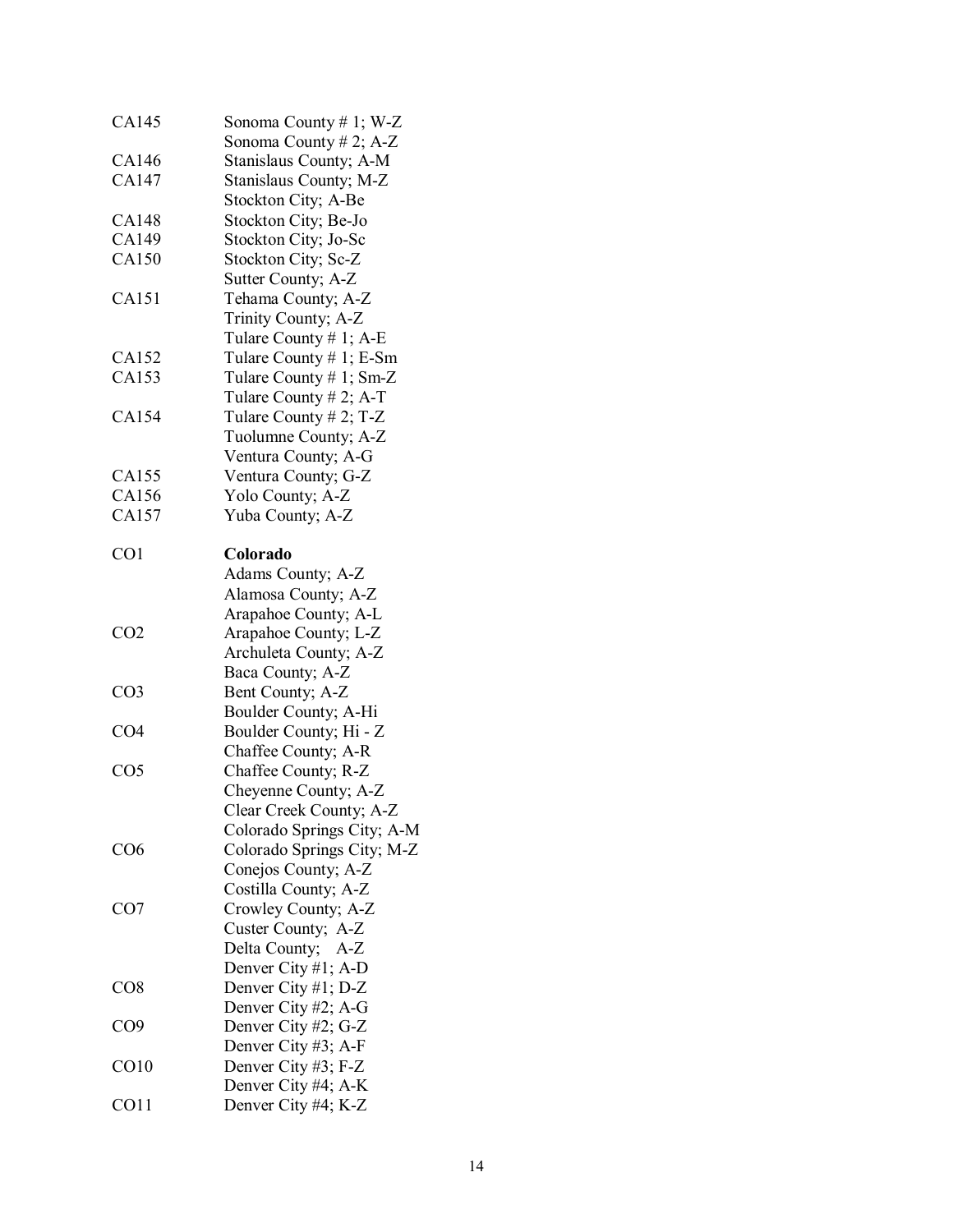| | |
|---|---|
| CA145 | Sonoma County # 1; W-Z |
| | Sonoma County # 2; A-Z |
| CA146 | Stanislaus County; A-M |
| CA147 | Stanislaus County; M-Z |
| | Stockton City; A-Be |
| CA148 | Stockton City; Be-Jo |
| CA149 | Stockton City; Jo-Sc |
| CA150 | Stockton City; Sc-Z |
| | Sutter County; A-Z |
| CA151 | Tehama County; A-Z |
| | Trinity County; A-Z |
| | Tulare County # 1; A-E |
| CA152 | Tulare County # 1; E-Sm |
| CA153 | Tulare County # 1; Sm-Z |
| | Tulare County # 2; A-T |
| CA154 | Tulare County # 2; T-Z |
| | Tuolumne County; A-Z |
| | Ventura County; A-G |
| CA155 | Ventura County; G-Z |
| CA156 | Yolo County; A-Z |
| CA157 | Yuba County; A-Z |
| | |
| CO1 | **Colorado** |
| | Adams County; A-Z |
| | Alamosa County; A-Z |
| | Arapahoe County; A-L |
| CO2 | Arapahoe County; L-Z |
| | Archuleta County; A-Z |
| | Baca County; A-Z |
| CO3 | Bent County; A-Z |
| | Boulder County; A-Hi |
| CO4 | Boulder County; Hi - Z |
| | Chaffee County; A-R |
| CO5 | Chaffee County; R-Z |
| | Cheyenne County; A-Z |
| | Clear Creek County; A-Z |
| | Colorado Springs City; A-M |
| CO6 | Colorado Springs City; M-Z |
| | Conejos County; A-Z |
| | Costilla County; A-Z |
| CO7 | Crowley County; A-Z |
| | Custer County; A-Z |
| | Delta County; A-Z |
| | Denver City #1; A-D |
| CO8 | Denver City #1; D-Z |
| | Denver City #2; A-G |
| CO9 | Denver City #2; G-Z |
| | Denver City #3; A-F |
| CO10 | Denver City #3; F-Z |
| | Denver City #4; A-K |
| CO11 | Denver City #4; K-Z |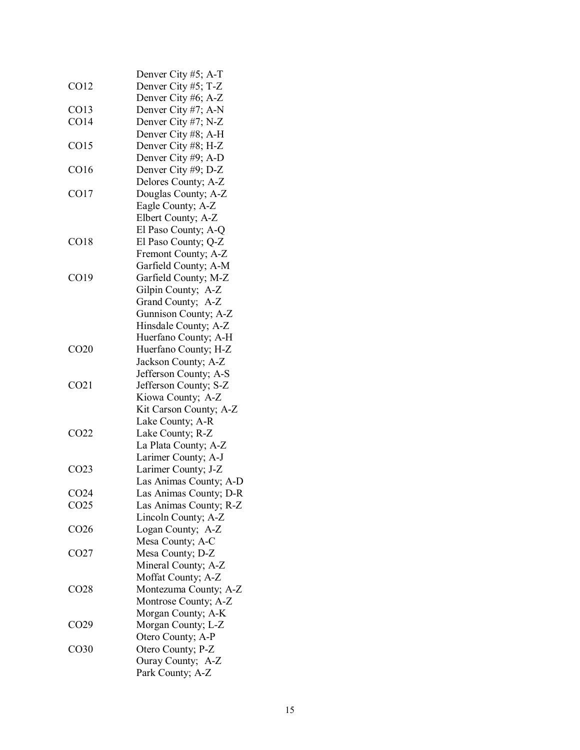| | |
|---|---|
| | Denver City #5; A-T |
| CO12 | Denver City #5; T-Z |
| | Denver City #6; A-Z |
| CO13 | Denver City #7; A-N |
| CO14 | Denver City #7; N-Z |
| | Denver City #8; A-H |
| CO15 | Denver City #8; H-Z |
| | Denver City #9; A-D |
| CO16 | Denver City #9; D-Z |
| | Delores County; A-Z |
| CO17 | Douglas County; A-Z |
| | Eagle County; A-Z |
| | Elbert County; A-Z |
| | El Paso County; A-Q |
| CO18 | El Paso County; Q-Z |
| | Fremont County; A-Z |
| | Garfield County; A-M |
| CO19 | Garfield County; M-Z |
| | Gilpin County; A-Z |
| | Grand County; A-Z |
| | Gunnison County; A-Z |
| | Hinsdale County; A-Z |
| | Huerfano County; A-H |
| CO20 | Huerfano County; H-Z |
| | Jackson County; A-Z |
| | Jefferson County; A-S |
| CO21 | Jefferson County; S-Z |
| | Kiowa County; A-Z |
| | Kit Carson County; A-Z |
| | Lake County; A-R |
| CO22 | Lake County; R-Z |
| | La Plata County; A-Z |
| | Larimer County; A-J |
| CO23 | Larimer County; J-Z |
| | Las Animas County; A-D |
| CO24 | Las Animas County; D-R |
| CO25 | Las Animas County; R-Z |
| | Lincoln County; A-Z |
| CO26 | Logan County; A-Z |
| | Mesa County; A-C |
| CO27 | Mesa County; D-Z |
| | Mineral County; A-Z |
| | Moffat County; A-Z |
| CO28 | Montezuma County; A-Z |
| | Montrose County; A-Z |
| | Morgan County; A-K |
| CO29 | Morgan County; L-Z |
| | Otero County; A-P |
| CO30 | Otero County; P-Z |
| | Ouray County; A-Z |
| | Park County; A-Z |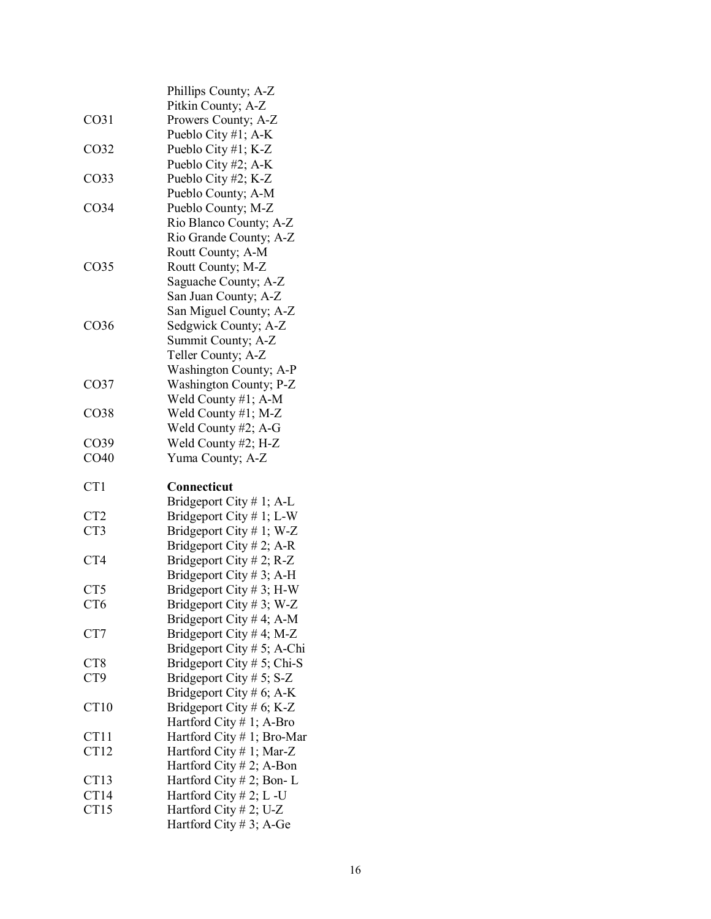| | |
|---|---|
| | Phillips County; A-Z |
| | Pitkin County; A-Z |
| CO31 | Prowers County; A-Z |
| | Pueblo City #1; A-K |
| CO32 | Pueblo City #1; K-Z |
| | Pueblo City #2; A-K |
| CO33 | Pueblo City #2; K-Z |
| | Pueblo County; A-M |
| CO34 | Pueblo County; M-Z |
| | Rio Blanco County; A-Z |
| | Rio Grande County; A-Z |
| | Routt County; A-M |
| CO35 | Routt County; M-Z |
| | Saguache County; A-Z |
| | San Juan County; A-Z |
| | San Miguel County; A-Z |
| CO36 | Sedgwick County; A-Z |
| | Summit County; A-Z |
| | Teller County; A-Z |
| | Washington County; A-P |
| CO37 | Washington County; P-Z |
| | Weld County #1; A-M |
| CO38 | Weld County #1; M-Z |
| | Weld County #2; A-G |
| CO39 | Weld County #2; H-Z |
| CO40 | Yuma County; A-Z |
| | |
| CT1 | **Connecticut** |
| | Bridgeport City # 1; A-L |
| CT2 | Bridgeport City # 1; L-W |
| CT3 | Bridgeport City # 1; W-Z |
| | Bridgeport City # 2; A-R |
| CT4 | Bridgeport City # 2; R-Z |
| | Bridgeport City # 3; A-H |
| CT5 | Bridgeport City # 3; H-W |
| CT6 | Bridgeport City # 3; W-Z |
| | Bridgeport City # 4; A-M |
| CT7 | Bridgeport City # 4; M-Z |
| | Bridgeport City # 5; A-Chi |
| CT8 | Bridgeport City # 5; Chi-S |
| CT9 | Bridgeport City # 5; S-Z |
| | Bridgeport City # 6; A-K |
| CT10 | Bridgeport City # 6; K-Z |
| | Hartford City # 1; A-Bro |
| CT11 | Hartford City # 1; Bro-Mar |
| CT12 | Hartford City # 1; Mar-Z |
| | Hartford City # 2; A-Bon |
| CT13 | Hartford City # 2; Bon- L |
| CT14 | Hartford City # 2; L -U |
| CT15 | Hartford City # 2; U-Z |
| | Hartford City # 3; A-Ge |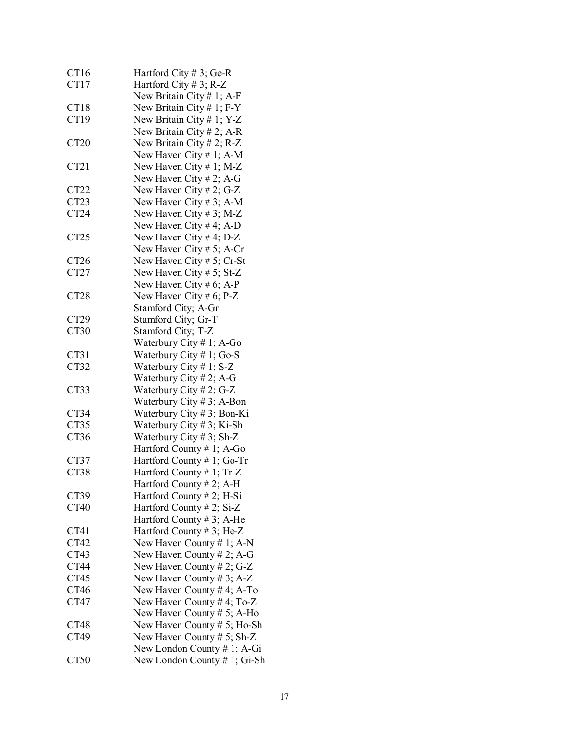| | |
|---|---|
| CT16 | Hartford City # 3; Ge-R |
| CT17 | Hartford City # 3; R-Z |
| | New Britain City # 1; A-F |
| CT18 | New Britain City # 1; F-Y |
| CT19 | New Britain City # 1; Y-Z |
| | New Britain City # 2; A-R |
| CT20 | New Britain City # 2; R-Z |
| | New Haven City # 1; A-M |
| CT21 | New Haven City # 1; M-Z |
| | New Haven City # 2; A-G |
| CT22 | New Haven City # 2; G-Z |
| CT23 | New Haven City # 3; A-M |
| CT24 | New Haven City # 3; M-Z |
| | New Haven City # 4; A-D |
| CT25 | New Haven City # 4; D-Z |
| | New Haven City # 5; A-Cr |
| CT26 | New Haven City # 5; Cr-St |
| CT27 | New Haven City # 5; St-Z |
| | New Haven City # 6; A-P |
| CT28 | New Haven City # 6; P-Z |
| | Stamford City; A-Gr |
| CT29 | Stamford City; Gr-T |
| CT30 | Stamford City; T-Z |
| | Waterbury City # 1; A-Go |
| CT31 | Waterbury City # 1; Go-S |
| CT32 | Waterbury City # 1; S-Z |
| | Waterbury City # 2; A-G |
| CT33 | Waterbury City # 2; G-Z |
| | Waterbury City # 3; A-Bon |
| CT34 | Waterbury City # 3; Bon-Ki |
| CT35 | Waterbury City # 3; Ki-Sh |
| CT36 | Waterbury City # 3; Sh-Z |
| | Hartford County # 1; A-Go |
| CT37 | Hartford County # 1; Go-Tr |
| CT38 | Hartford County # 1; Tr-Z |
| | Hartford County # 2; A-H |
| CT39 | Hartford County # 2; H-Si |
| CT40 | Hartford County # 2; Si-Z |
| | Hartford County # 3; A-He |
| CT41 | Hartford County # 3; He-Z |
| CT42 | New Haven County # 1; A-N |
| CT43 | New Haven County # 2; A-G |
| CT44 | New Haven County # 2; G-Z |
| CT45 | New Haven County # 3; A-Z |
| CT46 | New Haven County # 4; A-To |
| CT47 | New Haven County # 4; To-Z |
| | New Haven County # 5; A-Ho |
| CT48 | New Haven County # 5; Ho-Sh |
| CT49 | New Haven County # 5; Sh-Z |
| | New London County # 1; A-Gi |
| CT50 | New London County # 1; Gi-Sh |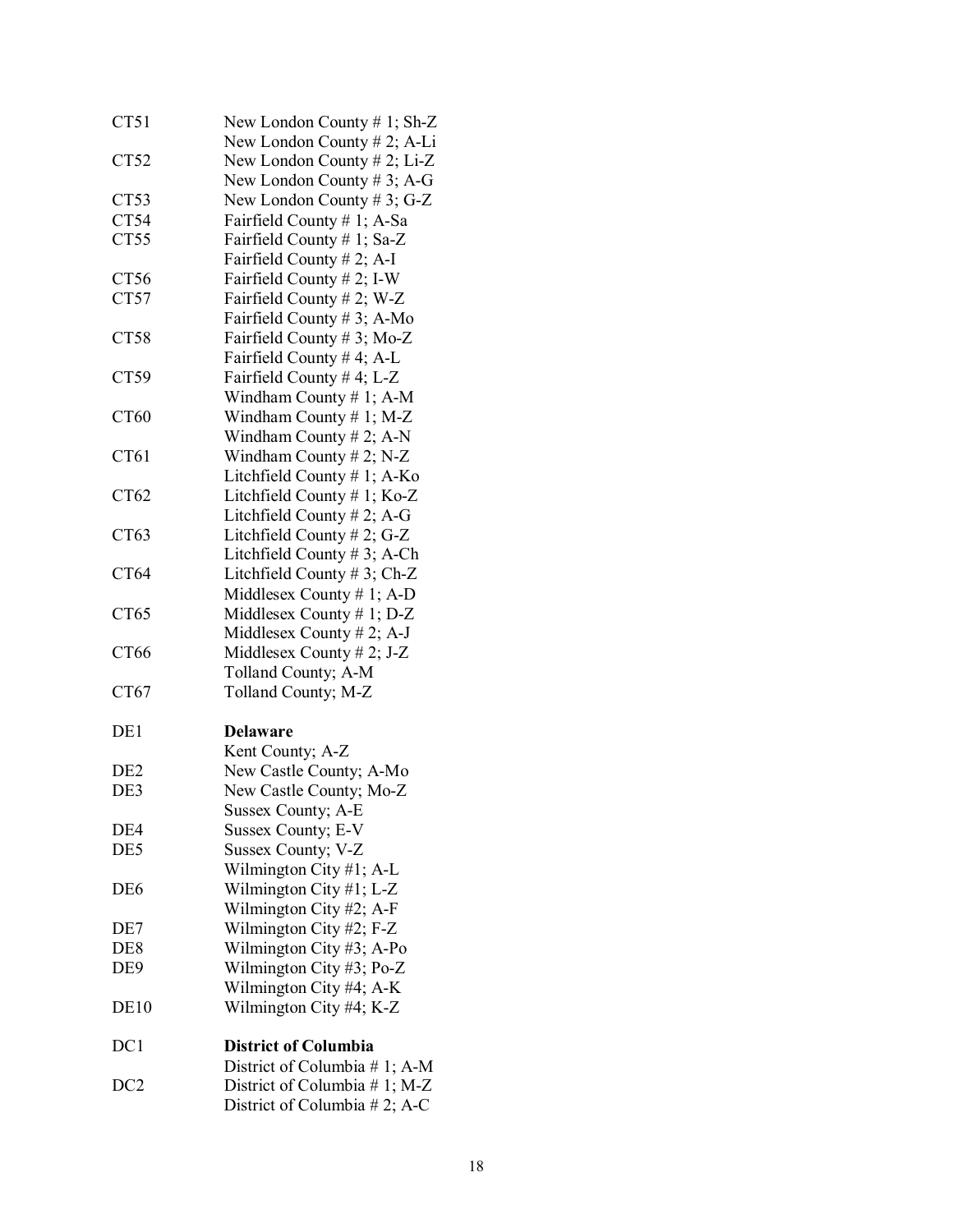| | |
|---|---|
| CT51 | New London County # 1; Sh-Z |
| | New London County # 2; A-Li |
| CT52 | New London County # 2; Li-Z |
| | New London County # 3; A-G |
| CT53 | New London County # 3; G-Z |
| CT54 | Fairfield County # 1; A-Sa |
| CT55 | Fairfield County # 1; Sa-Z |
| | Fairfield County # 2; A-I |
| CT56 | Fairfield County # 2; I-W |
| CT57 | Fairfield County # 2; W-Z |
| | Fairfield County # 3; A-Mo |
| CT58 | Fairfield County # 3; Mo-Z |
| | Fairfield County # 4; A-L |
| CT59 | Fairfield County # 4; L-Z |
| | Windham County # 1; A-M |
| CT60 | Windham County # 1; M-Z |
| | Windham County # 2; A-N |
| CT61 | Windham County # 2; N-Z |
| | Litchfield County # 1; A-Ko |
| CT62 | Litchfield County # 1; Ko-Z |
| | Litchfield County # 2; A-G |
| CT63 | Litchfield County # 2; G-Z |
| | Litchfield County # 3; A-Ch |
| CT64 | Litchfield County # 3; Ch-Z |
| | Middlesex County # 1; A-D |
| CT65 | Middlesex County # 1; D-Z |
| | Middlesex County # 2; A-J |
| CT66 | Middlesex County # 2; J-Z |
| | Tolland County; A-M |
| CT67 | Tolland County; M-Z |
| | |
| DE1 | **Delaware** |
| | Kent County; A-Z |
| DE2 | New Castle County; A-Mo |
| DE3 | New Castle County; Mo-Z |
| | Sussex County; A-E |
| DE4 | Sussex County; E-V |
| DE5 | Sussex County; V-Z |
| | Wilmington City #1; A-L |
| DE6 | Wilmington City #1; L-Z |
| | Wilmington City #2; A-F |
| DE7 | Wilmington City #2; F-Z |
| DE8 | Wilmington City #3; A-Po |
| DE9 | Wilmington City #3; Po-Z |
| | Wilmington City #4; A-K |
| DE10 | Wilmington City #4; K-Z |
| | |
| DC1 | **District of Columbia** |
| | District of Columbia # 1; A-M |
| DC2 | District of Columbia # 1; M-Z |
| | District of Columbia # 2; A-C |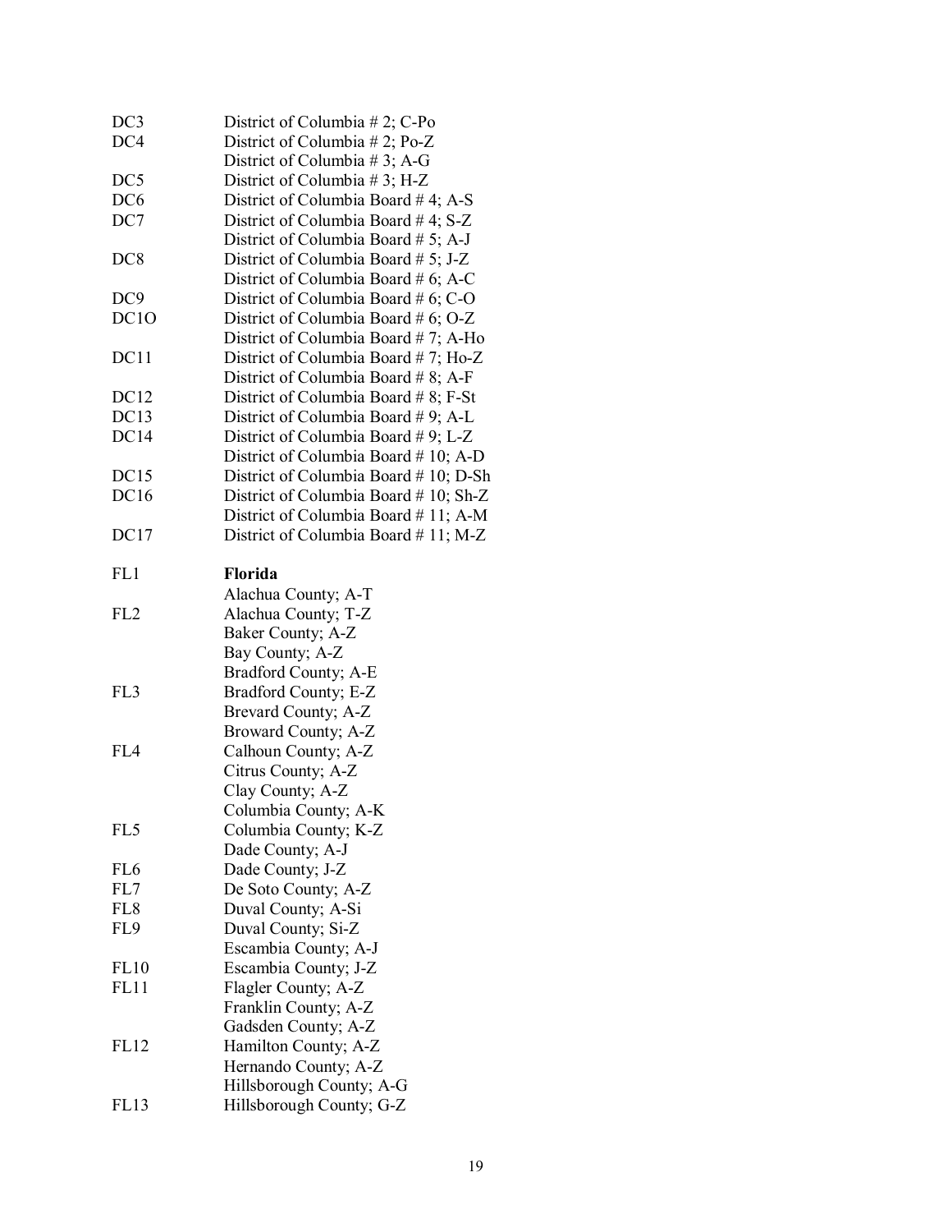| | |
|---|---|
| DC3 | District of Columbia # 2; C-Po |
| DC4 | District of Columbia # 2; Po-Z |
| | District of Columbia # 3; A-G |
| DC5 | District of Columbia # 3; H-Z |
| DC6 | District of Columbia Board # 4; A-S |
| DC7 | District of Columbia Board # 4; S-Z |
| | District of Columbia Board # 5; A-J |
| DC8 | District of Columbia Board # 5; J-Z |
| | District of Columbia Board # 6; A-C |
| DC9 | District of Columbia Board # 6; C-O |
| DC1O | District of Columbia Board # 6; O-Z |
| | District of Columbia Board # 7; A-Ho |
| DC11 | District of Columbia Board # 7; Ho-Z |
| | District of Columbia Board # 8; A-F |
| DC12 | District of Columbia Board # 8; F-St |
| DC13 | District of Columbia Board # 9; A-L |
| DC14 | District of Columbia Board # 9; L-Z |
| | District of Columbia Board # 10; A-D |
| DC15 | District of Columbia Board # 10; D-Sh |
| DC16 | District of Columbia Board # 10; Sh-Z |
| | District of Columbia Board # 11; A-M |
| DC17 | District of Columbia Board # 11; M-Z |

| | |
|---|---|
| FL1 | **Florida** |
| | Alachua County; A-T |
| FL2 | Alachua County; T-Z |
| | Baker County; A-Z |
| | Bay County; A-Z |
| | Bradford County; A-E |
| FL3 | Bradford County; E-Z |
| | Brevard County; A-Z |
| | Broward County; A-Z |
| FL4 | Calhoun County; A-Z |
| | Citrus County; A-Z |
| | Clay County; A-Z |
| | Columbia County; A-K |
| FL5 | Columbia County; K-Z |
| | Dade County; A-J |
| FL6 | Dade County; J-Z |
| FL7 | De Soto County; A-Z |
| FL8 | Duval County; A-Si |
| FL9 | Duval County; Si-Z |
| | Escambia County; A-J |
| FL10 | Escambia County; J-Z |
| FL11 | Flagler County; A-Z |
| | Franklin County; A-Z |
| | Gadsden County; A-Z |
| FL12 | Hamilton County; A-Z |
| | Hernando County; A-Z |
| | Hillsborough County; A-G |
| FL13 | Hillsborough County; G-Z |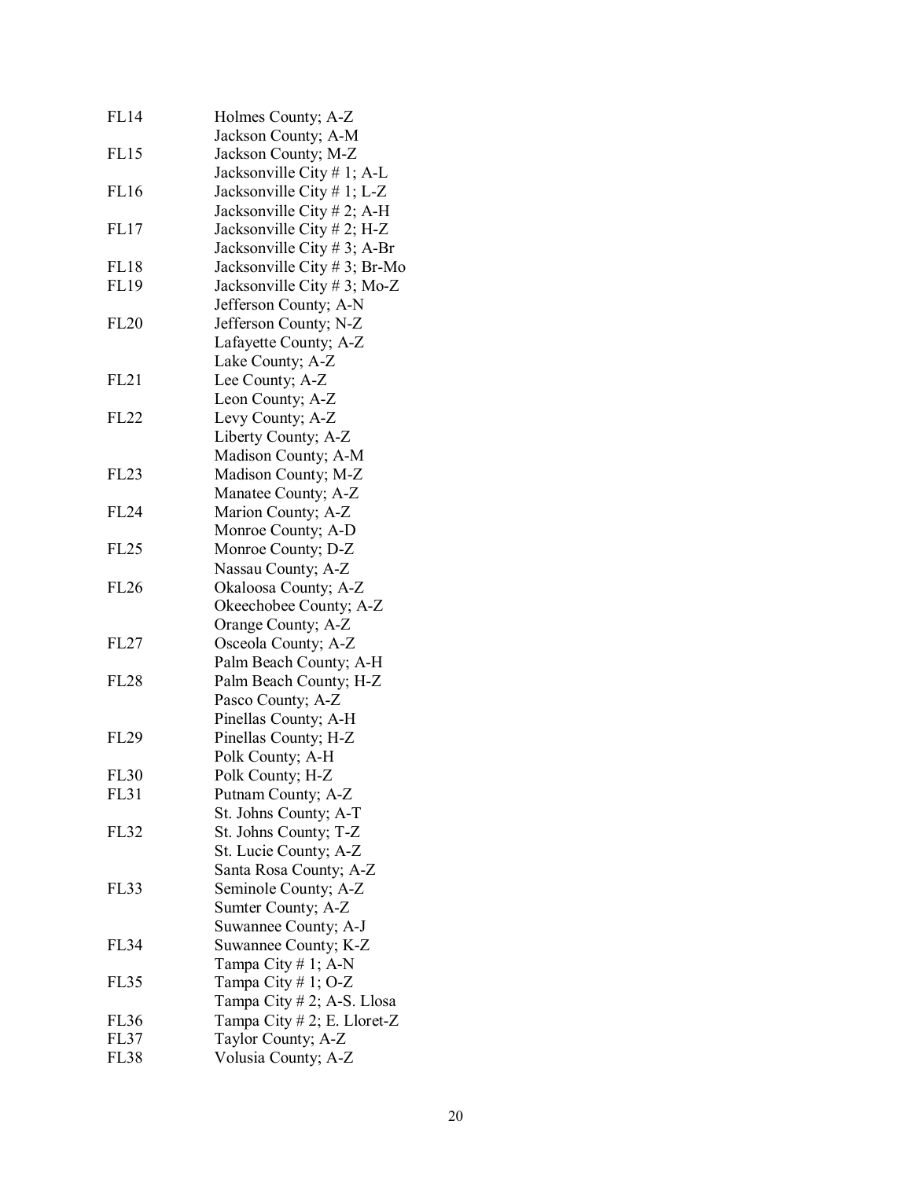| | |
|---|---|
| FL14 | Holmes County; A-Z |
| | Jackson County; A-M |
| FL15 | Jackson County; M-Z |
| | Jacksonville City # 1; A-L |
| FL16 | Jacksonville City # 1; L-Z |
| | Jacksonville City # 2; A-H |
| FL17 | Jacksonville City # 2; H-Z |
| | Jacksonville City # 3; A-Br |
| FL18 | Jacksonville City # 3; Br-Mo |
| FL19 | Jacksonville City # 3; Mo-Z |
| | Jefferson County; A-N |
| FL20 | Jefferson County; N-Z |
| | Lafayette County; A-Z |
| | Lake County; A-Z |
| FL21 | Lee County; A-Z |
| | Leon County; A-Z |
| FL22 | Levy County; A-Z |
| | Liberty County; A-Z |
| | Madison County; A-M |
| FL23 | Madison County; M-Z |
| | Manatee County; A-Z |
| FL24 | Marion County; A-Z |
| | Monroe County; A-D |
| FL25 | Monroe County; D-Z |
| | Nassau County; A-Z |
| FL26 | Okaloosa County; A-Z |
| | Okeechobee County; A-Z |
| | Orange County; A-Z |
| FL27 | Osceola County; A-Z |
| | Palm Beach County; A-H |
| FL28 | Palm Beach County; H-Z |
| | Pasco County; A-Z |
| | Pinellas County; A-H |
| FL29 | Pinellas County; H-Z |
| | Polk County; A-H |
| FL30 | Polk County; H-Z |
| FL31 | Putnam County; A-Z |
| | St. Johns County; A-T |
| FL32 | St. Johns County; T-Z |
| | St. Lucie County; A-Z |
| | Santa Rosa County; A-Z |
| FL33 | Seminole County; A-Z |
| | Sumter County; A-Z |
| | Suwannee County; A-J |
| FL34 | Suwannee County; K-Z |
| | Tampa City # 1; A-N |
| FL35 | Tampa City # 1; O-Z |
| | Tampa City # 2; A-S. Llosa |
| FL36 | Tampa City # 2; E. Lloret-Z |
| FL37 | Taylor County; A-Z |
| FL38 | Volusia County; A-Z |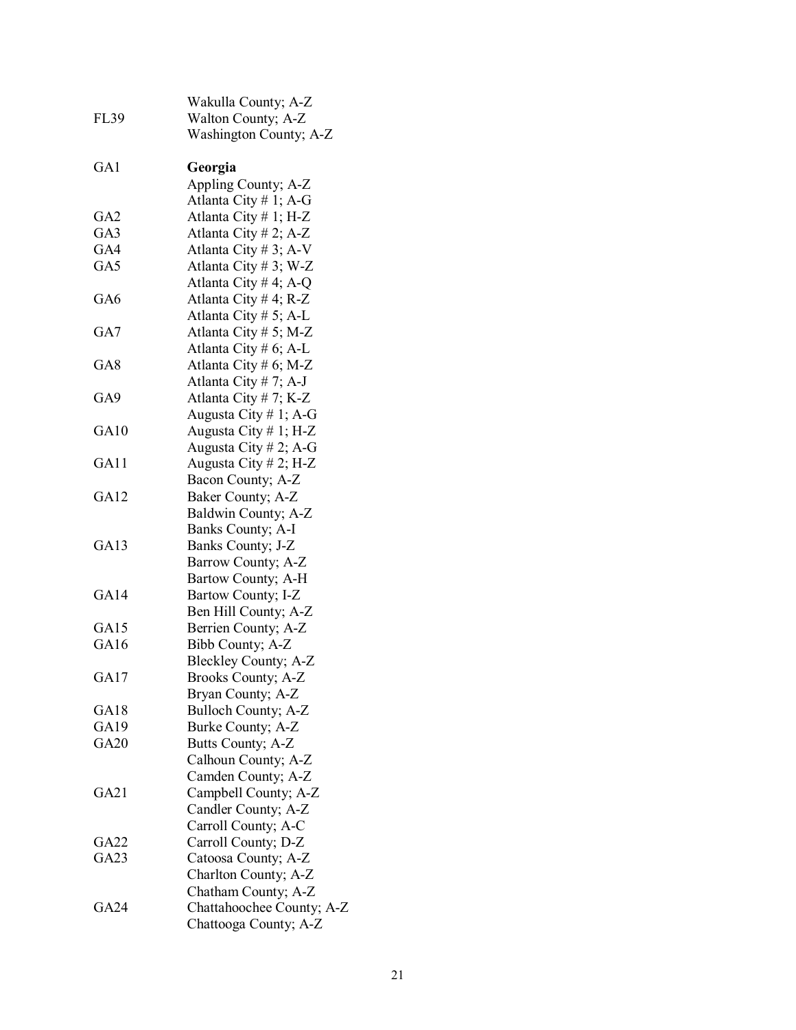| | |
|---|---|
| | Wakulla County; A-Z |
| FL39 | Walton County; A-Z |
| | Washington County; A-Z |
| | |
| GA1 | **Georgia** |
| | Appling County; A-Z |
| | Atlanta City # 1; A-G |
| GA2 | Atlanta City # 1; H-Z |
| GA3 | Atlanta City # 2; A-Z |
| GA4 | Atlanta City # 3; A-V |
| GA5 | Atlanta City # 3; W-Z |
| | Atlanta City # 4; A-Q |
| GA6 | Atlanta City # 4; R-Z |
| | Atlanta City # 5; A-L |
| GA7 | Atlanta City # 5; M-Z |
| | Atlanta City # 6; A-L |
| GA8 | Atlanta City # 6; M-Z |
| | Atlanta City # 7; A-J |
| GA9 | Atlanta City # 7; K-Z |
| | Augusta City # 1; A-G |
| GA10 | Augusta City # 1; H-Z |
| | Augusta City # 2; A-G |
| GA11 | Augusta City # 2; H-Z |
| | Bacon County; A-Z |
| GA12 | Baker County; A-Z |
| | Baldwin County; A-Z |
| | Banks County; A-I |
| GA13 | Banks County; J-Z |
| | Barrow County; A-Z |
| | Bartow County; A-H |
| GA14 | Bartow County; I-Z |
| | Ben Hill County; A-Z |
| GA15 | Berrien County; A-Z |
| GA16 | Bibb County; A-Z |
| | Bleckley County; A-Z |
| GA17 | Brooks County; A-Z |
| | Bryan County; A-Z |
| GA18 | Bulloch County; A-Z |
| GA19 | Burke County; A-Z |
| GA20 | Butts County; A-Z |
| | Calhoun County; A-Z |
| | Camden County; A-Z |
| GA21 | Campbell County; A-Z |
| | Candler County; A-Z |
| | Carroll County; A-C |
| GA22 | Carroll County; D-Z |
| GA23 | Catoosa County; A-Z |
| | Charlton County; A-Z |
| | Chatham County; A-Z |
| GA24 | Chattahoochee County; A-Z |
| | Chattooga County; A-Z |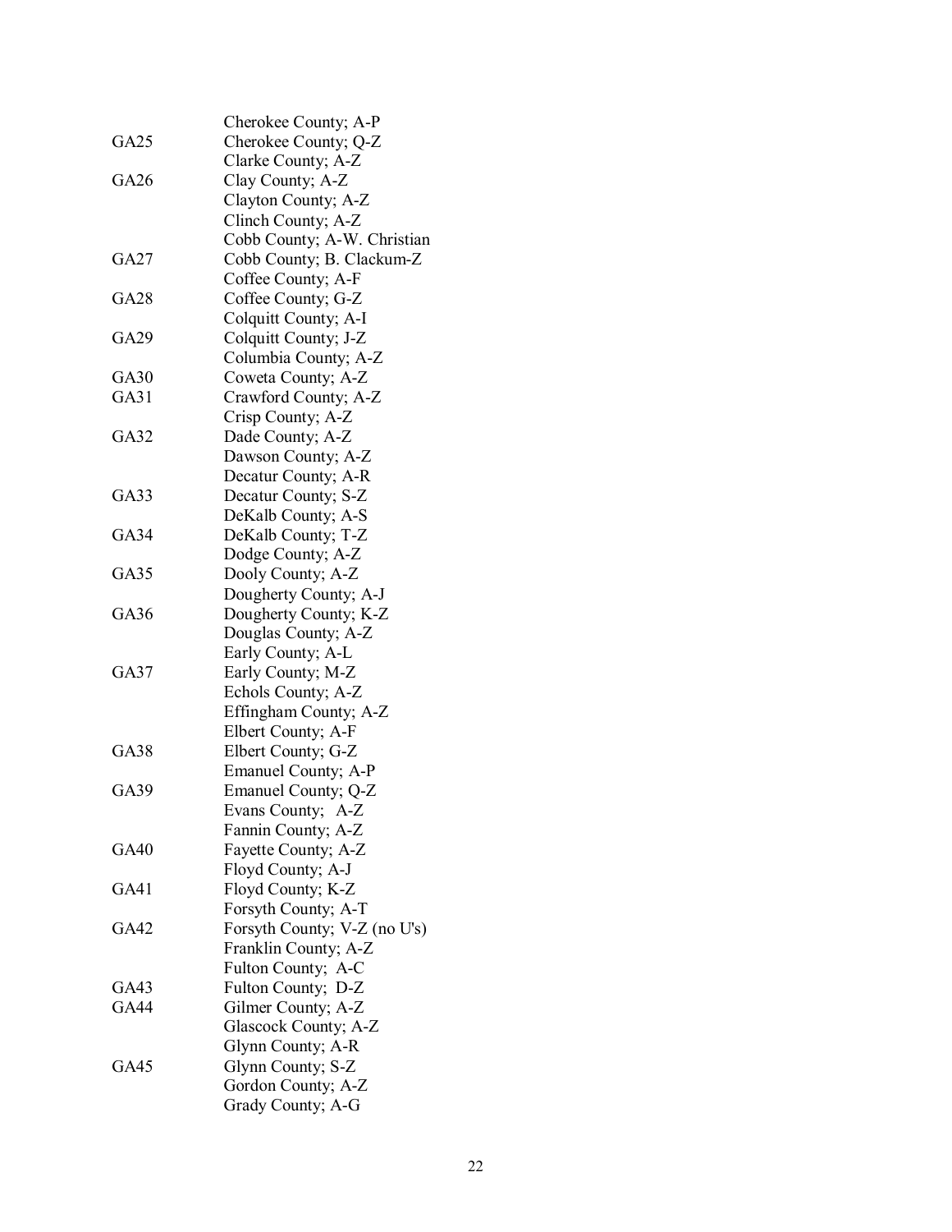| | |
|---|---|
| | Cherokee County; A-P |
| GA25 | Cherokee County; Q-Z |
| | Clarke County; A-Z |
| GA26 | Clay County; A-Z |
| | Clayton County; A-Z |
| | Clinch County; A-Z |
| | Cobb County; A-W. Christian |
| GA27 | Cobb County; B. Clackum-Z |
| | Coffee County; A-F |
| GA28 | Coffee County; G-Z |
| | Colquitt County; A-I |
| GA29 | Colquitt County; J-Z |
| | Columbia County; A-Z |
| GA30 | Coweta County; A-Z |
| GA31 | Crawford County; A-Z |
| | Crisp County; A-Z |
| GA32 | Dade County; A-Z |
| | Dawson County; A-Z |
| | Decatur County; A-R |
| GA33 | Decatur County; S-Z |
| | DeKalb County; A-S |
| GA34 | DeKalb County; T-Z |
| | Dodge County; A-Z |
| GA35 | Dooly County; A-Z |
| | Dougherty County; A-J |
| GA36 | Dougherty County; K-Z |
| | Douglas County; A-Z |
| | Early County; A-L |
| GA37 | Early County; M-Z |
| | Echols County; A-Z |
| | Effingham County; A-Z |
| | Elbert County; A-F |
| GA38 | Elbert County; G-Z |
| | Emanuel County; A-P |
| GA39 | Emanuel County; Q-Z |
| | Evans County; A-Z |
| | Fannin County; A-Z |
| GA40 | Fayette County; A-Z |
| | Floyd County; A-J |
| GA41 | Floyd County; K-Z |
| | Forsyth County; A-T |
| GA42 | Forsyth County; V-Z (no U's) |
| | Franklin County; A-Z |
| | Fulton County; A-C |
| GA43 | Fulton County; D-Z |
| GA44 | Gilmer County; A-Z |
| | Glascock County; A-Z |
| | Glynn County; A-R |
| GA45 | Glynn County; S-Z |
| | Gordon County; A-Z |
| | Grady County; A-G |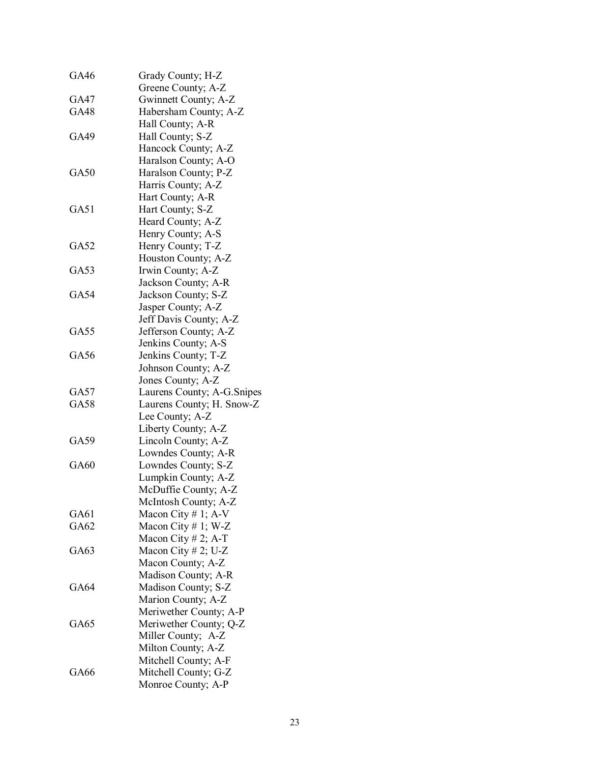| | |
|---|---|
| GA46 | Grady County; H-Z |
| | Greene County; A-Z |
| GA47 | Gwinnett County; A-Z |
| GA48 | Habersham County; A-Z |
| | Hall County; A-R |
| GA49 | Hall County; S-Z |
| | Hancock County; A-Z |
| | Haralson County; A-O |
| GA50 | Haralson County; P-Z |
| | Harris County; A-Z |
| | Hart County; A-R |
| GA51 | Hart County; S-Z |
| | Heard County; A-Z |
| | Henry County; A-S |
| GA52 | Henry County; T-Z |
| | Houston County; A-Z |
| GA53 | Irwin County; A-Z |
| | Jackson County; A-R |
| GA54 | Jackson County; S-Z |
| | Jasper County; A-Z |
| | Jeff Davis County; A-Z |
| GA55 | Jefferson County; A-Z |
| | Jenkins County; A-S |
| GA56 | Jenkins County; T-Z |
| | Johnson County; A-Z |
| | Jones County; A-Z |
| GA57 | Laurens County; A-G.Snipes |
| GA58 | Laurens County; H. Snow-Z |
| | Lee County; A-Z |
| | Liberty County; A-Z |
| GA59 | Lincoln County; A-Z |
| | Lowndes County; A-R |
| GA60 | Lowndes County; S-Z |
| | Lumpkin County; A-Z |
| | McDuffie County; A-Z |
| | McIntosh County; A-Z |
| GA61 | Macon City # 1; A-V |
| GA62 | Macon City # 1; W-Z |
| | Macon City # 2; A-T |
| GA63 | Macon City # 2; U-Z |
| | Macon County; A-Z |
| | Madison County; A-R |
| GA64 | Madison County; S-Z |
| | Marion County; A-Z |
| | Meriwether County; A-P |
| GA65 | Meriwether County; Q-Z |
| | Miller County; A-Z |
| | Milton County; A-Z |
| | Mitchell County; A-F |
| GA66 | Mitchell County; G-Z |
| | Monroe County; A-P |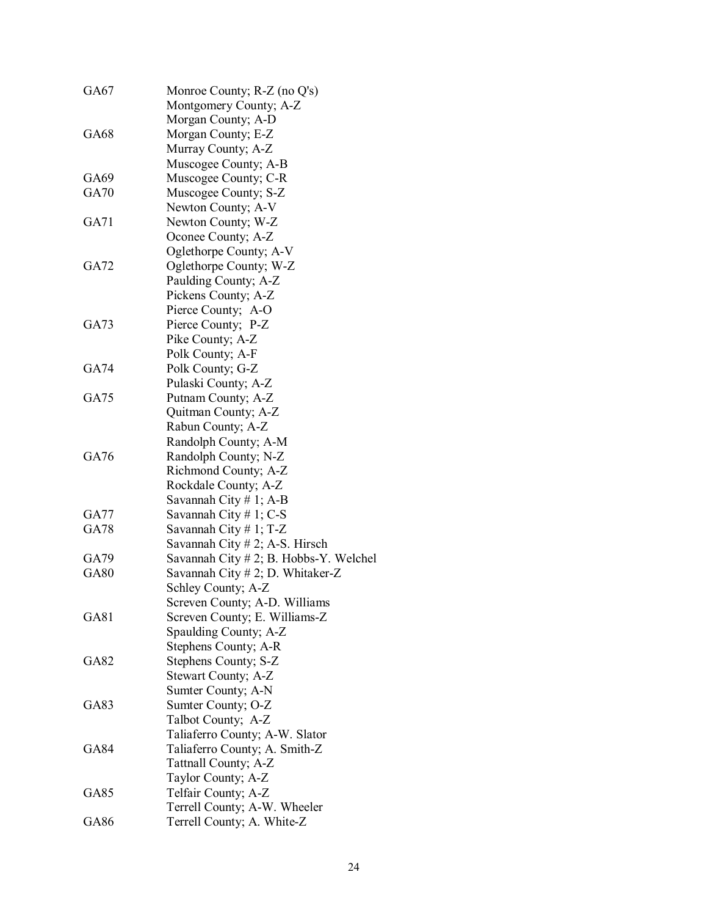| | |
|---|---|
| GA67 | Monroe County; R-Z (no Q's) |
| | Montgomery County; A-Z |
| | Morgan County; A-D |
| GA68 | Morgan County; E-Z |
| | Murray County; A-Z |
| | Muscogee County; A-B |
| GA69 | Muscogee County; C-R |
| GA70 | Muscogee County; S-Z |
| | Newton County; A-V |
| GA71 | Newton County; W-Z |
| | Oconee County; A-Z |
| | Oglethorpe County; A-V |
| GA72 | Oglethorpe County; W-Z |
| | Paulding County; A-Z |
| | Pickens County; A-Z |
| | Pierce County; A-O |
| GA73 | Pierce County; P-Z |
| | Pike County; A-Z |
| | Polk County; A-F |
| GA74 | Polk County; G-Z |
| | Pulaski County; A-Z |
| GA75 | Putnam County; A-Z |
| | Quitman County; A-Z |
| | Rabun County; A-Z |
| | Randolph County; A-M |
| GA76 | Randolph County; N-Z |
| | Richmond County; A-Z |
| | Rockdale County; A-Z |
| | Savannah City # 1; A-B |
| GA77 | Savannah City # 1; C-S |
| GA78 | Savannah City # 1; T-Z |
| | Savannah City # 2; A-S. Hirsch |
| GA79 | Savannah City # 2; B. Hobbs-Y. Welchel |
| GA80 | Savannah City # 2; D. Whitaker-Z |
| | Schley County; A-Z |
| | Screven County; A-D. Williams |
| GA81 | Screven County; E. Williams-Z |
| | Spaulding County; A-Z |
| | Stephens County; A-R |
| GA82 | Stephens County; S-Z |
| | Stewart County; A-Z |
| | Sumter County; A-N |
| GA83 | Sumter County; O-Z |
| | Talbot County; A-Z |
| | Taliaferro County; A-W. Slator |
| GA84 | Taliaferro County; A. Smith-Z |
| | Tattnall County; A-Z |
| | Taylor County; A-Z |
| GA85 | Telfair County; A-Z |
| | Terrell County; A-W. Wheeler |
| GA86 | Terrell County; A. White-Z |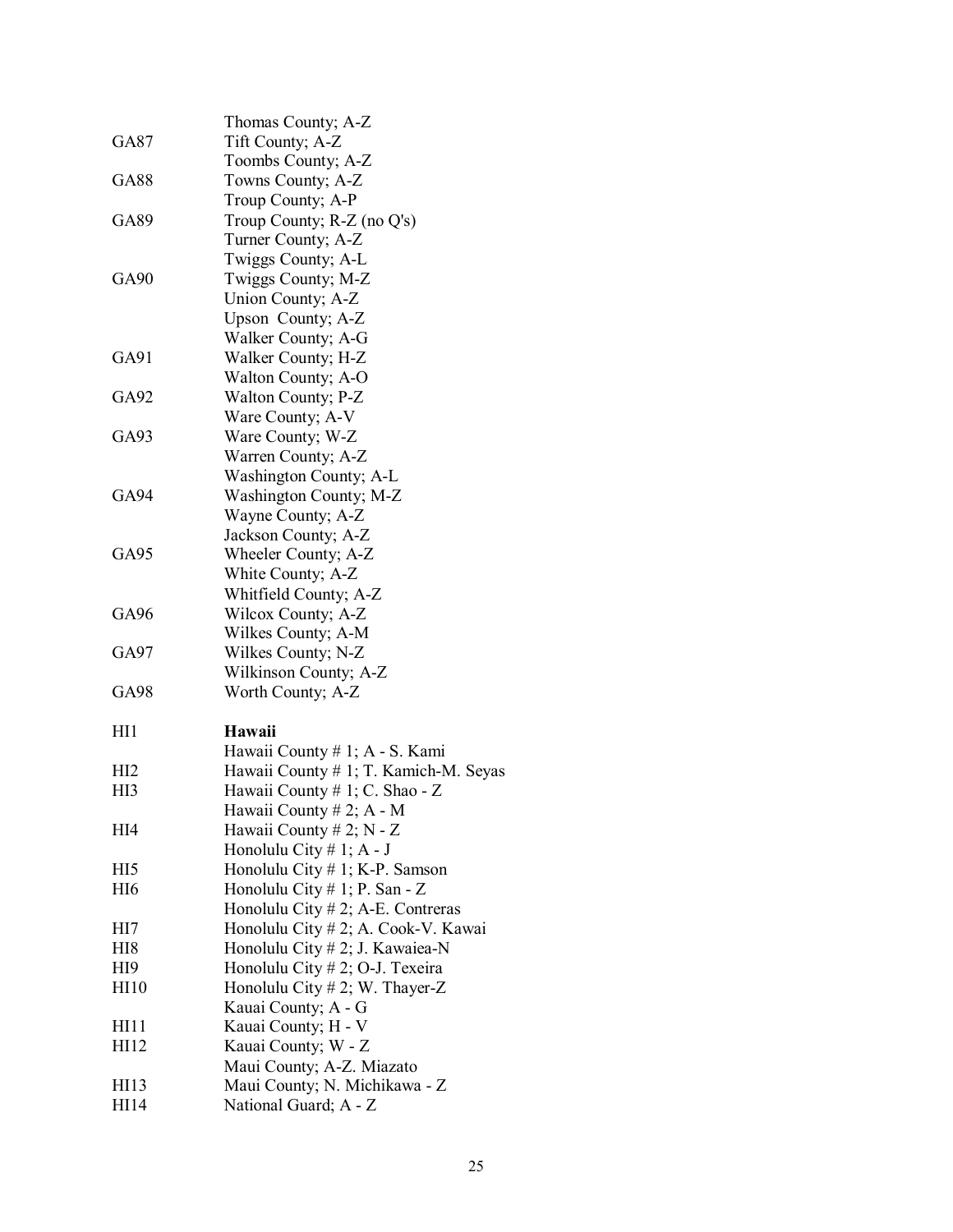| | |
|---|---|
| | Thomas County; A-Z |
| GA87 | Tift County; A-Z |
| | Toombs County; A-Z |
| GA88 | Towns County; A-Z |
| | Troup County; A-P |
| GA89 | Troup County; R-Z (no Q's) |
| | Turner County; A-Z |
| | Twiggs County; A-L |
| GA90 | Twiggs County; M-Z |
| | Union County; A-Z |
| | Upson County; A-Z |
| | Walker County; A-G |
| GA91 | Walker County; H-Z |
| | Walton County; A-O |
| GA92 | Walton County; P-Z |
| | Ware County; A-V |
| GA93 | Ware County; W-Z |
| | Warren County; A-Z |
| | Washington County; A-L |
| GA94 | Washington County; M-Z |
| | Wayne County; A-Z |
| | Jackson County; A-Z |
| GA95 | Wheeler County; A-Z |
| | White County; A-Z |
| | Whitfield County; A-Z |
| GA96 | Wilcox County; A-Z |
| | Wilkes County; A-M |
| GA97 | Wilkes County; N-Z |
| | Wilkinson County; A-Z |
| GA98 | Worth County; A-Z |
| | |
| HI1 | **Hawaii** |
| | Hawaii County # 1; A - S. Kami |
| HI2 | Hawaii County # 1; T. Kamich-M. Seyas |
| HI3 | Hawaii County # 1; C. Shao - Z |
| | Hawaii County # 2; A - M |
| HI4 | Hawaii County # 2; N - Z |
| | Honolulu City # 1; A - J |
| HI5 | Honolulu City # 1; K-P. Samson |
| HI6 | Honolulu City # 1; P. San - Z |
| | Honolulu City # 2; A-E. Contreras |
| HI7 | Honolulu City # 2; A. Cook-V. Kawai |
| HI8 | Honolulu City # 2; J. Kawaiea-N |
| HI9 | Honolulu City # 2; O-J. Texeira |
| HI10 | Honolulu City # 2; W. Thayer-Z |
| | Kauai County; A - G |
| HI11 | Kauai County; H - V |
| HI12 | Kauai County; W - Z |
| | Maui County; A-Z. Miazato |
| HI13 | Maui County; N. Michikawa - Z |
| HI14 | National Guard; A - Z |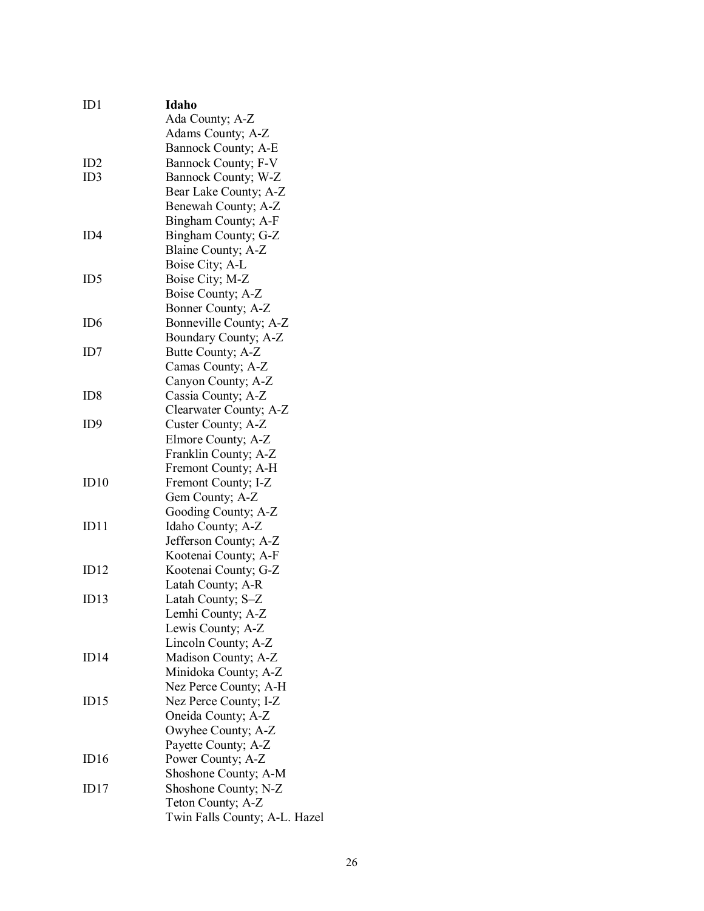| | |
|---|---|
| ID1 | **Idaho** |
| | Ada County; A-Z |
| | Adams County; A-Z |
| | Bannock County; A-E |
| ID2 | Bannock County; F-V |
| ID3 | Bannock County; W-Z |
| | Bear Lake County; A-Z |
| | Benewah County; A-Z |
| | Bingham County; A-F |
| ID4 | Bingham County; G-Z |
| | Blaine County; A-Z |
| | Boise City; A-L |
| ID5 | Boise City; M-Z |
| | Boise County; A-Z |
| | Bonner County; A-Z |
| ID6 | Bonneville County; A-Z |
| | Boundary County; A-Z |
| ID7 | Butte County; A-Z |
| | Camas County; A-Z |
| | Canyon County; A-Z |
| ID8 | Cassia County; A-Z |
| | Clearwater County; A-Z |
| ID9 | Custer County; A-Z |
| | Elmore County; A-Z |
| | Franklin County; A-Z |
| | Fremont County; A-H |
| ID10 | Fremont County; I-Z |
| | Gem County; A-Z |
| | Gooding County; A-Z |
| ID11 | Idaho County; A-Z |
| | Jefferson County; A-Z |
| | Kootenai County; A-F |
| ID12 | Kootenai County; G-Z |
| | Latah County; A-R |
| ID13 | Latah County; S–Z |
| | Lemhi County; A-Z |
| | Lewis County; A-Z |
| | Lincoln County; A-Z |
| ID14 | Madison County; A-Z |
| | Minidoka County; A-Z |
| | Nez Perce County; A-H |
| ID15 | Nez Perce County; I-Z |
| | Oneida County; A-Z |
| | Owyhee County; A-Z |
| | Payette County; A-Z |
| ID16 | Power County; A-Z |
| | Shoshone County; A-M |
| ID17 | Shoshone County; N-Z |
| | Teton County; A-Z |
| | Twin Falls County; A-L. Hazel |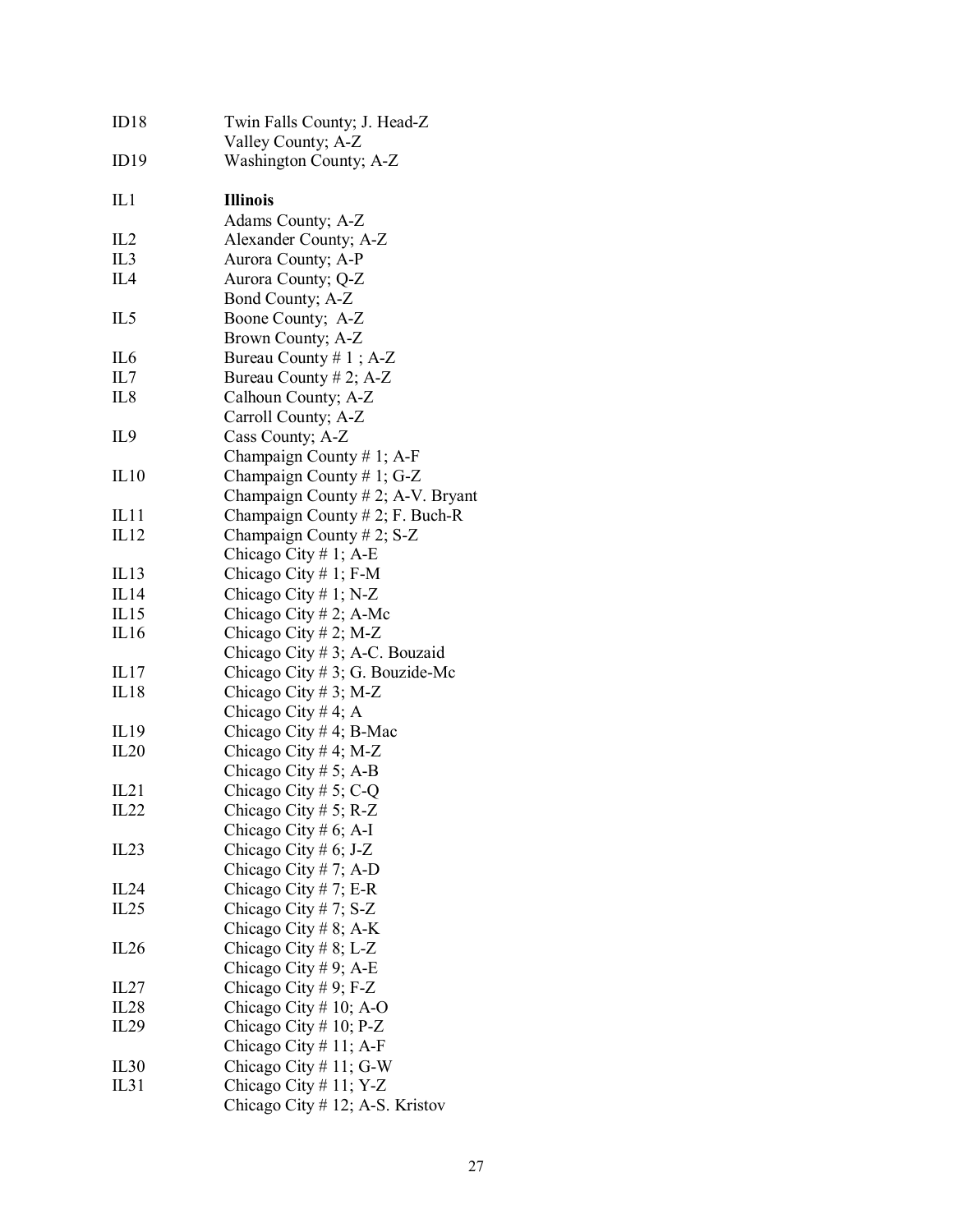| | |
|---|---|
| ID18 | Twin Falls County; J. Head-Z |
| | Valley County; A-Z |
| ID19 | Washington County; A-Z |
| | |
| IL1 | **Illinois** |
| | Adams County; A-Z |
| IL2 | Alexander County; A-Z |
| IL3 | Aurora County; A-P |
| IL4 | Aurora County; Q-Z |
| | Bond County; A-Z |
| IL5 | Boone County; A-Z |
| | Brown County; A-Z |
| IL6 | Bureau County # 1 ; A-Z |
| IL7 | Bureau County # 2; A-Z |
| IL8 | Calhoun County; A-Z |
| | Carroll County; A-Z |
| IL9 | Cass County; A-Z |
| | Champaign County # 1; A-F |
| IL10 | Champaign County # 1; G-Z |
| | Champaign County # 2; A-V. Bryant |
| IL11 | Champaign County # 2; F. Buch-R |
| IL12 | Champaign County # 2; S-Z |
| | Chicago City # 1; A-E |
| IL13 | Chicago City # 1; F-M |
| IL14 | Chicago City # 1; N-Z |
| IL15 | Chicago City # 2; A-Mc |
| IL16 | Chicago City # 2; M-Z |
| | Chicago City # 3; A-C. Bouzaid |
| IL17 | Chicago City # 3; G. Bouzide-Mc |
| IL18 | Chicago City # 3; M-Z |
| | Chicago City # 4; A |
| IL19 | Chicago City # 4; B-Mac |
| IL20 | Chicago City # 4; M-Z |
| | Chicago City # 5; A-B |
| IL21 | Chicago City # 5; C-Q |
| IL22 | Chicago City # 5; R-Z |
| | Chicago City # 6; A-I |
| IL23 | Chicago City # 6; J-Z |
| | Chicago City # 7; A-D |
| IL24 | Chicago City # 7; E-R |
| IL25 | Chicago City # 7; S-Z |
| | Chicago City # 8; A-K |
| IL26 | Chicago City # 8; L-Z |
| | Chicago City # 9; A-E |
| IL27 | Chicago City # 9; F-Z |
| IL28 | Chicago City # 10; A-O |
| IL29 | Chicago City # 10; P-Z |
| | Chicago City # 11; A-F |
| IL30 | Chicago City # 11; G-W |
| IL31 | Chicago City # 11; Y-Z |
| | Chicago City # 12; A-S. Kristov |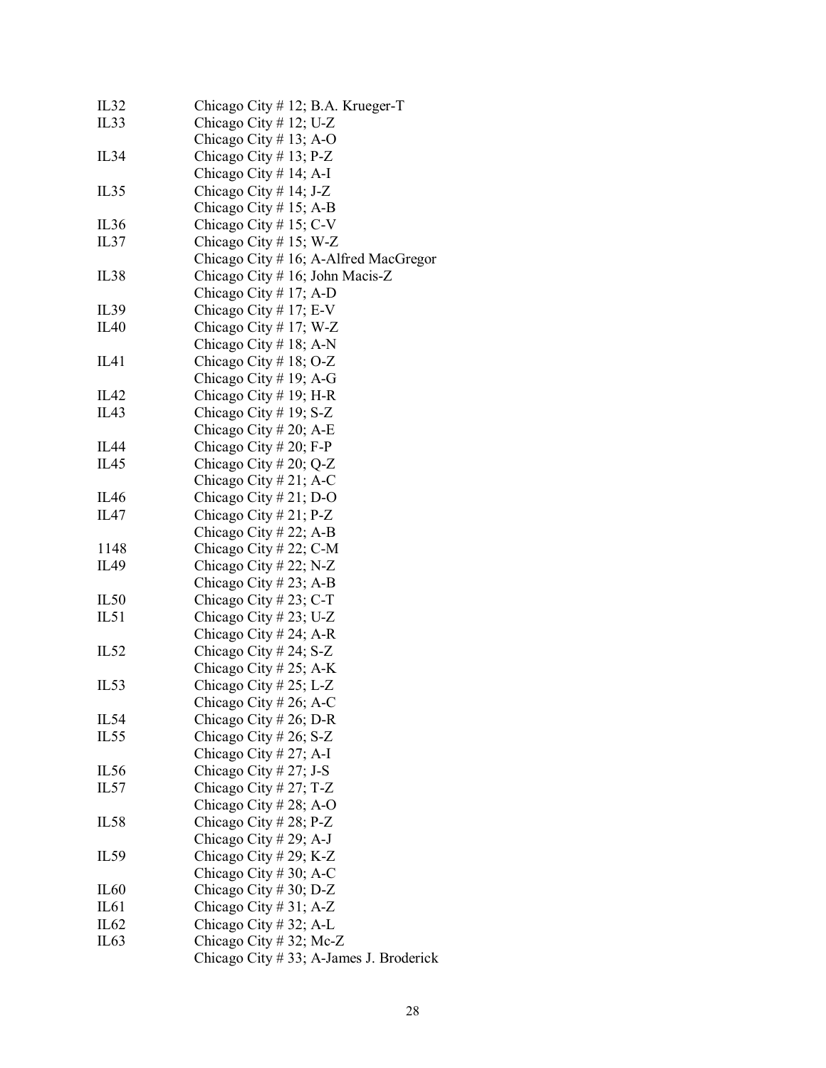| | |
|---|---|
| IL32 | Chicago City # 12; B.A. Krueger-T |
| IL33 | Chicago City # 12; U-Z |
| | Chicago City # 13; A-O |
| IL34 | Chicago City # 13; P-Z |
| | Chicago City # 14; A-I |
| IL35 | Chicago City # 14; J-Z |
| | Chicago City # 15; A-B |
| IL36 | Chicago City # 15; C-V |
| IL37 | Chicago City # 15; W-Z |
| | Chicago City # 16; A-Alfred MacGregor |
| IL38 | Chicago City # 16; John Macis-Z |
| | Chicago City # 17; A-D |
| IL39 | Chicago City # 17; E-V |
| IL40 | Chicago City # 17; W-Z |
| | Chicago City # 18; A-N |
| IL41 | Chicago City # 18; O-Z |
| | Chicago City # 19; A-G |
| IL42 | Chicago City # 19; H-R |
| IL43 | Chicago City # 19; S-Z |
| | Chicago City # 20; A-E |
| IL44 | Chicago City # 20; F-P |
| IL45 | Chicago City # 20; Q-Z |
| | Chicago City # 21; A-C |
| IL46 | Chicago City # 21; D-O |
| IL47 | Chicago City # 21; P-Z |
| | Chicago City # 22; A-B |
| 1148 | Chicago City # 22; C-M |
| IL49 | Chicago City # 22; N-Z |
| | Chicago City # 23; A-B |
| IL50 | Chicago City # 23; C-T |
| IL51 | Chicago City # 23; U-Z |
| | Chicago City # 24; A-R |
| IL52 | Chicago City # 24; S-Z |
| | Chicago City # 25; A-K |
| IL53 | Chicago City # 25; L-Z |
| | Chicago City # 26; A-C |
| IL54 | Chicago City # 26; D-R |
| IL55 | Chicago City # 26; S-Z |
| | Chicago City # 27; A-I |
| IL56 | Chicago City # 27; J-S |
| IL57 | Chicago City # 27; T-Z |
| | Chicago City # 28; A-O |
| IL58 | Chicago City # 28; P-Z |
| | Chicago City # 29; A-J |
| IL59 | Chicago City # 29; K-Z |
| | Chicago City # 30; A-C |
| IL60 | Chicago City # 30; D-Z |
| IL61 | Chicago City # 31; A-Z |
| IL62 | Chicago City # 32; A-L |
| IL63 | Chicago City # 32; Mc-Z |
| | Chicago City # 33; A-James J. Broderick |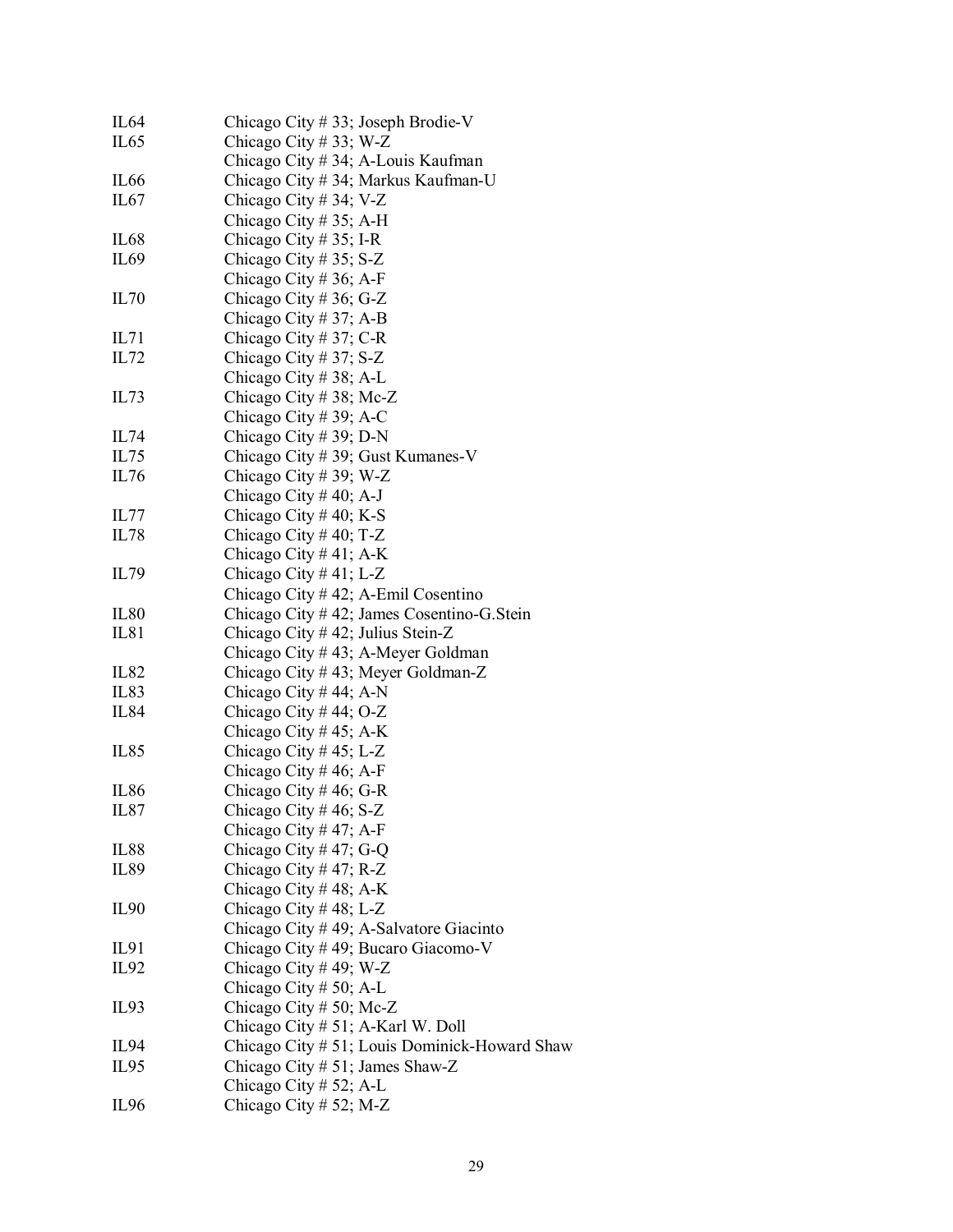| | |
|---|---|
| IL64 | Chicago City # 33; Joseph Brodie-V |
| IL65 | Chicago City # 33; W-Z |
| | Chicago City # 34; A-Louis Kaufman |
| IL66 | Chicago City # 34; Markus Kaufman-U |
| IL67 | Chicago City # 34; V-Z |
| | Chicago City # 35; A-H |
| IL68 | Chicago City # 35; I-R |
| IL69 | Chicago City # 35; S-Z |
| | Chicago City # 36; A-F |
| IL70 | Chicago City # 36; G-Z |
| | Chicago City # 37; A-B |
| IL71 | Chicago City # 37; C-R |
| IL72 | Chicago City # 37; S-Z |
| | Chicago City # 38; A-L |
| IL73 | Chicago City # 38; Mc-Z |
| | Chicago City # 39; A-C |
| IL74 | Chicago City # 39; D-N |
| IL75 | Chicago City # 39; Gust Kumanes-V |
| IL76 | Chicago City # 39; W-Z |
| | Chicago City # 40; A-J |
| IL77 | Chicago City # 40; K-S |
| IL78 | Chicago City # 40; T-Z |
| | Chicago City # 41; A-K |
| IL79 | Chicago City # 41; L-Z |
| | Chicago City # 42; A-Emil Cosentino |
| IL80 | Chicago City # 42; James Cosentino-G.Stein |
| IL81 | Chicago City # 42; Julius Stein-Z |
| | Chicago City # 43; A-Meyer Goldman |
| IL82 | Chicago City # 43; Meyer Goldman-Z |
| IL83 | Chicago City # 44; A-N |
| IL84 | Chicago City # 44; O-Z |
| | Chicago City # 45; A-K |
| IL85 | Chicago City # 45; L-Z |
| | Chicago City # 46; A-F |
| IL86 | Chicago City # 46; G-R |
| IL87 | Chicago City # 46; S-Z |
| | Chicago City # 47; A-F |
| IL88 | Chicago City # 47; G-Q |
| IL89 | Chicago City # 47; R-Z |
| | Chicago City # 48; A-K |
| IL90 | Chicago City # 48; L-Z |
| | Chicago City # 49; A-Salvatore Giacinto |
| IL91 | Chicago City # 49; Bucaro Giacomo-V |
| IL92 | Chicago City # 49; W-Z |
| | Chicago City # 50; A-L |
| IL93 | Chicago City # 50; Mc-Z |
| | Chicago City # 51; A-Karl W. Doll |
| IL94 | Chicago City # 51; Louis Dominick-Howard Shaw |
| IL95 | Chicago City # 51; James Shaw-Z |
| | Chicago City # 52; A-L |
| IL96 | Chicago City # 52; M-Z |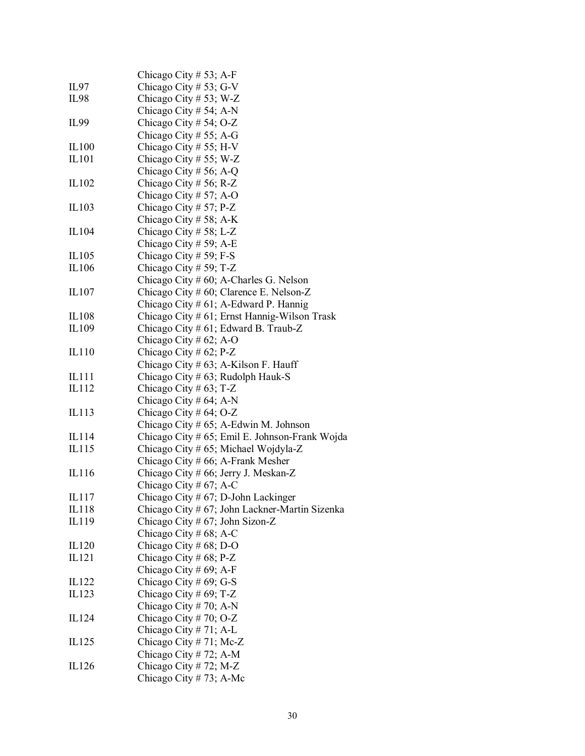| | |
|---|---|
| | Chicago City # 53; A-F |
| IL97 | Chicago City # 53; G-V |
| IL98 | Chicago City # 53; W-Z |
| | Chicago City # 54; A-N |
| IL99 | Chicago City # 54; O-Z |
| | Chicago City # 55; A-G |
| IL100 | Chicago City # 55; H-V |
| IL101 | Chicago City # 55; W-Z |
| | Chicago City # 56; A-Q |
| IL102 | Chicago City # 56; R-Z |
| | Chicago City # 57; A-O |
| IL103 | Chicago City # 57; P-Z |
| | Chicago City # 58; A-K |
| IL104 | Chicago City # 58; L-Z |
| | Chicago City # 59; A-E |
| IL105 | Chicago City # 59; F-S |
| IL106 | Chicago City # 59; T-Z |
| | Chicago City # 60; A-Charles G. Nelson |
| IL107 | Chicago City # 60; Clarence E. Nelson-Z |
| | Chicago City # 61; A-Edward P. Hannig |
| IL108 | Chicago City # 61; Ernst Hannig-Wilson Trask |
| IL109 | Chicago City # 61; Edward B. Traub-Z |
| | Chicago City # 62; A-O |
| IL110 | Chicago City # 62; P-Z |
| | Chicago City # 63; A-Kilson F. Hauff |
| IL111 | Chicago City # 63; Rudolph Hauk-S |
| IL112 | Chicago City # 63; T-Z |
| | Chicago City # 64; A-N |
| IL113 | Chicago City # 64; O-Z |
| | Chicago City # 65; A-Edwin M. Johnson |
| IL114 | Chicago City # 65; Emil E. Johnson-Frank Wojda |
| IL115 | Chicago City # 65; Michael Wojdyla-Z |
| | Chicago City # 66; A-Frank Mesher |
| IL116 | Chicago City # 66; Jerry J. Meskan-Z |
| | Chicago City # 67; A-C |
| IL117 | Chicago City # 67; D-John Lackinger |
| IL118 | Chicago City # 67; John Lackner-Martin Sizenka |
| IL119 | Chicago City # 67; John Sizon-Z |
| | Chicago City # 68; A-C |
| IL120 | Chicago City # 68; D-O |
| IL121 | Chicago City # 68; P-Z |
| | Chicago City # 69; A-F |
| IL122 | Chicago City # 69; G-S |
| IL123 | Chicago City # 69; T-Z |
| | Chicago City # 70; A-N |
| IL124 | Chicago City # 70; O-Z |
| | Chicago City # 71; A-L |
| IL125 | Chicago City # 71; Mc-Z |
| | Chicago City # 72; A-M |
| IL126 | Chicago City # 72; M-Z |
| | Chicago City # 73; A-Mc |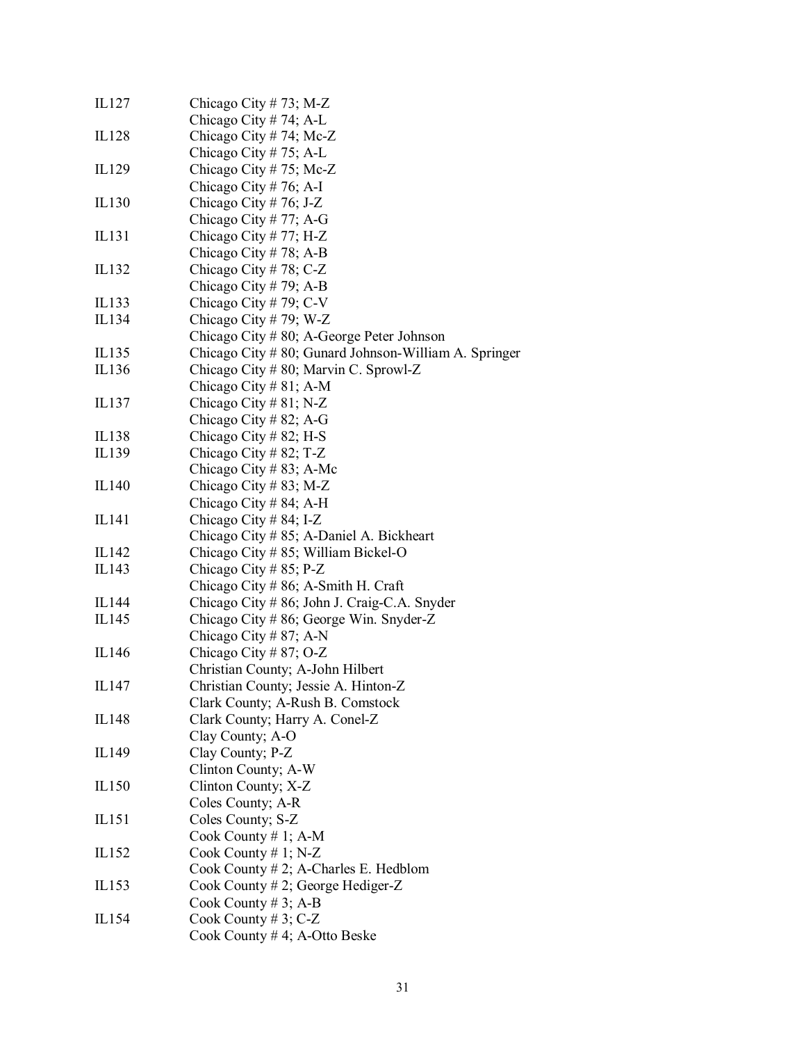| | |
|---|---|
| IL127 | Chicago City # 73; M-Z |
| | Chicago City # 74; A-L |
| IL128 | Chicago City # 74; Mc-Z |
| | Chicago City # 75; A-L |
| IL129 | Chicago City # 75; Mc-Z |
| | Chicago City # 76; A-I |
| IL130 | Chicago City # 76; J-Z |
| | Chicago City # 77; A-G |
| IL131 | Chicago City # 77; H-Z |
| | Chicago City # 78; A-B |
| IL132 | Chicago City # 78; C-Z |
| | Chicago City # 79; A-B |
| IL133 | Chicago City # 79; C-V |
| IL134 | Chicago City # 79; W-Z |
| | Chicago City # 80; A-George Peter Johnson |
| IL135 | Chicago City # 80; Gunard Johnson-William A. Springer |
| IL136 | Chicago City # 80; Marvin C. Sprowl-Z |
| | Chicago City # 81; A-M |
| IL137 | Chicago City # 81; N-Z |
| | Chicago City # 82; A-G |
| IL138 | Chicago City # 82; H-S |
| IL139 | Chicago City # 82; T-Z |
| | Chicago City # 83; A-Mc |
| IL140 | Chicago City # 83; M-Z |
| | Chicago City # 84; A-H |
| IL141 | Chicago City # 84; I-Z |
| | Chicago City # 85; A-Daniel A. Bickheart |
| IL142 | Chicago City # 85; William Bickel-O |
| IL143 | Chicago City # 85; P-Z |
| | Chicago City # 86; A-Smith H. Craft |
| IL144 | Chicago City # 86; John J. Craig-C.A. Snyder |
| IL145 | Chicago City # 86; George Win. Snyder-Z |
| | Chicago City # 87; A-N |
| IL146 | Chicago City # 87; O-Z |
| | Christian County; A-John Hilbert |
| IL147 | Christian County; Jessie A. Hinton-Z |
| | Clark County; A-Rush B. Comstock |
| IL148 | Clark County; Harry A. Conel-Z |
| | Clay County; A-O |
| IL149 | Clay County; P-Z |
| | Clinton County; A-W |
| IL150 | Clinton County; X-Z |
| | Coles County; A-R |
| IL151 | Coles County; S-Z |
| | Cook County # 1; A-M |
| IL152 | Cook County # 1; N-Z |
| | Cook County # 2; A-Charles E. Hedblom |
| IL153 | Cook County # 2; George Hediger-Z |
| | Cook County # 3; A-B |
| IL154 | Cook County # 3; C-Z |
| | Cook County # 4; A-Otto Beske |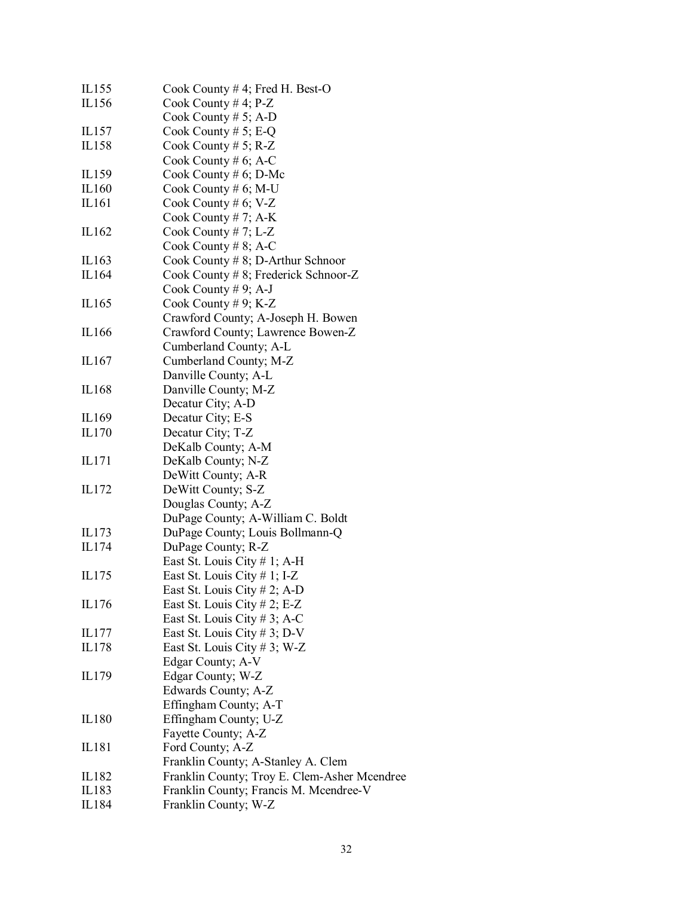| | |
|---|---|
| IL155 | Cook County # 4; Fred H. Best-O |
| IL156 | Cook County # 4; P-Z |
| | Cook County # 5; A-D |
| IL157 | Cook County # 5; E-Q |
| IL158 | Cook County # 5; R-Z |
| | Cook County # 6; A-C |
| IL159 | Cook County # 6; D-Mc |
| IL160 | Cook County # 6; M-U |
| IL161 | Cook County # 6; V-Z |
| | Cook County # 7; A-K |
| IL162 | Cook County # 7; L-Z |
| | Cook County # 8; A-C |
| IL163 | Cook County # 8; D-Arthur Schnoor |
| IL164 | Cook County # 8; Frederick Schnoor-Z |
| | Cook County # 9; A-J |
| IL165 | Cook County # 9; K-Z |
| | Crawford County; A-Joseph H. Bowen |
| IL166 | Crawford County; Lawrence Bowen-Z |
| | Cumberland County; A-L |
| IL167 | Cumberland County; M-Z |
| | Danville County; A-L |
| IL168 | Danville County; M-Z |
| | Decatur City; A-D |
| IL169 | Decatur City; E-S |
| IL170 | Decatur City; T-Z |
| | DeKalb County; A-M |
| IL171 | DeKalb County; N-Z |
| | DeWitt County; A-R |
| IL172 | DeWitt County; S-Z |
| | Douglas County; A-Z |
| | DuPage County; A-William C. Boldt |
| IL173 | DuPage County; Louis Bollmann-Q |
| IL174 | DuPage County; R-Z |
| | East St. Louis City # 1; A-H |
| IL175 | East St. Louis City # 1; I-Z |
| | East St. Louis City # 2; A-D |
| IL176 | East St. Louis City # 2; E-Z |
| | East St. Louis City # 3; A-C |
| IL177 | East St. Louis City # 3; D-V |
| IL178 | East St. Louis City # 3; W-Z |
| | Edgar County; A-V |
| IL179 | Edgar County; W-Z |
| | Edwards County; A-Z |
| | Effingham County; A-T |
| IL180 | Effingham County; U-Z |
| | Fayette County; A-Z |
| IL181 | Ford County; A-Z |
| | Franklin County; A-Stanley A. Clem |
| IL182 | Franklin County; Troy E. Clem-Asher Mcendree |
| IL183 | Franklin County; Francis M. Mcendree-V |
| IL184 | Franklin County; W-Z |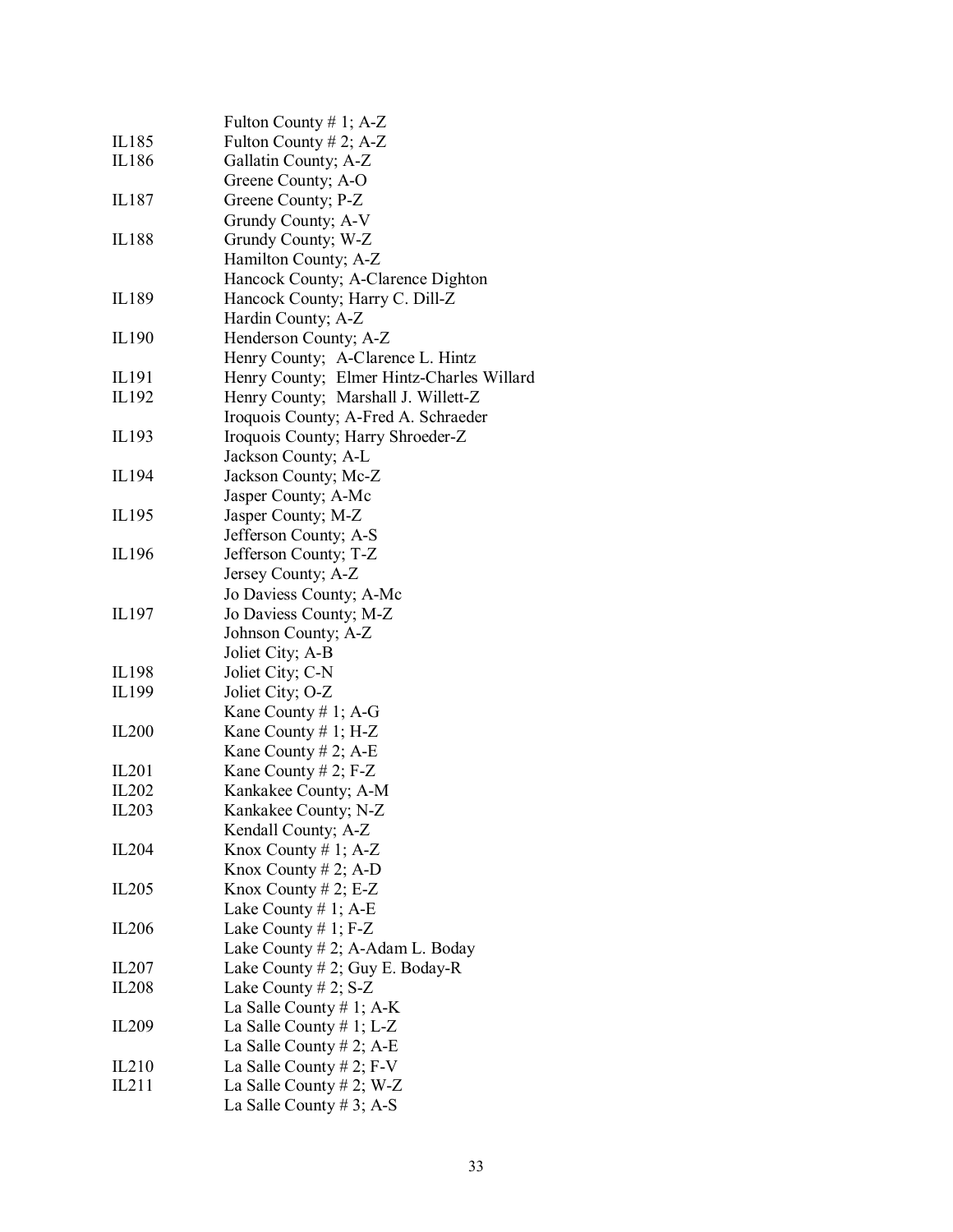| | |
|---|---|
| | Fulton County # 1; A-Z |
| IL185 | Fulton County # 2; A-Z |
| IL186 | Gallatin County; A-Z |
| | Greene County; A-O |
| IL187 | Greene County; P-Z |
| | Grundy County; A-V |
| IL188 | Grundy County; W-Z |
| | Hamilton County; A-Z |
| | Hancock County; A-Clarence Dighton |
| IL189 | Hancock County; Harry C. Dill-Z |
| | Hardin County; A-Z |
| IL190 | Henderson County; A-Z |
| | Henry County; A-Clarence L. Hintz |
| IL191 | Henry County; Elmer Hintz-Charles Willard |
| IL192 | Henry County; Marshall J. Willett-Z |
| | Iroquois County; A-Fred A. Schraeder |
| IL193 | Iroquois County; Harry Shroeder-Z |
| | Jackson County; A-L |
| IL194 | Jackson County; Mc-Z |
| | Jasper County; A-Mc |
| IL195 | Jasper County; M-Z |
| | Jefferson County; A-S |
| IL196 | Jefferson County; T-Z |
| | Jersey County; A-Z |
| | Jo Daviess County; A-Mc |
| IL197 | Jo Daviess County; M-Z |
| | Johnson County; A-Z |
| | Joliet City; A-B |
| IL198 | Joliet City; C-N |
| IL199 | Joliet City; O-Z |
| | Kane County # 1; A-G |
| IL200 | Kane County # 1; H-Z |
| | Kane County # 2; A-E |
| IL201 | Kane County # 2; F-Z |
| IL202 | Kankakee County; A-M |
| IL203 | Kankakee County; N-Z |
| | Kendall County; A-Z |
| IL204 | Knox County # 1; A-Z |
| | Knox County # 2; A-D |
| IL205 | Knox County # 2; E-Z |
| | Lake County # 1; A-E |
| IL206 | Lake County # 1; F-Z |
| | Lake County # 2; A-Adam L. Boday |
| IL207 | Lake County # 2; Guy E. Boday-R |
| IL208 | Lake County # 2; S-Z |
| | La Salle County # 1; A-K |
| IL209 | La Salle County # 1; L-Z |
| | La Salle County # 2; A-E |
| IL210 | La Salle County # 2; F-V |
| IL211 | La Salle County # 2; W-Z |
| | La Salle County # 3; A-S |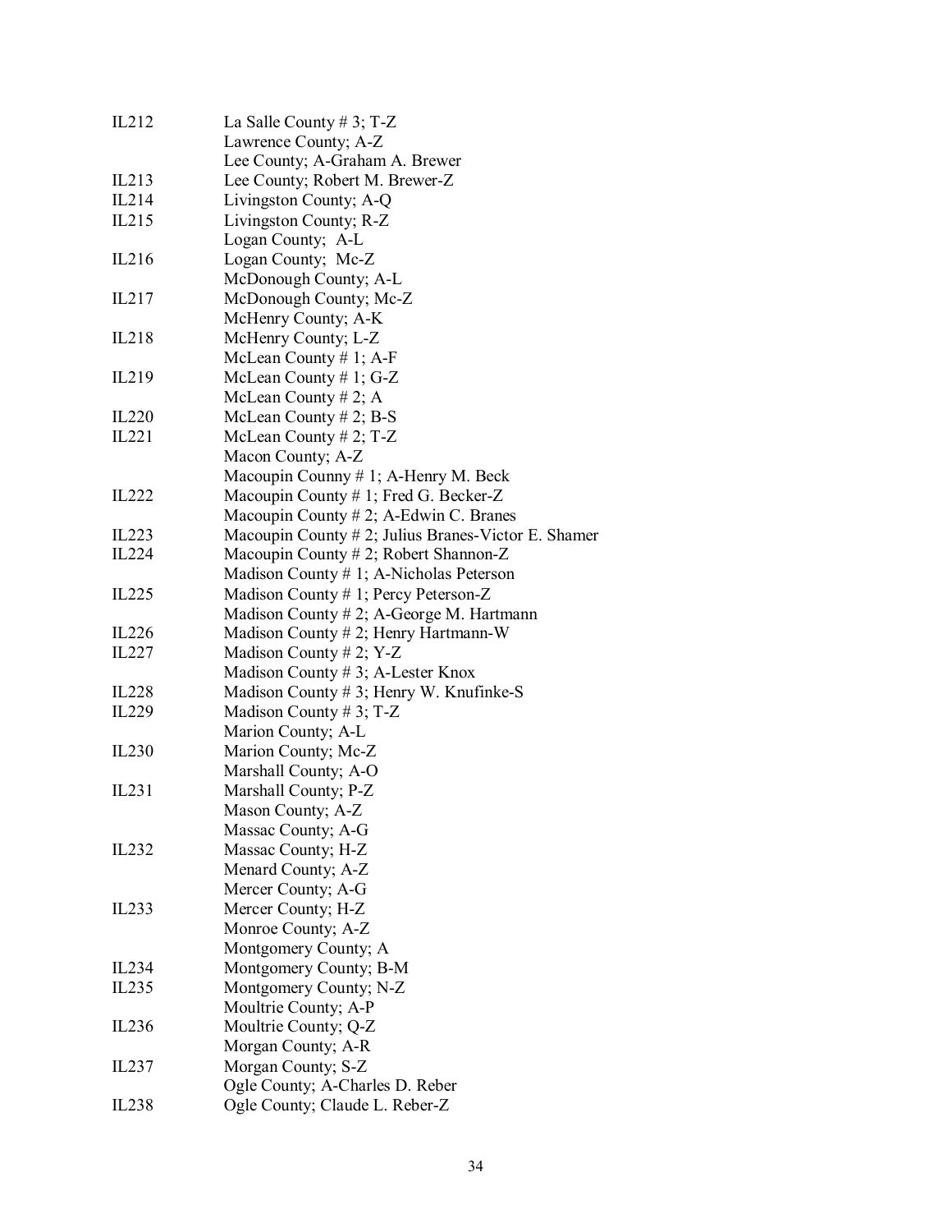| | |
|---|---|
| IL212 | La Salle County # 3; T-Z |
| | Lawrence County; A-Z |
| | Lee County; A-Graham A. Brewer |
| IL213 | Lee County; Robert M. Brewer-Z |
| IL214 | Livingston County; A-Q |
| IL215 | Livingston County; R-Z |
| | Logan County; A-L |
| IL216 | Logan County; Mc-Z |
| | McDonough County; A-L |
| IL217 | McDonough County; Mc-Z |
| | McHenry County; A-K |
| IL218 | McHenry County; L-Z |
| | McLean County # 1; A-F |
| IL219 | McLean County # 1; G-Z |
| | McLean County # 2; A |
| IL220 | McLean County # 2; B-S |
| IL221 | McLean County # 2; T-Z |
| | Macon County; A-Z |
| | Macoupin Counny # 1; A-Henry M. Beck |
| IL222 | Macoupin County # 1; Fred G. Becker-Z |
| | Macoupin County # 2; A-Edwin C. Branes |
| IL223 | Macoupin County # 2; Julius Branes-Victor E. Shamer |
| IL224 | Macoupin County # 2; Robert Shannon-Z |
| | Madison County # 1; A-Nicholas Peterson |
| IL225 | Madison County # 1; Percy Peterson-Z |
| | Madison County # 2; A-George M. Hartmann |
| IL226 | Madison County # 2; Henry Hartmann-W |
| IL227 | Madison County # 2; Y-Z |
| | Madison County # 3; A-Lester Knox |
| IL228 | Madison County # 3; Henry W. Knufinke-S |
| IL229 | Madison County # 3; T-Z |
| | Marion County; A-L |
| IL230 | Marion County; Mc-Z |
| | Marshall County; A-O |
| IL231 | Marshall County; P-Z |
| | Mason County; A-Z |
| | Massac County; A-G |
| IL232 | Massac County; H-Z |
| | Menard County; A-Z |
| | Mercer County; A-G |
| IL233 | Mercer County; H-Z |
| | Monroe County; A-Z |
| | Montgomery County; A |
| IL234 | Montgomery County; B-M |
| IL235 | Montgomery County; N-Z |
| | Moultrie County; A-P |
| IL236 | Moultrie County; Q-Z |
| | Morgan County; A-R |
| IL237 | Morgan County; S-Z |
| | Ogle County; A-Charles D. Reber |
| IL238 | Ogle County; Claude L. Reber-Z |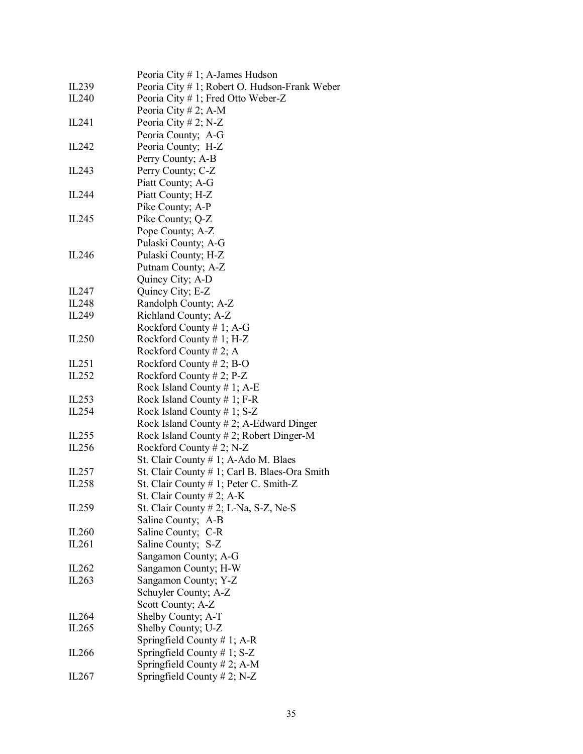| | |
|---|---|
| | Peoria City # 1; A-James Hudson |
| IL239 | Peoria City # 1; Robert O. Hudson-Frank Weber |
| IL240 | Peoria City # 1; Fred Otto Weber-Z |
| | Peoria City # 2; A-M |
| IL241 | Peoria City # 2; N-Z |
| | Peoria County; A-G |
| IL242 | Peoria County; H-Z |
| | Perry County; A-B |
| IL243 | Perry County; C-Z |
| | Piatt County; A-G |
| IL244 | Piatt County; H-Z |
| | Pike County; A-P |
| IL245 | Pike County; Q-Z |
| | Pope County; A-Z |
| | Pulaski County; A-G |
| IL246 | Pulaski County; H-Z |
| | Putnam County; A-Z |
| | Quincy City; A-D |
| IL247 | Quincy City; E-Z |
| IL248 | Randolph County; A-Z |
| IL249 | Richland County; A-Z |
| | Rockford County # 1; A-G |
| IL250 | Rockford County # 1; H-Z |
| | Rockford County # 2; A |
| IL251 | Rockford County # 2; B-O |
| IL252 | Rockford County # 2; P-Z |
| | Rock Island County # 1; A-E |
| IL253 | Rock Island County # 1; F-R |
| IL254 | Rock Island County # 1; S-Z |
| | Rock Island County # 2; A-Edward Dinger |
| IL255 | Rock Island County # 2; Robert Dinger-M |
| IL256 | Rockford County # 2; N-Z |
| | St. Clair County # 1; A-Ado M. Blaes |
| IL257 | St. Clair County # 1; Carl B. Blaes-Ora Smith |
| IL258 | St. Clair County # 1; Peter C. Smith-Z |
| | St. Clair County # 2; A-K |
| IL259 | St. Clair County # 2; L-Na, S-Z, Ne-S |
| | Saline County; A-B |
| IL260 | Saline County; C-R |
| IL261 | Saline County; S-Z |
| | Sangamon County; A-G |
| IL262 | Sangamon County; H-W |
| IL263 | Sangamon County; Y-Z |
| | Schuyler County; A-Z |
| | Scott County; A-Z |
| IL264 | Shelby County; A-T |
| IL265 | Shelby County; U-Z |
| | Springfield County # 1; A-R |
| IL266 | Springfield County # 1; S-Z |
| | Springfield County # 2; A-M |
| IL267 | Springfield County # 2; N-Z |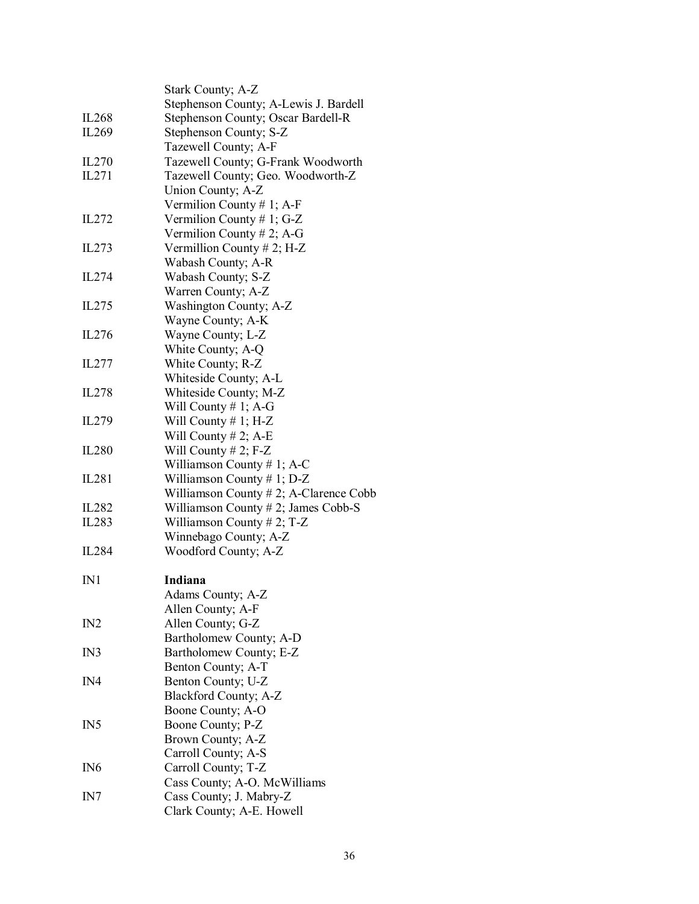| | |
|---|---|
| | Stark County; A-Z |
| | Stephenson County; A-Lewis J. Bardell |
| IL268 | Stephenson County; Oscar Bardell-R |
| IL269 | Stephenson County; S-Z |
| | Tazewell County; A-F |
| IL270 | Tazewell County; G-Frank Woodworth |
| IL271 | Tazewell County; Geo. Woodworth-Z |
| | Union County; A-Z |
| | Vermilion County # 1; A-F |
| IL272 | Vermilion County # 1; G-Z |
| | Vermilion County # 2; A-G |
| IL273 | Vermillion County # 2; H-Z |
| | Wabash County; A-R |
| IL274 | Wabash County; S-Z |
| | Warren County; A-Z |
| IL275 | Washington County; A-Z |
| | Wayne County; A-K |
| IL276 | Wayne County; L-Z |
| | White County; A-Q |
| IL277 | White County; R-Z |
| | Whiteside County; A-L |
| IL278 | Whiteside County; M-Z |
| | Will County # 1; A-G |
| IL279 | Will County # 1; H-Z |
| | Will County # 2; A-E |
| IL280 | Will County # 2; F-Z |
| | Williamson County # 1; A-C |
| IL281 | Williamson County # 1; D-Z |
| | Williamson County # 2; A-Clarence Cobb |
| IL282 | Williamson County # 2; James Cobb-S |
| IL283 | Williamson County # 2; T-Z |
| | Winnebago County; A-Z |
| IL284 | Woodford County; A-Z |
| | |
| IN1 | **Indiana** |
| | Adams County; A-Z |
| | Allen County; A-F |
| IN2 | Allen County; G-Z |
| | Bartholomew County; A-D |
| IN3 | Bartholomew County; E-Z |
| | Benton County; A-T |
| IN4 | Benton County; U-Z |
| | Blackford County; A-Z |
| | Boone County; A-O |
| IN5 | Boone County; P-Z |
| | Brown County; A-Z |
| | Carroll County; A-S |
| IN6 | Carroll County; T-Z |
| | Cass County; A-O. McWilliams |
| IN7 | Cass County; J. Mabry-Z |
| | Clark County; A-E. Howell |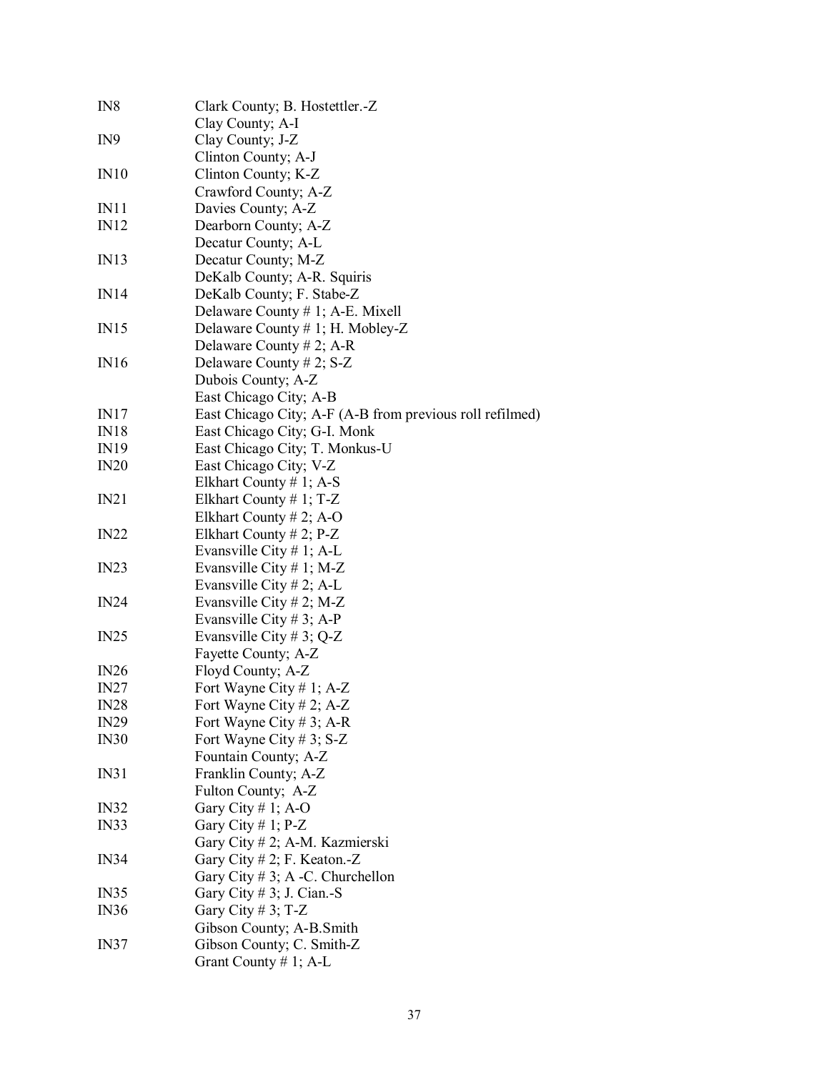| | |
|---|---|
| IN8 | Clark County; B. Hostettler.-Z |
| | Clay County; A-I |
| IN9 | Clay County; J-Z |
| | Clinton County; A-J |
| IN10 | Clinton County; K-Z |
| | Crawford County; A-Z |
| IN11 | Davies County; A-Z |
| IN12 | Dearborn County; A-Z |
| | Decatur County; A-L |
| IN13 | Decatur County; M-Z |
| | DeKalb County; A-R. Squiris |
| IN14 | DeKalb County; F. Stabe-Z |
| | Delaware County # 1; A-E. Mixell |
| IN15 | Delaware County # 1; H. Mobley-Z |
| | Delaware County # 2; A-R |
| IN16 | Delaware County # 2; S-Z |
| | Dubois County; A-Z |
| | East Chicago City; A-B |
| IN17 | East Chicago City; A-F (A-B from previous roll refilmed) |
| IN18 | East Chicago City; G-I. Monk |
| IN19 | East Chicago City; T. Monkus-U |
| IN20 | East Chicago City; V-Z |
| | Elkhart County # 1; A-S |
| IN21 | Elkhart County # 1; T-Z |
| | Elkhart County # 2; A-O |
| IN22 | Elkhart County # 2; P-Z |
| | Evansville City # 1; A-L |
| IN23 | Evansville City # 1; M-Z |
| | Evansville City # 2; A-L |
| IN24 | Evansville City # 2; M-Z |
| | Evansville City # 3; A-P |
| IN25 | Evansville City # 3; Q-Z |
| | Fayette County; A-Z |
| IN26 | Floyd County; A-Z |
| IN27 | Fort Wayne City # 1; A-Z |
| IN28 | Fort Wayne City # 2; A-Z |
| IN29 | Fort Wayne City # 3; A-R |
| IN30 | Fort Wayne City # 3; S-Z |
| | Fountain County; A-Z |
| IN31 | Franklin County; A-Z |
| | Fulton County; A-Z |
| IN32 | Gary City # 1; A-O |
| IN33 | Gary City # 1; P-Z |
| | Gary City # 2; A-M. Kazmierski |
| IN34 | Gary City # 2; F. Keaton.-Z |
| | Gary City # 3; A -C. Churchellon |
| IN35 | Gary City # 3; J. Cian.-S |
| IN36 | Gary City # 3; T-Z |
| | Gibson County; A-B.Smith |
| IN37 | Gibson County; C. Smith-Z |
| | Grant County # 1; A-L |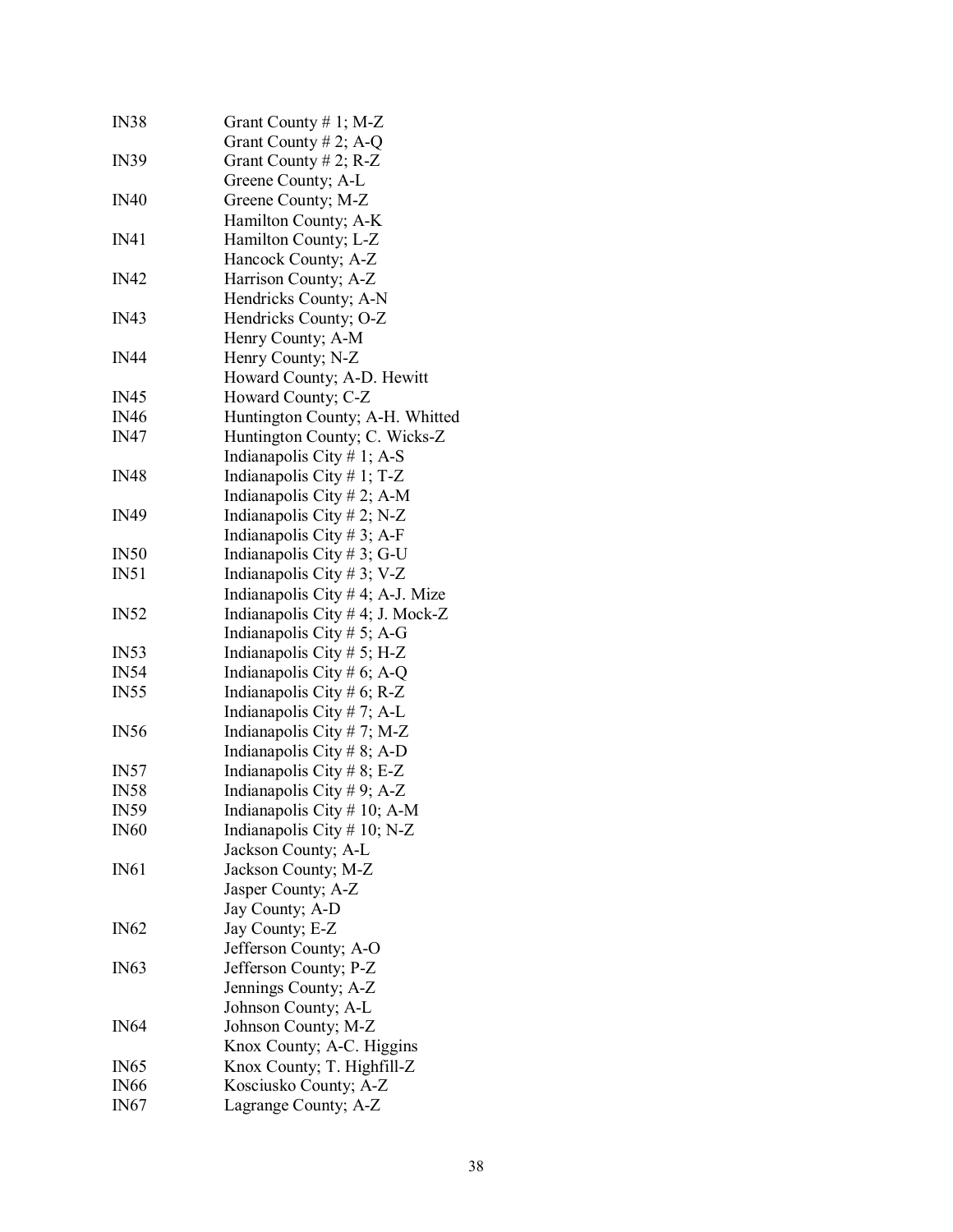| | |
|---|---|
| IN38 | Grant County # 1; M-Z |
| | Grant County # 2; A-Q |
| IN39 | Grant County # 2; R-Z |
| | Greene County; A-L |
| IN40 | Greene County; M-Z |
| | Hamilton County; A-K |
| IN41 | Hamilton County; L-Z |
| | Hancock County; A-Z |
| IN42 | Harrison County; A-Z |
| | Hendricks County; A-N |
| IN43 | Hendricks County; O-Z |
| | Henry County; A-M |
| IN44 | Henry County; N-Z |
| | Howard County; A-D. Hewitt |
| IN45 | Howard County; C-Z |
| IN46 | Huntington County; A-H. Whitted |
| IN47 | Huntington County; C. Wicks-Z |
| | Indianapolis City # 1; A-S |
| IN48 | Indianapolis City # 1; T-Z |
| | Indianapolis City # 2; A-M |
| IN49 | Indianapolis City # 2; N-Z |
| | Indianapolis City # 3; A-F |
| IN50 | Indianapolis City # 3; G-U |
| IN51 | Indianapolis City # 3; V-Z |
| | Indianapolis City # 4; A-J. Mize |
| IN52 | Indianapolis City # 4; J. Mock-Z |
| | Indianapolis City # 5; A-G |
| IN53 | Indianapolis City # 5; H-Z |
| IN54 | Indianapolis City # 6; A-Q |
| IN55 | Indianapolis City # 6; R-Z |
| | Indianapolis City # 7; A-L |
| IN56 | Indianapolis City # 7; M-Z |
| | Indianapolis City # 8; A-D |
| IN57 | Indianapolis City # 8; E-Z |
| IN58 | Indianapolis City # 9; A-Z |
| IN59 | Indianapolis City # 10; A-M |
| IN60 | Indianapolis City # 10; N-Z |
| | Jackson County; A-L |
| IN61 | Jackson County; M-Z |
| | Jasper County; A-Z |
| | Jay County; A-D |
| IN62 | Jay County; E-Z |
| | Jefferson County; A-O |
| IN63 | Jefferson County; P-Z |
| | Jennings County; A-Z |
| | Johnson County; A-L |
| IN64 | Johnson County; M-Z |
| | Knox County; A-C. Higgins |
| IN65 | Knox County; T. Highfill-Z |
| IN66 | Kosciusko County; A-Z |
| IN67 | Lagrange County; A-Z |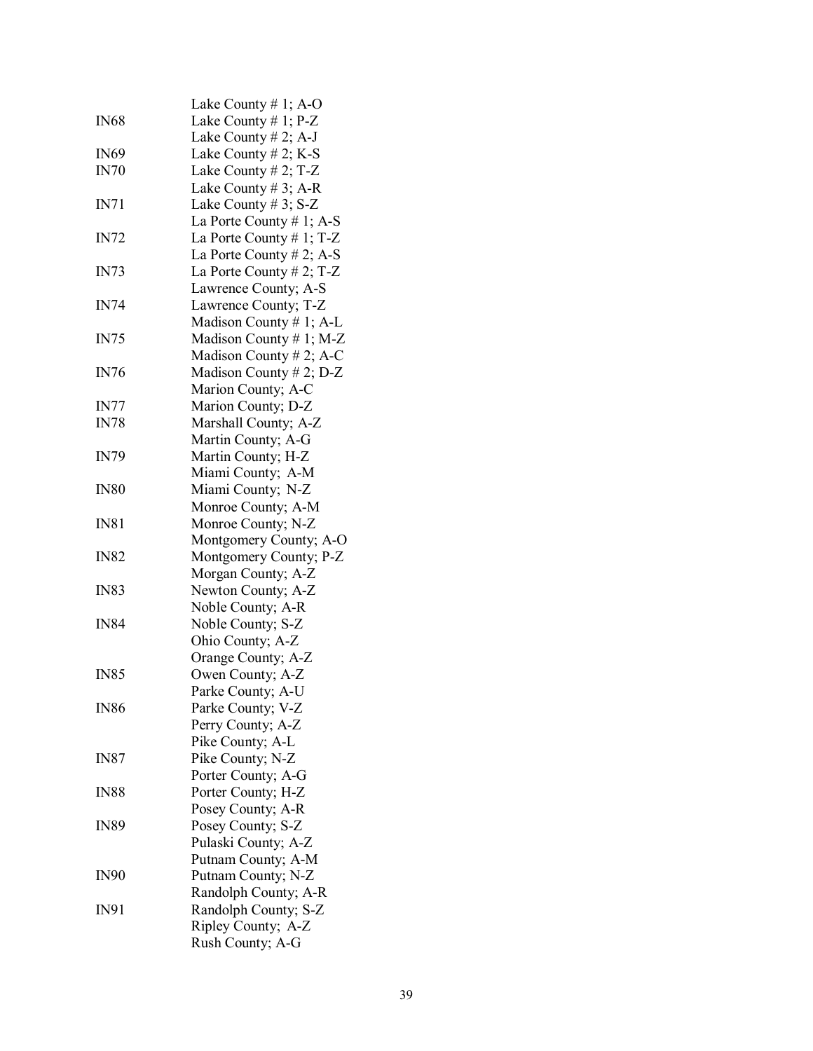| | |
|---|---|
| | Lake County # 1; A-O |
| IN68 | Lake County # 1; P-Z |
| | Lake County # 2; A-J |
| IN69 | Lake County # 2; K-S |
| IN70 | Lake County # 2; T-Z |
| | Lake County # 3; A-R |
| IN71 | Lake County # 3; S-Z |
| | La Porte County # 1; A-S |
| IN72 | La Porte County # 1; T-Z |
| | La Porte County # 2; A-S |
| IN73 | La Porte County # 2; T-Z |
| | Lawrence County; A-S |
| IN74 | Lawrence County; T-Z |
| | Madison County # 1; A-L |
| IN75 | Madison County # 1; M-Z |
| | Madison County # 2; A-C |
| IN76 | Madison County # 2; D-Z |
| | Marion County; A-C |
| IN77 | Marion County; D-Z |
| IN78 | Marshall County; A-Z |
| | Martin County; A-G |
| IN79 | Martin County; H-Z |
| | Miami County; A-M |
| IN80 | Miami County; N-Z |
| | Monroe County; A-M |
| IN81 | Monroe County; N-Z |
| | Montgomery County; A-O |
| IN82 | Montgomery County; P-Z |
| | Morgan County; A-Z |
| IN83 | Newton County; A-Z |
| | Noble County; A-R |
| IN84 | Noble County; S-Z |
| | Ohio County; A-Z |
| | Orange County; A-Z |
| IN85 | Owen County; A-Z |
| | Parke County; A-U |
| IN86 | Parke County; V-Z |
| | Perry County; A-Z |
| | Pike County; A-L |
| IN87 | Pike County; N-Z |
| | Porter County; A-G |
| IN88 | Porter County; H-Z |
| | Posey County; A-R |
| IN89 | Posey County; S-Z |
| | Pulaski County; A-Z |
| | Putnam County; A-M |
| IN90 | Putnam County; N-Z |
| | Randolph County; A-R |
| IN91 | Randolph County; S-Z |
| | Ripley County; A-Z |
| | Rush County; A-G |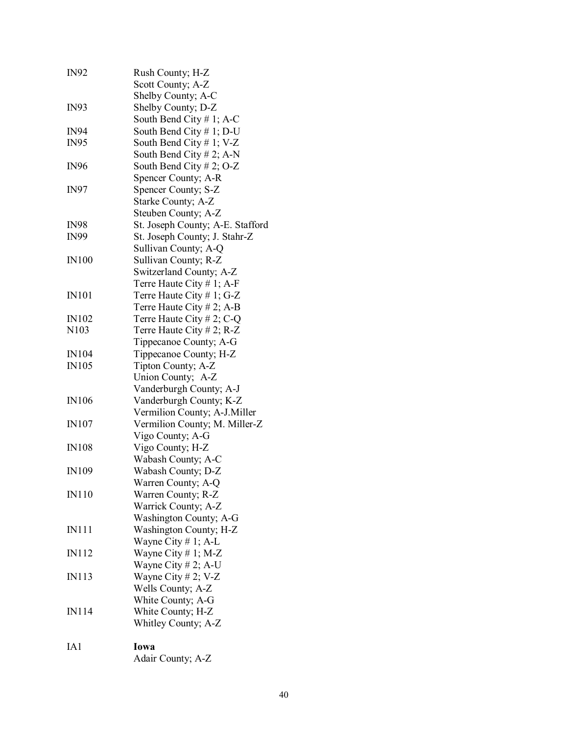| | |
|---|---|
| IN92 | Rush County; H-Z |
| | Scott County; A-Z |
| | Shelby County; A-C |
| IN93 | Shelby County; D-Z |
| | South Bend City # 1; A-C |
| IN94 | South Bend City # 1; D-U |
| IN95 | South Bend City # 1; V-Z |
| | South Bend City # 2; A-N |
| IN96 | South Bend City # 2; O-Z |
| | Spencer County; A-R |
| IN97 | Spencer County; S-Z |
| | Starke County; A-Z |
| | Steuben County; A-Z |
| IN98 | St. Joseph County; A-E. Stafford |
| IN99 | St. Joseph County; J. Stahr-Z |
| | Sullivan County; A-Q |
| IN100 | Sullivan County; R-Z |
| | Switzerland County; A-Z |
| | Terre Haute City # 1; A-F |
| IN101 | Terre Haute City # 1; G-Z |
| | Terre Haute City # 2; A-B |
| IN102 | Terre Haute City # 2; C-Q |
| N103 | Terre Haute City # 2; R-Z |
| | Tippecanoe County; A-G |
| IN104 | Tippecanoe County; H-Z |
| IN105 | Tipton County; A-Z |
| | Union County; A-Z |
| | Vanderburgh County; A-J |
| IN106 | Vanderburgh County; K-Z |
| | Vermilion County; A-J.Miller |
| IN107 | Vermilion County; M. Miller-Z |
| | Vigo County; A-G |
| IN108 | Vigo County; H-Z |
| | Wabash County; A-C |
| IN109 | Wabash County; D-Z |
| | Warren County; A-Q |
| IN110 | Warren County; R-Z |
| | Warrick County; A-Z |
| | Washington County; A-G |
| IN111 | Washington County; H-Z |
| | Wayne City # 1; A-L |
| IN112 | Wayne City # 1; M-Z |
| | Wayne City # 2; A-U |
| IN113 | Wayne City # 2; V-Z |
| | Wells County; A-Z |
| | White County; A-G |
| IN114 | White County; H-Z |
| | Whitley County; A-Z |
| | |
| IA1 | **Iowa** |
| | Adair County; A-Z |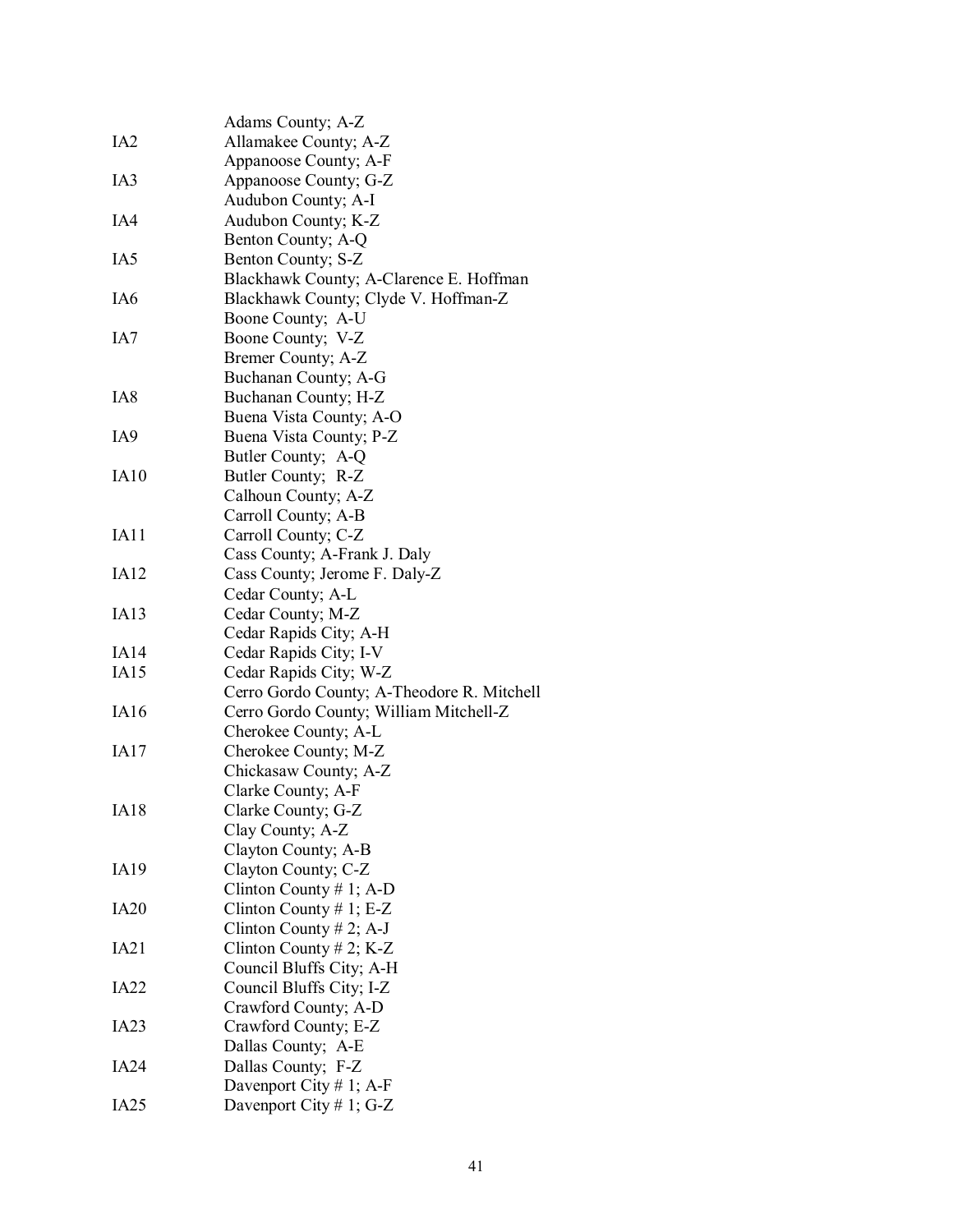| | |
|---|---|
| | Adams County; A-Z |
| IA2 | Allamakee County; A-Z |
| | Appanoose County; A-F |
| IA3 | Appanoose County; G-Z |
| | Audubon County; A-I |
| IA4 | Audubon County; K-Z |
| | Benton County; A-Q |
| IA5 | Benton County; S-Z |
| | Blackhawk County; A-Clarence E. Hoffman |
| IA6 | Blackhawk County; Clyde V. Hoffman-Z |
| | Boone County; A-U |
| IA7 | Boone County; V-Z |
| | Bremer County; A-Z |
| | Buchanan County; A-G |
| IA8 | Buchanan County; H-Z |
| | Buena Vista County; A-O |
| IA9 | Buena Vista County; P-Z |
| | Butler County; A-Q |
| IA10 | Butler County; R-Z |
| | Calhoun County; A-Z |
| | Carroll County; A-B |
| IA11 | Carroll County; C-Z |
| | Cass County; A-Frank J. Daly |
| IA12 | Cass County; Jerome F. Daly-Z |
| | Cedar County; A-L |
| IA13 | Cedar County; M-Z |
| | Cedar Rapids City; A-H |
| IA14 | Cedar Rapids City; I-V |
| IA15 | Cedar Rapids City; W-Z |
| | Cerro Gordo County; A-Theodore R. Mitchell |
| IA16 | Cerro Gordo County; William Mitchell-Z |
| | Cherokee County; A-L |
| IA17 | Cherokee County; M-Z |
| | Chickasaw County; A-Z |
| | Clarke County; A-F |
| IA18 | Clarke County; G-Z |
| | Clay County; A-Z |
| | Clayton County; A-B |
| IA19 | Clayton County; C-Z |
| | Clinton County # 1; A-D |
| IA20 | Clinton County # 1; E-Z |
| | Clinton County # 2; A-J |
| IA21 | Clinton County # 2; K-Z |
| | Council Bluffs City; A-H |
| IA22 | Council Bluffs City; I-Z |
| | Crawford County; A-D |
| IA23 | Crawford County; E-Z |
| | Dallas County; A-E |
| IA24 | Dallas County; F-Z |
| | Davenport City # 1; A-F |
| IA25 | Davenport City # 1; G-Z |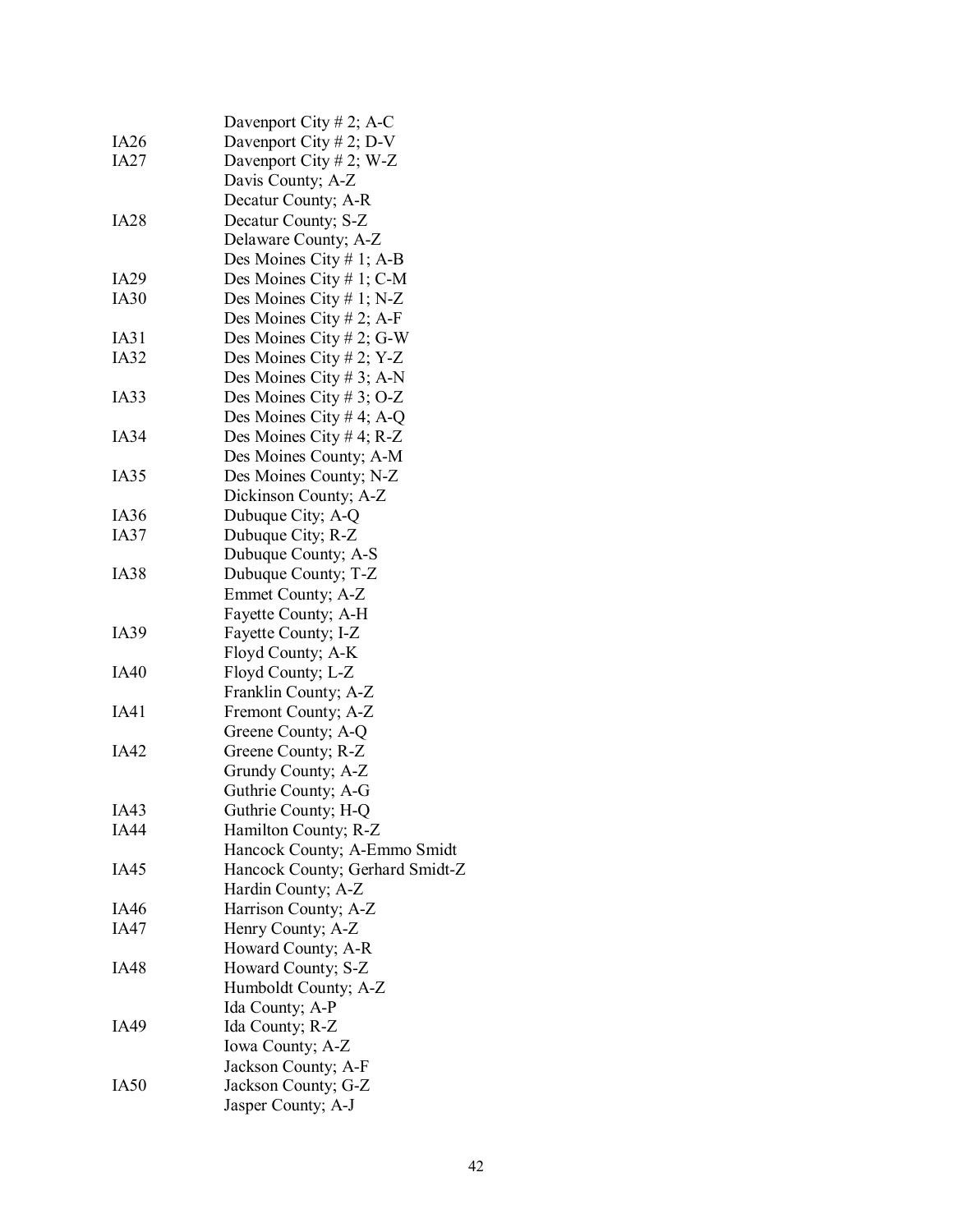| | |
|---|---|
| | Davenport City # 2; A-C |
| IA26 | Davenport City # 2; D-V |
| IA27 | Davenport City # 2; W-Z |
| | Davis County; A-Z |
| | Decatur County; A-R |
| IA28 | Decatur County; S-Z |
| | Delaware County; A-Z |
| | Des Moines City # 1; A-B |
| IA29 | Des Moines City # 1; C-M |
| IA30 | Des Moines City # 1; N-Z |
| | Des Moines City # 2; A-F |
| IA31 | Des Moines City # 2; G-W |
| IA32 | Des Moines City # 2; Y-Z |
| | Des Moines City # 3; A-N |
| IA33 | Des Moines City # 3; O-Z |
| | Des Moines City # 4; A-Q |
| IA34 | Des Moines City # 4; R-Z |
| | Des Moines County; A-M |
| IA35 | Des Moines County; N-Z |
| | Dickinson County; A-Z |
| IA36 | Dubuque City; A-Q |
| IA37 | Dubuque City; R-Z |
| | Dubuque County; A-S |
| IA38 | Dubuque County; T-Z |
| | Emmet County; A-Z |
| | Fayette County; A-H |
| IA39 | Fayette County; I-Z |
| | Floyd County; A-K |
| IA40 | Floyd County; L-Z |
| | Franklin County; A-Z |
| IA41 | Fremont County; A-Z |
| | Greene County; A-Q |
| IA42 | Greene County; R-Z |
| | Grundy County; A-Z |
| | Guthrie County; A-G |
| IA43 | Guthrie County; H-Q |
| IA44 | Hamilton County; R-Z |
| | Hancock County; A-Emmo Smidt |
| IA45 | Hancock County; Gerhard Smidt-Z |
| | Hardin County; A-Z |
| IA46 | Harrison County; A-Z |
| IA47 | Henry County; A-Z |
| | Howard County; A-R |
| IA48 | Howard County; S-Z |
| | Humboldt County; A-Z |
| | Ida County; A-P |
| IA49 | Ida County; R-Z |
| | Iowa County; A-Z |
| | Jackson County; A-F |
| IA50 | Jackson County; G-Z |
| | Jasper County; A-J |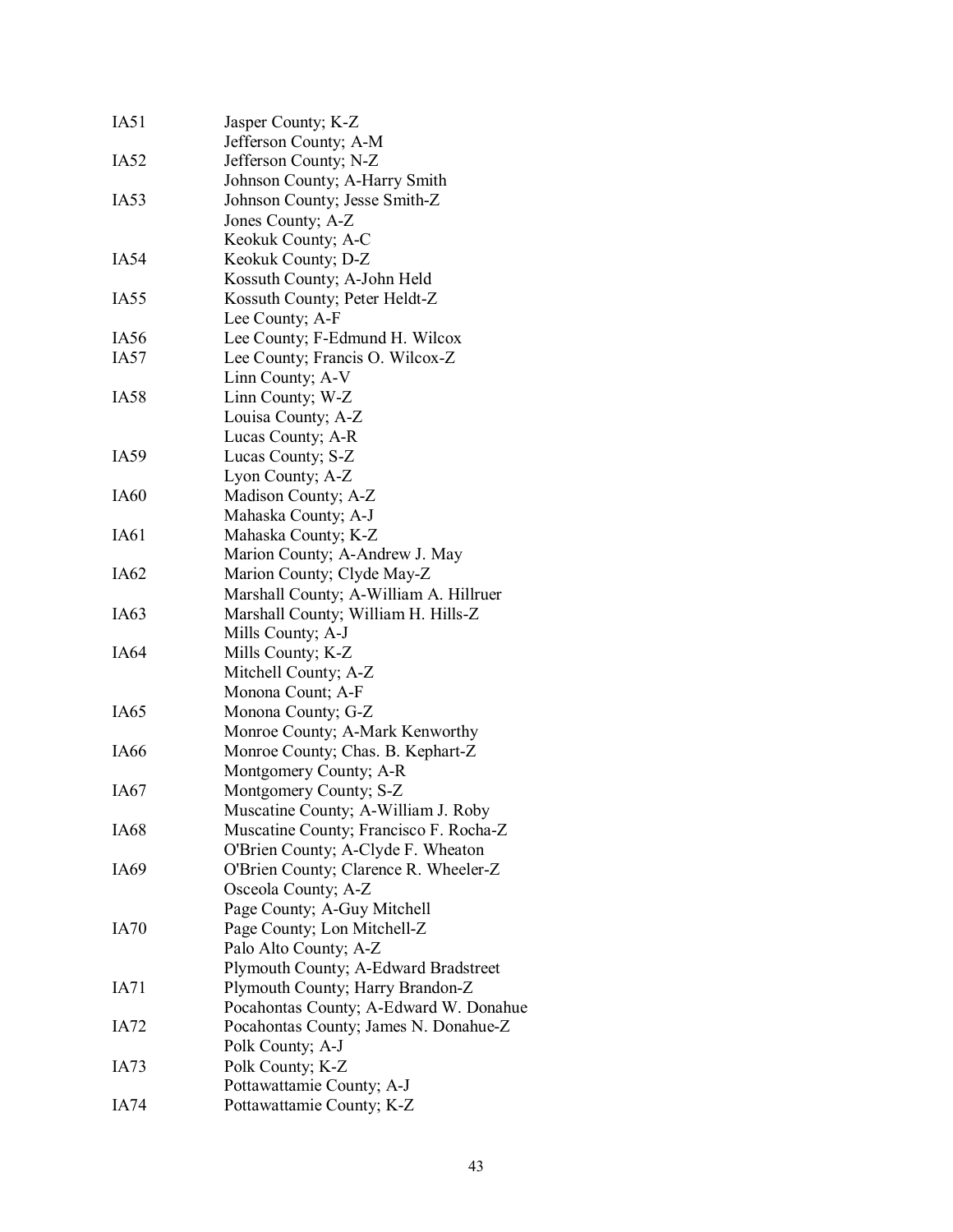| | |
|---|---|
| IA51 | Jasper County; K-Z |
| | Jefferson County; A-M |
| IA52 | Jefferson County; N-Z |
| | Johnson County; A-Harry Smith |
| IA53 | Johnson County; Jesse Smith-Z |
| | Jones County; A-Z |
| | Keokuk County; A-C |
| IA54 | Keokuk County; D-Z |
| | Kossuth County; A-John Held |
| IA55 | Kossuth County; Peter Heldt-Z |
| | Lee County; A-F |
| IA56 | Lee County; F-Edmund H. Wilcox |
| IA57 | Lee County; Francis O. Wilcox-Z |
| | Linn County; A-V |
| IA58 | Linn County; W-Z |
| | Louisa County; A-Z |
| | Lucas County; A-R |
| IA59 | Lucas County; S-Z |
| | Lyon County; A-Z |
| IA60 | Madison County; A-Z |
| | Mahaska County; A-J |
| IA61 | Mahaska County; K-Z |
| | Marion County; A-Andrew J. May |
| IA62 | Marion County; Clyde May-Z |
| | Marshall County; A-William A. Hillruer |
| IA63 | Marshall County; William H. Hills-Z |
| | Mills County; A-J |
| IA64 | Mills County; K-Z |
| | Mitchell County; A-Z |
| | Monona Count; A-F |
| IA65 | Monona County; G-Z |
| | Monroe County; A-Mark Kenworthy |
| IA66 | Monroe County; Chas. B. Kephart-Z |
| | Montgomery County; A-R |
| IA67 | Montgomery County; S-Z |
| | Muscatine County; A-William J. Roby |
| IA68 | Muscatine County; Francisco F. Rocha-Z |
| | O'Brien County; A-Clyde F. Wheaton |
| IA69 | O'Brien County; Clarence R. Wheeler-Z |
| | Osceola County; A-Z |
| | Page County; A-Guy Mitchell |
| IA70 | Page County; Lon Mitchell-Z |
| | Palo Alto County; A-Z |
| | Plymouth County; A-Edward Bradstreet |
| IA71 | Plymouth County; Harry Brandon-Z |
| | Pocahontas County; A-Edward W. Donahue |
| IA72 | Pocahontas County; James N. Donahue-Z |
| | Polk County; A-J |
| IA73 | Polk County; K-Z |
| | Pottawattamie County; A-J |
| IA74 | Pottawattamie County; K-Z |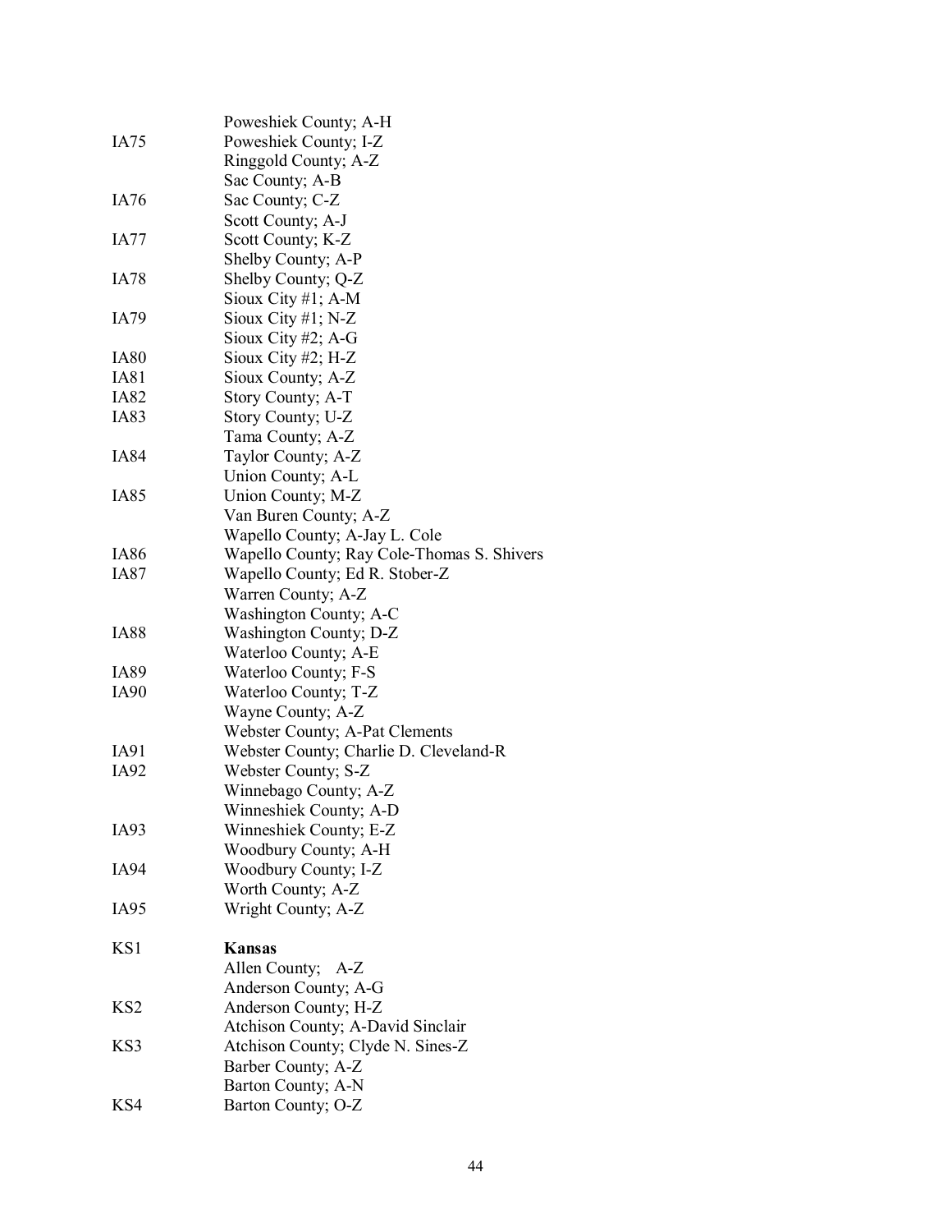| | |
|---|---|
| | Poweshiek County; A-H |
| IA75 | Poweshiek County; I-Z |
| | Ringgold County; A-Z |
| | Sac County; A-B |
| IA76 | Sac County; C-Z |
| | Scott County; A-J |
| IA77 | Scott County; K-Z |
| | Shelby County; A-P |
| IA78 | Shelby County; Q-Z |
| | Sioux City #1; A-M |
| IA79 | Sioux City #1; N-Z |
| | Sioux City #2; A-G |
| IA80 | Sioux City #2; H-Z |
| IA81 | Sioux County; A-Z |
| IA82 | Story County; A-T |
| IA83 | Story County; U-Z |
| | Tama County; A-Z |
| IA84 | Taylor County; A-Z |
| | Union County; A-L |
| IA85 | Union County; M-Z |
| | Van Buren County; A-Z |
| | Wapello County; A-Jay L. Cole |
| IA86 | Wapello County; Ray Cole-Thomas S. Shivers |
| IA87 | Wapello County; Ed R. Stober-Z |
| | Warren County; A-Z |
| | Washington County; A-C |
| IA88 | Washington County; D-Z |
| | Waterloo County; A-E |
| IA89 | Waterloo County; F-S |
| IA90 | Waterloo County; T-Z |
| | Wayne County; A-Z |
| | Webster County; A-Pat Clements |
| IA91 | Webster County; Charlie D. Cleveland-R |
| IA92 | Webster County; S-Z |
| | Winnebago County; A-Z |
| | Winneshiek County; A-D |
| IA93 | Winneshiek County; E-Z |
| | Woodbury County; A-H |
| IA94 | Woodbury County; I-Z |
| | Worth County; A-Z |
| IA95 | Wright County; A-Z |
| | |
| KS1 | **Kansas** |
| | Allen County; A-Z |
| | Anderson County; A-G |
| KS2 | Anderson County; H-Z |
| | Atchison County; A-David Sinclair |
| KS3 | Atchison County; Clyde N. Sines-Z |
| | Barber County; A-Z |
| | Barton County; A-N |
| KS4 | Barton County; O-Z |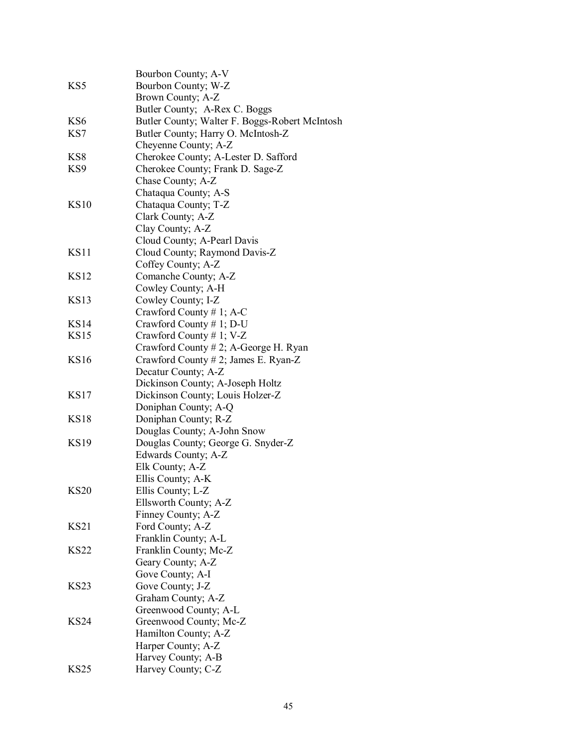| | |
|---|---|
| | Bourbon County; A-V |
| KS5 | Bourbon County; W-Z |
| | Brown County; A-Z |
| | Butler County;  A-Rex C. Boggs |
| KS6 | Butler County; Walter F. Boggs-Robert McIntosh |
| KS7 | Butler County; Harry O. McIntosh-Z |
| | Cheyenne County; A-Z |
| KS8 | Cherokee County; A-Lester D. Safford |
| KS9 | Cherokee County; Frank D. Sage-Z |
| | Chase County; A-Z |
| | Chataqua County; A-S |
| KS10 | Chataqua County; T-Z |
| | Clark County; A-Z |
| | Clay County; A-Z |
| | Cloud County; A-Pearl Davis |
| KS11 | Cloud County; Raymond Davis-Z |
| | Coffey County; A-Z |
| KS12 | Comanche County; A-Z |
| | Cowley County; A-H |
| KS13 | Cowley County; I-Z |
| | Crawford County # 1; A-C |
| KS14 | Crawford County # 1; D-U |
| KS15 | Crawford County # 1; V-Z |
| | Crawford County # 2; A-George H. Ryan |
| KS16 | Crawford County # 2; James E. Ryan-Z |
| | Decatur County; A-Z |
| | Dickinson County; A-Joseph Holtz |
| KS17 | Dickinson County; Louis Holzer-Z |
| | Doniphan County; A-Q |
| KS18 | Doniphan County; R-Z |
| | Douglas County; A-John Snow |
| KS19 | Douglas County; George G. Snyder-Z |
| | Edwards County; A-Z |
| | Elk County; A-Z |
| | Ellis County; A-K |
| KS20 | Ellis County; L-Z |
| | Ellsworth County; A-Z |
| | Finney County; A-Z |
| KS21 | Ford County; A-Z |
| | Franklin County; A-L |
| KS22 | Franklin County; Mc-Z |
| | Geary County; A-Z |
| | Gove County; A-I |
| KS23 | Gove County; J-Z |
| | Graham County; A-Z |
| | Greenwood County; A-L |
| KS24 | Greenwood County; Mc-Z |
| | Hamilton County; A-Z |
| | Harper County; A-Z |
| | Harvey County; A-B |
| KS25 | Harvey County; C-Z |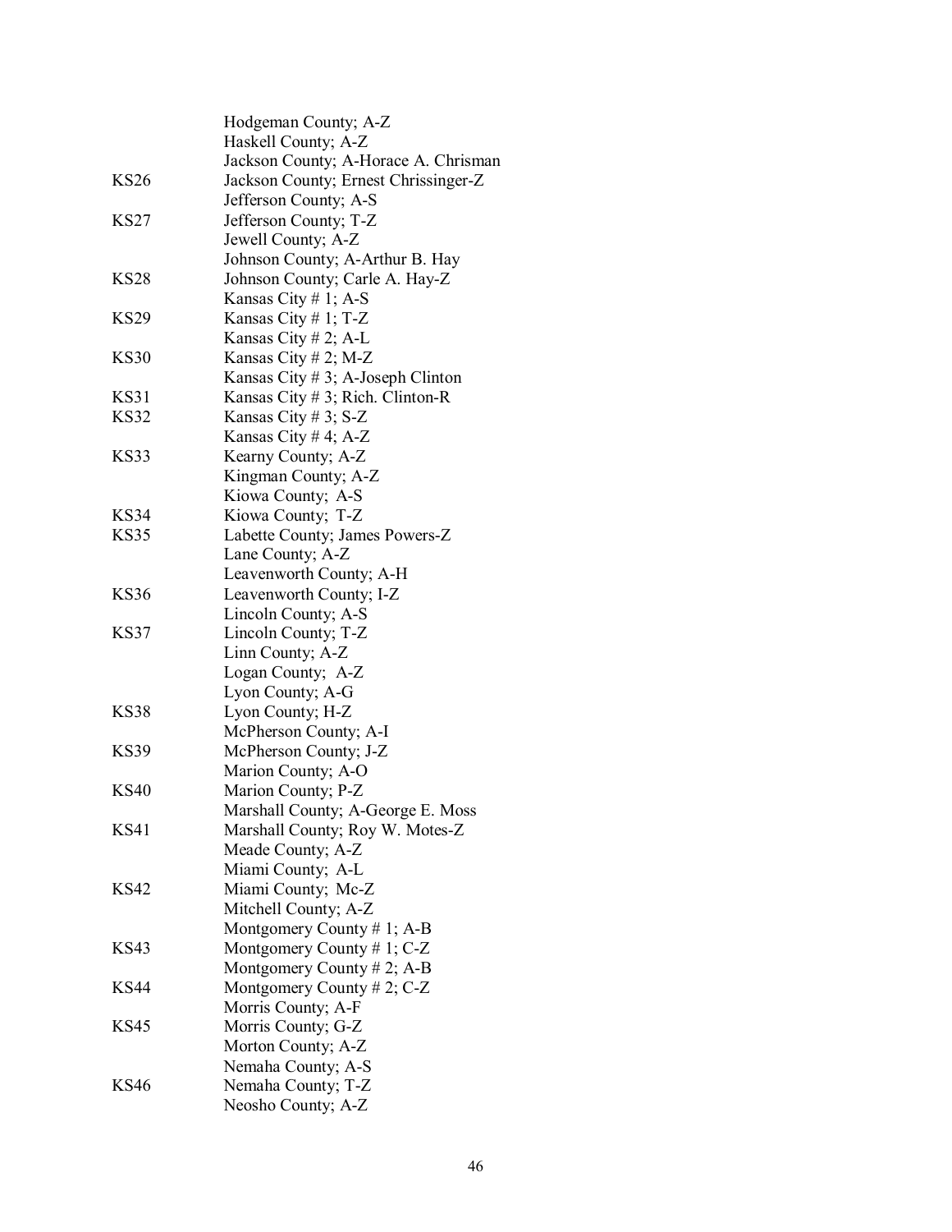| | |
|---|---|
| | Hodgeman County; A-Z |
| | Haskell County; A-Z |
| | Jackson County; A-Horace A. Chrisman |
| KS26 | Jackson County; Ernest Chrissinger-Z |
| | Jefferson County; A-S |
| KS27 | Jefferson County; T-Z |
| | Jewell County; A-Z |
| | Johnson County; A-Arthur B. Hay |
| KS28 | Johnson County; Carle A. Hay-Z |
| | Kansas City # 1; A-S |
| KS29 | Kansas City # 1; T-Z |
| | Kansas City # 2; A-L |
| KS30 | Kansas City # 2; M-Z |
| | Kansas City # 3; A-Joseph Clinton |
| KS31 | Kansas City # 3; Rich. Clinton-R |
| KS32 | Kansas City # 3; S-Z |
| | Kansas City # 4; A-Z |
| KS33 | Kearny County; A-Z |
| | Kingman County; A-Z |
| | Kiowa County; A-S |
| KS34 | Kiowa County; T-Z |
| KS35 | Labette County; James Powers-Z |
| | Lane County; A-Z |
| | Leavenworth County; A-H |
| KS36 | Leavenworth County; I-Z |
| | Lincoln County; A-S |
| KS37 | Lincoln County; T-Z |
| | Linn County; A-Z |
| | Logan County; A-Z |
| | Lyon County; A-G |
| KS38 | Lyon County; H-Z |
| | McPherson County; A-I |
| KS39 | McPherson County; J-Z |
| | Marion County; A-O |
| KS40 | Marion County; P-Z |
| | Marshall County; A-George E. Moss |
| KS41 | Marshall County; Roy W. Motes-Z |
| | Meade County; A-Z |
| | Miami County; A-L |
| KS42 | Miami County; Mc-Z |
| | Mitchell County; A-Z |
| | Montgomery County # 1; A-B |
| KS43 | Montgomery County # 1; C-Z |
| | Montgomery County # 2; A-B |
| KS44 | Montgomery County # 2; C-Z |
| | Morris County; A-F |
| KS45 | Morris County; G-Z |
| | Morton County; A-Z |
| | Nemaha County; A-S |
| KS46 | Nemaha County; T-Z |
| | Neosho County; A-Z |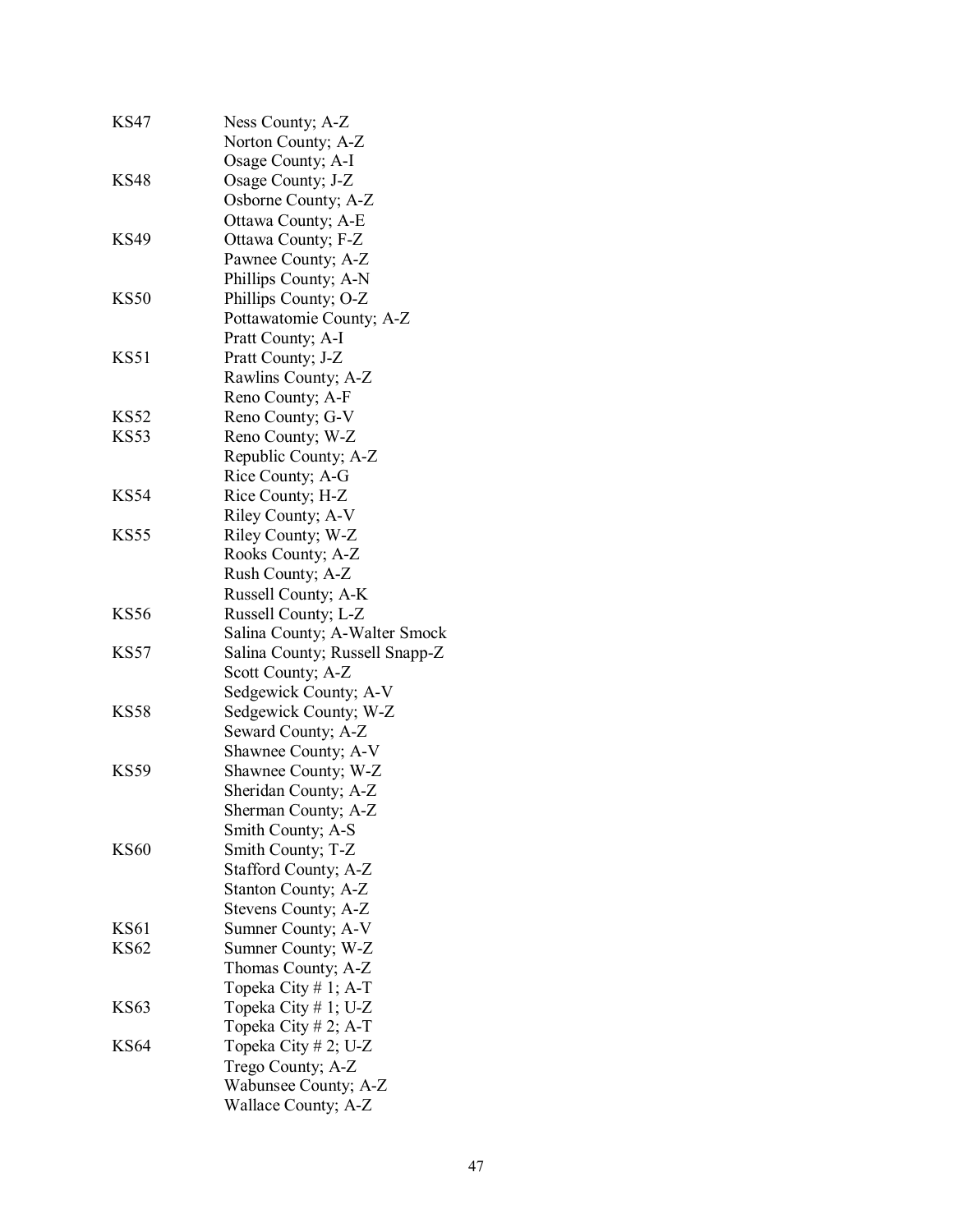| | |
|---|---|
| KS47 | Ness County; A-Z |
| | Norton County; A-Z |
| | Osage County; A-I |
| KS48 | Osage County; J-Z |
| | Osborne County; A-Z |
| | Ottawa County; A-E |
| KS49 | Ottawa County; F-Z |
| | Pawnee County; A-Z |
| | Phillips County; A-N |
| KS50 | Phillips County; O-Z |
| | Pottawatomie County; A-Z |
| | Pratt County; A-I |
| KS51 | Pratt County; J-Z |
| | Rawlins County; A-Z |
| | Reno County; A-F |
| KS52 | Reno County; G-V |
| KS53 | Reno County; W-Z |
| | Republic County; A-Z |
| | Rice County; A-G |
| KS54 | Rice County; H-Z |
| | Riley County; A-V |
| KS55 | Riley County; W-Z |
| | Rooks County; A-Z |
| | Rush County; A-Z |
| | Russell County; A-K |
| KS56 | Russell County; L-Z |
| | Salina County; A-Walter Smock |
| KS57 | Salina County; Russell Snapp-Z |
| | Scott County; A-Z |
| | Sedgewick County; A-V |
| KS58 | Sedgewick County; W-Z |
| | Seward County; A-Z |
| | Shawnee County; A-V |
| KS59 | Shawnee County; W-Z |
| | Sheridan County; A-Z |
| | Sherman County; A-Z |
| | Smith County; A-S |
| KS60 | Smith County; T-Z |
| | Stafford County; A-Z |
| | Stanton County; A-Z |
| | Stevens County; A-Z |
| KS61 | Sumner County; A-V |
| KS62 | Sumner County; W-Z |
| | Thomas County; A-Z |
| | Topeka City # 1; A-T |
| KS63 | Topeka City # 1; U-Z |
| | Topeka City # 2; A-T |
| KS64 | Topeka City # 2; U-Z |
| | Trego County; A-Z |
| | Wabunsee County; A-Z |
| | Wallace County; A-Z |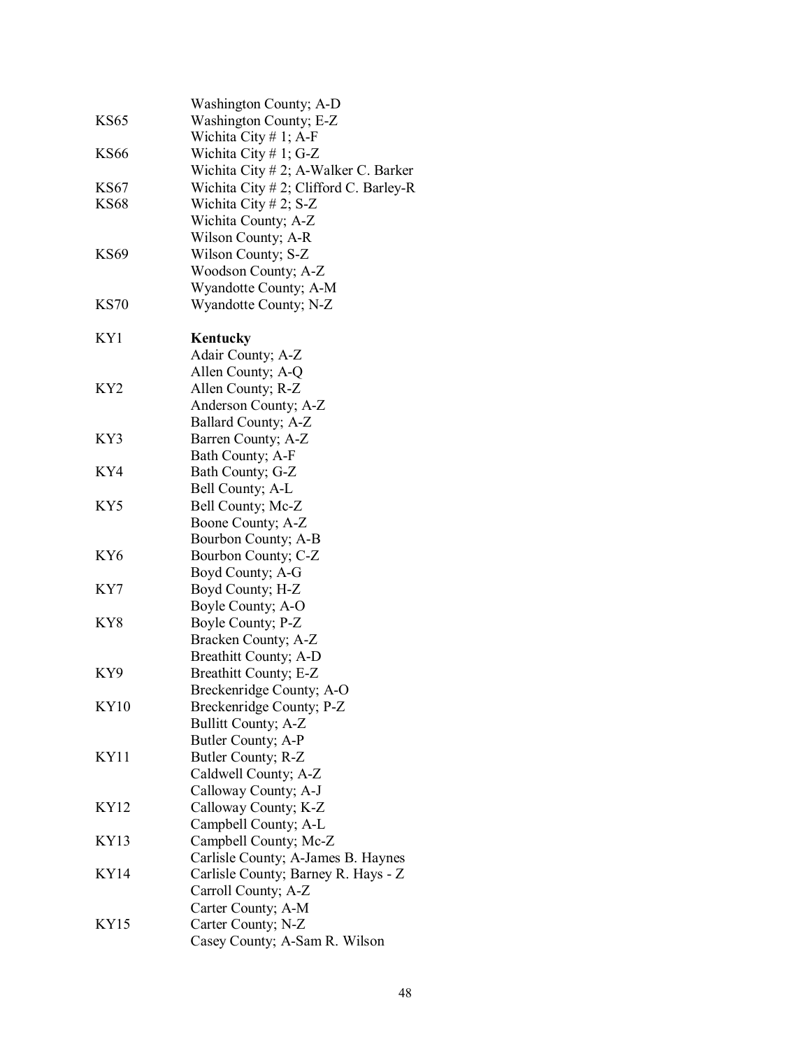| | |
|---|---|
| | Washington County; A-D |
| KS65 | Washington County; E-Z |
| | Wichita City # 1; A-F |
| KS66 | Wichita City # 1; G-Z |
| | Wichita City # 2; A-Walker C. Barker |
| KS67 | Wichita City # 2; Clifford C. Barley-R |
| KS68 | Wichita City # 2; S-Z |
| | Wichita County; A-Z |
| | Wilson County; A-R |
| KS69 | Wilson County; S-Z |
| | Woodson County; A-Z |
| | Wyandotte County; A-M |
| KS70 | Wyandotte County; N-Z |
| | |
| KY1 | **Kentucky** |
| | Adair County; A-Z |
| | Allen County; A-Q |
| KY2 | Allen County; R-Z |
| | Anderson County; A-Z |
| | Ballard County; A-Z |
| KY3 | Barren County; A-Z |
| | Bath County; A-F |
| KY4 | Bath County; G-Z |
| | Bell County; A-L |
| KY5 | Bell County; Mc-Z |
| | Boone County; A-Z |
| | Bourbon County; A-B |
| KY6 | Bourbon County; C-Z |
| | Boyd County; A-G |
| KY7 | Boyd County; H-Z |
| | Boyle County; A-O |
| KY8 | Boyle County; P-Z |
| | Bracken County; A-Z |
| | Breathitt County; A-D |
| KY9 | Breathitt County; E-Z |
| | Breckenridge County; A-O |
| KY10 | Breckenridge County; P-Z |
| | Bullitt County; A-Z |
| | Butler County; A-P |
| KY11 | Butler County; R-Z |
| | Caldwell County; A-Z |
| | Calloway County; A-J |
| KY12 | Calloway County; K-Z |
| | Campbell County; A-L |
| KY13 | Campbell County; Mc-Z |
| | Carlisle County; A-James B. Haynes |
| KY14 | Carlisle County; Barney R. Hays - Z |
| | Carroll County; A-Z |
| | Carter County; A-M |
| KY15 | Carter County; N-Z |
| | Casey County; A-Sam R. Wilson |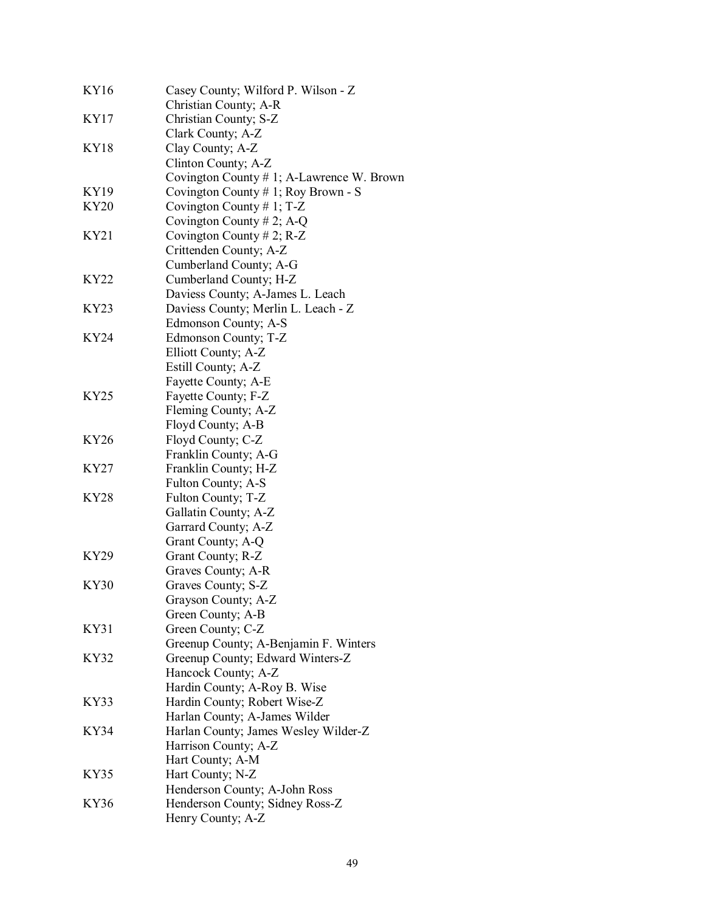| | |
|---|---|
| KY16 | Casey County; Wilford P. Wilson - Z |
| | Christian County; A-R |
| KY17 | Christian County; S-Z |
| | Clark County; A-Z |
| KY18 | Clay County; A-Z |
| | Clinton County; A-Z |
| | Covington County # 1; A-Lawrence W. Brown |
| KY19 | Covington County # 1; Roy Brown - S |
| KY20 | Covington County # 1; T-Z |
| | Covington County # 2; A-Q |
| KY21 | Covington County # 2; R-Z |
| | Crittenden County; A-Z |
| | Cumberland County; A-G |
| KY22 | Cumberland County; H-Z |
| | Daviess County; A-James L. Leach |
| KY23 | Daviess County; Merlin L. Leach - Z |
| | Edmonson County; A-S |
| KY24 | Edmonson County; T-Z |
| | Elliott County; A-Z |
| | Estill County; A-Z |
| | Fayette County; A-E |
| KY25 | Fayette County; F-Z |
| | Fleming County; A-Z |
| | Floyd County; A-B |
| KY26 | Floyd County; C-Z |
| | Franklin County; A-G |
| KY27 | Franklin County; H-Z |
| | Fulton County; A-S |
| KY28 | Fulton County; T-Z |
| | Gallatin County; A-Z |
| | Garrard County; A-Z |
| | Grant County; A-Q |
| KY29 | Grant County; R-Z |
| | Graves County; A-R |
| KY30 | Graves County; S-Z |
| | Grayson County; A-Z |
| | Green County; A-B |
| KY31 | Green County; C-Z |
| | Greenup County; A-Benjamin F. Winters |
| KY32 | Greenup County; Edward Winters-Z |
| | Hancock County; A-Z |
| | Hardin County; A-Roy B. Wise |
| KY33 | Hardin County; Robert Wise-Z |
| | Harlan County; A-James Wilder |
| KY34 | Harlan County; James Wesley Wilder-Z |
| | Harrison County; A-Z |
| | Hart County; A-M |
| KY35 | Hart County; N-Z |
| | Henderson County; A-John Ross |
| KY36 | Henderson County; Sidney Ross-Z |
| | Henry County; A-Z |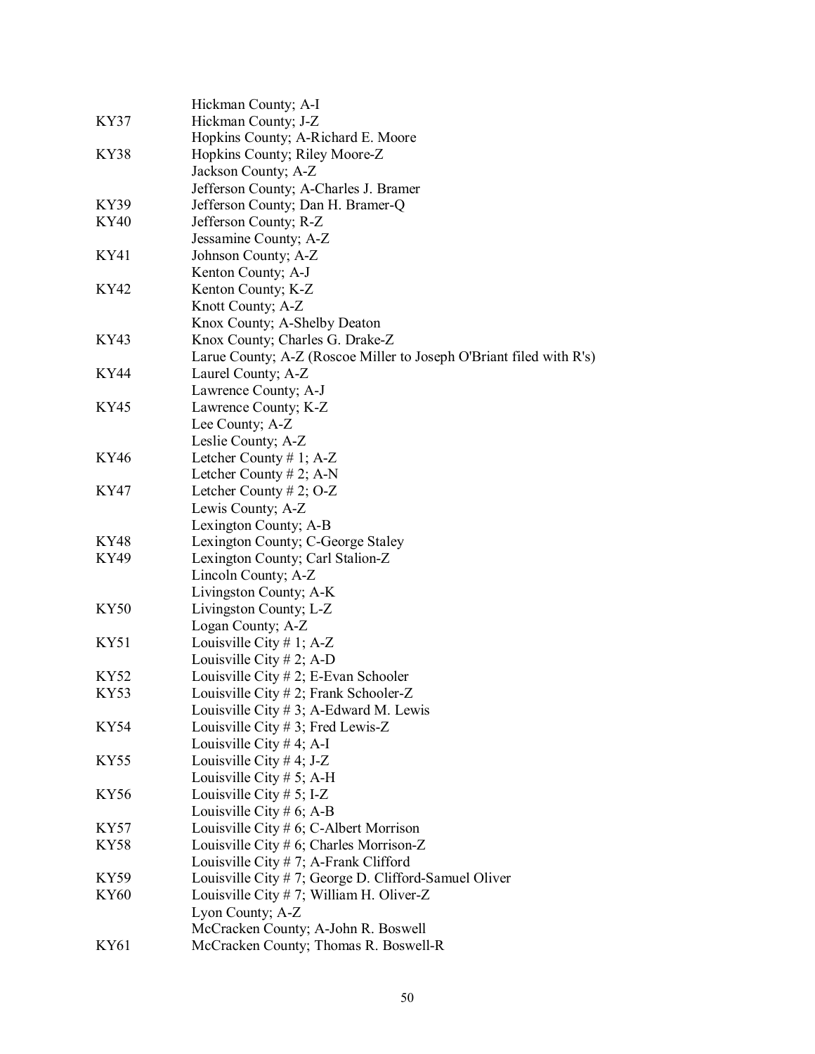| | |
|---|---|
| | Hickman County; A-I |
| KY37 | Hickman County; J-Z |
| | Hopkins County; A-Richard E. Moore |
| KY38 | Hopkins County; Riley Moore-Z |
| | Jackson County; A-Z |
| | Jefferson County; A-Charles J. Bramer |
| KY39 | Jefferson County; Dan H. Bramer-Q |
| KY40 | Jefferson County; R-Z |
| | Jessamine County; A-Z |
| KY41 | Johnson County; A-Z |
| | Kenton County; A-J |
| KY42 | Kenton County; K-Z |
| | Knott County; A-Z |
| | Knox County; A-Shelby Deaton |
| KY43 | Knox County; Charles G. Drake-Z |
| | Larue County; A-Z (Roscoe Miller to Joseph O'Briant filed with R's) |
| KY44 | Laurel County; A-Z |
| | Lawrence County; A-J |
| KY45 | Lawrence County; K-Z |
| | Lee County; A-Z |
| | Leslie County; A-Z |
| KY46 | Letcher County # 1; A-Z |
| | Letcher County # 2; A-N |
| KY47 | Letcher County # 2; O-Z |
| | Lewis County; A-Z |
| | Lexington County; A-B |
| KY48 | Lexington County; C-George Staley |
| KY49 | Lexington County; Carl Stalion-Z |
| | Lincoln County; A-Z |
| | Livingston County; A-K |
| KY50 | Livingston County; L-Z |
| | Logan County; A-Z |
| KY51 | Louisville City # 1; A-Z |
| | Louisville City # 2; A-D |
| KY52 | Louisville City # 2; E-Evan Schooler |
| KY53 | Louisville City # 2; Frank Schooler-Z |
| | Louisville City # 3; A-Edward M. Lewis |
| KY54 | Louisville City # 3; Fred Lewis-Z |
| | Louisville City # 4; A-I |
| KY55 | Louisville City # 4; J-Z |
| | Louisville City # 5; A-H |
| KY56 | Louisville City # 5; I-Z |
| | Louisville City # 6; A-B |
| KY57 | Louisville City # 6; C-Albert Morrison |
| KY58 | Louisville City # 6; Charles Morrison-Z |
| | Louisville City # 7; A-Frank Clifford |
| KY59 | Louisville City # 7; George D. Clifford-Samuel Oliver |
| KY60 | Louisville City # 7; William H. Oliver-Z |
| | Lyon County; A-Z |
| | McCracken County; A-John R. Boswell |
| KY61 | McCracken County; Thomas R. Boswell-R |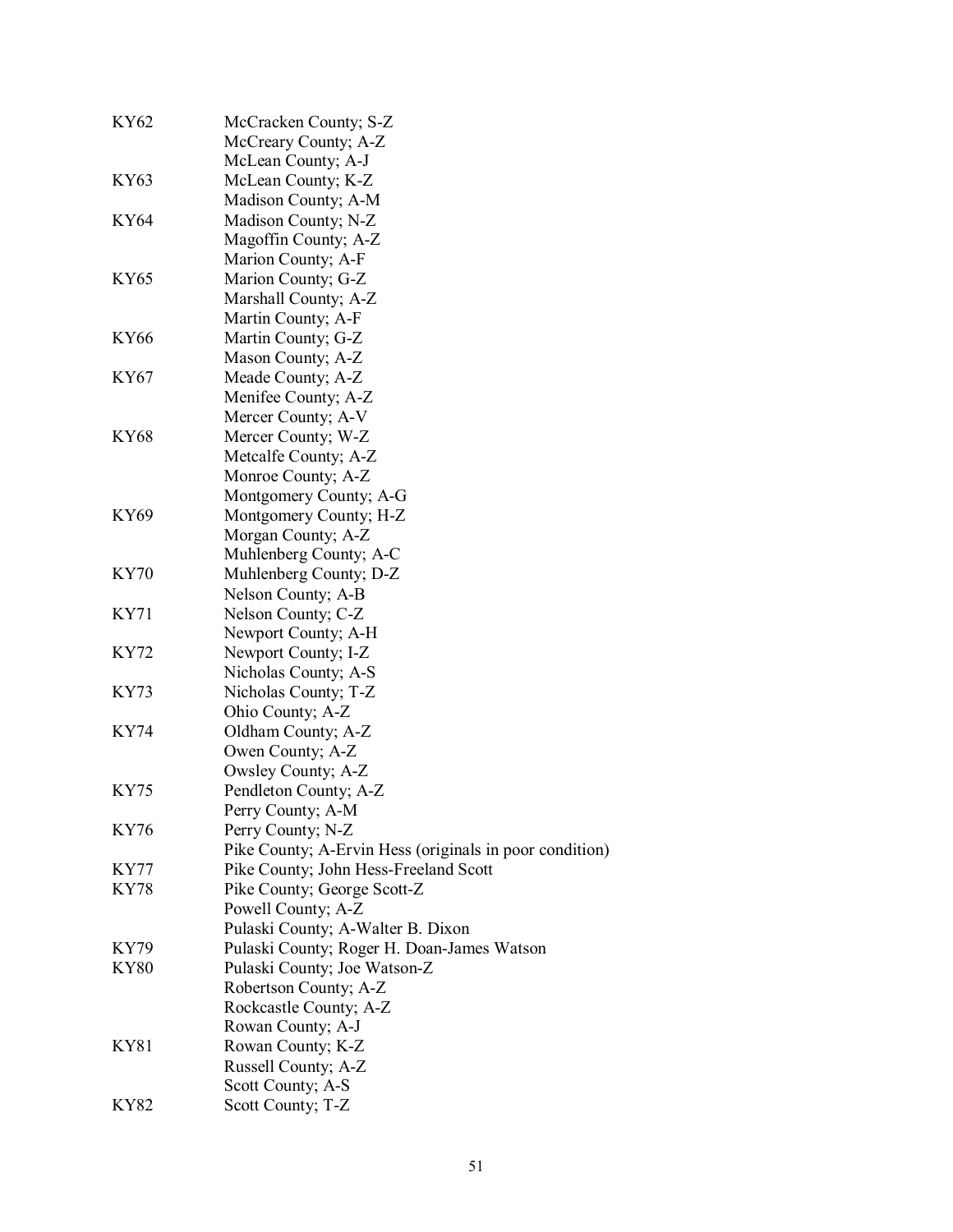| | |
|---|---|
| KY62 | McCracken County; S-Z |
| | McCreary County; A-Z |
| | McLean County; A-J |
| KY63 | McLean County; K-Z |
| | Madison County; A-M |
| KY64 | Madison County; N-Z |
| | Magoffin County; A-Z |
| | Marion County; A-F |
| KY65 | Marion County; G-Z |
| | Marshall County; A-Z |
| | Martin County; A-F |
| KY66 | Martin County; G-Z |
| | Mason County; A-Z |
| KY67 | Meade County; A-Z |
| | Menifee County; A-Z |
| | Mercer County; A-V |
| KY68 | Mercer County; W-Z |
| | Metcalfe County; A-Z |
| | Monroe County; A-Z |
| | Montgomery County; A-G |
| KY69 | Montgomery County; H-Z |
| | Morgan County; A-Z |
| | Muhlenberg County; A-C |
| KY70 | Muhlenberg County; D-Z |
| | Nelson County; A-B |
| KY71 | Nelson County; C-Z |
| | Newport County; A-H |
| KY72 | Newport County; I-Z |
| | Nicholas County; A-S |
| KY73 | Nicholas County; T-Z |
| | Ohio County; A-Z |
| KY74 | Oldham County; A-Z |
| | Owen County; A-Z |
| | Owsley County; A-Z |
| KY75 | Pendleton County; A-Z |
| | Perry County; A-M |
| KY76 | Perry County; N-Z |
| | Pike County; A-Ervin Hess (originals in poor condition) |
| KY77 | Pike County; John Hess-Freeland Scott |
| KY78 | Pike County; George Scott-Z |
| | Powell County; A-Z |
| | Pulaski County; A-Walter B. Dixon |
| KY79 | Pulaski County; Roger H. Doan-James Watson |
| KY80 | Pulaski County; Joe Watson-Z |
| | Robertson County; A-Z |
| | Rockcastle County; A-Z |
| | Rowan County; A-J |
| KY81 | Rowan County; K-Z |
| | Russell County; A-Z |
| | Scott County; A-S |
| KY82 | Scott County; T-Z |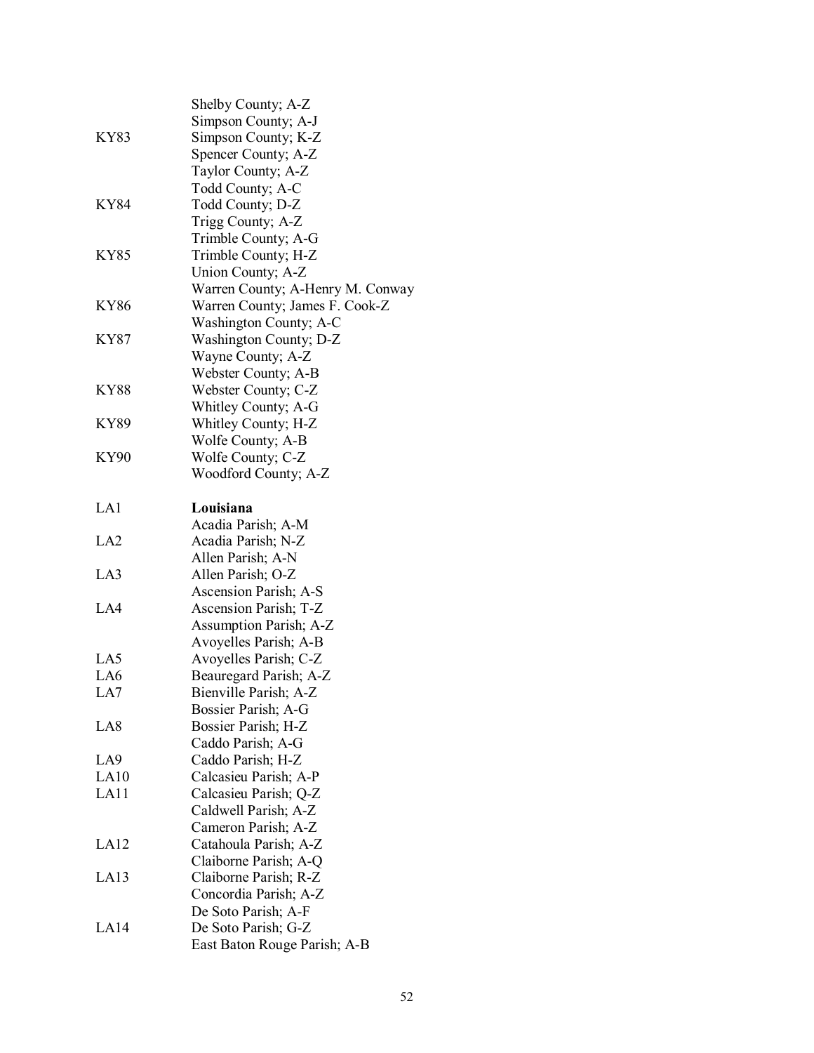| | |
|---|---|
| | Shelby County; A-Z |
| | Simpson County; A-J |
| KY83 | Simpson County; K-Z |
| | Spencer County; A-Z |
| | Taylor County; A-Z |
| | Todd County; A-C |
| KY84 | Todd County; D-Z |
| | Trigg County; A-Z |
| | Trimble County; A-G |
| KY85 | Trimble County; H-Z |
| | Union County; A-Z |
| | Warren County; A-Henry M. Conway |
| KY86 | Warren County; James F. Cook-Z |
| | Washington County; A-C |
| KY87 | Washington County; D-Z |
| | Wayne County; A-Z |
| | Webster County; A-B |
| KY88 | Webster County; C-Z |
| | Whitley County; A-G |
| KY89 | Whitley County; H-Z |
| | Wolfe County; A-B |
| KY90 | Wolfe County; C-Z |
| | Woodford County; A-Z |
| | |
| LA1 | **Louisiana** |
| | Acadia Parish; A-M |
| LA2 | Acadia Parish; N-Z |
| | Allen Parish; A-N |
| LA3 | Allen Parish; O-Z |
| | Ascension Parish; A-S |
| LA4 | Ascension Parish; T-Z |
| | Assumption Parish; A-Z |
| | Avoyelles Parish; A-B |
| LA5 | Avoyelles Parish; C-Z |
| LA6 | Beauregard Parish; A-Z |
| LA7 | Bienville Parish; A-Z |
| | Bossier Parish; A-G |
| LA8 | Bossier Parish; H-Z |
| | Caddo Parish; A-G |
| LA9 | Caddo Parish; H-Z |
| LA10 | Calcasieu Parish; A-P |
| LA11 | Calcasieu Parish; Q-Z |
| | Caldwell Parish; A-Z |
| | Cameron Parish; A-Z |
| LA12 | Catahoula Parish; A-Z |
| | Claiborne Parish; A-Q |
| LA13 | Claiborne Parish; R-Z |
| | Concordia Parish; A-Z |
| | De Soto Parish; A-F |
| LA14 | De Soto Parish; G-Z |
| | East Baton Rouge Parish; A-B |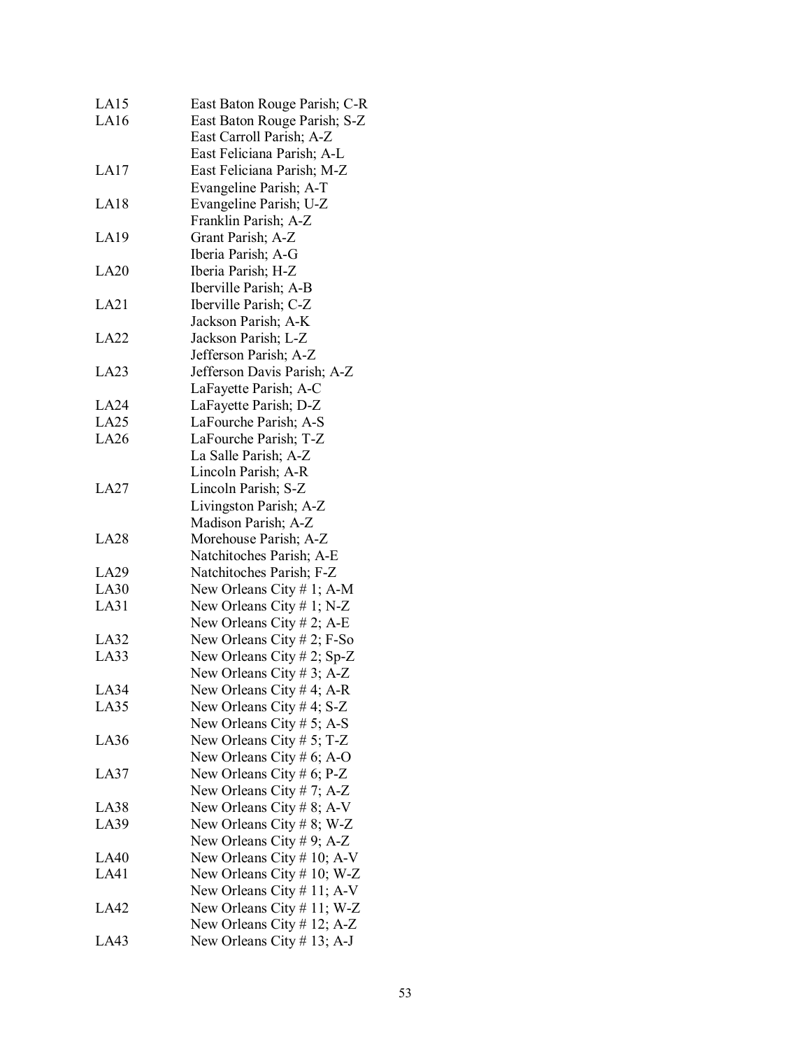| | |
|---|---|
| LA15 | East Baton Rouge Parish; C-R |
| LA16 | East Baton Rouge Parish; S-Z |
| | East Carroll Parish; A-Z |
| | East Feliciana Parish; A-L |
| LA17 | East Feliciana Parish; M-Z |
| | Evangeline Parish; A-T |
| LA18 | Evangeline Parish; U-Z |
| | Franklin Parish; A-Z |
| LA19 | Grant Parish; A-Z |
| | Iberia Parish; A-G |
| LA20 | Iberia Parish; H-Z |
| | Iberville Parish; A-B |
| LA21 | Iberville Parish; C-Z |
| | Jackson Parish; A-K |
| LA22 | Jackson Parish; L-Z |
| | Jefferson Parish; A-Z |
| LA23 | Jefferson Davis Parish; A-Z |
| | LaFayette Parish; A-C |
| LA24 | LaFayette Parish; D-Z |
| LA25 | LaFourche Parish; A-S |
| LA26 | LaFourche Parish; T-Z |
| | La Salle Parish; A-Z |
| | Lincoln Parish; A-R |
| LA27 | Lincoln Parish; S-Z |
| | Livingston Parish; A-Z |
| | Madison Parish; A-Z |
| LA28 | Morehouse Parish; A-Z |
| | Natchitoches Parish; A-E |
| LA29 | Natchitoches Parish; F-Z |
| LA30 | New Orleans City # 1; A-M |
| LA31 | New Orleans City # 1; N-Z |
| | New Orleans City # 2; A-E |
| LA32 | New Orleans City # 2; F-So |
| LA33 | New Orleans City # 2; Sp-Z |
| | New Orleans City # 3; A-Z |
| LA34 | New Orleans City # 4; A-R |
| LA35 | New Orleans City # 4; S-Z |
| | New Orleans City # 5; A-S |
| LA36 | New Orleans City # 5; T-Z |
| | New Orleans City # 6; A-O |
| LA37 | New Orleans City # 6; P-Z |
| | New Orleans City # 7; A-Z |
| LA38 | New Orleans City # 8; A-V |
| LA39 | New Orleans City # 8; W-Z |
| | New Orleans City # 9; A-Z |
| LA40 | New Orleans City # 10; A-V |
| LA41 | New Orleans City # 10; W-Z |
| | New Orleans City # 11; A-V |
| LA42 | New Orleans City # 11; W-Z |
| | New Orleans City # 12; A-Z |
| LA43 | New Orleans City # 13; A-J |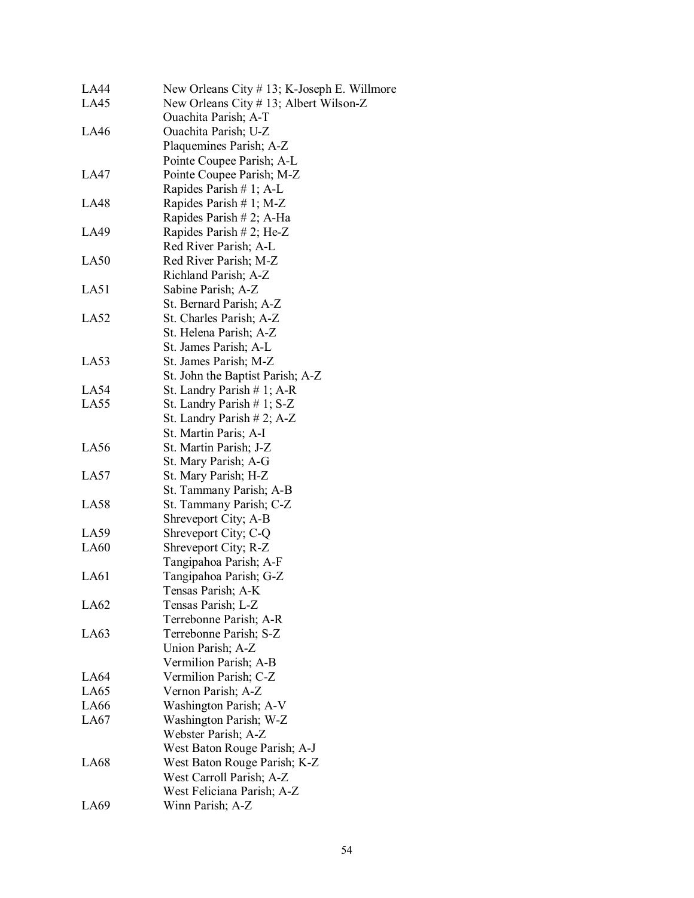| | |
|---|---|
| LA44 | New Orleans City # 13; K-Joseph E. Willmore |
| LA45 | New Orleans City # 13; Albert Wilson-Z |
| | Ouachita Parish; A-T |
| LA46 | Ouachita Parish; U-Z |
| | Plaquemines Parish; A-Z |
| | Pointe Coupee Parish; A-L |
| LA47 | Pointe Coupee Parish; M-Z |
| | Rapides Parish # 1; A-L |
| LA48 | Rapides Parish # 1; M-Z |
| | Rapides Parish # 2; A-Ha |
| LA49 | Rapides Parish # 2; He-Z |
| | Red River Parish; A-L |
| LA50 | Red River Parish; M-Z |
| | Richland Parish; A-Z |
| LA51 | Sabine Parish; A-Z |
| | St. Bernard Parish; A-Z |
| LA52 | St. Charles Parish; A-Z |
| | St. Helena Parish; A-Z |
| | St. James Parish; A-L |
| LA53 | St. James Parish; M-Z |
| | St. John the Baptist Parish; A-Z |
| LA54 | St. Landry Parish # 1; A-R |
| LA55 | St. Landry Parish # 1; S-Z |
| | St. Landry Parish # 2; A-Z |
| | St. Martin Paris; A-I |
| LA56 | St. Martin Parish; J-Z |
| | St. Mary Parish; A-G |
| LA57 | St. Mary Parish; H-Z |
| | St. Tammany Parish; A-B |
| LA58 | St. Tammany Parish; C-Z |
| | Shreveport City; A-B |
| LA59 | Shreveport City; C-Q |
| LA60 | Shreveport City; R-Z |
| | Tangipahoa Parish; A-F |
| LA61 | Tangipahoa Parish; G-Z |
| | Tensas Parish; A-K |
| LA62 | Tensas Parish; L-Z |
| | Terrebonne Parish; A-R |
| LA63 | Terrebonne Parish; S-Z |
| | Union Parish; A-Z |
| | Vermilion Parish; A-B |
| LA64 | Vermilion Parish; C-Z |
| LA65 | Vernon Parish; A-Z |
| LA66 | Washington Parish; A-V |
| LA67 | Washington Parish; W-Z |
| | Webster Parish; A-Z |
| | West Baton Rouge Parish; A-J |
| LA68 | West Baton Rouge Parish; K-Z |
| | West Carroll Parish; A-Z |
| | West Feliciana Parish; A-Z |
| LA69 | Winn Parish; A-Z |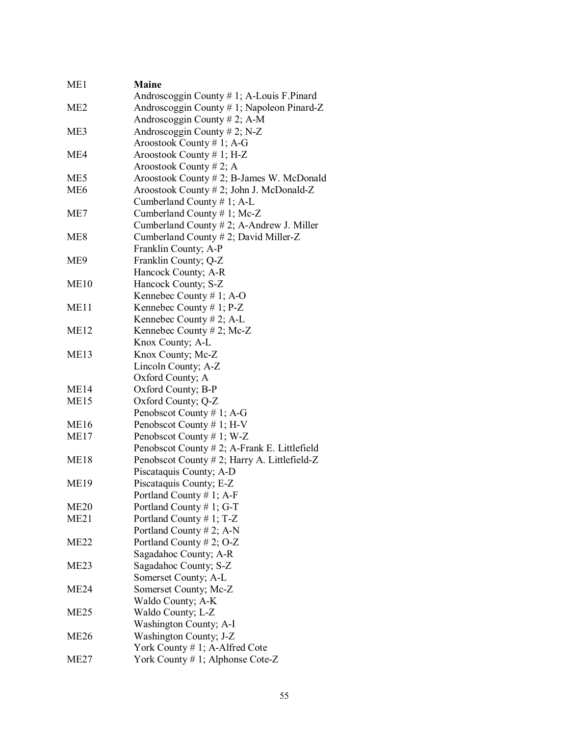| | |
|---|---|
| ME1 | **Maine** |
| | Androscoggin County # 1; A-Louis F.Pinard |
| ME2 | Androscoggin County # 1; Napoleon Pinard-Z |
| | Androscoggin County # 2; A-M |
| ME3 | Androscoggin County # 2; N-Z |
| | Aroostook County # 1; A-G |
| ME4 | Aroostook County # 1; H-Z |
| | Aroostook County # 2; A |
| ME5 | Aroostook County # 2; B-James W. McDonald |
| ME6 | Aroostook County # 2; John J. McDonald-Z |
| | Cumberland County # 1; A-L |
| ME7 | Cumberland County # 1; Mc-Z |
| | Cumberland County # 2; A-Andrew J. Miller |
| ME8 | Cumberland County # 2; David Miller-Z |
| | Franklin County; A-P |
| ME9 | Franklin County; Q-Z |
| | Hancock County; A-R |
| ME10 | Hancock County; S-Z |
| | Kennebec County # 1; A-O |
| ME11 | Kennebec County # 1; P-Z |
| | Kennebec County # 2; A-L |
| ME12 | Kennebec County # 2; Mc-Z |
| | Knox County; A-L |
| ME13 | Knox County; Mc-Z |
| | Lincoln County; A-Z |
| | Oxford County; A |
| ME14 | Oxford County; B-P |
| ME15 | Oxford County; Q-Z |
| | Penobscot County # 1; A-G |
| ME16 | Penobscot County # 1; H-V |
| ME17 | Penobscot County # 1; W-Z |
| | Penobscot County # 2; A-Frank E. Littlefield |
| ME18 | Penobscot County # 2; Harry A. Littlefield-Z |
| | Piscataquis County; A-D |
| ME19 | Piscataquis County; E-Z |
| | Portland County # 1; A-F |
| ME20 | Portland County # 1; G-T |
| ME21 | Portland County # 1; T-Z |
| | Portland County # 2; A-N |
| ME22 | Portland County # 2; O-Z |
| | Sagadahoc County; A-R |
| ME23 | Sagadahoc County; S-Z |
| | Somerset County; A-L |
| ME24 | Somerset County; Mc-Z |
| | Waldo County; A-K |
| ME25 | Waldo County; L-Z |
| | Washington County; A-I |
| ME26 | Washington County; J-Z |
| | York County # 1; A-Alfred Cote |
| ME27 | York County # 1; Alphonse Cote-Z |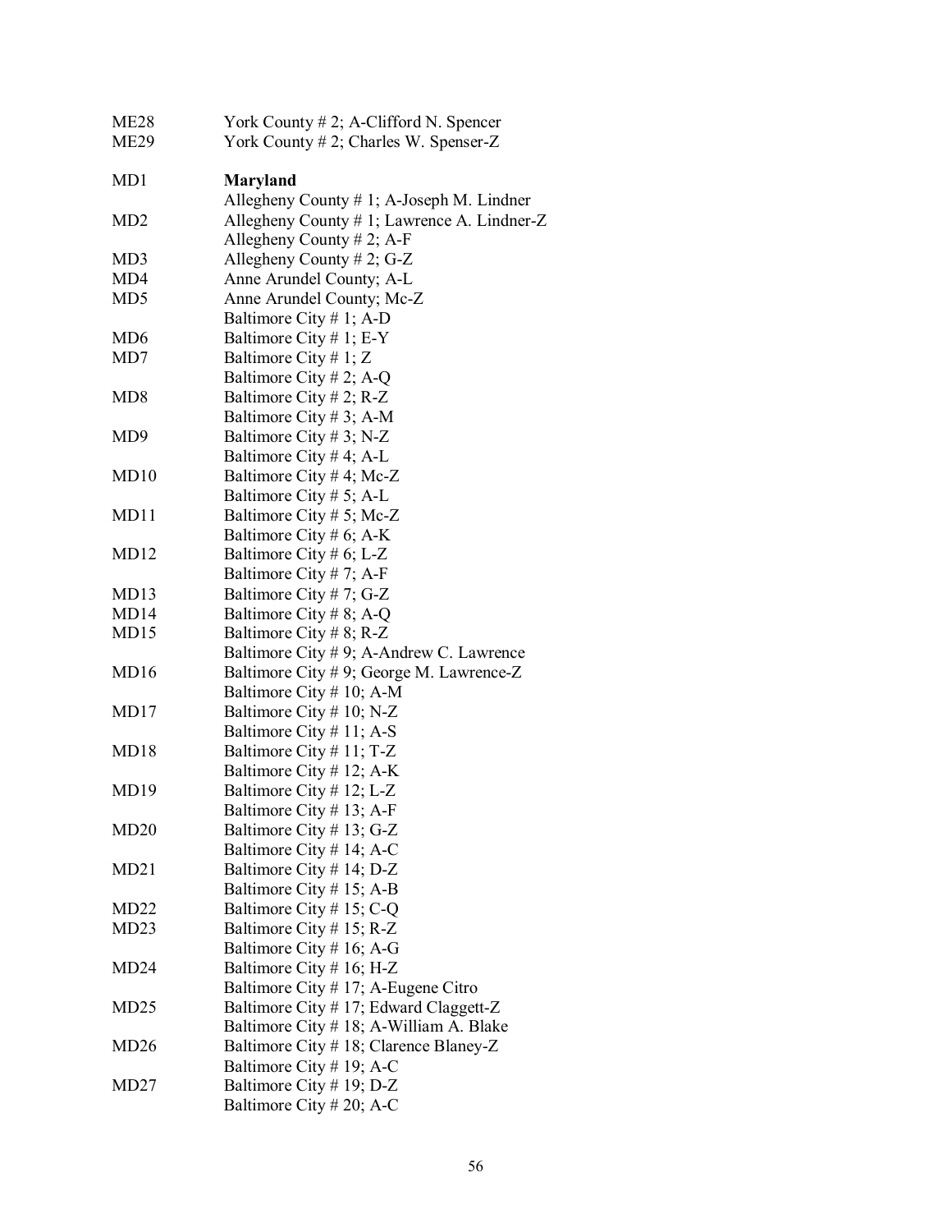| | |
|---|---|
| ME28 | York County # 2; A-Clifford N. Spencer |
| ME29 | York County # 2; Charles W. Spenser-Z |
| | |
| MD1 | **Maryland** |
| | Allegheny County # 1; A-Joseph M. Lindner |
| MD2 | Allegheny County # 1; Lawrence A. Lindner-Z |
| | Allegheny County # 2; A-F |
| MD3 | Allegheny County # 2; G-Z |
| MD4 | Anne Arundel County; A-L |
| MD5 | Anne Arundel County; Mc-Z |
| | Baltimore City # 1; A-D |
| MD6 | Baltimore City # 1; E-Y |
| MD7 | Baltimore City # 1; Z |
| | Baltimore City # 2; A-Q |
| MD8 | Baltimore City # 2; R-Z |
| | Baltimore City # 3; A-M |
| MD9 | Baltimore City # 3; N-Z |
| | Baltimore City # 4; A-L |
| MD10 | Baltimore City # 4; Mc-Z |
| | Baltimore City # 5; A-L |
| MD11 | Baltimore City # 5; Mc-Z |
| | Baltimore City # 6; A-K |
| MD12 | Baltimore City # 6; L-Z |
| | Baltimore City # 7; A-F |
| MD13 | Baltimore City # 7; G-Z |
| MD14 | Baltimore City # 8; A-Q |
| MD15 | Baltimore City # 8; R-Z |
| | Baltimore City # 9; A-Andrew C. Lawrence |
| MD16 | Baltimore City # 9; George M. Lawrence-Z |
| | Baltimore City # 10; A-M |
| MD17 | Baltimore City # 10; N-Z |
| | Baltimore City # 11; A-S |
| MD18 | Baltimore City # 11; T-Z |
| | Baltimore City # 12; A-K |
| MD19 | Baltimore City # 12; L-Z |
| | Baltimore City # 13; A-F |
| MD20 | Baltimore City # 13; G-Z |
| | Baltimore City # 14; A-C |
| MD21 | Baltimore City # 14; D-Z |
| | Baltimore City # 15; A-B |
| MD22 | Baltimore City # 15; C-Q |
| MD23 | Baltimore City # 15; R-Z |
| | Baltimore City # 16; A-G |
| MD24 | Baltimore City # 16; H-Z |
| | Baltimore City # 17; A-Eugene Citro |
| MD25 | Baltimore City # 17; Edward Claggett-Z |
| | Baltimore City # 18; A-William A. Blake |
| MD26 | Baltimore City # 18; Clarence Blaney-Z |
| | Baltimore City # 19; A-C |
| MD27 | Baltimore City # 19; D-Z |
| | Baltimore City # 20; A-C |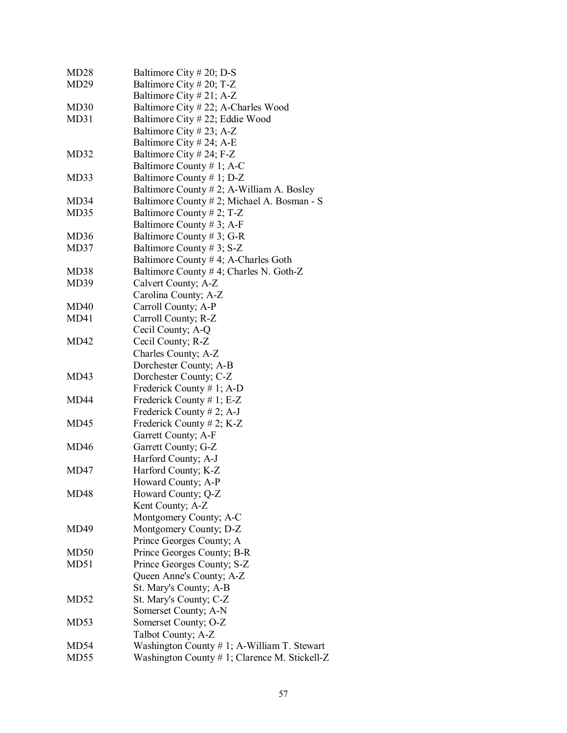| | |
|---|---|
| MD28 | Baltimore City # 20; D-S |
| MD29 | Baltimore City # 20; T-Z |
| | Baltimore City # 21; A-Z |
| MD30 | Baltimore City # 22; A-Charles Wood |
| MD31 | Baltimore City # 22; Eddie Wood |
| | Baltimore City # 23; A-Z |
| | Baltimore City # 24; A-E |
| MD32 | Baltimore City # 24; F-Z |
| | Baltimore County # 1; A-C |
| MD33 | Baltimore County # 1; D-Z |
| | Baltimore County # 2; A-William A. Bosley |
| MD34 | Baltimore County # 2; Michael A. Bosman - S |
| MD35 | Baltimore County # 2; T-Z |
| | Baltimore County # 3; A-F |
| MD36 | Baltimore County # 3; G-R |
| MD37 | Baltimore County # 3; S-Z |
| | Baltimore County # 4; A-Charles Goth |
| MD38 | Baltimore County # 4; Charles N. Goth-Z |
| MD39 | Calvert County; A-Z |
| | Carolina County; A-Z |
| MD40 | Carroll County; A-P |
| MD41 | Carroll County; R-Z |
| | Cecil County; A-Q |
| MD42 | Cecil County; R-Z |
| | Charles County; A-Z |
| | Dorchester County; A-B |
| MD43 | Dorchester County; C-Z |
| | Frederick County # 1; A-D |
| MD44 | Frederick County # 1; E-Z |
| | Frederick County # 2; A-J |
| MD45 | Frederick County # 2; K-Z |
| | Garrett County; A-F |
| MD46 | Garrett County; G-Z |
| | Harford County; A-J |
| MD47 | Harford County; K-Z |
| | Howard County; A-P |
| MD48 | Howard County; Q-Z |
| | Kent County; A-Z |
| | Montgomery County; A-C |
| MD49 | Montgomery County; D-Z |
| | Prince Georges County; A |
| MD50 | Prince Georges County; B-R |
| MD51 | Prince Georges County; S-Z |
| | Queen Anne's County; A-Z |
| | St. Mary's County; A-B |
| MD52 | St. Mary's County; C-Z |
| | Somerset County; A-N |
| MD53 | Somerset County; O-Z |
| | Talbot County; A-Z |
| MD54 | Washington County # 1; A-William T. Stewart |
| MD55 | Washington County # 1; Clarence M. Stickell-Z |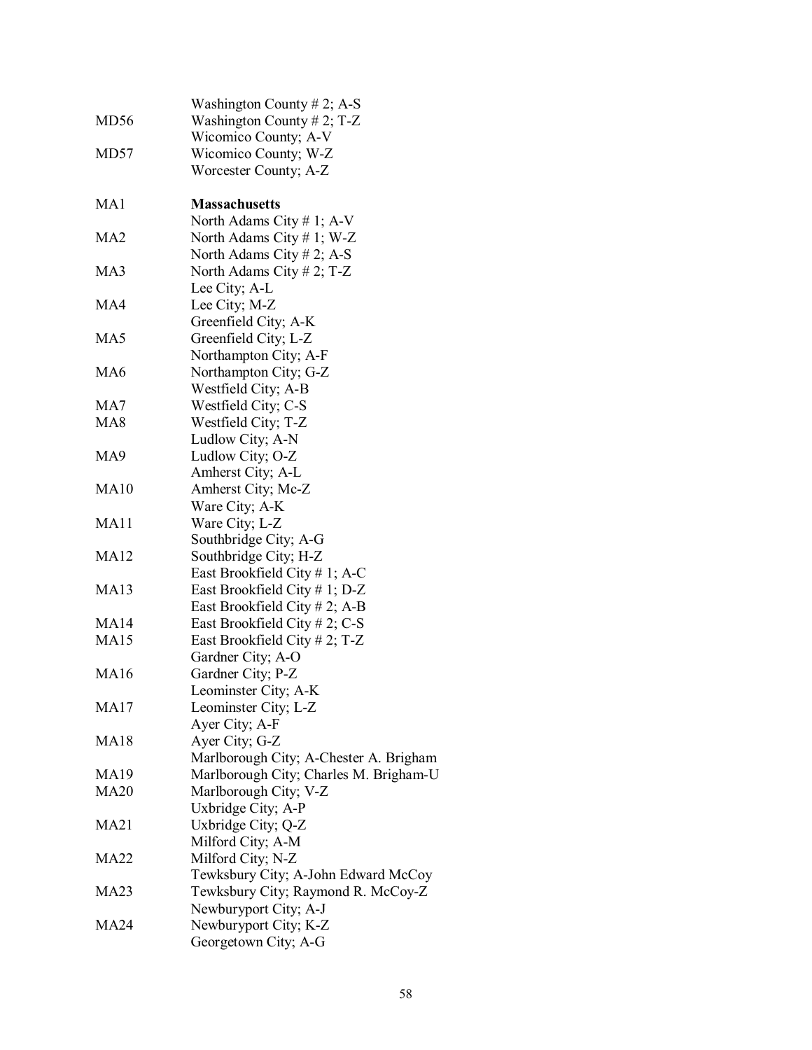| | |
|---|---|
| | Washington County # 2; A-S |
| MD56 | Washington County # 2; T-Z |
| | Wicomico County; A-V |
| MD57 | Wicomico County; W-Z |
| | Worcester County; A-Z |
| | |
| MA1 | **Massachusetts** |
| | North Adams City # 1; A-V |
| MA2 | North Adams City # 1; W-Z |
| | North Adams City # 2; A-S |
| MA3 | North Adams City # 2; T-Z |
| | Lee City; A-L |
| MA4 | Lee City; M-Z |
| | Greenfield City; A-K |
| MA5 | Greenfield City; L-Z |
| | Northampton City; A-F |
| MA6 | Northampton City; G-Z |
| | Westfield City; A-B |
| MA7 | Westfield City; C-S |
| MA8 | Westfield City; T-Z |
| | Ludlow City; A-N |
| MA9 | Ludlow City; O-Z |
| | Amherst City; A-L |
| MA10 | Amherst City; Mc-Z |
| | Ware City; A-K |
| MA11 | Ware City; L-Z |
| | Southbridge City; A-G |
| MA12 | Southbridge City; H-Z |
| | East Brookfield City # 1; A-C |
| MA13 | East Brookfield City # 1; D-Z |
| | East Brookfield City # 2; A-B |
| MA14 | East Brookfield City # 2; C-S |
| MA15 | East Brookfield City # 2; T-Z |
| | Gardner City; A-O |
| MA16 | Gardner City; P-Z |
| | Leominster City; A-K |
| MA17 | Leominster City; L-Z |
| | Ayer City; A-F |
| MA18 | Ayer City; G-Z |
| | Marlborough City; A-Chester A. Brigham |
| MA19 | Marlborough City; Charles M. Brigham-U |
| MA20 | Marlborough City; V-Z |
| | Uxbridge City; A-P |
| MA21 | Uxbridge City; Q-Z |
| | Milford City; A-M |
| MA22 | Milford City; N-Z |
| | Tewksbury City; A-John Edward McCoy |
| MA23 | Tewksbury City; Raymond R. McCoy-Z |
| | Newburyport City; A-J |
| MA24 | Newburyport City; K-Z |
| | Georgetown City; A-G |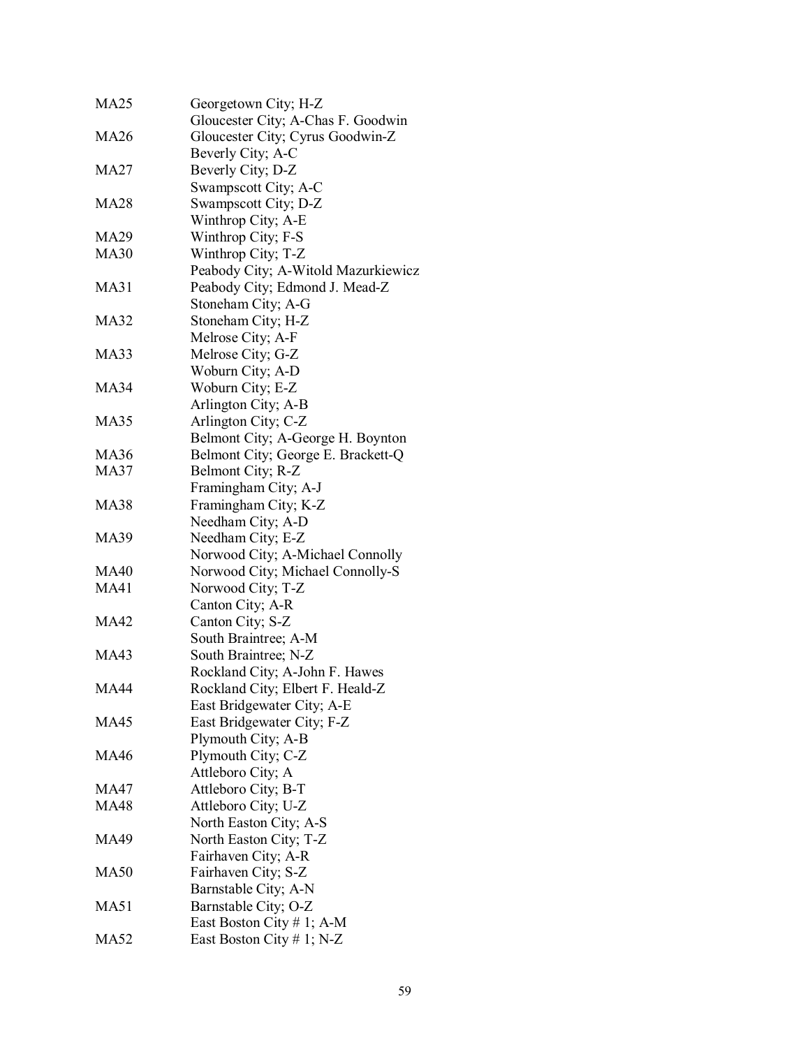| | |
|---|---|
| MA25 | Georgetown City; H-Z |
| | Gloucester City; A-Chas F. Goodwin |
| MA26 | Gloucester City; Cyrus Goodwin-Z |
| | Beverly City; A-C |
| MA27 | Beverly City; D-Z |
| | Swampscott City; A-C |
| MA28 | Swampscott City; D-Z |
| | Winthrop City; A-E |
| MA29 | Winthrop City; F-S |
| MA30 | Winthrop City; T-Z |
| | Peabody City; A-Witold Mazurkiewicz |
| MA31 | Peabody City; Edmond J. Mead-Z |
| | Stoneham City; A-G |
| MA32 | Stoneham City; H-Z |
| | Melrose City; A-F |
| MA33 | Melrose City; G-Z |
| | Woburn City; A-D |
| MA34 | Woburn City; E-Z |
| | Arlington City; A-B |
| MA35 | Arlington City; C-Z |
| | Belmont City; A-George H. Boynton |
| MA36 | Belmont City; George E. Brackett-Q |
| MA37 | Belmont City; R-Z |
| | Framingham City; A-J |
| MA38 | Framingham City; K-Z |
| | Needham City; A-D |
| MA39 | Needham City; E-Z |
| | Norwood City; A-Michael Connolly |
| MA40 | Norwood City; Michael Connolly-S |
| MA41 | Norwood City; T-Z |
| | Canton City; A-R |
| MA42 | Canton City; S-Z |
| | South Braintree; A-M |
| MA43 | South Braintree; N-Z |
| | Rockland City; A-John F. Hawes |
| MA44 | Rockland City; Elbert F. Heald-Z |
| | East Bridgewater City; A-E |
| MA45 | East Bridgewater City; F-Z |
| | Plymouth City; A-B |
| MA46 | Plymouth City; C-Z |
| | Attleboro City; A |
| MA47 | Attleboro City; B-T |
| MA48 | Attleboro City; U-Z |
| | North Easton City; A-S |
| MA49 | North Easton City; T-Z |
| | Fairhaven City; A-R |
| MA50 | Fairhaven City; S-Z |
| | Barnstable City; A-N |
| MA51 | Barnstable City; O-Z |
| | East Boston City # 1; A-M |
| MA52 | East Boston City # 1; N-Z |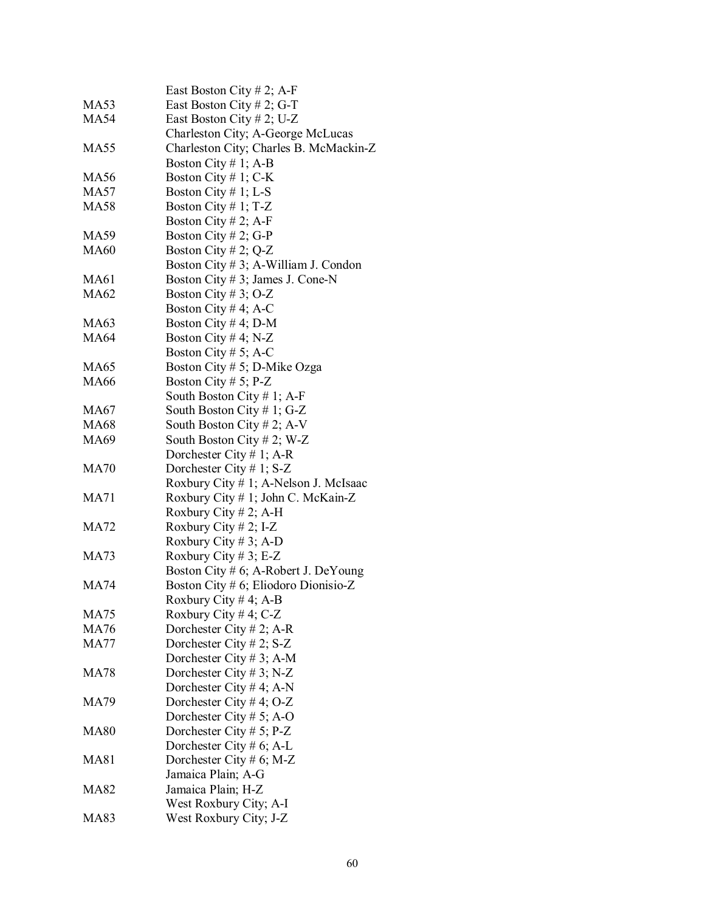| | |
|---|---|
| | East Boston City # 2; A-F |
| MA53 | East Boston City # 2; G-T |
| MA54 | East Boston City # 2; U-Z |
| | Charleston City; A-George McLucas |
| MA55 | Charleston City; Charles B. McMackin-Z |
| | Boston City # 1; A-B |
| MA56 | Boston City # 1; C-K |
| MA57 | Boston City # 1; L-S |
| MA58 | Boston City # 1; T-Z |
| | Boston City # 2; A-F |
| MA59 | Boston City # 2; G-P |
| MA60 | Boston City # 2; Q-Z |
| | Boston City # 3; A-William J. Condon |
| MA61 | Boston City # 3; James J. Cone-N |
| MA62 | Boston City # 3; O-Z |
| | Boston City # 4; A-C |
| MA63 | Boston City # 4; D-M |
| MA64 | Boston City # 4; N-Z |
| | Boston City # 5; A-C |
| MA65 | Boston City # 5; D-Mike Ozga |
| MA66 | Boston City # 5; P-Z |
| | South Boston City # 1; A-F |
| MA67 | South Boston City # 1; G-Z |
| MA68 | South Boston City # 2; A-V |
| MA69 | South Boston City # 2; W-Z |
| | Dorchester City # 1; A-R |
| MA70 | Dorchester City # 1; S-Z |
| | Roxbury City # 1; A-Nelson J. McIsaac |
| MA71 | Roxbury City # 1; John C. McKain-Z |
| | Roxbury City # 2; A-H |
| MA72 | Roxbury City # 2; I-Z |
| | Roxbury City # 3; A-D |
| MA73 | Roxbury City # 3; E-Z |
| | Boston City # 6; A-Robert J. DeYoung |
| MA74 | Boston City # 6; Eliodoro Dionisio-Z |
| | Roxbury City # 4; A-B |
| MA75 | Roxbury City # 4; C-Z |
| MA76 | Dorchester City # 2; A-R |
| MA77 | Dorchester City # 2; S-Z |
| | Dorchester City # 3; A-M |
| MA78 | Dorchester City # 3; N-Z |
| | Dorchester City # 4; A-N |
| MA79 | Dorchester City # 4; O-Z |
| | Dorchester City # 5; A-O |
| MA80 | Dorchester City # 5; P-Z |
| | Dorchester City # 6; A-L |
| MA81 | Dorchester City # 6; M-Z |
| | Jamaica Plain; A-G |
| MA82 | Jamaica Plain; H-Z |
| | West Roxbury City; A-I |
| MA83 | West Roxbury City; J-Z |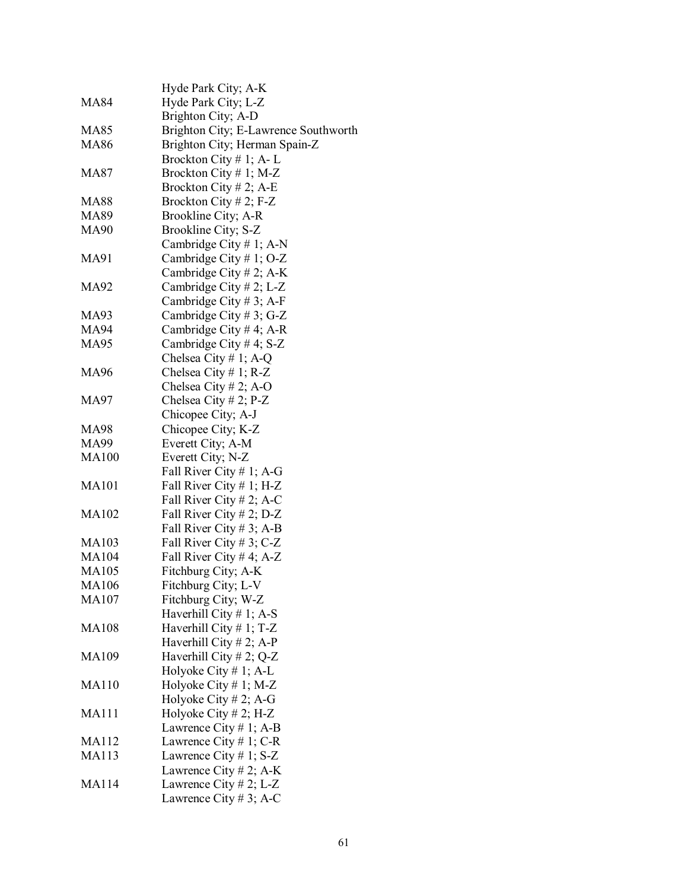| | |
|---|---|
| | Hyde Park City; A-K |
| MA84 | Hyde Park City; L-Z |
| | Brighton City; A-D |
| MA85 | Brighton City; E-Lawrence Southworth |
| MA86 | Brighton City; Herman Spain-Z |
| | Brockton City # 1; A- L |
| MA87 | Brockton City # 1; M-Z |
| | Brockton City # 2; A-E |
| MA88 | Brockton City # 2; F-Z |
| MA89 | Brookline City; A-R |
| MA90 | Brookline City; S-Z |
| | Cambridge City # 1; A-N |
| MA91 | Cambridge City # 1; O-Z |
| | Cambridge City # 2; A-K |
| MA92 | Cambridge City # 2; L-Z |
| | Cambridge City # 3; A-F |
| MA93 | Cambridge City # 3; G-Z |
| MA94 | Cambridge City # 4; A-R |
| MA95 | Cambridge City # 4; S-Z |
| | Chelsea City # 1; A-Q |
| MA96 | Chelsea City # 1; R-Z |
| | Chelsea City # 2; A-O |
| MA97 | Chelsea City # 2; P-Z |
| | Chicopee City; A-J |
| MA98 | Chicopee City; K-Z |
| MA99 | Everett City; A-M |
| MA100 | Everett City; N-Z |
| | Fall River City # 1; A-G |
| MA101 | Fall River City # 1; H-Z |
| | Fall River City # 2; A-C |
| MA102 | Fall River City # 2; D-Z |
| | Fall River City # 3; A-B |
| MA103 | Fall River City # 3; C-Z |
| MA104 | Fall River City # 4; A-Z |
| MA105 | Fitchburg City; A-K |
| MA106 | Fitchburg City; L-V |
| MA107 | Fitchburg City; W-Z |
| | Haverhill City # 1; A-S |
| MA108 | Haverhill City # 1; T-Z |
| | Haverhill City # 2; A-P |
| MA109 | Haverhill City # 2; Q-Z |
| | Holyoke City # 1; A-L |
| MA110 | Holyoke City # 1; M-Z |
| | Holyoke City # 2; A-G |
| MA111 | Holyoke City # 2; H-Z |
| | Lawrence City # 1; A-B |
| MA112 | Lawrence City # 1; C-R |
| MA113 | Lawrence City # 1; S-Z |
| | Lawrence City # 2; A-K |
| MA114 | Lawrence City # 2; L-Z |
| | Lawrence City # 3; A-C |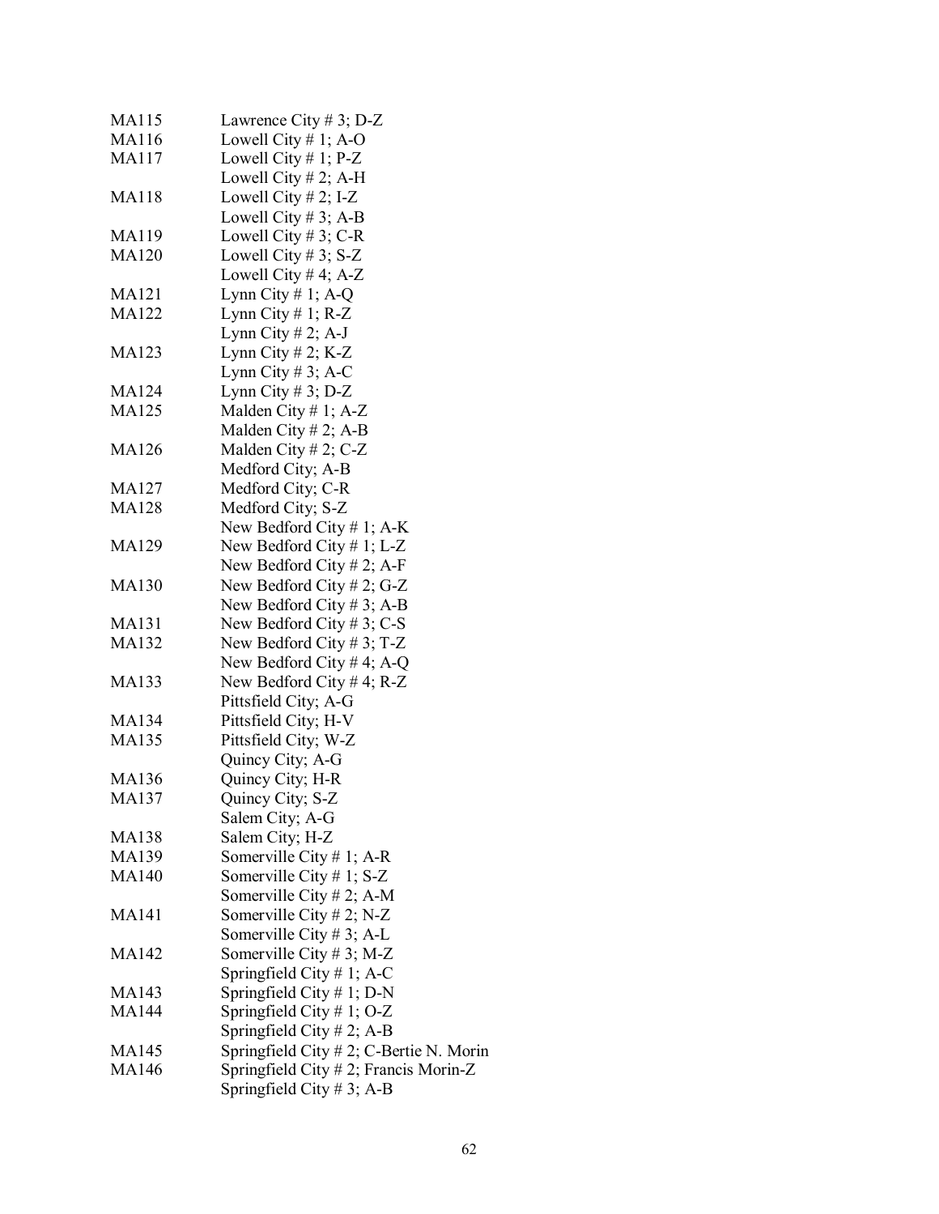| | |
|---|---|
| MA115 | Lawrence City # 3; D-Z |
| MA116 | Lowell City # 1; A-O |
| MA117 | Lowell City # 1; P-Z |
| | Lowell City # 2; A-H |
| MA118 | Lowell City # 2; I-Z |
| | Lowell City # 3; A-B |
| MA119 | Lowell City # 3; C-R |
| MA120 | Lowell City # 3; S-Z |
| | Lowell City # 4; A-Z |
| MA121 | Lynn City # 1; A-Q |
| MA122 | Lynn City # 1; R-Z |
| | Lynn City # 2; A-J |
| MA123 | Lynn City # 2; K-Z |
| | Lynn City # 3; A-C |
| MA124 | Lynn City # 3; D-Z |
| MA125 | Malden City # 1; A-Z |
| | Malden City # 2; A-B |
| MA126 | Malden City # 2; C-Z |
| | Medford City; A-B |
| MA127 | Medford City; C-R |
| MA128 | Medford City; S-Z |
| | New Bedford City # 1; A-K |
| MA129 | New Bedford City # 1; L-Z |
| | New Bedford City # 2; A-F |
| MA130 | New Bedford City # 2; G-Z |
| | New Bedford City # 3; A-B |
| MA131 | New Bedford City # 3; C-S |
| MA132 | New Bedford City # 3; T-Z |
| | New Bedford City # 4; A-Q |
| MA133 | New Bedford City # 4; R-Z |
| | Pittsfield City; A-G |
| MA134 | Pittsfield City; H-V |
| MA135 | Pittsfield City; W-Z |
| | Quincy City; A-G |
| MA136 | Quincy City; H-R |
| MA137 | Quincy City; S-Z |
| | Salem City; A-G |
| MA138 | Salem City; H-Z |
| MA139 | Somerville City # 1; A-R |
| MA140 | Somerville City # 1; S-Z |
| | Somerville City # 2; A-M |
| MA141 | Somerville City # 2; N-Z |
| | Somerville City # 3; A-L |
| MA142 | Somerville City # 3; M-Z |
| | Springfield City # 1; A-C |
| MA143 | Springfield City # 1; D-N |
| MA144 | Springfield City # 1; O-Z |
| | Springfield City # 2; A-B |
| MA145 | Springfield City # 2; C-Bertie N. Morin |
| MA146 | Springfield City # 2; Francis Morin-Z |
| | Springfield City # 3; A-B |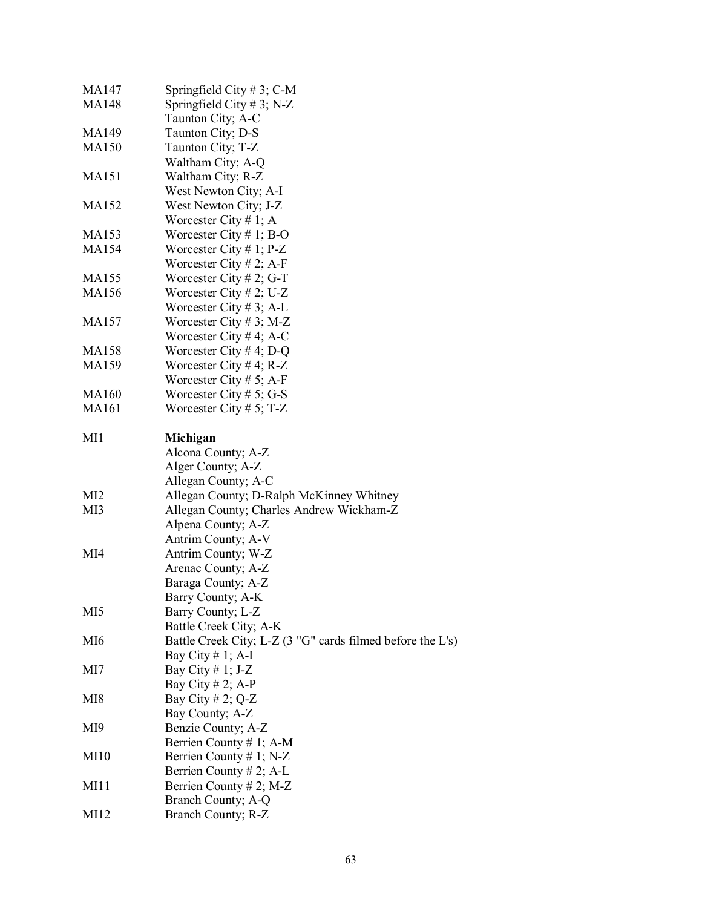| | |
|---|---|
| MA147 | Springfield City # 3; C-M |
| MA148 | Springfield City # 3; N-Z |
| | Taunton City; A-C |
| MA149 | Taunton City; D-S |
| MA150 | Taunton City; T-Z |
| | Waltham City; A-Q |
| MA151 | Waltham City; R-Z |
| | West Newton City; A-I |
| MA152 | West Newton City; J-Z |
| | Worcester City # 1; A |
| MA153 | Worcester City # 1; B-O |
| MA154 | Worcester City # 1; P-Z |
| | Worcester City # 2; A-F |
| MA155 | Worcester City # 2; G-T |
| MA156 | Worcester City # 2; U-Z |
| | Worcester City # 3; A-L |
| MA157 | Worcester City # 3; M-Z |
| | Worcester City # 4; A-C |
| MA158 | Worcester City # 4; D-Q |
| MA159 | Worcester City # 4; R-Z |
| | Worcester City # 5; A-F |
| MA160 | Worcester City # 5; G-S |
| MA161 | Worcester City # 5; T-Z |
| | |
| MI1 | **Michigan** |
| | Alcona County; A-Z |
| | Alger County; A-Z |
| | Allegan County; A-C |
| MI2 | Allegan County; D-Ralph McKinney Whitney |
| MI3 | Allegan County; Charles Andrew Wickham-Z |
| | Alpena County; A-Z |
| | Antrim County; A-V |
| MI4 | Antrim County; W-Z |
| | Arenac County; A-Z |
| | Baraga County; A-Z |
| | Barry County; A-K |
| MI5 | Barry County; L-Z |
| | Battle Creek City; A-K |
| MI6 | Battle Creek City; L-Z (3 "G" cards filmed before the L's) |
| | Bay City # 1; A-I |
| MI7 | Bay City # 1; J-Z |
| | Bay City # 2; A-P |
| MI8 | Bay City # 2; Q-Z |
| | Bay County; A-Z |
| MI9 | Benzie County; A-Z |
| | Berrien County # 1; A-M |
| MI10 | Berrien County # 1; N-Z |
| | Berrien County # 2; A-L |
| MI11 | Berrien County # 2; M-Z |
| | Branch County; A-Q |
| MI12 | Branch County; R-Z |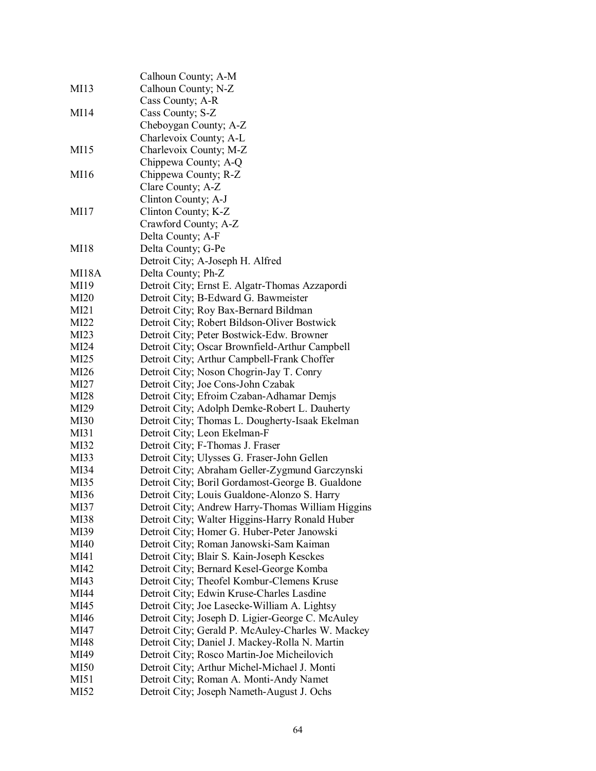| | |
|---|---|
| | Calhoun County; A-M |
| MI13 | Calhoun County; N-Z |
| | Cass County; A-R |
| MI14 | Cass County; S-Z |
| | Cheboygan County; A-Z |
| | Charlevoix County; A-L |
| MI15 | Charlevoix County; M-Z |
| | Chippewa County; A-Q |
| MI16 | Chippewa County; R-Z |
| | Clare County; A-Z |
| | Clinton County; A-J |
| MI17 | Clinton County; K-Z |
| | Crawford County; A-Z |
| | Delta County; A-F |
| MI18 | Delta County; G-Pe |
| | Detroit City; A-Joseph H. Alfred |
| MI18A | Delta County; Ph-Z |
| MI19 | Detroit City; Ernst E. Algatr-Thomas Azzapordi |
| MI20 | Detroit City; B-Edward G. Bawmeister |
| MI21 | Detroit City; Roy Bax-Bernard Bildman |
| MI22 | Detroit City; Robert Bildson-Oliver Bostwick |
| MI23 | Detroit City; Peter Bostwick-Edw. Browner |
| MI24 | Detroit City; Oscar Brownfield-Arthur Campbell |
| MI25 | Detroit City; Arthur Campbell-Frank Choffer |
| MI26 | Detroit City; Noson Chogrin-Jay T. Conry |
| MI27 | Detroit City; Joe Cons-John Czabak |
| MI28 | Detroit City; Efroim Czaban-Adhamar Demjs |
| MI29 | Detroit City; Adolph Demke-Robert L. Dauherty |
| MI30 | Detroit City; Thomas L. Dougherty-Isaak Ekelman |
| MI31 | Detroit City; Leon Ekelman-F |
| MI32 | Detroit City; F-Thomas J. Fraser |
| MI33 | Detroit City; Ulysses G. Fraser-John Gellen |
| MI34 | Detroit City; Abraham Geller-Zygmund Garczynski |
| MI35 | Detroit City; Boril Gordamost-George B. Gualdone |
| MI36 | Detroit City; Louis Gualdone-Alonzo S. Harry |
| MI37 | Detroit City; Andrew Harry-Thomas William Higgins |
| MI38 | Detroit City; Walter Higgins-Harry Ronald Huber |
| MI39 | Detroit City; Homer G. Huber-Peter Janowski |
| MI40 | Detroit City; Roman Janowski-Sam Kaiman |
| MI41 | Detroit City; Blair S. Kain-Joseph Kesckes |
| MI42 | Detroit City; Bernard Kesel-George Komba |
| MI43 | Detroit City; Theofel Kombur-Clemens Kruse |
| MI44 | Detroit City; Edwin Kruse-Charles Lasdine |
| MI45 | Detroit City; Joe Lasecke-William A. Lightsy |
| MI46 | Detroit City; Joseph D. Ligier-George C. McAuley |
| MI47 | Detroit City; Gerald P. McAuley-Charles W. Mackey |
| MI48 | Detroit City; Daniel J. Mackey-Rolla N. Martin |
| MI49 | Detroit City; Rosco Martin-Joe Micheilovich |
| MI50 | Detroit City; Arthur Michel-Michael J. Monti |
| MI51 | Detroit City; Roman A. Monti-Andy Namet |
| MI52 | Detroit City; Joseph Nameth-August J. Ochs |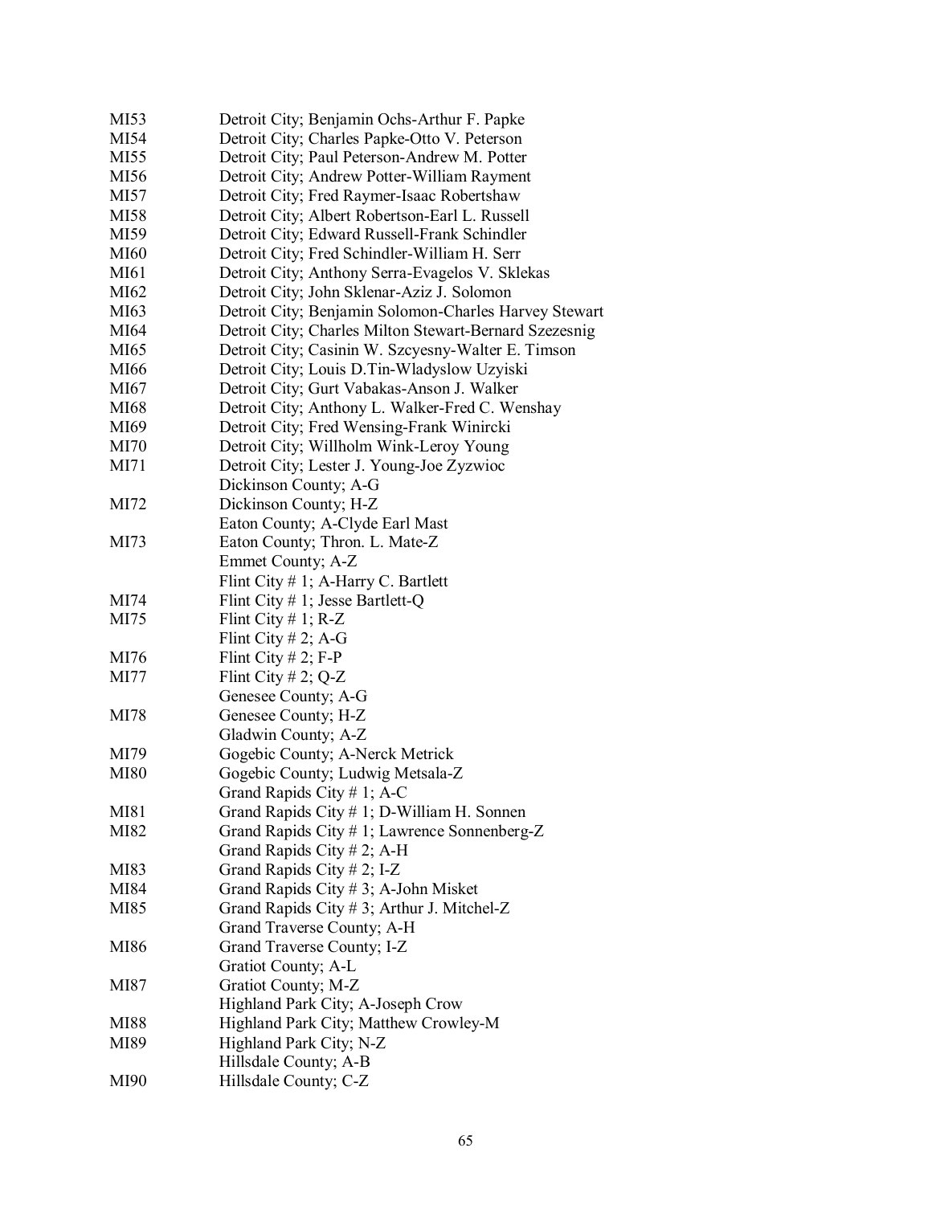| | |
|---|---|
| MI53 | Detroit City; Benjamin Ochs-Arthur F. Papke |
| MI54 | Detroit City; Charles Papke-Otto V. Peterson |
| MI55 | Detroit City; Paul Peterson-Andrew M. Potter |
| MI56 | Detroit City; Andrew Potter-William Rayment |
| MI57 | Detroit City; Fred Raymer-Isaac Robertshaw |
| MI58 | Detroit City; Albert Robertson-Earl L. Russell |
| MI59 | Detroit City; Edward Russell-Frank Schindler |
| MI60 | Detroit City; Fred Schindler-William H. Serr |
| MI61 | Detroit City; Anthony Serra-Evagelos V. Sklekas |
| MI62 | Detroit City; John Sklenar-Aziz J. Solomon |
| MI63 | Detroit City; Benjamin Solomon-Charles Harvey Stewart |
| MI64 | Detroit City; Charles Milton Stewart-Bernard Szezesnig |
| MI65 | Detroit City; Casinin W. Szcyesny-Walter E. Timson |
| MI66 | Detroit City; Louis D.Tin-Wladyslow Uzyiski |
| MI67 | Detroit City; Gurt Vabakas-Anson J. Walker |
| MI68 | Detroit City; Anthony L. Walker-Fred C. Wenshay |
| MI69 | Detroit City; Fred Wensing-Frank Winircki |
| MI70 | Detroit City; Willholm Wink-Leroy Young |
| MI71 | Detroit City; Lester J. Young-Joe Zyzwioc |
| | Dickinson County; A-G |
| MI72 | Dickinson County; H-Z |
| | Eaton County; A-Clyde Earl Mast |
| MI73 | Eaton County; Thron. L. Mate-Z |
| | Emmet County; A-Z |
| | Flint City # 1; A-Harry C. Bartlett |
| MI74 | Flint City # 1; Jesse Bartlett-Q |
| MI75 | Flint City # 1; R-Z |
| | Flint City # 2; A-G |
| MI76 | Flint City # 2; F-P |
| MI77 | Flint City # 2; Q-Z |
| | Genesee County; A-G |
| MI78 | Genesee County; H-Z |
| | Gladwin County; A-Z |
| MI79 | Gogebic County; A-Nerck Metrick |
| MI80 | Gogebic County; Ludwig Metsala-Z |
| | Grand Rapids City # 1; A-C |
| MI81 | Grand Rapids City # 1; D-William H. Sonnen |
| MI82 | Grand Rapids City # 1; Lawrence Sonnenberg-Z |
| | Grand Rapids City # 2; A-H |
| MI83 | Grand Rapids City # 2; I-Z |
| MI84 | Grand Rapids City # 3; A-John Misket |
| MI85 | Grand Rapids City # 3; Arthur J. Mitchel-Z |
| | Grand Traverse County; A-H |
| MI86 | Grand Traverse County; I-Z |
| | Gratiot County; A-L |
| MI87 | Gratiot County; M-Z |
| | Highland Park City; A-Joseph Crow |
| MI88 | Highland Park City; Matthew Crowley-M |
| MI89 | Highland Park City; N-Z |
| | Hillsdale County; A-B |
| MI90 | Hillsdale County; C-Z |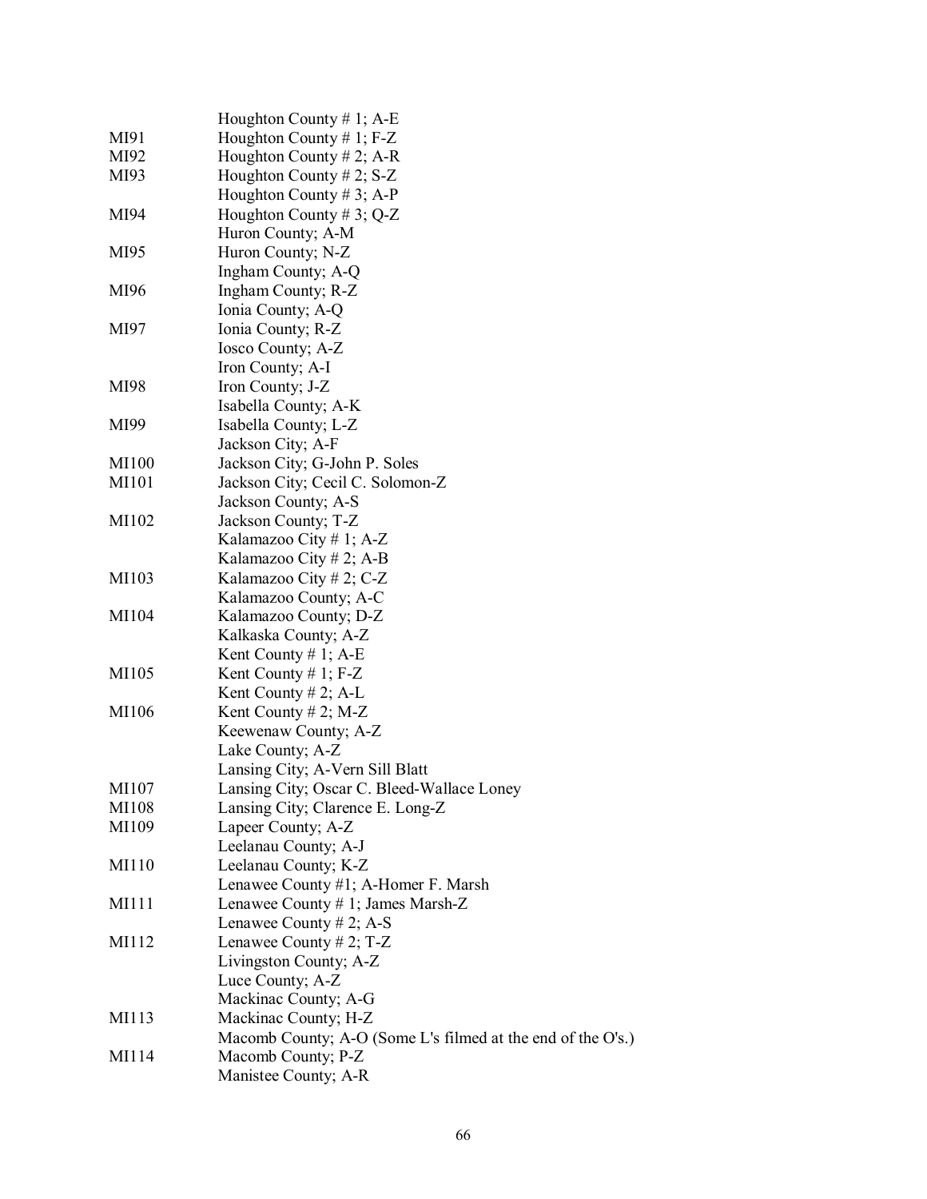| | |
|---|---|
| | Houghton County # 1; A-E |
| MI91 | Houghton County # 1; F-Z |
| MI92 | Houghton County # 2; A-R |
| MI93 | Houghton County # 2; S-Z |
| | Houghton County # 3; A-P |
| MI94 | Houghton County # 3; Q-Z |
| | Huron County; A-M |
| MI95 | Huron County; N-Z |
| | Ingham County; A-Q |
| MI96 | Ingham County; R-Z |
| | Ionia County; A-Q |
| MI97 | Ionia County; R-Z |
| | Iosco County; A-Z |
| | Iron County; A-I |
| MI98 | Iron County; J-Z |
| | Isabella County; A-K |
| MI99 | Isabella County; L-Z |
| | Jackson City; A-F |
| MI100 | Jackson City; G-John P. Soles |
| MI101 | Jackson City; Cecil C. Solomon-Z |
| | Jackson County; A-S |
| MI102 | Jackson County; T-Z |
| | Kalamazoo City # 1; A-Z |
| | Kalamazoo City # 2; A-B |
| MI103 | Kalamazoo City # 2; C-Z |
| | Kalamazoo County; A-C |
| MI104 | Kalamazoo County; D-Z |
| | Kalkaska County; A-Z |
| | Kent County # 1; A-E |
| MI105 | Kent County # 1; F-Z |
| | Kent County # 2; A-L |
| MI106 | Kent County # 2; M-Z |
| | Keewenaw County; A-Z |
| | Lake County; A-Z |
| | Lansing City; A-Vern Sill Blatt |
| MI107 | Lansing City; Oscar C. Bleed-Wallace Loney |
| MI108 | Lansing City; Clarence E. Long-Z |
| MI109 | Lapeer County; A-Z |
| | Leelanau County; A-J |
| MI110 | Leelanau County; K-Z |
| | Lenawee County #1; A-Homer F. Marsh |
| MI111 | Lenawee County # 1; James Marsh-Z |
| | Lenawee County # 2; A-S |
| MI112 | Lenawee County # 2; T-Z |
| | Livingston County; A-Z |
| | Luce County; A-Z |
| | Mackinac County; A-G |
| MI113 | Mackinac County; H-Z |
| | Macomb County; A-O (Some L's filmed at the end of the O's.) |
| MI114 | Macomb County; P-Z |
| | Manistee County; A-R |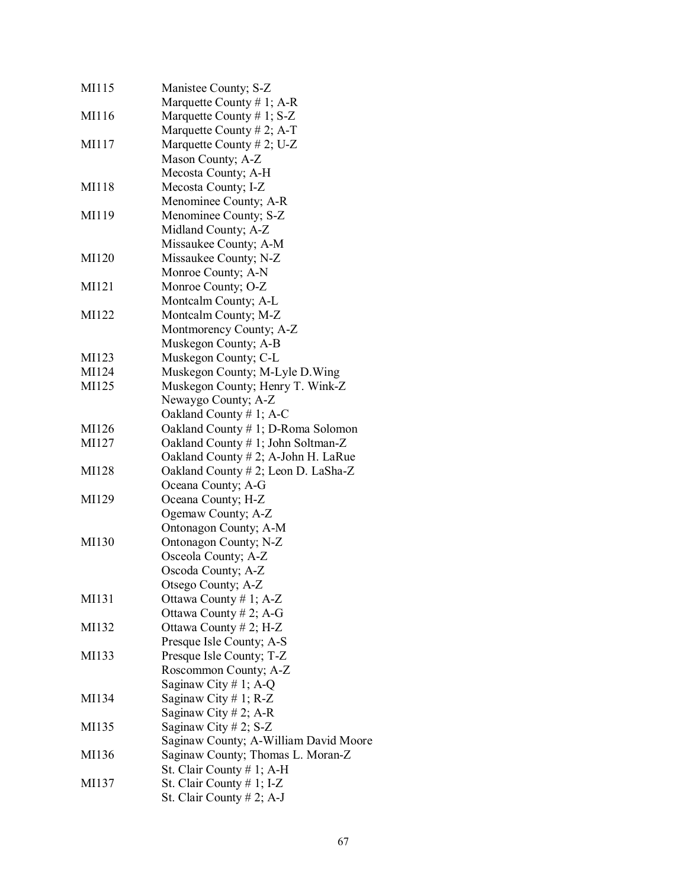| | |
|---|---|
| MI115 | Manistee County; S-Z |
| | Marquette County # 1; A-R |
| MI116 | Marquette County # 1; S-Z |
| | Marquette County # 2; A-T |
| MI117 | Marquette County # 2; U-Z |
| | Mason County; A-Z |
| | Mecosta County; A-H |
| MI118 | Mecosta County; I-Z |
| | Menominee County; A-R |
| MI119 | Menominee County; S-Z |
| | Midland County; A-Z |
| | Missaukee County; A-M |
| MI120 | Missaukee County; N-Z |
| | Monroe County; A-N |
| MI121 | Monroe County; O-Z |
| | Montcalm County; A-L |
| MI122 | Montcalm County; M-Z |
| | Montmorency County; A-Z |
| | Muskegon County; A-B |
| MI123 | Muskegon County; C-L |
| MI124 | Muskegon County; M-Lyle D.Wing |
| MI125 | Muskegon County; Henry T. Wink-Z |
| | Newaygo County; A-Z |
| | Oakland County # 1; A-C |
| MI126 | Oakland County # 1; D-Roma Solomon |
| MI127 | Oakland County # 1; John Soltman-Z |
| | Oakland County # 2; A-John H. LaRue |
| MI128 | Oakland County # 2; Leon D. LaSha-Z |
| | Oceana County; A-G |
| MI129 | Oceana County; H-Z |
| | Ogemaw County; A-Z |
| | Ontonagon County; A-M |
| MI130 | Ontonagon County; N-Z |
| | Osceola County; A-Z |
| | Oscoda County; A-Z |
| | Otsego County; A-Z |
| MI131 | Ottawa County # 1; A-Z |
| | Ottawa County # 2; A-G |
| MI132 | Ottawa County # 2; H-Z |
| | Presque Isle County; A-S |
| MI133 | Presque Isle County; T-Z |
| | Roscommon County; A-Z |
| | Saginaw City # 1; A-Q |
| MI134 | Saginaw City # 1; R-Z |
| | Saginaw City # 2; A-R |
| MI135 | Saginaw City # 2; S-Z |
| | Saginaw County; A-William David Moore |
| MI136 | Saginaw County; Thomas L. Moran-Z |
| | St. Clair County # 1; A-H |
| MI137 | St. Clair County # 1; I-Z |
| | St. Clair County # 2; A-J |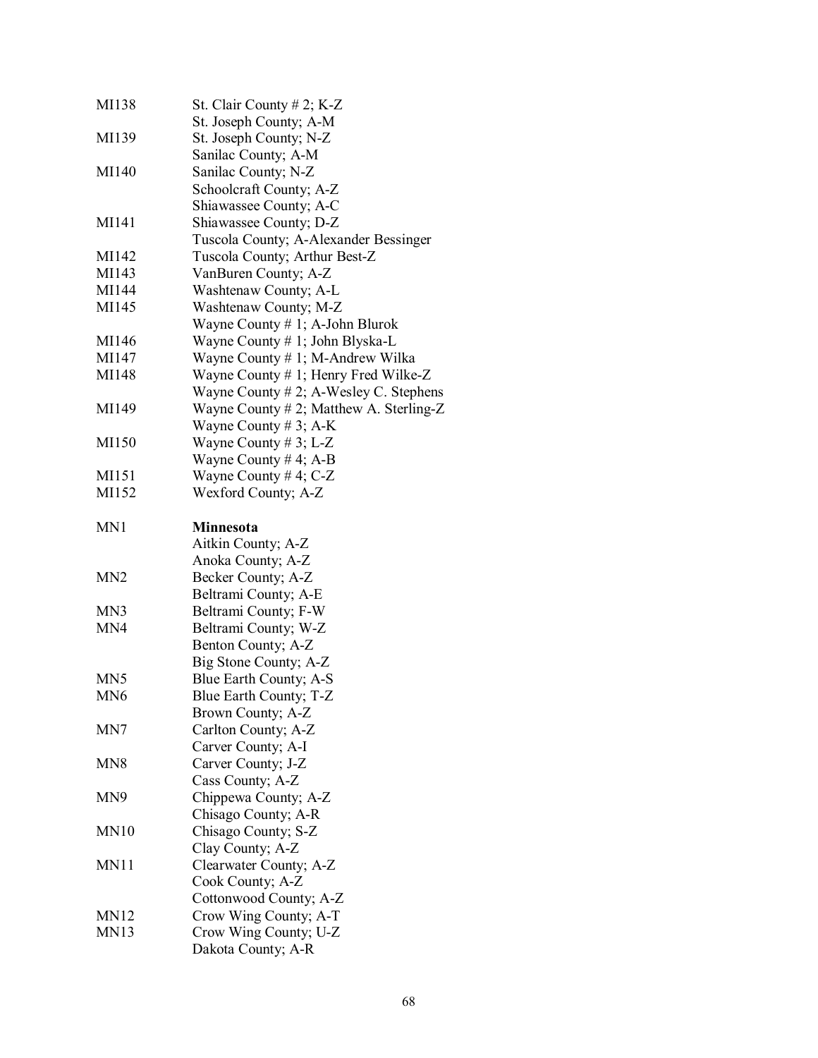| | |
|---|---|
| MI138 | St. Clair County # 2; K-Z |
| | St. Joseph County; A-M |
| MI139 | St. Joseph County; N-Z |
| | Sanilac County; A-M |
| MI140 | Sanilac County; N-Z |
| | Schoolcraft County; A-Z |
| | Shiawassee County; A-C |
| MI141 | Shiawassee County; D-Z |
| | Tuscola County; A-Alexander Bessinger |
| MI142 | Tuscola County; Arthur Best-Z |
| MI143 | VanBuren County; A-Z |
| MI144 | Washtenaw County; A-L |
| MI145 | Washtenaw County; M-Z |
| | Wayne County # 1; A-John Blurok |
| MI146 | Wayne County # 1; John Blyska-L |
| MI147 | Wayne County # 1; M-Andrew Wilka |
| MI148 | Wayne County # 1; Henry Fred Wilke-Z |
| | Wayne County # 2; A-Wesley C. Stephens |
| MI149 | Wayne County # 2; Matthew A. Sterling-Z |
| | Wayne County # 3; A-K |
| MI150 | Wayne County # 3; L-Z |
| | Wayne County # 4; A-B |
| MI151 | Wayne County # 4; C-Z |
| MI152 | Wexford County; A-Z |
| | |
| MN1 | **Minnesota** |
| | Aitkin County; A-Z |
| | Anoka County; A-Z |
| MN2 | Becker County; A-Z |
| | Beltrami County; A-E |
| MN3 | Beltrami County; F-W |
| MN4 | Beltrami County; W-Z |
| | Benton County; A-Z |
| | Big Stone County; A-Z |
| MN5 | Blue Earth County; A-S |
| MN6 | Blue Earth County; T-Z |
| | Brown County; A-Z |
| MN7 | Carlton County; A-Z |
| | Carver County; A-I |
| MN8 | Carver County; J-Z |
| | Cass County; A-Z |
| MN9 | Chippewa County; A-Z |
| | Chisago County; A-R |
| MN10 | Chisago County; S-Z |
| | Clay County; A-Z |
| MN11 | Clearwater County; A-Z |
| | Cook County; A-Z |
| | Cottonwood County; A-Z |
| MN12 | Crow Wing County; A-T |
| MN13 | Crow Wing County; U-Z |
| | Dakota County; A-R |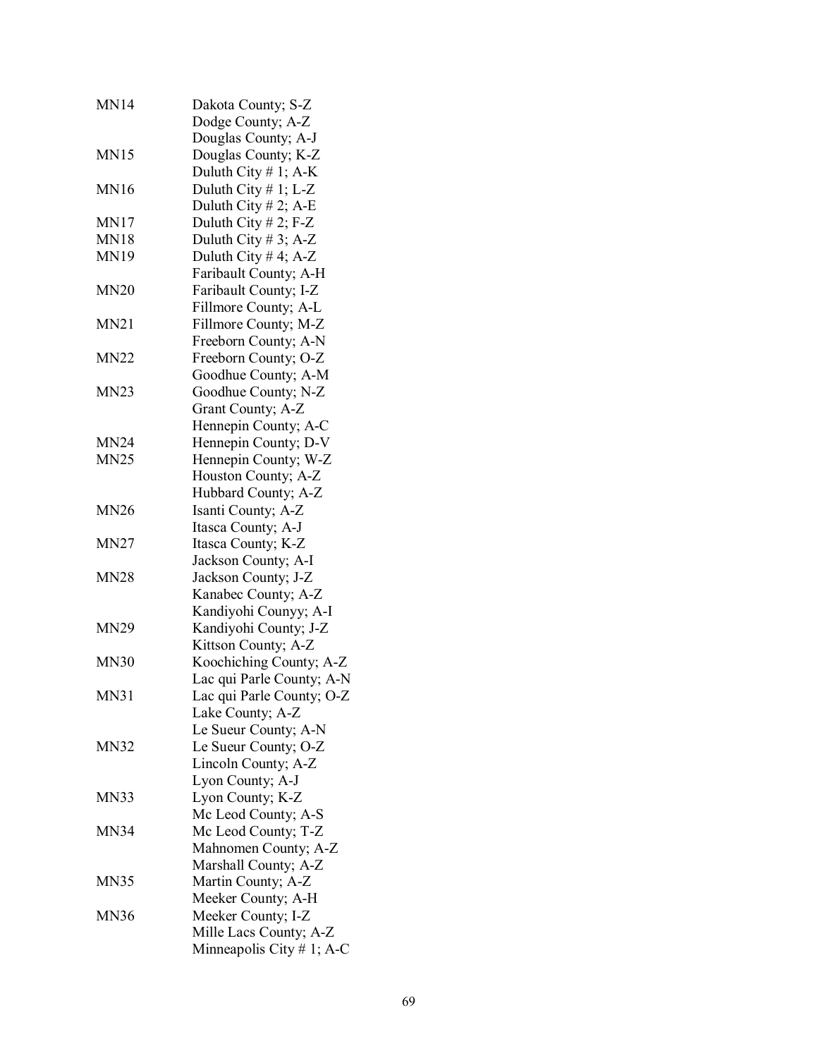| | |
|---|---|
| MN14 | Dakota County; S-Z |
| | Dodge County; A-Z |
| | Douglas County; A-J |
| MN15 | Douglas County; K-Z |
| | Duluth City # 1; A-K |
| MN16 | Duluth City # 1; L-Z |
| | Duluth City # 2; A-E |
| MN17 | Duluth City # 2; F-Z |
| MN18 | Duluth City # 3; A-Z |
| MN19 | Duluth City # 4; A-Z |
| | Faribault County; A-H |
| MN20 | Faribault County; I-Z |
| | Fillmore County; A-L |
| MN21 | Fillmore County; M-Z |
| | Freeborn County; A-N |
| MN22 | Freeborn County; O-Z |
| | Goodhue County; A-M |
| MN23 | Goodhue County; N-Z |
| | Grant County; A-Z |
| | Hennepin County; A-C |
| MN24 | Hennepin County; D-V |
| MN25 | Hennepin County; W-Z |
| | Houston County; A-Z |
| | Hubbard County; A-Z |
| MN26 | Isanti County; A-Z |
| | Itasca County; A-J |
| MN27 | Itasca County; K-Z |
| | Jackson County; A-I |
| MN28 | Jackson County; J-Z |
| | Kanabec County; A-Z |
| | Kandiyohi Counyy; A-I |
| MN29 | Kandiyohi County; J-Z |
| | Kittson County; A-Z |
| MN30 | Koochiching County; A-Z |
| | Lac qui Parle County; A-N |
| MN31 | Lac qui Parle County; O-Z |
| | Lake County; A-Z |
| | Le Sueur County; A-N |
| MN32 | Le Sueur County; O-Z |
| | Lincoln County; A-Z |
| | Lyon County; A-J |
| MN33 | Lyon County; K-Z |
| | Mc Leod County; A-S |
| MN34 | Mc Leod County; T-Z |
| | Mahnomen County; A-Z |
| | Marshall County; A-Z |
| MN35 | Martin County; A-Z |
| | Meeker County; A-H |
| MN36 | Meeker County; I-Z |
| | Mille Lacs County; A-Z |
| | Minneapolis City # 1; A-C |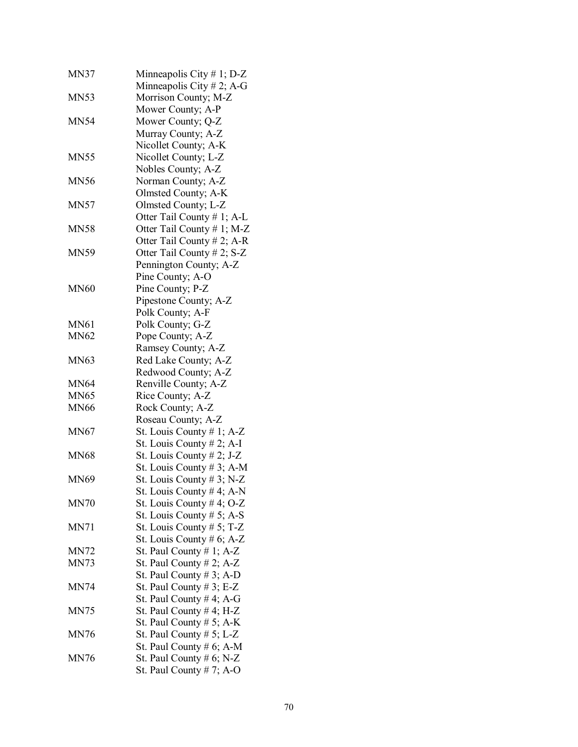| | |
|---|---|
| MN37 | Minneapolis City # 1; D-Z |
| | Minneapolis City # 2; A-G |
| MN53 | Morrison County; M-Z |
| | Mower County; A-P |
| MN54 | Mower County; Q-Z |
| | Murray County; A-Z |
| | Nicollet County; A-K |
| MN55 | Nicollet County; L-Z |
| | Nobles County; A-Z |
| MN56 | Norman County; A-Z |
| | Olmsted County; A-K |
| MN57 | Olmsted County; L-Z |
| | Otter Tail County # 1; A-L |
| MN58 | Otter Tail County # 1; M-Z |
| | Otter Tail County # 2; A-R |
| MN59 | Otter Tail County # 2; S-Z |
| | Pennington County; A-Z |
| | Pine County; A-O |
| MN60 | Pine County; P-Z |
| | Pipestone County; A-Z |
| | Polk County; A-F |
| MN61 | Polk County; G-Z |
| MN62 | Pope County; A-Z |
| | Ramsey County; A-Z |
| MN63 | Red Lake County; A-Z |
| | Redwood County; A-Z |
| MN64 | Renville County; A-Z |
| MN65 | Rice County; A-Z |
| MN66 | Rock County; A-Z |
| | Roseau County; A-Z |
| MN67 | St. Louis County # 1; A-Z |
| | St. Louis County # 2; A-I |
| MN68 | St. Louis County # 2; J-Z |
| | St. Louis County # 3; A-M |
| MN69 | St. Louis County # 3; N-Z |
| | St. Louis County # 4; A-N |
| MN70 | St. Louis County # 4; O-Z |
| | St. Louis County # 5; A-S |
| MN71 | St. Louis County # 5; T-Z |
| | St. Louis County # 6; A-Z |
| MN72 | St. Paul County # 1; A-Z |
| MN73 | St. Paul County # 2; A-Z |
| | St. Paul County # 3; A-D |
| MN74 | St. Paul County # 3; E-Z |
| | St. Paul County # 4; A-G |
| MN75 | St. Paul County # 4; H-Z |
| | St. Paul County # 5; A-K |
| MN76 | St. Paul County # 5; L-Z |
| | St. Paul County # 6; A-M |
| MN76 | St. Paul County # 6; N-Z |
| | St. Paul County # 7; A-O |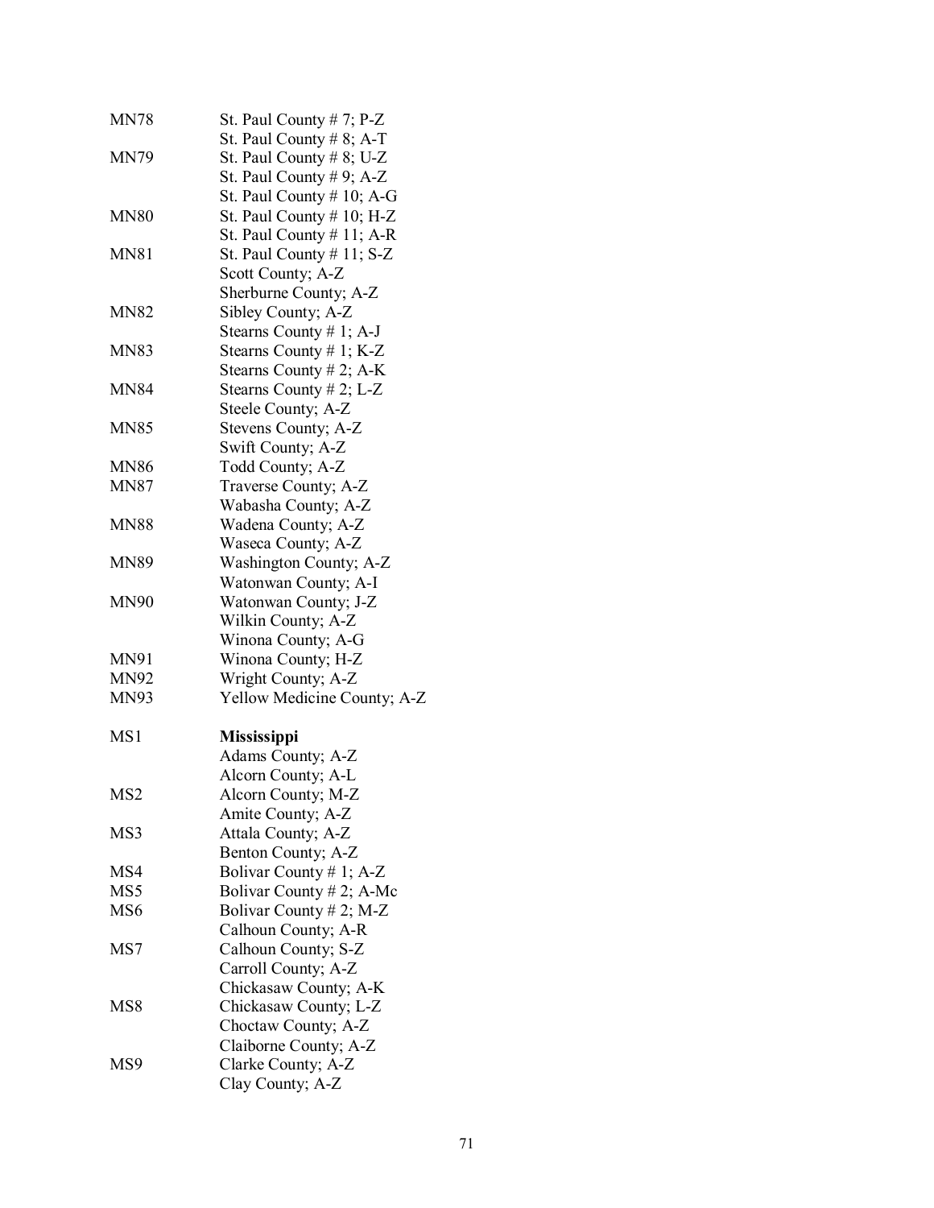| | |
|---|---|
| MN78 | St. Paul County # 7; P-Z |
| | St. Paul County # 8; A-T |
| MN79 | St. Paul County # 8; U-Z |
| | St. Paul County # 9; A-Z |
| | St. Paul County # 10; A-G |
| MN80 | St. Paul County # 10; H-Z |
| | St. Paul County # 11; A-R |
| MN81 | St. Paul County # 11; S-Z |
| | Scott County; A-Z |
| | Sherburne County; A-Z |
| MN82 | Sibley County; A-Z |
| | Stearns County # 1; A-J |
| MN83 | Stearns County # 1; K-Z |
| | Stearns County # 2; A-K |
| MN84 | Stearns County # 2; L-Z |
| | Steele County; A-Z |
| MN85 | Stevens County; A-Z |
| | Swift County; A-Z |
| MN86 | Todd County; A-Z |
| MN87 | Traverse County; A-Z |
| | Wabasha County; A-Z |
| MN88 | Wadena County; A-Z |
| | Waseca County; A-Z |
| MN89 | Washington County; A-Z |
| | Watonwan County; A-I |
| MN90 | Watonwan County; J-Z |
| | Wilkin County; A-Z |
| | Winona County; A-G |
| MN91 | Winona County; H-Z |
| MN92 | Wright County; A-Z |
| MN93 | Yellow Medicine County; A-Z |
| | |
| MS1 | **Mississippi** |
| | Adams County; A-Z |
| | Alcorn County; A-L |
| MS2 | Alcorn County; M-Z |
| | Amite County; A-Z |
| MS3 | Attala County; A-Z |
| | Benton County; A-Z |
| MS4 | Bolivar County # 1; A-Z |
| MS5 | Bolivar County # 2; A-Mc |
| MS6 | Bolivar County # 2; M-Z |
| | Calhoun County; A-R |
| MS7 | Calhoun County; S-Z |
| | Carroll County; A-Z |
| | Chickasaw County; A-K |
| MS8 | Chickasaw County; L-Z |
| | Choctaw County; A-Z |
| | Claiborne County; A-Z |
| MS9 | Clarke County; A-Z |
| | Clay County; A-Z |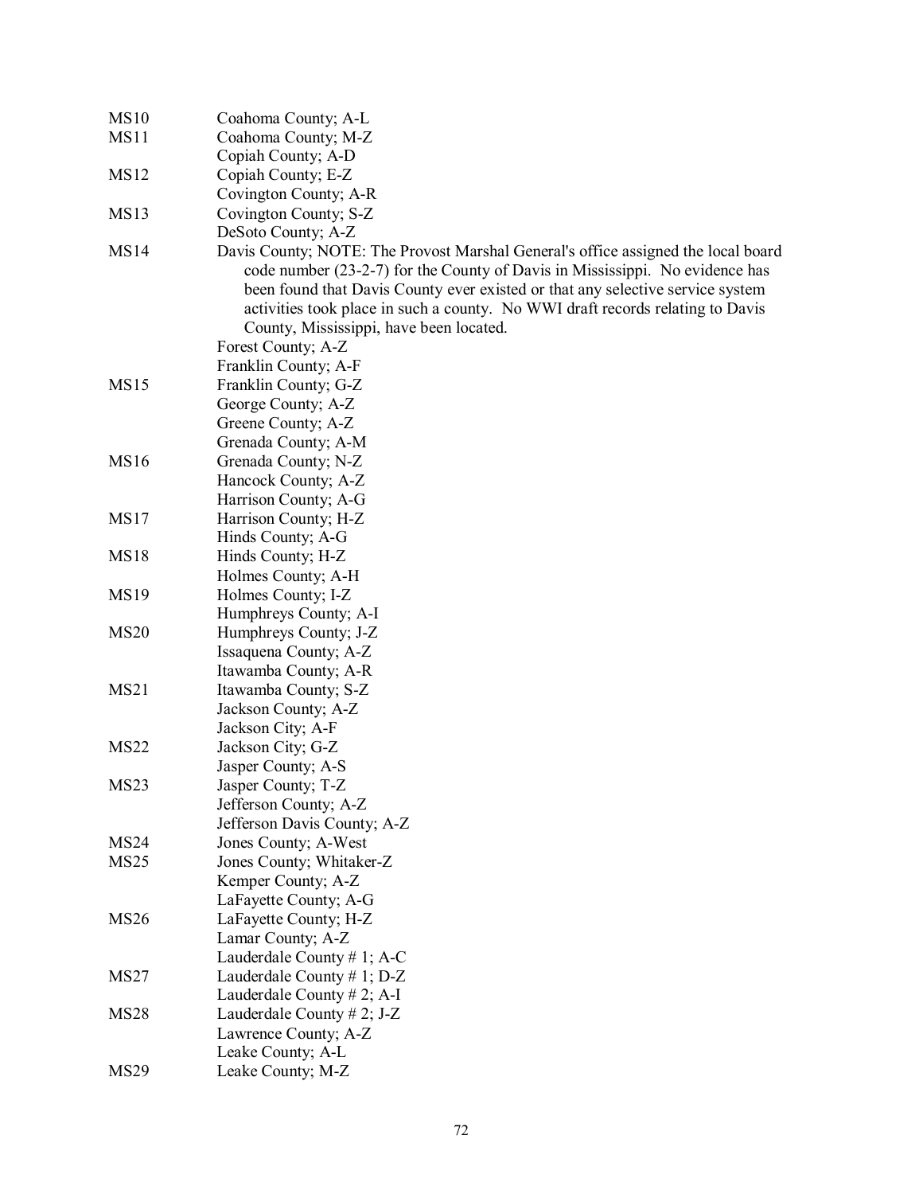| | |
|---|---|
| MS10 | Coahoma County; A-L |
| MS11 | Coahoma County; M-Z |
| | Copiah County; A-D |
| MS12 | Copiah County; E-Z |
| | Covington County; A-R |
| MS13 | Covington County; S-Z |
| | DeSoto County; A-Z |
| MS14 | Davis County; NOTE: The Provost Marshal General's office assigned the local board code number (23-2-7) for the County of Davis in Mississippi. No evidence has been found that Davis County ever existed or that any selective service system activities took place in such a county. No WWI draft records relating to Davis County, Mississippi, have been located. |
| | Forest County; A-Z |
| | Franklin County; A-F |
| MS15 | Franklin County; G-Z |
| | George County; A-Z |
| | Greene County; A-Z |
| | Grenada County; A-M |
| MS16 | Grenada County; N-Z |
| | Hancock County; A-Z |
| | Harrison County; A-G |
| MS17 | Harrison County; H-Z |
| | Hinds County; A-G |
| MS18 | Hinds County; H-Z |
| | Holmes County; A-H |
| MS19 | Holmes County; I-Z |
| | Humphreys County; A-I |
| MS20 | Humphreys County; J-Z |
| | Issaquena County; A-Z |
| | Itawamba County; A-R |
| MS21 | Itawamba County; S-Z |
| | Jackson County; A-Z |
| | Jackson City; A-F |
| MS22 | Jackson City; G-Z |
| | Jasper County; A-S |
| MS23 | Jasper County; T-Z |
| | Jefferson County; A-Z |
| | Jefferson Davis County; A-Z |
| MS24 | Jones County; A-West |
| MS25 | Jones County; Whitaker-Z |
| | Kemper County; A-Z |
| | LaFayette County; A-G |
| MS26 | LaFayette County; H-Z |
| | Lamar County; A-Z |
| | Lauderdale County # 1; A-C |
| MS27 | Lauderdale County # 1; D-Z |
| | Lauderdale County # 2; A-I |
| MS28 | Lauderdale County # 2; J-Z |
| | Lawrence County; A-Z |
| | Leake County; A-L |
| MS29 | Leake County; M-Z |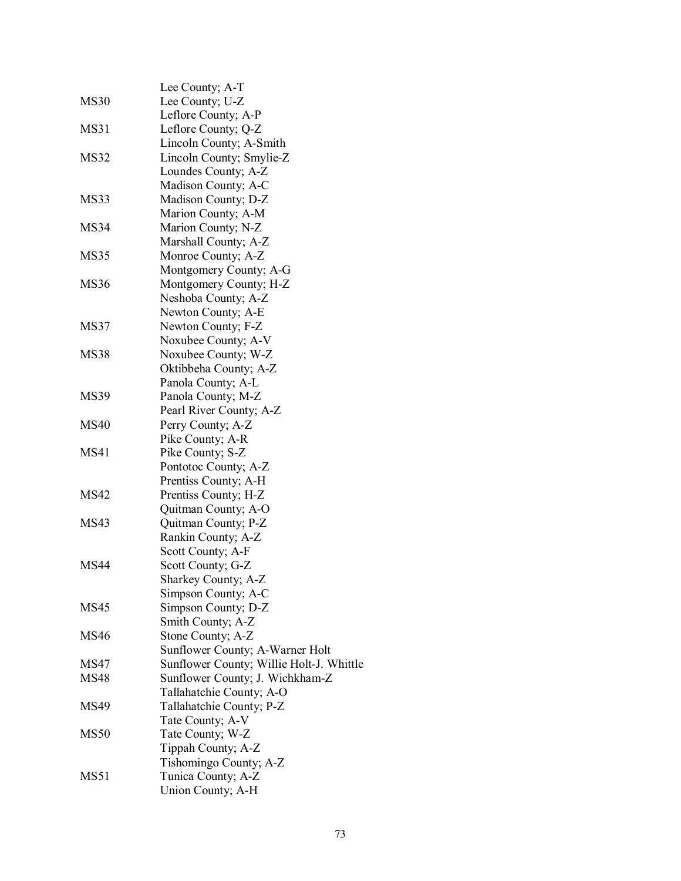| | |
|---|---|
| | Lee County; A-T |
| MS30 | Lee County; U-Z |
| | Leflore County; A-P |
| MS31 | Leflore County; Q-Z |
| | Lincoln County; A-Smith |
| MS32 | Lincoln County; Smylie-Z |
| | Loundes County; A-Z |
| | Madison County; A-C |
| MS33 | Madison County; D-Z |
| | Marion County; A-M |
| MS34 | Marion County; N-Z |
| | Marshall County; A-Z |
| MS35 | Monroe County; A-Z |
| | Montgomery County; A-G |
| MS36 | Montgomery County; H-Z |
| | Neshoba County; A-Z |
| | Newton County; A-E |
| MS37 | Newton County; F-Z |
| | Noxubee County; A-V |
| MS38 | Noxubee County; W-Z |
| | Oktibbeha County; A-Z |
| | Panola County; A-L |
| MS39 | Panola County; M-Z |
| | Pearl River County; A-Z |
| MS40 | Perry County; A-Z |
| | Pike County; A-R |
| MS41 | Pike County; S-Z |
| | Pontotoc County; A-Z |
| | Prentiss County; A-H |
| MS42 | Prentiss County; H-Z |
| | Quitman County; A-O |
| MS43 | Quitman County; P-Z |
| | Rankin County; A-Z |
| | Scott County; A-F |
| MS44 | Scott County; G-Z |
| | Sharkey County; A-Z |
| | Simpson County; A-C |
| MS45 | Simpson County; D-Z |
| | Smith County; A-Z |
| MS46 | Stone County; A-Z |
| | Sunflower County; A-Warner Holt |
| MS47 | Sunflower County; Willie Holt-J. Whittle |
| MS48 | Sunflower County; J. Wichkham-Z |
| | Tallahatchie County; A-O |
| MS49 | Tallahatchie County; P-Z |
| | Tate County; A-V |
| MS50 | Tate County; W-Z |
| | Tippah County; A-Z |
| | Tishomingo County; A-Z |
| MS51 | Tunica County; A-Z |
| | Union County; A-H |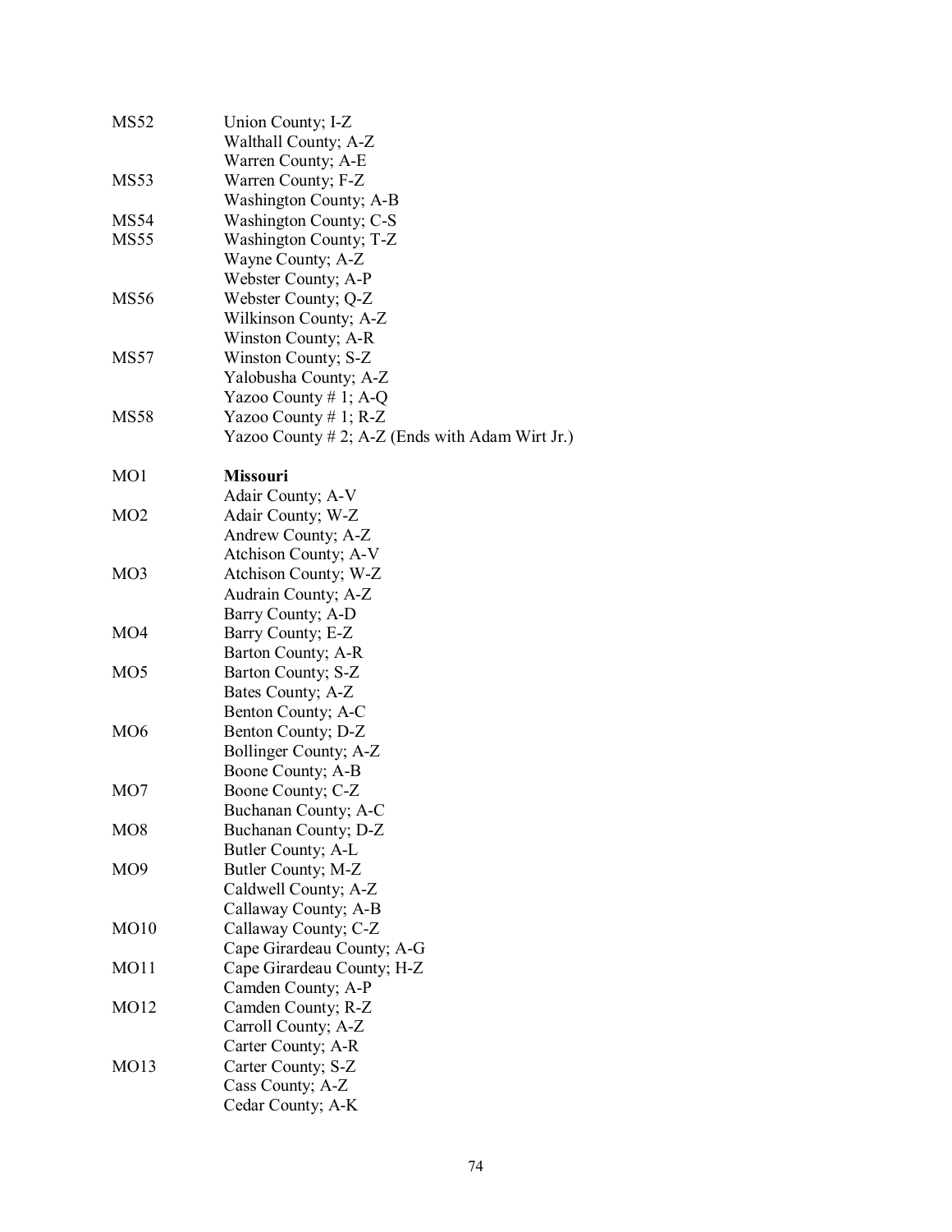| | |
|---|---|
| MS52 | Union County; I-Z |
| | Walthall County; A-Z |
| | Warren County; A-E |
| MS53 | Warren County; F-Z |
| | Washington County; A-B |
| MS54 | Washington County; C-S |
| MS55 | Washington County; T-Z |
| | Wayne County; A-Z |
| | Webster County; A-P |
| MS56 | Webster County; Q-Z |
| | Wilkinson County; A-Z |
| | Winston County; A-R |
| MS57 | Winston County; S-Z |
| | Yalobusha County; A-Z |
| | Yazoo County # 1; A-Q |
| MS58 | Yazoo County # 1; R-Z |
| | Yazoo County # 2; A-Z (Ends with Adam Wirt Jr.) |
| | |
| MO1 | **Missouri** |
| | Adair County; A-V |
| MO2 | Adair County; W-Z |
| | Andrew County; A-Z |
| | Atchison County; A-V |
| MO3 | Atchison County; W-Z |
| | Audrain County; A-Z |
| | Barry County; A-D |
| MO4 | Barry County; E-Z |
| | Barton County; A-R |
| MO5 | Barton County; S-Z |
| | Bates County; A-Z |
| | Benton County; A-C |
| MO6 | Benton County; D-Z |
| | Bollinger County; A-Z |
| | Boone County; A-B |
| MO7 | Boone County; C-Z |
| | Buchanan County; A-C |
| MO8 | Buchanan County; D-Z |
| | Butler County; A-L |
| MO9 | Butler County; M-Z |
| | Caldwell County; A-Z |
| | Callaway County; A-B |
| MO10 | Callaway County; C-Z |
| | Cape Girardeau County; A-G |
| MO11 | Cape Girardeau County; H-Z |
| | Camden County; A-P |
| MO12 | Camden County; R-Z |
| | Carroll County; A-Z |
| | Carter County; A-R |
| MO13 | Carter County; S-Z |
| | Cass County; A-Z |
| | Cedar County; A-K |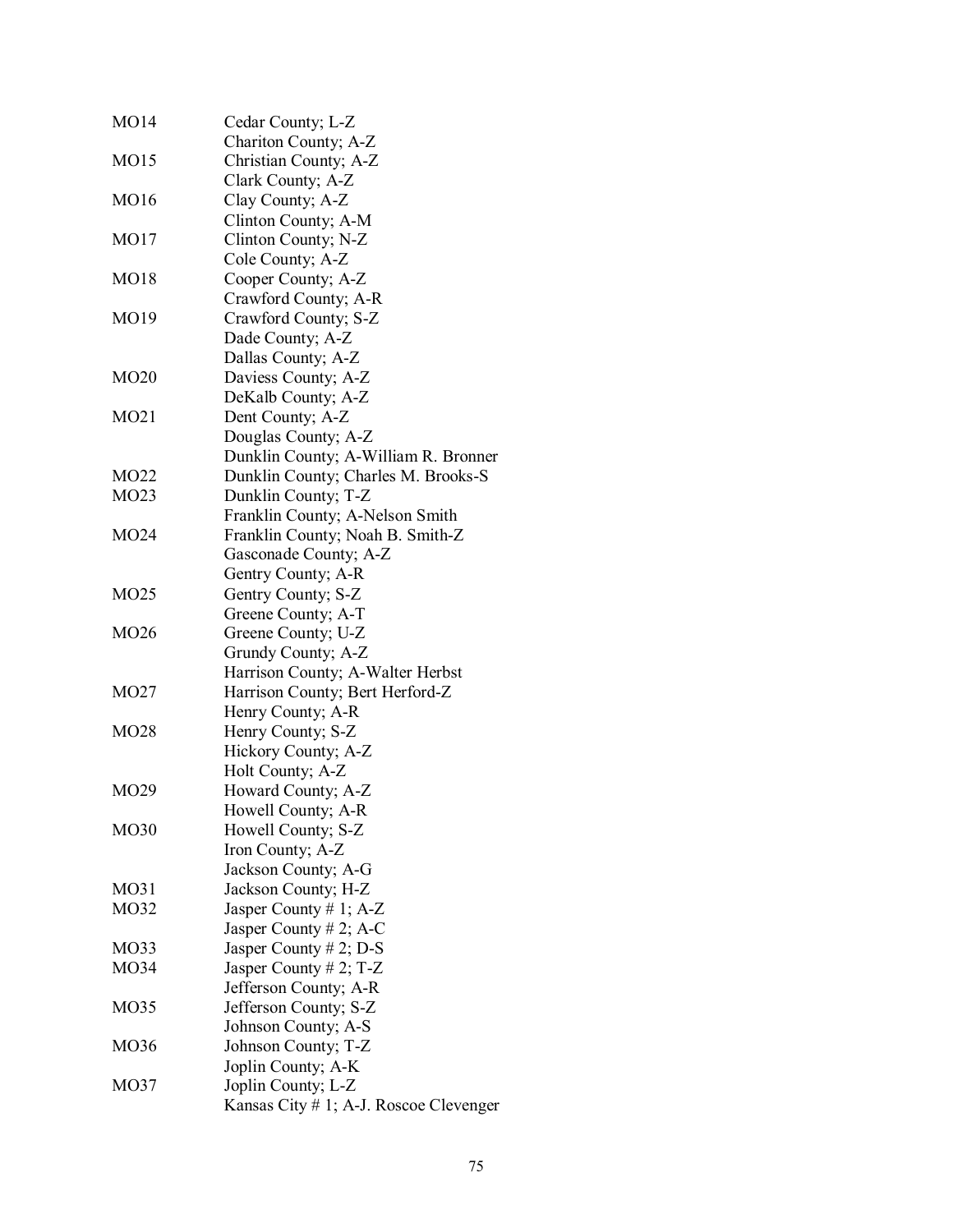| | |
|---|---|
| MO14 | Cedar County; L-Z |
| | Chariton County; A-Z |
| MO15 | Christian County; A-Z |
| | Clark County; A-Z |
| MO16 | Clay County; A-Z |
| | Clinton County; A-M |
| MO17 | Clinton County; N-Z |
| | Cole County; A-Z |
| MO18 | Cooper County; A-Z |
| | Crawford County; A-R |
| MO19 | Crawford County; S-Z |
| | Dade County; A-Z |
| | Dallas County; A-Z |
| MO20 | Daviess County; A-Z |
| | DeKalb County; A-Z |
| MO21 | Dent County; A-Z |
| | Douglas County; A-Z |
| | Dunklin County; A-William R. Bronner |
| MO22 | Dunklin County; Charles M. Brooks-S |
| MO23 | Dunklin County; T-Z |
| | Franklin County; A-Nelson Smith |
| MO24 | Franklin County; Noah B. Smith-Z |
| | Gasconade County; A-Z |
| | Gentry County; A-R |
| MO25 | Gentry County; S-Z |
| | Greene County; A-T |
| MO26 | Greene County; U-Z |
| | Grundy County; A-Z |
| | Harrison County; A-Walter Herbst |
| MO27 | Harrison County; Bert Herford-Z |
| | Henry County; A-R |
| MO28 | Henry County; S-Z |
| | Hickory County; A-Z |
| | Holt County; A-Z |
| MO29 | Howard County; A-Z |
| | Howell County; A-R |
| MO30 | Howell County; S-Z |
| | Iron County; A-Z |
| | Jackson County; A-G |
| MO31 | Jackson County; H-Z |
| MO32 | Jasper County # 1; A-Z |
| | Jasper County # 2; A-C |
| MO33 | Jasper County # 2; D-S |
| MO34 | Jasper County # 2; T-Z |
| | Jefferson County; A-R |
| MO35 | Jefferson County; S-Z |
| | Johnson County; A-S |
| MO36 | Johnson County; T-Z |
| | Joplin County; A-K |
| MO37 | Joplin County; L-Z |
| | Kansas City # 1; A-J. Roscoe Clevenger |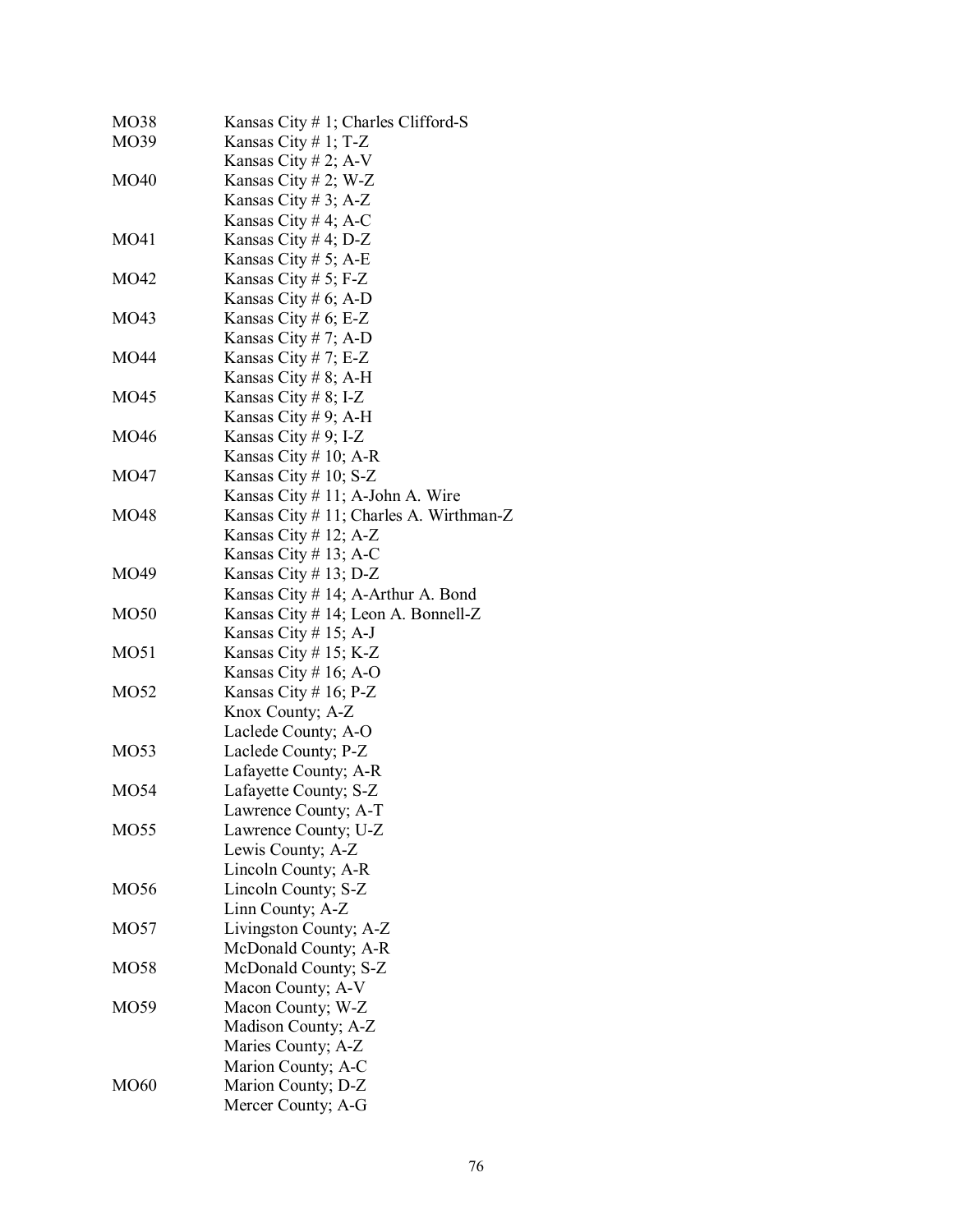| | |
|---|---|
| MO38 | Kansas City # 1; Charles Clifford-S |
| MO39 | Kansas City # 1; T-Z |
| | Kansas City # 2; A-V |
| MO40 | Kansas City # 2; W-Z |
| | Kansas City # 3; A-Z |
| | Kansas City # 4; A-C |
| MO41 | Kansas City # 4; D-Z |
| | Kansas City # 5; A-E |
| MO42 | Kansas City # 5; F-Z |
| | Kansas City # 6; A-D |
| MO43 | Kansas City # 6; E-Z |
| | Kansas City # 7; A-D |
| MO44 | Kansas City # 7; E-Z |
| | Kansas City # 8; A-H |
| MO45 | Kansas City # 8; I-Z |
| | Kansas City # 9; A-H |
| MO46 | Kansas City # 9; I-Z |
| | Kansas City # 10; A-R |
| MO47 | Kansas City # 10; S-Z |
| | Kansas City # 11; A-John A. Wire |
| MO48 | Kansas City # 11; Charles A. Wirthman-Z |
| | Kansas City # 12; A-Z |
| | Kansas City # 13; A-C |
| MO49 | Kansas City # 13; D-Z |
| | Kansas City # 14; A-Arthur A. Bond |
| MO50 | Kansas City # 14; Leon A. Bonnell-Z |
| | Kansas City # 15; A-J |
| MO51 | Kansas City # 15; K-Z |
| | Kansas City # 16; A-O |
| MO52 | Kansas City # 16; P-Z |
| | Knox County; A-Z |
| | Laclede County; A-O |
| MO53 | Laclede County; P-Z |
| | Lafayette County; A-R |
| MO54 | Lafayette County; S-Z |
| | Lawrence County; A-T |
| MO55 | Lawrence County; U-Z |
| | Lewis County; A-Z |
| | Lincoln County; A-R |
| MO56 | Lincoln County; S-Z |
| | Linn County; A-Z |
| MO57 | Livingston County; A-Z |
| | McDonald County; A-R |
| MO58 | McDonald County; S-Z |
| | Macon County; A-V |
| MO59 | Macon County; W-Z |
| | Madison County; A-Z |
| | Maries County; A-Z |
| | Marion County; A-C |
| MO60 | Marion County; D-Z |
| | Mercer County; A-G |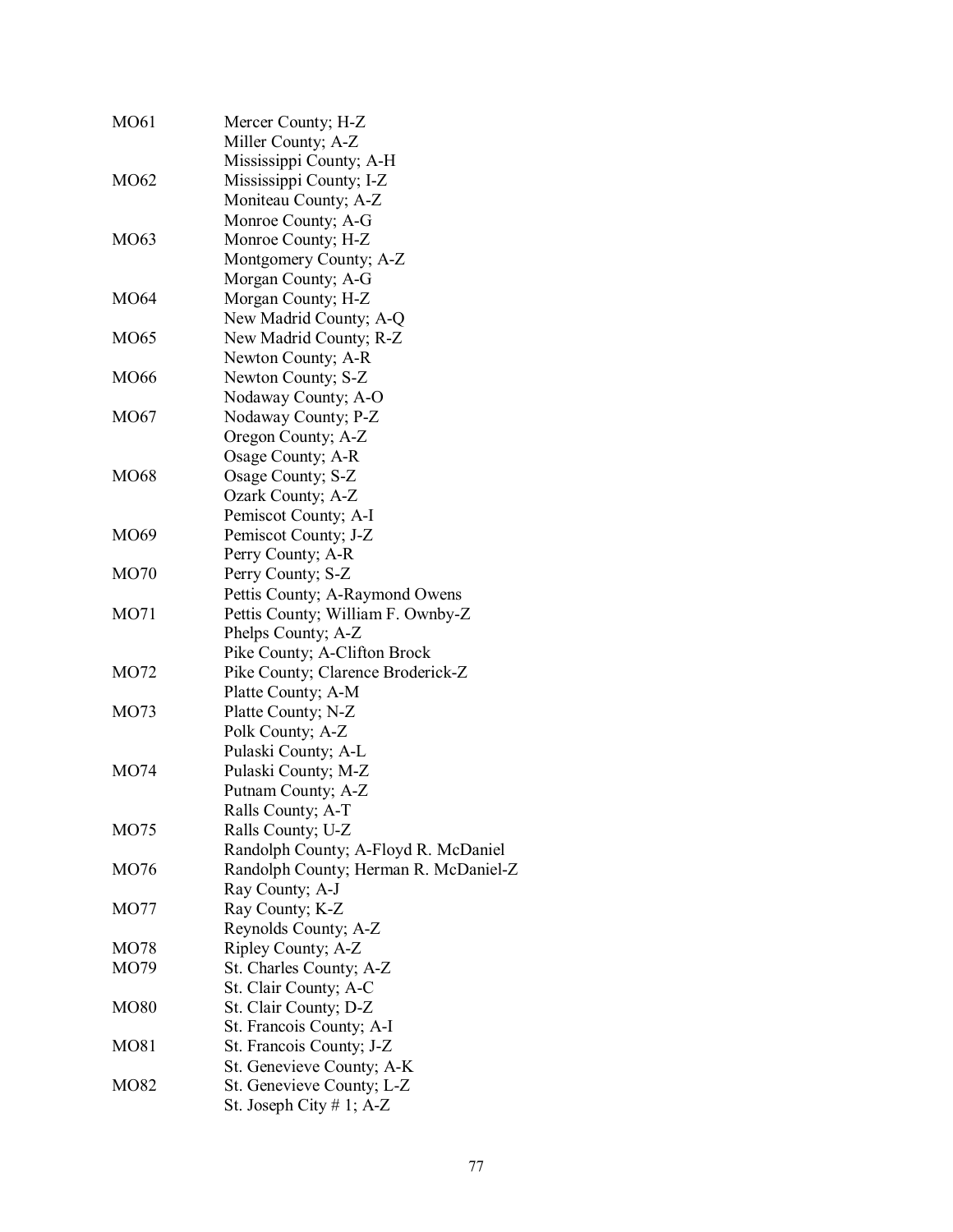| | |
|---|---|
| MO61 | Mercer County; H-Z |
| | Miller County; A-Z |
| | Mississippi County; A-H |
| MO62 | Mississippi County; I-Z |
| | Moniteau County; A-Z |
| | Monroe County; A-G |
| MO63 | Monroe County; H-Z |
| | Montgomery County; A-Z |
| | Morgan County; A-G |
| MO64 | Morgan County; H-Z |
| | New Madrid County; A-Q |
| MO65 | New Madrid County; R-Z |
| | Newton County; A-R |
| MO66 | Newton County; S-Z |
| | Nodaway County; A-O |
| MO67 | Nodaway County; P-Z |
| | Oregon County; A-Z |
| | Osage County; A-R |
| MO68 | Osage County; S-Z |
| | Ozark County; A-Z |
| | Pemiscot County; A-I |
| MO69 | Pemiscot County; J-Z |
| | Perry County; A-R |
| MO70 | Perry County; S-Z |
| | Pettis County; A-Raymond Owens |
| MO71 | Pettis County; William F. Ownby-Z |
| | Phelps County; A-Z |
| | Pike County; A-Clifton Brock |
| MO72 | Pike County; Clarence Broderick-Z |
| | Platte County; A-M |
| MO73 | Platte County; N-Z |
| | Polk County; A-Z |
| | Pulaski County; A-L |
| MO74 | Pulaski County; M-Z |
| | Putnam County; A-Z |
| | Ralls County; A-T |
| MO75 | Ralls County; U-Z |
| | Randolph County; A-Floyd R. McDaniel |
| MO76 | Randolph County; Herman R. McDaniel-Z |
| | Ray County; A-J |
| MO77 | Ray County; K-Z |
| | Reynolds County; A-Z |
| MO78 | Ripley County; A-Z |
| MO79 | St. Charles County; A-Z |
| | St. Clair County; A-C |
| MO80 | St. Clair County; D-Z |
| | St. Francois County; A-I |
| MO81 | St. Francois County; J-Z |
| | St. Genevieve County; A-K |
| MO82 | St. Genevieve County; L-Z |
| | St. Joseph City # 1; A-Z |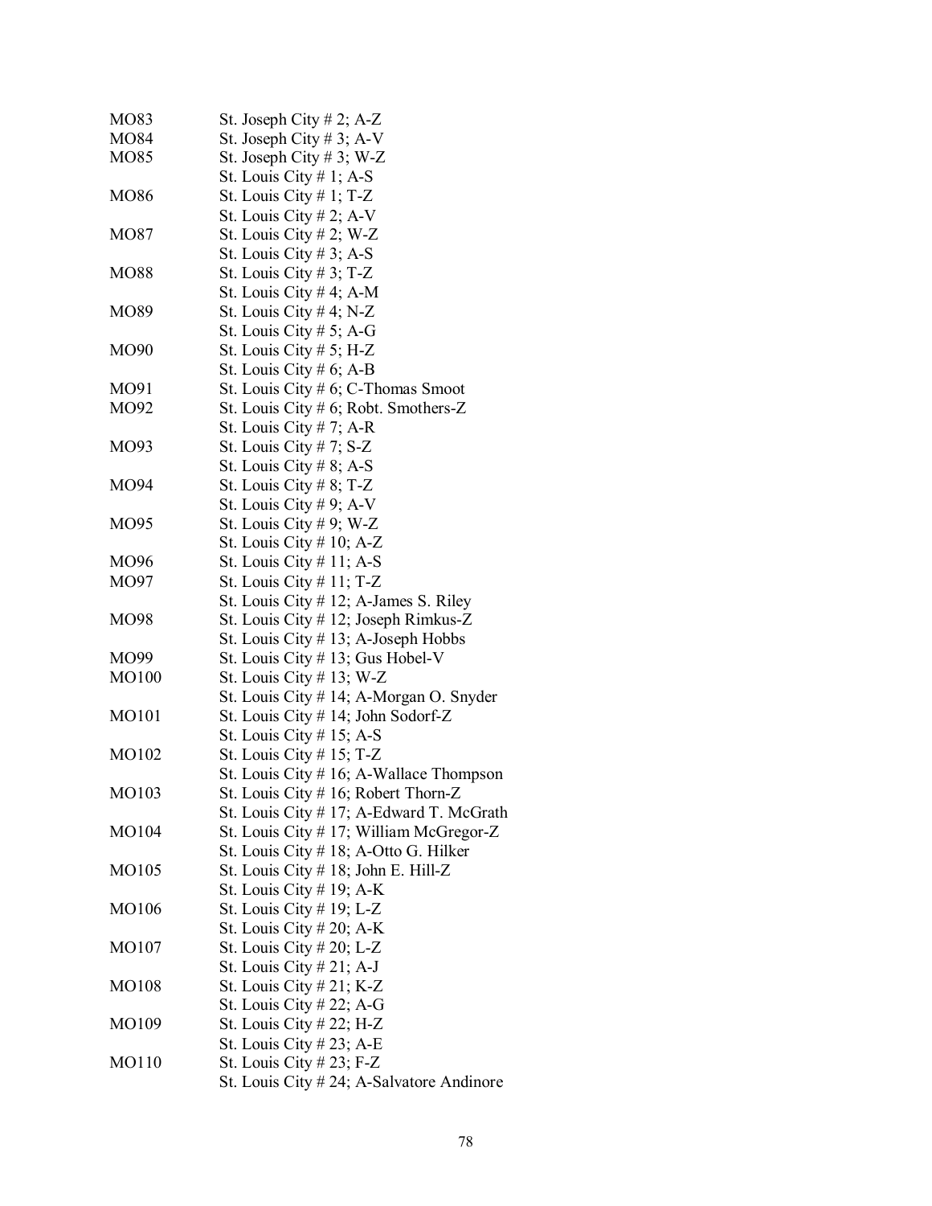| | |
|---|---|
| MO83 | St. Joseph City # 2; A-Z |
| MO84 | St. Joseph City # 3; A-V |
| MO85 | St. Joseph City # 3; W-Z |
| | St. Louis City # 1; A-S |
| MO86 | St. Louis City # 1; T-Z |
| | St. Louis City # 2; A-V |
| MO87 | St. Louis City # 2; W-Z |
| | St. Louis City # 3; A-S |
| MO88 | St. Louis City # 3; T-Z |
| | St. Louis City # 4; A-M |
| MO89 | St. Louis City # 4; N-Z |
| | St. Louis City # 5; A-G |
| MO90 | St. Louis City # 5; H-Z |
| | St. Louis City # 6; A-B |
| MO91 | St. Louis City # 6; C-Thomas Smoot |
| MO92 | St. Louis City # 6; Robt. Smothers-Z |
| | St. Louis City # 7; A-R |
| MO93 | St. Louis City # 7; S-Z |
| | St. Louis City # 8; A-S |
| MO94 | St. Louis City # 8; T-Z |
| | St. Louis City # 9; A-V |
| MO95 | St. Louis City # 9; W-Z |
| | St. Louis City # 10; A-Z |
| MO96 | St. Louis City # 11; A-S |
| MO97 | St. Louis City # 11; T-Z |
| | St. Louis City # 12; A-James S. Riley |
| MO98 | St. Louis City # 12; Joseph Rimkus-Z |
| | St. Louis City # 13; A-Joseph Hobbs |
| MO99 | St. Louis City # 13; Gus Hobel-V |
| MO100 | St. Louis City # 13; W-Z |
| | St. Louis City # 14; A-Morgan O. Snyder |
| MO101 | St. Louis City # 14; John Sodorf-Z |
| | St. Louis City # 15; A-S |
| MO102 | St. Louis City # 15; T-Z |
| | St. Louis City # 16; A-Wallace Thompson |
| MO103 | St. Louis City # 16; Robert Thorn-Z |
| | St. Louis City # 17; A-Edward T. McGrath |
| MO104 | St. Louis City # 17; William McGregor-Z |
| | St. Louis City # 18; A-Otto G. Hilker |
| MO105 | St. Louis City # 18; John E. Hill-Z |
| | St. Louis City # 19; A-K |
| MO106 | St. Louis City # 19; L-Z |
| | St. Louis City # 20; A-K |
| MO107 | St. Louis City # 20; L-Z |
| | St. Louis City # 21; A-J |
| MO108 | St. Louis City # 21; K-Z |
| | St. Louis City # 22; A-G |
| MO109 | St. Louis City # 22; H-Z |
| | St. Louis City # 23; A-E |
| MO110 | St. Louis City # 23; F-Z |
| | St. Louis City # 24; A-Salvatore Andinore |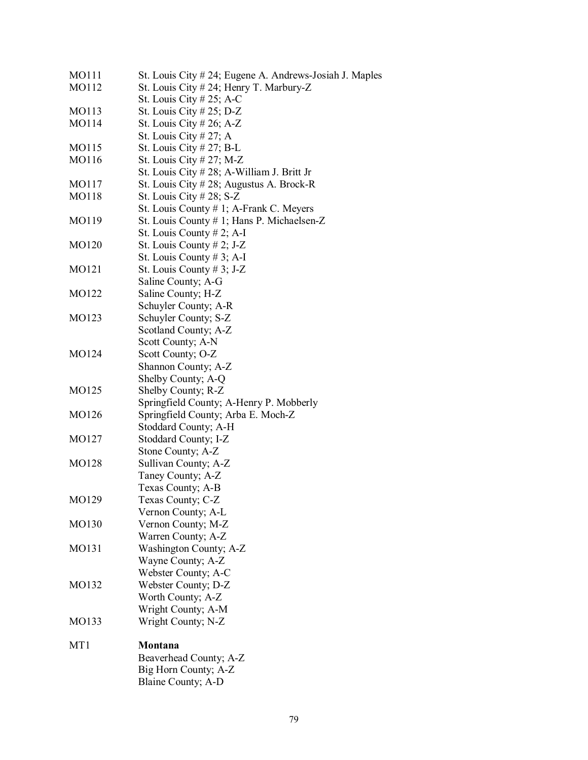| | |
|---|---|
| MO111 | St. Louis City # 24; Eugene A. Andrews-Josiah J. Maples |
| MO112 | St. Louis City # 24; Henry T. Marbury-Z |
| | St. Louis City # 25; A-C |
| MO113 | St. Louis City # 25; D-Z |
| MO114 | St. Louis City # 26; A-Z |
| | St. Louis City # 27; A |
| MO115 | St. Louis City # 27; B-L |
| MO116 | St. Louis City # 27; M-Z |
| | St. Louis City # 28; A-William J. Britt Jr |
| MO117 | St. Louis City # 28; Augustus A. Brock-R |
| MO118 | St. Louis City # 28; S-Z |
| | St. Louis County # 1; A-Frank C. Meyers |
| MO119 | St. Louis County # 1; Hans P. Michaelsen-Z |
| | St. Louis County # 2; A-I |
| MO120 | St. Louis County # 2; J-Z |
| | St. Louis County # 3; A-I |
| MO121 | St. Louis County # 3; J-Z |
| | Saline County; A-G |
| MO122 | Saline County; H-Z |
| | Schuyler County; A-R |
| MO123 | Schuyler County; S-Z |
| | Scotland County; A-Z |
| | Scott County; A-N |
| MO124 | Scott County; O-Z |
| | Shannon County; A-Z |
| | Shelby County; A-Q |
| MO125 | Shelby County; R-Z |
| | Springfield County; A-Henry P. Mobberly |
| MO126 | Springfield County; Arba E. Moch-Z |
| | Stoddard County; A-H |
| MO127 | Stoddard County; I-Z |
| | Stone County; A-Z |
| MO128 | Sullivan County; A-Z |
| | Taney County; A-Z |
| | Texas County; A-B |
| MO129 | Texas County; C-Z |
| | Vernon County; A-L |
| MO130 | Vernon County; M-Z |
| | Warren County; A-Z |
| MO131 | Washington County; A-Z |
| | Wayne County; A-Z |
| | Webster County; A-C |
| MO132 | Webster County; D-Z |
| | Worth County; A-Z |
| | Wright County; A-M |
| MO133 | Wright County; N-Z |
| | |
| MT1 | **Montana** |
| | Beaverhead County; A-Z |
| | Big Horn County; A-Z |
| | Blaine County; A-D |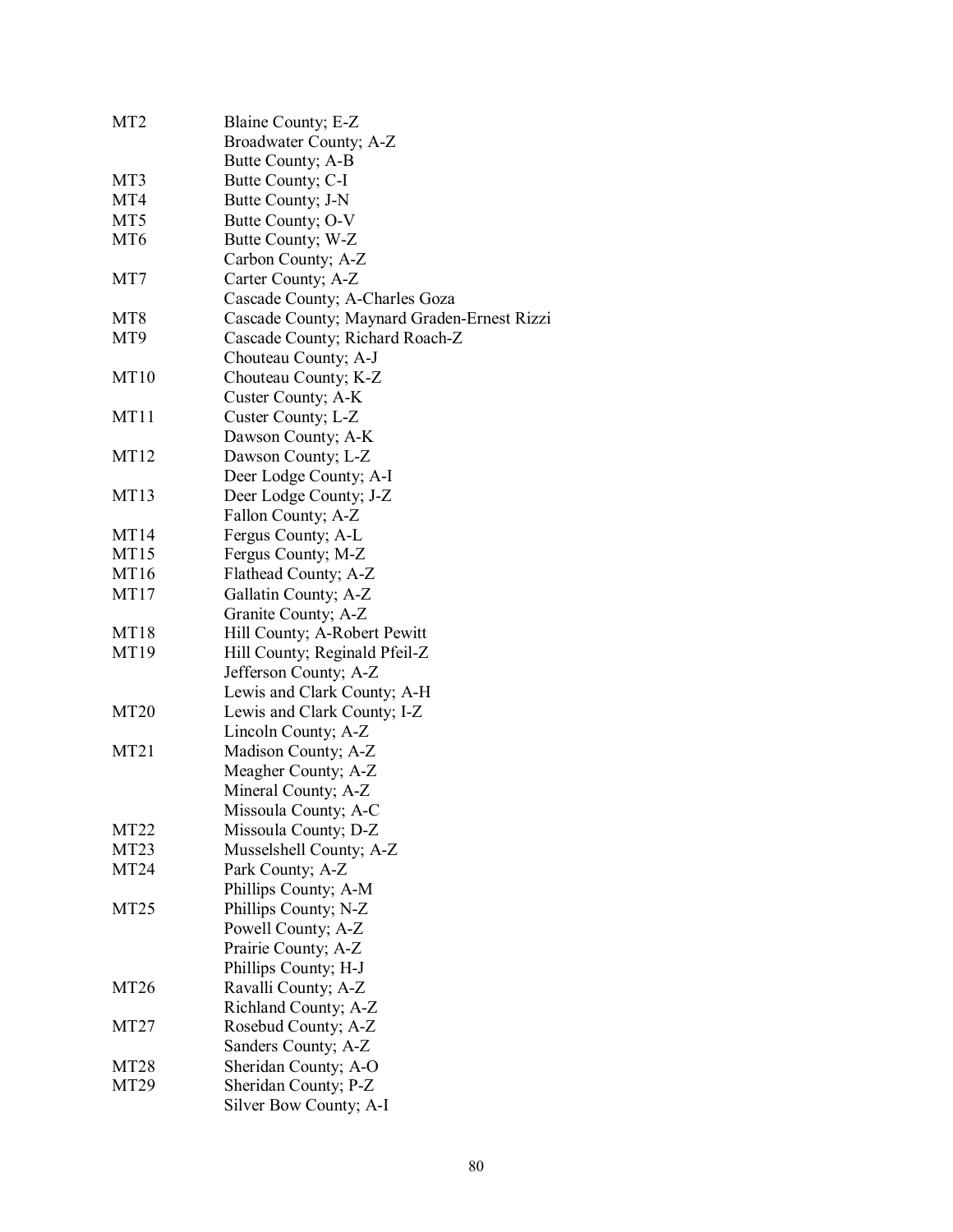| | |
|---|---|
| MT2 | Blaine County; E-Z |
| | Broadwater County; A-Z |
| | Butte County; A-B |
| MT3 | Butte County; C-I |
| MT4 | Butte County; J-N |
| MT5 | Butte County; O-V |
| MT6 | Butte County; W-Z |
| | Carbon County; A-Z |
| MT7 | Carter County; A-Z |
| | Cascade County; A-Charles Goza |
| MT8 | Cascade County; Maynard Graden-Ernest Rizzi |
| MT9 | Cascade County; Richard Roach-Z |
| | Chouteau County; A-J |
| MT10 | Chouteau County; K-Z |
| | Custer County; A-K |
| MT11 | Custer County; L-Z |
| | Dawson County; A-K |
| MT12 | Dawson County; L-Z |
| | Deer Lodge County; A-I |
| MT13 | Deer Lodge County; J-Z |
| | Fallon County; A-Z |
| MT14 | Fergus County; A-L |
| MT15 | Fergus County; M-Z |
| MT16 | Flathead County; A-Z |
| MT17 | Gallatin County; A-Z |
| | Granite County; A-Z |
| MT18 | Hill County; A-Robert Pewitt |
| MT19 | Hill County; Reginald Pfeil-Z |
| | Jefferson County; A-Z |
| | Lewis and Clark County; A-H |
| MT20 | Lewis and Clark County; I-Z |
| | Lincoln County; A-Z |
| MT21 | Madison County; A-Z |
| | Meagher County; A-Z |
| | Mineral County; A-Z |
| | Missoula County; A-C |
| MT22 | Missoula County; D-Z |
| MT23 | Musselshell County; A-Z |
| MT24 | Park County; A-Z |
| | Phillips County; A-M |
| MT25 | Phillips County; N-Z |
| | Powell County; A-Z |
| | Prairie County; A-Z |
| | Phillips County; H-J |
| MT26 | Ravalli County; A-Z |
| | Richland County; A-Z |
| MT27 | Rosebud County; A-Z |
| | Sanders County; A-Z |
| MT28 | Sheridan County; A-O |
| MT29 | Sheridan County; P-Z |
| | Silver Bow County; A-I |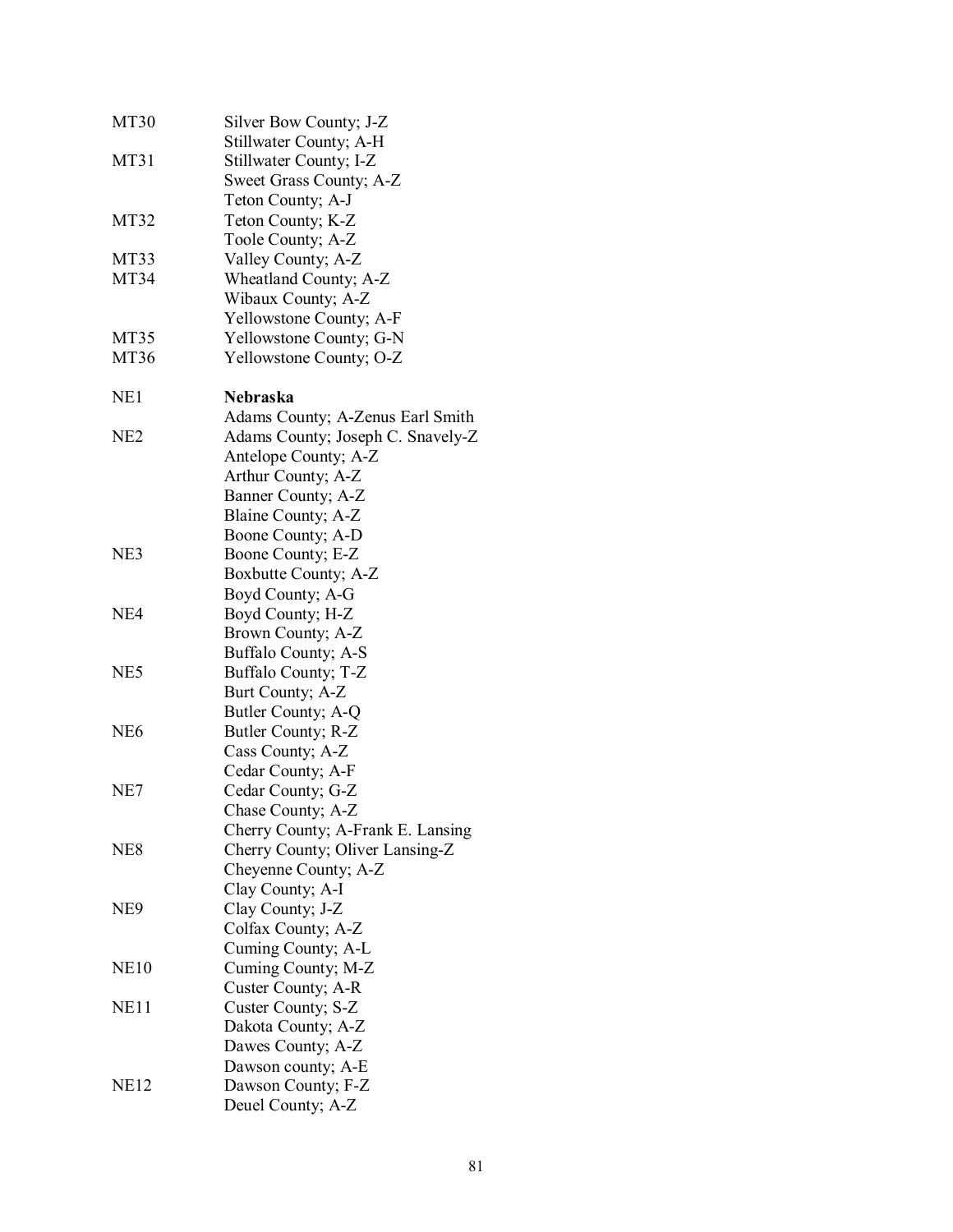| | |
|---|---|
| MT30 | Silver Bow County; J-Z |
| | Stillwater County; A-H |
| MT31 | Stillwater County; I-Z |
| | Sweet Grass County; A-Z |
| | Teton County; A-J |
| MT32 | Teton County; K-Z |
| | Toole County; A-Z |
| MT33 | Valley County; A-Z |
| MT34 | Wheatland County; A-Z |
| | Wibaux County; A-Z |
| | Yellowstone County; A-F |
| MT35 | Yellowstone County; G-N |
| MT36 | Yellowstone County; O-Z |
| | |
| NE1 | **Nebraska** |
| | Adams County; A-Zenus Earl Smith |
| NE2 | Adams County; Joseph C. Snavely-Z |
| | Antelope County; A-Z |
| | Arthur County; A-Z |
| | Banner County; A-Z |
| | Blaine County; A-Z |
| | Boone County; A-D |
| NE3 | Boone County; E-Z |
| | Boxbutte County; A-Z |
| | Boyd County; A-G |
| NE4 | Boyd County; H-Z |
| | Brown County; A-Z |
| | Buffalo County; A-S |
| NE5 | Buffalo County; T-Z |
| | Burt County; A-Z |
| | Butler County; A-Q |
| NE6 | Butler County; R-Z |
| | Cass County; A-Z |
| | Cedar County; A-F |
| NE7 | Cedar County; G-Z |
| | Chase County; A-Z |
| | Cherry County; A-Frank E. Lansing |
| NE8 | Cherry County; Oliver Lansing-Z |
| | Cheyenne County; A-Z |
| | Clay County; A-I |
| NE9 | Clay County; J-Z |
| | Colfax County; A-Z |
| | Cuming County; A-L |
| NE10 | Cuming County; M-Z |
| | Custer County; A-R |
| NE11 | Custer County; S-Z |
| | Dakota County; A-Z |
| | Dawes County; A-Z |
| | Dawson county; A-E |
| NE12 | Dawson County; F-Z |
| | Deuel County; A-Z |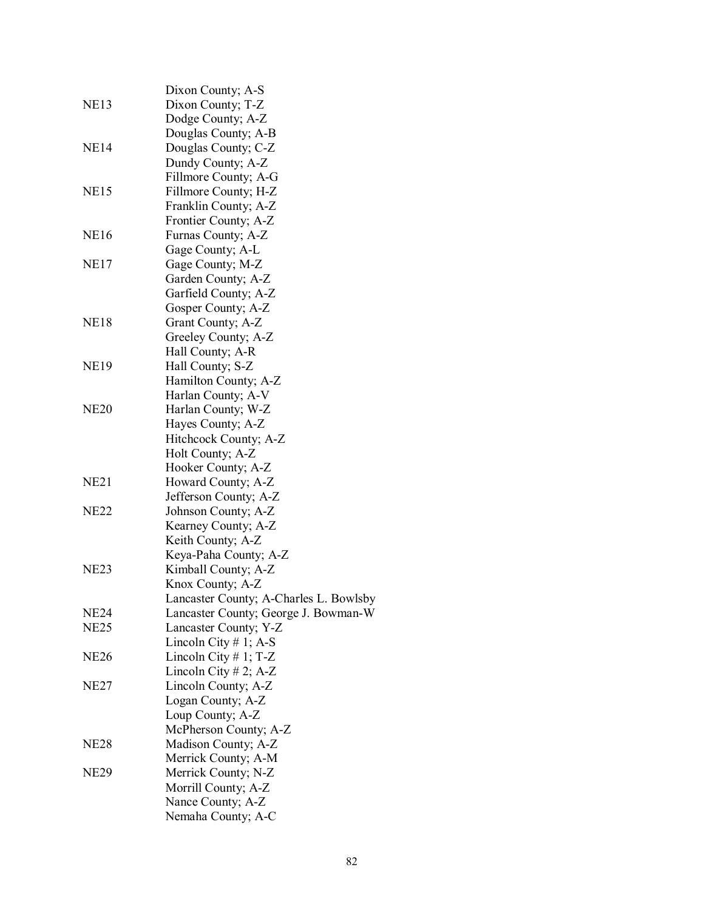| | |
|---|---|
| | Dixon County; A-S |
| NE13 | Dixon County; T-Z |
| | Dodge County; A-Z |
| | Douglas County; A-B |
| NE14 | Douglas County; C-Z |
| | Dundy County; A-Z |
| | Fillmore County; A-G |
| NE15 | Fillmore County; H-Z |
| | Franklin County; A-Z |
| | Frontier County; A-Z |
| NE16 | Furnas County; A-Z |
| | Gage County; A-L |
| NE17 | Gage County; M-Z |
| | Garden County; A-Z |
| | Garfield County; A-Z |
| | Gosper County; A-Z |
| NE18 | Grant County; A-Z |
| | Greeley County; A-Z |
| | Hall County; A-R |
| NE19 | Hall County; S-Z |
| | Hamilton County; A-Z |
| | Harlan County; A-V |
| NE20 | Harlan County; W-Z |
| | Hayes County; A-Z |
| | Hitchcock County; A-Z |
| | Holt County; A-Z |
| | Hooker County; A-Z |
| NE21 | Howard County; A-Z |
| | Jefferson County; A-Z |
| NE22 | Johnson County; A-Z |
| | Kearney County; A-Z |
| | Keith County; A-Z |
| | Keya-Paha County; A-Z |
| NE23 | Kimball County; A-Z |
| | Knox County; A-Z |
| | Lancaster County; A-Charles L. Bowlsby |
| NE24 | Lancaster County; George J. Bowman-W |
| NE25 | Lancaster County; Y-Z |
| | Lincoln City # 1; A-S |
| NE26 | Lincoln City # 1; T-Z |
| | Lincoln City # 2; A-Z |
| NE27 | Lincoln County; A-Z |
| | Logan County; A-Z |
| | Loup County; A-Z |
| | McPherson County; A-Z |
| NE28 | Madison County; A-Z |
| | Merrick County; A-M |
| NE29 | Merrick County; N-Z |
| | Morrill County; A-Z |
| | Nance County; A-Z |
| | Nemaha County; A-C |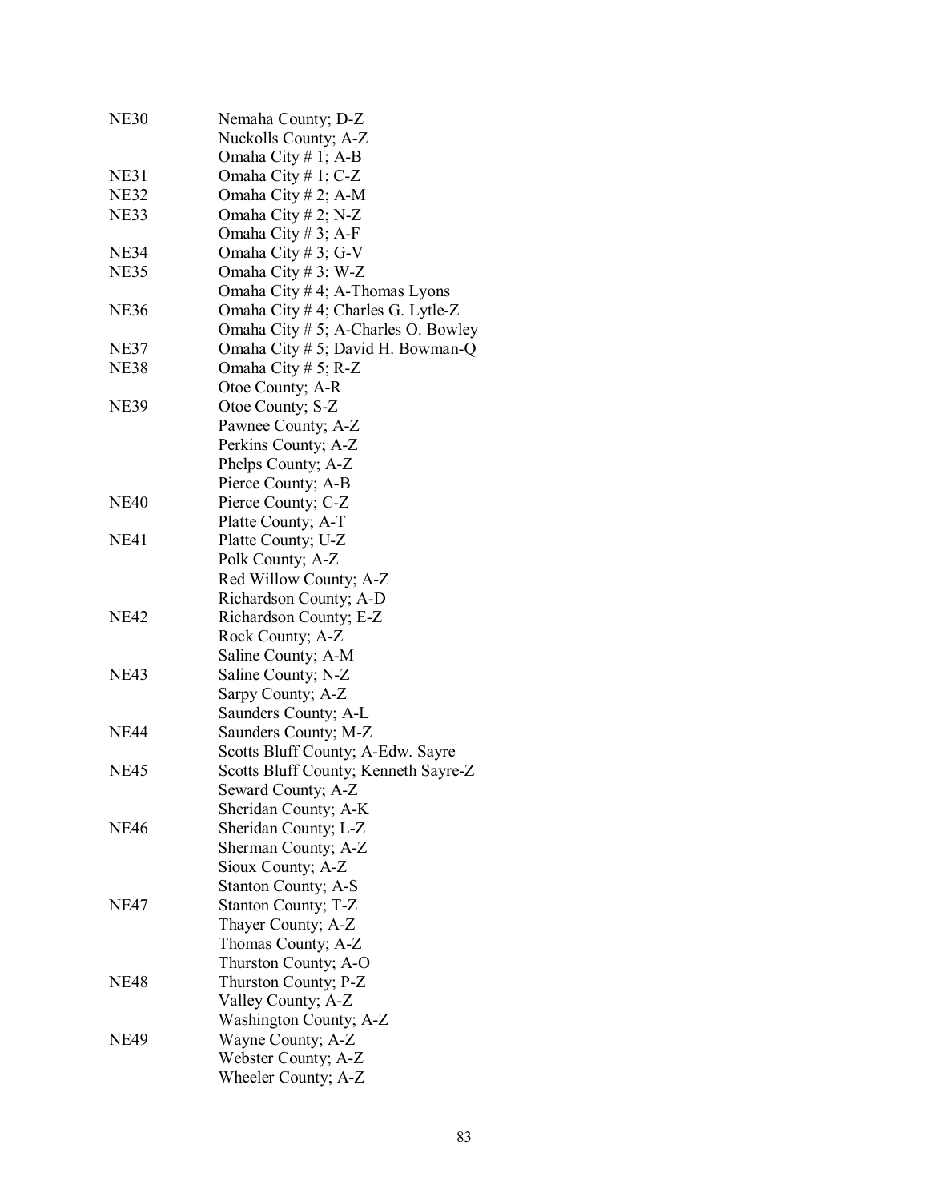| | |
|---|---|
| NE30 | Nemaha County; D-Z |
| | Nuckolls County; A-Z |
| | Omaha City # 1; A-B |
| NE31 | Omaha City # 1; C-Z |
| NE32 | Omaha City # 2; A-M |
| NE33 | Omaha City # 2; N-Z |
| | Omaha City # 3; A-F |
| NE34 | Omaha City # 3; G-V |
| NE35 | Omaha City # 3; W-Z |
| | Omaha City # 4; A-Thomas Lyons |
| NE36 | Omaha City # 4; Charles G. Lytle-Z |
| | Omaha City # 5; A-Charles O. Bowley |
| NE37 | Omaha City # 5; David H. Bowman-Q |
| NE38 | Omaha City # 5; R-Z |
| | Otoe County; A-R |
| NE39 | Otoe County; S-Z |
| | Pawnee County; A-Z |
| | Perkins County; A-Z |
| | Phelps County; A-Z |
| | Pierce County; A-B |
| NE40 | Pierce County; C-Z |
| | Platte County; A-T |
| NE41 | Platte County; U-Z |
| | Polk County; A-Z |
| | Red Willow County; A-Z |
| | Richardson County; A-D |
| NE42 | Richardson County; E-Z |
| | Rock County; A-Z |
| | Saline County; A-M |
| NE43 | Saline County; N-Z |
| | Sarpy County; A-Z |
| | Saunders County; A-L |
| NE44 | Saunders County; M-Z |
| | Scotts Bluff County; A-Edw. Sayre |
| NE45 | Scotts Bluff County; Kenneth Sayre-Z |
| | Seward County; A-Z |
| | Sheridan County; A-K |
| NE46 | Sheridan County; L-Z |
| | Sherman County; A-Z |
| | Sioux County; A-Z |
| | Stanton County; A-S |
| NE47 | Stanton County; T-Z |
| | Thayer County; A-Z |
| | Thomas County; A-Z |
| | Thurston County; A-O |
| NE48 | Thurston County; P-Z |
| | Valley County; A-Z |
| | Washington County; A-Z |
| NE49 | Wayne County; A-Z |
| | Webster County; A-Z |
| | Wheeler County; A-Z |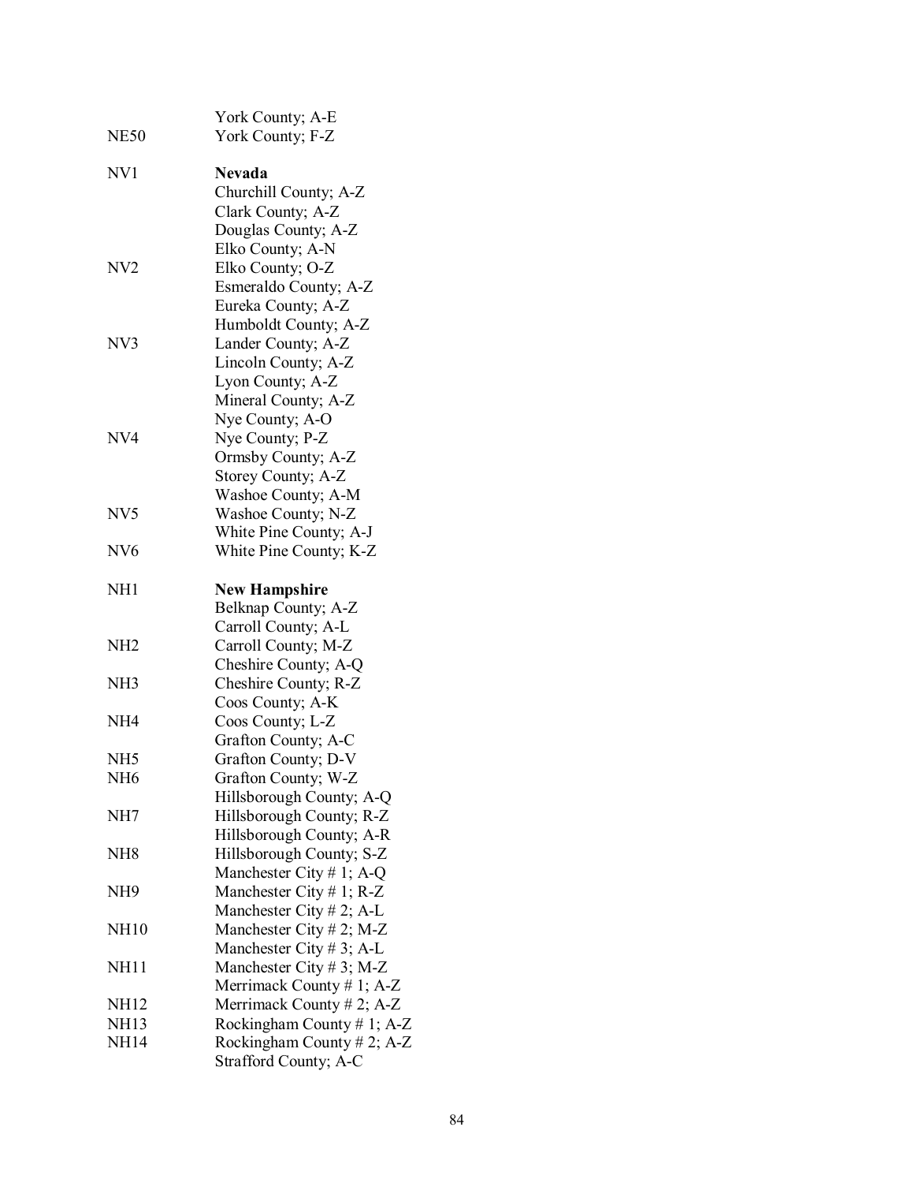| | |
|---|---|
| | York County; A-E |
| NE50 | York County; F-Z |
| | |
| NV1 | **Nevada** |
| | Churchill County; A-Z |
| | Clark County; A-Z |
| | Douglas County; A-Z |
| | Elko County; A-N |
| NV2 | Elko County; O-Z |
| | Esmeraldo County; A-Z |
| | Eureka County; A-Z |
| | Humboldt County; A-Z |
| NV3 | Lander County; A-Z |
| | Lincoln County; A-Z |
| | Lyon County; A-Z |
| | Mineral County; A-Z |
| | Nye County; A-O |
| NV4 | Nye County; P-Z |
| | Ormsby County; A-Z |
| | Storey County; A-Z |
| | Washoe County; A-M |
| NV5 | Washoe County; N-Z |
| | White Pine County; A-J |
| NV6 | White Pine County; K-Z |
| | |
| NH1 | **New Hampshire** |
| | Belknap County; A-Z |
| | Carroll County; A-L |
| NH2 | Carroll County; M-Z |
| | Cheshire County; A-Q |
| NH3 | Cheshire County; R-Z |
| | Coos County; A-K |
| NH4 | Coos County; L-Z |
| | Grafton County; A-C |
| NH5 | Grafton County; D-V |
| NH6 | Grafton County; W-Z |
| | Hillsborough County; A-Q |
| NH7 | Hillsborough County; R-Z |
| | Hillsborough County; A-R |
| NH8 | Hillsborough County; S-Z |
| | Manchester City # 1; A-Q |
| NH9 | Manchester City # 1; R-Z |
| | Manchester City # 2; A-L |
| NH10 | Manchester City # 2; M-Z |
| | Manchester City # 3; A-L |
| NH11 | Manchester City # 3; M-Z |
| | Merrimack County # 1; A-Z |
| NH12 | Merrimack County # 2; A-Z |
| NH13 | Rockingham County # 1; A-Z |
| NH14 | Rockingham County # 2; A-Z |
| | Strafford County; A-C |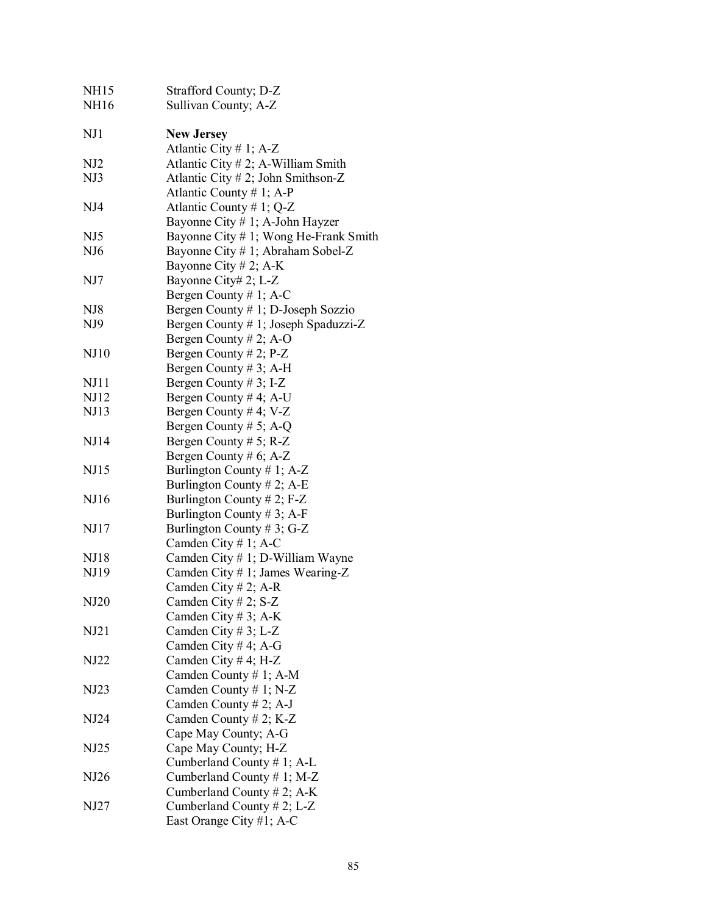| | |
|---|---|
| NH15 | Strafford County; D-Z |
| NH16 | Sullivan County; A-Z |
| | |
| NJ1 | **New Jersey** |
| | Atlantic City # 1; A-Z |
| NJ2 | Atlantic City # 2; A-William Smith |
| NJ3 | Atlantic City # 2; John Smithson-Z |
| | Atlantic County # 1; A-P |
| NJ4 | Atlantic County # 1; Q-Z |
| | Bayonne City # 1; A-John Hayzer |
| NJ5 | Bayonne City # 1; Wong He-Frank Smith |
| NJ6 | Bayonne City # 1; Abraham Sobel-Z |
| | Bayonne City # 2; A-K |
| NJ7 | Bayonne City# 2; L-Z |
| | Bergen County # 1; A-C |
| NJ8 | Bergen County # 1; D-Joseph Sozzio |
| NJ9 | Bergen County # 1; Joseph Spaduzzi-Z |
| | Bergen County # 2; A-O |
| NJ10 | Bergen County # 2; P-Z |
| | Bergen County # 3; A-H |
| NJ11 | Bergen County # 3; I-Z |
| NJ12 | Bergen County # 4; A-U |
| NJ13 | Bergen County # 4; V-Z |
| | Bergen County # 5; A-Q |
| NJ14 | Bergen County # 5; R-Z |
| | Bergen County # 6; A-Z |
| NJ15 | Burlington County # 1; A-Z |
| | Burlington County # 2; A-E |
| NJ16 | Burlington County # 2; F-Z |
| | Burlington County # 3; A-F |
| NJ17 | Burlington County # 3; G-Z |
| | Camden City # 1; A-C |
| NJ18 | Camden City # 1; D-William Wayne |
| NJ19 | Camden City # 1; James Wearing-Z |
| | Camden City # 2; A-R |
| NJ20 | Camden City # 2; S-Z |
| | Camden City # 3; A-K |
| NJ21 | Camden City # 3; L-Z |
| | Camden City # 4; A-G |
| NJ22 | Camden City # 4; H-Z |
| | Camden County # 1; A-M |
| NJ23 | Camden County # 1; N-Z |
| | Camden County # 2; A-J |
| NJ24 | Camden County # 2; K-Z |
| | Cape May County; A-G |
| NJ25 | Cape May County; H-Z |
| | Cumberland County # 1; A-L |
| NJ26 | Cumberland County # 1; M-Z |
| | Cumberland County # 2; A-K |
| NJ27 | Cumberland County # 2; L-Z |
| | East Orange City #1; A-C |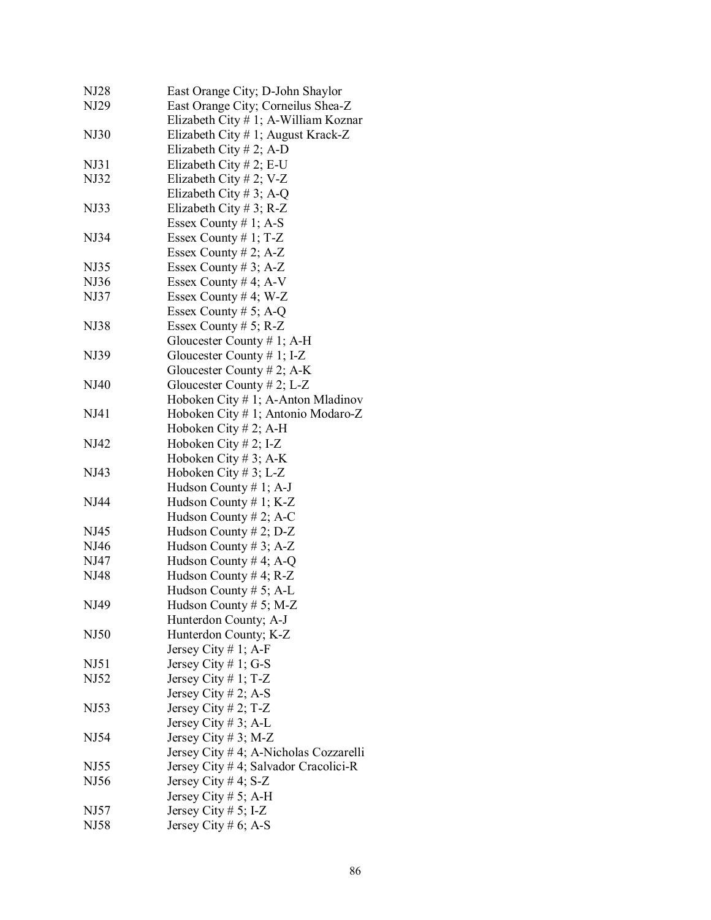| | |
|---|---|
| NJ28 | East Orange City; D-John Shaylor |
| NJ29 | East Orange City; Corneilus Shea-Z |
| | Elizabeth City # 1; A-William Koznar |
| NJ30 | Elizabeth City # 1; August Krack-Z |
| | Elizabeth City # 2; A-D |
| NJ31 | Elizabeth City # 2; E-U |
| NJ32 | Elizabeth City # 2; V-Z |
| | Elizabeth City # 3; A-Q |
| NJ33 | Elizabeth City # 3; R-Z |
| | Essex County # 1; A-S |
| NJ34 | Essex County # 1; T-Z |
| | Essex County # 2; A-Z |
| NJ35 | Essex County # 3; A-Z |
| NJ36 | Essex County # 4; A-V |
| NJ37 | Essex County # 4; W-Z |
| | Essex County # 5; A-Q |
| NJ38 | Essex County # 5; R-Z |
| | Gloucester County # 1; A-H |
| NJ39 | Gloucester County # 1; I-Z |
| | Gloucester County # 2; A-K |
| NJ40 | Gloucester County # 2; L-Z |
| | Hoboken City # 1; A-Anton Mladinov |
| NJ41 | Hoboken City # 1; Antonio Modaro-Z |
| | Hoboken City # 2; A-H |
| NJ42 | Hoboken City # 2; I-Z |
| | Hoboken City # 3; A-K |
| NJ43 | Hoboken City # 3; L-Z |
| | Hudson County # 1; A-J |
| NJ44 | Hudson County # 1; K-Z |
| | Hudson County # 2; A-C |
| NJ45 | Hudson County # 2; D-Z |
| NJ46 | Hudson County # 3; A-Z |
| NJ47 | Hudson County # 4; A-Q |
| NJ48 | Hudson County # 4; R-Z |
| | Hudson County # 5; A-L |
| NJ49 | Hudson County # 5; M-Z |
| | Hunterdon County; A-J |
| NJ50 | Hunterdon County; K-Z |
| | Jersey City # 1; A-F |
| NJ51 | Jersey City # 1; G-S |
| NJ52 | Jersey City # 1; T-Z |
| | Jersey City # 2; A-S |
| NJ53 | Jersey City # 2; T-Z |
| | Jersey City # 3; A-L |
| NJ54 | Jersey City # 3; M-Z |
| | Jersey City # 4; A-Nicholas Cozzarelli |
| NJ55 | Jersey City # 4; Salvador Cracolici-R |
| NJ56 | Jersey City # 4; S-Z |
| | Jersey City # 5; A-H |
| NJ57 | Jersey City # 5; I-Z |
| NJ58 | Jersey City # 6; A-S |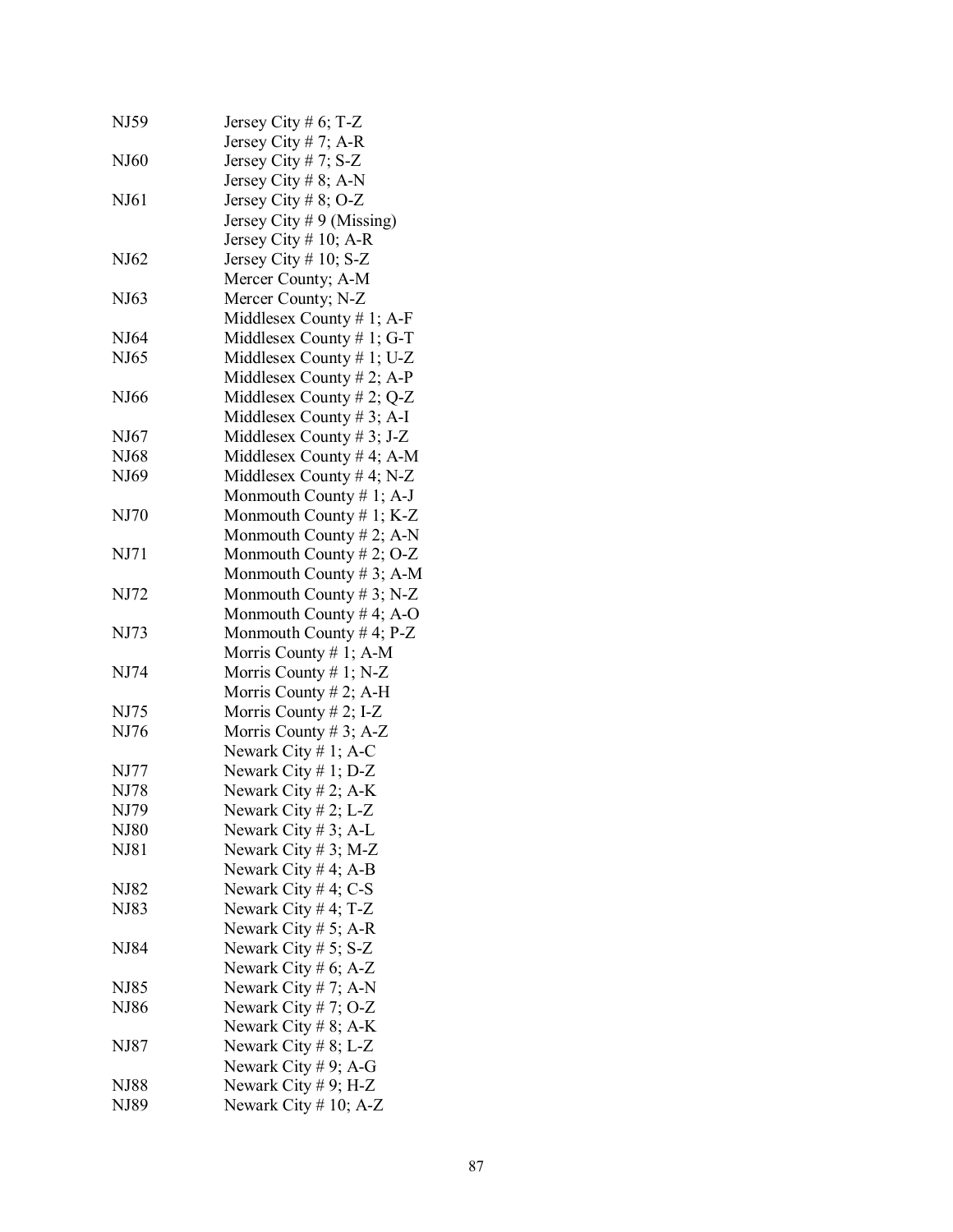| | |
|---|---|
| NJ59 | Jersey City # 6; T-Z |
| | Jersey City # 7; A-R |
| NJ60 | Jersey City # 7; S-Z |
| | Jersey City # 8; A-N |
| NJ61 | Jersey City # 8; O-Z |
| | Jersey City # 9 (Missing) |
| | Jersey City # 10; A-R |
| NJ62 | Jersey City # 10; S-Z |
| | Mercer County; A-M |
| NJ63 | Mercer County; N-Z |
| | Middlesex County # 1; A-F |
| NJ64 | Middlesex County # 1; G-T |
| NJ65 | Middlesex County # 1; U-Z |
| | Middlesex County # 2; A-P |
| NJ66 | Middlesex County # 2; Q-Z |
| | Middlesex County # 3; A-I |
| NJ67 | Middlesex County # 3; J-Z |
| NJ68 | Middlesex County # 4; A-M |
| NJ69 | Middlesex County # 4; N-Z |
| | Monmouth County # 1; A-J |
| NJ70 | Monmouth County # 1; K-Z |
| | Monmouth County # 2; A-N |
| NJ71 | Monmouth County # 2; O-Z |
| | Monmouth County # 3; A-M |
| NJ72 | Monmouth County # 3; N-Z |
| | Monmouth County # 4; A-O |
| NJ73 | Monmouth County # 4; P-Z |
| | Morris County # 1; A-M |
| NJ74 | Morris County # 1; N-Z |
| | Morris County # 2; A-H |
| NJ75 | Morris County # 2; I-Z |
| NJ76 | Morris County # 3; A-Z |
| | Newark City # 1; A-C |
| NJ77 | Newark City # 1; D-Z |
| NJ78 | Newark City # 2; A-K |
| NJ79 | Newark City # 2; L-Z |
| NJ80 | Newark City # 3; A-L |
| NJ81 | Newark City # 3; M-Z |
| | Newark City # 4; A-B |
| NJ82 | Newark City # 4; C-S |
| NJ83 | Newark City # 4; T-Z |
| | Newark City # 5; A-R |
| NJ84 | Newark City # 5; S-Z |
| | Newark City # 6; A-Z |
| NJ85 | Newark City # 7; A-N |
| NJ86 | Newark City # 7; O-Z |
| | Newark City # 8; A-K |
| NJ87 | Newark City # 8; L-Z |
| | Newark City # 9; A-G |
| NJ88 | Newark City # 9; H-Z |
| NJ89 | Newark City # 10; A-Z |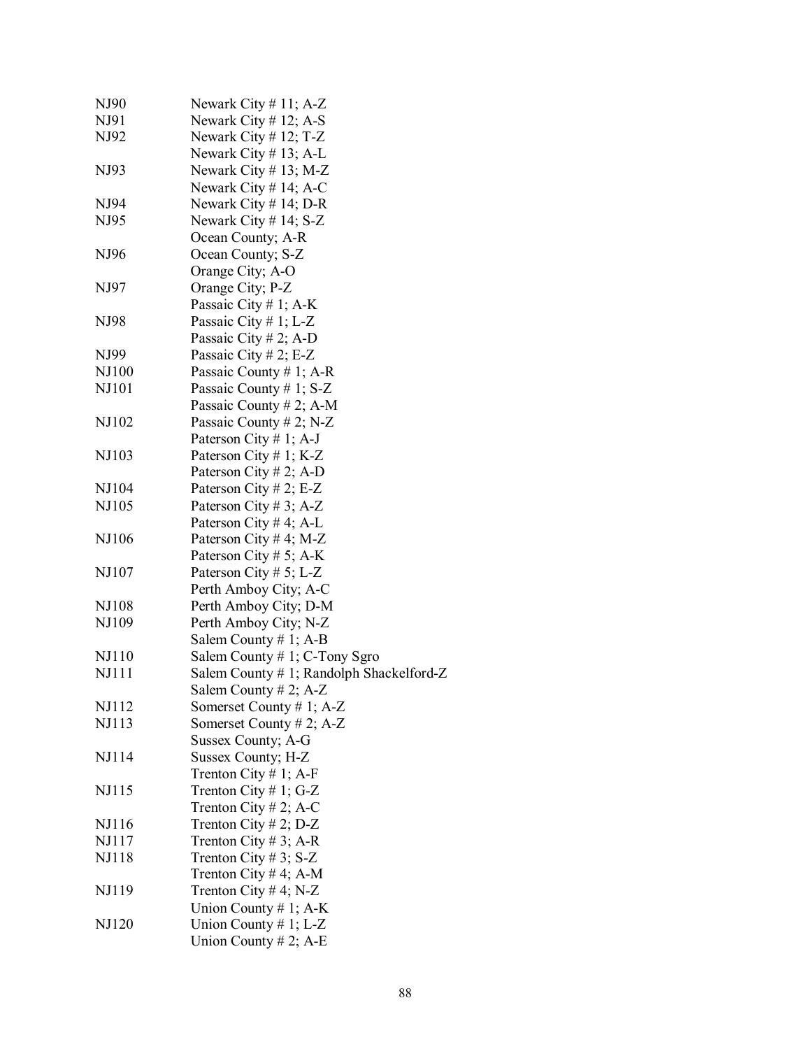| | |
|---|---|
| NJ90 | Newark City # 11; A-Z |
| NJ91 | Newark City # 12; A-S |
| NJ92 | Newark City # 12; T-Z |
| | Newark City # 13; A-L |
| NJ93 | Newark City # 13; M-Z |
| | Newark City # 14; A-C |
| NJ94 | Newark City # 14; D-R |
| NJ95 | Newark City # 14; S-Z |
| | Ocean County; A-R |
| NJ96 | Ocean County; S-Z |
| | Orange City; A-O |
| NJ97 | Orange City; P-Z |
| | Passaic City # 1; A-K |
| NJ98 | Passaic City # 1; L-Z |
| | Passaic City # 2; A-D |
| NJ99 | Passaic City # 2; E-Z |
| NJ100 | Passaic County # 1; A-R |
| NJ101 | Passaic County # 1; S-Z |
| | Passaic County # 2; A-M |
| NJ102 | Passaic County # 2; N-Z |
| | Paterson City # 1; A-J |
| NJ103 | Paterson City # 1; K-Z |
| | Paterson City # 2; A-D |
| NJ104 | Paterson City # 2; E-Z |
| NJ105 | Paterson City # 3; A-Z |
| | Paterson City # 4; A-L |
| NJ106 | Paterson City # 4; M-Z |
| | Paterson City # 5; A-K |
| NJ107 | Paterson City # 5; L-Z |
| | Perth Amboy City; A-C |
| NJ108 | Perth Amboy City; D-M |
| NJ109 | Perth Amboy City; N-Z |
| | Salem County # 1; A-B |
| NJ110 | Salem County # 1; C-Tony Sgro |
| NJ111 | Salem County # 1; Randolph Shackelford-Z |
| | Salem County # 2; A-Z |
| NJ112 | Somerset County # 1; A-Z |
| NJ113 | Somerset County # 2; A-Z |
| | Sussex County; A-G |
| NJ114 | Sussex County; H-Z |
| | Trenton City # 1; A-F |
| NJ115 | Trenton City # 1; G-Z |
| | Trenton City # 2; A-C |
| NJ116 | Trenton City # 2; D-Z |
| NJ117 | Trenton City # 3; A-R |
| NJ118 | Trenton City # 3; S-Z |
| | Trenton City # 4; A-M |
| NJ119 | Trenton City # 4; N-Z |
| | Union County # 1; A-K |
| NJ120 | Union County # 1; L-Z |
| | Union County # 2; A-E |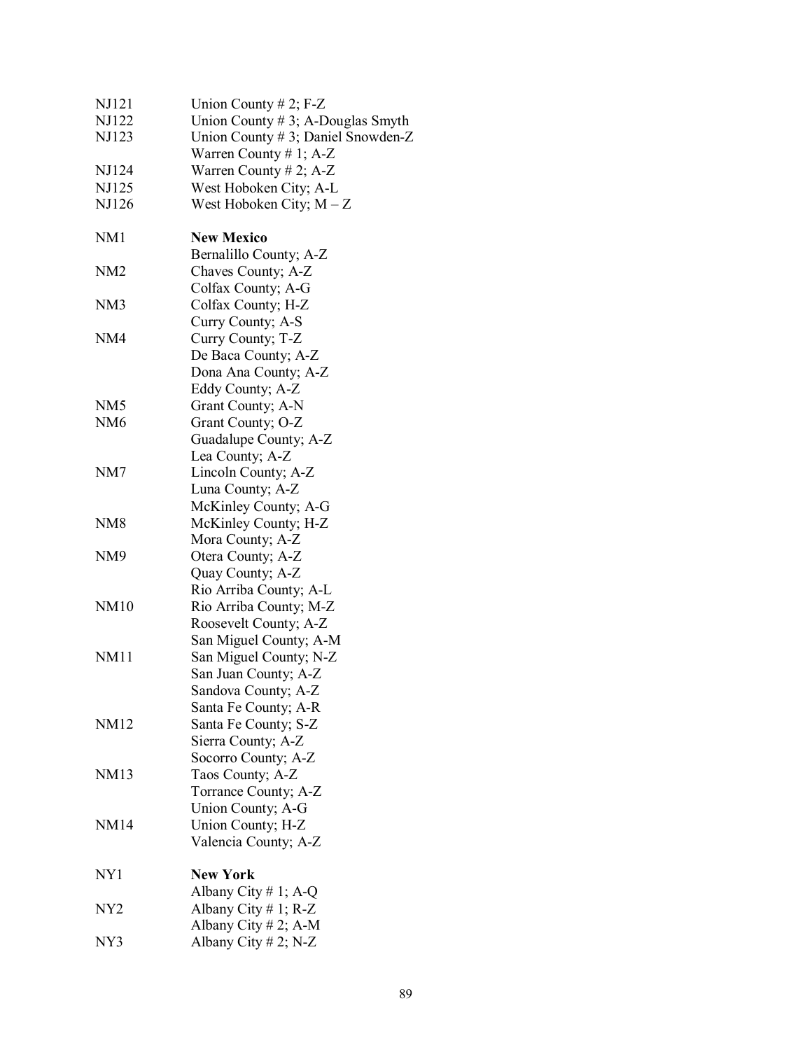| | |
|---|---|
| NJ121 | Union County # 2; F-Z |
| NJ122 | Union County # 3; A-Douglas Smyth |
| NJ123 | Union County # 3; Daniel Snowden-Z |
| | Warren County # 1; A-Z |
| NJ124 | Warren County # 2; A-Z |
| NJ125 | West Hoboken City; A-L |
| NJ126 | West Hoboken City; M – Z |
| | |
| NM1 | **New Mexico** |
| | Bernalillo County; A-Z |
| NM2 | Chaves County; A-Z |
| | Colfax County; A-G |
| NM3 | Colfax County; H-Z |
| | Curry County; A-S |
| NM4 | Curry County; T-Z |
| | De Baca County; A-Z |
| | Dona Ana County; A-Z |
| | Eddy County; A-Z |
| NM5 | Grant County; A-N |
| NM6 | Grant County; O-Z |
| | Guadalupe County; A-Z |
| | Lea County; A-Z |
| NM7 | Lincoln County; A-Z |
| | Luna County; A-Z |
| | McKinley County; A-G |
| NM8 | McKinley County; H-Z |
| | Mora County; A-Z |
| NM9 | Otera County; A-Z |
| | Quay County; A-Z |
| | Rio Arriba County; A-L |
| NM10 | Rio Arriba County; M-Z |
| | Roosevelt County; A-Z |
| | San Miguel County; A-M |
| NM11 | San Miguel County; N-Z |
| | San Juan County; A-Z |
| | Sandova County; A-Z |
| | Santa Fe County; A-R |
| NM12 | Santa Fe County; S-Z |
| | Sierra County; A-Z |
| | Socorro County; A-Z |
| NM13 | Taos County; A-Z |
| | Torrance County; A-Z |
| | Union County; A-G |
| NM14 | Union County; H-Z |
| | Valencia County; A-Z |
| | |
| NY1 | **New York** |
| | Albany City # 1; A-Q |
| NY2 | Albany City # 1; R-Z |
| | Albany City # 2; A-M |
| NY3 | Albany City # 2; N-Z |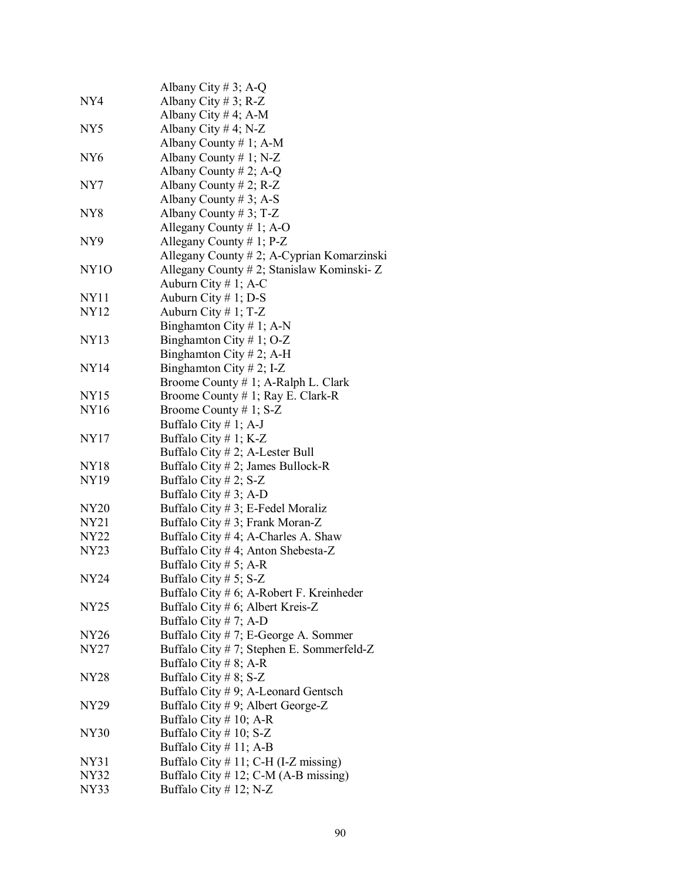| | |
|---|---|
| | Albany City # 3; A-Q |
| NY4 | Albany City # 3; R-Z |
| | Albany City # 4; A-M |
| NY5 | Albany City # 4; N-Z |
| | Albany County # 1; A-M |
| NY6 | Albany County # 1; N-Z |
| | Albany County # 2; A-Q |
| NY7 | Albany County # 2; R-Z |
| | Albany County # 3; A-S |
| NY8 | Albany County # 3; T-Z |
| | Allegany County # 1; A-O |
| NY9 | Allegany County # 1; P-Z |
| | Allegany County # 2; A-Cyprian Komarzinski |
| NY1O | Allegany County # 2; Stanislaw Kominski- Z |
| | Auburn City # 1; A-C |
| NY11 | Auburn City # 1; D-S |
| NY12 | Auburn City # 1; T-Z |
| | Binghamton City # 1; A-N |
| NY13 | Binghamton City # 1; O-Z |
| | Binghamton City # 2; A-H |
| NY14 | Binghamton City # 2; I-Z |
| | Broome County # 1; A-Ralph L. Clark |
| NY15 | Broome County # 1; Ray E. Clark-R |
| NY16 | Broome County # 1; S-Z |
| | Buffalo City # 1; A-J |
| NY17 | Buffalo City # 1; K-Z |
| | Buffalo City # 2; A-Lester Bull |
| NY18 | Buffalo City # 2; James Bullock-R |
| NY19 | Buffalo City # 2; S-Z |
| | Buffalo City # 3; A-D |
| NY20 | Buffalo City # 3; E-Fedel Moraliz |
| NY21 | Buffalo City # 3; Frank Moran-Z |
| NY22 | Buffalo City # 4; A-Charles A. Shaw |
| NY23 | Buffalo City # 4; Anton Shebesta-Z |
| | Buffalo City # 5; A-R |
| NY24 | Buffalo City # 5; S-Z |
| | Buffalo City # 6; A-Robert F. Kreinheder |
| NY25 | Buffalo City # 6; Albert Kreis-Z |
| | Buffalo City # 7; A-D |
| NY26 | Buffalo City # 7; E-George A. Sommer |
| NY27 | Buffalo City # 7; Stephen E. Sommerfeld-Z |
| | Buffalo City # 8; A-R |
| NY28 | Buffalo City # 8; S-Z |
| | Buffalo City # 9; A-Leonard Gentsch |
| NY29 | Buffalo City # 9; Albert George-Z |
| | Buffalo City # 10; A-R |
| NY30 | Buffalo City # 10; S-Z |
| | Buffalo City # 11; A-B |
| NY31 | Buffalo City # 11; C-H (I-Z missing) |
| NY32 | Buffalo City # 12; C-M (A-B missing) |
| NY33 | Buffalo City # 12; N-Z |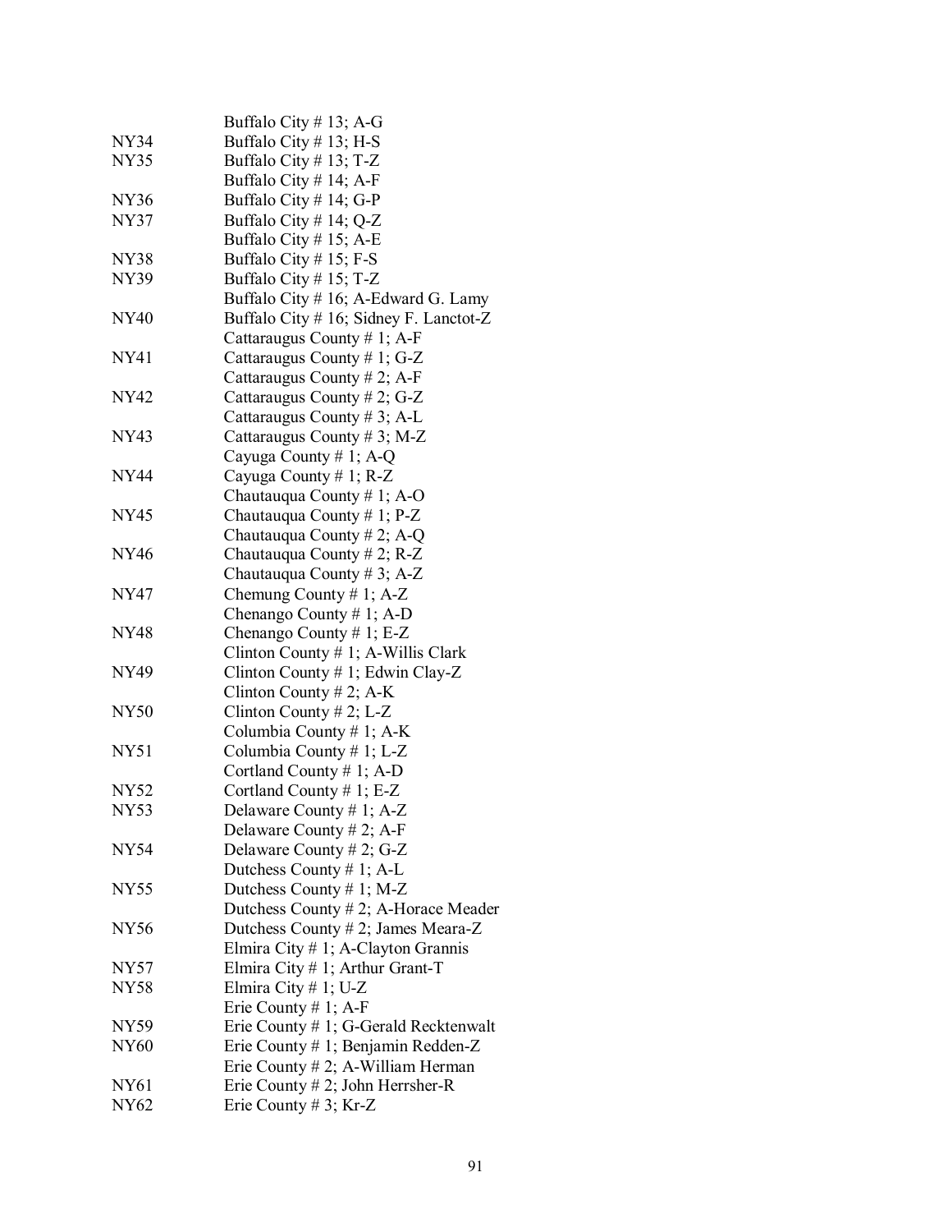| | |
|---|---|
| | Buffalo City # 13; A-G |
| NY34 | Buffalo City # 13; H-S |
| NY35 | Buffalo City # 13; T-Z |
| | Buffalo City # 14; A-F |
| NY36 | Buffalo City # 14; G-P |
| NY37 | Buffalo City # 14; Q-Z |
| | Buffalo City # 15; A-E |
| NY38 | Buffalo City # 15; F-S |
| NY39 | Buffalo City # 15; T-Z |
| | Buffalo City # 16; A-Edward G. Lamy |
| NY40 | Buffalo City # 16; Sidney F. Lanctot-Z |
| | Cattaraugus County # 1; A-F |
| NY41 | Cattaraugus County # 1; G-Z |
| | Cattaraugus County # 2; A-F |
| NY42 | Cattaraugus County # 2; G-Z |
| | Cattaraugus County # 3; A-L |
| NY43 | Cattaraugus County # 3; M-Z |
| | Cayuga County # 1; A-Q |
| NY44 | Cayuga County # 1; R-Z |
| | Chautauqua County # 1; A-O |
| NY45 | Chautauqua County # 1; P-Z |
| | Chautauqua County # 2; A-Q |
| NY46 | Chautauqua County # 2; R-Z |
| | Chautauqua County # 3; A-Z |
| NY47 | Chemung County # 1; A-Z |
| | Chenango County # 1; A-D |
| NY48 | Chenango County # 1; E-Z |
| | Clinton County # 1; A-Willis Clark |
| NY49 | Clinton County # 1; Edwin Clay-Z |
| | Clinton County # 2; A-K |
| NY50 | Clinton County # 2; L-Z |
| | Columbia County # 1; A-K |
| NY51 | Columbia County # 1; L-Z |
| | Cortland County # 1; A-D |
| NY52 | Cortland County # 1; E-Z |
| NY53 | Delaware County # 1; A-Z |
| | Delaware County # 2; A-F |
| NY54 | Delaware County # 2; G-Z |
| | Dutchess County # 1; A-L |
| NY55 | Dutchess County # 1; M-Z |
| | Dutchess County # 2; A-Horace Meader |
| NY56 | Dutchess County # 2; James Meara-Z |
| | Elmira City # 1; A-Clayton Grannis |
| NY57 | Elmira City # 1; Arthur Grant-T |
| NY58 | Elmira City # 1; U-Z |
| | Erie County # 1; A-F |
| NY59 | Erie County # 1; G-Gerald Recktenwalt |
| NY60 | Erie County # 1; Benjamin Redden-Z |
| | Erie County # 2; A-William Herman |
| NY61 | Erie County # 2; John Herrsher-R |
| NY62 | Erie County # 3; Kr-Z |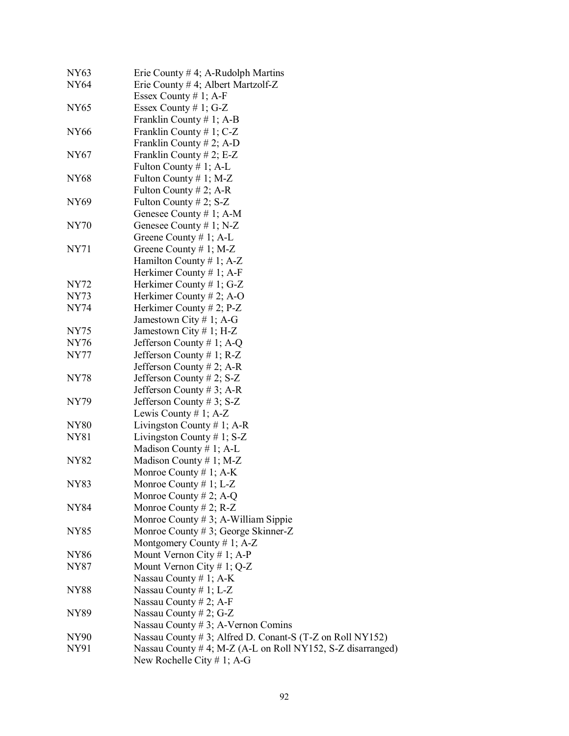| | |
|---|---|
| NY63 | Erie County # 4; A-Rudolph Martins |
| NY64 | Erie County # 4; Albert Martzolf-Z |
| | Essex County # 1; A-F |
| NY65 | Essex County # 1; G-Z |
| | Franklin County # 1; A-B |
| NY66 | Franklin County # 1; C-Z |
| | Franklin County # 2; A-D |
| NY67 | Franklin County # 2; E-Z |
| | Fulton County # 1; A-L |
| NY68 | Fulton County # 1; M-Z |
| | Fulton County # 2; A-R |
| NY69 | Fulton County # 2; S-Z |
| | Genesee County # 1; A-M |
| NY70 | Genesee County # 1; N-Z |
| | Greene County # 1; A-L |
| NY71 | Greene County # 1; M-Z |
| | Hamilton County # 1; A-Z |
| | Herkimer County # 1; A-F |
| NY72 | Herkimer County # 1; G-Z |
| NY73 | Herkimer County # 2; A-O |
| NY74 | Herkimer County # 2; P-Z |
| | Jamestown City # 1; A-G |
| NY75 | Jamestown City # 1; H-Z |
| NY76 | Jefferson County # 1; A-Q |
| NY77 | Jefferson County # 1; R-Z |
| | Jefferson County # 2; A-R |
| NY78 | Jefferson County # 2; S-Z |
| | Jefferson County # 3; A-R |
| NY79 | Jefferson County # 3; S-Z |
| | Lewis County # 1; A-Z |
| NY80 | Livingston County # 1; A-R |
| NY81 | Livingston County # 1; S-Z |
| | Madison County # 1; A-L |
| NY82 | Madison County # 1; M-Z |
| | Monroe County # 1; A-K |
| NY83 | Monroe County # 1; L-Z |
| | Monroe County # 2; A-Q |
| NY84 | Monroe County # 2; R-Z |
| | Monroe County # 3; A-William Sippie |
| NY85 | Monroe County # 3; George Skinner-Z |
| | Montgomery County # 1; A-Z |
| NY86 | Mount Vernon City # 1; A-P |
| NY87 | Mount Vernon City # 1; Q-Z |
| | Nassau County # 1; A-K |
| NY88 | Nassau County # 1; L-Z |
| | Nassau County # 2; A-F |
| NY89 | Nassau County # 2; G-Z |
| | Nassau County # 3; A-Vernon Comins |
| NY90 | Nassau County # 3; Alfred D. Conant-S (T-Z on Roll NY152) |
| NY91 | Nassau County # 4; M-Z (A-L on Roll NY152, S-Z disarranged) |
| | New Rochelle City # 1; A-G |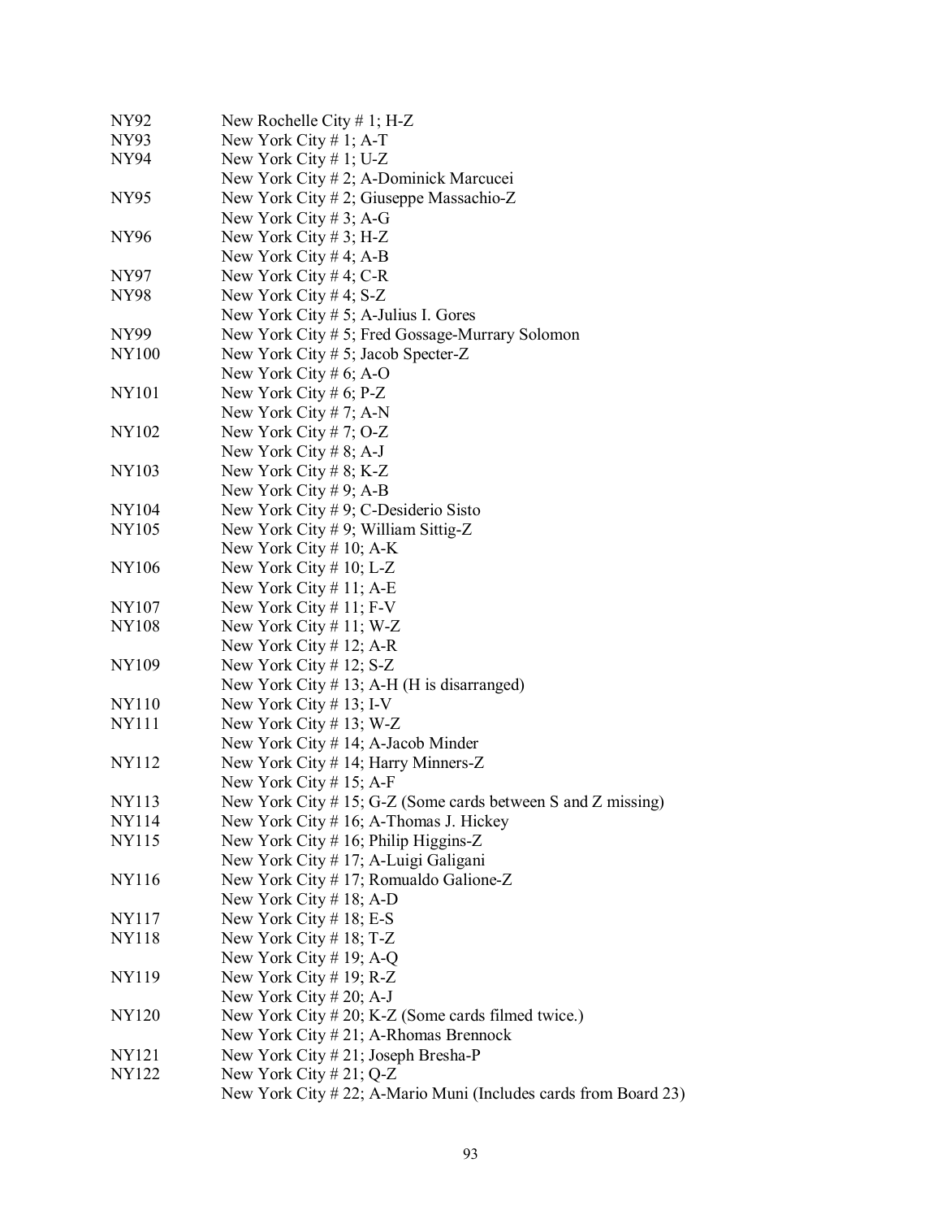| | |
|---|---|
| NY92 | New Rochelle City # 1; H-Z |
| NY93 | New York City # 1; A-T |
| NY94 | New York City # 1; U-Z |
| | New York City # 2; A-Dominick Marcucei |
| NY95 | New York City # 2; Giuseppe Massachio-Z |
| | New York City # 3; A-G |
| NY96 | New York City # 3; H-Z |
| | New York City # 4; A-B |
| NY97 | New York City # 4; C-R |
| NY98 | New York City # 4; S-Z |
| | New York City # 5; A-Julius I. Gores |
| NY99 | New York City # 5; Fred Gossage-Murrary Solomon |
| NY100 | New York City # 5; Jacob Specter-Z |
| | New York City # 6; A-O |
| NY101 | New York City # 6; P-Z |
| | New York City # 7; A-N |
| NY102 | New York City # 7; O-Z |
| | New York City # 8; A-J |
| NY103 | New York City # 8; K-Z |
| | New York City # 9; A-B |
| NY104 | New York City # 9; C-Desiderio Sisto |
| NY105 | New York City # 9; William Sittig-Z |
| | New York City # 10; A-K |
| NY106 | New York City # 10; L-Z |
| | New York City # 11; A-E |
| NY107 | New York City # 11; F-V |
| NY108 | New York City # 11; W-Z |
| | New York City # 12; A-R |
| NY109 | New York City # 12; S-Z |
| | New York City # 13; A-H (H is disarranged) |
| NY110 | New York City # 13; I-V |
| NY111 | New York City # 13; W-Z |
| | New York City # 14; A-Jacob Minder |
| NY112 | New York City # 14; Harry Minners-Z |
| | New York City # 15; A-F |
| NY113 | New York City # 15; G-Z (Some cards between S and Z missing) |
| NY114 | New York City # 16; A-Thomas J. Hickey |
| NY115 | New York City # 16; Philip Higgins-Z |
| | New York City # 17; A-Luigi Galigani |
| NY116 | New York City # 17; Romualdo Galione-Z |
| | New York City # 18; A-D |
| NY117 | New York City # 18; E-S |
| NY118 | New York City # 18; T-Z |
| | New York City # 19; A-Q |
| NY119 | New York City # 19; R-Z |
| | New York City # 20; A-J |
| NY120 | New York City # 20; K-Z (Some cards filmed twice.) |
| | New York City # 21; A-Rhomas Brennock |
| NY121 | New York City # 21; Joseph Bresha-P |
| NY122 | New York City # 21; Q-Z |
| | New York City # 22; A-Mario Muni (Includes cards from Board 23) |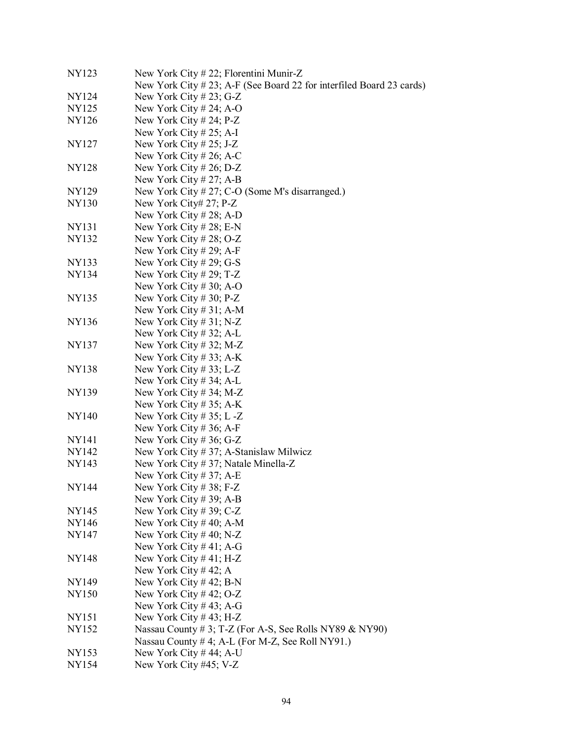| | |
|---|---|
| NY123 | New York City # 22; Florentini Munir-Z |
| | New York City # 23; A-F (See Board 22 for interfiled Board 23 cards) |
| NY124 | New York City # 23; G-Z |
| NY125 | New York City # 24; A-O |
| NY126 | New York City # 24; P-Z |
| | New York City # 25; A-I |
| NY127 | New York City # 25; J-Z |
| | New York City # 26; A-C |
| NY128 | New York City # 26; D-Z |
| | New York City # 27; A-B |
| NY129 | New York City # 27; C-O (Some M's disarranged.) |
| NY130 | New York City# 27; P-Z |
| | New York City # 28; A-D |
| NY131 | New York City # 28; E-N |
| NY132 | New York City # 28; O-Z |
| | New York City # 29; A-F |
| NY133 | New York City # 29; G-S |
| NY134 | New York City # 29; T-Z |
| | New York City # 30; A-O |
| NY135 | New York City # 30; P-Z |
| | New York City # 31; A-M |
| NY136 | New York City # 31; N-Z |
| | New York City # 32; A-L |
| NY137 | New York City # 32; M-Z |
| | New York City # 33; A-K |
| NY138 | New York City # 33; L-Z |
| | New York City # 34; A-L |
| NY139 | New York City # 34; M-Z |
| | New York City # 35; A-K |
| NY140 | New York City # 35; L -Z |
| | New York City # 36; A-F |
| NY141 | New York City # 36; G-Z |
| NY142 | New York City # 37; A-Stanislaw Milwicz |
| NY143 | New York City # 37; Natale Minella-Z |
| | New York City # 37; A-E |
| NY144 | New York City # 38; F-Z |
| | New York City # 39; A-B |
| NY145 | New York City # 39; C-Z |
| NY146 | New York City # 40; A-M |
| NY147 | New York City # 40; N-Z |
| | New York City # 41; A-G |
| NY148 | New York City # 41; H-Z |
| | New York City # 42; A |
| NY149 | New York City # 42; B-N |
| NY150 | New York City # 42; O-Z |
| | New York City # 43; A-G |
| NY151 | New York City # 43; H-Z |
| NY152 | Nassau County # 3; T-Z (For A-S, See Rolls NY89 & NY90) |
| | Nassau County # 4; A-L (For M-Z, See Roll NY91.) |
| NY153 | New York City # 44; A-U |
| NY154 | New York City #45; V-Z |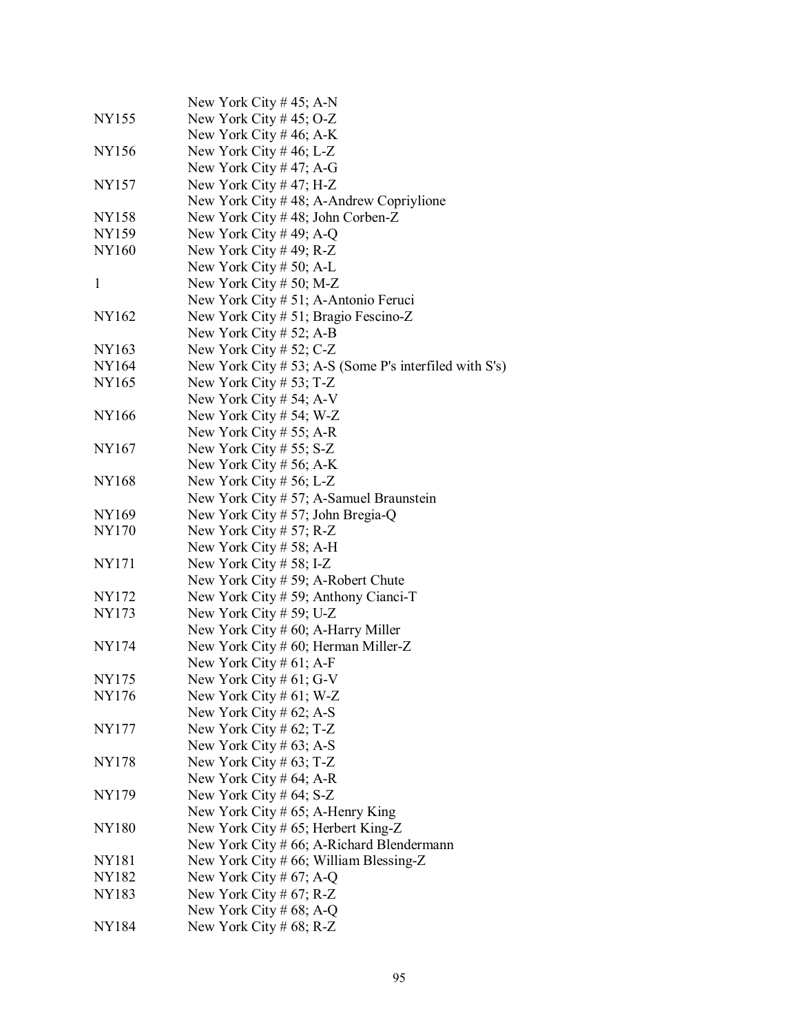| | |
|---|---|
| | New York City # 45; A-N |
| NY155 | New York City # 45; O-Z |
| | New York City # 46; A-K |
| NY156 | New York City # 46; L-Z |
| | New York City # 47; A-G |
| NY157 | New York City # 47; H-Z |
| | New York City # 48; A-Andrew Copriylione |
| NY158 | New York City # 48; John Corben-Z |
| NY159 | New York City # 49; A-Q |
| NY160 | New York City # 49; R-Z |
| | New York City # 50; A-L |
| 1 | New York City # 50; M-Z |
| | New York City # 51; A-Antonio Feruci |
| NY162 | New York City # 51; Bragio Fescino-Z |
| | New York City # 52; A-B |
| NY163 | New York City # 52; C-Z |
| NY164 | New York City # 53; A-S (Some P's interfiled with S's) |
| NY165 | New York City # 53; T-Z |
| | New York City # 54; A-V |
| NY166 | New York City # 54; W-Z |
| | New York City # 55; A-R |
| NY167 | New York City # 55; S-Z |
| | New York City # 56; A-K |
| NY168 | New York City # 56; L-Z |
| | New York City # 57; A-Samuel Braunstein |
| NY169 | New York City # 57; John Bregia-Q |
| NY170 | New York City # 57; R-Z |
| | New York City # 58; A-H |
| NY171 | New York City # 58; I-Z |
| | New York City # 59; A-Robert Chute |
| NY172 | New York City # 59; Anthony Cianci-T |
| NY173 | New York City # 59; U-Z |
| | New York City # 60; A-Harry Miller |
| NY174 | New York City # 60; Herman Miller-Z |
| | New York City # 61; A-F |
| NY175 | New York City # 61; G-V |
| NY176 | New York City # 61; W-Z |
| | New York City # 62; A-S |
| NY177 | New York City # 62; T-Z |
| | New York City # 63; A-S |
| NY178 | New York City # 63; T-Z |
| | New York City # 64; A-R |
| NY179 | New York City # 64; S-Z |
| | New York City # 65; A-Henry King |
| NY180 | New York City # 65; Herbert King-Z |
| | New York City # 66; A-Richard Blendermann |
| NY181 | New York City # 66; William Blessing-Z |
| NY182 | New York City # 67; A-Q |
| NY183 | New York City # 67; R-Z |
| | New York City # 68; A-Q |
| NY184 | New York City # 68; R-Z |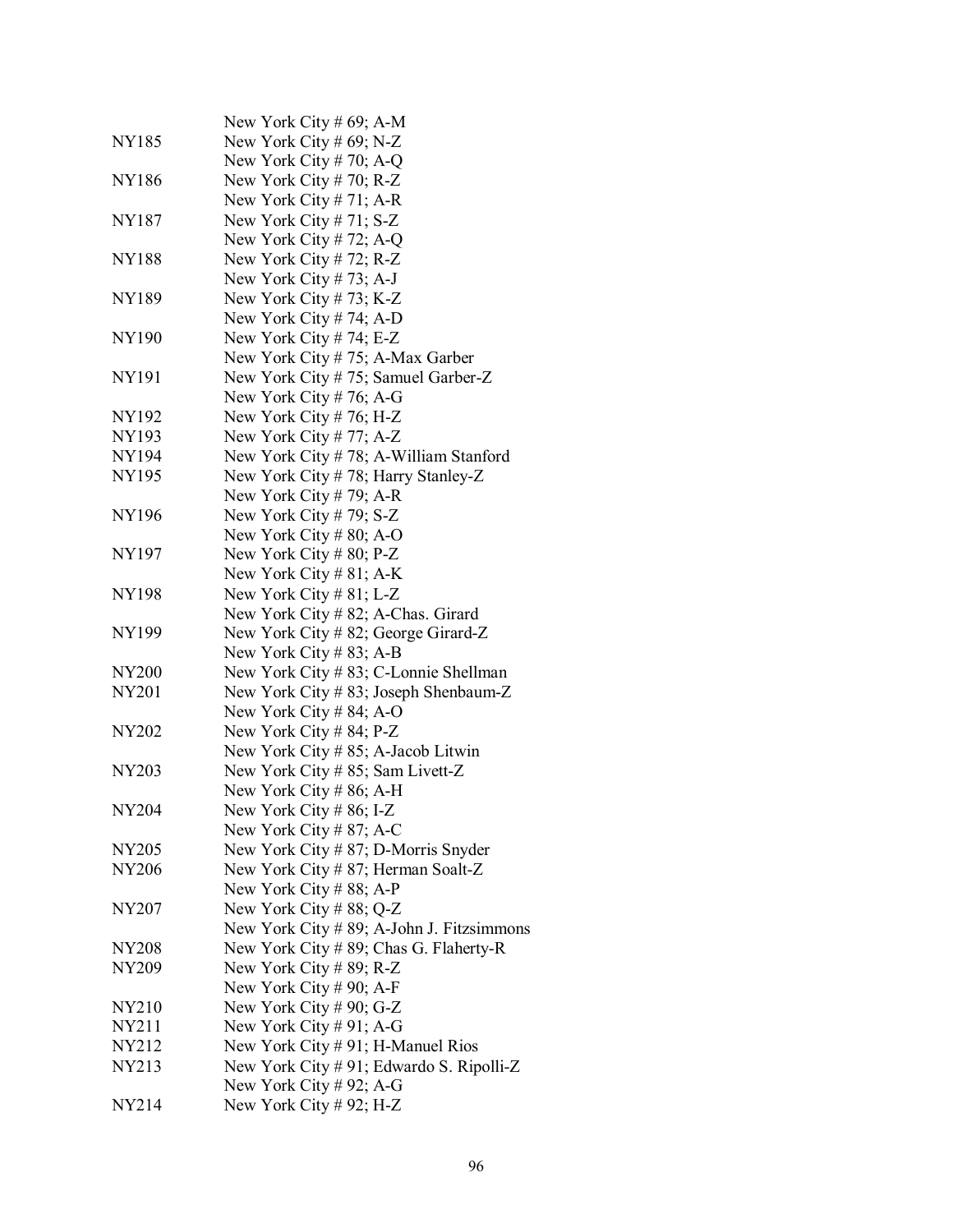| | |
|---|---|
| | New York City # 69; A-M |
| NY185 | New York City # 69; N-Z |
| | New York City # 70; A-Q |
| NY186 | New York City # 70; R-Z |
| | New York City # 71; A-R |
| NY187 | New York City # 71; S-Z |
| | New York City # 72; A-Q |
| NY188 | New York City # 72; R-Z |
| | New York City # 73; A-J |
| NY189 | New York City # 73; K-Z |
| | New York City # 74; A-D |
| NY190 | New York City # 74; E-Z |
| | New York City # 75; A-Max Garber |
| NY191 | New York City # 75; Samuel Garber-Z |
| | New York City # 76; A-G |
| NY192 | New York City # 76; H-Z |
| NY193 | New York City # 77; A-Z |
| NY194 | New York City # 78; A-William Stanford |
| NY195 | New York City # 78; Harry Stanley-Z |
| | New York City # 79; A-R |
| NY196 | New York City # 79; S-Z |
| | New York City # 80; A-O |
| NY197 | New York City # 80; P-Z |
| | New York City # 81; A-K |
| NY198 | New York City # 81; L-Z |
| | New York City # 82; A-Chas. Girard |
| NY199 | New York City # 82; George Girard-Z |
| | New York City # 83; A-B |
| NY200 | New York City # 83; C-Lonnie Shellman |
| NY201 | New York City # 83; Joseph Shenbaum-Z |
| | New York City # 84; A-O |
| NY202 | New York City # 84; P-Z |
| | New York City # 85; A-Jacob Litwin |
| NY203 | New York City # 85; Sam Livett-Z |
| | New York City # 86; A-H |
| NY204 | New York City # 86; I-Z |
| | New York City # 87; A-C |
| NY205 | New York City # 87; D-Morris Snyder |
| NY206 | New York City # 87; Herman Soalt-Z |
| | New York City # 88; A-P |
| NY207 | New York City # 88; Q-Z |
| | New York City # 89; A-John J. Fitzsimmons |
| NY208 | New York City # 89; Chas G. Flaherty-R |
| NY209 | New York City # 89; R-Z |
| | New York City # 90; A-F |
| NY210 | New York City # 90; G-Z |
| NY211 | New York City # 91; A-G |
| NY212 | New York City # 91; H-Manuel Rios |
| NY213 | New York City # 91; Edwardo S. Ripolli-Z |
| | New York City # 92; A-G |
| NY214 | New York City # 92; H-Z |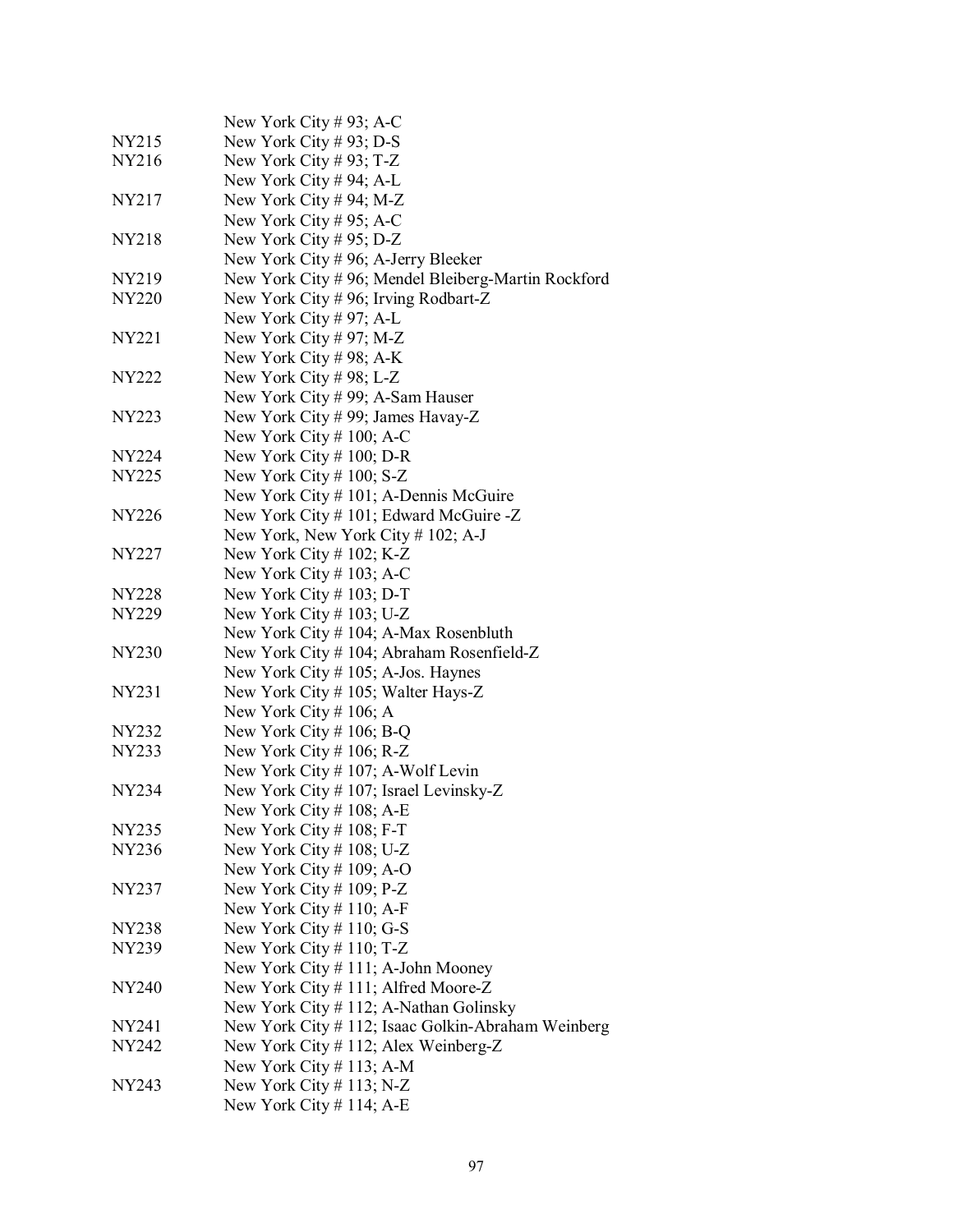| | |
|---|---|
| | New York City # 93; A-C |
| NY215 | New York City # 93; D-S |
| NY216 | New York City # 93; T-Z |
| | New York City # 94; A-L |
| NY217 | New York City # 94; M-Z |
| | New York City # 95; A-C |
| NY218 | New York City # 95; D-Z |
| | New York City # 96; A-Jerry Bleeker |
| NY219 | New York City # 96; Mendel Bleiberg-Martin Rockford |
| NY220 | New York City # 96; Irving Rodbart-Z |
| | New York City # 97; A-L |
| NY221 | New York City # 97; M-Z |
| | New York City # 98; A-K |
| NY222 | New York City # 98; L-Z |
| | New York City # 99; A-Sam Hauser |
| NY223 | New York City # 99; James Havay-Z |
| | New York City # 100; A-C |
| NY224 | New York City # 100; D-R |
| NY225 | New York City # 100; S-Z |
| | New York City # 101; A-Dennis McGuire |
| NY226 | New York City # 101; Edward McGuire -Z |
| | New York, New York City # 102; A-J |
| NY227 | New York City # 102; K-Z |
| | New York City # 103; A-C |
| NY228 | New York City # 103; D-T |
| NY229 | New York City # 103; U-Z |
| | New York City # 104; A-Max Rosenbluth |
| NY230 | New York City # 104; Abraham Rosenfield-Z |
| | New York City # 105; A-Jos. Haynes |
| NY231 | New York City # 105; Walter Hays-Z |
| | New York City # 106; A |
| NY232 | New York City # 106; B-Q |
| NY233 | New York City # 106; R-Z |
| | New York City # 107; A-Wolf Levin |
| NY234 | New York City # 107; Israel Levinsky-Z |
| | New York City # 108; A-E |
| NY235 | New York City # 108; F-T |
| NY236 | New York City # 108; U-Z |
| | New York City # 109; A-O |
| NY237 | New York City # 109; P-Z |
| | New York City # 110; A-F |
| NY238 | New York City # 110; G-S |
| NY239 | New York City # 110; T-Z |
| | New York City # 111; A-John Mooney |
| NY240 | New York City # 111; Alfred Moore-Z |
| | New York City # 112; A-Nathan Golinsky |
| NY241 | New York City # 112; Isaac Golkin-Abraham Weinberg |
| NY242 | New York City # 112; Alex Weinberg-Z |
| | New York City # 113; A-M |
| NY243 | New York City # 113; N-Z |
| | New York City # 114; A-E |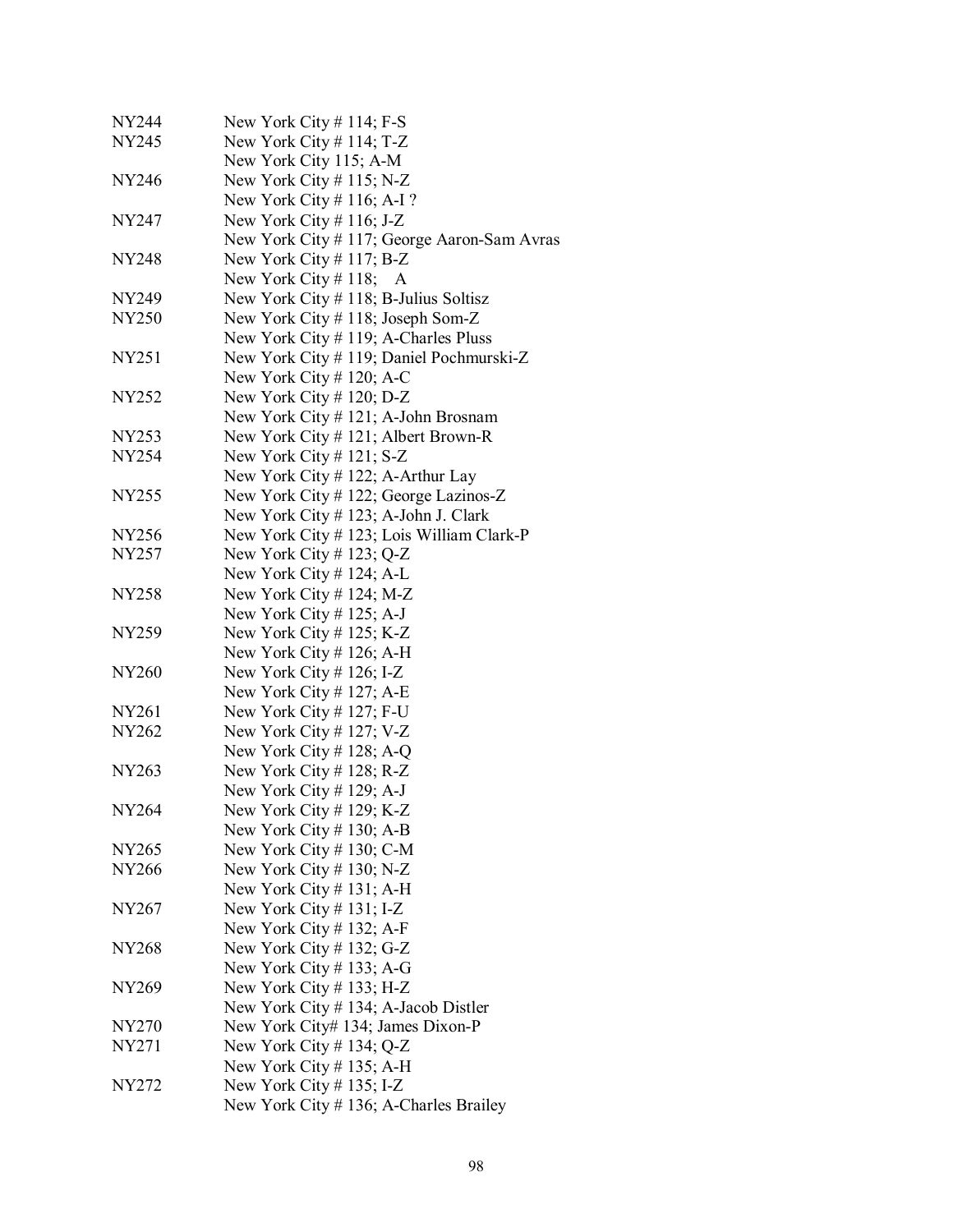| | |
|---|---|
| NY244 | New York City # 114; F-S |
| NY245 | New York City # 114; T-Z |
| | New York City 115; A-M |
| NY246 | New York City # 115; N-Z |
| | New York City # 116; A-I ? |
| NY247 | New York City # 116; J-Z |
| | New York City # 117; George Aaron-Sam Avras |
| NY248 | New York City # 117; B-Z |
| | New York City # 118; A |
| NY249 | New York City # 118; B-Julius Soltisz |
| NY250 | New York City # 118; Joseph Som-Z |
| | New York City # 119; A-Charles Pluss |
| NY251 | New York City # 119; Daniel Pochmurski-Z |
| | New York City # 120; A-C |
| NY252 | New York City # 120; D-Z |
| | New York City # 121; A-John Brosnam |
| NY253 | New York City # 121; Albert Brown-R |
| NY254 | New York City # 121; S-Z |
| | New York City # 122; A-Arthur Lay |
| NY255 | New York City # 122; George Lazinos-Z |
| | New York City # 123; A-John J. Clark |
| NY256 | New York City # 123; Lois William Clark-P |
| NY257 | New York City # 123; Q-Z |
| | New York City # 124; A-L |
| NY258 | New York City # 124; M-Z |
| | New York City # 125; A-J |
| NY259 | New York City # 125; K-Z |
| | New York City # 126; A-H |
| NY260 | New York City # 126; I-Z |
| | New York City # 127; A-E |
| NY261 | New York City # 127; F-U |
| NY262 | New York City # 127; V-Z |
| | New York City # 128; A-Q |
| NY263 | New York City # 128; R-Z |
| | New York City # 129; A-J |
| NY264 | New York City # 129; K-Z |
| | New York City # 130; A-B |
| NY265 | New York City # 130; C-M |
| NY266 | New York City # 130; N-Z |
| | New York City # 131; A-H |
| NY267 | New York City # 131; I-Z |
| | New York City # 132; A-F |
| NY268 | New York City # 132; G-Z |
| | New York City # 133; A-G |
| NY269 | New York City # 133; H-Z |
| | New York City # 134; A-Jacob Distler |
| NY270 | New York City# 134; James Dixon-P |
| NY271 | New York City # 134; Q-Z |
| | New York City # 135; A-H |
| NY272 | New York City # 135; I-Z |
| | New York City # 136; A-Charles Brailey |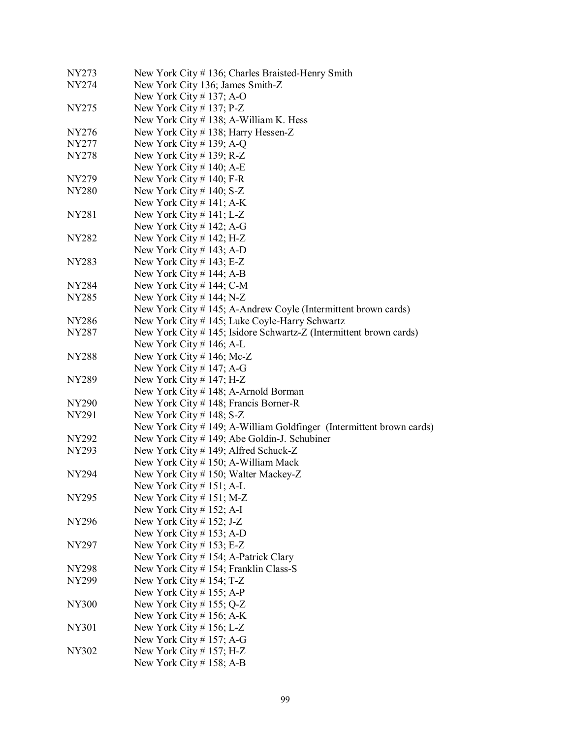| | |
|---|---|
| NY273 | New York City # 136; Charles Braisted-Henry Smith |
| NY274 | New York City 136; James Smith-Z |
| | New York City # 137; A-O |
| NY275 | New York City # 137; P-Z |
| | New York City # 138; A-William K. Hess |
| NY276 | New York City # 138; Harry Hessen-Z |
| NY277 | New York City # 139; A-Q |
| NY278 | New York City # 139; R-Z |
| | New York City # 140; A-E |
| NY279 | New York City # 140; F-R |
| NY280 | New York City # 140; S-Z |
| | New York City # 141; A-K |
| NY281 | New York City # 141; L-Z |
| | New York City # 142; A-G |
| NY282 | New York City # 142; H-Z |
| | New York City # 143; A-D |
| NY283 | New York City # 143; E-Z |
| | New York City # 144; A-B |
| NY284 | New York City # 144; C-M |
| NY285 | New York City # 144; N-Z |
| | New York City # 145; A-Andrew Coyle (Intermittent brown cards) |
| NY286 | New York City # 145; Luke Coyle-Harry Schwartz |
| NY287 | New York City # 145; Isidore Schwartz-Z (Intermittent brown cards) |
| | New York City # 146; A-L |
| NY288 | New York City # 146; Mc-Z |
| | New York City # 147; A-G |
| NY289 | New York City # 147; H-Z |
| | New York City # 148; A-Arnold Borman |
| NY290 | New York City # 148; Francis Borner-R |
| NY291 | New York City # 148; S-Z |
| | New York City # 149; A-William Goldfinger (Intermittent brown cards) |
| NY292 | New York City # 149; Abe Goldin-J. Schubiner |
| NY293 | New York City # 149; Alfred Schuck-Z |
| | New York City # 150; A-William Mack |
| NY294 | New York City # 150; Walter Mackey-Z |
| | New York City # 151; A-L |
| NY295 | New York City # 151; M-Z |
| | New York City # 152; A-I |
| NY296 | New York City # 152; J-Z |
| | New York City # 153; A-D |
| NY297 | New York City # 153; E-Z |
| | New York City # 154; A-Patrick Clary |
| NY298 | New York City # 154; Franklin Class-S |
| NY299 | New York City # 154; T-Z |
| | New York City # 155; A-P |
| NY300 | New York City # 155; Q-Z |
| | New York City # 156; A-K |
| NY301 | New York City # 156; L-Z |
| | New York City # 157; A-G |
| NY302 | New York City # 157; H-Z |
| | New York City # 158; A-B |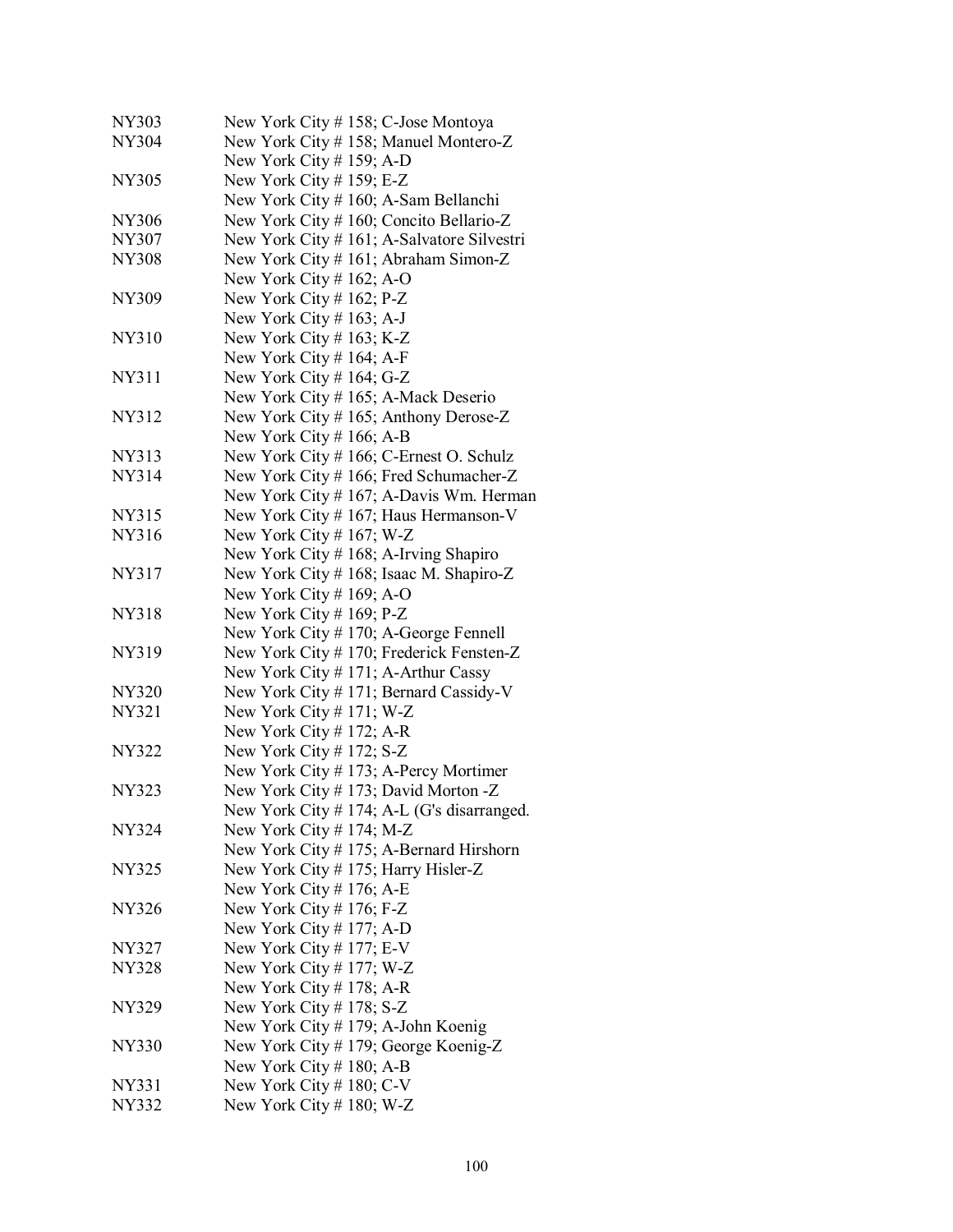| | |
|---|---|
| NY303 | New York City # 158; C-Jose Montoya |
| NY304 | New York City # 158; Manuel Montero-Z |
| | New York City # 159; A-D |
| NY305 | New York City # 159; E-Z |
| | New York City # 160; A-Sam Bellanchi |
| NY306 | New York City # 160; Concito Bellario-Z |
| NY307 | New York City # 161; A-Salvatore Silvestri |
| NY308 | New York City # 161; Abraham Simon-Z |
| | New York City # 162; A-O |
| NY309 | New York City # 162; P-Z |
| | New York City # 163; A-J |
| NY310 | New York City # 163; K-Z |
| | New York City # 164; A-F |
| NY311 | New York City # 164; G-Z |
| | New York City # 165; A-Mack Deserio |
| NY312 | New York City # 165; Anthony Derose-Z |
| | New York City # 166; A-B |
| NY313 | New York City # 166; C-Ernest O. Schulz |
| NY314 | New York City # 166; Fred Schumacher-Z |
| | New York City # 167; A-Davis Wm. Herman |
| NY315 | New York City # 167; Haus Hermanson-V |
| NY316 | New York City # 167; W-Z |
| | New York City # 168; A-Irving Shapiro |
| NY317 | New York City # 168; Isaac M. Shapiro-Z |
| | New York City # 169; A-O |
| NY318 | New York City # 169; P-Z |
| | New York City # 170; A-George Fennell |
| NY319 | New York City # 170; Frederick Fensten-Z |
| | New York City # 171; A-Arthur Cassy |
| NY320 | New York City # 171; Bernard Cassidy-V |
| NY321 | New York City # 171; W-Z |
| | New York City # 172; A-R |
| NY322 | New York City # 172; S-Z |
| | New York City # 173; A-Percy Mortimer |
| NY323 | New York City # 173; David Morton -Z |
| | New York City # 174; A-L (G's disarranged. |
| NY324 | New York City # 174; M-Z |
| | New York City # 175; A-Bernard Hirshorn |
| NY325 | New York City # 175; Harry Hisler-Z |
| | New York City # 176; A-E |
| NY326 | New York City # 176; F-Z |
| | New York City # 177; A-D |
| NY327 | New York City # 177; E-V |
| NY328 | New York City # 177; W-Z |
| | New York City # 178; A-R |
| NY329 | New York City # 178; S-Z |
| | New York City # 179; A-John Koenig |
| NY330 | New York City # 179; George Koenig-Z |
| | New York City # 180; A-B |
| NY331 | New York City # 180; C-V |
| NY332 | New York City # 180; W-Z |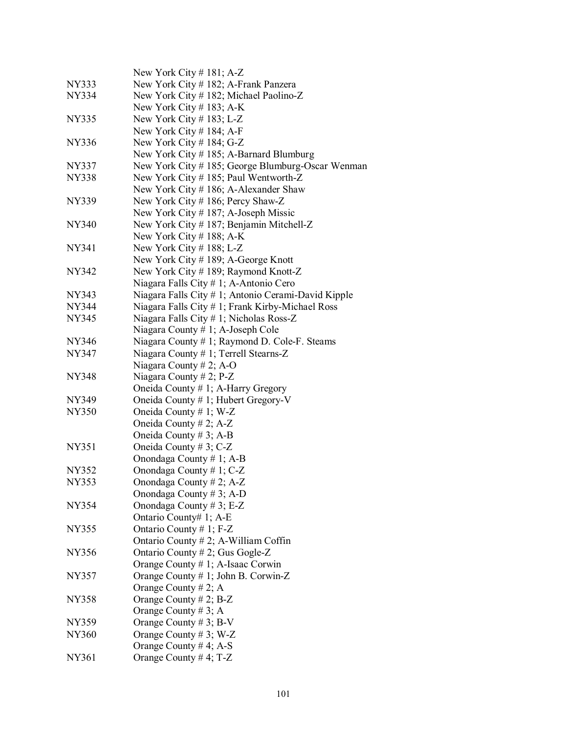| | |
|---|---|
| | New York City # 181; A-Z |
| NY333 | New York City # 182; A-Frank Panzera |
| NY334 | New York City # 182; Michael Paolino-Z |
| | New York City # 183; A-K |
| NY335 | New York City # 183; L-Z |
| | New York City # 184; A-F |
| NY336 | New York City # 184; G-Z |
| | New York City # 185; A-Barnard Blumburg |
| NY337 | New York City # 185; George Blumburg-Oscar Wenman |
| NY338 | New York City # 185; Paul Wentworth-Z |
| | New York City # 186; A-Alexander Shaw |
| NY339 | New York City # 186; Percy Shaw-Z |
| | New York City # 187; A-Joseph Missic |
| NY340 | New York City # 187; Benjamin Mitchell-Z |
| | New York City # 188; A-K |
| NY341 | New York City # 188; L-Z |
| | New York City # 189; A-George Knott |
| NY342 | New York City # 189; Raymond Knott-Z |
| | Niagara Falls City # 1; A-Antonio Cero |
| NY343 | Niagara Falls City # 1; Antonio Cerami-David Kipple |
| NY344 | Niagara Falls City # 1; Frank Kirby-Michael Ross |
| NY345 | Niagara Falls City # 1; Nicholas Ross-Z |
| | Niagara County # 1; A-Joseph Cole |
| NY346 | Niagara County # 1; Raymond D. Cole-F. Steams |
| NY347 | Niagara County # 1; Terrell Stearns-Z |
| | Niagara County # 2; A-O |
| NY348 | Niagara County # 2; P-Z |
| | Oneida County # 1; A-Harry Gregory |
| NY349 | Oneida County # 1; Hubert Gregory-V |
| NY350 | Oneida County # 1; W-Z |
| | Oneida County # 2; A-Z |
| | Oneida County # 3; A-B |
| NY351 | Oneida County # 3; C-Z |
| | Onondaga County # 1; A-B |
| NY352 | Onondaga County # 1; C-Z |
| NY353 | Onondaga County # 2; A-Z |
| | Onondaga County # 3; A-D |
| NY354 | Onondaga County # 3; E-Z |
| | Ontario County# 1; A-E |
| NY355 | Ontario County # 1; F-Z |
| | Ontario County # 2; A-William Coffin |
| NY356 | Ontario County # 2; Gus Gogle-Z |
| | Orange County # 1; A-Isaac Corwin |
| NY357 | Orange County # 1; John B. Corwin-Z |
| | Orange County # 2; A |
| NY358 | Orange County # 2; B-Z |
| | Orange County # 3; A |
| NY359 | Orange County # 3; B-V |
| NY360 | Orange County # 3; W-Z |
| | Orange County # 4; A-S |
| NY361 | Orange County # 4; T-Z |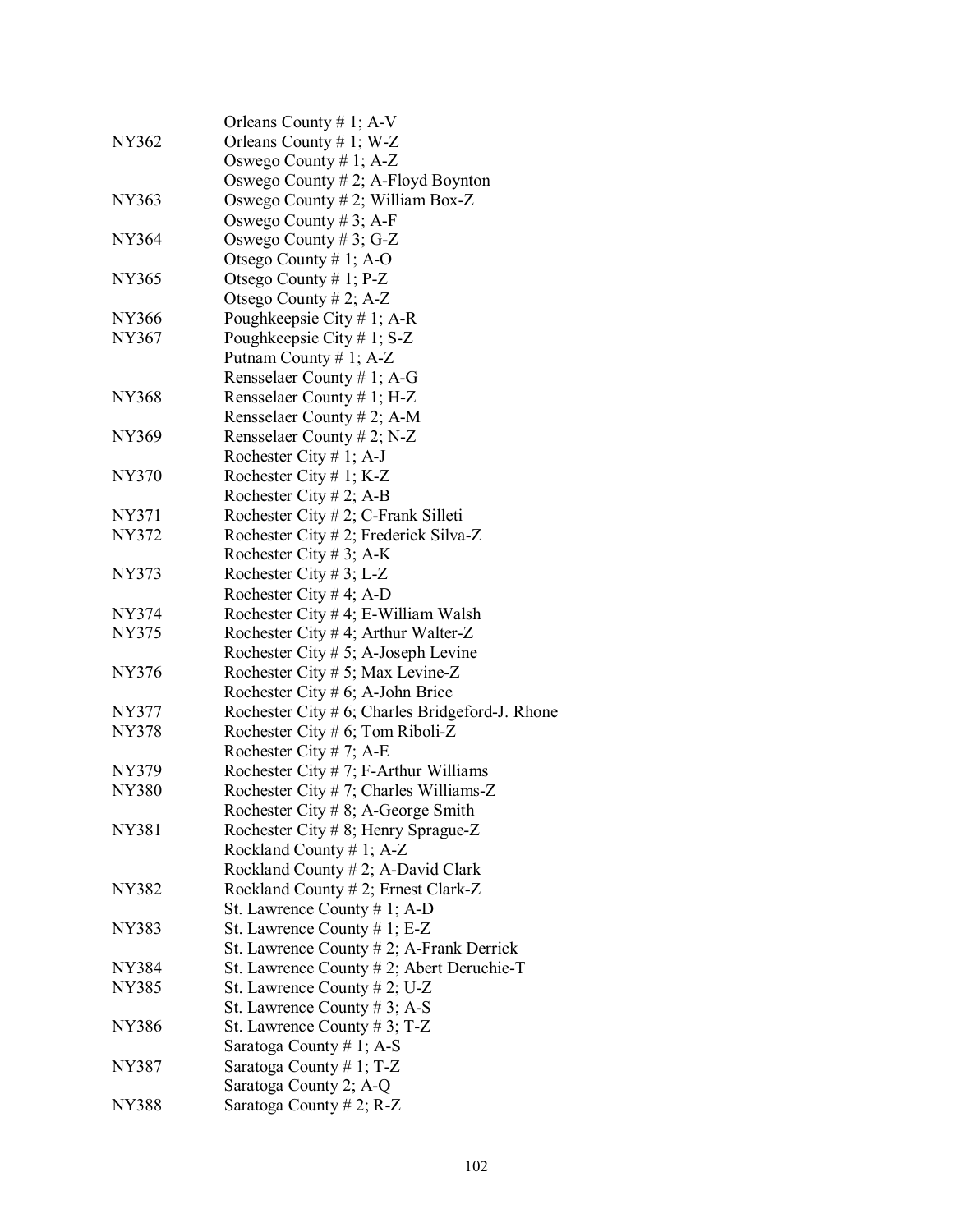| | |
|---|---|
| | Orleans County # 1; A-V |
| NY362 | Orleans County # 1; W-Z |
| | Oswego County # 1; A-Z |
| | Oswego County # 2; A-Floyd Boynton |
| NY363 | Oswego County # 2; William Box-Z |
| | Oswego County # 3; A-F |
| NY364 | Oswego County # 3; G-Z |
| | Otsego County # 1; A-O |
| NY365 | Otsego County # 1; P-Z |
| | Otsego County # 2; A-Z |
| NY366 | Poughkeepsie City # 1; A-R |
| NY367 | Poughkeepsie City # 1; S-Z |
| | Putnam County # 1; A-Z |
| | Rensselaer County # 1; A-G |
| NY368 | Rensselaer County # 1; H-Z |
| | Rensselaer County # 2; A-M |
| NY369 | Rensselaer County # 2; N-Z |
| | Rochester City # 1; A-J |
| NY370 | Rochester City # 1; K-Z |
| | Rochester City # 2; A-B |
| NY371 | Rochester City # 2; C-Frank Silleti |
| NY372 | Rochester City # 2; Frederick Silva-Z |
| | Rochester City # 3; A-K |
| NY373 | Rochester City # 3; L-Z |
| | Rochester City # 4; A-D |
| NY374 | Rochester City # 4; E-William Walsh |
| NY375 | Rochester City # 4; Arthur Walter-Z |
| | Rochester City # 5; A-Joseph Levine |
| NY376 | Rochester City # 5; Max Levine-Z |
| | Rochester City # 6; A-John Brice |
| NY377 | Rochester City # 6; Charles Bridgeford-J. Rhone |
| NY378 | Rochester City # 6; Tom Riboli-Z |
| | Rochester City # 7; A-E |
| NY379 | Rochester City # 7; F-Arthur Williams |
| NY380 | Rochester City # 7; Charles Williams-Z |
| | Rochester City # 8; A-George Smith |
| NY381 | Rochester City # 8; Henry Sprague-Z |
| | Rockland County # 1; A-Z |
| | Rockland County # 2; A-David Clark |
| NY382 | Rockland County # 2; Ernest Clark-Z |
| | St. Lawrence County # 1; A-D |
| NY383 | St. Lawrence County # 1; E-Z |
| | St. Lawrence County # 2; A-Frank Derrick |
| NY384 | St. Lawrence County # 2; Abert Deruchie-T |
| NY385 | St. Lawrence County # 2; U-Z |
| | St. Lawrence County # 3; A-S |
| NY386 | St. Lawrence County # 3; T-Z |
| | Saratoga County # 1; A-S |
| NY387 | Saratoga County # 1; T-Z |
| | Saratoga County 2; A-Q |
| NY388 | Saratoga County # 2; R-Z |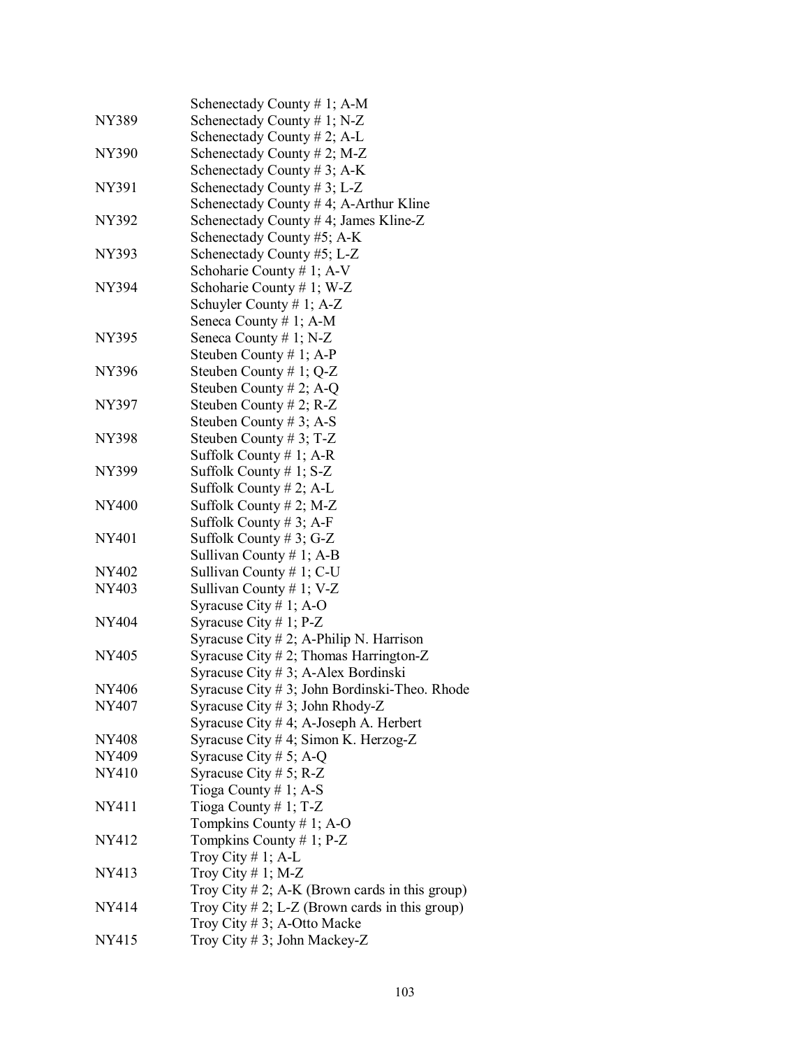| | |
|---|---|
| | Schenectady County # 1; A-M |
| NY389 | Schenectady County # 1; N-Z |
| | Schenectady County # 2; A-L |
| NY390 | Schenectady County # 2; M-Z |
| | Schenectady County # 3; A-K |
| NY391 | Schenectady County # 3; L-Z |
| | Schenectady County # 4; A-Arthur Kline |
| NY392 | Schenectady County # 4; James Kline-Z |
| | Schenectady County #5; A-K |
| NY393 | Schenectady County #5; L-Z |
| | Schoharie County # 1; A-V |
| NY394 | Schoharie County # 1; W-Z |
| | Schuyler County # 1; A-Z |
| | Seneca County # 1; A-M |
| NY395 | Seneca County # 1; N-Z |
| | Steuben County # 1; A-P |
| NY396 | Steuben County # 1; Q-Z |
| | Steuben County # 2; A-Q |
| NY397 | Steuben County # 2; R-Z |
| | Steuben County # 3; A-S |
| NY398 | Steuben County # 3; T-Z |
| | Suffolk County # 1; A-R |
| NY399 | Suffolk County # 1; S-Z |
| | Suffolk County # 2; A-L |
| NY400 | Suffolk County # 2; M-Z |
| | Suffolk County # 3; A-F |
| NY401 | Suffolk County # 3; G-Z |
| | Sullivan County # 1; A-B |
| NY402 | Sullivan County # 1; C-U |
| NY403 | Sullivan County # 1; V-Z |
| | Syracuse City # 1; A-O |
| NY404 | Syracuse City # 1; P-Z |
| | Syracuse City # 2; A-Philip N. Harrison |
| NY405 | Syracuse City # 2; Thomas Harrington-Z |
| | Syracuse City # 3; A-Alex Bordinski |
| NY406 | Syracuse City # 3; John Bordinski-Theo. Rhode |
| NY407 | Syracuse City # 3; John Rhody-Z |
| | Syracuse City # 4; A-Joseph A. Herbert |
| NY408 | Syracuse City # 4; Simon K. Herzog-Z |
| NY409 | Syracuse City # 5; A-Q |
| NY410 | Syracuse City # 5; R-Z |
| | Tioga County # 1; A-S |
| NY411 | Tioga County # 1; T-Z |
| | Tompkins County # 1; A-O |
| NY412 | Tompkins County # 1; P-Z |
| | Troy City # 1; A-L |
| NY413 | Troy City # 1; M-Z |
| | Troy City # 2; A-K (Brown cards in this group) |
| NY414 | Troy City # 2; L-Z (Brown cards in this group) |
| | Troy City # 3; A-Otto Macke |
| NY415 | Troy City # 3; John Mackey-Z |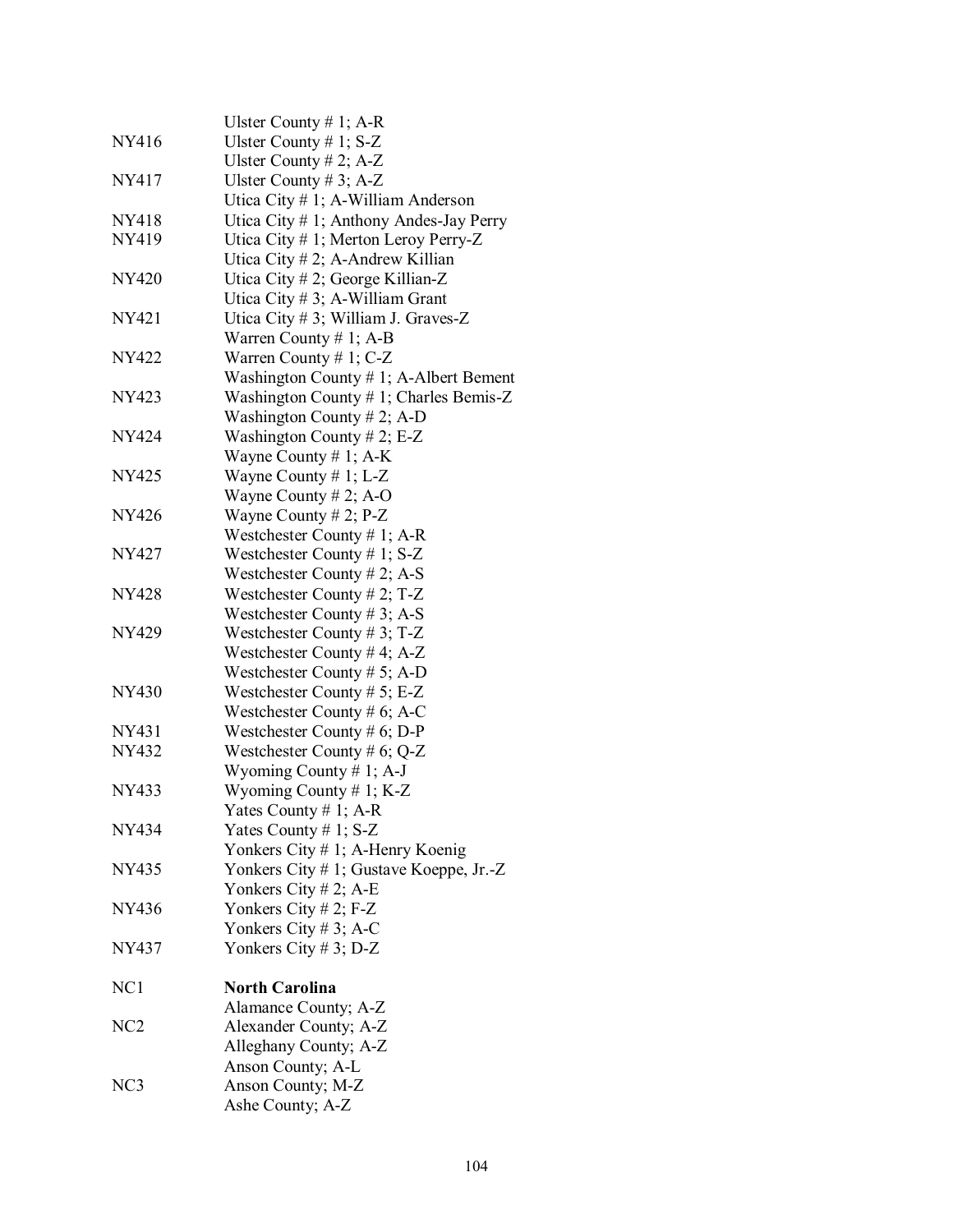| | |
|---|---|
| | Ulster County # 1; A-R |
| NY416 | Ulster County # 1; S-Z |
| | Ulster County # 2; A-Z |
| NY417 | Ulster County # 3; A-Z |
| | Utica City # 1; A-William Anderson |
| NY418 | Utica City # 1; Anthony Andes-Jay Perry |
| NY419 | Utica City # 1; Merton Leroy Perry-Z |
| | Utica City # 2; A-Andrew Killian |
| NY420 | Utica City # 2; George Killian-Z |
| | Utica City # 3; A-William Grant |
| NY421 | Utica City # 3; William J. Graves-Z |
| | Warren County # 1; A-B |
| NY422 | Warren County # 1; C-Z |
| | Washington County # 1; A-Albert Bement |
| NY423 | Washington County # 1; Charles Bemis-Z |
| | Washington County # 2; A-D |
| NY424 | Washington County # 2; E-Z |
| | Wayne County # 1; A-K |
| NY425 | Wayne County # 1; L-Z |
| | Wayne County # 2; A-O |
| NY426 | Wayne County # 2; P-Z |
| | Westchester County # 1; A-R |
| NY427 | Westchester County # 1; S-Z |
| | Westchester County # 2; A-S |
| NY428 | Westchester County # 2; T-Z |
| | Westchester County # 3; A-S |
| NY429 | Westchester County # 3; T-Z |
| | Westchester County # 4; A-Z |
| | Westchester County # 5; A-D |
| NY430 | Westchester County # 5; E-Z |
| | Westchester County # 6; A-C |
| NY431 | Westchester County # 6; D-P |
| NY432 | Westchester County # 6; Q-Z |
| | Wyoming County # 1; A-J |
| NY433 | Wyoming County # 1; K-Z |
| | Yates County # 1; A-R |
| NY434 | Yates County # 1; S-Z |
| | Yonkers City # 1; A-Henry Koenig |
| NY435 | Yonkers City # 1; Gustave Koeppe, Jr.-Z |
| | Yonkers City # 2; A-E |
| NY436 | Yonkers City # 2; F-Z |
| | Yonkers City # 3; A-C |
| NY437 | Yonkers City # 3; D-Z |
| | |
| NC1 | **North Carolina** |
| | Alamance County; A-Z |
| NC2 | Alexander County; A-Z |
| | Alleghany County; A-Z |
| | Anson County; A-L |
| NC3 | Anson County; M-Z |
| | Ashe County; A-Z |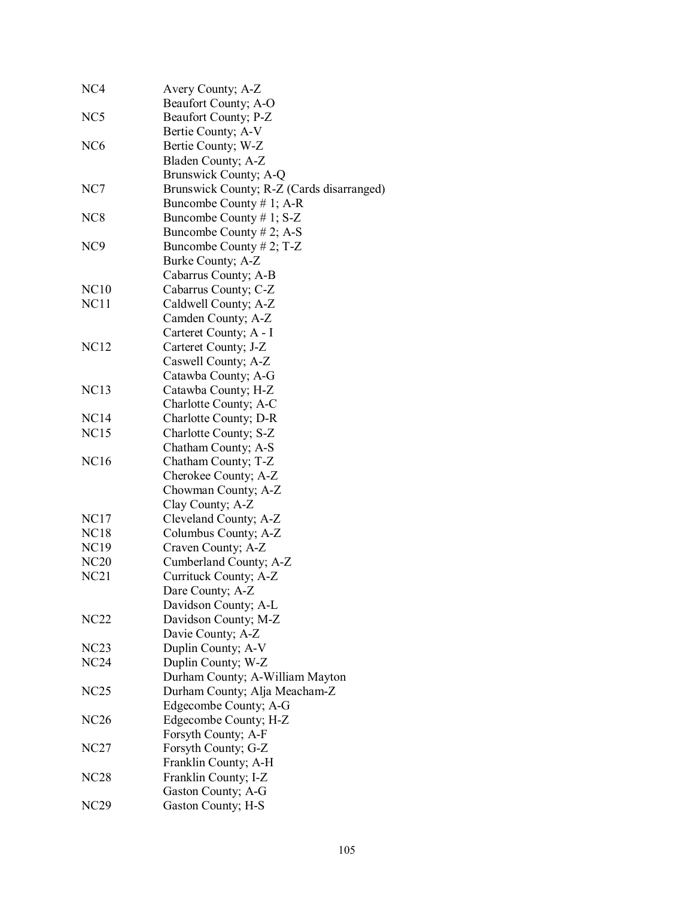| | |
|---|---|
| NC4 | Avery County; A-Z |
| | Beaufort County; A-O |
| NC5 | Beaufort County; P-Z |
| | Bertie County; A-V |
| NC6 | Bertie County; W-Z |
| | Bladen County; A-Z |
| | Brunswick County; A-Q |
| NC7 | Brunswick County; R-Z (Cards disarranged) |
| | Buncombe County # 1; A-R |
| NC8 | Buncombe County # 1; S-Z |
| | Buncombe County # 2; A-S |
| NC9 | Buncombe County # 2; T-Z |
| | Burke County; A-Z |
| | Cabarrus County; A-B |
| NC10 | Cabarrus County; C-Z |
| NC11 | Caldwell County; A-Z |
| | Camden County; A-Z |
| | Carteret County; A - I |
| NC12 | Carteret County; J-Z |
| | Caswell County; A-Z |
| | Catawba County; A-G |
| NC13 | Catawba County; H-Z |
| | Charlotte County; A-C |
| NC14 | Charlotte County; D-R |
| NC15 | Charlotte County; S-Z |
| | Chatham County; A-S |
| NC16 | Chatham County; T-Z |
| | Cherokee County; A-Z |
| | Chowman County; A-Z |
| | Clay County; A-Z |
| NC17 | Cleveland County; A-Z |
| NC18 | Columbus County; A-Z |
| NC19 | Craven County; A-Z |
| NC20 | Cumberland County; A-Z |
| NC21 | Currituck County; A-Z |
| | Dare County; A-Z |
| | Davidson County; A-L |
| NC22 | Davidson County; M-Z |
| | Davie County; A-Z |
| NC23 | Duplin County; A-V |
| NC24 | Duplin County; W-Z |
| | Durham County; A-William Mayton |
| NC25 | Durham County; Alja Meacham-Z |
| | Edgecombe County; A-G |
| NC26 | Edgecombe County; H-Z |
| | Forsyth County; A-F |
| NC27 | Forsyth County; G-Z |
| | Franklin County; A-H |
| NC28 | Franklin County; I-Z |
| | Gaston County; A-G |
| NC29 | Gaston County; H-S |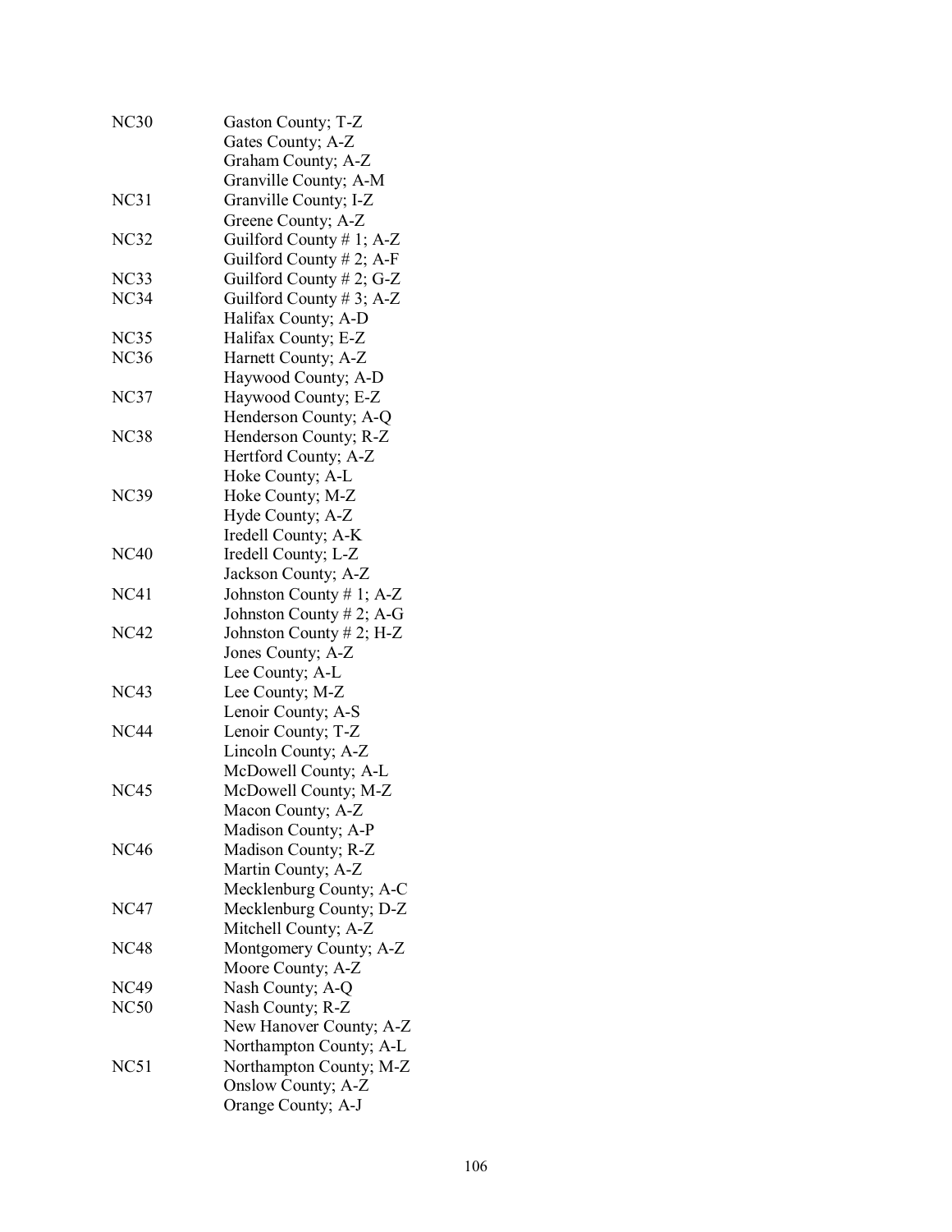| | |
|---|---|
| NC30 | Gaston County; T-Z |
| | Gates County; A-Z |
| | Graham County; A-Z |
| | Granville County; A-M |
| NC31 | Granville County; I-Z |
| | Greene County; A-Z |
| NC32 | Guilford County # 1; A-Z |
| | Guilford County # 2; A-F |
| NC33 | Guilford County # 2; G-Z |
| NC34 | Guilford County # 3; A-Z |
| | Halifax County; A-D |
| NC35 | Halifax County; E-Z |
| NC36 | Harnett County; A-Z |
| | Haywood County; A-D |
| NC37 | Haywood County; E-Z |
| | Henderson County; A-Q |
| NC38 | Henderson County; R-Z |
| | Hertford County; A-Z |
| | Hoke County; A-L |
| NC39 | Hoke County; M-Z |
| | Hyde County; A-Z |
| | Iredell County; A-K |
| NC40 | Iredell County; L-Z |
| | Jackson County; A-Z |
| NC41 | Johnston County # 1; A-Z |
| | Johnston County # 2; A-G |
| NC42 | Johnston County # 2; H-Z |
| | Jones County; A-Z |
| | Lee County; A-L |
| NC43 | Lee County; M-Z |
| | Lenoir County; A-S |
| NC44 | Lenoir County; T-Z |
| | Lincoln County; A-Z |
| | McDowell County; A-L |
| NC45 | McDowell County; M-Z |
| | Macon County; A-Z |
| | Madison County; A-P |
| NC46 | Madison County; R-Z |
| | Martin County; A-Z |
| | Mecklenburg County; A-C |
| NC47 | Mecklenburg County; D-Z |
| | Mitchell County; A-Z |
| NC48 | Montgomery County; A-Z |
| | Moore County; A-Z |
| NC49 | Nash County; A-Q |
| NC50 | Nash County; R-Z |
| | New Hanover County; A-Z |
| | Northampton County; A-L |
| NC51 | Northampton County; M-Z |
| | Onslow County; A-Z |
| | Orange County; A-J |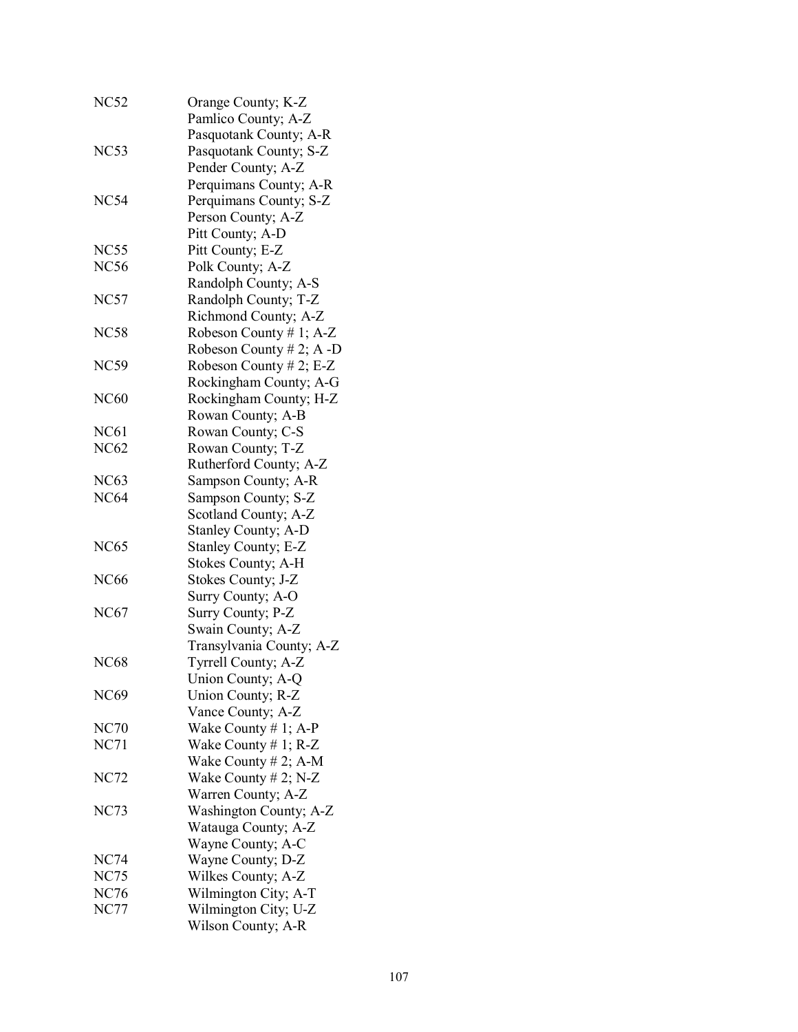| | |
|---|---|
| NC52 | Orange County; K-Z |
| | Pamlico County; A-Z |
| | Pasquotank County; A-R |
| NC53 | Pasquotank County; S-Z |
| | Pender County; A-Z |
| | Perquimans County; A-R |
| NC54 | Perquimans County; S-Z |
| | Person County; A-Z |
| | Pitt County; A-D |
| NC55 | Pitt County; E-Z |
| NC56 | Polk County; A-Z |
| | Randolph County; A-S |
| NC57 | Randolph County; T-Z |
| | Richmond County; A-Z |
| NC58 | Robeson County # 1; A-Z |
| | Robeson County # 2; A -D |
| NC59 | Robeson County # 2; E-Z |
| | Rockingham County; A-G |
| NC60 | Rockingham County; H-Z |
| | Rowan County; A-B |
| NC61 | Rowan County; C-S |
| NC62 | Rowan County; T-Z |
| | Rutherford County; A-Z |
| NC63 | Sampson County; A-R |
| NC64 | Sampson County; S-Z |
| | Scotland County; A-Z |
| | Stanley County; A-D |
| NC65 | Stanley County; E-Z |
| | Stokes County; A-H |
| NC66 | Stokes County; J-Z |
| | Surry County; A-O |
| NC67 | Surry County; P-Z |
| | Swain County; A-Z |
| | Transylvania County; A-Z |
| NC68 | Tyrrell County; A-Z |
| | Union County; A-Q |
| NC69 | Union County; R-Z |
| | Vance County; A-Z |
| NC70 | Wake County # 1; A-P |
| NC71 | Wake County # 1; R-Z |
| | Wake County # 2; A-M |
| NC72 | Wake County # 2; N-Z |
| | Warren County; A-Z |
| NC73 | Washington County; A-Z |
| | Watauga County; A-Z |
| | Wayne County; A-C |
| NC74 | Wayne County; D-Z |
| NC75 | Wilkes County; A-Z |
| NC76 | Wilmington City; A-T |
| NC77 | Wilmington City; U-Z |
| | Wilson County; A-R |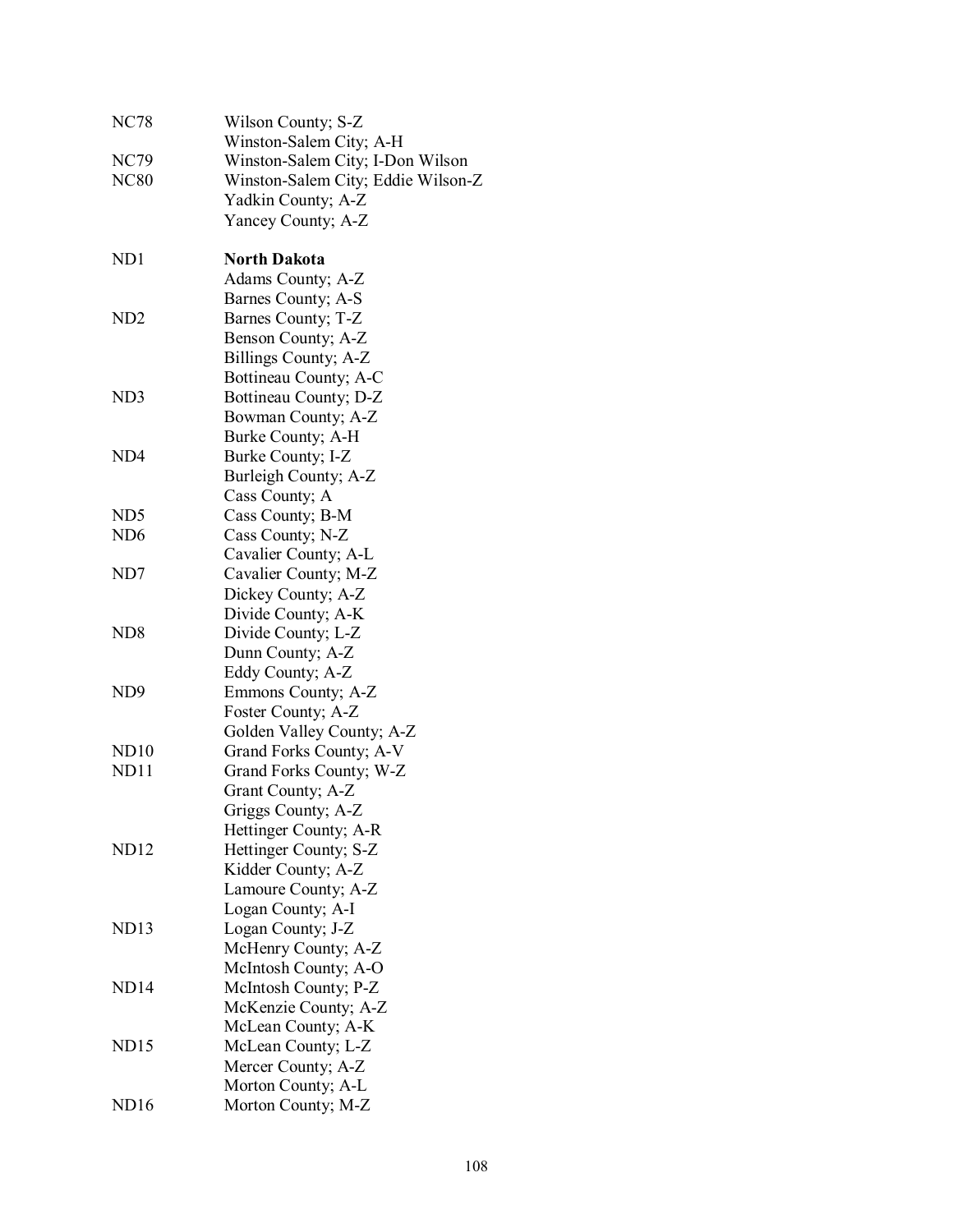| | |
|---|---|
| NC78 | Wilson County; S-Z |
| | Winston-Salem City; A-H |
| NC79 | Winston-Salem City; I-Don Wilson |
| NC80 | Winston-Salem City; Eddie Wilson-Z |
| | Yadkin County; A-Z |
| | Yancey County; A-Z |
| | |
| ND1 | **North Dakota** |
| | Adams County; A-Z |
| | Barnes County; A-S |
| ND2 | Barnes County; T-Z |
| | Benson County; A-Z |
| | Billings County; A-Z |
| | Bottineau County; A-C |
| ND3 | Bottineau County; D-Z |
| | Bowman County; A-Z |
| | Burke County; A-H |
| ND4 | Burke County; I-Z |
| | Burleigh County; A-Z |
| | Cass County; A |
| ND5 | Cass County; B-M |
| ND6 | Cass County; N-Z |
| | Cavalier County; A-L |
| ND7 | Cavalier County; M-Z |
| | Dickey County; A-Z |
| | Divide County; A-K |
| ND8 | Divide County; L-Z |
| | Dunn County; A-Z |
| | Eddy County; A-Z |
| ND9 | Emmons County; A-Z |
| | Foster County; A-Z |
| | Golden Valley County; A-Z |
| ND10 | Grand Forks County; A-V |
| ND11 | Grand Forks County; W-Z |
| | Grant County; A-Z |
| | Griggs County; A-Z |
| | Hettinger County; A-R |
| ND12 | Hettinger County; S-Z |
| | Kidder County; A-Z |
| | Lamoure County; A-Z |
| | Logan County; A-I |
| ND13 | Logan County; J-Z |
| | McHenry County; A-Z |
| | McIntosh County; A-O |
| ND14 | McIntosh County; P-Z |
| | McKenzie County; A-Z |
| | McLean County; A-K |
| ND15 | McLean County; L-Z |
| | Mercer County; A-Z |
| | Morton County; A-L |
| ND16 | Morton County; M-Z |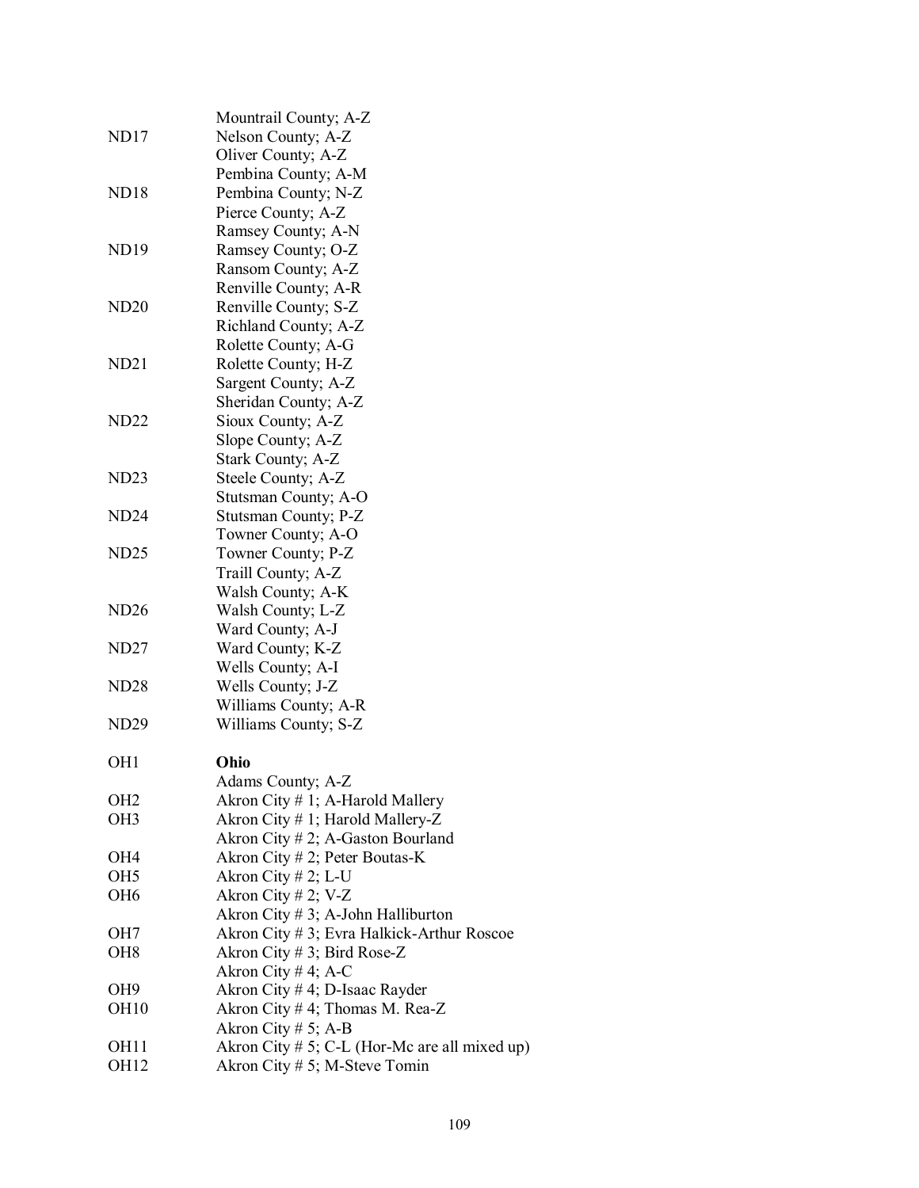| | |
|---|---|
| | Mountrail County; A-Z |
| ND17 | Nelson County; A-Z |
| | Oliver County; A-Z |
| | Pembina County; A-M |
| ND18 | Pembina County; N-Z |
| | Pierce County; A-Z |
| | Ramsey County; A-N |
| ND19 | Ramsey County; O-Z |
| | Ransom County; A-Z |
| | Renville County; A-R |
| ND20 | Renville County; S-Z |
| | Richland County; A-Z |
| | Rolette County; A-G |
| ND21 | Rolette County; H-Z |
| | Sargent County; A-Z |
| | Sheridan County; A-Z |
| ND22 | Sioux County; A-Z |
| | Slope County; A-Z |
| | Stark County; A-Z |
| ND23 | Steele County; A-Z |
| | Stutsman County; A-O |
| ND24 | Stutsman County; P-Z |
| | Towner County; A-O |
| ND25 | Towner County; P-Z |
| | Traill County; A-Z |
| | Walsh County; A-K |
| ND26 | Walsh County; L-Z |
| | Ward County; A-J |
| ND27 | Ward County; K-Z |
| | Wells County; A-I |
| ND28 | Wells County; J-Z |
| | Williams County; A-R |
| ND29 | Williams County; S-Z |
| | |
| OH1 | **Ohio** |
| | Adams County; A-Z |
| OH2 | Akron City # 1; A-Harold Mallery |
| OH3 | Akron City # 1; Harold Mallery-Z |
| | Akron City # 2; A-Gaston Bourland |
| OH4 | Akron City # 2; Peter Boutas-K |
| OH5 | Akron City # 2; L-U |
| OH6 | Akron City # 2; V-Z |
| | Akron City # 3; A-John Halliburton |
| OH7 | Akron City # 3; Evra Halkick-Arthur Roscoe |
| OH8 | Akron City # 3; Bird Rose-Z |
| | Akron City # 4; A-C |
| OH9 | Akron City # 4; D-Isaac Rayder |
| OH10 | Akron City # 4; Thomas M. Rea-Z |
| | Akron City # 5; A-B |
| OH11 | Akron City # 5; C-L (Hor-Mc are all mixed up) |
| OH12 | Akron City # 5; M-Steve Tomin |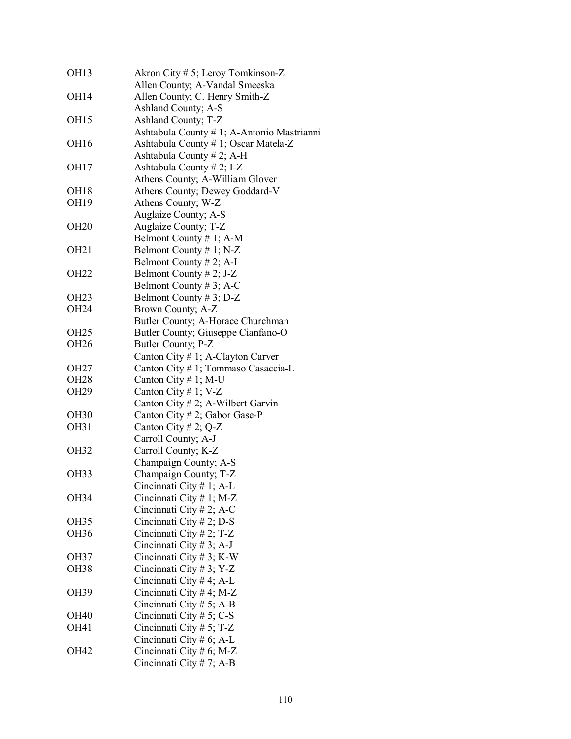| | |
|---|---|
| OH13 | Akron City # 5; Leroy Tomkinson-Z |
| | Allen County; A-Vandal Smeeska |
| OH14 | Allen County; C. Henry Smith-Z |
| | Ashland County; A-S |
| OH15 | Ashland County; T-Z |
| | Ashtabula County # 1; A-Antonio Mastrianni |
| OH16 | Ashtabula County # 1; Oscar Matela-Z |
| | Ashtabula County # 2; A-H |
| OH17 | Ashtabula County # 2; I-Z |
| | Athens County; A-William Glover |
| OH18 | Athens County; Dewey Goddard-V |
| OH19 | Athens County; W-Z |
| | Auglaize County; A-S |
| OH20 | Auglaize County; T-Z |
| | Belmont County # 1; A-M |
| OH21 | Belmont County # 1; N-Z |
| | Belmont County # 2; A-I |
| OH22 | Belmont County # 2; J-Z |
| | Belmont County # 3; A-C |
| OH23 | Belmont County # 3; D-Z |
| OH24 | Brown County; A-Z |
| | Butler County; A-Horace Churchman |
| OH25 | Butler County; Giuseppe Cianfano-O |
| OH26 | Butler County; P-Z |
| | Canton City # 1; A-Clayton Carver |
| OH27 | Canton City # 1; Tommaso Casaccia-L |
| OH28 | Canton City # 1; M-U |
| OH29 | Canton City # 1; V-Z |
| | Canton City # 2; A-Wilbert Garvin |
| OH30 | Canton City # 2; Gabor Gase-P |
| OH31 | Canton City # 2; Q-Z |
| | Carroll County; A-J |
| OH32 | Carroll County; K-Z |
| | Champaign County; A-S |
| OH33 | Champaign County; T-Z |
| | Cincinnati City # 1; A-L |
| OH34 | Cincinnati City # 1; M-Z |
| | Cincinnati City # 2; A-C |
| OH35 | Cincinnati City # 2; D-S |
| OH36 | Cincinnati City # 2; T-Z |
| | Cincinnati City # 3; A-J |
| OH37 | Cincinnati City # 3; K-W |
| OH38 | Cincinnati City # 3; Y-Z |
| | Cincinnati City # 4; A-L |
| OH39 | Cincinnati City # 4; M-Z |
| | Cincinnati City # 5; A-B |
| OH40 | Cincinnati City # 5; C-S |
| OH41 | Cincinnati City # 5; T-Z |
| | Cincinnati City # 6; A-L |
| OH42 | Cincinnati City # 6; M-Z |
| | Cincinnati City # 7; A-B |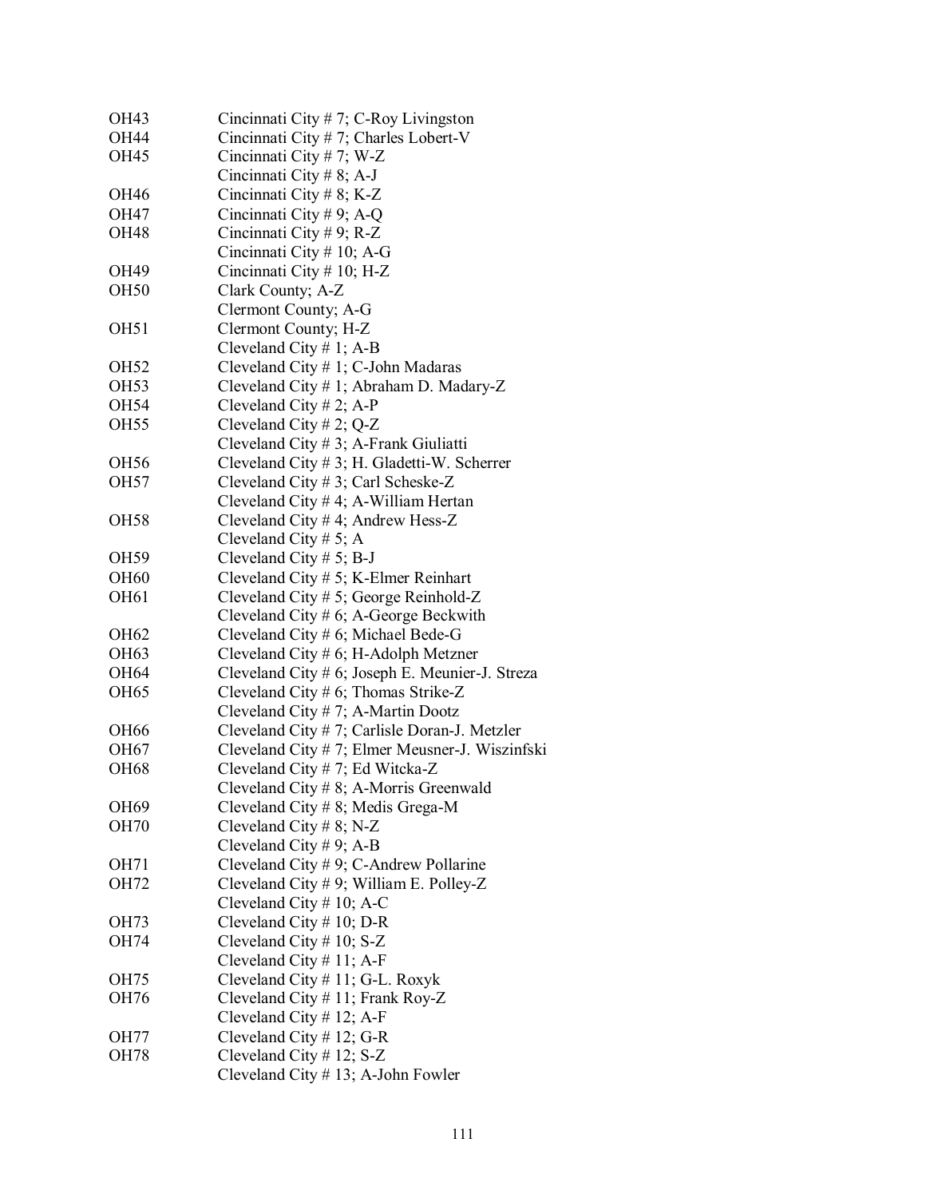| | |
|---|---|
| OH43 | Cincinnati City # 7; C-Roy Livingston |
| OH44 | Cincinnati City # 7; Charles Lobert-V |
| OH45 | Cincinnati City # 7; W-Z |
| | Cincinnati City # 8; A-J |
| OH46 | Cincinnati City # 8; K-Z |
| OH47 | Cincinnati City # 9; A-Q |
| OH48 | Cincinnati City # 9; R-Z |
| | Cincinnati City # 10; A-G |
| OH49 | Cincinnati City # 10; H-Z |
| OH50 | Clark County; A-Z |
| | Clermont County; A-G |
| OH51 | Clermont County; H-Z |
| | Cleveland City # 1; A-B |
| OH52 | Cleveland City # 1; C-John Madaras |
| OH53 | Cleveland City # 1; Abraham D. Madary-Z |
| OH54 | Cleveland City # 2; A-P |
| OH55 | Cleveland City # 2; Q-Z |
| | Cleveland City # 3; A-Frank Giuliatti |
| OH56 | Cleveland City # 3; H. Gladetti-W. Scherrer |
| OH57 | Cleveland City # 3; Carl Scheske-Z |
| | Cleveland City # 4; A-William Hertan |
| OH58 | Cleveland City # 4; Andrew Hess-Z |
| | Cleveland City # 5; A |
| OH59 | Cleveland City # 5; B-J |
| OH60 | Cleveland City # 5; K-Elmer Reinhart |
| OH61 | Cleveland City # 5; George Reinhold-Z |
| | Cleveland City # 6; A-George Beckwith |
| OH62 | Cleveland City # 6; Michael Bede-G |
| OH63 | Cleveland City # 6; H-Adolph Metzner |
| OH64 | Cleveland City # 6; Joseph E. Meunier-J. Streza |
| OH65 | Cleveland City # 6; Thomas Strike-Z |
| | Cleveland City # 7; A-Martin Dootz |
| OH66 | Cleveland City # 7; Carlisle Doran-J. Metzler |
| OH67 | Cleveland City # 7; Elmer Meusner-J. Wiszinfski |
| OH68 | Cleveland City # 7; Ed Witcka-Z |
| | Cleveland City # 8; A-Morris Greenwald |
| OH69 | Cleveland City # 8; Medis Grega-M |
| OH70 | Cleveland City # 8; N-Z |
| | Cleveland City # 9; A-B |
| OH71 | Cleveland City # 9; C-Andrew Pollarine |
| OH72 | Cleveland City # 9; William E. Polley-Z |
| | Cleveland City # 10; A-C |
| OH73 | Cleveland City # 10; D-R |
| OH74 | Cleveland City # 10; S-Z |
| | Cleveland City # 11; A-F |
| OH75 | Cleveland City # 11; G-L. Roxyk |
| OH76 | Cleveland City # 11; Frank Roy-Z |
| | Cleveland City # 12; A-F |
| OH77 | Cleveland City # 12; G-R |
| OH78 | Cleveland City # 12; S-Z |
| | Cleveland City # 13; A-John Fowler |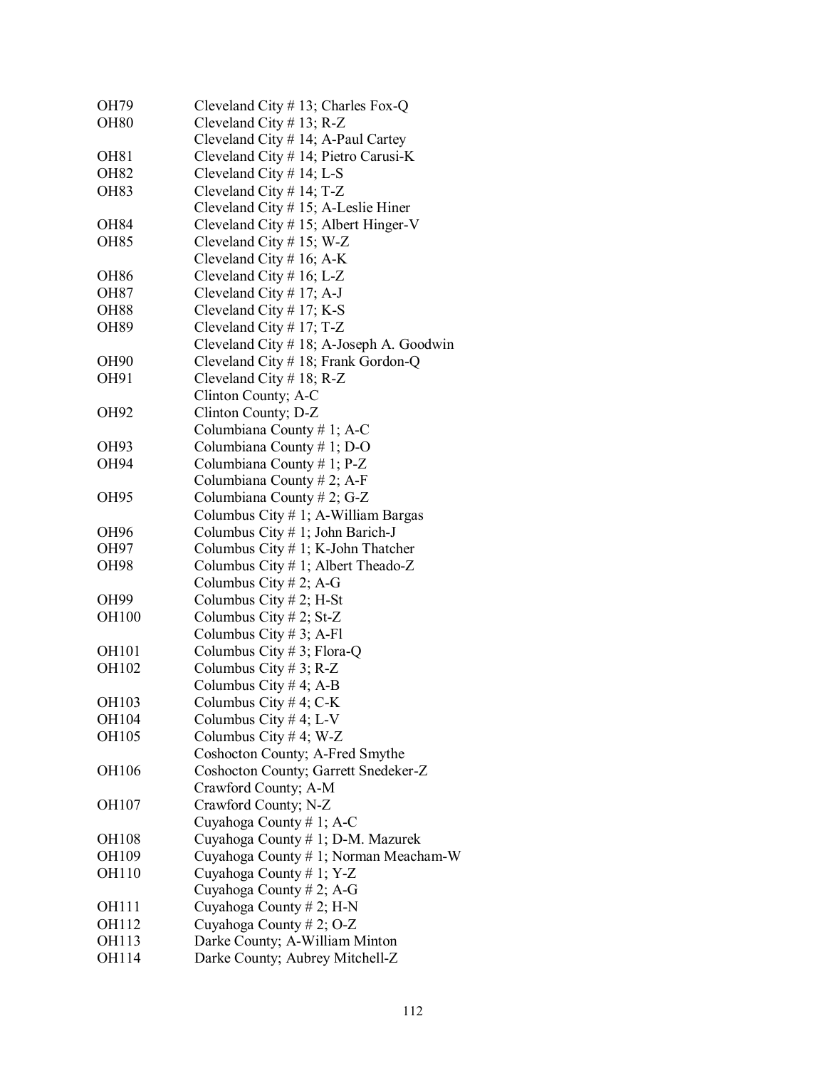| | |
|---|---|
| OH79 | Cleveland City # 13; Charles Fox-Q |
| OH80 | Cleveland City # 13; R-Z |
| | Cleveland City # 14; A-Paul Cartey |
| OH81 | Cleveland City # 14; Pietro Carusi-K |
| OH82 | Cleveland City # 14; L-S |
| OH83 | Cleveland City # 14; T-Z |
| | Cleveland City # 15; A-Leslie Hiner |
| OH84 | Cleveland City # 15; Albert Hinger-V |
| OH85 | Cleveland City # 15; W-Z |
| | Cleveland City # 16; A-K |
| OH86 | Cleveland City # 16; L-Z |
| OH87 | Cleveland City # 17; A-J |
| OH88 | Cleveland City # 17; K-S |
| OH89 | Cleveland City # 17; T-Z |
| | Cleveland City # 18; A-Joseph A. Goodwin |
| OH90 | Cleveland City # 18; Frank Gordon-Q |
| OH91 | Cleveland City # 18; R-Z |
| | Clinton County; A-C |
| OH92 | Clinton County; D-Z |
| | Columbiana County # 1; A-C |
| OH93 | Columbiana County # 1; D-O |
| OH94 | Columbiana County # 1; P-Z |
| | Columbiana County # 2; A-F |
| OH95 | Columbiana County # 2; G-Z |
| | Columbus City # 1; A-William Bargas |
| OH96 | Columbus City # 1; John Barich-J |
| OH97 | Columbus City # 1; K-John Thatcher |
| OH98 | Columbus City # 1; Albert Theado-Z |
| | Columbus City # 2; A-G |
| OH99 | Columbus City # 2; H-St |
| OH100 | Columbus City # 2; St-Z |
| | Columbus City # 3; A-Fl |
| OH101 | Columbus City # 3; Flora-Q |
| OH102 | Columbus City # 3; R-Z |
| | Columbus City # 4; A-B |
| OH103 | Columbus City # 4; C-K |
| OH104 | Columbus City # 4; L-V |
| OH105 | Columbus City # 4; W-Z |
| | Coshocton County; A-Fred Smythe |
| OH106 | Coshocton County; Garrett Snedeker-Z |
| | Crawford County; A-M |
| OH107 | Crawford County; N-Z |
| | Cuyahoga County # 1; A-C |
| OH108 | Cuyahoga County # 1; D-M. Mazurek |
| OH109 | Cuyahoga County # 1; Norman Meacham-W |
| OH110 | Cuyahoga County # 1; Y-Z |
| | Cuyahoga County # 2; A-G |
| OH111 | Cuyahoga County # 2; H-N |
| OH112 | Cuyahoga County # 2; O-Z |
| OH113 | Darke County; A-William Minton |
| OH114 | Darke County; Aubrey Mitchell-Z |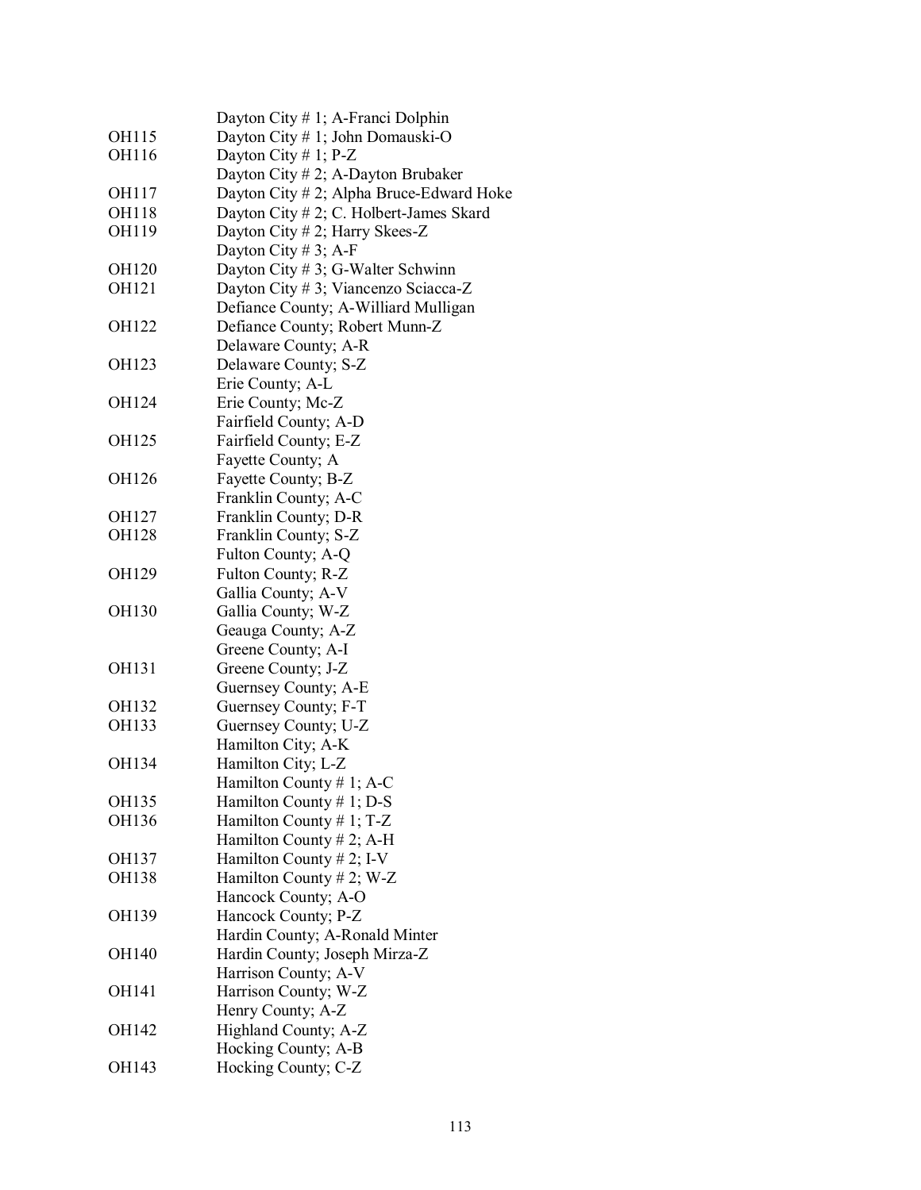| | |
|---|---|
| | Dayton City # 1; A-Franci Dolphin |
| OH115 | Dayton City # 1; John Domauski-O |
| OH116 | Dayton City # 1; P-Z |
| | Dayton City # 2; A-Dayton Brubaker |
| OH117 | Dayton City # 2; Alpha Bruce-Edward Hoke |
| OH118 | Dayton City # 2; C. Holbert-James Skard |
| OH119 | Dayton City # 2; Harry Skees-Z |
| | Dayton City # 3; A-F |
| OH120 | Dayton City # 3; G-Walter Schwinn |
| OH121 | Dayton City # 3; Viancenzo Sciacca-Z |
| | Defiance County; A-Williard Mulligan |
| OH122 | Defiance County; Robert Munn-Z |
| | Delaware County; A-R |
| OH123 | Delaware County; S-Z |
| | Erie County; A-L |
| OH124 | Erie County; Mc-Z |
| | Fairfield County; A-D |
| OH125 | Fairfield County; E-Z |
| | Fayette County; A |
| OH126 | Fayette County; B-Z |
| | Franklin County; A-C |
| OH127 | Franklin County; D-R |
| OH128 | Franklin County; S-Z |
| | Fulton County; A-Q |
| OH129 | Fulton County; R-Z |
| | Gallia County; A-V |
| OH130 | Gallia County; W-Z |
| | Geauga County; A-Z |
| | Greene County; A-I |
| OH131 | Greene County; J-Z |
| | Guernsey County; A-E |
| OH132 | Guernsey County; F-T |
| OH133 | Guernsey County; U-Z |
| | Hamilton City; A-K |
| OH134 | Hamilton City; L-Z |
| | Hamilton County # 1; A-C |
| OH135 | Hamilton County # 1; D-S |
| OH136 | Hamilton County # 1; T-Z |
| | Hamilton County # 2; A-H |
| OH137 | Hamilton County # 2; I-V |
| OH138 | Hamilton County # 2; W-Z |
| | Hancock County; A-O |
| OH139 | Hancock County; P-Z |
| | Hardin County; A-Ronald Minter |
| OH140 | Hardin County; Joseph Mirza-Z |
| | Harrison County; A-V |
| OH141 | Harrison County; W-Z |
| | Henry County; A-Z |
| OH142 | Highland County; A-Z |
| | Hocking County; A-B |
| OH143 | Hocking County; C-Z |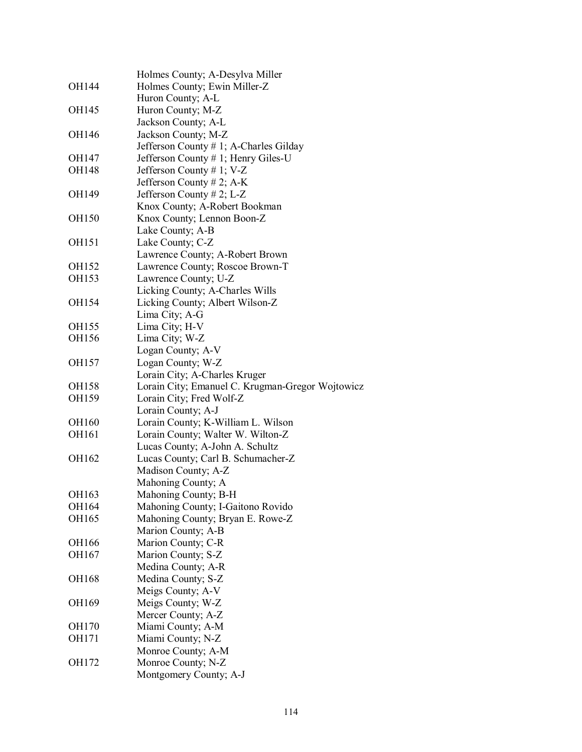| | |
|---|---|
| | Holmes County; A-Desylva Miller |
| OH144 | Holmes County; Ewin Miller-Z |
| | Huron County; A-L |
| OH145 | Huron County; M-Z |
| | Jackson County; A-L |
| OH146 | Jackson County; M-Z |
| | Jefferson County # 1; A-Charles Gilday |
| OH147 | Jefferson County # 1; Henry Giles-U |
| OH148 | Jefferson County # 1; V-Z |
| | Jefferson County # 2; A-K |
| OH149 | Jefferson County # 2; L-Z |
| | Knox County; A-Robert Bookman |
| OH150 | Knox County; Lennon Boon-Z |
| | Lake County; A-B |
| OH151 | Lake County; C-Z |
| | Lawrence County; A-Robert Brown |
| OH152 | Lawrence County; Roscoe Brown-T |
| OH153 | Lawrence County; U-Z |
| | Licking County; A-Charles Wills |
| OH154 | Licking County; Albert Wilson-Z |
| | Lima City; A-G |
| OH155 | Lima City; H-V |
| OH156 | Lima City; W-Z |
| | Logan County; A-V |
| OH157 | Logan County; W-Z |
| | Lorain City; A-Charles Kruger |
| OH158 | Lorain City; Emanuel C. Krugman-Gregor Wojtowicz |
| OH159 | Lorain City; Fred Wolf-Z |
| | Lorain County; A-J |
| OH160 | Lorain County; K-William L. Wilson |
| OH161 | Lorain County; Walter W. Wilton-Z |
| | Lucas County; A-John A. Schultz |
| OH162 | Lucas County; Carl B. Schumacher-Z |
| | Madison County; A-Z |
| | Mahoning County; A |
| OH163 | Mahoning County; B-H |
| OH164 | Mahoning County; I-Gaitono Rovido |
| OH165 | Mahoning County; Bryan E. Rowe-Z |
| | Marion County; A-B |
| OH166 | Marion County; C-R |
| OH167 | Marion County; S-Z |
| | Medina County; A-R |
| OH168 | Medina County; S-Z |
| | Meigs County; A-V |
| OH169 | Meigs County; W-Z |
| | Mercer County; A-Z |
| OH170 | Miami County; A-M |
| OH171 | Miami County; N-Z |
| | Monroe County; A-M |
| OH172 | Monroe County; N-Z |
| | Montgomery County; A-J |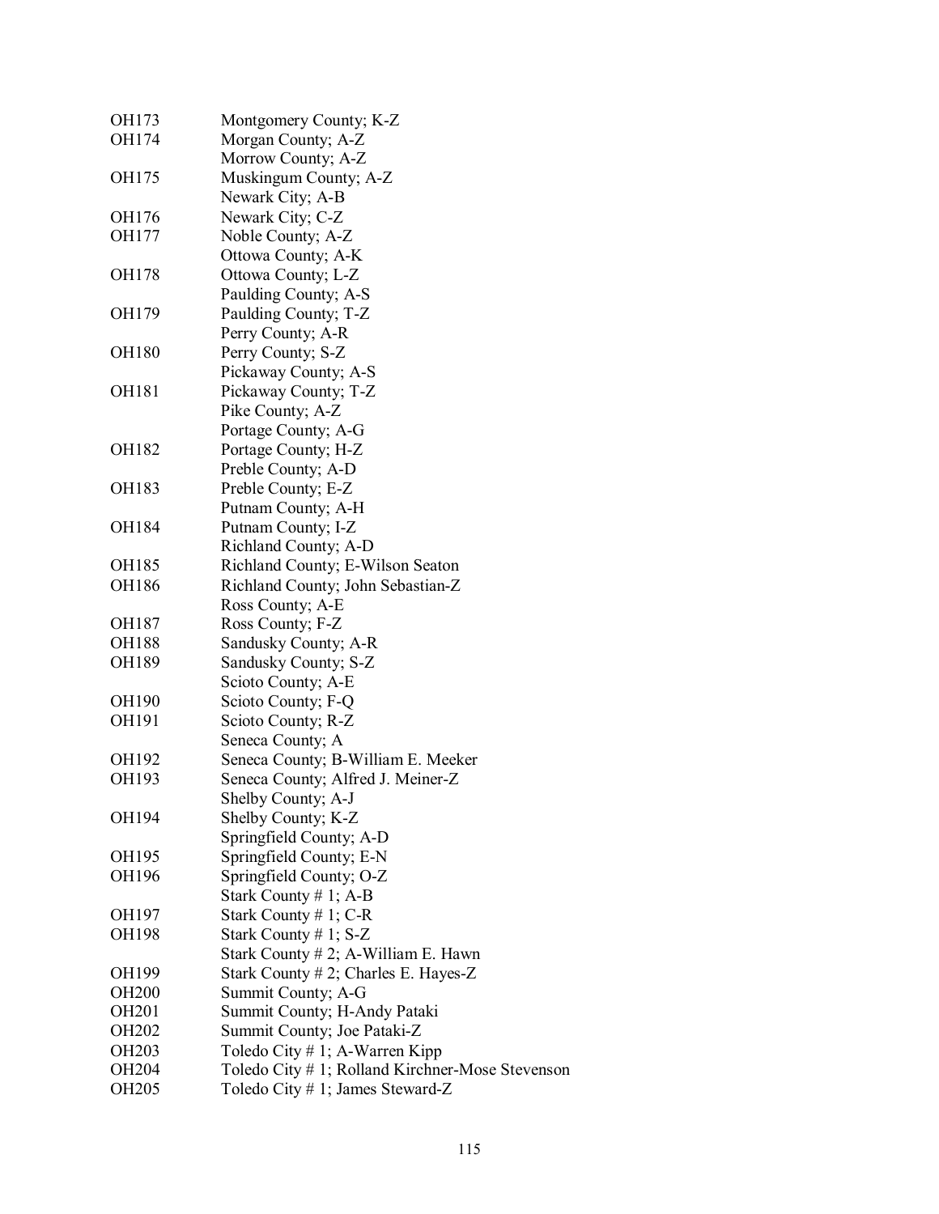| | |
|---|---|
| OH173 | Montgomery County; K-Z |
| OH174 | Morgan County; A-Z |
| | Morrow County; A-Z |
| OH175 | Muskingum County; A-Z |
| | Newark City; A-B |
| OH176 | Newark City; C-Z |
| OH177 | Noble County; A-Z |
| | Ottowa County; A-K |
| OH178 | Ottowa County; L-Z |
| | Paulding County; A-S |
| OH179 | Paulding County; T-Z |
| | Perry County; A-R |
| OH180 | Perry County; S-Z |
| | Pickaway County; A-S |
| OH181 | Pickaway County; T-Z |
| | Pike County; A-Z |
| | Portage County; A-G |
| OH182 | Portage County; H-Z |
| | Preble County; A-D |
| OH183 | Preble County; E-Z |
| | Putnam County; A-H |
| OH184 | Putnam County; I-Z |
| | Richland County; A-D |
| OH185 | Richland County; E-Wilson Seaton |
| OH186 | Richland County; John Sebastian-Z |
| | Ross County; A-E |
| OH187 | Ross County; F-Z |
| OH188 | Sandusky County; A-R |
| OH189 | Sandusky County; S-Z |
| | Scioto County; A-E |
| OH190 | Scioto County; F-Q |
| OH191 | Scioto County; R-Z |
| | Seneca County; A |
| OH192 | Seneca County; B-William E. Meeker |
| OH193 | Seneca County; Alfred J. Meiner-Z |
| | Shelby County; A-J |
| OH194 | Shelby County; K-Z |
| | Springfield County; A-D |
| OH195 | Springfield County; E-N |
| OH196 | Springfield County; O-Z |
| | Stark County # 1; A-B |
| OH197 | Stark County # 1; C-R |
| OH198 | Stark County # 1; S-Z |
| | Stark County # 2; A-William E. Hawn |
| OH199 | Stark County # 2; Charles E. Hayes-Z |
| OH200 | Summit County; A-G |
| OH201 | Summit County; H-Andy Pataki |
| OH202 | Summit County; Joe Pataki-Z |
| OH203 | Toledo City # 1; A-Warren Kipp |
| OH204 | Toledo City # 1; Rolland Kirchner-Mose Stevenson |
| OH205 | Toledo City # 1; James Steward-Z |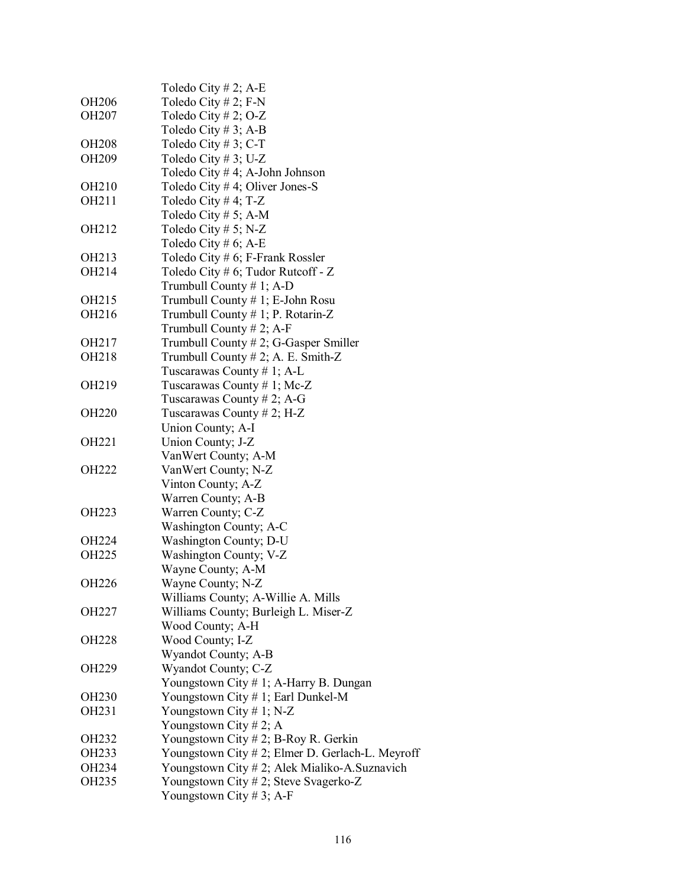| | |
|---|---|
| | Toledo City # 2; A-E |
| OH206 | Toledo City # 2; F-N |
| OH207 | Toledo City # 2; O-Z |
| | Toledo City # 3; A-B |
| OH208 | Toledo City # 3; C-T |
| OH209 | Toledo City # 3; U-Z |
| | Toledo City # 4; A-John Johnson |
| OH210 | Toledo City # 4; Oliver Jones-S |
| OH211 | Toledo City # 4; T-Z |
| | Toledo City # 5; A-M |
| OH212 | Toledo City # 5; N-Z |
| | Toledo City # 6; A-E |
| OH213 | Toledo City # 6; F-Frank Rossler |
| OH214 | Toledo City # 6; Tudor Rutcoff - Z |
| | Trumbull County # 1; A-D |
| OH215 | Trumbull County # 1; E-John Rosu |
| OH216 | Trumbull County # 1; P. Rotarin-Z |
| | Trumbull County # 2; A-F |
| OH217 | Trumbull County # 2; G-Gasper Smiller |
| OH218 | Trumbull County # 2; A. E. Smith-Z |
| | Tuscarawas County # 1; A-L |
| OH219 | Tuscarawas County # 1; Mc-Z |
| | Tuscarawas County # 2; A-G |
| OH220 | Tuscarawas County # 2; H-Z |
| | Union County; A-I |
| OH221 | Union County; J-Z |
| | VanWert County; A-M |
| OH222 | VanWert County; N-Z |
| | Vinton County; A-Z |
| | Warren County; A-B |
| OH223 | Warren County; C-Z |
| | Washington County; A-C |
| OH224 | Washington County; D-U |
| OH225 | Washington County; V-Z |
| | Wayne County; A-M |
| OH226 | Wayne County; N-Z |
| | Williams County; A-Willie A. Mills |
| OH227 | Williams County; Burleigh L. Miser-Z |
| | Wood County; A-H |
| OH228 | Wood County; I-Z |
| | Wyandot County; A-B |
| OH229 | Wyandot County; C-Z |
| | Youngstown City # 1; A-Harry B. Dungan |
| OH230 | Youngstown City # 1; Earl Dunkel-M |
| OH231 | Youngstown City # 1; N-Z |
| | Youngstown City # 2; A |
| OH232 | Youngstown City # 2; B-Roy R. Gerkin |
| OH233 | Youngstown City # 2; Elmer D. Gerlach-L. Meyroff |
| OH234 | Youngstown City # 2; Alek Mialiko-A.Suznavich |
| OH235 | Youngstown City # 2; Steve Svagerko-Z |
| | Youngstown City # 3; A-F |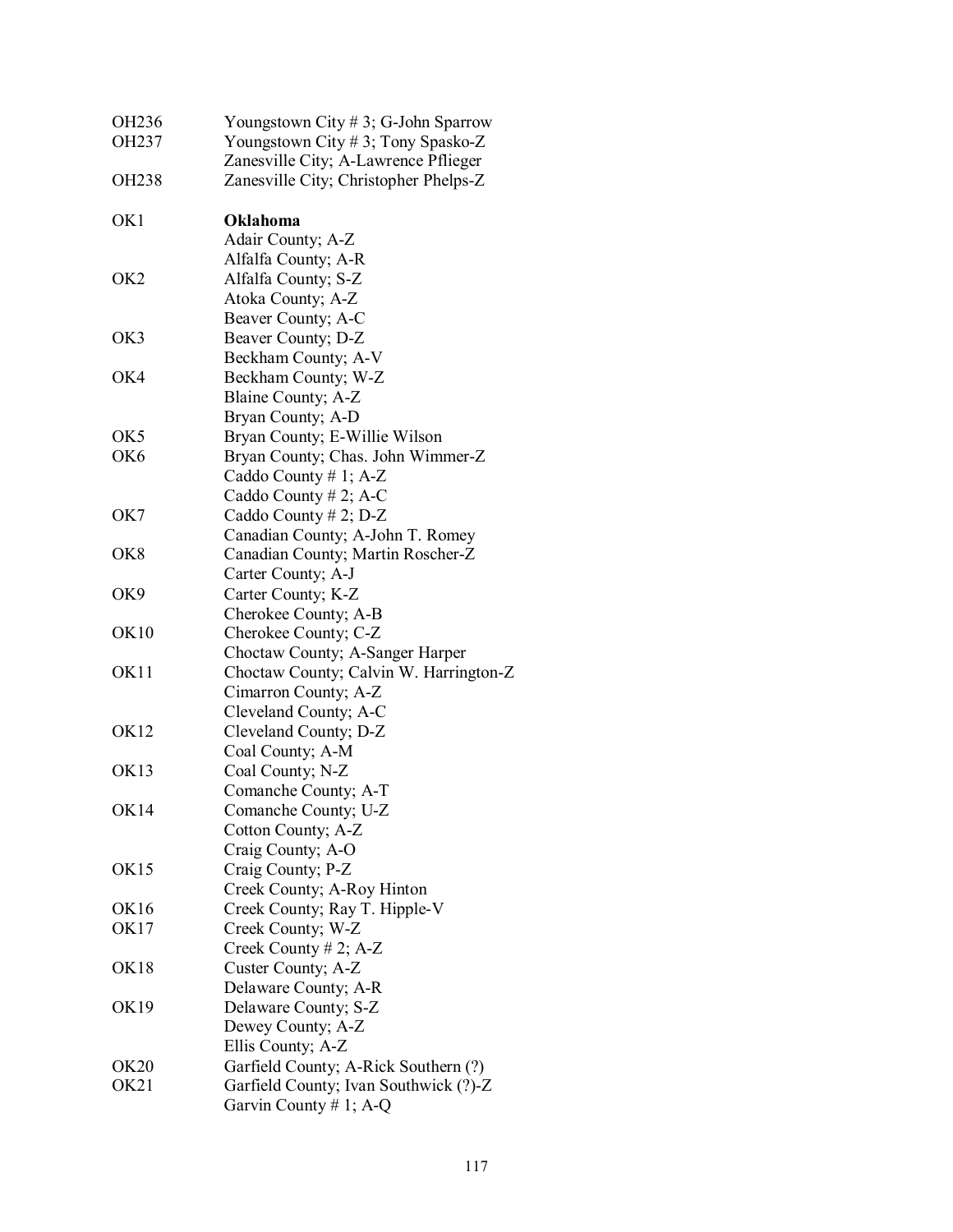| | |
|---|---|
| OH236 | Youngstown City # 3; G-John Sparrow |
| OH237 | Youngstown City # 3; Tony Spasko-Z |
| | Zanesville City; A-Lawrence Pflieger |
| OH238 | Zanesville City; Christopher Phelps-Z |
| | |
| OK1 | **Oklahoma** |
| | Adair County; A-Z |
| | Alfalfa County; A-R |
| OK2 | Alfalfa County; S-Z |
| | Atoka County; A-Z |
| | Beaver County; A-C |
| OK3 | Beaver County; D-Z |
| | Beckham County; A-V |
| OK4 | Beckham County; W-Z |
| | Blaine County; A-Z |
| | Bryan County; A-D |
| OK5 | Bryan County; E-Willie Wilson |
| OK6 | Bryan County; Chas. John Wimmer-Z |
| | Caddo County # 1; A-Z |
| | Caddo County # 2; A-C |
| OK7 | Caddo County # 2; D-Z |
| | Canadian County; A-John T. Romey |
| OK8 | Canadian County; Martin Roscher-Z |
| | Carter County; A-J |
| OK9 | Carter County; K-Z |
| | Cherokee County; A-B |
| OK10 | Cherokee County; C-Z |
| | Choctaw County; A-Sanger Harper |
| OK11 | Choctaw County; Calvin W. Harrington-Z |
| | Cimarron County; A-Z |
| | Cleveland County; A-C |
| OK12 | Cleveland County; D-Z |
| | Coal County; A-M |
| OK13 | Coal County; N-Z |
| | Comanche County; A-T |
| OK14 | Comanche County; U-Z |
| | Cotton County; A-Z |
| | Craig County; A-O |
| OK15 | Craig County; P-Z |
| | Creek County; A-Roy Hinton |
| OK16 | Creek County; Ray T. Hipple-V |
| OK17 | Creek County; W-Z |
| | Creek County # 2; A-Z |
| OK18 | Custer County; A-Z |
| | Delaware County; A-R |
| OK19 | Delaware County; S-Z |
| | Dewey County; A-Z |
| | Ellis County; A-Z |
| OK20 | Garfield County; A-Rick Southern (?) |
| OK21 | Garfield County; Ivan Southwick (?)-Z |
| | Garvin County # 1; A-Q |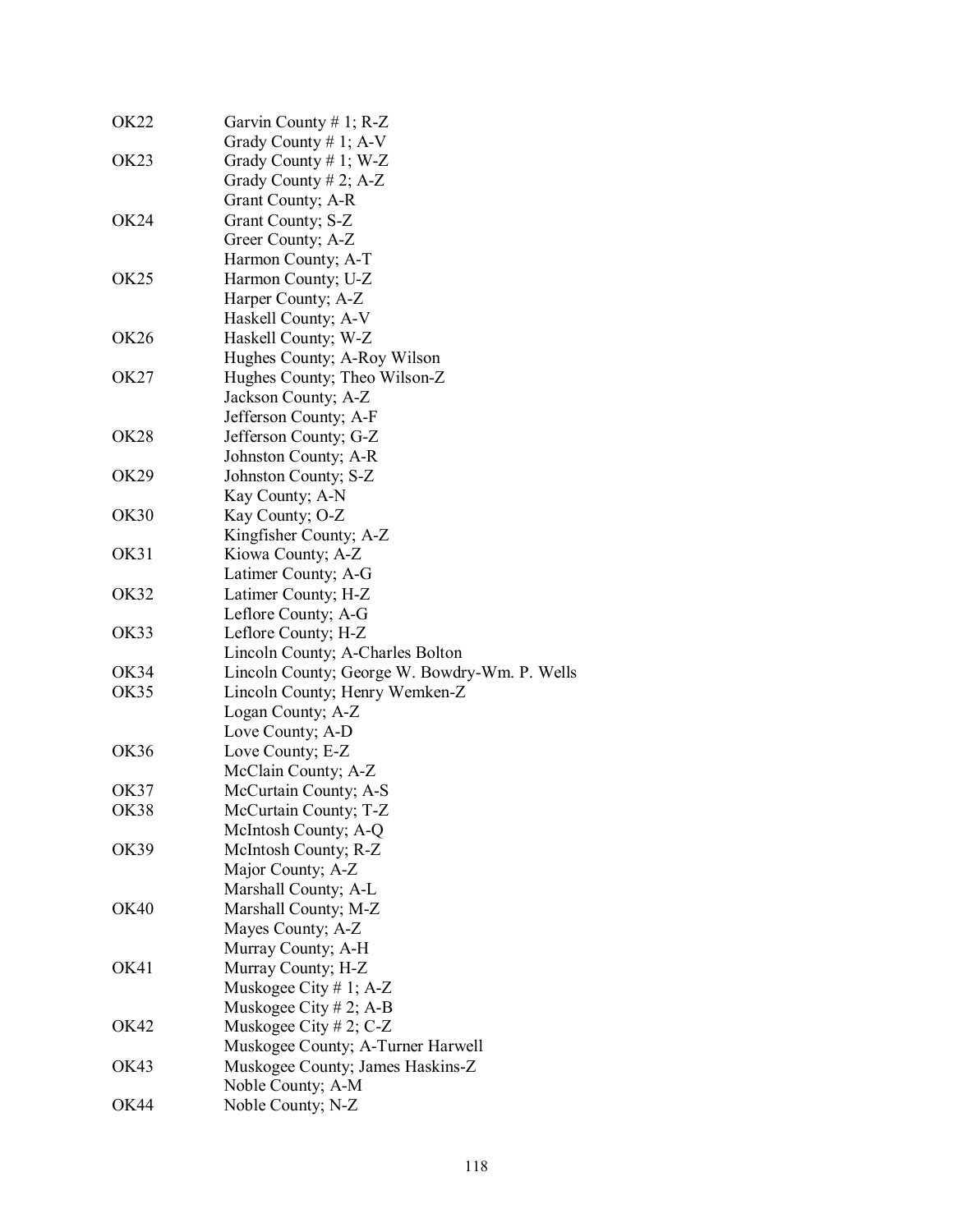| | |
|---|---|
| OK22 | Garvin County # 1; R-Z |
| | Grady County # 1; A-V |
| OK23 | Grady County # 1; W-Z |
| | Grady County # 2; A-Z |
| | Grant County; A-R |
| OK24 | Grant County; S-Z |
| | Greer County; A-Z |
| | Harmon County; A-T |
| OK25 | Harmon County; U-Z |
| | Harper County; A-Z |
| | Haskell County; A-V |
| OK26 | Haskell County; W-Z |
| | Hughes County; A-Roy Wilson |
| OK27 | Hughes County; Theo Wilson-Z |
| | Jackson County; A-Z |
| | Jefferson County; A-F |
| OK28 | Jefferson County; G-Z |
| | Johnston County; A-R |
| OK29 | Johnston County; S-Z |
| | Kay County; A-N |
| OK30 | Kay County; O-Z |
| | Kingfisher County; A-Z |
| OK31 | Kiowa County; A-Z |
| | Latimer County; A-G |
| OK32 | Latimer County; H-Z |
| | Leflore County; A-G |
| OK33 | Leflore County; H-Z |
| | Lincoln County; A-Charles Bolton |
| OK34 | Lincoln County; George W. Bowdry-Wm. P. Wells |
| OK35 | Lincoln County; Henry Wemken-Z |
| | Logan County; A-Z |
| | Love County; A-D |
| OK36 | Love County; E-Z |
| | McClain County; A-Z |
| OK37 | McCurtain County; A-S |
| OK38 | McCurtain County; T-Z |
| | McIntosh County; A-Q |
| OK39 | McIntosh County; R-Z |
| | Major County; A-Z |
| | Marshall County; A-L |
| OK40 | Marshall County; M-Z |
| | Mayes County; A-Z |
| | Murray County; A-H |
| OK41 | Murray County; H-Z |
| | Muskogee City # 1; A-Z |
| | Muskogee City # 2; A-B |
| OK42 | Muskogee City # 2; C-Z |
| | Muskogee County; A-Turner Harwell |
| OK43 | Muskogee County; James Haskins-Z |
| | Noble County; A-M |
| OK44 | Noble County; N-Z |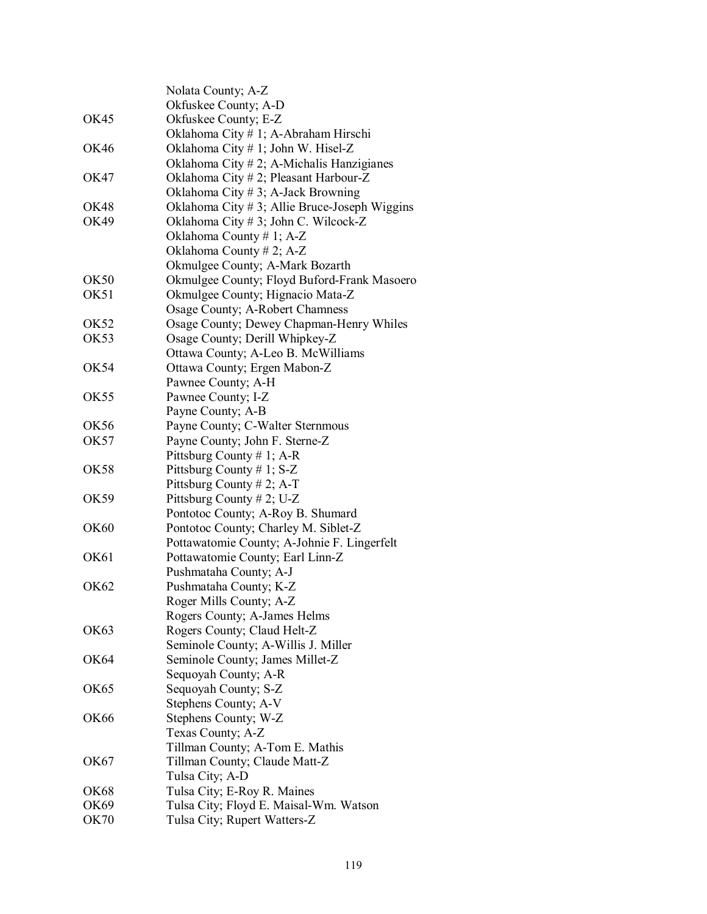| | |
|---|---|
| | Nolata County; A-Z |
| | Okfuskee County; A-D |
| OK45 | Okfuskee County; E-Z |
| | Oklahoma City # 1; A-Abraham Hirschi |
| OK46 | Oklahoma City # 1; John W. Hisel-Z |
| | Oklahoma City # 2; A-Michalis Hanzigianes |
| OK47 | Oklahoma City # 2; Pleasant Harbour-Z |
| | Oklahoma City # 3; A-Jack Browning |
| OK48 | Oklahoma City # 3; Allie Bruce-Joseph Wiggins |
| OK49 | Oklahoma City # 3; John C. Wilcock-Z |
| | Oklahoma County # 1; A-Z |
| | Oklahoma County # 2; A-Z |
| | Okmulgee County; A-Mark Bozarth |
| OK50 | Okmulgee County; Floyd Buford-Frank Masoero |
| OK51 | Okmulgee County; Hignacio Mata-Z |
| | Osage County; A-Robert Chamness |
| OK52 | Osage County; Dewey Chapman-Henry Whiles |
| OK53 | Osage County; Derill Whipkey-Z |
| | Ottawa County; A-Leo B. McWilliams |
| OK54 | Ottawa County; Ergen Mabon-Z |
| | Pawnee County; A-H |
| OK55 | Pawnee County; I-Z |
| | Payne County; A-B |
| OK56 | Payne County; C-Walter Sternmous |
| OK57 | Payne County; John F. Sterne-Z |
| | Pittsburg County # 1; A-R |
| OK58 | Pittsburg County # 1; S-Z |
| | Pittsburg County # 2; A-T |
| OK59 | Pittsburg County # 2; U-Z |
| | Pontotoc County; A-Roy B. Shumard |
| OK60 | Pontotoc County; Charley M. Siblet-Z |
| | Pottawatomie County; A-Johnie F. Lingerfelt |
| OK61 | Pottawatomie County; Earl Linn-Z |
| | Pushmataha County; A-J |
| OK62 | Pushmataha County; K-Z |
| | Roger Mills County; A-Z |
| | Rogers County; A-James Helms |
| OK63 | Rogers County; Claud Helt-Z |
| | Seminole County; A-Willis J. Miller |
| OK64 | Seminole County; James Millet-Z |
| | Sequoyah County; A-R |
| OK65 | Sequoyah County; S-Z |
| | Stephens County; A-V |
| OK66 | Stephens County; W-Z |
| | Texas County; A-Z |
| | Tillman County; A-Tom E. Mathis |
| OK67 | Tillman County; Claude Matt-Z |
| | Tulsa City; A-D |
| OK68 | Tulsa City; E-Roy R. Maines |
| OK69 | Tulsa City; Floyd E. Maisal-Wm. Watson |
| OK70 | Tulsa City; Rupert Watters-Z |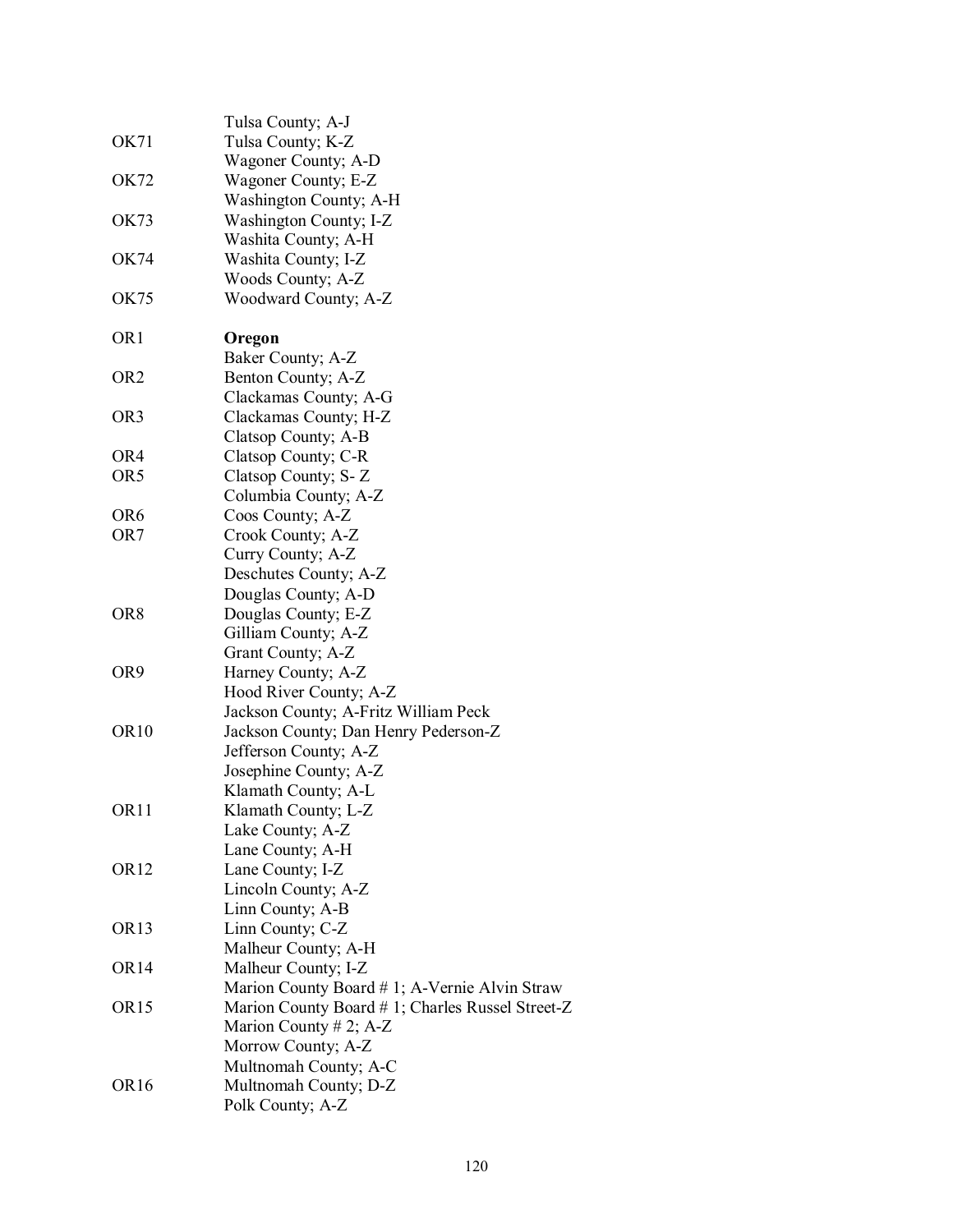| | |
|---|---|
| | Tulsa County; A-J |
| OK71 | Tulsa County; K-Z |
| | Wagoner County; A-D |
| OK72 | Wagoner County; E-Z |
| | Washington County; A-H |
| OK73 | Washington County; I-Z |
| | Washita County; A-H |
| OK74 | Washita County; I-Z |
| | Woods County; A-Z |
| OK75 | Woodward County; A-Z |
| | |
| OR1 | **Oregon** |
| | Baker County; A-Z |
| OR2 | Benton County; A-Z |
| | Clackamas County; A-G |
| OR3 | Clackamas County; H-Z |
| | Clatsop County; A-B |
| OR4 | Clatsop County; C-R |
| OR5 | Clatsop County; S- Z |
| | Columbia County; A-Z |
| OR6 | Coos County; A-Z |
| OR7 | Crook County; A-Z |
| | Curry County; A-Z |
| | Deschutes County; A-Z |
| | Douglas County; A-D |
| OR8 | Douglas County; E-Z |
| | Gilliam County; A-Z |
| | Grant County; A-Z |
| OR9 | Harney County; A-Z |
| | Hood River County; A-Z |
| | Jackson County; A-Fritz William Peck |
| OR10 | Jackson County; Dan Henry Pederson-Z |
| | Jefferson County; A-Z |
| | Josephine County; A-Z |
| | Klamath County; A-L |
| OR11 | Klamath County; L-Z |
| | Lake County; A-Z |
| | Lane County; A-H |
| OR12 | Lane County; I-Z |
| | Lincoln County; A-Z |
| | Linn County; A-B |
| OR13 | Linn County; C-Z |
| | Malheur County; A-H |
| OR14 | Malheur County; I-Z |
| | Marion County Board # 1; A-Vernie Alvin Straw |
| OR15 | Marion County Board # 1; Charles Russel Street-Z |
| | Marion County # 2; A-Z |
| | Morrow County; A-Z |
| | Multnomah County; A-C |
| OR16 | Multnomah County; D-Z |
| | Polk County; A-Z |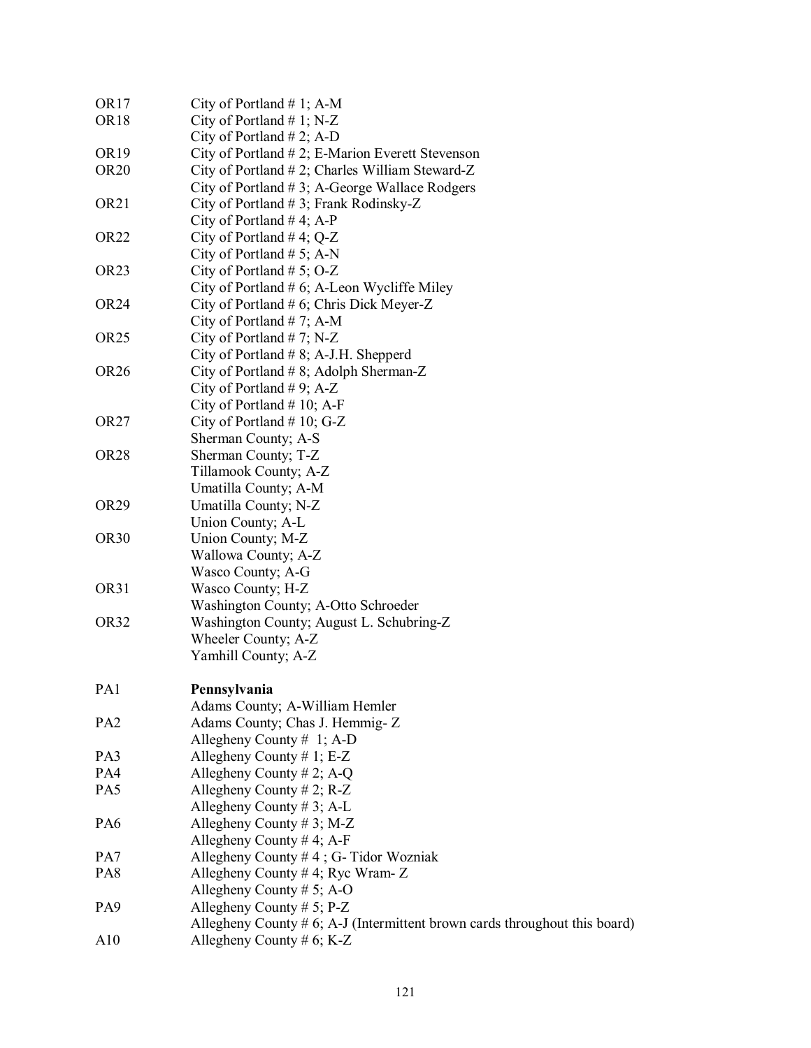| | |
|---|---|
| OR17 | City of Portland # 1; A-M |
| OR18 | City of Portland # 1; N-Z |
| | City of Portland # 2; A-D |
| OR19 | City of Portland # 2; E-Marion Everett Stevenson |
| OR20 | City of Portland # 2; Charles William Steward-Z |
| | City of Portland # 3; A-George Wallace Rodgers |
| OR21 | City of Portland # 3; Frank Rodinsky-Z |
| | City of Portland # 4; A-P |
| OR22 | City of Portland # 4; Q-Z |
| | City of Portland # 5; A-N |
| OR23 | City of Portland # 5; O-Z |
| | City of Portland # 6; A-Leon Wycliffe Miley |
| OR24 | City of Portland # 6; Chris Dick Meyer-Z |
| | City of Portland # 7; A-M |
| OR25 | City of Portland # 7; N-Z |
| | City of Portland # 8; A-J.H. Shepperd |
| OR26 | City of Portland # 8; Adolph Sherman-Z |
| | City of Portland # 9; A-Z |
| | City of Portland # 10; A-F |
| OR27 | City of Portland # 10; G-Z |
| | Sherman County; A-S |
| OR28 | Sherman County; T-Z |
| | Tillamook County; A-Z |
| | Umatilla County; A-M |
| OR29 | Umatilla County; N-Z |
| | Union County; A-L |
| OR30 | Union County; M-Z |
| | Wallowa County; A-Z |
| | Wasco County; A-G |
| OR31 | Wasco County; H-Z |
| | Washington County; A-Otto Schroeder |
| OR32 | Washington County; August L. Schubring-Z |
| | Wheeler County; A-Z |
| | Yamhill County; A-Z |
| | |
| PA1 | **Pennsylvania** |
| | Adams County; A-William Hemler |
| PA2 | Adams County; Chas J. Hemmig- Z |
| | Allegheny County # 1; A-D |
| PA3 | Allegheny County # 1; E-Z |
| PA4 | Allegheny County # 2; A-Q |
| PA5 | Allegheny County # 2; R-Z |
| | Allegheny County # 3; A-L |
| PA6 | Allegheny County # 3; M-Z |
| | Allegheny County # 4; A-F |
| PA7 | Allegheny County # 4 ; G- Tidor Wozniak |
| PA8 | Allegheny County # 4; Ryc Wram- Z |
| | Allegheny County # 5; A-O |
| PA9 | Allegheny County # 5; P-Z |
| | Allegheny County # 6; A-J (Intermittent brown cards throughout this board) |
| A10 | Allegheny County # 6; K-Z |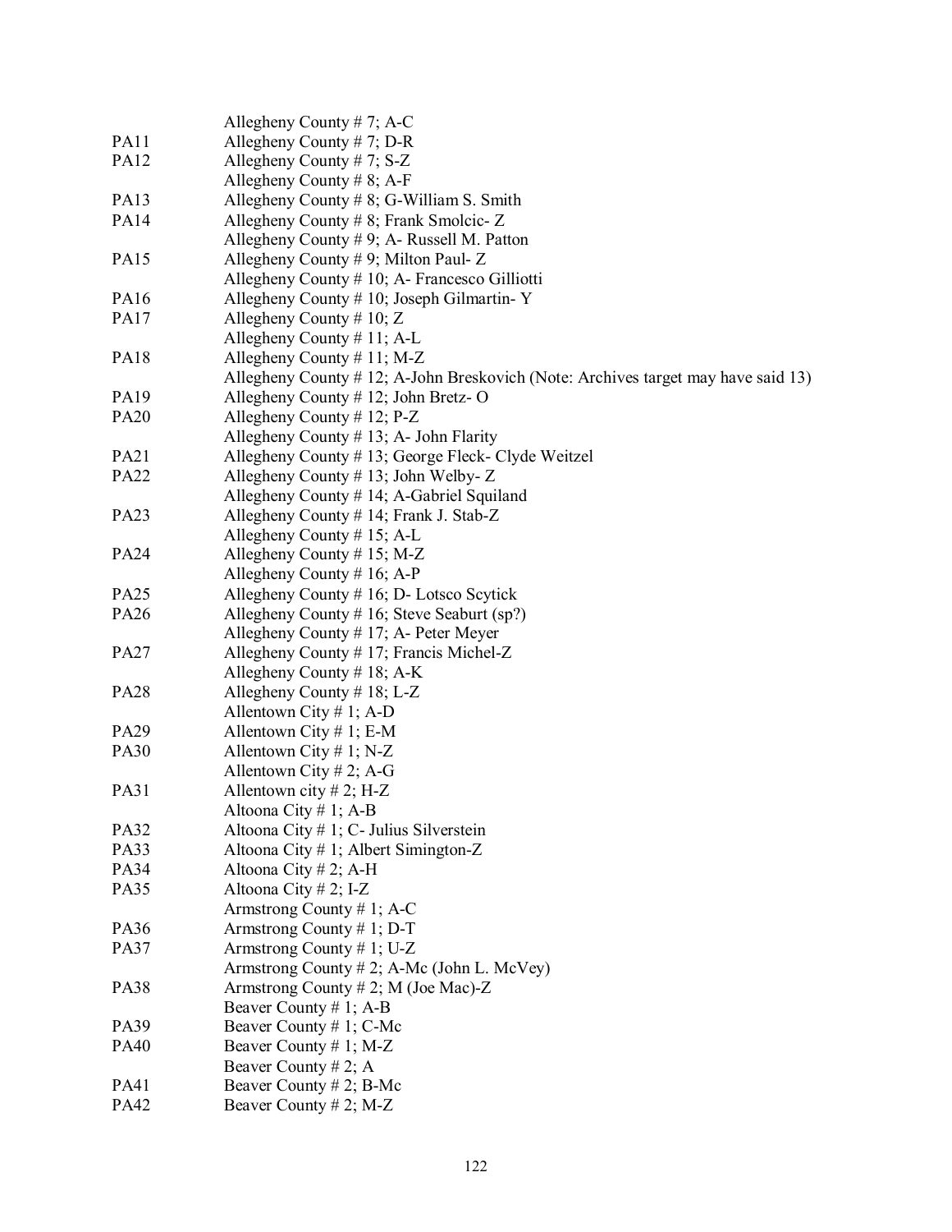| | |
|---|---|
| | Allegheny County # 7; A-C |
| PA11 | Allegheny County # 7; D-R |
| PA12 | Allegheny County # 7; S-Z |
| | Allegheny County # 8; A-F |
| PA13 | Allegheny County # 8; G-William S. Smith |
| PA14 | Allegheny County # 8; Frank Smolcic- Z |
| | Allegheny County # 9; A- Russell M. Patton |
| PA15 | Allegheny County # 9; Milton Paul- Z |
| | Allegheny County # 10; A- Francesco Gilliotti |
| PA16 | Allegheny County # 10; Joseph Gilmartin- Y |
| PA17 | Allegheny County # 10; Z |
| | Allegheny County # 11; A-L |
| PA18 | Allegheny County # 11; M-Z |
| | Allegheny County # 12; A-John Breskovich (Note: Archives target may have said 13) |
| PA19 | Allegheny County # 12; John Bretz- O |
| PA20 | Allegheny County # 12; P-Z |
| | Allegheny County # 13; A- John Flarity |
| PA21 | Allegheny County # 13; George Fleck- Clyde Weitzel |
| PA22 | Allegheny County # 13; John Welby- Z |
| | Allegheny County # 14; A-Gabriel Squiland |
| PA23 | Allegheny County # 14; Frank J. Stab-Z |
| | Allegheny County # 15; A-L |
| PA24 | Allegheny County # 15; M-Z |
| | Allegheny County # 16; A-P |
| PA25 | Allegheny County # 16; D- Lotsco Scytick |
| PA26 | Allegheny County # 16; Steve Seaburt (sp?) |
| | Allegheny County # 17; A- Peter Meyer |
| PA27 | Allegheny County # 17; Francis Michel-Z |
| | Allegheny County # 18; A-K |
| PA28 | Allegheny County # 18; L-Z |
| | Allentown City # 1; A-D |
| PA29 | Allentown City # 1; E-M |
| PA30 | Allentown City # 1; N-Z |
| | Allentown City # 2; A-G |
| PA31 | Allentown city # 2; H-Z |
| | Altoona City # 1; A-B |
| PA32 | Altoona City # 1; C- Julius Silverstein |
| PA33 | Altoona City # 1; Albert Simington-Z |
| PA34 | Altoona City # 2; A-H |
| PA35 | Altoona City # 2; I-Z |
| | Armstrong County # 1; A-C |
| PA36 | Armstrong County # 1; D-T |
| PA37 | Armstrong County # 1; U-Z |
| | Armstrong County # 2; A-Mc (John L. McVey) |
| PA38 | Armstrong County # 2; M (Joe Mac)-Z |
| | Beaver County # 1; A-B |
| PA39 | Beaver County # 1; C-Mc |
| PA40 | Beaver County # 1; M-Z |
| | Beaver County # 2; A |
| PA41 | Beaver County # 2; B-Mc |
| PA42 | Beaver County # 2; M-Z |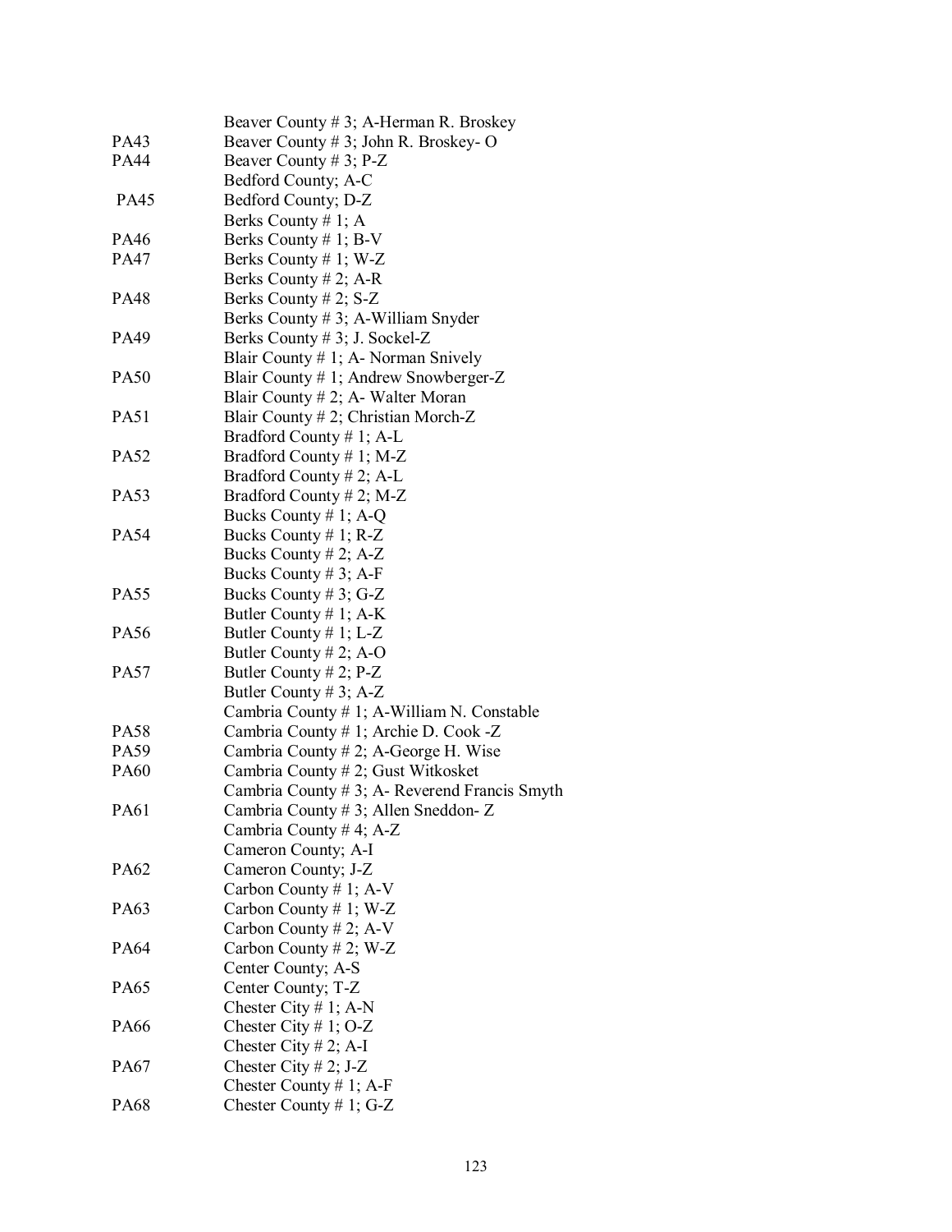| | |
|---|---|
| | Beaver County # 3; A-Herman R. Broskey |
| PA43 | Beaver County # 3; John R. Broskey- O |
| PA44 | Beaver County # 3; P-Z |
| | Bedford County; A-C |
| PA45 | Bedford County; D-Z |
| | Berks County # 1; A |
| PA46 | Berks County # 1; B-V |
| PA47 | Berks County # 1; W-Z |
| | Berks County # 2; A-R |
| PA48 | Berks County # 2; S-Z |
| | Berks County # 3; A-William Snyder |
| PA49 | Berks County # 3; J. Sockel-Z |
| | Blair County # 1; A- Norman Snively |
| PA50 | Blair County # 1; Andrew Snowberger-Z |
| | Blair County # 2; A- Walter Moran |
| PA51 | Blair County # 2; Christian Morch-Z |
| | Bradford County # 1; A-L |
| PA52 | Bradford County # 1; M-Z |
| | Bradford County # 2; A-L |
| PA53 | Bradford County # 2; M-Z |
| | Bucks County # 1; A-Q |
| PA54 | Bucks County # 1; R-Z |
| | Bucks County # 2; A-Z |
| | Bucks County # 3; A-F |
| PA55 | Bucks County # 3; G-Z |
| | Butler County # 1; A-K |
| PA56 | Butler County # 1; L-Z |
| | Butler County # 2; A-O |
| PA57 | Butler County # 2; P-Z |
| | Butler County # 3; A-Z |
| | Cambria County # 1; A-William N. Constable |
| PA58 | Cambria County # 1; Archie D. Cook -Z |
| PA59 | Cambria County # 2; A-George H. Wise |
| PA60 | Cambria County # 2; Gust Witkosket |
| | Cambria County # 3; A- Reverend Francis Smyth |
| PA61 | Cambria County # 3; Allen Sneddon- Z |
| | Cambria County # 4; A-Z |
| | Cameron County; A-I |
| PA62 | Cameron County; J-Z |
| | Carbon County # 1; A-V |
| PA63 | Carbon County # 1; W-Z |
| | Carbon County # 2; A-V |
| PA64 | Carbon County # 2; W-Z |
| | Center County; A-S |
| PA65 | Center County; T-Z |
| | Chester City # 1; A-N |
| PA66 | Chester City # 1; O-Z |
| | Chester City # 2; A-I |
| PA67 | Chester City # 2; J-Z |
| | Chester County # 1; A-F |
| PA68 | Chester County # 1; G-Z |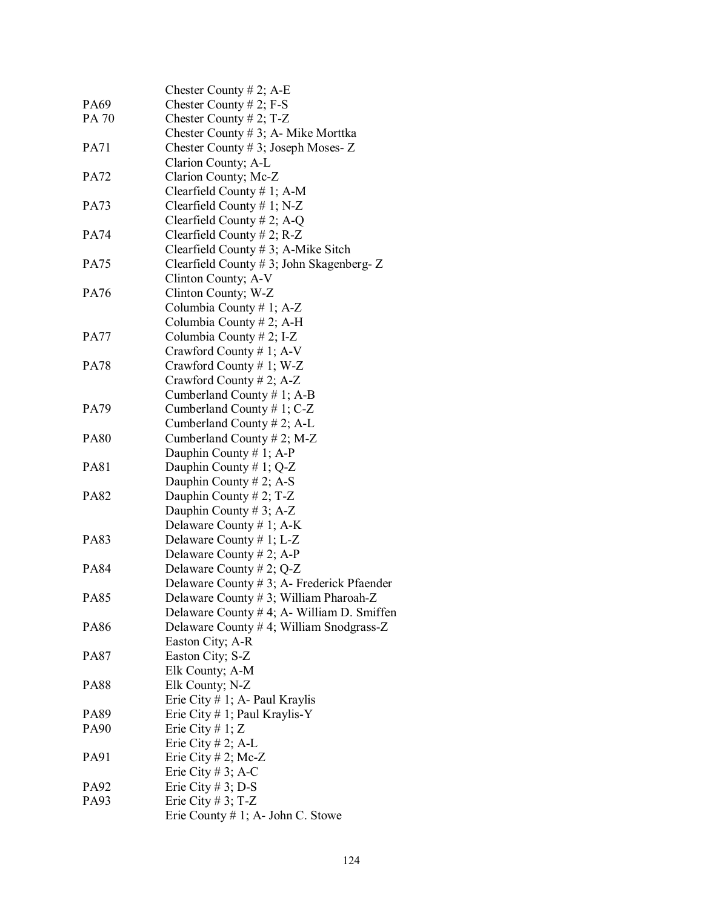| | |
|---|---|
| | Chester County # 2; A-E |
| PA69 | Chester County # 2; F-S |
| PA 70 | Chester County # 2; T-Z |
| | Chester County # 3; A- Mike Morttka |
| PA71 | Chester County # 3; Joseph Moses- Z |
| | Clarion County; A-L |
| PA72 | Clarion County; Mc-Z |
| | Clearfield County # 1; A-M |
| PA73 | Clearfield County # 1; N-Z |
| | Clearfield County # 2; A-Q |
| PA74 | Clearfield County # 2; R-Z |
| | Clearfield County # 3; A-Mike Sitch |
| PA75 | Clearfield County # 3; John Skagenberg- Z |
| | Clinton County; A-V |
| PA76 | Clinton County; W-Z |
| | Columbia County # 1; A-Z |
| | Columbia County # 2; A-H |
| PA77 | Columbia County # 2; I-Z |
| | Crawford County # 1; A-V |
| PA78 | Crawford County # 1; W-Z |
| | Crawford County # 2; A-Z |
| | Cumberland County # 1; A-B |
| PA79 | Cumberland County # 1; C-Z |
| | Cumberland County # 2; A-L |
| PA80 | Cumberland County # 2; M-Z |
| | Dauphin County # 1; A-P |
| PA81 | Dauphin County # 1; Q-Z |
| | Dauphin County # 2; A-S |
| PA82 | Dauphin County # 2; T-Z |
| | Dauphin County # 3; A-Z |
| | Delaware County # 1; A-K |
| PA83 | Delaware County # 1; L-Z |
| | Delaware County # 2; A-P |
| PA84 | Delaware County # 2; Q-Z |
| | Delaware County # 3; A- Frederick Pfaender |
| PA85 | Delaware County # 3; William Pharoah-Z |
| | Delaware County # 4; A- William D. Smiffen |
| PA86 | Delaware County # 4; William Snodgrass-Z |
| | Easton City; A-R |
| PA87 | Easton City; S-Z |
| | Elk County; A-M |
| PA88 | Elk County; N-Z |
| | Erie City # 1; A- Paul Kraylis |
| PA89 | Erie City # 1; Paul Kraylis-Y |
| PA90 | Erie City # 1; Z |
| | Erie City # 2; A-L |
| PA91 | Erie City # 2; Mc-Z |
| | Erie City # 3; A-C |
| PA92 | Erie City # 3; D-S |
| PA93 | Erie City # 3; T-Z |
| | Erie County # 1; A- John C. Stowe |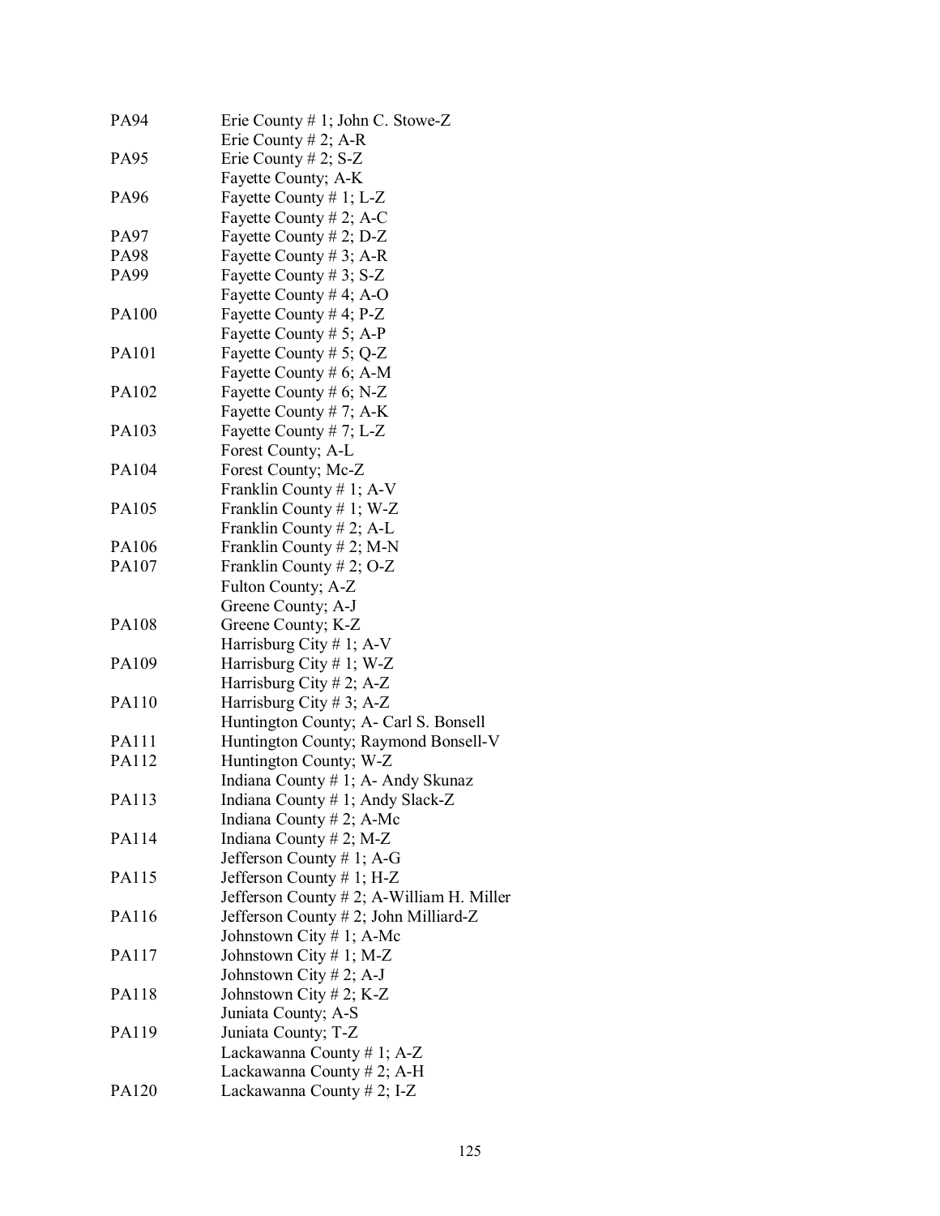| | |
|---|---|
| PA94 | Erie County # 1; John C. Stowe-Z |
| | Erie County # 2; A-R |
| PA95 | Erie County # 2; S-Z |
| | Fayette County; A-K |
| PA96 | Fayette County # 1; L-Z |
| | Fayette County # 2; A-C |
| PA97 | Fayette County # 2; D-Z |
| PA98 | Fayette County # 3; A-R |
| PA99 | Fayette County # 3; S-Z |
| | Fayette County # 4; A-O |
| PA100 | Fayette County # 4; P-Z |
| | Fayette County # 5; A-P |
| PA101 | Fayette County # 5; Q-Z |
| | Fayette County # 6; A-M |
| PA102 | Fayette County # 6; N-Z |
| | Fayette County # 7; A-K |
| PA103 | Fayette County # 7; L-Z |
| | Forest County; A-L |
| PA104 | Forest County; Mc-Z |
| | Franklin County # 1; A-V |
| PA105 | Franklin County # 1; W-Z |
| | Franklin County # 2; A-L |
| PA106 | Franklin County # 2; M-N |
| PA107 | Franklin County # 2; O-Z |
| | Fulton County; A-Z |
| | Greene County; A-J |
| PA108 | Greene County; K-Z |
| | Harrisburg City # 1; A-V |
| PA109 | Harrisburg City # 1; W-Z |
| | Harrisburg City # 2; A-Z |
| PA110 | Harrisburg City # 3; A-Z |
| | Huntington County; A- Carl S. Bonsell |
| PA111 | Huntington County; Raymond Bonsell-V |
| PA112 | Huntington County; W-Z |
| | Indiana County # 1; A- Andy Skunaz |
| PA113 | Indiana County # 1; Andy Slack-Z |
| | Indiana County # 2; A-Mc |
| PA114 | Indiana County # 2; M-Z |
| | Jefferson County # 1; A-G |
| PA115 | Jefferson County # 1; H-Z |
| | Jefferson County # 2; A-William H. Miller |
| PA116 | Jefferson County # 2; John Milliard-Z |
| | Johnstown City # 1; A-Mc |
| PA117 | Johnstown City # 1; M-Z |
| | Johnstown City # 2; A-J |
| PA118 | Johnstown City # 2; K-Z |
| | Juniata County; A-S |
| PA119 | Juniata County; T-Z |
| | Lackawanna County # 1; A-Z |
| | Lackawanna County # 2; A-H |
| PA120 | Lackawanna County # 2; I-Z |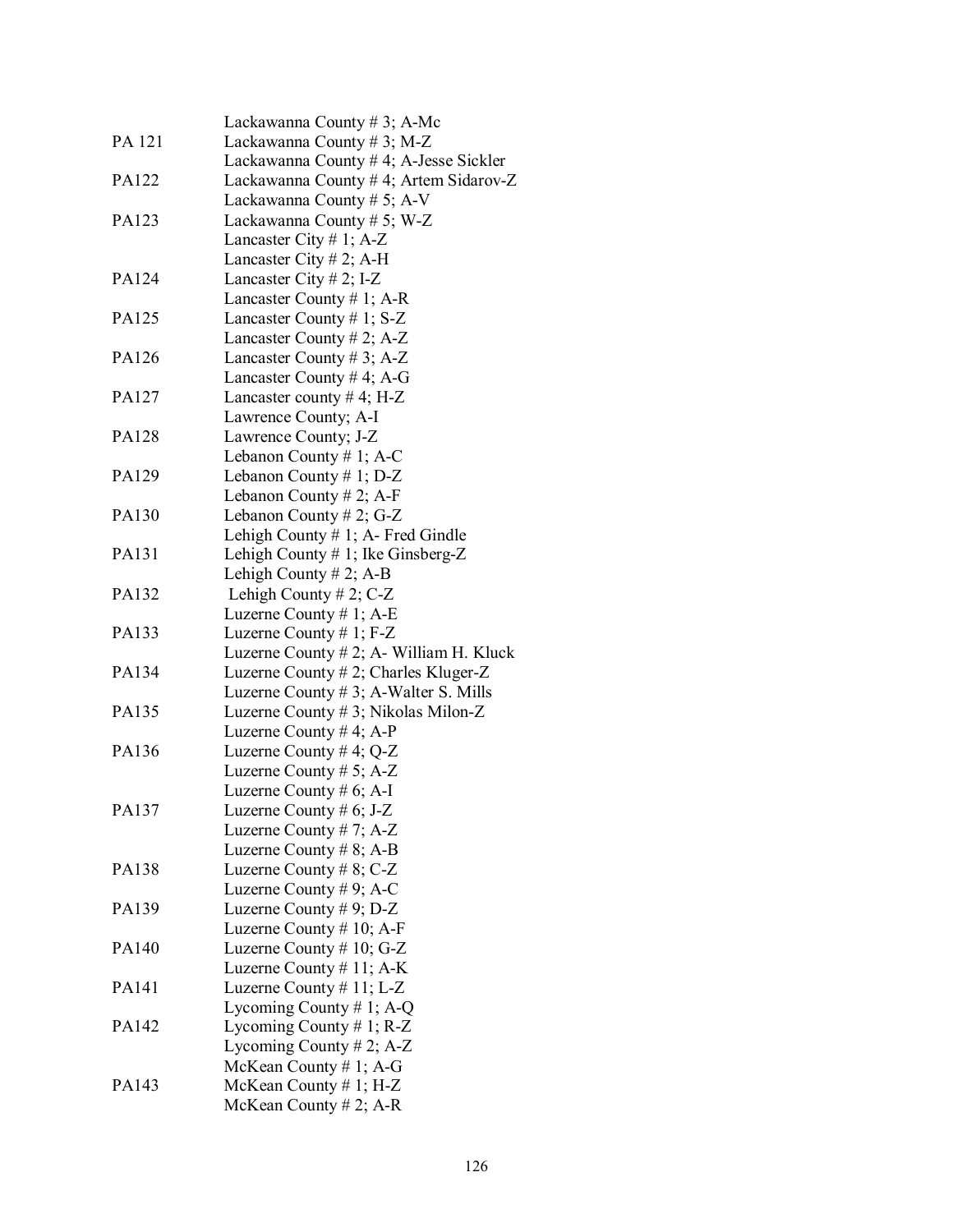| | |
|---|---|
| | Lackawanna County # 3; A-Mc |
| PA 121 | Lackawanna County # 3; M-Z |
| | Lackawanna County # 4; A-Jesse Sickler |
| PA122 | Lackawanna County # 4; Artem Sidarov-Z |
| | Lackawanna County # 5; A-V |
| PA123 | Lackawanna County # 5; W-Z |
| | Lancaster City # 1; A-Z |
| | Lancaster City # 2; A-H |
| PA124 | Lancaster City # 2; I-Z |
| | Lancaster County # 1; A-R |
| PA125 | Lancaster County # 1; S-Z |
| | Lancaster County # 2; A-Z |
| PA126 | Lancaster County # 3; A-Z |
| | Lancaster County # 4; A-G |
| PA127 | Lancaster county # 4; H-Z |
| | Lawrence County; A-I |
| PA128 | Lawrence County; J-Z |
| | Lebanon County # 1; A-C |
| PA129 | Lebanon County # 1; D-Z |
| | Lebanon County # 2; A-F |
| PA130 | Lebanon County # 2; G-Z |
| | Lehigh County # 1; A- Fred Gindle |
| PA131 | Lehigh County # 1; Ike Ginsberg-Z |
| | Lehigh County # 2; A-B |
| PA132 | Lehigh County # 2; C-Z |
| | Luzerne County # 1; A-E |
| PA133 | Luzerne County # 1; F-Z |
| | Luzerne County # 2; A- William H. Kluck |
| PA134 | Luzerne County # 2; Charles Kluger-Z |
| | Luzerne County # 3; A-Walter S. Mills |
| PA135 | Luzerne County # 3; Nikolas Milon-Z |
| | Luzerne County # 4; A-P |
| PA136 | Luzerne County # 4; Q-Z |
| | Luzerne County # 5; A-Z |
| | Luzerne County # 6; A-I |
| PA137 | Luzerne County # 6; J-Z |
| | Luzerne County # 7; A-Z |
| | Luzerne County # 8; A-B |
| PA138 | Luzerne County # 8; C-Z |
| | Luzerne County # 9; A-C |
| PA139 | Luzerne County # 9; D-Z |
| | Luzerne County # 10; A-F |
| PA140 | Luzerne County # 10; G-Z |
| | Luzerne County # 11; A-K |
| PA141 | Luzerne County # 11; L-Z |
| | Lycoming County # 1; A-Q |
| PA142 | Lycoming County # 1; R-Z |
| | Lycoming County # 2; A-Z |
| | McKean County # 1; A-G |
| PA143 | McKean County # 1; H-Z |
| | McKean County # 2; A-R |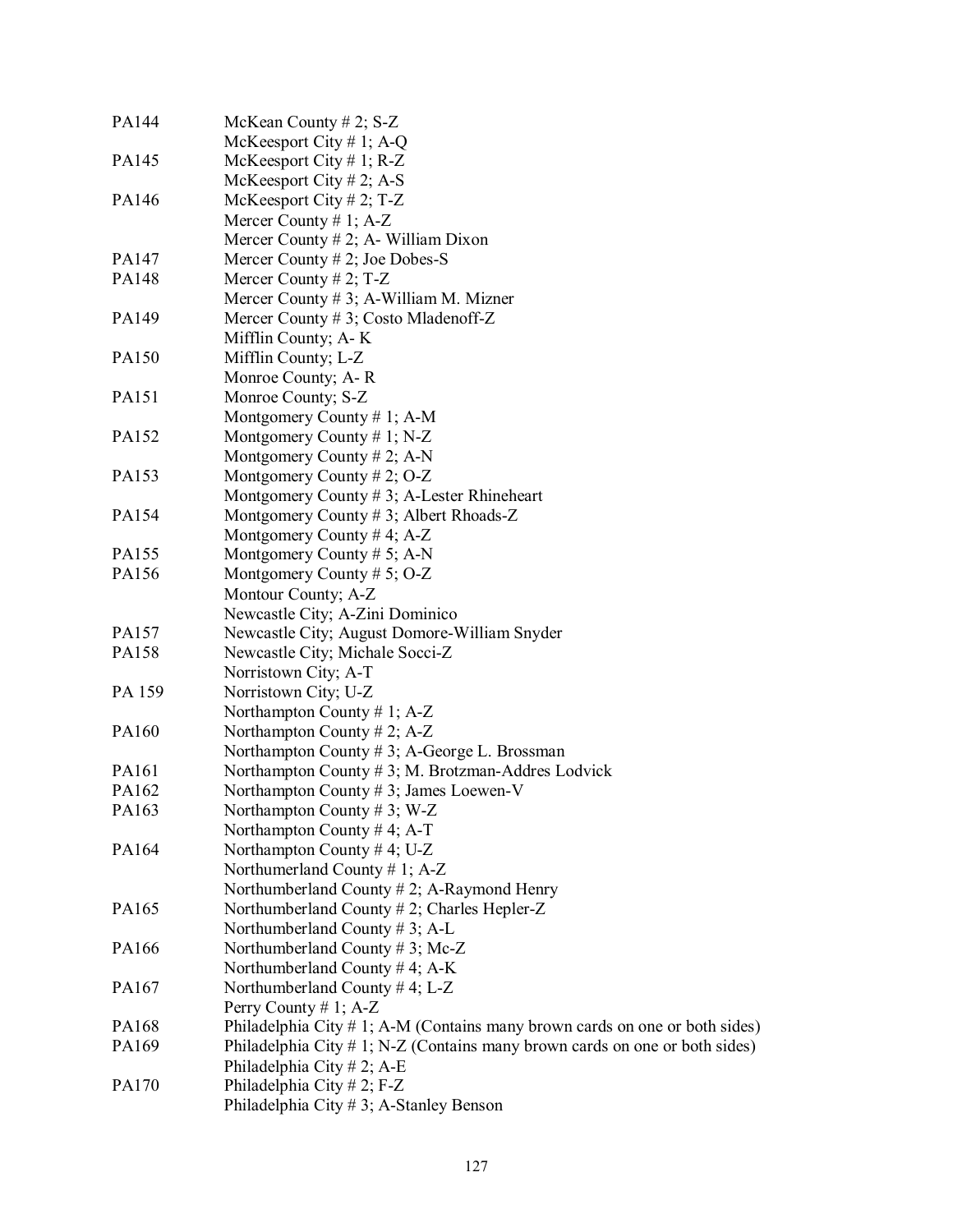| | |
|---|---|
| PA144 | McKean County # 2; S-Z |
| | McKeesport City # 1; A-Q |
| PA145 | McKeesport City # 1; R-Z |
| | McKeesport City # 2; A-S |
| PA146 | McKeesport City # 2; T-Z |
| | Mercer County # 1; A-Z |
| | Mercer County # 2; A- William Dixon |
| PA147 | Mercer County # 2; Joe Dobes-S |
| PA148 | Mercer County # 2; T-Z |
| | Mercer County # 3; A-William M. Mizner |
| PA149 | Mercer County # 3; Costo Mladenoff-Z |
| | Mifflin County; A- K |
| PA150 | Mifflin County; L-Z |
| | Monroe County; A- R |
| PA151 | Monroe County; S-Z |
| | Montgomery County # 1; A-M |
| PA152 | Montgomery County # 1; N-Z |
| | Montgomery County # 2; A-N |
| PA153 | Montgomery County # 2; O-Z |
| | Montgomery County # 3; A-Lester Rhineheart |
| PA154 | Montgomery County # 3; Albert Rhoads-Z |
| | Montgomery County # 4; A-Z |
| PA155 | Montgomery County # 5; A-N |
| PA156 | Montgomery County # 5; O-Z |
| | Montour County; A-Z |
| | Newcastle City; A-Zini Dominico |
| PA157 | Newcastle City; August Domore-William Snyder |
| PA158 | Newcastle City; Michale Socci-Z |
| | Norristown City; A-T |
| PA 159 | Norristown City; U-Z |
| | Northampton County # 1; A-Z |
| PA160 | Northampton County # 2; A-Z |
| | Northampton County # 3; A-George L. Brossman |
| PA161 | Northampton County # 3; M. Brotzman-Addres Lodvick |
| PA162 | Northampton County # 3; James Loewen-V |
| PA163 | Northampton County # 3; W-Z |
| | Northampton County # 4; A-T |
| PA164 | Northampton County # 4; U-Z |
| | Northumerland County # 1; A-Z |
| | Northumberland County # 2; A-Raymond Henry |
| PA165 | Northumberland County # 2; Charles Hepler-Z |
| | Northumberland County # 3; A-L |
| PA166 | Northumberland County # 3; Mc-Z |
| | Northumberland County # 4; A-K |
| PA167 | Northumberland County # 4; L-Z |
| | Perry County # 1; A-Z |
| PA168 | Philadelphia City # 1; A-M (Contains many brown cards on one or both sides) |
| PA169 | Philadelphia City # 1; N-Z (Contains many brown cards on one or both sides) |
| | Philadelphia City # 2; A-E |
| PA170 | Philadelphia City # 2; F-Z |
| | Philadelphia City # 3; A-Stanley Benson |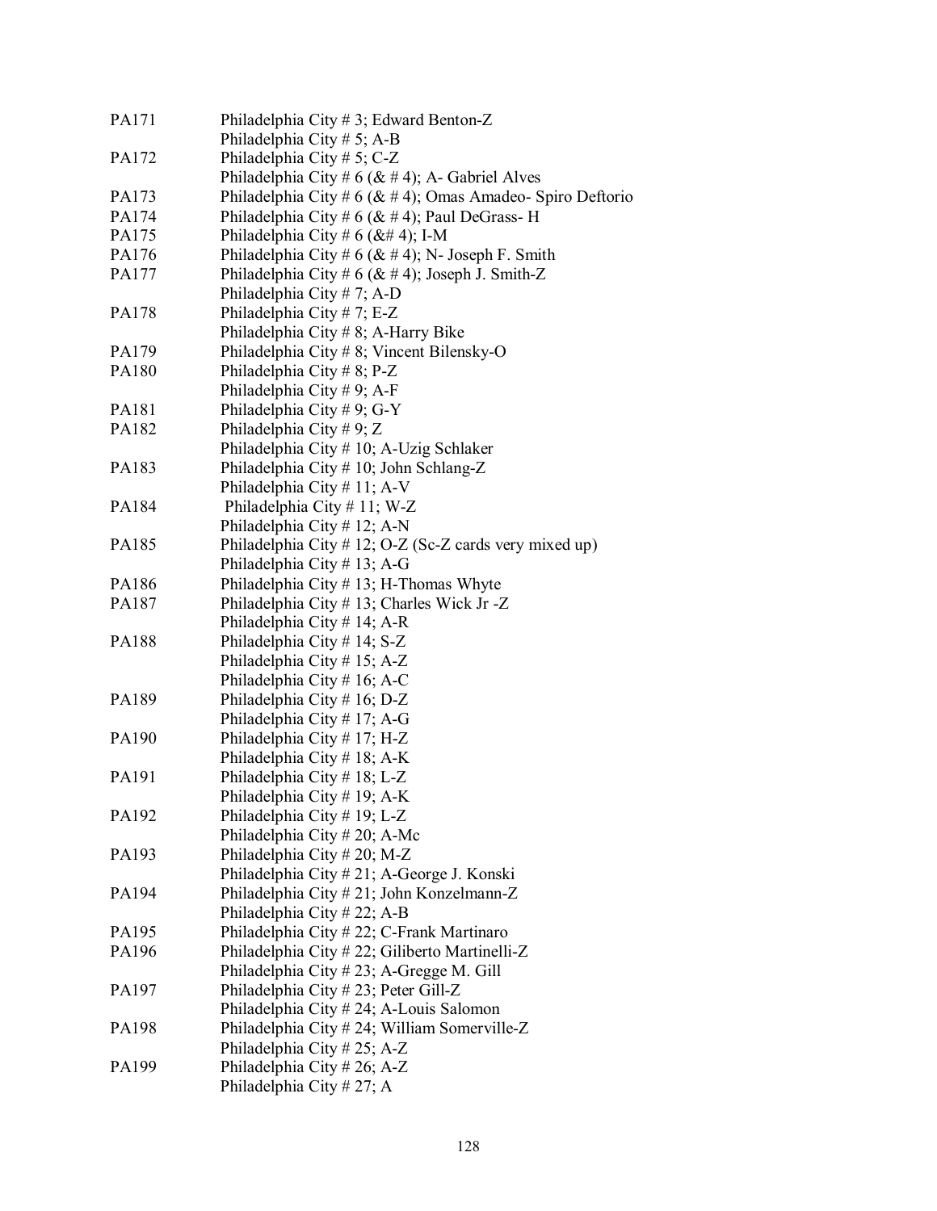| | |
|---|---|
| PA171 | Philadelphia City # 3; Edward Benton-Z |
| | Philadelphia City # 5; A-B |
| PA172 | Philadelphia City # 5; C-Z |
| | Philadelphia City # 6 (& # 4); A- Gabriel Alves |
| PA173 | Philadelphia City # 6 (& # 4); Omas Amadeo- Spiro Deftorio |
| PA174 | Philadelphia City # 6 (& # 4); Paul DeGrass- H |
| PA175 | Philadelphia City # 6 (&# 4); I-M |
| PA176 | Philadelphia City # 6 (& # 4); N- Joseph F. Smith |
| PA177 | Philadelphia City # 6 (& # 4); Joseph J. Smith-Z |
| | Philadelphia City # 7; A-D |
| PA178 | Philadelphia City # 7; E-Z |
| | Philadelphia City # 8; A-Harry Bike |
| PA179 | Philadelphia City # 8; Vincent Bilensky-O |
| PA180 | Philadelphia City # 8; P-Z |
| | Philadelphia City # 9; A-F |
| PA181 | Philadelphia City # 9; G-Y |
| PA182 | Philadelphia City # 9; Z |
| | Philadelphia City # 10; A-Uzig Schlaker |
| PA183 | Philadelphia City # 10; John Schlang-Z |
| | Philadelphia City # 11; A-V |
| PA184 | Philadelphia City # 11; W-Z |
| | Philadelphia City # 12; A-N |
| PA185 | Philadelphia City # 12; O-Z (Sc-Z cards very mixed up) |
| | Philadelphia City # 13; A-G |
| PA186 | Philadelphia City # 13; H-Thomas Whyte |
| PA187 | Philadelphia City # 13; Charles Wick Jr -Z |
| | Philadelphia City # 14; A-R |
| PA188 | Philadelphia City # 14; S-Z |
| | Philadelphia City # 15; A-Z |
| | Philadelphia City # 16; A-C |
| PA189 | Philadelphia City # 16; D-Z |
| | Philadelphia City # 17; A-G |
| PA190 | Philadelphia City # 17; H-Z |
| | Philadelphia City # 18; A-K |
| PA191 | Philadelphia City # 18; L-Z |
| | Philadelphia City # 19; A-K |
| PA192 | Philadelphia City # 19; L-Z |
| | Philadelphia City # 20; A-Mc |
| PA193 | Philadelphia City # 20; M-Z |
| | Philadelphia City # 21; A-George J. Konski |
| PA194 | Philadelphia City # 21; John Konzelmann-Z |
| | Philadelphia City # 22; A-B |
| PA195 | Philadelphia City # 22; C-Frank Martinaro |
| PA196 | Philadelphia City # 22; Giliberto Martinelli-Z |
| | Philadelphia City # 23; A-Gregge M. Gill |
| PA197 | Philadelphia City # 23; Peter Gill-Z |
| | Philadelphia City # 24; A-Louis Salomon |
| PA198 | Philadelphia City # 24; William Somerville-Z |
| | Philadelphia City # 25; A-Z |
| PA199 | Philadelphia City # 26; A-Z |
| | Philadelphia City # 27; A |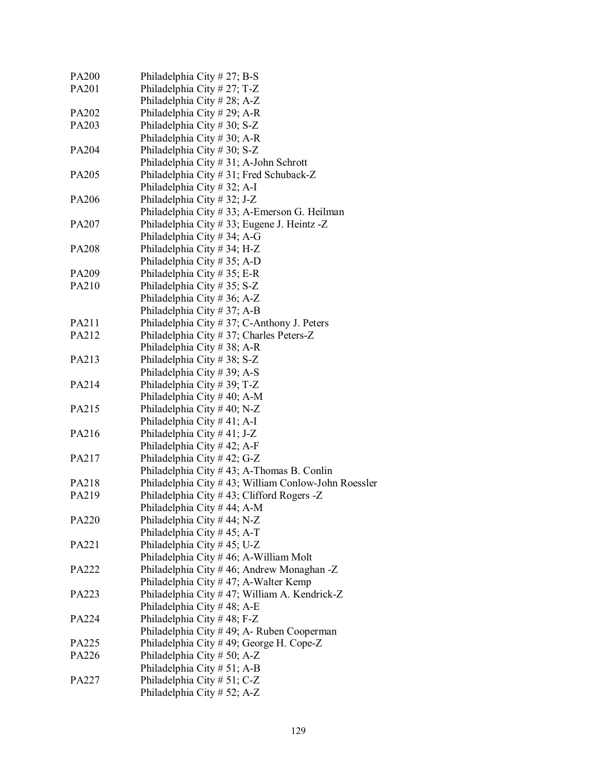| | |
|---|---|
| PA200 | Philadelphia City # 27; B-S |
| PA201 | Philadelphia City # 27; T-Z |
| | Philadelphia City # 28; A-Z |
| PA202 | Philadelphia City # 29; A-R |
| PA203 | Philadelphia City # 30; S-Z |
| | Philadelphia City # 30; A-R |
| PA204 | Philadelphia City # 30; S-Z |
| | Philadelphia City # 31; A-John Schrott |
| PA205 | Philadelphia City # 31; Fred Schuback-Z |
| | Philadelphia City # 32; A-I |
| PA206 | Philadelphia City # 32; J-Z |
| | Philadelphia City # 33; A-Emerson G. Heilman |
| PA207 | Philadelphia City # 33; Eugene J. Heintz -Z |
| | Philadelphia City # 34; A-G |
| PA208 | Philadelphia City # 34; H-Z |
| | Philadelphia City # 35; A-D |
| PA209 | Philadelphia City # 35; E-R |
| PA210 | Philadelphia City # 35; S-Z |
| | Philadelphia City # 36; A-Z |
| | Philadelphia City # 37; A-B |
| PA211 | Philadelphia City # 37; C-Anthony J. Peters |
| PA212 | Philadelphia City # 37; Charles Peters-Z |
| | Philadelphia City # 38; A-R |
| PA213 | Philadelphia City # 38; S-Z |
| | Philadelphia City # 39; A-S |
| PA214 | Philadelphia City # 39; T-Z |
| | Philadelphia City # 40; A-M |
| PA215 | Philadelphia City # 40; N-Z |
| | Philadelphia City # 41; A-I |
| PA216 | Philadelphia City # 41; J-Z |
| | Philadelphia City # 42; A-F |
| PA217 | Philadelphia City # 42; G-Z |
| | Philadelphia City # 43; A-Thomas B. Conlin |
| PA218 | Philadelphia City # 43; William Conlow-John Roessler |
| PA219 | Philadelphia City # 43; Clifford Rogers -Z |
| | Philadelphia City # 44; A-M |
| PA220 | Philadelphia City # 44; N-Z |
| | Philadelphia City # 45; A-T |
| PA221 | Philadelphia City # 45; U-Z |
| | Philadelphia City # 46; A-William Molt |
| PA222 | Philadelphia City # 46; Andrew Monaghan -Z |
| | Philadelphia City # 47; A-Walter Kemp |
| PA223 | Philadelphia City # 47; William A. Kendrick-Z |
| | Philadelphia City # 48; A-E |
| PA224 | Philadelphia City # 48; F-Z |
| | Philadelphia City # 49; A- Ruben Cooperman |
| PA225 | Philadelphia City # 49; George H. Cope-Z |
| PA226 | Philadelphia City # 50; A-Z |
| | Philadelphia City # 51; A-B |
| PA227 | Philadelphia City # 51; C-Z |
| | Philadelphia City # 52; A-Z |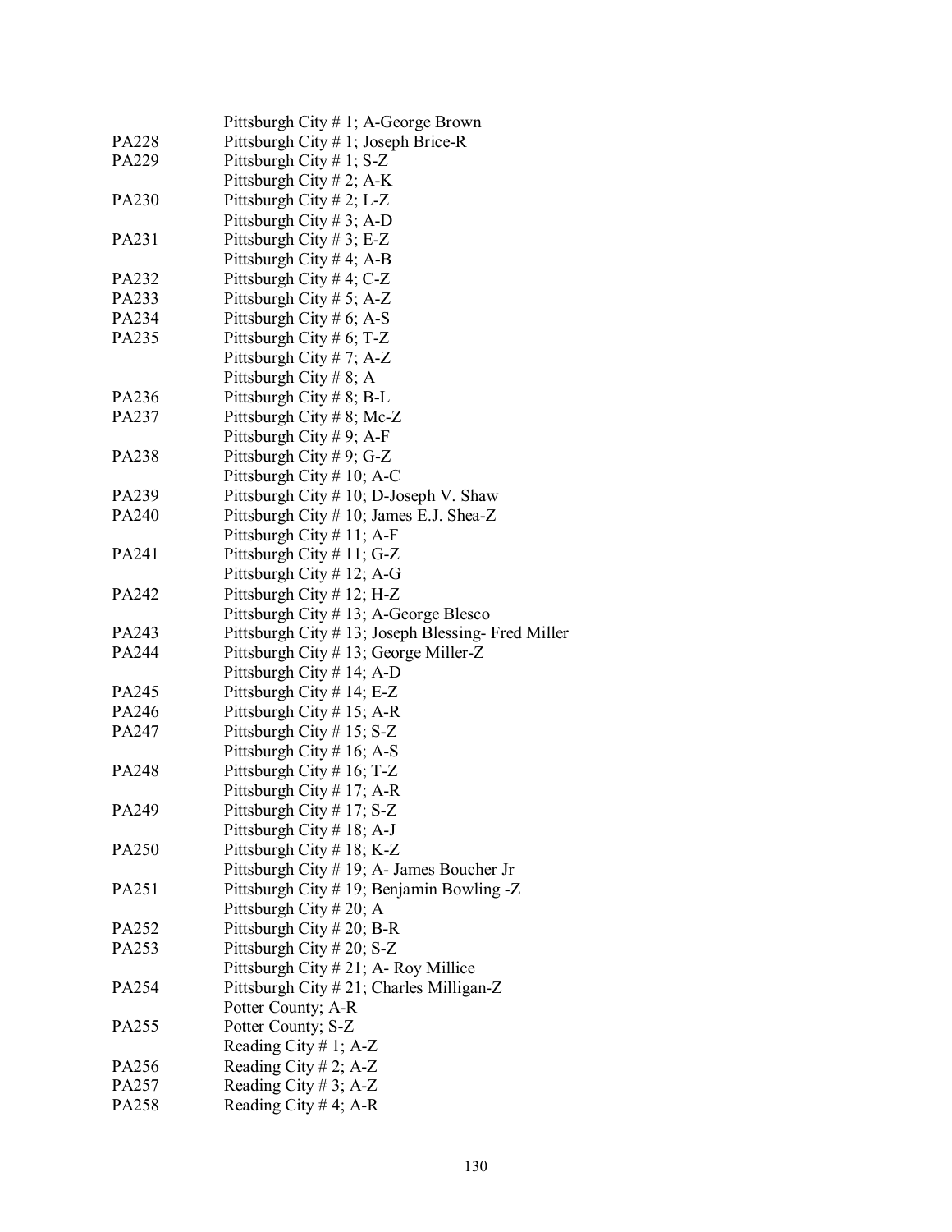| | |
|---|---|
| | Pittsburgh City # 1; A-George Brown |
| PA228 | Pittsburgh City # 1; Joseph Brice-R |
| PA229 | Pittsburgh City # 1; S-Z |
| | Pittsburgh City # 2; A-K |
| PA230 | Pittsburgh City # 2; L-Z |
| | Pittsburgh City # 3; A-D |
| PA231 | Pittsburgh City # 3; E-Z |
| | Pittsburgh City # 4; A-B |
| PA232 | Pittsburgh City # 4; C-Z |
| PA233 | Pittsburgh City # 5; A-Z |
| PA234 | Pittsburgh City # 6; A-S |
| PA235 | Pittsburgh City # 6; T-Z |
| | Pittsburgh City # 7; A-Z |
| | Pittsburgh City # 8; A |
| PA236 | Pittsburgh City # 8; B-L |
| PA237 | Pittsburgh City # 8; Mc-Z |
| | Pittsburgh City # 9; A-F |
| PA238 | Pittsburgh City # 9; G-Z |
| | Pittsburgh City # 10; A-C |
| PA239 | Pittsburgh City # 10; D-Joseph V. Shaw |
| PA240 | Pittsburgh City # 10; James E.J. Shea-Z |
| | Pittsburgh City # 11; A-F |
| PA241 | Pittsburgh City # 11; G-Z |
| | Pittsburgh City # 12; A-G |
| PA242 | Pittsburgh City # 12; H-Z |
| | Pittsburgh City # 13; A-George Blesco |
| PA243 | Pittsburgh City # 13; Joseph Blessing- Fred Miller |
| PA244 | Pittsburgh City # 13; George Miller-Z |
| | Pittsburgh City # 14; A-D |
| PA245 | Pittsburgh City # 14; E-Z |
| PA246 | Pittsburgh City # 15; A-R |
| PA247 | Pittsburgh City # 15; S-Z |
| | Pittsburgh City # 16; A-S |
| PA248 | Pittsburgh City # 16; T-Z |
| | Pittsburgh City # 17; A-R |
| PA249 | Pittsburgh City # 17; S-Z |
| | Pittsburgh City # 18; A-J |
| PA250 | Pittsburgh City # 18; K-Z |
| | Pittsburgh City # 19; A- James Boucher Jr |
| PA251 | Pittsburgh City # 19; Benjamin Bowling -Z |
| | Pittsburgh City # 20; A |
| PA252 | Pittsburgh City # 20; B-R |
| PA253 | Pittsburgh City # 20; S-Z |
| | Pittsburgh City # 21; A- Roy Millice |
| PA254 | Pittsburgh City # 21; Charles Milligan-Z |
| | Potter County; A-R |
| PA255 | Potter County; S-Z |
| | Reading City # 1; A-Z |
| PA256 | Reading City # 2; A-Z |
| PA257 | Reading City # 3; A-Z |
| PA258 | Reading City # 4; A-R |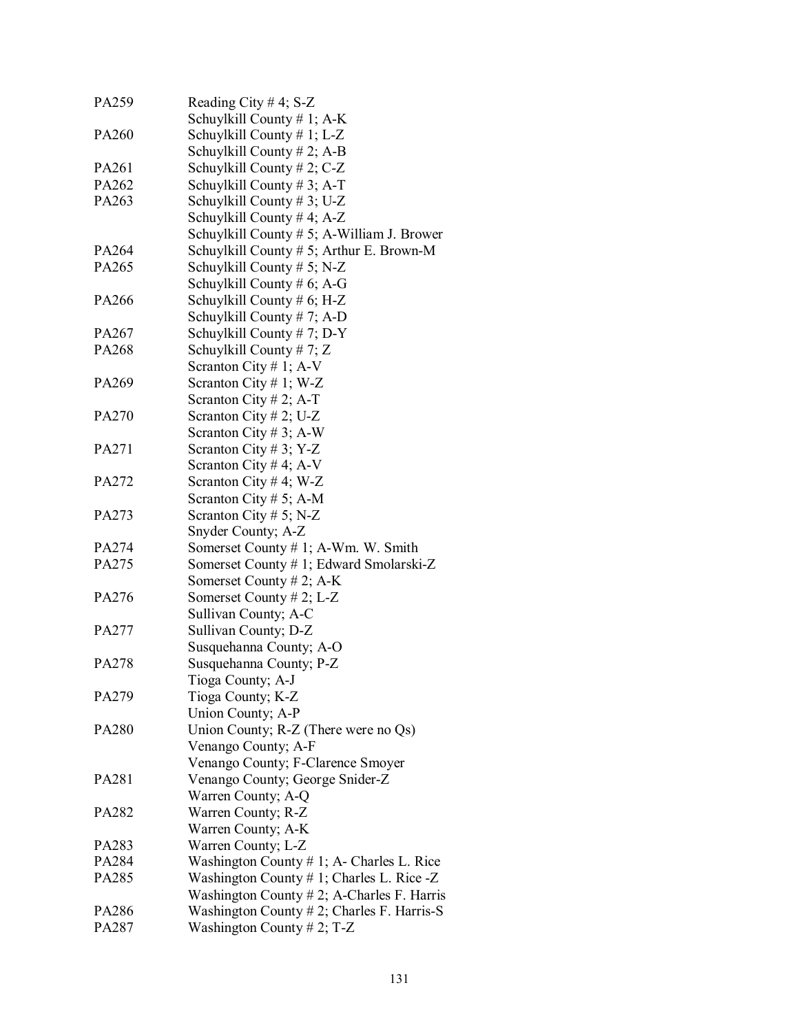| | |
|---|---|
| PA259 | Reading City # 4; S-Z |
| | Schuylkill County # 1; A-K |
| PA260 | Schuylkill County # 1; L-Z |
| | Schuylkill County # 2; A-B |
| PA261 | Schuylkill County # 2; C-Z |
| PA262 | Schuylkill County # 3; A-T |
| PA263 | Schuylkill County # 3; U-Z |
| | Schuylkill County # 4; A-Z |
| | Schuylkill County # 5; A-William J. Brower |
| PA264 | Schuylkill County # 5; Arthur E. Brown-M |
| PA265 | Schuylkill County # 5; N-Z |
| | Schuylkill County # 6; A-G |
| PA266 | Schuylkill County # 6; H-Z |
| | Schuylkill County # 7; A-D |
| PA267 | Schuylkill County # 7; D-Y |
| PA268 | Schuylkill County # 7; Z |
| | Scranton City # 1; A-V |
| PA269 | Scranton City # 1; W-Z |
| | Scranton City # 2; A-T |
| PA270 | Scranton City # 2; U-Z |
| | Scranton City # 3; A-W |
| PA271 | Scranton City # 3; Y-Z |
| | Scranton City # 4; A-V |
| PA272 | Scranton City # 4; W-Z |
| | Scranton City # 5; A-M |
| PA273 | Scranton City # 5; N-Z |
| | Snyder County; A-Z |
| PA274 | Somerset County # 1; A-Wm. W. Smith |
| PA275 | Somerset County # 1; Edward Smolarski-Z |
| | Somerset County # 2; A-K |
| PA276 | Somerset County # 2; L-Z |
| | Sullivan County; A-C |
| PA277 | Sullivan County; D-Z |
| | Susquehanna County; A-O |
| PA278 | Susquehanna County; P-Z |
| | Tioga County; A-J |
| PA279 | Tioga County; K-Z |
| | Union County; A-P |
| PA280 | Union County; R-Z (There were no Qs) |
| | Venango County; A-F |
| | Venango County; F-Clarence Smoyer |
| PA281 | Venango County; George Snider-Z |
| | Warren County; A-Q |
| PA282 | Warren County; R-Z |
| | Warren County; A-K |
| PA283 | Warren County; L-Z |
| PA284 | Washington County # 1; A- Charles L. Rice |
| PA285 | Washington County # 1; Charles L. Rice -Z |
| | Washington County # 2; A-Charles F. Harris |
| PA286 | Washington County # 2; Charles F. Harris-S |
| PA287 | Washington County # 2; T-Z |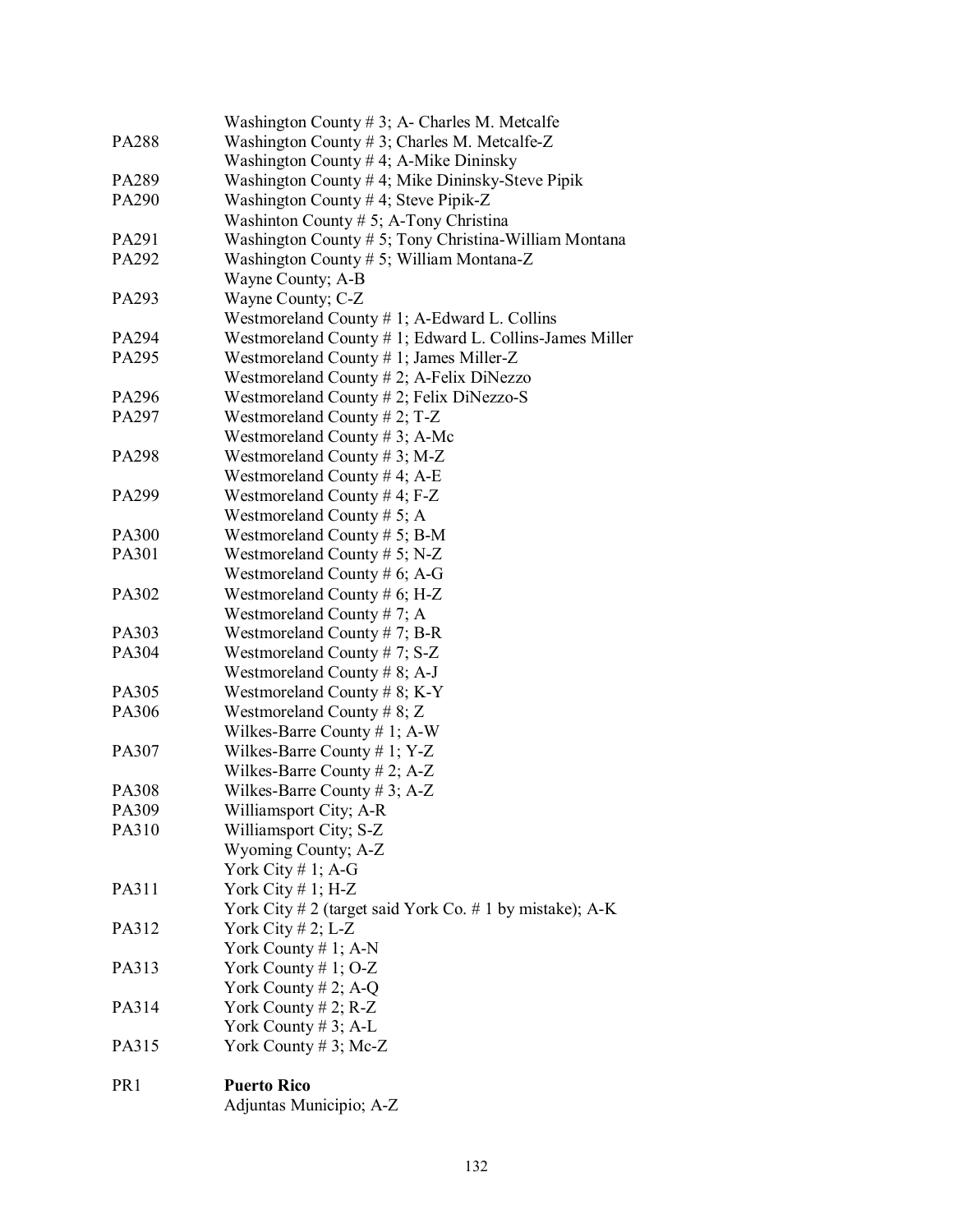| | |
|---|---|
| | Washington County # 3; A- Charles M. Metcalfe |
| PA288 | Washington County # 3; Charles M. Metcalfe-Z |
| | Washington County # 4; A-Mike Dininsky |
| PA289 | Washington County # 4; Mike Dininsky-Steve Pipik |
| PA290 | Washington County # 4; Steve Pipik-Z |
| | Washinton County # 5; A-Tony Christina |
| PA291 | Washington County # 5; Tony Christina-William Montana |
| PA292 | Washington County # 5; William Montana-Z |
| | Wayne County; A-B |
| PA293 | Wayne County; C-Z |
| | Westmoreland County # 1; A-Edward L. Collins |
| PA294 | Westmoreland County # 1; Edward L. Collins-James Miller |
| PA295 | Westmoreland County # 1; James Miller-Z |
| | Westmoreland County # 2; A-Felix DiNezzo |
| PA296 | Westmoreland County # 2; Felix DiNezzo-S |
| PA297 | Westmoreland County # 2; T-Z |
| | Westmoreland County # 3; A-Mc |
| PA298 | Westmoreland County # 3; M-Z |
| | Westmoreland County # 4; A-E |
| PA299 | Westmoreland County # 4; F-Z |
| | Westmoreland County # 5; A |
| PA300 | Westmoreland County # 5; B-M |
| PA301 | Westmoreland County # 5; N-Z |
| | Westmoreland County # 6; A-G |
| PA302 | Westmoreland County # 6; H-Z |
| | Westmoreland County # 7; A |
| PA303 | Westmoreland County # 7; B-R |
| PA304 | Westmoreland County # 7; S-Z |
| | Westmoreland County # 8; A-J |
| PA305 | Westmoreland County # 8; K-Y |
| PA306 | Westmoreland County # 8; Z |
| | Wilkes-Barre County # 1; A-W |
| PA307 | Wilkes-Barre County # 1; Y-Z |
| | Wilkes-Barre County # 2; A-Z |
| PA308 | Wilkes-Barre County # 3; A-Z |
| PA309 | Williamsport City; A-R |
| PA310 | Williamsport City; S-Z |
| | Wyoming County; A-Z |
| | York City # 1; A-G |
| PA311 | York City # 1; H-Z |
| | York City # 2 (target said York Co. # 1 by mistake); A-K |
| PA312 | York City # 2; L-Z |
| | York County # 1; A-N |
| PA313 | York County # 1; O-Z |
| | York County # 2; A-Q |
| PA314 | York County # 2; R-Z |
| | York County # 3; A-L |
| PA315 | York County # 3; Mc-Z |
| | |
| PR1 | **Puerto Rico** |
| | Adjuntas Municipio; A-Z |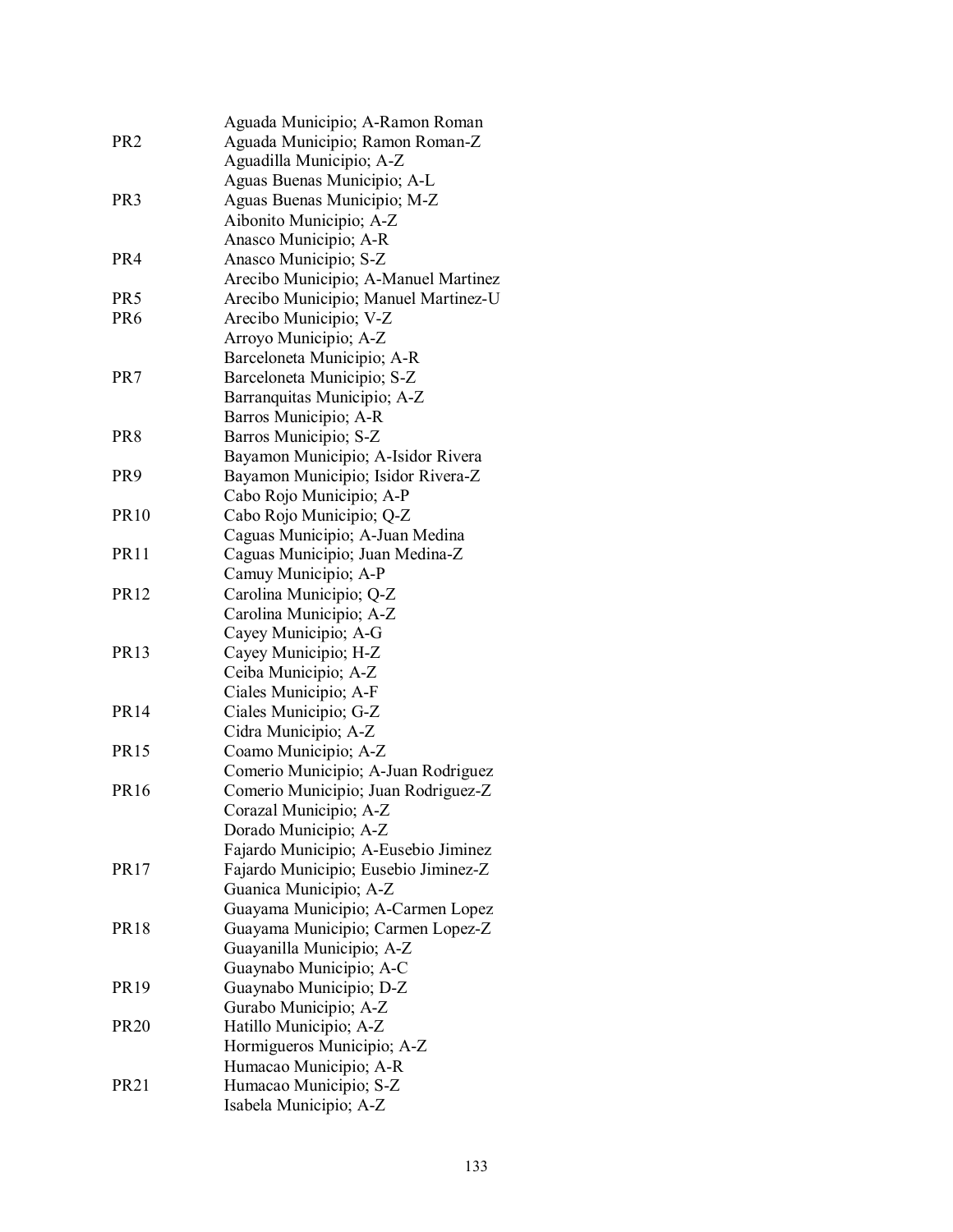| | |
|---|---|
| | Aguada Municipio; A-Ramon Roman |
| PR2 | Aguada Municipio; Ramon Roman-Z |
| | Aguadilla Municipio; A-Z |
| | Aguas Buenas Municipio; A-L |
| PR3 | Aguas Buenas Municipio; M-Z |
| | Aibonito Municipio; A-Z |
| | Anasco Municipio; A-R |
| PR4 | Anasco Municipio; S-Z |
| | Arecibo Municipio; A-Manuel Martinez |
| PR5 | Arecibo Municipio; Manuel Martinez-U |
| PR6 | Arecibo Municipio; V-Z |
| | Arroyo Municipio; A-Z |
| | Barceloneta Municipio; A-R |
| PR7 | Barceloneta Municipio; S-Z |
| | Barranquitas Municipio; A-Z |
| | Barros Municipio; A-R |
| PR8 | Barros Municipio; S-Z |
| | Bayamon Municipio; A-Isidor Rivera |
| PR9 | Bayamon Municipio; Isidor Rivera-Z |
| | Cabo Rojo Municipio; A-P |
| PR10 | Cabo Rojo Municipio; Q-Z |
| | Caguas Municipio; A-Juan Medina |
| PR11 | Caguas Municipio; Juan Medina-Z |
| | Camuy Municipio; A-P |
| PR12 | Carolina Municipio; Q-Z |
| | Carolina Municipio; A-Z |
| | Cayey Municipio; A-G |
| PR13 | Cayey Municipio; H-Z |
| | Ceiba Municipio; A-Z |
| | Ciales Municipio; A-F |
| PR14 | Ciales Municipio; G-Z |
| | Cidra Municipio; A-Z |
| PR15 | Coamo Municipio; A-Z |
| | Comerio Municipio; A-Juan Rodriguez |
| PR16 | Comerio Municipio; Juan Rodriguez-Z |
| | Corazal Municipio; A-Z |
| | Dorado Municipio; A-Z |
| | Fajardo Municipio; A-Eusebio Jiminez |
| PR17 | Fajardo Municipio; Eusebio Jiminez-Z |
| | Guanica Municipio; A-Z |
| | Guayama Municipio; A-Carmen Lopez |
| PR18 | Guayama Municipio; Carmen Lopez-Z |
| | Guayanilla Municipio; A-Z |
| | Guaynabo Municipio; A-C |
| PR19 | Guaynabo Municipio; D-Z |
| | Gurabo Municipio; A-Z |
| PR20 | Hatillo Municipio; A-Z |
| | Hormigueros Municipio; A-Z |
| | Humacao Municipio; A-R |
| PR21 | Humacao Municipio; S-Z |
| | Isabela Municipio; A-Z |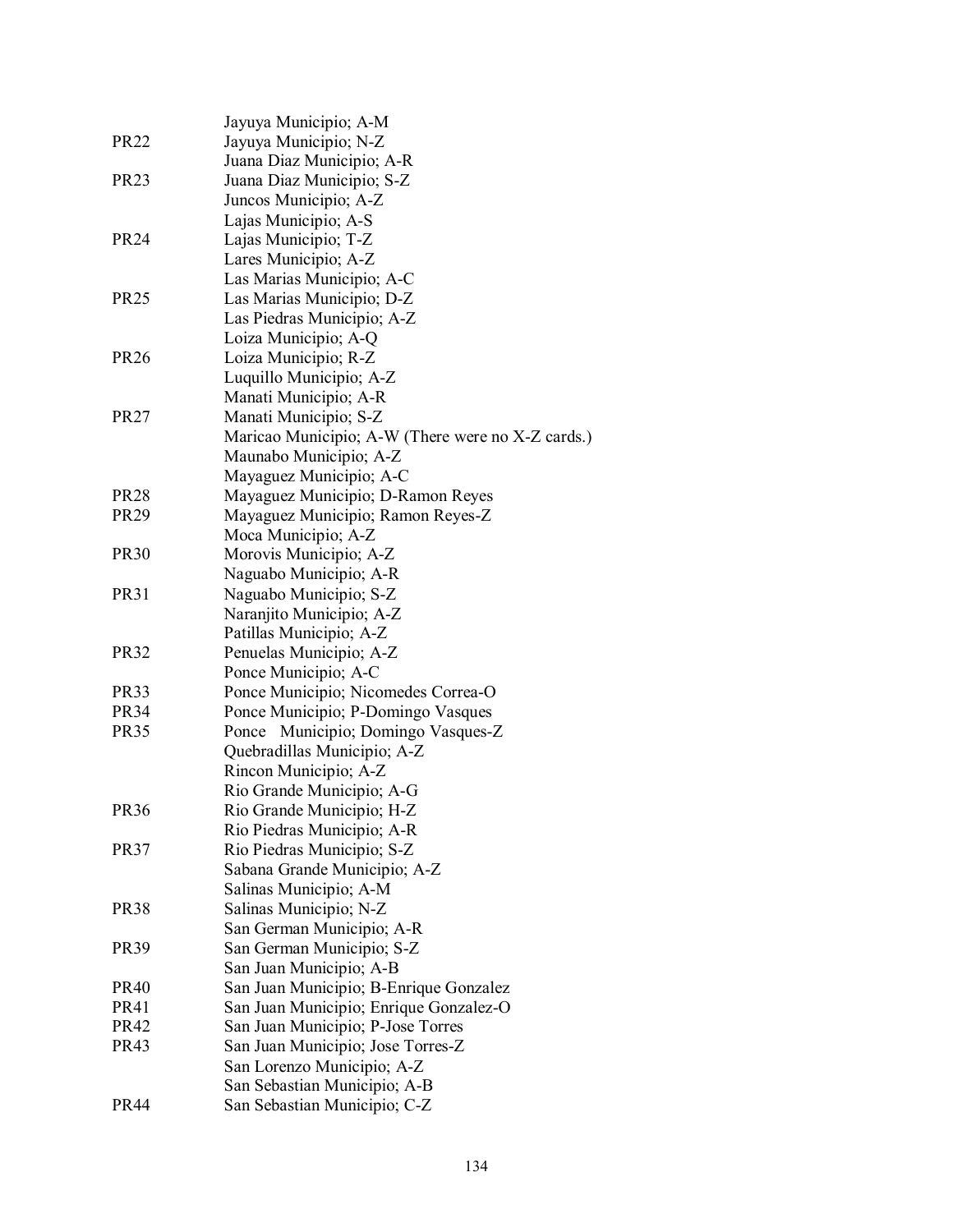| | |
|---|---|
| | Jayuya Municipio; A-M |
| PR22 | Jayuya Municipio; N-Z |
| | Juana Diaz Municipio; A-R |
| PR23 | Juana Diaz Municipio; S-Z |
| | Juncos Municipio; A-Z |
| | Lajas Municipio; A-S |
| PR24 | Lajas Municipio; T-Z |
| | Lares Municipio; A-Z |
| | Las Marias Municipio; A-C |
| PR25 | Las Marias Municipio; D-Z |
| | Las Piedras Municipio; A-Z |
| | Loiza Municipio; A-Q |
| PR26 | Loiza Municipio; R-Z |
| | Luquillo Municipio; A-Z |
| | Manati Municipio; A-R |
| PR27 | Manati Municipio; S-Z |
| | Maricao Municipio; A-W (There were no X-Z cards.) |
| | Maunabo Municipio; A-Z |
| | Mayaguez Municipio; A-C |
| PR28 | Mayaguez Municipio; D-Ramon Reyes |
| PR29 | Mayaguez Municipio; Ramon Reyes-Z |
| | Moca Municipio; A-Z |
| PR30 | Morovis Municipio; A-Z |
| | Naguabo Municipio; A-R |
| PR31 | Naguabo Municipio; S-Z |
| | Naranjito Municipio; A-Z |
| | Patillas Municipio; A-Z |
| PR32 | Penuelas Municipio; A-Z |
| | Ponce Municipio; A-C |
| PR33 | Ponce Municipio; Nicomedes Correa-O |
| PR34 | Ponce Municipio; P-Domingo Vasques |
| PR35 | Ponce Municipio; Domingo Vasques-Z |
| | Quebradillas Municipio; A-Z |
| | Rincon Municipio; A-Z |
| | Rio Grande Municipio; A-G |
| PR36 | Rio Grande Municipio; H-Z |
| | Rio Piedras Municipio; A-R |
| PR37 | Rio Piedras Municipio; S-Z |
| | Sabana Grande Municipio; A-Z |
| | Salinas Municipio; A-M |
| PR38 | Salinas Municipio; N-Z |
| | San German Municipio; A-R |
| PR39 | San German Municipio; S-Z |
| | San Juan Municipio; A-B |
| PR40 | San Juan Municipio; B-Enrique Gonzalez |
| PR41 | San Juan Municipio; Enrique Gonzalez-O |
| PR42 | San Juan Municipio; P-Jose Torres |
| PR43 | San Juan Municipio; Jose Torres-Z |
| | San Lorenzo Municipio; A-Z |
| | San Sebastian Municipio; A-B |
| PR44 | San Sebastian Municipio; C-Z |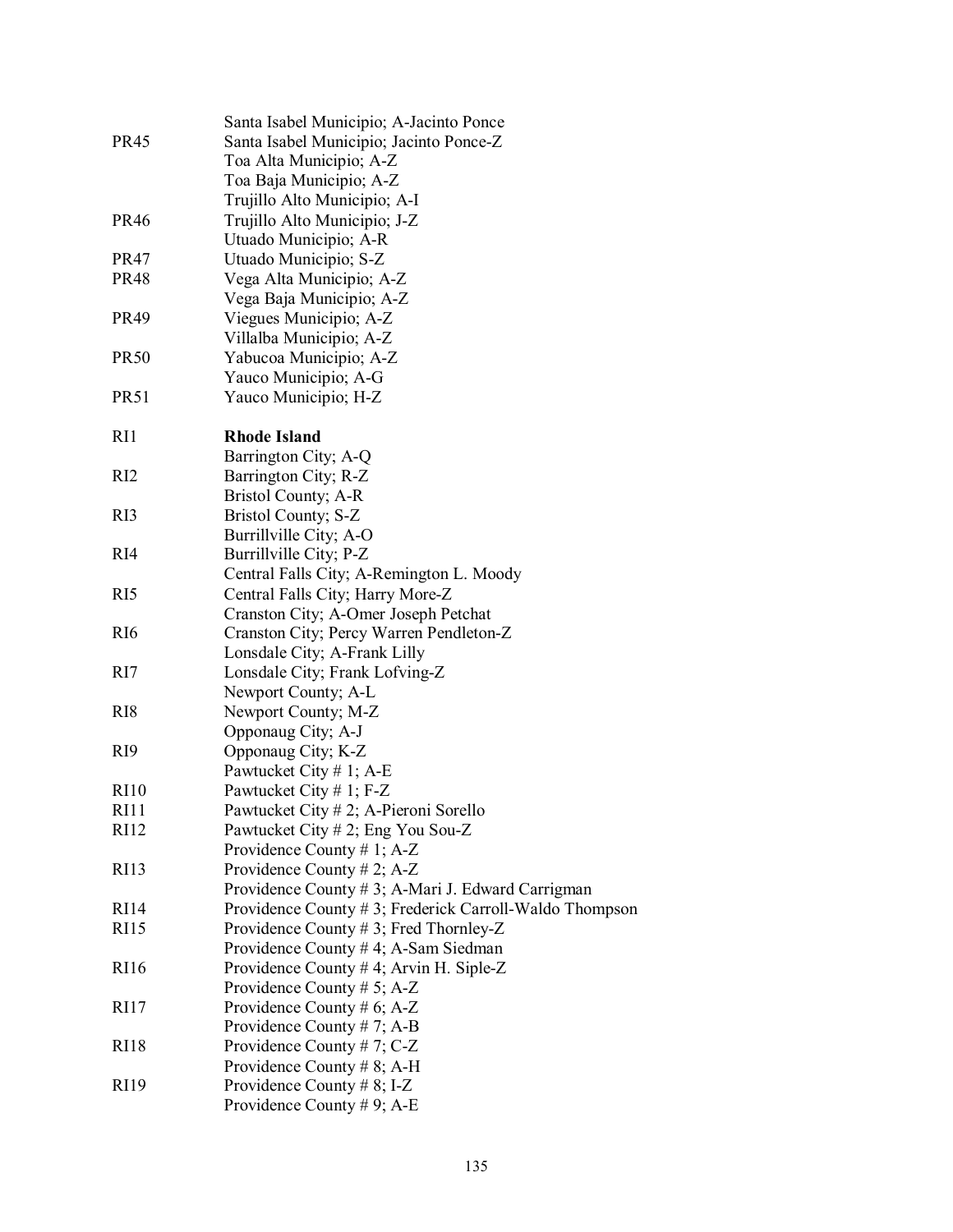| | |
|---|---|
| | Santa Isabel Municipio; A-Jacinto Ponce |
| PR45 | Santa Isabel Municipio; Jacinto Ponce-Z |
| | Toa Alta Municipio; A-Z |
| | Toa Baja Municipio; A-Z |
| | Trujillo Alto Municipio; A-I |
| PR46 | Trujillo Alto Municipio; J-Z |
| | Utuado Municipio; A-R |
| PR47 | Utuado Municipio; S-Z |
| PR48 | Vega Alta Municipio; A-Z |
| | Vega Baja Municipio; A-Z |
| PR49 | Viegues Municipio; A-Z |
| | Villalba Municipio; A-Z |
| PR50 | Yabucoa Municipio; A-Z |
| | Yauco Municipio; A-G |
| PR51 | Yauco Municipio; H-Z |
| | |
| RI1 | **Rhode Island** |
| | Barrington City; A-Q |
| RI2 | Barrington City; R-Z |
| | Bristol County; A-R |
| RI3 | Bristol County; S-Z |
| | Burrillville City; A-O |
| RI4 | Burrillville City; P-Z |
| | Central Falls City; A-Remington L. Moody |
| RI5 | Central Falls City; Harry More-Z |
| | Cranston City; A-Omer Joseph Petchat |
| RI6 | Cranston City; Percy Warren Pendleton-Z |
| | Lonsdale City; A-Frank Lilly |
| RI7 | Lonsdale City; Frank Lofving-Z |
| | Newport County; A-L |
| RI8 | Newport County; M-Z |
| | Opponaug City; A-J |
| RI9 | Opponaug City; K-Z |
| | Pawtucket City # 1; A-E |
| RI10 | Pawtucket City # 1; F-Z |
| RI11 | Pawtucket City # 2; A-Pieroni Sorello |
| RI12 | Pawtucket City # 2; Eng You Sou-Z |
| | Providence County # 1; A-Z |
| RI13 | Providence County # 2; A-Z |
| | Providence County # 3; A-Mari J. Edward Carrigman |
| RI14 | Providence County # 3; Frederick Carroll-Waldo Thompson |
| RI15 | Providence County # 3; Fred Thornley-Z |
| | Providence County # 4; A-Sam Siedman |
| RI16 | Providence County # 4; Arvin H. Siple-Z |
| | Providence County # 5; A-Z |
| RI17 | Providence County # 6; A-Z |
| | Providence County # 7; A-B |
| RI18 | Providence County # 7; C-Z |
| | Providence County # 8; A-H |
| RI19 | Providence County # 8; I-Z |
| | Providence County # 9; A-E |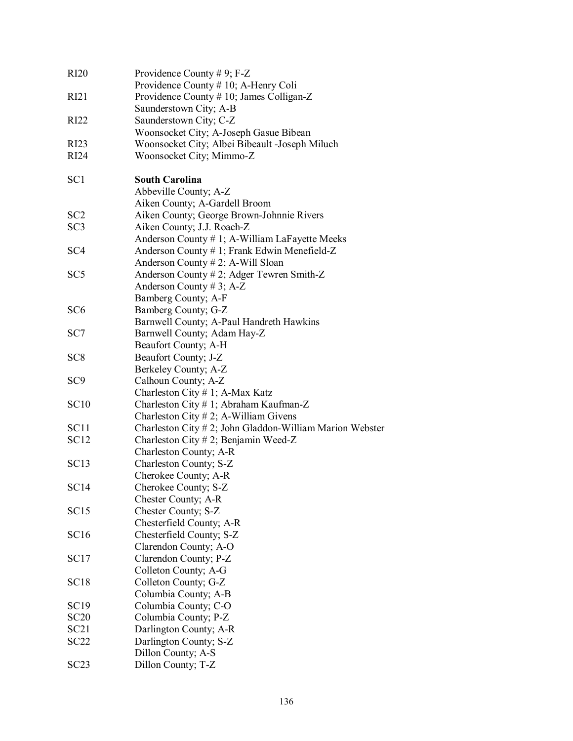| | |
|---|---|
| RI20 | Providence County # 9; F-Z |
| | Providence County # 10; A-Henry Coli |
| RI21 | Providence County # 10; James Colligan-Z |
| | Saunderstown City; A-B |
| RI22 | Saunderstown City; C-Z |
| | Woonsocket City; A-Joseph Gasue Bibean |
| RI23 | Woonsocket City; Albei Bibeault -Joseph Miluch |
| RI24 | Woonsocket City; Mimmo-Z |
| | |
| SC1 | **South Carolina** |
| | Abbeville County; A-Z |
| | Aiken County; A-Gardell Broom |
| SC2 | Aiken County; George Brown-Johnnie Rivers |
| SC3 | Aiken County; J.J. Roach-Z |
| | Anderson County # 1; A-William LaFayette Meeks |
| SC4 | Anderson County # 1; Frank Edwin Menefield-Z |
| | Anderson County # 2; A-Will Sloan |
| SC5 | Anderson County # 2; Adger Tewren Smith-Z |
| | Anderson County # 3; A-Z |
| | Bamberg County; A-F |
| SC6 | Bamberg County; G-Z |
| | Barnwell County; A-Paul Handreth Hawkins |
| SC7 | Barnwell County; Adam Hay-Z |
| | Beaufort County; A-H |
| SC8 | Beaufort County; J-Z |
| | Berkeley County; A-Z |
| SC9 | Calhoun County; A-Z |
| | Charleston City # 1; A-Max Katz |
| SC10 | Charleston City # 1; Abraham Kaufman-Z |
| | Charleston City # 2; A-William Givens |
| SC11 | Charleston City # 2; John Gladdon-William Marion Webster |
| SC12 | Charleston City # 2; Benjamin Weed-Z |
| | Charleston County; A-R |
| SC13 | Charleston County; S-Z |
| | Cherokee County; A-R |
| SC14 | Cherokee County; S-Z |
| | Chester County; A-R |
| SC15 | Chester County; S-Z |
| | Chesterfield County; A-R |
| SC16 | Chesterfield County; S-Z |
| | Clarendon County; A-O |
| SC17 | Clarendon County; P-Z |
| | Colleton County; A-G |
| SC18 | Colleton County; G-Z |
| | Columbia County; A-B |
| SC19 | Columbia County; C-O |
| SC20 | Columbia County; P-Z |
| SC21 | Darlington County; A-R |
| SC22 | Darlington County; S-Z |
| | Dillon County; A-S |
| SC23 | Dillon County; T-Z |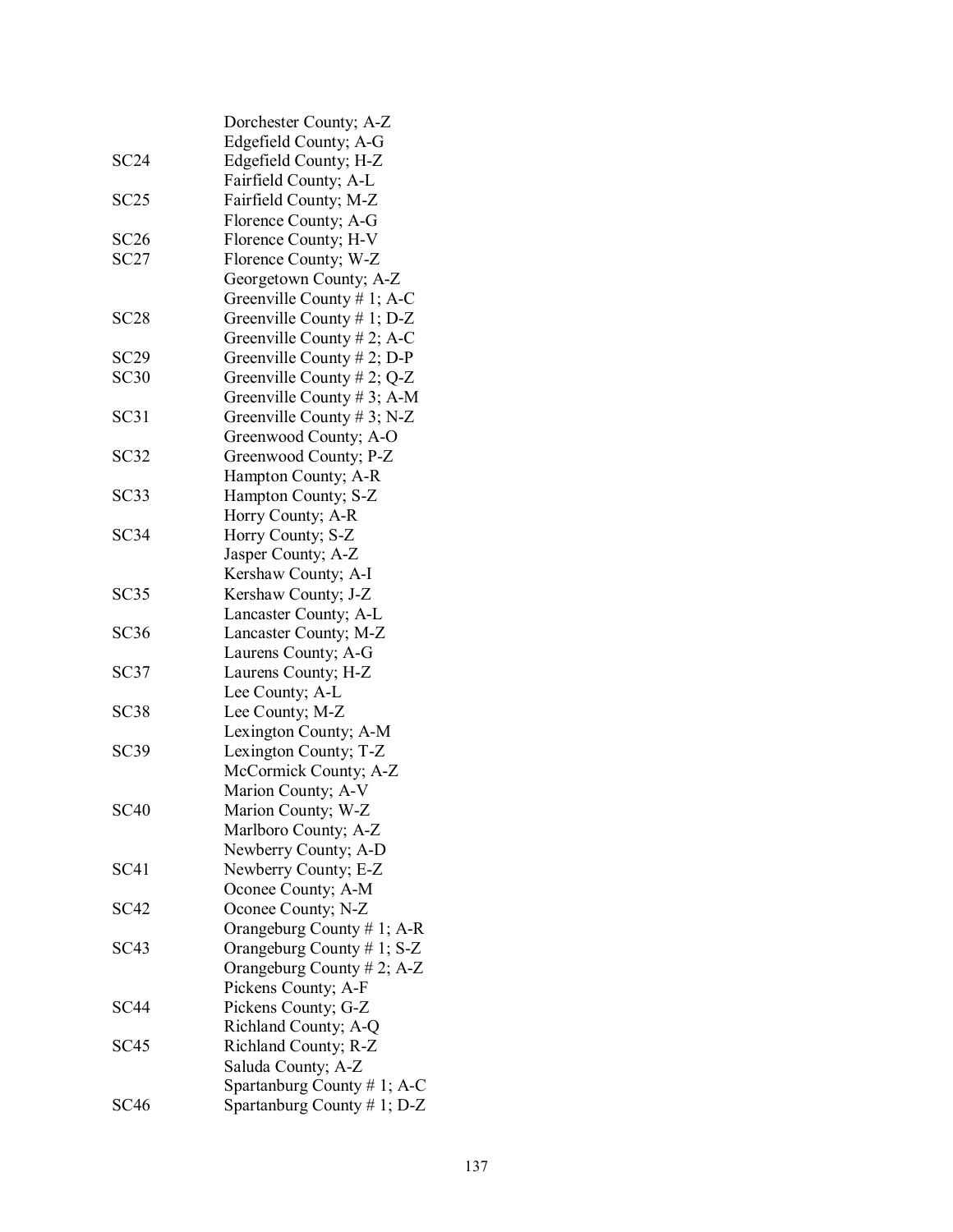| | |
|---|---|
| | Dorchester County; A-Z |
| | Edgefield County; A-G |
| SC24 | Edgefield County; H-Z |
| | Fairfield County; A-L |
| SC25 | Fairfield County; M-Z |
| | Florence County; A-G |
| SC26 | Florence County; H-V |
| SC27 | Florence County; W-Z |
| | Georgetown County; A-Z |
| | Greenville County # 1; A-C |
| SC28 | Greenville County # 1; D-Z |
| | Greenville County # 2; A-C |
| SC29 | Greenville County # 2; D-P |
| SC30 | Greenville County # 2; Q-Z |
| | Greenville County # 3; A-M |
| SC31 | Greenville County # 3; N-Z |
| | Greenwood County; A-O |
| SC32 | Greenwood County; P-Z |
| | Hampton County; A-R |
| SC33 | Hampton County; S-Z |
| | Horry County; A-R |
| SC34 | Horry County; S-Z |
| | Jasper County; A-Z |
| | Kershaw County; A-I |
| SC35 | Kershaw County; J-Z |
| | Lancaster County; A-L |
| SC36 | Lancaster County; M-Z |
| | Laurens County; A-G |
| SC37 | Laurens County; H-Z |
| | Lee County; A-L |
| SC38 | Lee County; M-Z |
| | Lexington County; A-M |
| SC39 | Lexington County; T-Z |
| | McCormick County; A-Z |
| | Marion County; A-V |
| SC40 | Marion County; W-Z |
| | Marlboro County; A-Z |
| | Newberry County; A-D |
| SC41 | Newberry County; E-Z |
| | Oconee County; A-M |
| SC42 | Oconee County; N-Z |
| | Orangeburg County # 1; A-R |
| SC43 | Orangeburg County # 1; S-Z |
| | Orangeburg County # 2; A-Z |
| | Pickens County; A-F |
| SC44 | Pickens County; G-Z |
| | Richland County; A-Q |
| SC45 | Richland County; R-Z |
| | Saluda County; A-Z |
| | Spartanburg County # 1; A-C |
| SC46 | Spartanburg County # 1; D-Z |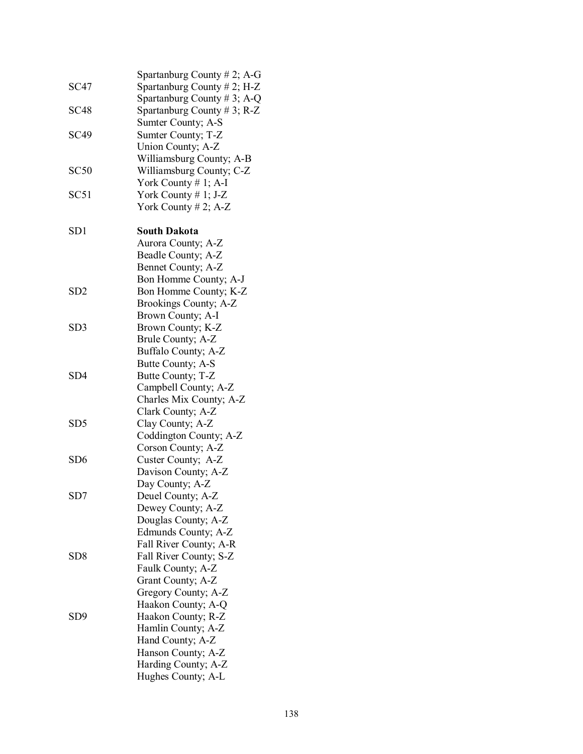| | |
|---|---|
| | Spartanburg County # 2; A-G |
| SC47 | Spartanburg County # 2; H-Z |
| | Spartanburg County # 3; A-Q |
| SC48 | Spartanburg County # 3; R-Z |
| | Sumter County; A-S |
| SC49 | Sumter County; T-Z |
| | Union County; A-Z |
| | Williamsburg County; A-B |
| SC50 | Williamsburg County; C-Z |
| | York County # 1; A-I |
| SC51 | York County # 1; J-Z |
| | York County # 2; A-Z |
| | |
| SD1 | **South Dakota** |
| | Aurora County; A-Z |
| | Beadle County; A-Z |
| | Bennet County; A-Z |
| | Bon Homme County; A-J |
| SD2 | Bon Homme County; K-Z |
| | Brookings County; A-Z |
| | Brown County; A-I |
| SD3 | Brown County; K-Z |
| | Brule County; A-Z |
| | Buffalo County; A-Z |
| | Butte County; A-S |
| SD4 | Butte County; T-Z |
| | Campbell County; A-Z |
| | Charles Mix County; A-Z |
| | Clark County; A-Z |
| SD5 | Clay County; A-Z |
| | Coddington County; A-Z |
| | Corson County; A-Z |
| SD6 | Custer County; A-Z |
| | Davison County; A-Z |
| | Day County; A-Z |
| SD7 | Deuel County; A-Z |
| | Dewey County; A-Z |
| | Douglas County; A-Z |
| | Edmunds County; A-Z |
| | Fall River County; A-R |
| SD8 | Fall River County; S-Z |
| | Faulk County; A-Z |
| | Grant County; A-Z |
| | Gregory County; A-Z |
| | Haakon County; A-Q |
| SD9 | Haakon County; R-Z |
| | Hamlin County; A-Z |
| | Hand County; A-Z |
| | Hanson County; A-Z |
| | Harding County; A-Z |
| | Hughes County; A-L |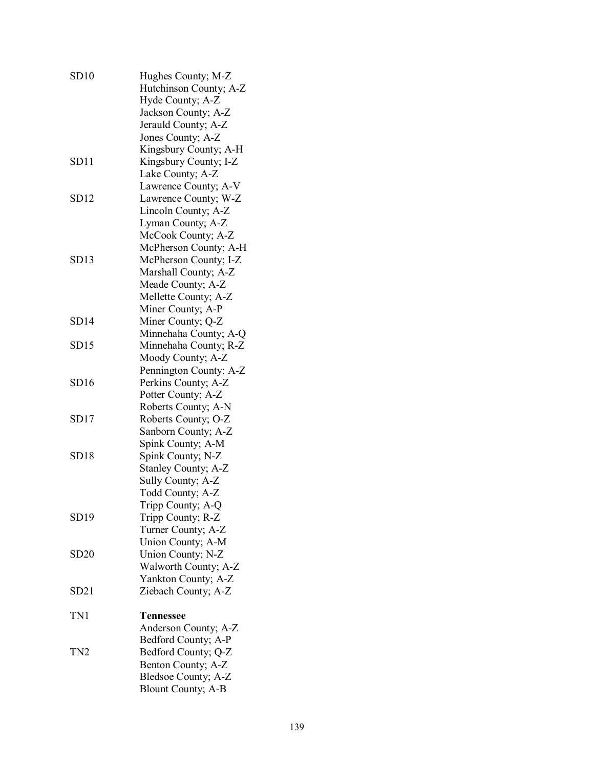| | |
|---|---|
| SD10 | Hughes County; M-Z |
| | Hutchinson County; A-Z |
| | Hyde County; A-Z |
| | Jackson County; A-Z |
| | Jerauld County; A-Z |
| | Jones County; A-Z |
| | Kingsbury County; A-H |
| SD11 | Kingsbury County; I-Z |
| | Lake County; A-Z |
| | Lawrence County; A-V |
| SD12 | Lawrence County; W-Z |
| | Lincoln County; A-Z |
| | Lyman County; A-Z |
| | McCook County; A-Z |
| | McPherson County; A-H |
| SD13 | McPherson County; I-Z |
| | Marshall County; A-Z |
| | Meade County; A-Z |
| | Mellette County; A-Z |
| | Miner County; A-P |
| SD14 | Miner County; Q-Z |
| | Minnehaha County; A-Q |
| SD15 | Minnehaha County; R-Z |
| | Moody County; A-Z |
| | Pennington County; A-Z |
| SD16 | Perkins County; A-Z |
| | Potter County; A-Z |
| | Roberts County; A-N |
| SD17 | Roberts County; O-Z |
| | Sanborn County; A-Z |
| | Spink County; A-M |
| SD18 | Spink County; N-Z |
| | Stanley County; A-Z |
| | Sully County; A-Z |
| | Todd County; A-Z |
| | Tripp County; A-Q |
| SD19 | Tripp County; R-Z |
| | Turner County; A-Z |
| | Union County; A-M |
| SD20 | Union County; N-Z |
| | Walworth County; A-Z |
| | Yankton County; A-Z |
| SD21 | Ziebach County; A-Z |
| | |
| TN1 | **Tennessee** |
| | Anderson County; A-Z |
| | Bedford County; A-P |
| TN2 | Bedford County; Q-Z |
| | Benton County; A-Z |
| | Bledsoe County; A-Z |
| | Blount County; A-B |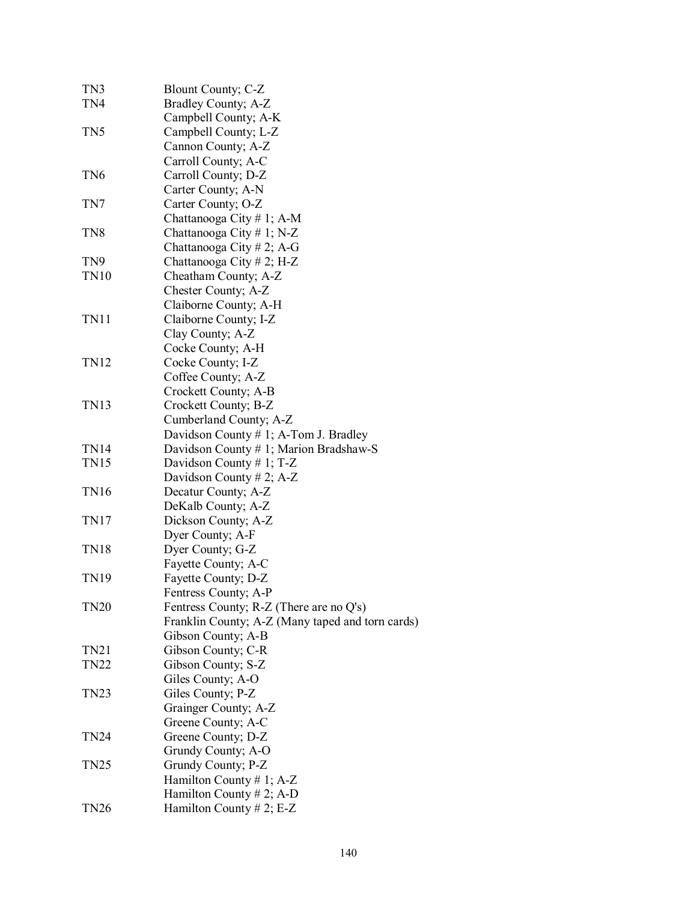| | |
|---|---|
| TN3 | Blount County; C-Z |
| TN4 | Bradley County; A-Z |
| | Campbell County; A-K |
| TN5 | Campbell County; L-Z |
| | Cannon County; A-Z |
| | Carroll County; A-C |
| TN6 | Carroll County; D-Z |
| | Carter County; A-N |
| TN7 | Carter County; O-Z |
| | Chattanooga City # 1; A-M |
| TN8 | Chattanooga City # 1; N-Z |
| | Chattanooga City # 2; A-G |
| TN9 | Chattanooga City # 2; H-Z |
| TN10 | Cheatham County; A-Z |
| | Chester County; A-Z |
| | Claiborne County; A-H |
| TN11 | Claiborne County; I-Z |
| | Clay County; A-Z |
| | Cocke County; A-H |
| TN12 | Cocke County; I-Z |
| | Coffee County; A-Z |
| | Crockett County; A-B |
| TN13 | Crockett County; B-Z |
| | Cumberland County; A-Z |
| | Davidson County # 1; A-Tom J. Bradley |
| TN14 | Davidson County # 1; Marion Bradshaw-S |
| TN15 | Davidson County # 1; T-Z |
| | Davidson County # 2; A-Z |
| TN16 | Decatur County; A-Z |
| | DeKalb County; A-Z |
| TN17 | Dickson County; A-Z |
| | Dyer County; A-F |
| TN18 | Dyer County; G-Z |
| | Fayette County; A-C |
| TN19 | Fayette County; D-Z |
| | Fentress County; A-P |
| TN20 | Fentress County; R-Z (There are no Q's) |
| | Franklin County; A-Z (Many taped and torn cards) |
| | Gibson County; A-B |
| TN21 | Gibson County; C-R |
| TN22 | Gibson County; S-Z |
| | Giles County; A-O |
| TN23 | Giles County; P-Z |
| | Grainger County; A-Z |
| | Greene County; A-C |
| TN24 | Greene County; D-Z |
| | Grundy County; A-O |
| TN25 | Grundy County; P-Z |
| | Hamilton County # 1; A-Z |
| | Hamilton County # 2; A-D |
| TN26 | Hamilton County # 2; E-Z |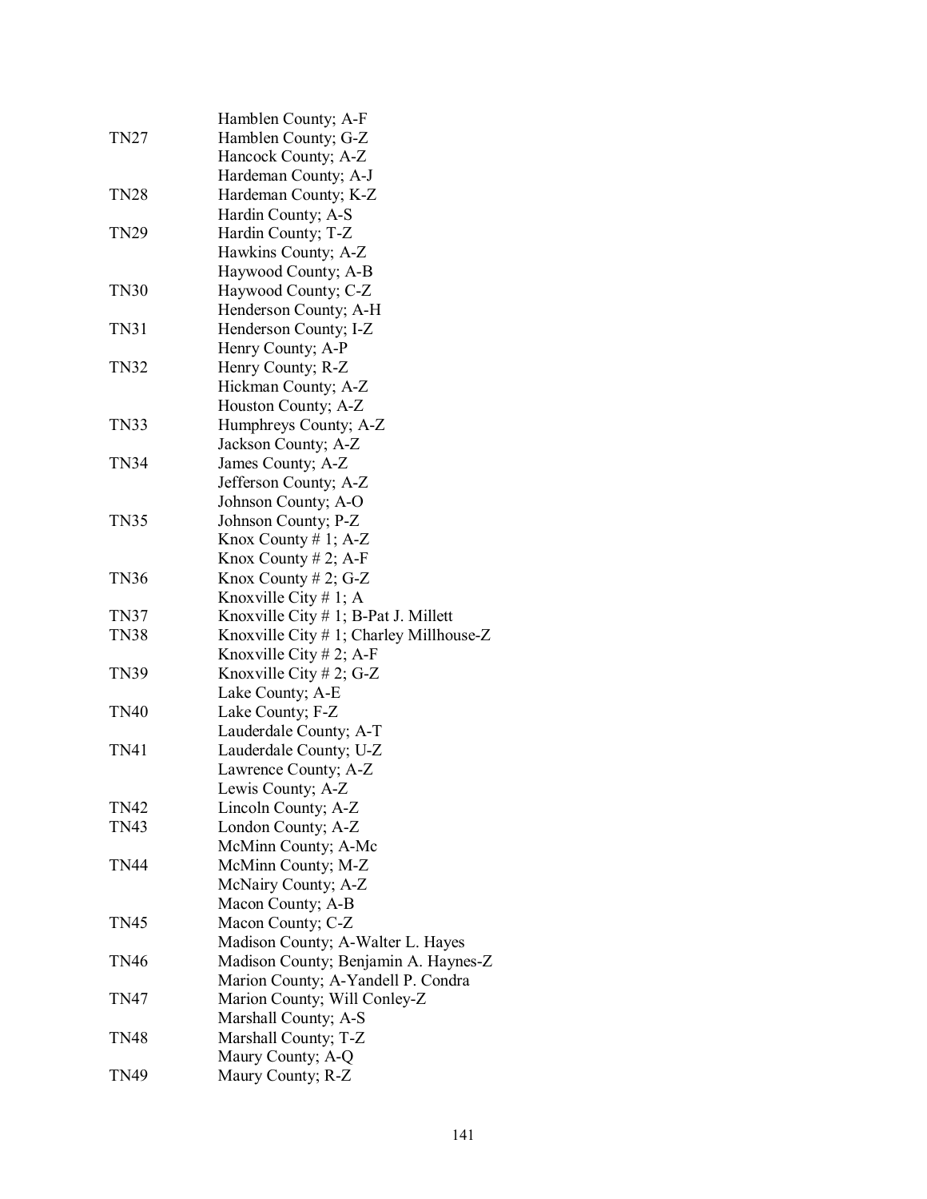| | |
|---|---|
| | Hamblen County; A-F |
| TN27 | Hamblen County; G-Z |
| | Hancock County; A-Z |
| | Hardeman County; A-J |
| TN28 | Hardeman County; K-Z |
| | Hardin County; A-S |
| TN29 | Hardin County; T-Z |
| | Hawkins County; A-Z |
| | Haywood County; A-B |
| TN30 | Haywood County; C-Z |
| | Henderson County; A-H |
| TN31 | Henderson County; I-Z |
| | Henry County; A-P |
| TN32 | Henry County; R-Z |
| | Hickman County; A-Z |
| | Houston County; A-Z |
| TN33 | Humphreys County; A-Z |
| | Jackson County; A-Z |
| TN34 | James County; A-Z |
| | Jefferson County; A-Z |
| | Johnson County; A-O |
| TN35 | Johnson County; P-Z |
| | Knox County # 1; A-Z |
| | Knox County # 2; A-F |
| TN36 | Knox County # 2; G-Z |
| | Knoxville City # 1; A |
| TN37 | Knoxville City # 1; B-Pat J. Millett |
| TN38 | Knoxville City # 1; Charley Millhouse-Z |
| | Knoxville City # 2; A-F |
| TN39 | Knoxville City # 2; G-Z |
| | Lake County; A-E |
| TN40 | Lake County; F-Z |
| | Lauderdale County; A-T |
| TN41 | Lauderdale County; U-Z |
| | Lawrence County; A-Z |
| | Lewis County; A-Z |
| TN42 | Lincoln County; A-Z |
| TN43 | London County; A-Z |
| | McMinn County; A-Mc |
| TN44 | McMinn County; M-Z |
| | McNairy County; A-Z |
| | Macon County; A-B |
| TN45 | Macon County; C-Z |
| | Madison County; A-Walter L. Hayes |
| TN46 | Madison County; Benjamin A. Haynes-Z |
| | Marion County; A-Yandell P. Condra |
| TN47 | Marion County; Will Conley-Z |
| | Marshall County; A-S |
| TN48 | Marshall County; T-Z |
| | Maury County; A-Q |
| TN49 | Maury County; R-Z |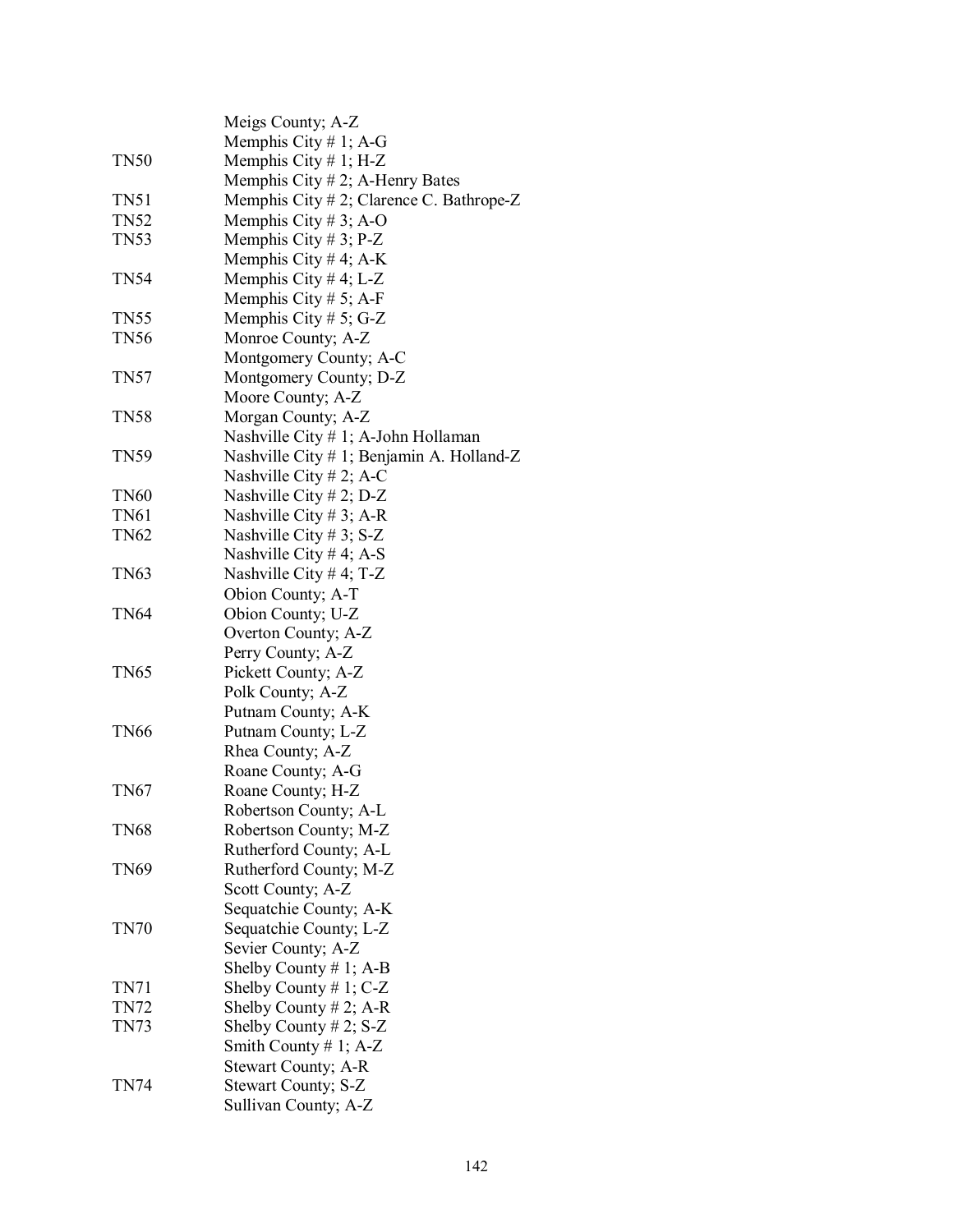| | |
|---|---|
| | Meigs County; A-Z |
| | Memphis City # 1; A-G |
| TN50 | Memphis City # 1; H-Z |
| | Memphis City # 2; A-Henry Bates |
| TN51 | Memphis City # 2; Clarence C. Bathrope-Z |
| TN52 | Memphis City # 3; A-O |
| TN53 | Memphis City # 3; P-Z |
| | Memphis City # 4; A-K |
| TN54 | Memphis City # 4; L-Z |
| | Memphis City # 5; A-F |
| TN55 | Memphis City # 5; G-Z |
| TN56 | Monroe County; A-Z |
| | Montgomery County; A-C |
| TN57 | Montgomery County; D-Z |
| | Moore County; A-Z |
| TN58 | Morgan County; A-Z |
| | Nashville City # 1; A-John Hollaman |
| TN59 | Nashville City # 1; Benjamin A. Holland-Z |
| | Nashville City # 2; A-C |
| TN60 | Nashville City # 2; D-Z |
| TN61 | Nashville City # 3; A-R |
| TN62 | Nashville City # 3; S-Z |
| | Nashville City # 4; A-S |
| TN63 | Nashville City # 4; T-Z |
| | Obion County; A-T |
| TN64 | Obion County; U-Z |
| | Overton County; A-Z |
| | Perry County; A-Z |
| TN65 | Pickett County; A-Z |
| | Polk County; A-Z |
| | Putnam County; A-K |
| TN66 | Putnam County; L-Z |
| | Rhea County; A-Z |
| | Roane County; A-G |
| TN67 | Roane County; H-Z |
| | Robertson County; A-L |
| TN68 | Robertson County; M-Z |
| | Rutherford County; A-L |
| TN69 | Rutherford County; M-Z |
| | Scott County; A-Z |
| | Sequatchie County; A-K |
| TN70 | Sequatchie County; L-Z |
| | Sevier County; A-Z |
| | Shelby County # 1; A-B |
| TN71 | Shelby County # 1; C-Z |
| TN72 | Shelby County # 2; A-R |
| TN73 | Shelby County # 2; S-Z |
| | Smith County # 1; A-Z |
| | Stewart County; A-R |
| TN74 | Stewart County; S-Z |
| | Sullivan County; A-Z |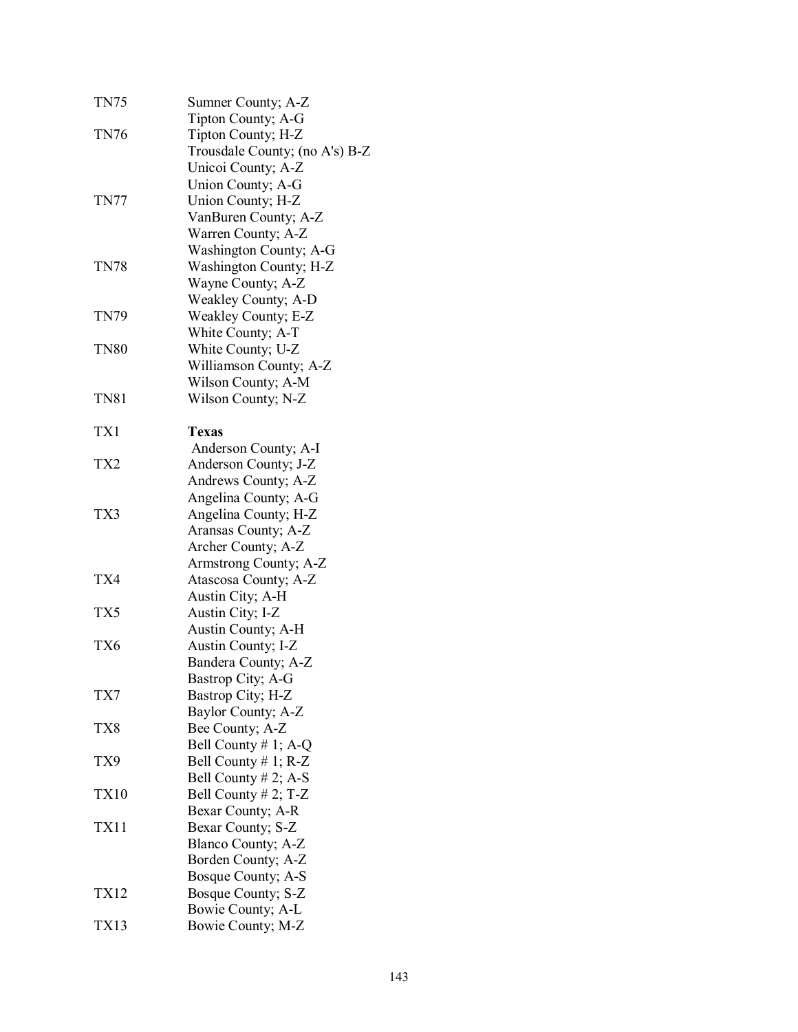| | |
|---|---|
| TN75 | Sumner County; A-Z |
| | Tipton County; A-G |
| TN76 | Tipton County; H-Z |
| | Trousdale County; (no A's) B-Z |
| | Unicoi County; A-Z |
| | Union County; A-G |
| TN77 | Union County; H-Z |
| | VanBuren County; A-Z |
| | Warren County; A-Z |
| | Washington County; A-G |
| TN78 | Washington County; H-Z |
| | Wayne County; A-Z |
| | Weakley County; A-D |
| TN79 | Weakley County; E-Z |
| | White County; A-T |
| TN80 | White County; U-Z |
| | Williamson County; A-Z |
| | Wilson County; A-M |
| TN81 | Wilson County; N-Z |
| | |
| TX1 | **Texas** |
| | Anderson County; A-I |
| TX2 | Anderson County; J-Z |
| | Andrews County; A-Z |
| | Angelina County; A-G |
| TX3 | Angelina County; H-Z |
| | Aransas County; A-Z |
| | Archer County; A-Z |
| | Armstrong County; A-Z |
| TX4 | Atascosa County; A-Z |
| | Austin City; A-H |
| TX5 | Austin City; I-Z |
| | Austin County; A-H |
| TX6 | Austin County; I-Z |
| | Bandera County; A-Z |
| | Bastrop City; A-G |
| TX7 | Bastrop City; H-Z |
| | Baylor County; A-Z |
| TX8 | Bee County; A-Z |
| | Bell County # 1; A-Q |
| TX9 | Bell County # 1; R-Z |
| | Bell County # 2; A-S |
| TX10 | Bell County # 2; T-Z |
| | Bexar County; A-R |
| TX11 | Bexar County; S-Z |
| | Blanco County; A-Z |
| | Borden County; A-Z |
| | Bosque County; A-S |
| TX12 | Bosque County; S-Z |
| | Bowie County; A-L |
| TX13 | Bowie County; M-Z |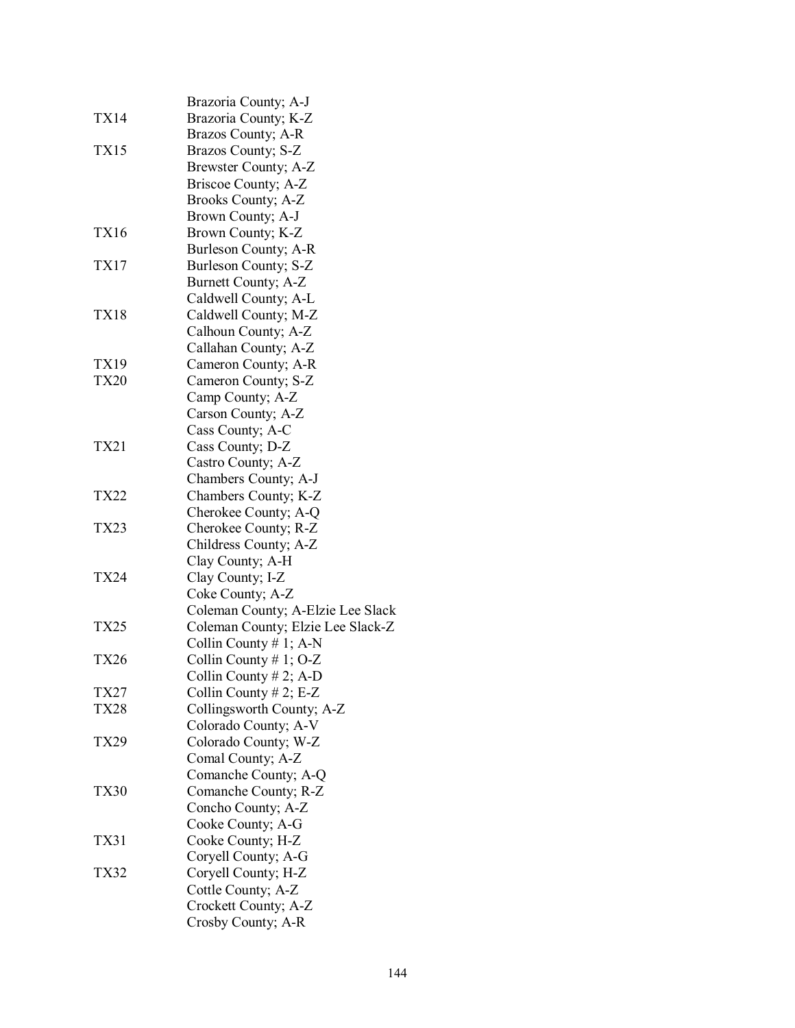| | |
|---|---|
| | Brazoria County; A-J |
| TX14 | Brazoria County; K-Z |
| | Brazos County; A-R |
| TX15 | Brazos County; S-Z |
| | Brewster County; A-Z |
| | Briscoe County; A-Z |
| | Brooks County; A-Z |
| | Brown County; A-J |
| TX16 | Brown County; K-Z |
| | Burleson County; A-R |
| TX17 | Burleson County; S-Z |
| | Burnett County; A-Z |
| | Caldwell County; A-L |
| TX18 | Caldwell County; M-Z |
| | Calhoun County; A-Z |
| | Callahan County; A-Z |
| TX19 | Cameron County; A-R |
| TX20 | Cameron County; S-Z |
| | Camp County; A-Z |
| | Carson County; A-Z |
| | Cass County; A-C |
| TX21 | Cass County; D-Z |
| | Castro County; A-Z |
| | Chambers County; A-J |
| TX22 | Chambers County; K-Z |
| | Cherokee County; A-Q |
| TX23 | Cherokee County; R-Z |
| | Childress County; A-Z |
| | Clay County; A-H |
| TX24 | Clay County; I-Z |
| | Coke County; A-Z |
| | Coleman County; A-Elzie Lee Slack |
| TX25 | Coleman County; Elzie Lee Slack-Z |
| | Collin County # 1; A-N |
| TX26 | Collin County # 1; O-Z |
| | Collin County # 2; A-D |
| TX27 | Collin County # 2; E-Z |
| TX28 | Collingsworth County; A-Z |
| | Colorado County; A-V |
| TX29 | Colorado County; W-Z |
| | Comal County; A-Z |
| | Comanche County; A-Q |
| TX30 | Comanche County; R-Z |
| | Concho County; A-Z |
| | Cooke County; A-G |
| TX31 | Cooke County; H-Z |
| | Coryell County; A-G |
| TX32 | Coryell County; H-Z |
| | Cottle County; A-Z |
| | Crockett County; A-Z |
| | Crosby County; A-R |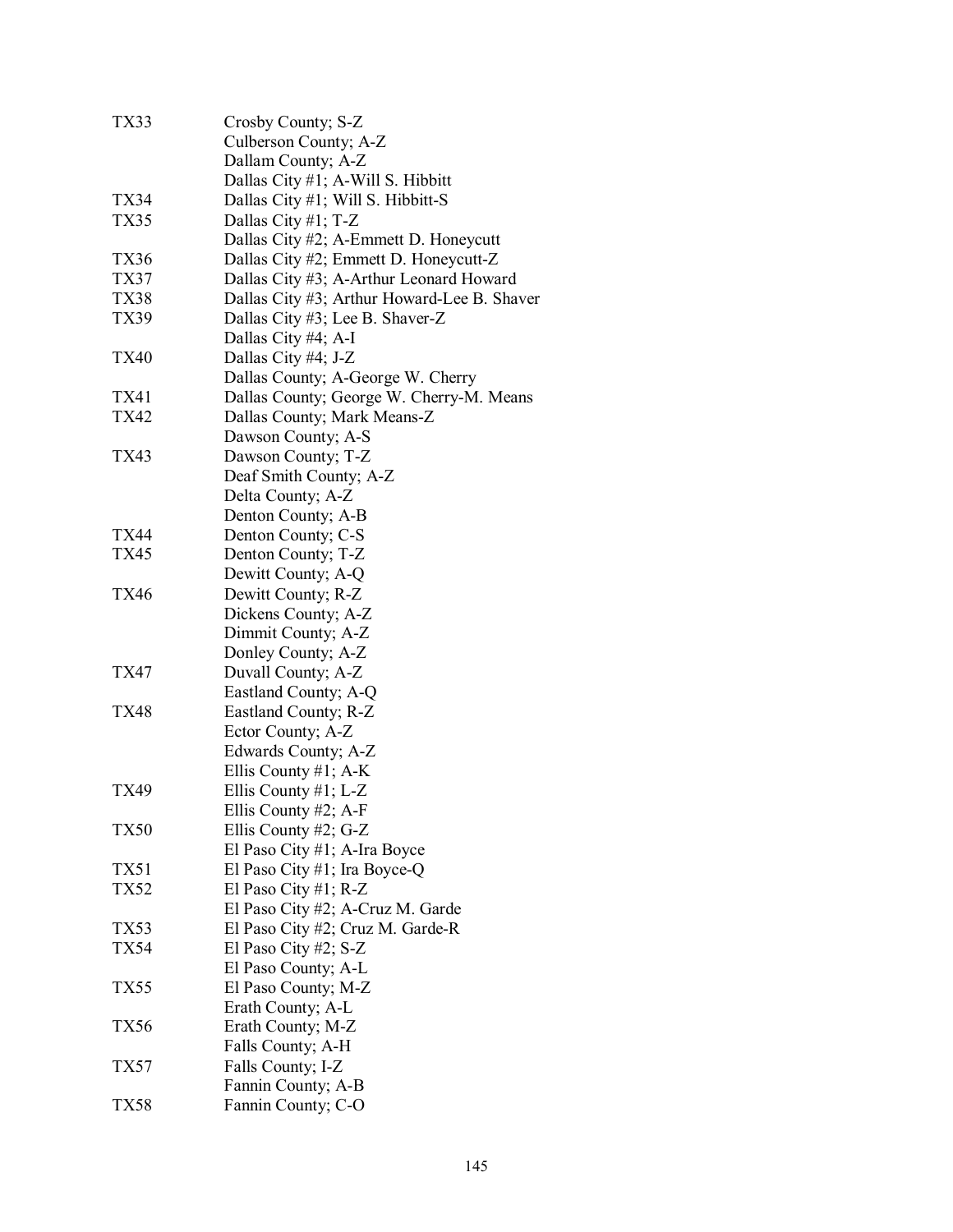| | |
|---|---|
| TX33 | Crosby County; S-Z |
| | Culberson County; A-Z |
| | Dallam County; A-Z |
| | Dallas City #1; A-Will S. Hibbitt |
| TX34 | Dallas City #1; Will S. Hibbitt-S |
| TX35 | Dallas City #1; T-Z |
| | Dallas City #2; A-Emmett D. Honeycutt |
| TX36 | Dallas City #2; Emmett D. Honeycutt-Z |
| TX37 | Dallas City #3; A-Arthur Leonard Howard |
| TX38 | Dallas City #3; Arthur Howard-Lee B. Shaver |
| TX39 | Dallas City #3; Lee B. Shaver-Z |
| | Dallas City #4; A-I |
| TX40 | Dallas City #4; J-Z |
| | Dallas County; A-George W. Cherry |
| TX41 | Dallas County; George W. Cherry-M. Means |
| TX42 | Dallas County; Mark Means-Z |
| | Dawson County; A-S |
| TX43 | Dawson County; T-Z |
| | Deaf Smith County; A-Z |
| | Delta County; A-Z |
| | Denton County; A-B |
| TX44 | Denton County; C-S |
| TX45 | Denton County; T-Z |
| | Dewitt County; A-Q |
| TX46 | Dewitt County; R-Z |
| | Dickens County; A-Z |
| | Dimmit County; A-Z |
| | Donley County; A-Z |
| TX47 | Duvall County; A-Z |
| | Eastland County; A-Q |
| TX48 | Eastland County; R-Z |
| | Ector County; A-Z |
| | Edwards County; A-Z |
| | Ellis County #1; A-K |
| TX49 | Ellis County #1; L-Z |
| | Ellis County #2; A-F |
| TX50 | Ellis County #2; G-Z |
| | El Paso City #1; A-Ira Boyce |
| TX51 | El Paso City #1; Ira Boyce-Q |
| TX52 | El Paso City #1; R-Z |
| | El Paso City #2; A-Cruz M. Garde |
| TX53 | El Paso City #2; Cruz M. Garde-R |
| TX54 | El Paso City #2; S-Z |
| | El Paso County; A-L |
| TX55 | El Paso County; M-Z |
| | Erath County; A-L |
| TX56 | Erath County; M-Z |
| | Falls County; A-H |
| TX57 | Falls County; I-Z |
| | Fannin County; A-B |
| TX58 | Fannin County; C-O |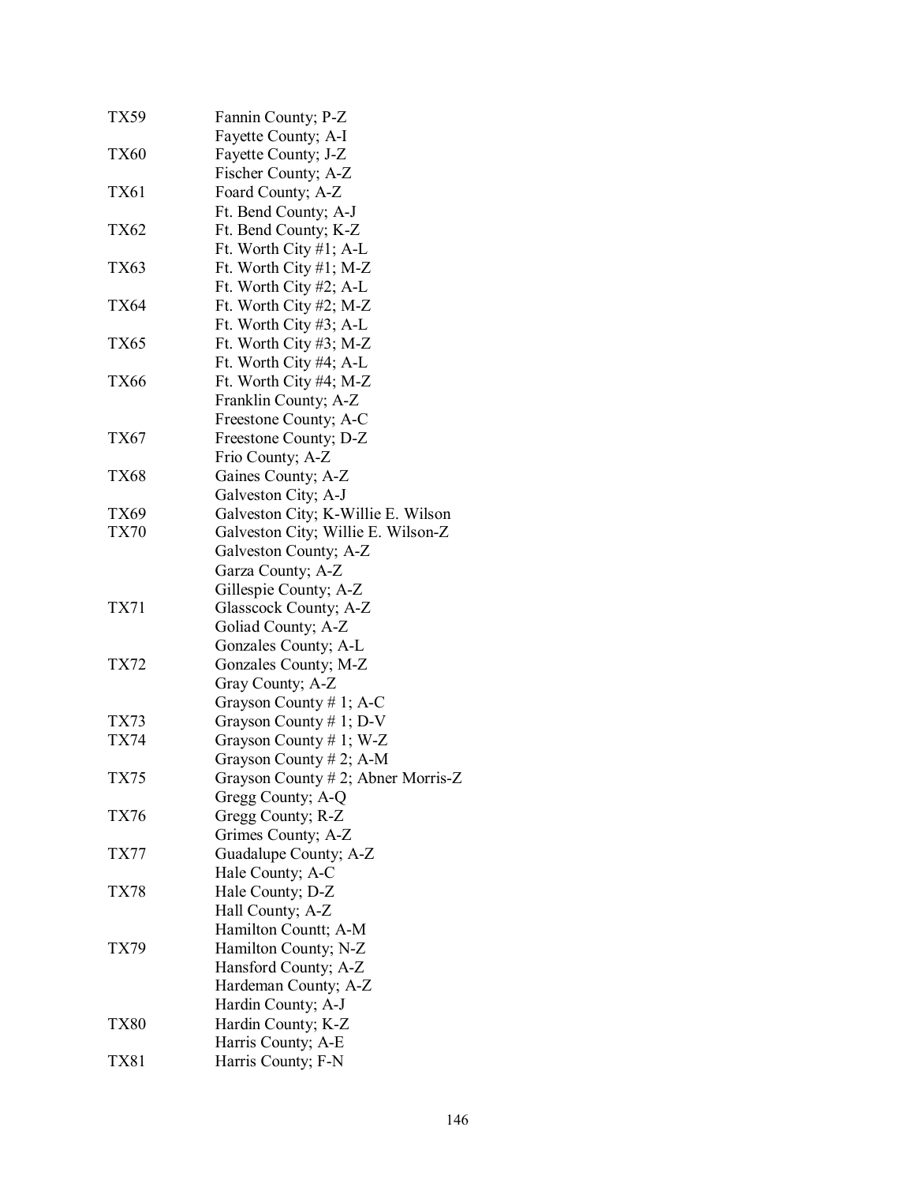| | |
|---|---|
| TX59 | Fannin County; P-Z |
| | Fayette County; A-I |
| TX60 | Fayette County; J-Z |
| | Fischer County; A-Z |
| TX61 | Foard County; A-Z |
| | Ft. Bend County; A-J |
| TX62 | Ft. Bend County; K-Z |
| | Ft. Worth City #1; A-L |
| TX63 | Ft. Worth City #1; M-Z |
| | Ft. Worth City #2; A-L |
| TX64 | Ft. Worth City #2; M-Z |
| | Ft. Worth City #3; A-L |
| TX65 | Ft. Worth City #3; M-Z |
| | Ft. Worth City #4; A-L |
| TX66 | Ft. Worth City #4; M-Z |
| | Franklin County; A-Z |
| | Freestone County; A-C |
| TX67 | Freestone County; D-Z |
| | Frio County; A-Z |
| TX68 | Gaines County; A-Z |
| | Galveston City; A-J |
| TX69 | Galveston City; K-Willie E. Wilson |
| TX70 | Galveston City; Willie E. Wilson-Z |
| | Galveston County; A-Z |
| | Garza County; A-Z |
| | Gillespie County; A-Z |
| TX71 | Glasscock County; A-Z |
| | Goliad County; A-Z |
| | Gonzales County; A-L |
| TX72 | Gonzales County; M-Z |
| | Gray County; A-Z |
| | Grayson County # 1; A-C |
| TX73 | Grayson County # 1; D-V |
| TX74 | Grayson County # 1; W-Z |
| | Grayson County # 2; A-M |
| TX75 | Grayson County # 2; Abner Morris-Z |
| | Gregg County; A-Q |
| TX76 | Gregg County; R-Z |
| | Grimes County; A-Z |
| TX77 | Guadalupe County; A-Z |
| | Hale County; A-C |
| TX78 | Hale County; D-Z |
| | Hall County; A-Z |
| | Hamilton Countt; A-M |
| TX79 | Hamilton County; N-Z |
| | Hansford County; A-Z |
| | Hardeman County; A-Z |
| | Hardin County; A-J |
| TX80 | Hardin County; K-Z |
| | Harris County; A-E |
| TX81 | Harris County; F-N |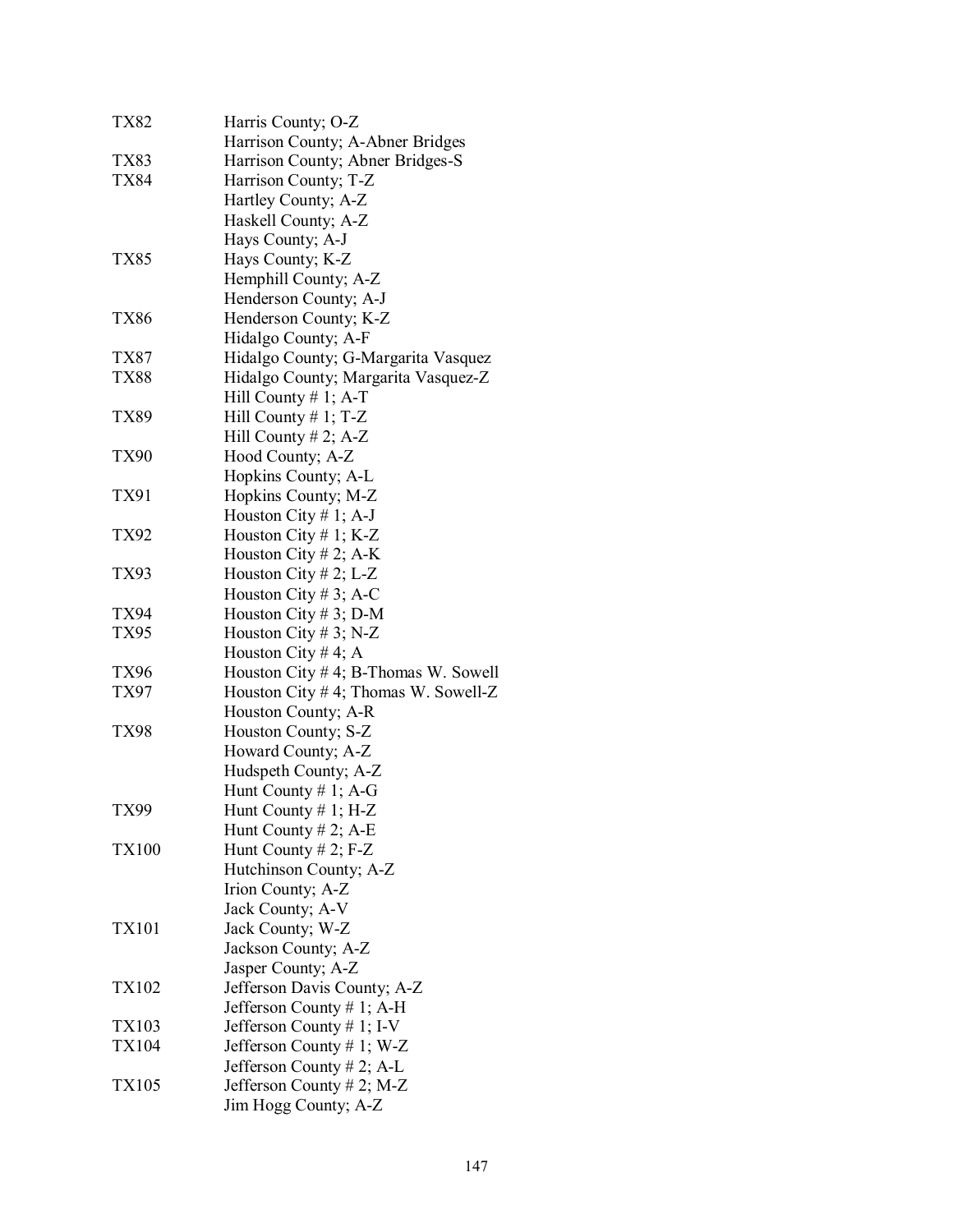| | |
|---|---|
| TX82 | Harris County; O-Z |
| | Harrison County; A-Abner Bridges |
| TX83 | Harrison County; Abner Bridges-S |
| TX84 | Harrison County; T-Z |
| | Hartley County; A-Z |
| | Haskell County; A-Z |
| | Hays County; A-J |
| TX85 | Hays County; K-Z |
| | Hemphill County; A-Z |
| | Henderson County; A-J |
| TX86 | Henderson County; K-Z |
| | Hidalgo County; A-F |
| TX87 | Hidalgo County; G-Margarita Vasquez |
| TX88 | Hidalgo County; Margarita Vasquez-Z |
| | Hill County # 1; A-T |
| TX89 | Hill County # 1; T-Z |
| | Hill County # 2; A-Z |
| TX90 | Hood County; A-Z |
| | Hopkins County; A-L |
| TX91 | Hopkins County; M-Z |
| | Houston City # 1; A-J |
| TX92 | Houston City # 1; K-Z |
| | Houston City # 2; A-K |
| TX93 | Houston City # 2; L-Z |
| | Houston City # 3; A-C |
| TX94 | Houston City # 3; D-M |
| TX95 | Houston City # 3; N-Z |
| | Houston City # 4; A |
| TX96 | Houston City # 4; B-Thomas W. Sowell |
| TX97 | Houston City # 4; Thomas W. Sowell-Z |
| | Houston County; A-R |
| TX98 | Houston County; S-Z |
| | Howard County; A-Z |
| | Hudspeth County; A-Z |
| | Hunt County # 1; A-G |
| TX99 | Hunt County # 1; H-Z |
| | Hunt County # 2; A-E |
| TX100 | Hunt County # 2; F-Z |
| | Hutchinson County; A-Z |
| | Irion County; A-Z |
| | Jack County; A-V |
| TX101 | Jack County; W-Z |
| | Jackson County; A-Z |
| | Jasper County; A-Z |
| TX102 | Jefferson Davis County; A-Z |
| | Jefferson County # 1; A-H |
| TX103 | Jefferson County # 1; I-V |
| TX104 | Jefferson County # 1; W-Z |
| | Jefferson County # 2; A-L |
| TX105 | Jefferson County # 2; M-Z |
| | Jim Hogg County; A-Z |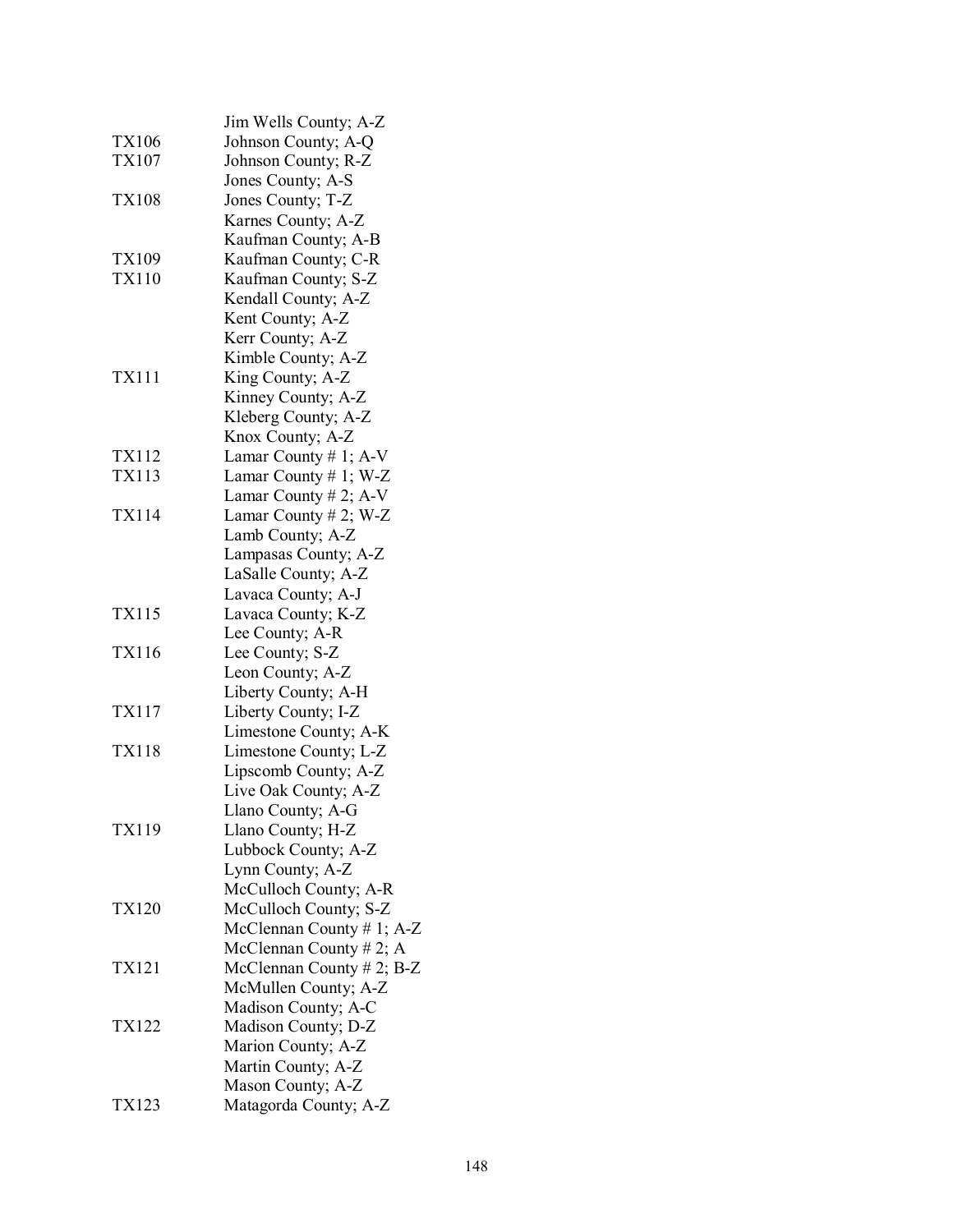| | |
|---|---|
| | Jim Wells County; A-Z |
| TX106 | Johnson County; A-Q |
| TX107 | Johnson County; R-Z |
| | Jones County; A-S |
| TX108 | Jones County; T-Z |
| | Karnes County; A-Z |
| | Kaufman County; A-B |
| TX109 | Kaufman County; C-R |
| TX110 | Kaufman County; S-Z |
| | Kendall County; A-Z |
| | Kent County; A-Z |
| | Kerr County; A-Z |
| | Kimble County; A-Z |
| TX111 | King County; A-Z |
| | Kinney County; A-Z |
| | Kleberg County; A-Z |
| | Knox County; A-Z |
| TX112 | Lamar County # 1; A-V |
| TX113 | Lamar County # 1; W-Z |
| | Lamar County # 2; A-V |
| TX114 | Lamar County # 2; W-Z |
| | Lamb County; A-Z |
| | Lampasas County; A-Z |
| | LaSalle County; A-Z |
| | Lavaca County; A-J |
| TX115 | Lavaca County; K-Z |
| | Lee County; A-R |
| TX116 | Lee County; S-Z |
| | Leon County; A-Z |
| | Liberty County; A-H |
| TX117 | Liberty County; I-Z |
| | Limestone County; A-K |
| TX118 | Limestone County; L-Z |
| | Lipscomb County; A-Z |
| | Live Oak County; A-Z |
| | Llano County; A-G |
| TX119 | Llano County; H-Z |
| | Lubbock County; A-Z |
| | Lynn County; A-Z |
| | McCulloch County; A-R |
| TX120 | McCulloch County; S-Z |
| | McClennan County # 1; A-Z |
| | McClennan County # 2; A |
| TX121 | McClennan County # 2; B-Z |
| | McMullen County; A-Z |
| | Madison County; A-C |
| TX122 | Madison County; D-Z |
| | Marion County; A-Z |
| | Martin County; A-Z |
| | Mason County; A-Z |
| TX123 | Matagorda County; A-Z |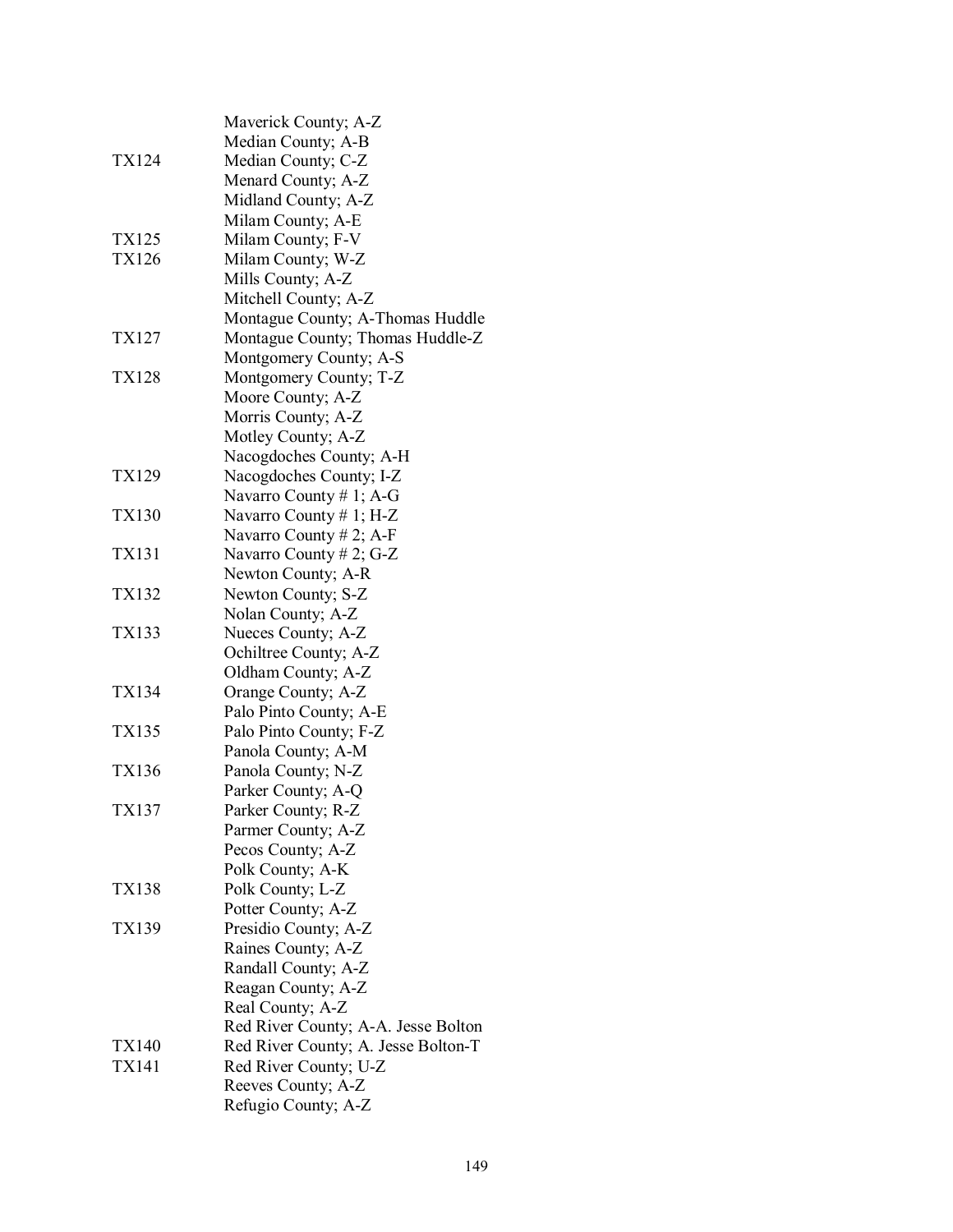| | |
|---|---|
| | Maverick County; A-Z |
| | Median County; A-B |
| TX124 | Median County; C-Z |
| | Menard County; A-Z |
| | Midland County; A-Z |
| | Milam County; A-E |
| TX125 | Milam County; F-V |
| TX126 | Milam County; W-Z |
| | Mills County; A-Z |
| | Mitchell County; A-Z |
| | Montague County; A-Thomas Huddle |
| TX127 | Montague County; Thomas Huddle-Z |
| | Montgomery County; A-S |
| TX128 | Montgomery County; T-Z |
| | Moore County; A-Z |
| | Morris County; A-Z |
| | Motley County; A-Z |
| | Nacogdoches County; A-H |
| TX129 | Nacogdoches County; I-Z |
| | Navarro County # 1; A-G |
| TX130 | Navarro County # 1; H-Z |
| | Navarro County # 2; A-F |
| TX131 | Navarro County # 2; G-Z |
| | Newton County; A-R |
| TX132 | Newton County; S-Z |
| | Nolan County; A-Z |
| TX133 | Nueces County; A-Z |
| | Ochiltree County; A-Z |
| | Oldham County; A-Z |
| TX134 | Orange County; A-Z |
| | Palo Pinto County; A-E |
| TX135 | Palo Pinto County; F-Z |
| | Panola County; A-M |
| TX136 | Panola County; N-Z |
| | Parker County; A-Q |
| TX137 | Parker County; R-Z |
| | Parmer County; A-Z |
| | Pecos County; A-Z |
| | Polk County; A-K |
| TX138 | Polk County; L-Z |
| | Potter County; A-Z |
| TX139 | Presidio County; A-Z |
| | Raines County; A-Z |
| | Randall County; A-Z |
| | Reagan County; A-Z |
| | Real County; A-Z |
| | Red River County; A-A. Jesse Bolton |
| TX140 | Red River County; A. Jesse Bolton-T |
| TX141 | Red River County; U-Z |
| | Reeves County; A-Z |
| | Refugio County; A-Z |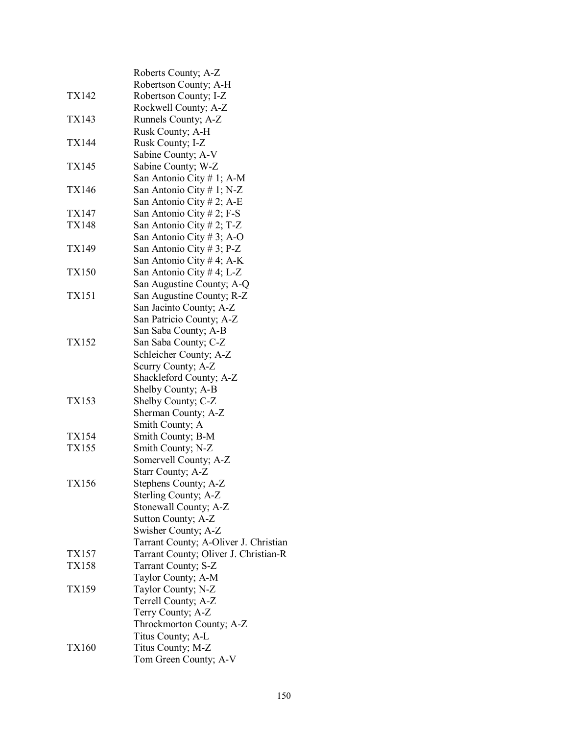| | |
|---|---|
| | Roberts County; A-Z |
| | Robertson County; A-H |
| TX142 | Robertson County; I-Z |
| | Rockwell County; A-Z |
| TX143 | Runnels County; A-Z |
| | Rusk County; A-H |
| TX144 | Rusk County; I-Z |
| | Sabine County; A-V |
| TX145 | Sabine County; W-Z |
| | San Antonio City # 1; A-M |
| TX146 | San Antonio City # 1; N-Z |
| | San Antonio City # 2; A-E |
| TX147 | San Antonio City # 2; F-S |
| TX148 | San Antonio City # 2; T-Z |
| | San Antonio City # 3; A-O |
| TX149 | San Antonio City # 3; P-Z |
| | San Antonio City # 4; A-K |
| TX150 | San Antonio City # 4; L-Z |
| | San Augustine County; A-Q |
| TX151 | San Augustine County; R-Z |
| | San Jacinto County; A-Z |
| | San Patricio County; A-Z |
| | San Saba County; A-B |
| TX152 | San Saba County; C-Z |
| | Schleicher County; A-Z |
| | Scurry County; A-Z |
| | Shackleford County; A-Z |
| | Shelby County; A-B |
| TX153 | Shelby County; C-Z |
| | Sherman County; A-Z |
| | Smith County; A |
| TX154 | Smith County; B-M |
| TX155 | Smith County; N-Z |
| | Somervell County; A-Z |
| | Starr County; A-Z |
| TX156 | Stephens County; A-Z |
| | Sterling County; A-Z |
| | Stonewall County; A-Z |
| | Sutton County; A-Z |
| | Swisher County; A-Z |
| | Tarrant County; A-Oliver J. Christian |
| TX157 | Tarrant County; Oliver J. Christian-R |
| TX158 | Tarrant County; S-Z |
| | Taylor County; A-M |
| TX159 | Taylor County; N-Z |
| | Terrell County; A-Z |
| | Terry County; A-Z |
| | Throckmorton County; A-Z |
| | Titus County; A-L |
| TX160 | Titus County; M-Z |
| | Tom Green County; A-V |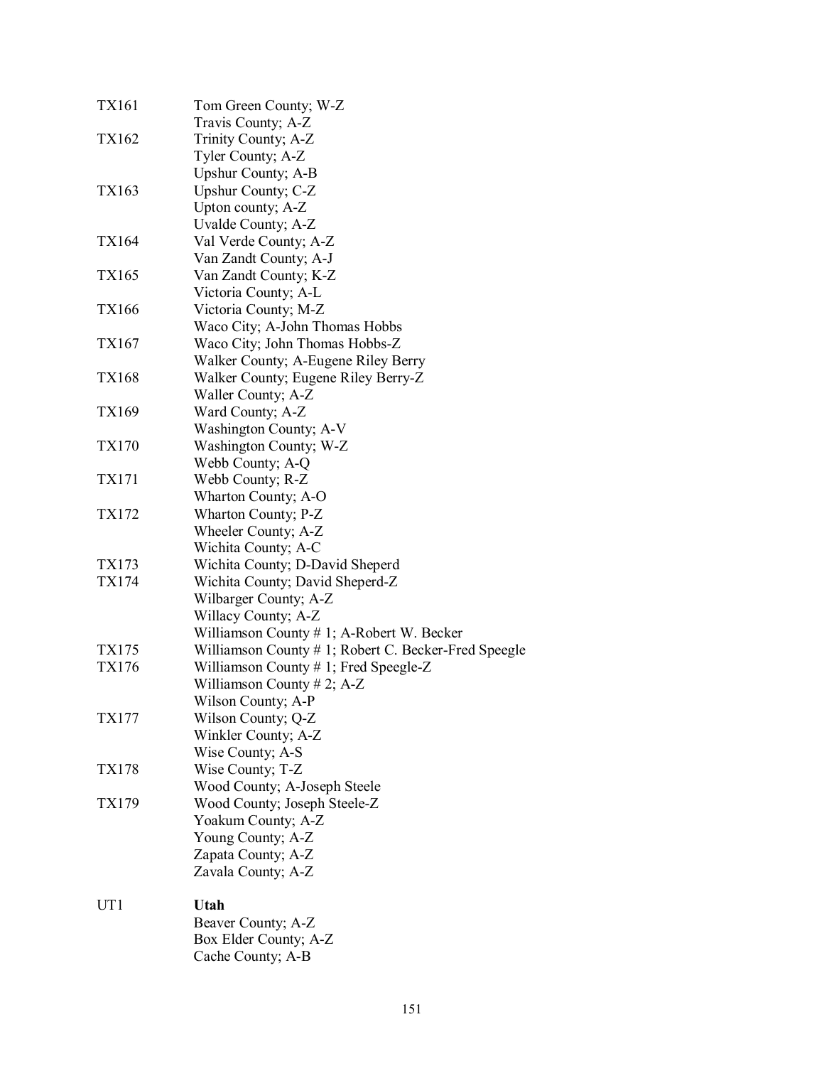| | |
|---|---|
| TX161 | Tom Green County; W-Z |
| | Travis County; A-Z |
| TX162 | Trinity County; A-Z |
| | Tyler County; A-Z |
| | Upshur County; A-B |
| TX163 | Upshur County; C-Z |
| | Upton county; A-Z |
| | Uvalde County; A-Z |
| TX164 | Val Verde County; A-Z |
| | Van Zandt County; A-J |
| TX165 | Van Zandt County; K-Z |
| | Victoria County; A-L |
| TX166 | Victoria County; M-Z |
| | Waco City; A-John Thomas Hobbs |
| TX167 | Waco City; John Thomas Hobbs-Z |
| | Walker County; A-Eugene Riley Berry |
| TX168 | Walker County; Eugene Riley Berry-Z |
| | Waller County; A-Z |
| TX169 | Ward County; A-Z |
| | Washington County; A-V |
| TX170 | Washington County; W-Z |
| | Webb County; A-Q |
| TX171 | Webb County; R-Z |
| | Wharton County; A-O |
| TX172 | Wharton County; P-Z |
| | Wheeler County; A-Z |
| | Wichita County; A-C |
| TX173 | Wichita County; D-David Sheperd |
| TX174 | Wichita County; David Sheperd-Z |
| | Wilbarger County; A-Z |
| | Willacy County; A-Z |
| | Williamson County # 1; A-Robert W. Becker |
| TX175 | Williamson County # 1; Robert C. Becker-Fred Speegle |
| TX176 | Williamson County # 1; Fred Speegle-Z |
| | Williamson County # 2; A-Z |
| | Wilson County; A-P |
| TX177 | Wilson County; Q-Z |
| | Winkler County; A-Z |
| | Wise County; A-S |
| TX178 | Wise County; T-Z |
| | Wood County; A-Joseph Steele |
| TX179 | Wood County; Joseph Steele-Z |
| | Yoakum County; A-Z |
| | Young County; A-Z |
| | Zapata County; A-Z |
| | Zavala County; A-Z |
| | |
| UT1 | **Utah** |
| | Beaver County; A-Z |
| | Box Elder County; A-Z |
| | Cache County; A-B |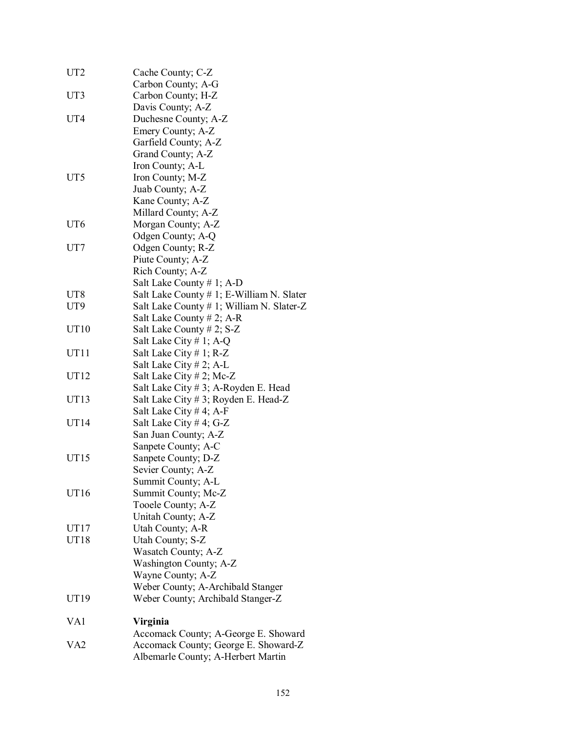| | |
|---|---|
| UT2 | Cache County; C-Z |
| | Carbon County; A-G |
| UT3 | Carbon County; H-Z |
| | Davis County; A-Z |
| UT4 | Duchesne County; A-Z |
| | Emery County; A-Z |
| | Garfield County; A-Z |
| | Grand County; A-Z |
| | Iron County; A-L |
| UT5 | Iron County; M-Z |
| | Juab County; A-Z |
| | Kane County; A-Z |
| | Millard County; A-Z |
| UT6 | Morgan County; A-Z |
| | Odgen County; A-Q |
| UT7 | Odgen County; R-Z |
| | Piute County; A-Z |
| | Rich County; A-Z |
| | Salt Lake County # 1; A-D |
| UT8 | Salt Lake County # 1; E-William N. Slater |
| UT9 | Salt Lake County # 1; William N. Slater-Z |
| | Salt Lake County # 2; A-R |
| UT10 | Salt Lake County # 2; S-Z |
| | Salt Lake City # 1; A-Q |
| UT11 | Salt Lake City # 1; R-Z |
| | Salt Lake City # 2; A-L |
| UT12 | Salt Lake City # 2; Mc-Z |
| | Salt Lake City # 3; A-Royden E. Head |
| UT13 | Salt Lake City # 3; Royden E. Head-Z |
| | Salt Lake City # 4; A-F |
| UT14 | Salt Lake City # 4; G-Z |
| | San Juan County; A-Z |
| | Sanpete County; A-C |
| UT15 | Sanpete County; D-Z |
| | Sevier County; A-Z |
| | Summit County; A-L |
| UT16 | Summit County; Mc-Z |
| | Tooele County; A-Z |
| | Unitah County; A-Z |
| UT17 | Utah County; A-R |
| UT18 | Utah County; S-Z |
| | Wasatch County; A-Z |
| | Washington County; A-Z |
| | Wayne County; A-Z |
| | Weber County; A-Archibald Stanger |
| UT19 | Weber County; Archibald Stanger-Z |
| | |
| VA1 | **Virginia** |
| | Accomack County; A-George E. Showard |
| VA2 | Accomack County; George E. Showard-Z |
| | Albemarle County; A-Herbert Martin |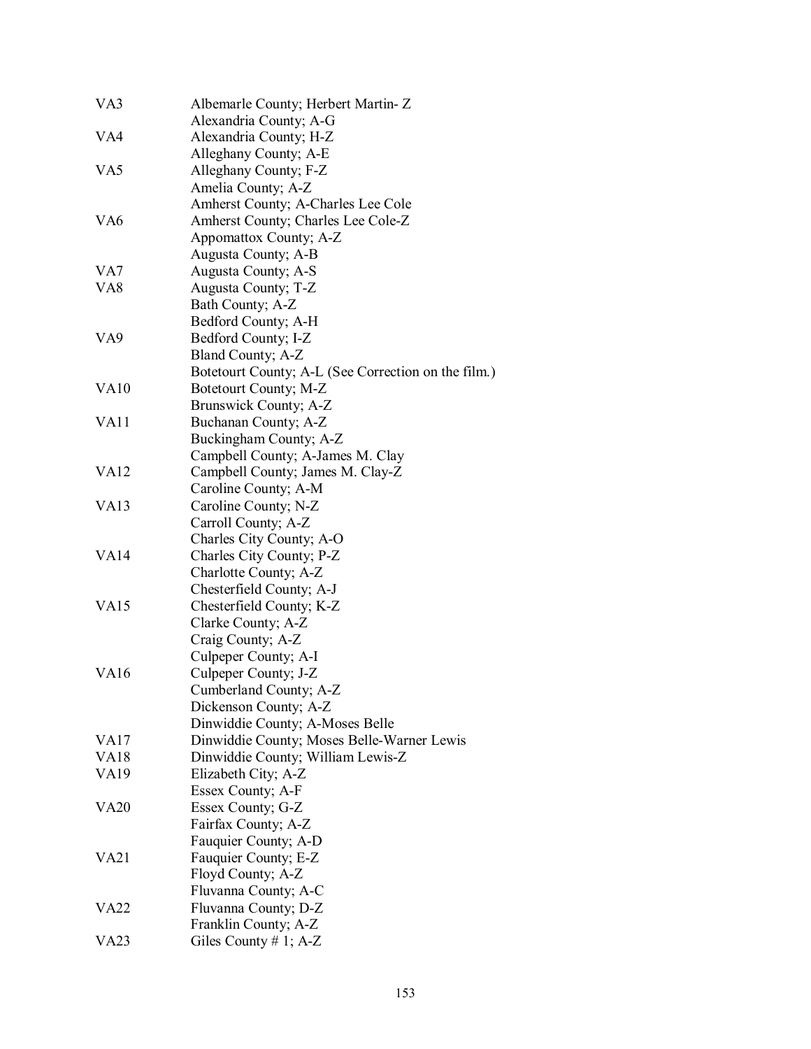| | |
|---|---|
| VA3 | Albemarle County; Herbert Martin- Z |
| | Alexandria County; A-G |
| VA4 | Alexandria County; H-Z |
| | Alleghany County; A-E |
| VA5 | Alleghany County; F-Z |
| | Amelia County; A-Z |
| | Amherst County; A-Charles Lee Cole |
| VA6 | Amherst County; Charles Lee Cole-Z |
| | Appomattox County; A-Z |
| | Augusta County; A-B |
| VA7 | Augusta County; A-S |
| VA8 | Augusta County; T-Z |
| | Bath County; A-Z |
| | Bedford County; A-H |
| VA9 | Bedford County; I-Z |
| | Bland County; A-Z |
| | Botetourt County; A-L (See Correction on the film.) |
| VA10 | Botetourt County; M-Z |
| | Brunswick County; A-Z |
| VA11 | Buchanan County; A-Z |
| | Buckingham County; A-Z |
| | Campbell County; A-James M. Clay |
| VA12 | Campbell County; James M. Clay-Z |
| | Caroline County; A-M |
| VA13 | Caroline County; N-Z |
| | Carroll County; A-Z |
| | Charles City County; A-O |
| VA14 | Charles City County; P-Z |
| | Charlotte County; A-Z |
| | Chesterfield County; A-J |
| VA15 | Chesterfield County; K-Z |
| | Clarke County; A-Z |
| | Craig County; A-Z |
| | Culpeper County; A-I |
| VA16 | Culpeper County; J-Z |
| | Cumberland County; A-Z |
| | Dickenson County; A-Z |
| | Dinwiddie County; A-Moses Belle |
| VA17 | Dinwiddie County; Moses Belle-Warner Lewis |
| VA18 | Dinwiddie County; William Lewis-Z |
| VA19 | Elizabeth City; A-Z |
| | Essex County; A-F |
| VA20 | Essex County; G-Z |
| | Fairfax County; A-Z |
| | Fauquier County; A-D |
| VA21 | Fauquier County; E-Z |
| | Floyd County; A-Z |
| | Fluvanna County; A-C |
| VA22 | Fluvanna County; D-Z |
| | Franklin County; A-Z |
| VA23 | Giles County # 1; A-Z |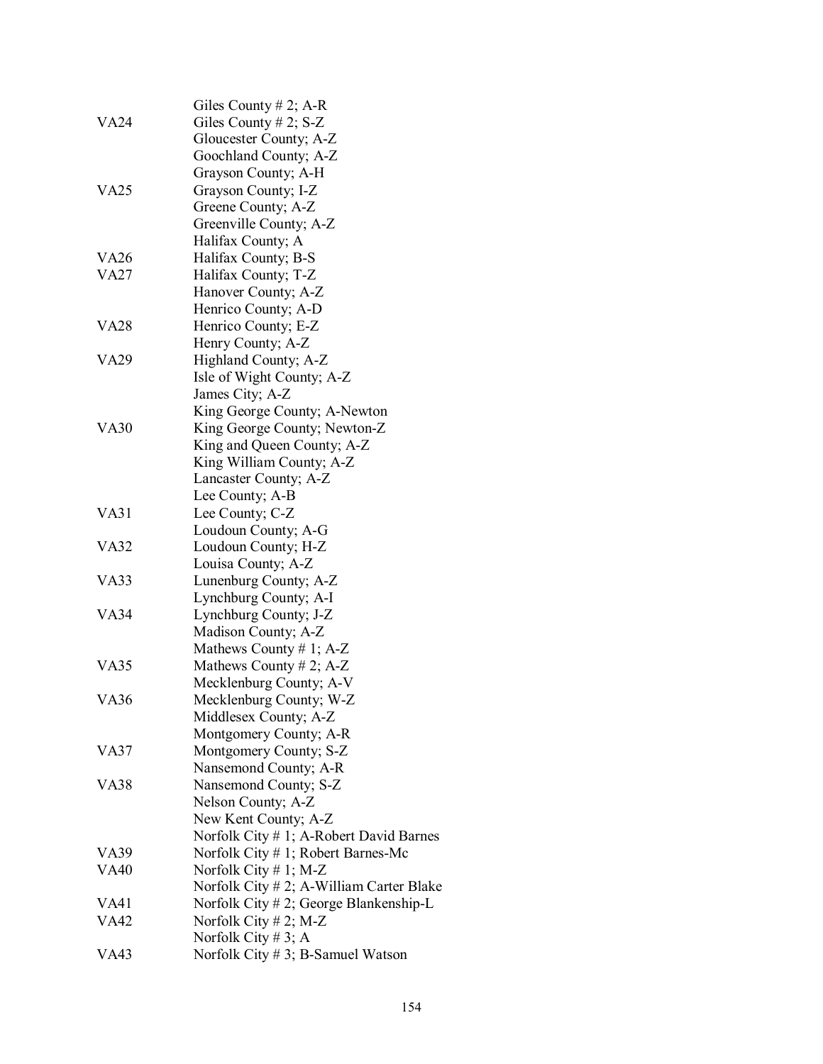| | |
|---|---|
| | Giles County # 2; A-R |
| VA24 | Giles County # 2; S-Z |
| | Gloucester County; A-Z |
| | Goochland County; A-Z |
| | Grayson County; A-H |
| VA25 | Grayson County; I-Z |
| | Greene County; A-Z |
| | Greenville County; A-Z |
| | Halifax County; A |
| VA26 | Halifax County; B-S |
| VA27 | Halifax County; T-Z |
| | Hanover County; A-Z |
| | Henrico County; A-D |
| VA28 | Henrico County; E-Z |
| | Henry County; A-Z |
| VA29 | Highland County; A-Z |
| | Isle of Wight County; A-Z |
| | James City; A-Z |
| | King George County; A-Newton |
| VA30 | King George County; Newton-Z |
| | King and Queen County; A-Z |
| | King William County; A-Z |
| | Lancaster County; A-Z |
| | Lee County; A-B |
| VA31 | Lee County; C-Z |
| | Loudoun County; A-G |
| VA32 | Loudoun County; H-Z |
| | Louisa County; A-Z |
| VA33 | Lunenburg County; A-Z |
| | Lynchburg County; A-I |
| VA34 | Lynchburg County; J-Z |
| | Madison County; A-Z |
| | Mathews County # 1; A-Z |
| VA35 | Mathews County # 2; A-Z |
| | Mecklenburg County; A-V |
| VA36 | Mecklenburg County; W-Z |
| | Middlesex County; A-Z |
| | Montgomery County; A-R |
| VA37 | Montgomery County; S-Z |
| | Nansemond County; A-R |
| VA38 | Nansemond County; S-Z |
| | Nelson County; A-Z |
| | New Kent County; A-Z |
| | Norfolk City # 1; A-Robert David Barnes |
| VA39 | Norfolk City # 1; Robert Barnes-Mc |
| VA40 | Norfolk City # 1; M-Z |
| | Norfolk City # 2; A-William Carter Blake |
| VA41 | Norfolk City # 2; George Blankenship-L |
| VA42 | Norfolk City # 2; M-Z |
| | Norfolk City # 3; A |
| VA43 | Norfolk City # 3; B-Samuel Watson |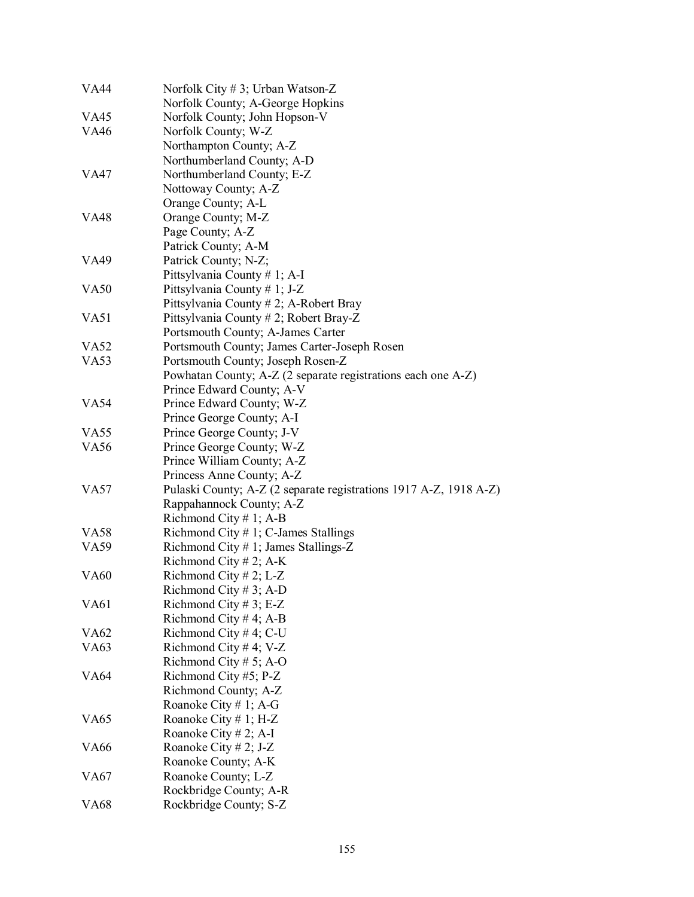| | |
|---|---|
| VA44 | Norfolk City # 3; Urban Watson-Z |
| | Norfolk County; A-George Hopkins |
| VA45 | Norfolk County; John Hopson-V |
| VA46 | Norfolk County; W-Z |
| | Northampton County; A-Z |
| | Northumberland County; A-D |
| VA47 | Northumberland County; E-Z |
| | Nottoway County; A-Z |
| | Orange County; A-L |
| VA48 | Orange County; M-Z |
| | Page County; A-Z |
| | Patrick County; A-M |
| VA49 | Patrick County; N-Z; |
| | Pittsylvania County # 1; A-I |
| VA50 | Pittsylvania County # 1; J-Z |
| | Pittsylvania County # 2; A-Robert Bray |
| VA51 | Pittsylvania County # 2; Robert Bray-Z |
| | Portsmouth County; A-James Carter |
| VA52 | Portsmouth County; James Carter-Joseph Rosen |
| VA53 | Portsmouth County; Joseph Rosen-Z |
| | Powhatan County; A-Z (2 separate registrations each one A-Z) |
| | Prince Edward County; A-V |
| VA54 | Prince Edward County; W-Z |
| | Prince George County; A-I |
| VA55 | Prince George County; J-V |
| VA56 | Prince George County; W-Z |
| | Prince William County; A-Z |
| | Princess Anne County; A-Z |
| VA57 | Pulaski County; A-Z (2 separate registrations 1917 A-Z, 1918 A-Z) |
| | Rappahannock County; A-Z |
| | Richmond City # 1; A-B |
| VA58 | Richmond City # 1; C-James Stallings |
| VA59 | Richmond City # 1; James Stallings-Z |
| | Richmond City # 2; A-K |
| VA60 | Richmond City # 2; L-Z |
| | Richmond City # 3; A-D |
| VA61 | Richmond City # 3; E-Z |
| | Richmond City # 4; A-B |
| VA62 | Richmond City # 4; C-U |
| VA63 | Richmond City # 4; V-Z |
| | Richmond City # 5; A-O |
| VA64 | Richmond City #5; P-Z |
| | Richmond County; A-Z |
| | Roanoke City # 1; A-G |
| VA65 | Roanoke City # 1; H-Z |
| | Roanoke City # 2; A-I |
| VA66 | Roanoke City # 2; J-Z |
| | Roanoke County; A-K |
| VA67 | Roanoke County; L-Z |
| | Rockbridge County; A-R |
| VA68 | Rockbridge County; S-Z |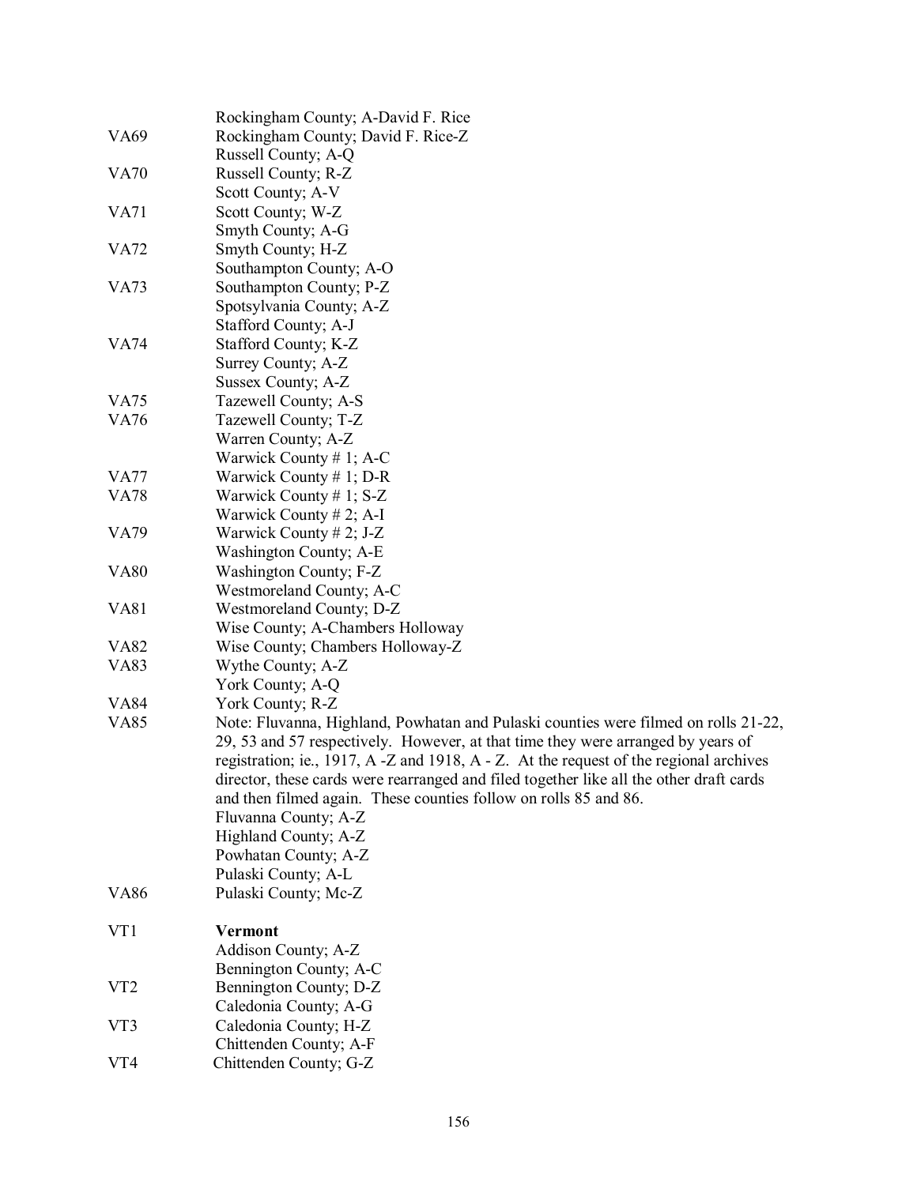| | |
|---|---|
| | Rockingham County; A-David F. Rice |
| VA69 | Rockingham County; David F. Rice-Z |
| | Russell County; A-Q |
| VA70 | Russell County; R-Z |
| | Scott County; A-V |
| VA71 | Scott County; W-Z |
| | Smyth County; A-G |
| VA72 | Smyth County; H-Z |
| | Southampton County; A-O |
| VA73 | Southampton County; P-Z |
| | Spotsylvania County; A-Z |
| | Stafford County; A-J |
| VA74 | Stafford County; K-Z |
| | Surrey County; A-Z |
| | Sussex County; A-Z |
| VA75 | Tazewell County; A-S |
| VA76 | Tazewell County; T-Z |
| | Warren County; A-Z |
| | Warwick County # 1; A-C |
| VA77 | Warwick County # 1; D-R |
| VA78 | Warwick County # 1; S-Z |
| | Warwick County # 2; A-I |
| VA79 | Warwick County # 2; J-Z |
| | Washington County; A-E |
| VA80 | Washington County; F-Z |
| | Westmoreland County; A-C |
| VA81 | Westmoreland County; D-Z |
| | Wise County; A-Chambers Holloway |
| VA82 | Wise County; Chambers Holloway-Z |
| VA83 | Wythe County; A-Z |
| | York County; A-Q |
| VA84 | York County; R-Z |
| VA85 | Note: Fluvanna, Highland, Powhatan and Pulaski counties were filmed on rolls 21-22, 29, 53 and 57 respectively. However, at that time they were arranged by years of registration; ie., 1917, A -Z and 1918, A - Z. At the request of the regional archives director, these cards were rearranged and filed together like all the other draft cards and then filmed again. These counties follow on rolls 85 and 86. |
| | Fluvanna County; A-Z |
| | Highland County; A-Z |
| | Powhatan County; A-Z |
| | Pulaski County; A-L |
| VA86 | Pulaski County; Mc-Z |
| | |
| VT1 | **Vermont** |
| | Addison County; A-Z |
| | Bennington County; A-C |
| VT2 | Bennington County; D-Z |
| | Caledonia County; A-G |
| VT3 | Caledonia County; H-Z |
| | Chittenden County; A-F |
| VT4 | Chittenden County; G-Z |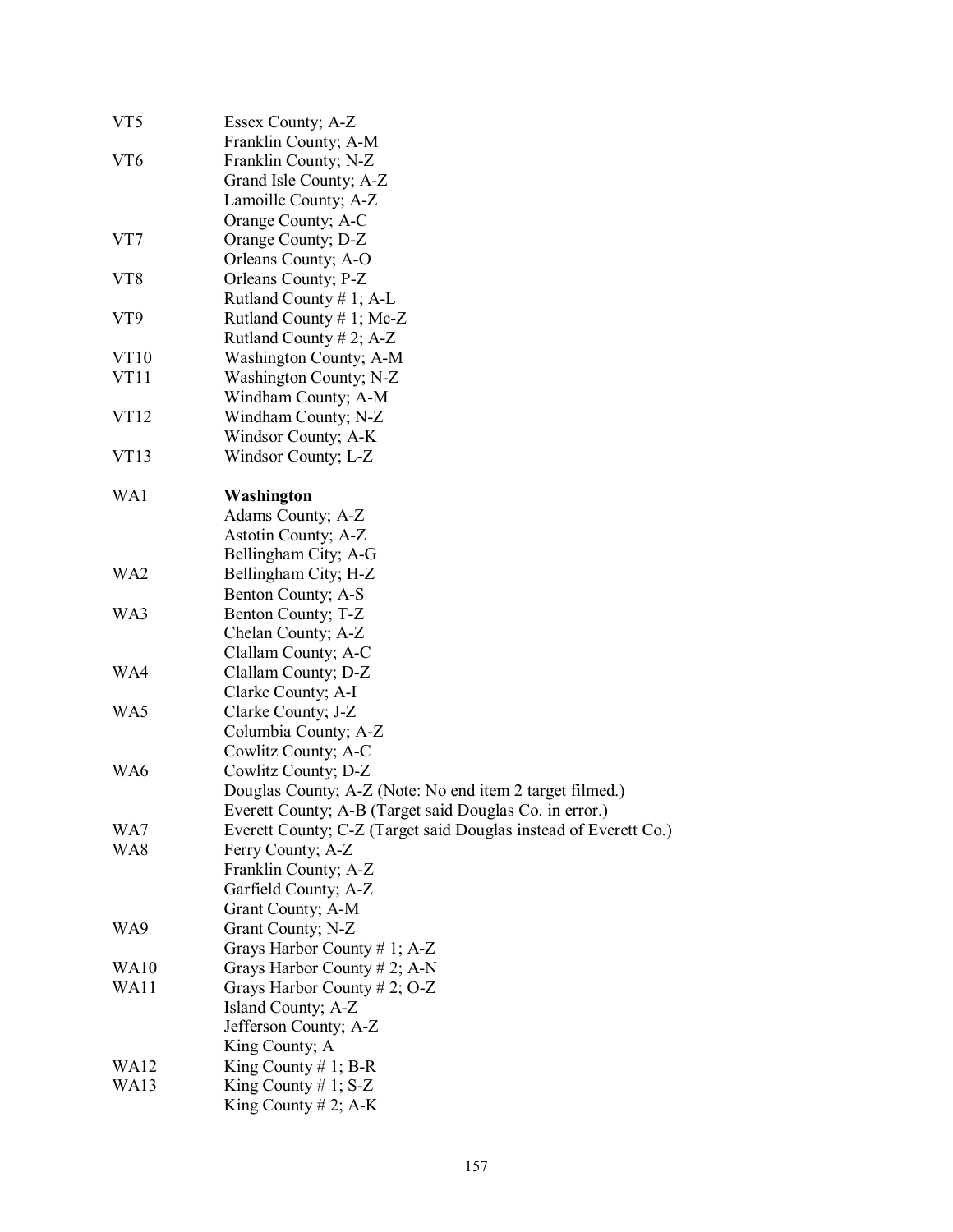| | |
|---|---|
| VT5 | Essex County; A-Z |
| | Franklin County; A-M |
| VT6 | Franklin County; N-Z |
| | Grand Isle County; A-Z |
| | Lamoille County; A-Z |
| | Orange County; A-C |
| VT7 | Orange County; D-Z |
| | Orleans County; A-O |
| VT8 | Orleans County; P-Z |
| | Rutland County # 1; A-L |
| VT9 | Rutland County # 1; Mc-Z |
| | Rutland County # 2; A-Z |
| VT10 | Washington County; A-M |
| VT11 | Washington County; N-Z |
| | Windham County; A-M |
| VT12 | Windham County; N-Z |
| | Windsor County; A-K |
| VT13 | Windsor County; L-Z |
| | |
| WA1 | **Washington** |
| | Adams County; A-Z |
| | Astotin County; A-Z |
| | Bellingham City; A-G |
| WA2 | Bellingham City; H-Z |
| | Benton County; A-S |
| WA3 | Benton County; T-Z |
| | Chelan County; A-Z |
| | Clallam County; A-C |
| WA4 | Clallam County; D-Z |
| | Clarke County; A-I |
| WA5 | Clarke County; J-Z |
| | Columbia County; A-Z |
| | Cowlitz County; A-C |
| WA6 | Cowlitz County; D-Z |
| | Douglas County; A-Z (Note: No end item 2 target filmed.) |
| | Everett County; A-B (Target said Douglas Co. in error.) |
| WA7 | Everett County; C-Z (Target said Douglas instead of Everett Co.) |
| WA8 | Ferry County; A-Z |
| | Franklin County; A-Z |
| | Garfield County; A-Z |
| | Grant County; A-M |
| WA9 | Grant County; N-Z |
| | Grays Harbor County # 1; A-Z |
| WA10 | Grays Harbor County # 2; A-N |
| WA11 | Grays Harbor County # 2; O-Z |
| | Island County; A-Z |
| | Jefferson County; A-Z |
| | King County; A |
| WA12 | King County # 1; B-R |
| WA13 | King County # 1; S-Z |
| | King County # 2; A-K |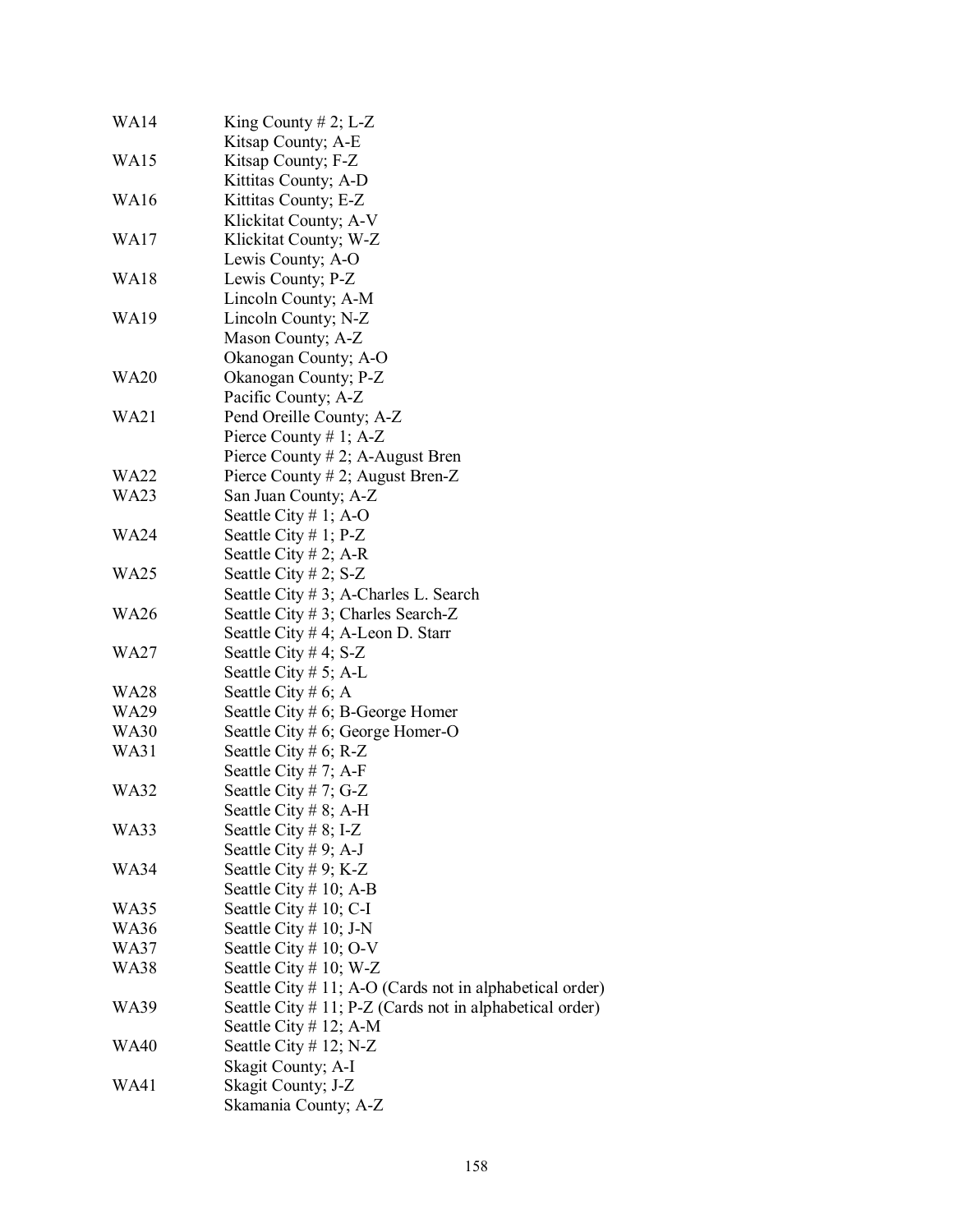| | |
|---|---|
| WA14 | King County # 2; L-Z |
| | Kitsap County; A-E |
| WA15 | Kitsap County; F-Z |
| | Kittitas County; A-D |
| WA16 | Kittitas County; E-Z |
| | Klickitat County; A-V |
| WA17 | Klickitat County; W-Z |
| | Lewis County; A-O |
| WA18 | Lewis County; P-Z |
| | Lincoln County; A-M |
| WA19 | Lincoln County; N-Z |
| | Mason County; A-Z |
| | Okanogan County; A-O |
| WA20 | Okanogan County; P-Z |
| | Pacific County; A-Z |
| WA21 | Pend Oreille County; A-Z |
| | Pierce County # 1; A-Z |
| | Pierce County # 2; A-August Bren |
| WA22 | Pierce County # 2; August Bren-Z |
| WA23 | San Juan County; A-Z |
| | Seattle City # 1; A-O |
| WA24 | Seattle City # 1; P-Z |
| | Seattle City # 2; A-R |
| WA25 | Seattle City # 2; S-Z |
| | Seattle City # 3; A-Charles L. Search |
| WA26 | Seattle City # 3; Charles Search-Z |
| | Seattle City # 4; A-Leon D. Starr |
| WA27 | Seattle City # 4; S-Z |
| | Seattle City # 5; A-L |
| WA28 | Seattle City # 6; A |
| WA29 | Seattle City # 6; B-George Homer |
| WA30 | Seattle City # 6; George Homer-O |
| WA31 | Seattle City # 6; R-Z |
| | Seattle City # 7; A-F |
| WA32 | Seattle City # 7; G-Z |
| | Seattle City # 8; A-H |
| WA33 | Seattle City # 8; I-Z |
| | Seattle City # 9; A-J |
| WA34 | Seattle City # 9; K-Z |
| | Seattle City # 10; A-B |
| WA35 | Seattle City # 10; C-I |
| WA36 | Seattle City # 10; J-N |
| WA37 | Seattle City # 10; O-V |
| WA38 | Seattle City # 10; W-Z |
| | Seattle City # 11; A-O (Cards not in alphabetical order) |
| WA39 | Seattle City # 11; P-Z (Cards not in alphabetical order) |
| | Seattle City # 12; A-M |
| WA40 | Seattle City # 12; N-Z |
| | Skagit County; A-I |
| WA41 | Skagit County; J-Z |
| | Skamania County; A-Z |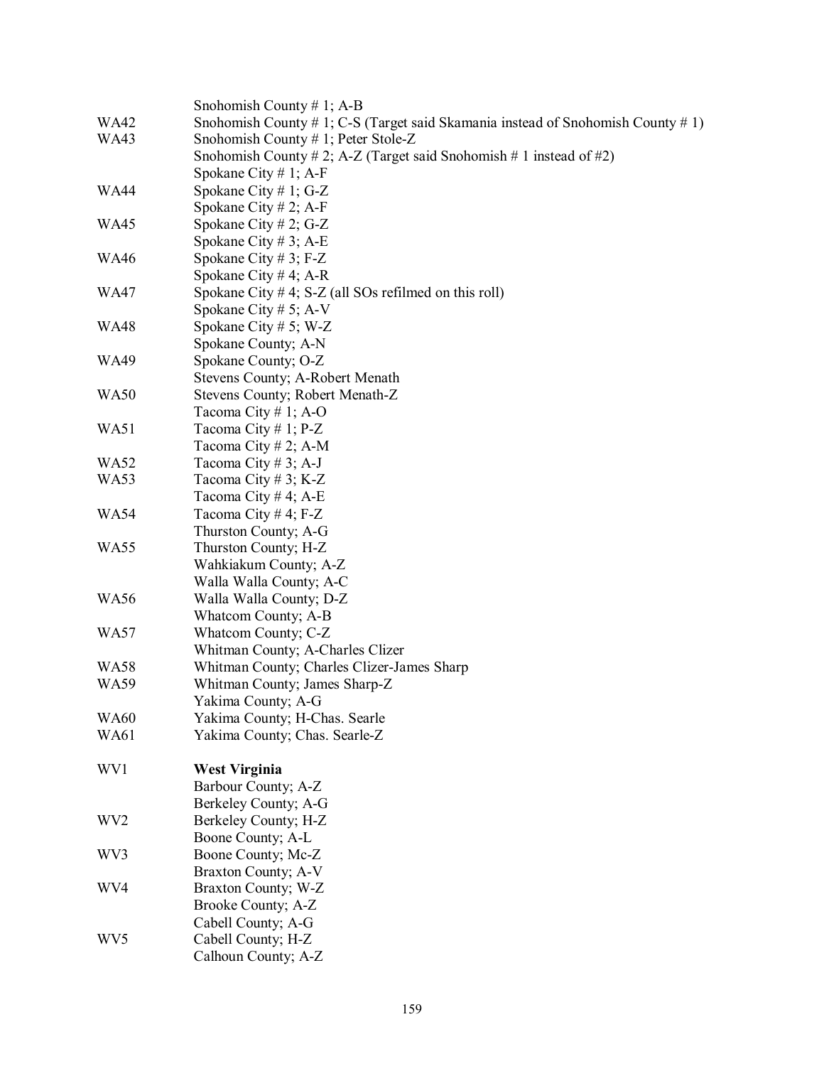| | |
|---|---|
| | Snohomish County # 1; A-B |
| WA42 | Snohomish County # 1; C-S (Target said Skamania instead of Snohomish County # 1) |
| WA43 | Snohomish County # 1; Peter Stole-Z |
| | Snohomish County # 2; A-Z (Target said Snohomish # 1 instead of #2) |
| | Spokane City # 1; A-F |
| WA44 | Spokane City # 1; G-Z |
| | Spokane City # 2; A-F |
| WA45 | Spokane City # 2; G-Z |
| | Spokane City # 3; A-E |
| WA46 | Spokane City # 3; F-Z |
| | Spokane City # 4; A-R |
| WA47 | Spokane City # 4; S-Z (all SOs refilmed on this roll) |
| | Spokane City # 5; A-V |
| WA48 | Spokane City # 5; W-Z |
| | Spokane County; A-N |
| WA49 | Spokane County; O-Z |
| | Stevens County; A-Robert Menath |
| WA50 | Stevens County; Robert Menath-Z |
| | Tacoma City # 1; A-O |
| WA51 | Tacoma City # 1; P-Z |
| | Tacoma City # 2; A-M |
| WA52 | Tacoma City # 3; A-J |
| WA53 | Tacoma City # 3; K-Z |
| | Tacoma City # 4; A-E |
| WA54 | Tacoma City # 4; F-Z |
| | Thurston County; A-G |
| WA55 | Thurston County; H-Z |
| | Wahkiakum County; A-Z |
| | Walla Walla County; A-C |
| WA56 | Walla Walla County; D-Z |
| | Whatcom County; A-B |
| WA57 | Whatcom County; C-Z |
| | Whitman County; A-Charles Clizer |
| WA58 | Whitman County; Charles Clizer-James Sharp |
| WA59 | Whitman County; James Sharp-Z |
| | Yakima County; A-G |
| WA60 | Yakima County; H-Chas. Searle |
| WA61 | Yakima County; Chas. Searle-Z |
| | |
| WV1 | **West Virginia** |
| | Barbour County; A-Z |
| | Berkeley County; A-G |
| WV2 | Berkeley County; H-Z |
| | Boone County; A-L |
| WV3 | Boone County; Mc-Z |
| | Braxton County; A-V |
| WV4 | Braxton County; W-Z |
| | Brooke County; A-Z |
| | Cabell County; A-G |
| WV5 | Cabell County; H-Z |
| | Calhoun County; A-Z |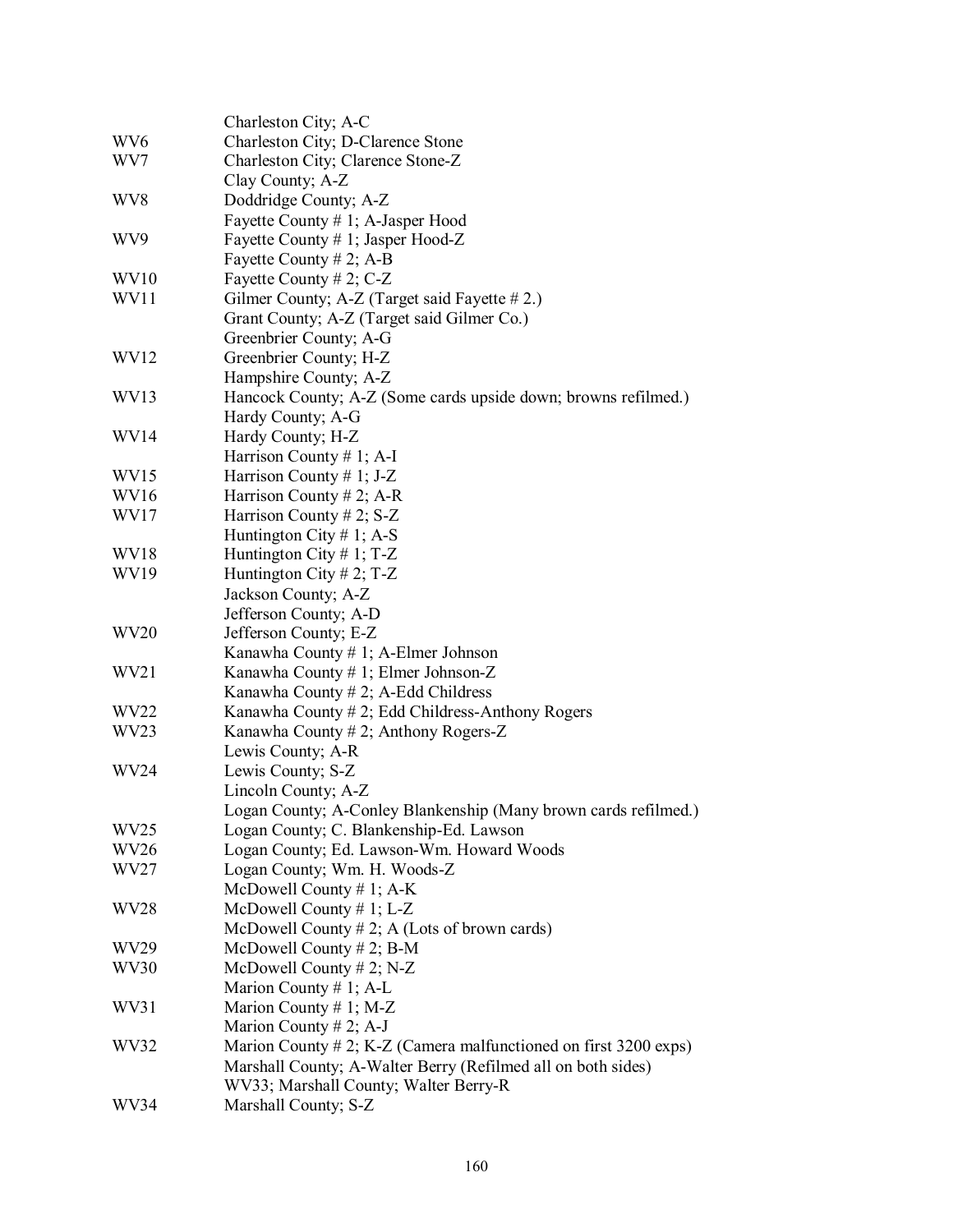| | |
|---|---|
| | Charleston City; A-C |
| WV6 | Charleston City; D-Clarence Stone |
| WV7 | Charleston City; Clarence Stone-Z |
| | Clay County; A-Z |
| WV8 | Doddridge County; A-Z |
| | Fayette County # 1; A-Jasper Hood |
| WV9 | Fayette County # 1; Jasper Hood-Z |
| | Fayette County # 2; A-B |
| WV10 | Fayette County # 2; C-Z |
| WV11 | Gilmer County; A-Z (Target said Fayette # 2.) |
| | Grant County; A-Z (Target said Gilmer Co.) |
| | Greenbrier County; A-G |
| WV12 | Greenbrier County; H-Z |
| | Hampshire County; A-Z |
| WV13 | Hancock County; A-Z (Some cards upside down; browns refilmed.) |
| | Hardy County; A-G |
| WV14 | Hardy County; H-Z |
| | Harrison County # 1; A-I |
| WV15 | Harrison County # 1; J-Z |
| WV16 | Harrison County # 2; A-R |
| WV17 | Harrison County # 2; S-Z |
| | Huntington City # 1; A-S |
| WV18 | Huntington City # 1; T-Z |
| WV19 | Huntington City # 2; T-Z |
| | Jackson County; A-Z |
| | Jefferson County; A-D |
| WV20 | Jefferson County; E-Z |
| | Kanawha County # 1; A-Elmer Johnson |
| WV21 | Kanawha County # 1; Elmer Johnson-Z |
| | Kanawha County # 2; A-Edd Childress |
| WV22 | Kanawha County # 2; Edd Childress-Anthony Rogers |
| WV23 | Kanawha County # 2; Anthony Rogers-Z |
| | Lewis County; A-R |
| WV24 | Lewis County; S-Z |
| | Lincoln County; A-Z |
| | Logan County; A-Conley Blankenship (Many brown cards refilmed.) |
| WV25 | Logan County; C. Blankenship-Ed. Lawson |
| WV26 | Logan County; Ed. Lawson-Wm. Howard Woods |
| WV27 | Logan County; Wm. H. Woods-Z |
| | McDowell County # 1; A-K |
| WV28 | McDowell County # 1; L-Z |
| | McDowell County # 2; A (Lots of brown cards) |
| WV29 | McDowell County # 2; B-M |
| WV30 | McDowell County # 2; N-Z |
| | Marion County # 1; A-L |
| WV31 | Marion County # 1; M-Z |
| | Marion County # 2; A-J |
| WV32 | Marion County # 2; K-Z (Camera malfunctioned on first 3200 exps) |
| | Marshall County; A-Walter Berry (Refilmed all on both sides) |
| | WV33; Marshall County; Walter Berry-R |
| WV34 | Marshall County; S-Z |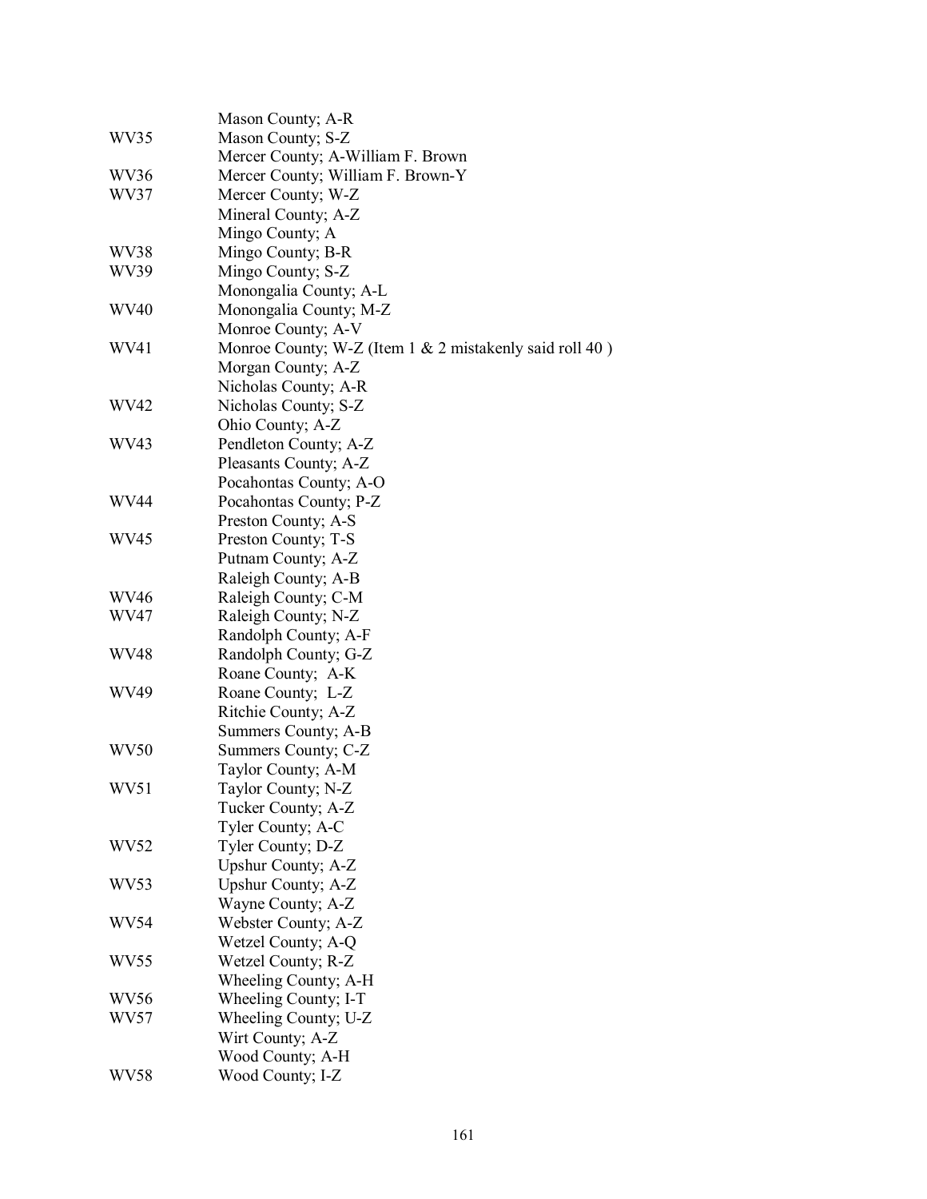| | |
|---|---|
| | Mason County; A-R |
| WV35 | Mason County; S-Z |
| | Mercer County; A-William F. Brown |
| WV36 | Mercer County; William F. Brown-Y |
| WV37 | Mercer County; W-Z |
| | Mineral County; A-Z |
| | Mingo County; A |
| WV38 | Mingo County; B-R |
| WV39 | Mingo County; S-Z |
| | Monongalia County; A-L |
| WV40 | Monongalia County; M-Z |
| | Monroe County; A-V |
| WV41 | Monroe County; W-Z (Item 1 & 2 mistakenly said roll 40 ) |
| | Morgan County; A-Z |
| | Nicholas County; A-R |
| WV42 | Nicholas County; S-Z |
| | Ohio County; A-Z |
| WV43 | Pendleton County; A-Z |
| | Pleasants County; A-Z |
| | Pocahontas County; A-O |
| WV44 | Pocahontas County; P-Z |
| | Preston County; A-S |
| WV45 | Preston County; T-S |
| | Putnam County; A-Z |
| | Raleigh County; A-B |
| WV46 | Raleigh County; C-M |
| WV47 | Raleigh County; N-Z |
| | Randolph County; A-F |
| WV48 | Randolph County; G-Z |
| | Roane County; A-K |
| WV49 | Roane County; L-Z |
| | Ritchie County; A-Z |
| | Summers County; A-B |
| WV50 | Summers County; C-Z |
| | Taylor County; A-M |
| WV51 | Taylor County; N-Z |
| | Tucker County; A-Z |
| | Tyler County; A-C |
| WV52 | Tyler County; D-Z |
| | Upshur County; A-Z |
| WV53 | Upshur County; A-Z |
| | Wayne County; A-Z |
| WV54 | Webster County; A-Z |
| | Wetzel County; A-Q |
| WV55 | Wetzel County; R-Z |
| | Wheeling County; A-H |
| WV56 | Wheeling County; I-T |
| WV57 | Wheeling County; U-Z |
| | Wirt County; A-Z |
| | Wood County; A-H |
| WV58 | Wood County; I-Z |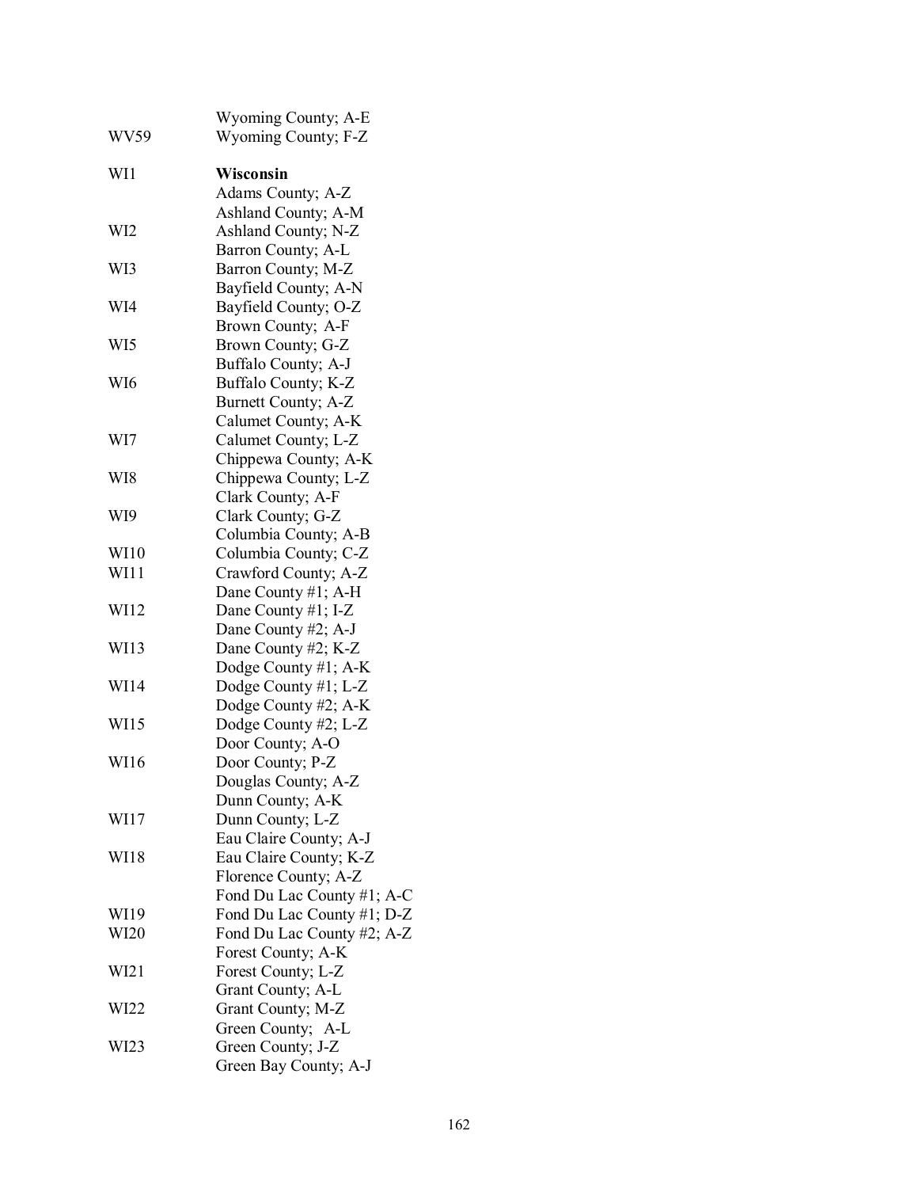| | |
|---|---|
| | Wyoming County; A-E |
| WV59 | Wyoming County; F-Z |
| | |
| WI1 | **Wisconsin** |
| | Adams County; A-Z |
| | Ashland County; A-M |
| WI2 | Ashland County; N-Z |
| | Barron County; A-L |
| WI3 | Barron County; M-Z |
| | Bayfield County; A-N |
| WI4 | Bayfield County; O-Z |
| | Brown County; A-F |
| WI5 | Brown County; G-Z |
| | Buffalo County; A-J |
| WI6 | Buffalo County; K-Z |
| | Burnett County; A-Z |
| | Calumet County; A-K |
| WI7 | Calumet County; L-Z |
| | Chippewa County; A-K |
| WI8 | Chippewa County; L-Z |
| | Clark County; A-F |
| WI9 | Clark County; G-Z |
| | Columbia County; A-B |
| WI10 | Columbia County; C-Z |
| WI11 | Crawford County; A-Z |
| | Dane County #1; A-H |
| WI12 | Dane County #1; I-Z |
| | Dane County #2; A-J |
| WI13 | Dane County #2; K-Z |
| | Dodge County #1; A-K |
| WI14 | Dodge County #1; L-Z |
| | Dodge County #2; A-K |
| WI15 | Dodge County #2; L-Z |
| | Door County; A-O |
| WI16 | Door County; P-Z |
| | Douglas County; A-Z |
| | Dunn County; A-K |
| WI17 | Dunn County; L-Z |
| | Eau Claire County; A-J |
| WI18 | Eau Claire County; K-Z |
| | Florence County; A-Z |
| | Fond Du Lac County #1; A-C |
| WI19 | Fond Du Lac County #1; D-Z |
| WI20 | Fond Du Lac County #2; A-Z |
| | Forest County; A-K |
| WI21 | Forest County; L-Z |
| | Grant County; A-L |
| WI22 | Grant County; M-Z |
| | Green County; A-L |
| WI23 | Green County; J-Z |
| | Green Bay County; A-J |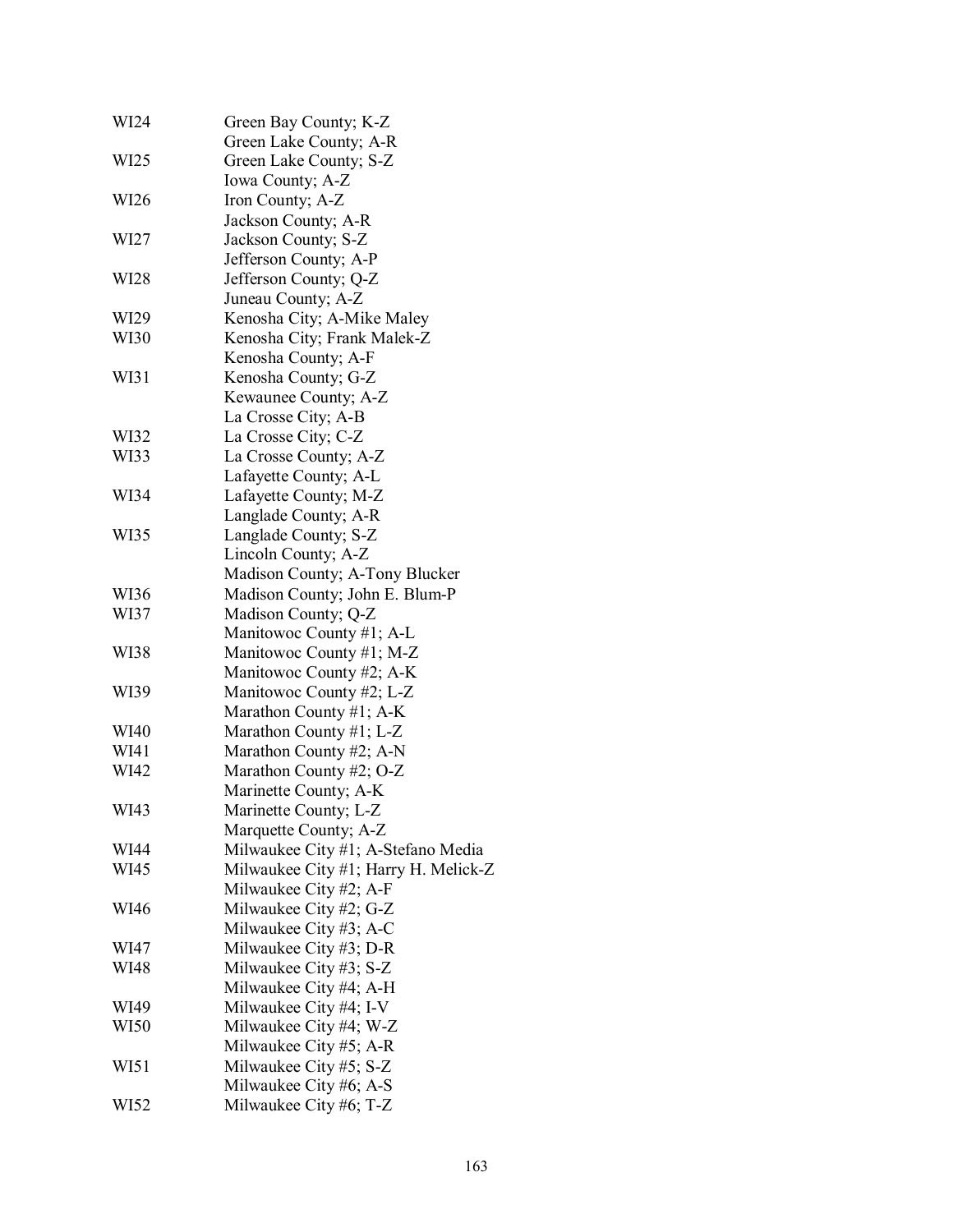| | |
|---|---|
| WI24 | Green Bay County; K-Z |
| | Green Lake County; A-R |
| WI25 | Green Lake County; S-Z |
| | Iowa County; A-Z |
| WI26 | Iron County; A-Z |
| | Jackson County; A-R |
| WI27 | Jackson County; S-Z |
| | Jefferson County; A-P |
| WI28 | Jefferson County; Q-Z |
| | Juneau County; A-Z |
| WI29 | Kenosha City; A-Mike Maley |
| WI30 | Kenosha City; Frank Malek-Z |
| | Kenosha County; A-F |
| WI31 | Kenosha County; G-Z |
| | Kewaunee County; A-Z |
| | La Crosse City; A-B |
| WI32 | La Crosse City; C-Z |
| WI33 | La Crosse County; A-Z |
| | Lafayette County; A-L |
| WI34 | Lafayette County; M-Z |
| | Langlade County; A-R |
| WI35 | Langlade County; S-Z |
| | Lincoln County; A-Z |
| | Madison County; A-Tony Blucker |
| WI36 | Madison County; John E. Blum-P |
| WI37 | Madison County; Q-Z |
| | Manitowoc County #1; A-L |
| WI38 | Manitowoc County #1; M-Z |
| | Manitowoc County #2; A-K |
| WI39 | Manitowoc County #2; L-Z |
| | Marathon County #1; A-K |
| WI40 | Marathon County #1; L-Z |
| WI41 | Marathon County #2; A-N |
| WI42 | Marathon County #2; O-Z |
| | Marinette County; A-K |
| WI43 | Marinette County; L-Z |
| | Marquette County; A-Z |
| WI44 | Milwaukee City #1; A-Stefano Media |
| WI45 | Milwaukee City #1; Harry H. Melick-Z |
| | Milwaukee City #2; A-F |
| WI46 | Milwaukee City #2; G-Z |
| | Milwaukee City #3; A-C |
| WI47 | Milwaukee City #3; D-R |
| WI48 | Milwaukee City #3; S-Z |
| | Milwaukee City #4; A-H |
| WI49 | Milwaukee City #4; I-V |
| WI50 | Milwaukee City #4; W-Z |
| | Milwaukee City #5; A-R |
| WI51 | Milwaukee City #5; S-Z |
| | Milwaukee City #6; A-S |
| WI52 | Milwaukee City #6; T-Z |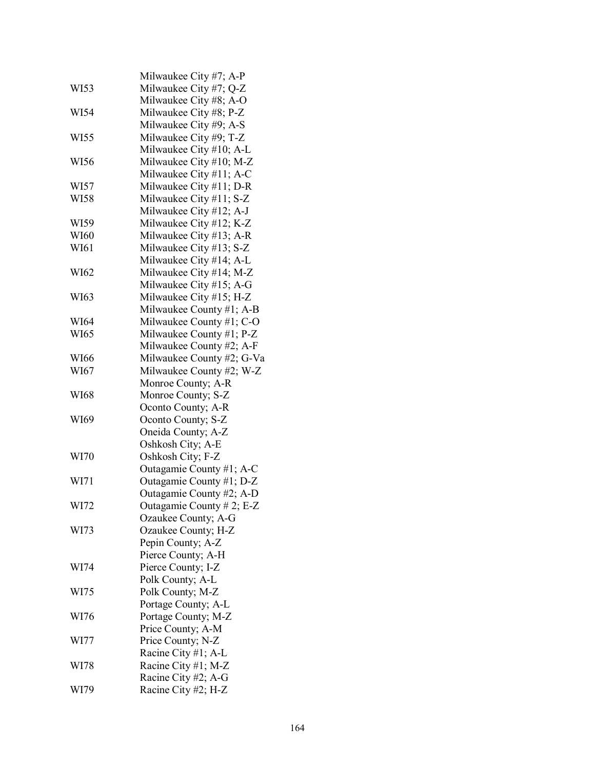| | |
|---|---|
| | Milwaukee City #7; A-P |
| WI53 | Milwaukee City #7; Q-Z |
| | Milwaukee City #8; A-O |
| WI54 | Milwaukee City #8; P-Z |
| | Milwaukee City #9; A-S |
| WI55 | Milwaukee City #9; T-Z |
| | Milwaukee City #10; A-L |
| WI56 | Milwaukee City #10; M-Z |
| | Milwaukee City #11; A-C |
| WI57 | Milwaukee City #11; D-R |
| WI58 | Milwaukee City #11; S-Z |
| | Milwaukee City #12; A-J |
| WI59 | Milwaukee City #12; K-Z |
| WI60 | Milwaukee City #13; A-R |
| WI61 | Milwaukee City #13; S-Z |
| | Milwaukee City #14; A-L |
| WI62 | Milwaukee City #14; M-Z |
| | Milwaukee City #15; A-G |
| WI63 | Milwaukee City #15; H-Z |
| | Milwaukee County #1; A-B |
| WI64 | Milwaukee County #1; C-O |
| WI65 | Milwaukee County #1; P-Z |
| | Milwaukee County #2; A-F |
| WI66 | Milwaukee County #2; G-Va |
| WI67 | Milwaukee County #2; W-Z |
| | Monroe County; A-R |
| WI68 | Monroe County; S-Z |
| | Oconto County; A-R |
| WI69 | Oconto County; S-Z |
| | Oneida County; A-Z |
| | Oshkosh City; A-E |
| WI70 | Oshkosh City; F-Z |
| | Outagamie County #1; A-C |
| WI71 | Outagamie County #1; D-Z |
| | Outagamie County #2; A-D |
| WI72 | Outagamie County # 2; E-Z |
| | Ozaukee County; A-G |
| WI73 | Ozaukee County; H-Z |
| | Pepin County; A-Z |
| | Pierce County; A-H |
| WI74 | Pierce County; I-Z |
| | Polk County; A-L |
| WI75 | Polk County; M-Z |
| | Portage County; A-L |
| WI76 | Portage County; M-Z |
| | Price County; A-M |
| WI77 | Price County; N-Z |
| | Racine City #1; A-L |
| WI78 | Racine City #1; M-Z |
| | Racine City #2; A-G |
| WI79 | Racine City #2; H-Z |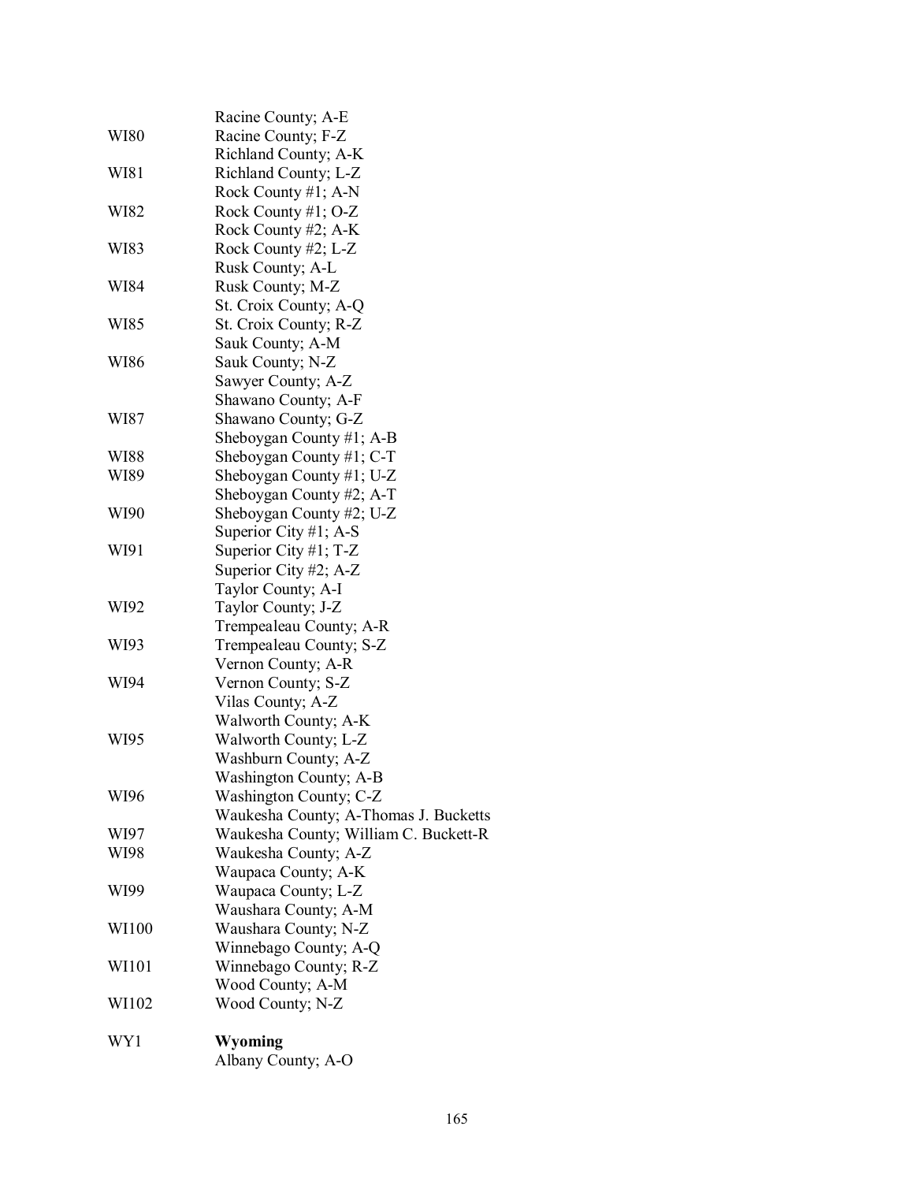| | |
|---|---|
| | Racine County; A-E |
| WI80 | Racine County; F-Z |
| | Richland County; A-K |
| WI81 | Richland County; L-Z |
| | Rock County #1; A-N |
| WI82 | Rock County #1; O-Z |
| | Rock County #2; A-K |
| WI83 | Rock County #2; L-Z |
| | Rusk County; A-L |
| WI84 | Rusk County; M-Z |
| | St. Croix County; A-Q |
| WI85 | St. Croix County; R-Z |
| | Sauk County; A-M |
| WI86 | Sauk County; N-Z |
| | Sawyer County; A-Z |
| | Shawano County; A-F |
| WI87 | Shawano County; G-Z |
| | Sheboygan County #1; A-B |
| WI88 | Sheboygan County #1; C-T |
| WI89 | Sheboygan County #1; U-Z |
| | Sheboygan County #2; A-T |
| WI90 | Sheboygan County #2; U-Z |
| | Superior City #1; A-S |
| WI91 | Superior City #1; T-Z |
| | Superior City #2; A-Z |
| | Taylor County; A-I |
| WI92 | Taylor County; J-Z |
| | Trempealeau County; A-R |
| WI93 | Trempealeau County; S-Z |
| | Vernon County; A-R |
| WI94 | Vernon County; S-Z |
| | Vilas County; A-Z |
| | Walworth County; A-K |
| WI95 | Walworth County; L-Z |
| | Washburn County; A-Z |
| | Washington County; A-B |
| WI96 | Washington County; C-Z |
| | Waukesha County; A-Thomas J. Bucketts |
| WI97 | Waukesha County; William C. Buckett-R |
| WI98 | Waukesha County; A-Z |
| | Waupaca County; A-K |
| WI99 | Waupaca County; L-Z |
| | Waushara County; A-M |
| WI100 | Waushara County; N-Z |
| | Winnebago County; A-Q |
| WI101 | Winnebago County; R-Z |
| | Wood County; A-M |
| WI102 | Wood County; N-Z |
| | |
| WY1 | **Wyoming** |
| | Albany County; A-O |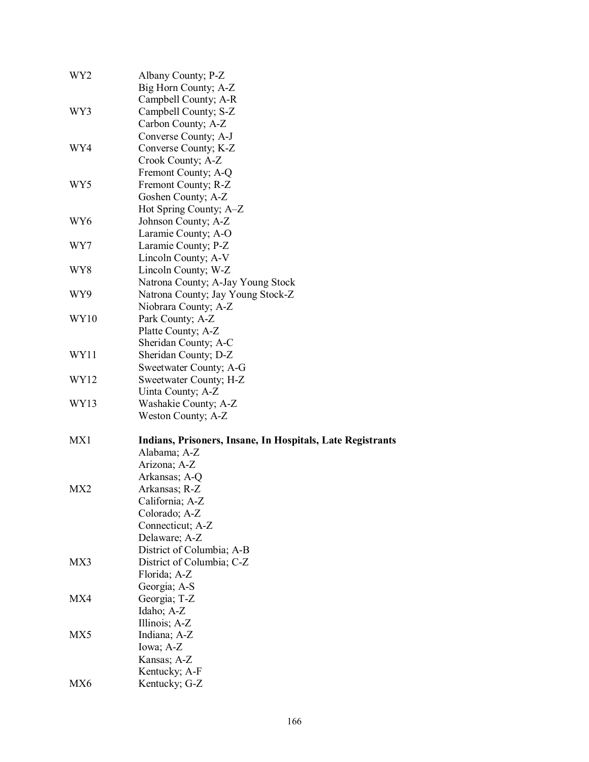| | |
|---|---|
| WY2 | Albany County; P-Z |
| | Big Horn County; A-Z |
| | Campbell County; A-R |
| WY3 | Campbell County; S-Z |
| | Carbon County; A-Z |
| | Converse County; A-J |
| WY4 | Converse County; K-Z |
| | Crook County; A-Z |
| | Fremont County; A-Q |
| WY5 | Fremont County; R-Z |
| | Goshen County; A-Z |
| | Hot Spring County; A–Z |
| WY6 | Johnson County; A-Z |
| | Laramie County; A-O |
| WY7 | Laramie County; P-Z |
| | Lincoln County; A-V |
| WY8 | Lincoln County; W-Z |
| | Natrona County; A-Jay Young Stock |
| WY9 | Natrona County; Jay Young Stock-Z |
| | Niobrara County; A-Z |
| WY10 | Park County; A-Z |
| | Platte County; A-Z |
| | Sheridan County; A-C |
| WY11 | Sheridan County; D-Z |
| | Sweetwater County; A-G |
| WY12 | Sweetwater County; H-Z |
| | Uinta County; A-Z |
| WY13 | Washakie County; A-Z |
| | Weston County; A-Z |
| | |
| MX1 | **Indians, Prisoners, Insane, In Hospitals, Late Registrants** |
| | Alabama; A-Z |
| | Arizona; A-Z |
| | Arkansas; A-Q |
| MX2 | Arkansas; R-Z |
| | California; A-Z |
| | Colorado; A-Z |
| | Connecticut; A-Z |
| | Delaware; A-Z |
| | District of Columbia; A-B |
| MX3 | District of Columbia; C-Z |
| | Florida; A-Z |
| | Georgia; A-S |
| MX4 | Georgia; T-Z |
| | Idaho; A-Z |
| | Illinois; A-Z |
| MX5 | Indiana; A-Z |
| | Iowa; A-Z |
| | Kansas; A-Z |
| | Kentucky; A-F |
| MX6 | Kentucky; G-Z |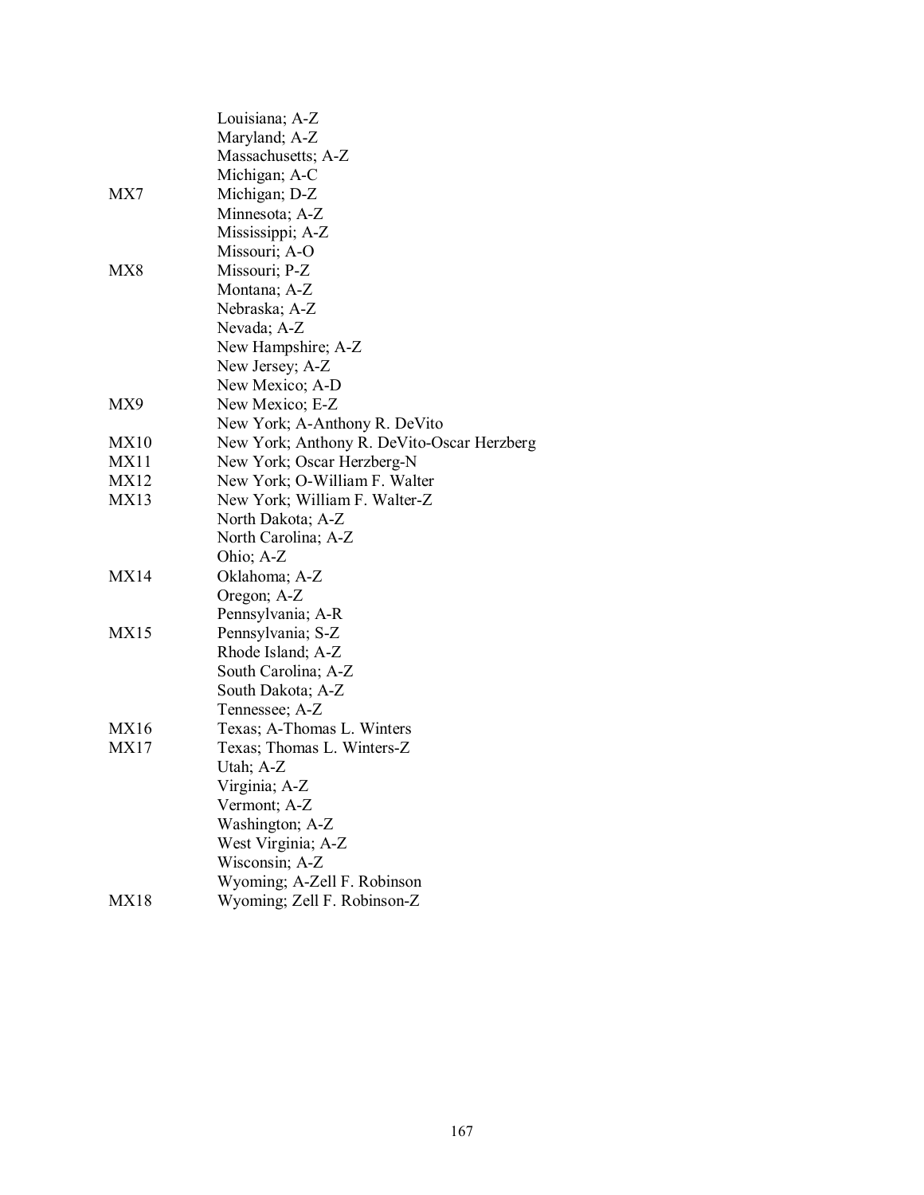| | |
|---|---|
| | Louisiana; A-Z |
| | Maryland; A-Z |
| | Massachusetts; A-Z |
| | Michigan; A-C |
| MX7 | Michigan; D-Z |
| | Minnesota; A-Z |
| | Mississippi; A-Z |
| | Missouri; A-O |
| MX8 | Missouri; P-Z |
| | Montana; A-Z |
| | Nebraska; A-Z |
| | Nevada; A-Z |
| | New Hampshire; A-Z |
| | New Jersey; A-Z |
| | New Mexico; A-D |
| MX9 | New Mexico; E-Z |
| | New York; A-Anthony R. DeVito |
| MX10 | New York; Anthony R. DeVito-Oscar Herzberg |
| MX11 | New York; Oscar Herzberg-N |
| MX12 | New York; O-William F. Walter |
| MX13 | New York; William F. Walter-Z |
| | North Dakota; A-Z |
| | North Carolina; A-Z |
| | Ohio; A-Z |
| MX14 | Oklahoma; A-Z |
| | Oregon; A-Z |
| | Pennsylvania; A-R |
| MX15 | Pennsylvania; S-Z |
| | Rhode Island; A-Z |
| | South Carolina; A-Z |
| | South Dakota; A-Z |
| | Tennessee; A-Z |
| MX16 | Texas; A-Thomas L. Winters |
| MX17 | Texas; Thomas L. Winters-Z |
| | Utah; A-Z |
| | Virginia; A-Z |
| | Vermont; A-Z |
| | Washington; A-Z |
| | West Virginia; A-Z |
| | Wisconsin; A-Z |
| | Wyoming; A-Zell F. Robinson |
| MX18 | Wyoming; Zell F. Robinson-Z |